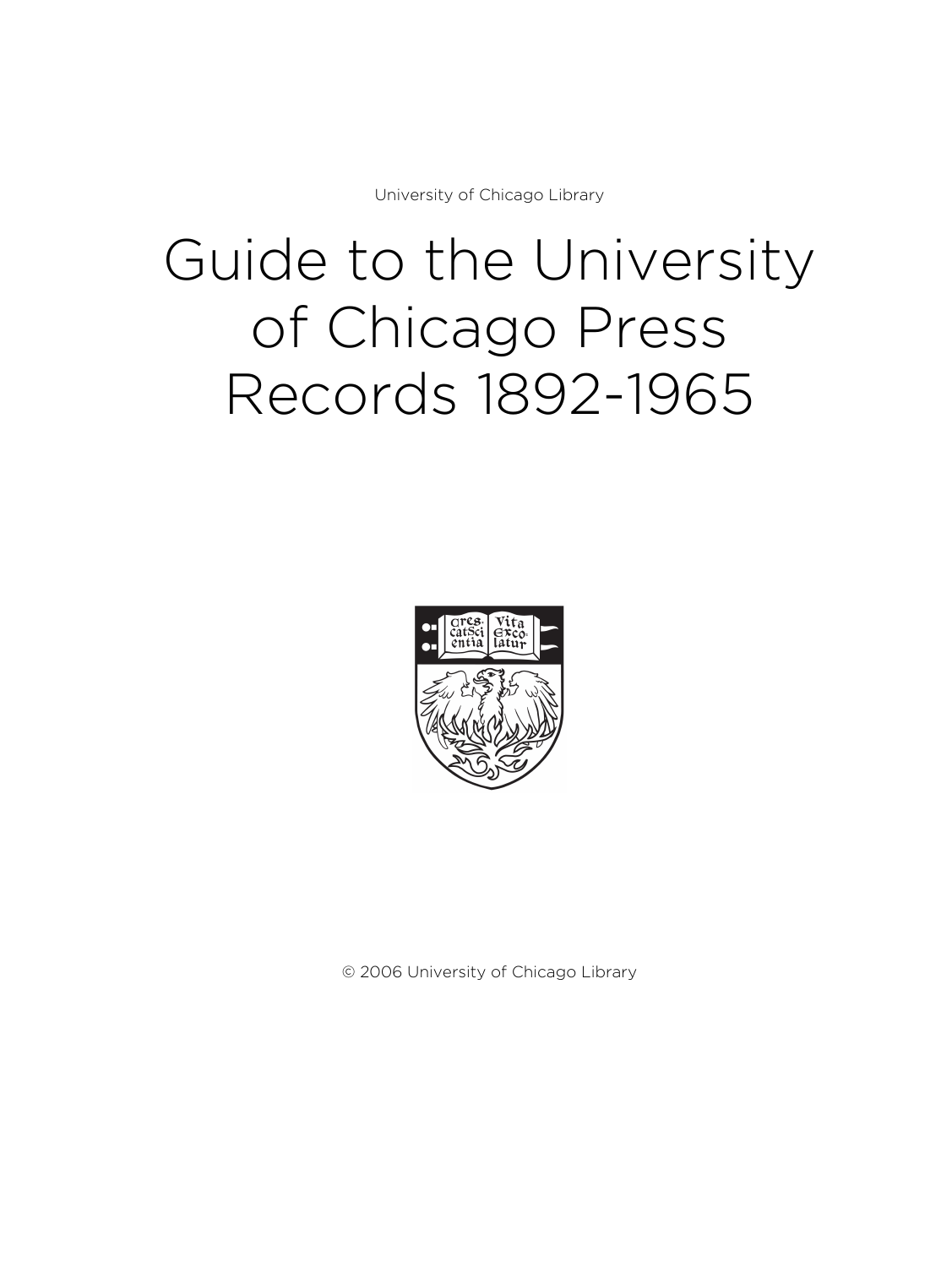University of Chicago Library

# Guide to the University of Chicago Press Records 1892-1965

© 2006 University of Chicago Library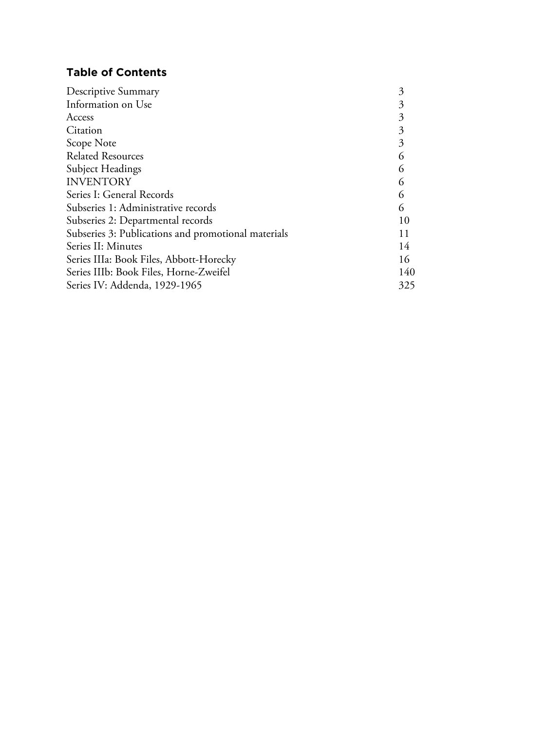## Table of Contents

| | |
|---|---|
| Descriptive Summary | 3 |
| Information on Use | 3 |
| Access | 3 |
| Citation | 3 |
| Scope Note | 3 |
| Related Resources | 6 |
| Subject Headings | 6 |
| INVENTORY | 6 |
| Series I: General Records | 6 |
| Subseries 1: Administrative records | 6 |
| Subseries 2: Departmental records | 10 |
| Subseries 3: Publications and promotional materials | 11 |
| Series II: Minutes | 14 |
| Series IIIa: Book Files, Abbott-Horecky | 16 |
| Series IIIb: Book Files, Horne-Zweifel | 140 |
| Series IV: Addenda, 1929-1965 | 325 |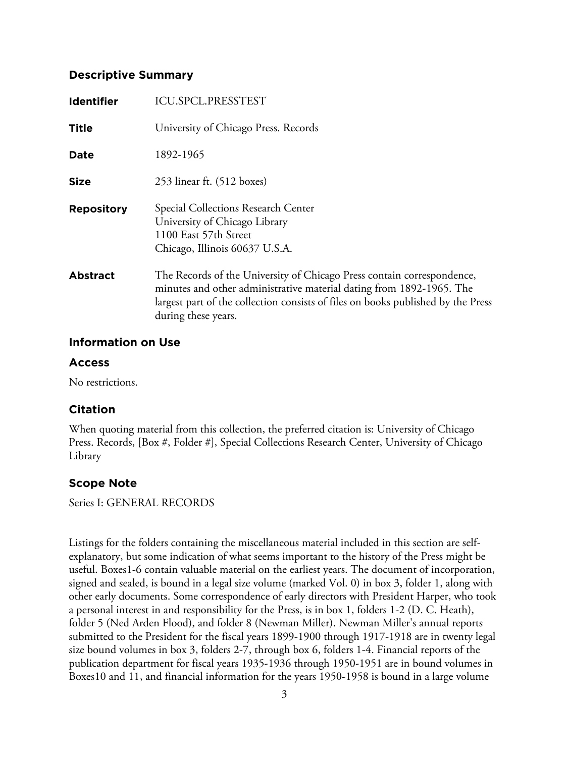## Descriptive Summary

| | |
|---|---|
| **Identifier** | ICU.SPCL.PRESSTEST |
| **Title** | University of Chicago Press. Records |
| **Date** | 1892-1965 |
| **Size** | 253 linear ft. (512 boxes) |
| **Repository** | Special Collections Research Center<br>University of Chicago Library<br>1100 East 57th Street<br>Chicago, Illinois 60637 U.S.A. |
| **Abstract** | The Records of the University of Chicago Press contain correspondence, minutes and other administrative material dating from 1892-1965. The largest part of the collection consists of files on books published by the Press during these years. |

## Information on Use

### Access

No restrictions.

### Citation

When quoting material from this collection, the preferred citation is: University of Chicago Press. Records, [Box #, Folder #], Special Collections Research Center, University of Chicago Library

## Scope Note

Series I: GENERAL RECORDS

Listings for the folders containing the miscellaneous material included in this section are self-explanatory, but some indication of what seems important to the history of the Press might be useful. Boxes1-6 contain valuable material on the earliest years. The document of incorporation, signed and sealed, is bound in a legal size volume (marked Vol. 0) in box 3, folder 1, along with other early documents. Some correspondence of early directors with President Harper, who took a personal interest in and responsibility for the Press, is in box 1, folders 1-2 (D. C. Heath), folder 5 (Ned Arden Flood), and folder 8 (Newman Miller). Newman Miller's annual reports submitted to the President for the fiscal years 1899-1900 through 1917-1918 are in twenty legal size bound volumes in box 3, folders 2-7, through box 6, folders 1-4. Financial reports of the publication department for fiscal years 1935-1936 through 1950-1951 are in bound volumes in Boxes10 and 11, and financial information for the years 1950-1958 is bound in a large volume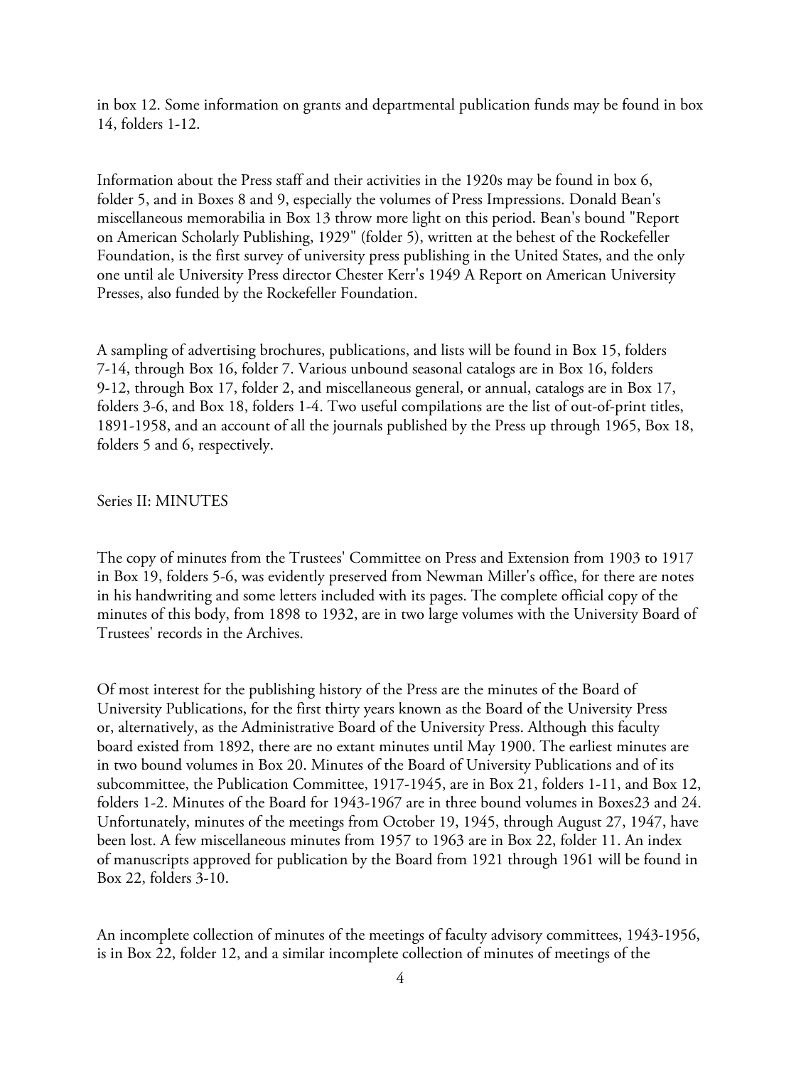in box 12. Some information on grants and departmental publication funds may be found in box 14, folders 1-12.

Information about the Press staff and their activities in the 1920s may be found in box 6, folder 5, and in Boxes 8 and 9, especially the volumes of Press Impressions. Donald Bean's miscellaneous memorabilia in Box 13 throw more light on this period. Bean's bound "Report on American Scholarly Publishing, 1929" (folder 5), written at the behest of the Rockefeller Foundation, is the first survey of university press publishing in the United States, and the only one until ale University Press director Chester Kerr's 1949 A Report on American University Presses, also funded by the Rockefeller Foundation.

A sampling of advertising brochures, publications, and lists will be found in Box 15, folders 7-14, through Box 16, folder 7. Various unbound seasonal catalogs are in Box 16, folders 9-12, through Box 17, folder 2, and miscellaneous general, or annual, catalogs are in Box 17, folders 3-6, and Box 18, folders 1-4. Two useful compilations are the list of out-of-print titles, 1891-1958, and an account of all the journals published by the Press up through 1965, Box 18, folders 5 and 6, respectively.

Series II: MINUTES

The copy of minutes from the Trustees' Committee on Press and Extension from 1903 to 1917 in Box 19, folders 5-6, was evidently preserved from Newman Miller's office, for there are notes in his handwriting and some letters included with its pages. The complete official copy of the minutes of this body, from 1898 to 1932, are in two large volumes with the University Board of Trustees' records in the Archives.

Of most interest for the publishing history of the Press are the minutes of the Board of University Publications, for the first thirty years known as the Board of the University Press or, alternatively, as the Administrative Board of the University Press. Although this faculty board existed from 1892, there are no extant minutes until May 1900. The earliest minutes are in two bound volumes in Box 20. Minutes of the Board of University Publications and of its subcommittee, the Publication Committee, 1917-1945, are in Box 21, folders 1-11, and Box 12, folders 1-2. Minutes of the Board for 1943-1967 are in three bound volumes in Boxes23 and 24. Unfortunately, minutes of the meetings from October 19, 1945, through August 27, 1947, have been lost. A few miscellaneous minutes from 1957 to 1963 are in Box 22, folder 11. An index of manuscripts approved for publication by the Board from 1921 through 1961 will be found in Box 22, folders 3-10.

An incomplete collection of minutes of the meetings of faculty advisory committees, 1943-1956, is in Box 22, folder 12, and a similar incomplete collection of minutes of meetings of the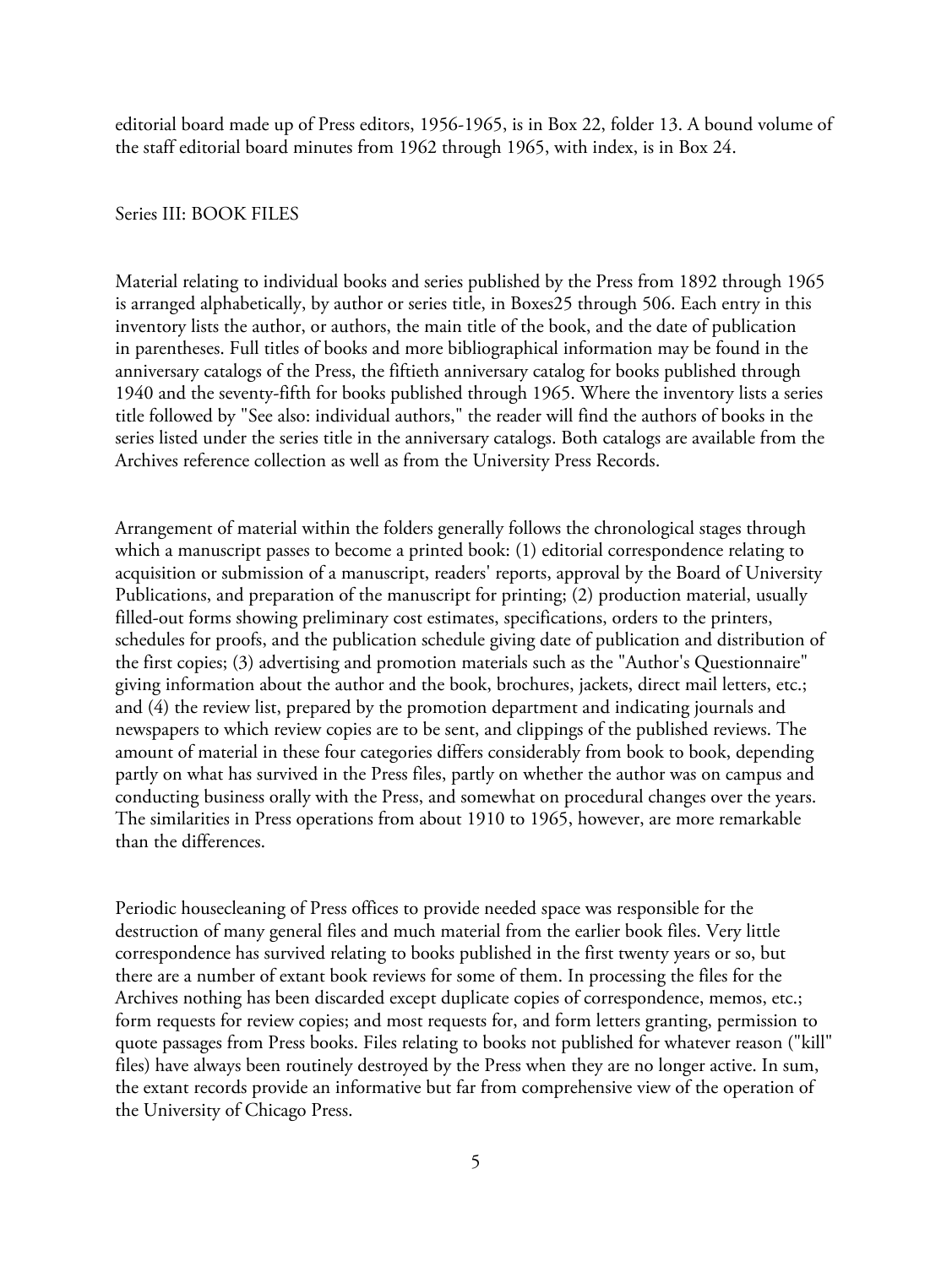editorial board made up of Press editors, 1956-1965, is in Box 22, folder 13. A bound volume of the staff editorial board minutes from 1962 through 1965, with index, is in Box 24.

## Series III: BOOK FILES

Material relating to individual books and series published by the Press from 1892 through 1965 is arranged alphabetically, by author or series title, in Boxes25 through 506. Each entry in this inventory lists the author, or authors, the main title of the book, and the date of publication in parentheses. Full titles of books and more bibliographical information may be found in the anniversary catalogs of the Press, the fiftieth anniversary catalog for books published through 1940 and the seventy-fifth for books published through 1965. Where the inventory lists a series title followed by "See also: individual authors," the reader will find the authors of books in the series listed under the series title in the anniversary catalogs. Both catalogs are available from the Archives reference collection as well as from the University Press Records.

Arrangement of material within the folders generally follows the chronological stages through which a manuscript passes to become a printed book: (1) editorial correspondence relating to acquisition or submission of a manuscript, readers' reports, approval by the Board of University Publications, and preparation of the manuscript for printing; (2) production material, usually filled-out forms showing preliminary cost estimates, specifications, orders to the printers, schedules for proofs, and the publication schedule giving date of publication and distribution of the first copies; (3) advertising and promotion materials such as the "Author's Questionnaire" giving information about the author and the book, brochures, jackets, direct mail letters, etc.; and (4) the review list, prepared by the promotion department and indicating journals and newspapers to which review copies are to be sent, and clippings of the published reviews. The amount of material in these four categories differs considerably from book to book, depending partly on what has survived in the Press files, partly on whether the author was on campus and conducting business orally with the Press, and somewhat on procedural changes over the years. The similarities in Press operations from about 1910 to 1965, however, are more remarkable than the differences.

Periodic housecleaning of Press offices to provide needed space was responsible for the destruction of many general files and much material from the earlier book files. Very little correspondence has survived relating to books published in the first twenty years or so, but there are a number of extant book reviews for some of them. In processing the files for the Archives nothing has been discarded except duplicate copies of correspondence, memos, etc.; form requests for review copies; and most requests for, and form letters granting, permission to quote passages from Press books. Files relating to books not published for whatever reason ("kill" files) have always been routinely destroyed by the Press when they are no longer active. In sum, the extant records provide an informative but far from comprehensive view of the operation of the University of Chicago Press.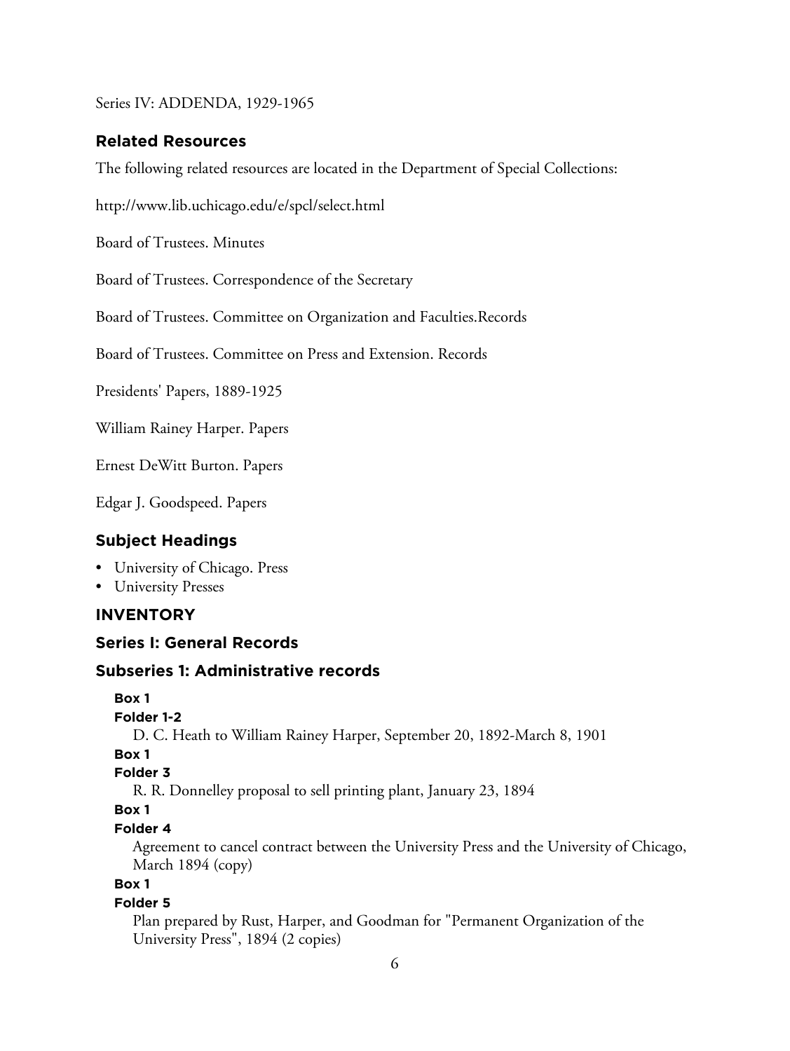Series IV: ADDENDA, 1929-1965

### Related Resources

The following related resources are located in the Department of Special Collections:

http://www.lib.uchicago.edu/e/spcl/select.html

Board of Trustees. Minutes

Board of Trustees. Correspondence of the Secretary

Board of Trustees. Committee on Organization and Faculties.Records

Board of Trustees. Committee on Press and Extension. Records

Presidents' Papers, 1889-1925

William Rainey Harper. Papers

Ernest DeWitt Burton. Papers

Edgar J. Goodspeed. Papers

### Subject Headings

- University of Chicago. Press
- University Presses

### INVENTORY

### Series I: General Records

### Subseries 1: Administrative records

**Box 1**
**Folder 1-2**
D. C. Heath to William Rainey Harper, September 20, 1892-March 8, 1901

**Box 1**
**Folder 3**
R. R. Donnelley proposal to sell printing plant, January 23, 1894

**Box 1**
**Folder 4**
Agreement to cancel contract between the University Press and the University of Chicago, March 1894 (copy)

**Box 1**
**Folder 5**
Plan prepared by Rust, Harper, and Goodman for "Permanent Organization of the University Press", 1894 (2 copies)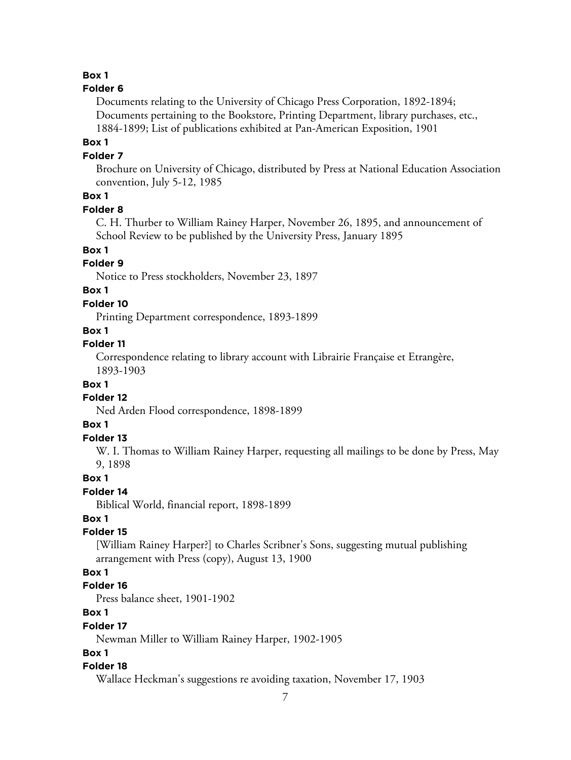**Box 1**

**Folder 6**

Documents relating to the University of Chicago Press Corporation, 1892-1894; Documents pertaining to the Bookstore, Printing Department, library purchases, etc., 1884-1899; List of publications exhibited at Pan-American Exposition, 1901

**Box 1**

**Folder 7**

Brochure on University of Chicago, distributed by Press at National Education Association convention, July 5-12, 1985

**Box 1**

**Folder 8**

C. H. Thurber to William Rainey Harper, November 26, 1895, and announcement of School Review to be published by the University Press, January 1895

**Box 1**

**Folder 9**

Notice to Press stockholders, November 23, 1897

**Box 1**

**Folder 10**

Printing Department correspondence, 1893-1899

**Box 1**

**Folder 11**

Correspondence relating to library account with Librairie Française et Etrangère, 1893-1903

**Box 1**

**Folder 12**

Ned Arden Flood correspondence, 1898-1899

**Box 1**

**Folder 13**

W. I. Thomas to William Rainey Harper, requesting all mailings to be done by Press, May 9, 1898

**Box 1**

**Folder 14**

Biblical World, financial report, 1898-1899

**Box 1**

**Folder 15**

[William Rainey Harper?] to Charles Scribner's Sons, suggesting mutual publishing arrangement with Press (copy), August 13, 1900

**Box 1**

**Folder 16**

Press balance sheet, 1901-1902

**Box 1**

**Folder 17**

Newman Miller to William Rainey Harper, 1902-1905

**Box 1**

**Folder 18**

Wallace Heckman's suggestions re avoiding taxation, November 17, 1903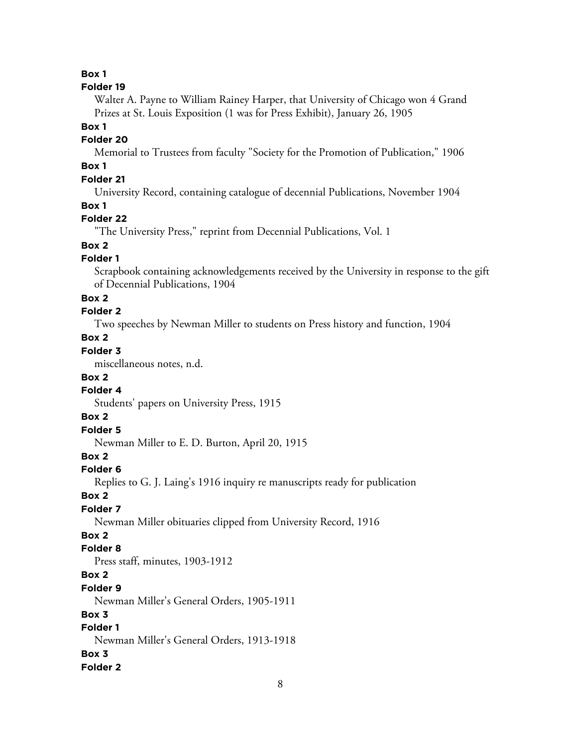**Box 1**

**Folder 19**

Walter A. Payne to William Rainey Harper, that University of Chicago won 4 Grand Prizes at St. Louis Exposition (1 was for Press Exhibit), January 26, 1905

**Box 1**

**Folder 20**

Memorial to Trustees from faculty "Society for the Promotion of Publication," 1906

**Box 1**

**Folder 21**

University Record, containing catalogue of decennial Publications, November 1904

**Box 1**

**Folder 22**

"The University Press," reprint from Decennial Publications, Vol. 1

**Box 2**

**Folder 1**

Scrapbook containing acknowledgements received by the University in response to the gift of Decennial Publications, 1904

**Box 2**

**Folder 2**

Two speeches by Newman Miller to students on Press history and function, 1904

**Box 2**

**Folder 3**

miscellaneous notes, n.d.

**Box 2**

**Folder 4**

Students' papers on University Press, 1915

**Box 2**

**Folder 5**

Newman Miller to E. D. Burton, April 20, 1915

**Box 2**

**Folder 6**

Replies to G. J. Laing's 1916 inquiry re manuscripts ready for publication

**Box 2**

**Folder 7**

Newman Miller obituaries clipped from University Record, 1916

**Box 2**

**Folder 8**

Press staff, minutes, 1903-1912

**Box 2**

**Folder 9**

Newman Miller's General Orders, 1905-1911

**Box 3**

**Folder 1**

Newman Miller's General Orders, 1913-1918

**Box 3**

**Folder 2**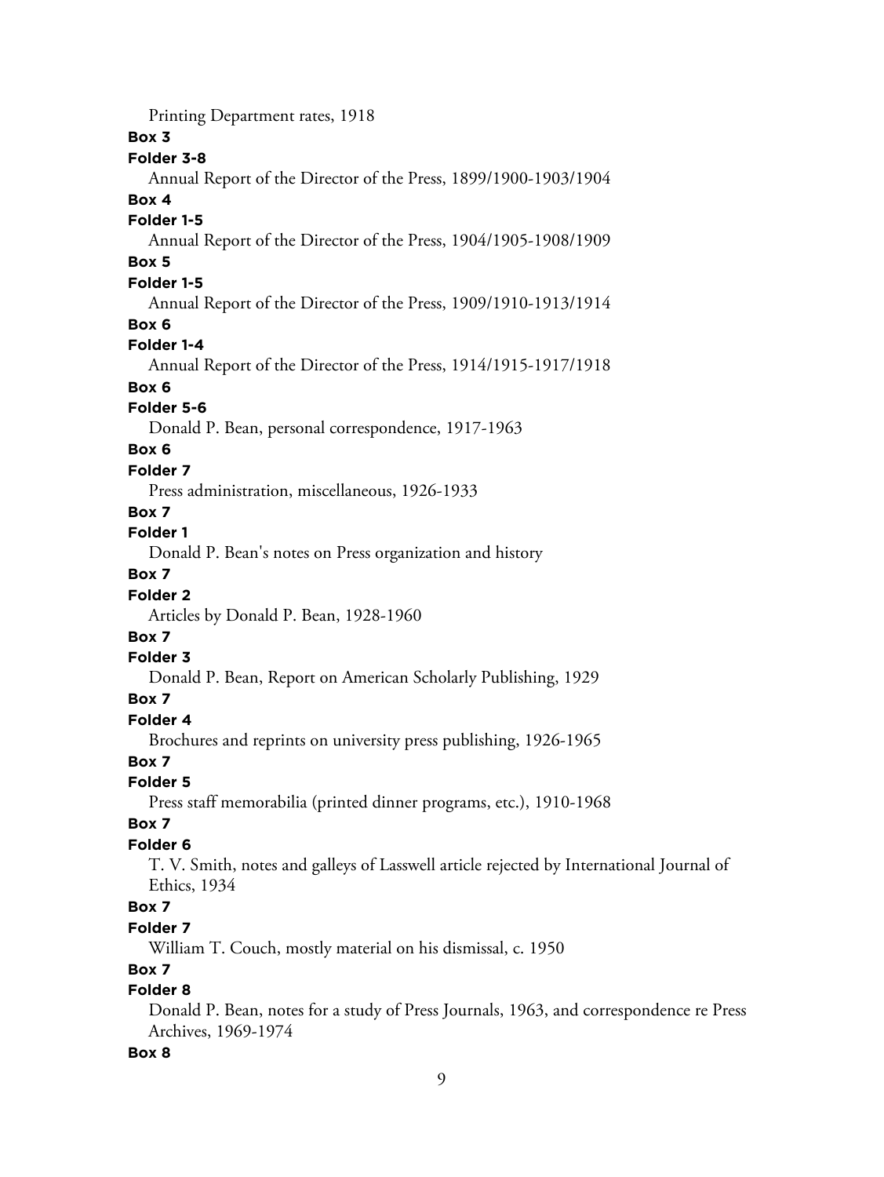Printing Department rates, 1918

**Box 3**

**Folder 3-8**

Annual Report of the Director of the Press, 1899/1900-1903/1904

**Box 4**

**Folder 1-5**

Annual Report of the Director of the Press, 1904/1905-1908/1909

**Box 5**

**Folder 1-5**

Annual Report of the Director of the Press, 1909/1910-1913/1914

**Box 6**

**Folder 1-4**

Annual Report of the Director of the Press, 1914/1915-1917/1918

**Box 6**

**Folder 5-6**

Donald P. Bean, personal correspondence, 1917-1963

**Box 6**

**Folder 7**

Press administration, miscellaneous, 1926-1933

**Box 7**

**Folder 1**

Donald P. Bean's notes on Press organization and history

**Box 7**

**Folder 2**

Articles by Donald P. Bean, 1928-1960

**Box 7**

**Folder 3**

Donald P. Bean, Report on American Scholarly Publishing, 1929

**Box 7**

**Folder 4**

Brochures and reprints on university press publishing, 1926-1965

**Box 7**

**Folder 5**

Press staff memorabilia (printed dinner programs, etc.), 1910-1968

**Box 7**

**Folder 6**

T. V. Smith, notes and galleys of Lasswell article rejected by International Journal of Ethics, 1934

**Box 7**

**Folder 7**

William T. Couch, mostly material on his dismissal, c. 1950

**Box 7**

**Folder 8**

Donald P. Bean, notes for a study of Press Journals, 1963, and correspondence re Press Archives, 1969-1974

**Box 8**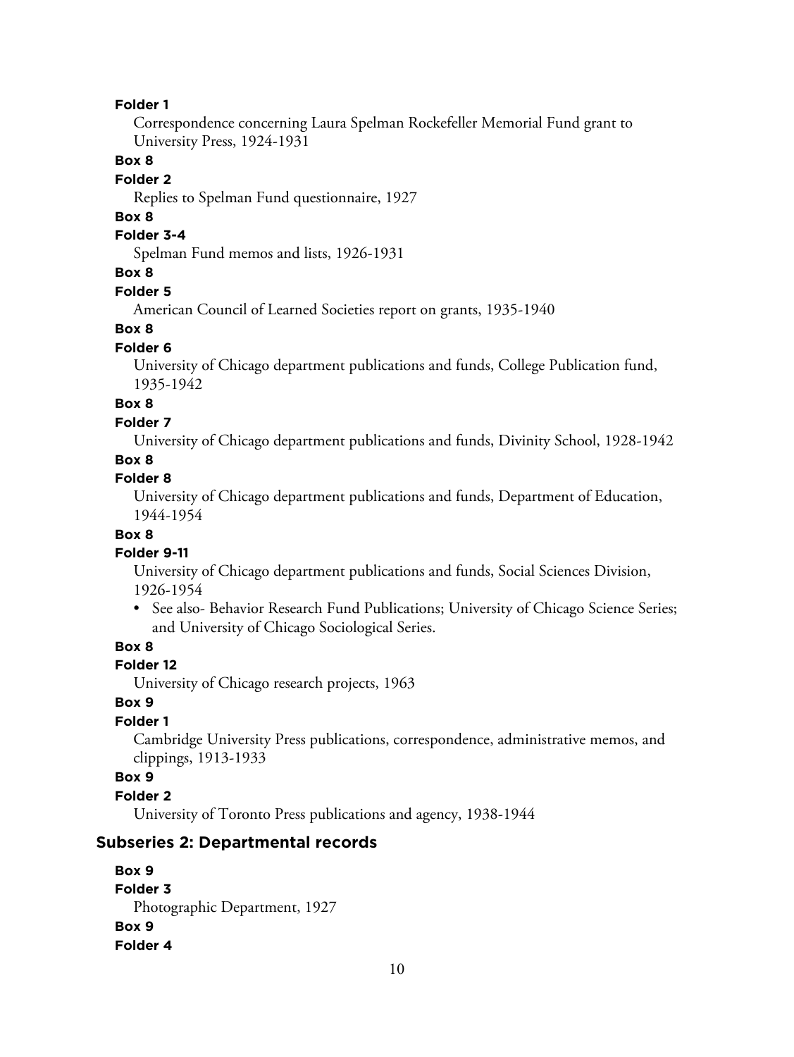**Folder 1**

Correspondence concerning Laura Spelman Rockefeller Memorial Fund grant to University Press, 1924-1931

**Box 8**

**Folder 2**

Replies to Spelman Fund questionnaire, 1927

**Box 8**

**Folder 3-4**

Spelman Fund memos and lists, 1926-1931

**Box 8**

**Folder 5**

American Council of Learned Societies report on grants, 1935-1940

**Box 8**

**Folder 6**

University of Chicago department publications and funds, College Publication fund, 1935-1942

**Box 8**

**Folder 7**

University of Chicago department publications and funds, Divinity School, 1928-1942

**Box 8**

**Folder 8**

University of Chicago department publications and funds, Department of Education, 1944-1954

**Box 8**

**Folder 9-11**

University of Chicago department publications and funds, Social Sciences Division, 1926-1954

- See also- Behavior Research Fund Publications; University of Chicago Science Series; and University of Chicago Sociological Series.

**Box 8**

**Folder 12**

University of Chicago research projects, 1963

**Box 9**

**Folder 1**

Cambridge University Press publications, correspondence, administrative memos, and clippings, 1913-1933

**Box 9**

**Folder 2**

University of Toronto Press publications and agency, 1938-1944

## Subseries 2: Departmental records

**Box 9**

**Folder 3**

Photographic Department, 1927

**Box 9**

**Folder 4**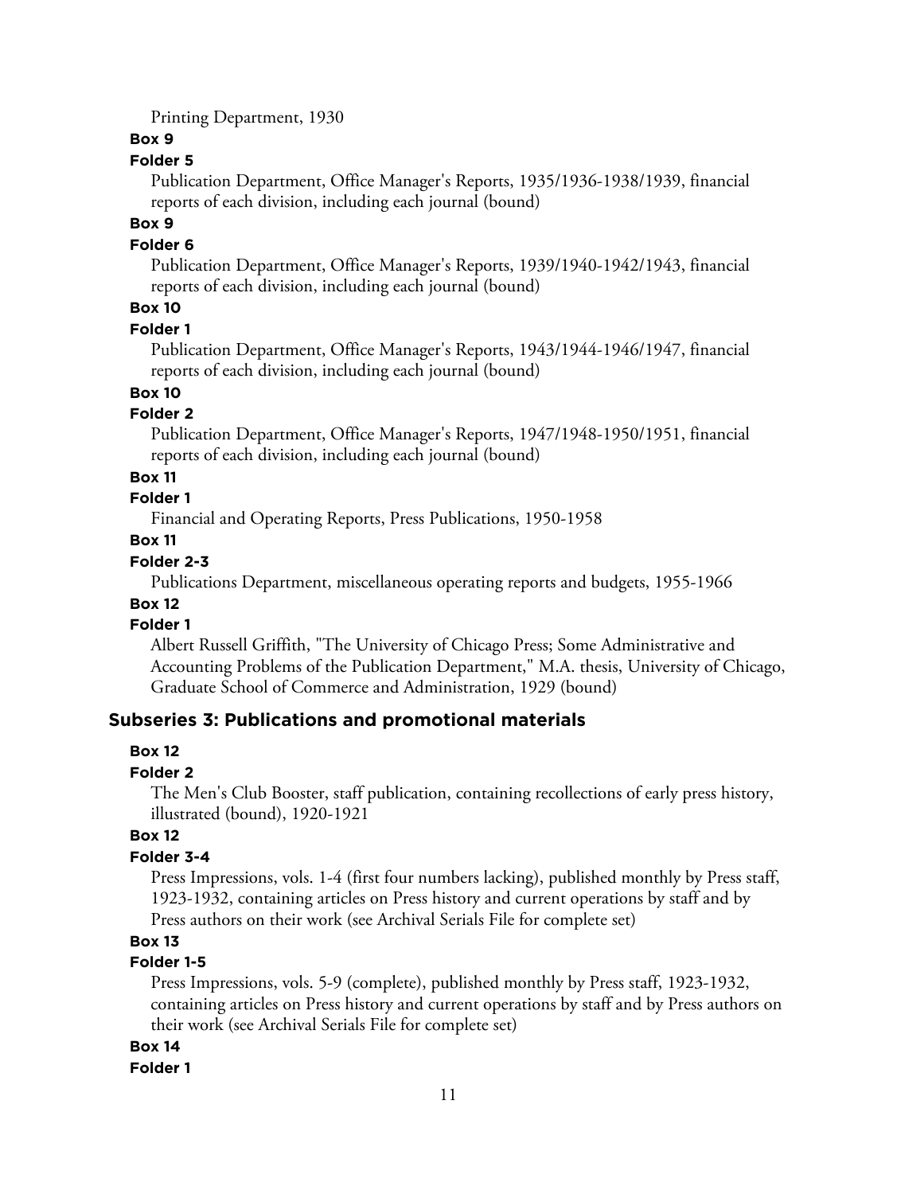Printing Department, 1930

**Box 9**

**Folder 5**

Publication Department, Office Manager's Reports, 1935/1936-1938/1939, financial reports of each division, including each journal (bound)

**Box 9**

**Folder 6**

Publication Department, Office Manager's Reports, 1939/1940-1942/1943, financial reports of each division, including each journal (bound)

**Box 10**

**Folder 1**

Publication Department, Office Manager's Reports, 1943/1944-1946/1947, financial reports of each division, including each journal (bound)

**Box 10**

**Folder 2**

Publication Department, Office Manager's Reports, 1947/1948-1950/1951, financial reports of each division, including each journal (bound)

**Box 11**

**Folder 1**

Financial and Operating Reports, Press Publications, 1950-1958

**Box 11**

**Folder 2-3**

Publications Department, miscellaneous operating reports and budgets, 1955-1966

**Box 12**

**Folder 1**

Albert Russell Griffith, "The University of Chicago Press; Some Administrative and Accounting Problems of the Publication Department," M.A. thesis, University of Chicago, Graduate School of Commerce and Administration, 1929 (bound)

## Subseries 3: Publications and promotional materials

**Box 12**

**Folder 2**

The Men's Club Booster, staff publication, containing recollections of early press history, illustrated (bound), 1920-1921

**Box 12**

**Folder 3-4**

Press Impressions, vols. 1-4 (first four numbers lacking), published monthly by Press staff, 1923-1932, containing articles on Press history and current operations by staff and by Press authors on their work (see Archival Serials File for complete set)

**Box 13**

**Folder 1-5**

Press Impressions, vols. 5-9 (complete), published monthly by Press staff, 1923-1932, containing articles on Press history and current operations by staff and by Press authors on their work (see Archival Serials File for complete set)

**Box 14**

**Folder 1**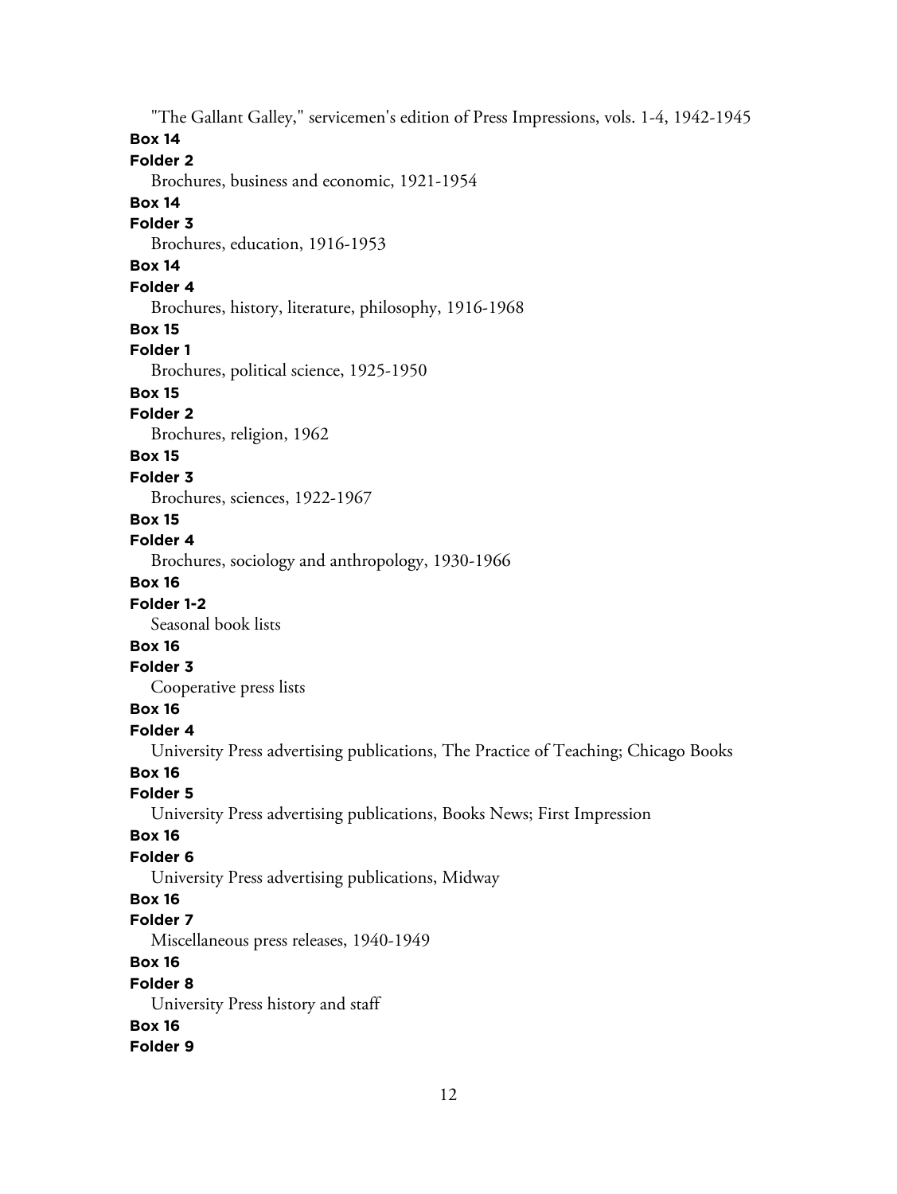"The Gallant Galley," servicemen's edition of Press Impressions, vols. 1-4, 1942-1945

**Box 14**

**Folder 2**

Brochures, business and economic, 1921-1954

**Box 14**

**Folder 3**

Brochures, education, 1916-1953

**Box 14**

**Folder 4**

Brochures, history, literature, philosophy, 1916-1968

**Box 15**

**Folder 1**

Brochures, political science, 1925-1950

**Box 15**

**Folder 2**

Brochures, religion, 1962

**Box 15**

**Folder 3**

Brochures, sciences, 1922-1967

**Box 15**

**Folder 4**

Brochures, sociology and anthropology, 1930-1966

**Box 16**

**Folder 1-2**

Seasonal book lists

**Box 16**

**Folder 3**

Cooperative press lists

**Box 16**

**Folder 4**

University Press advertising publications, The Practice of Teaching; Chicago Books

**Box 16**

**Folder 5**

University Press advertising publications, Books News; First Impression

**Box 16**

**Folder 6**

University Press advertising publications, Midway

**Box 16**

**Folder 7**

Miscellaneous press releases, 1940-1949

**Box 16**

**Folder 8**

University Press history and staff

**Box 16**

**Folder 9**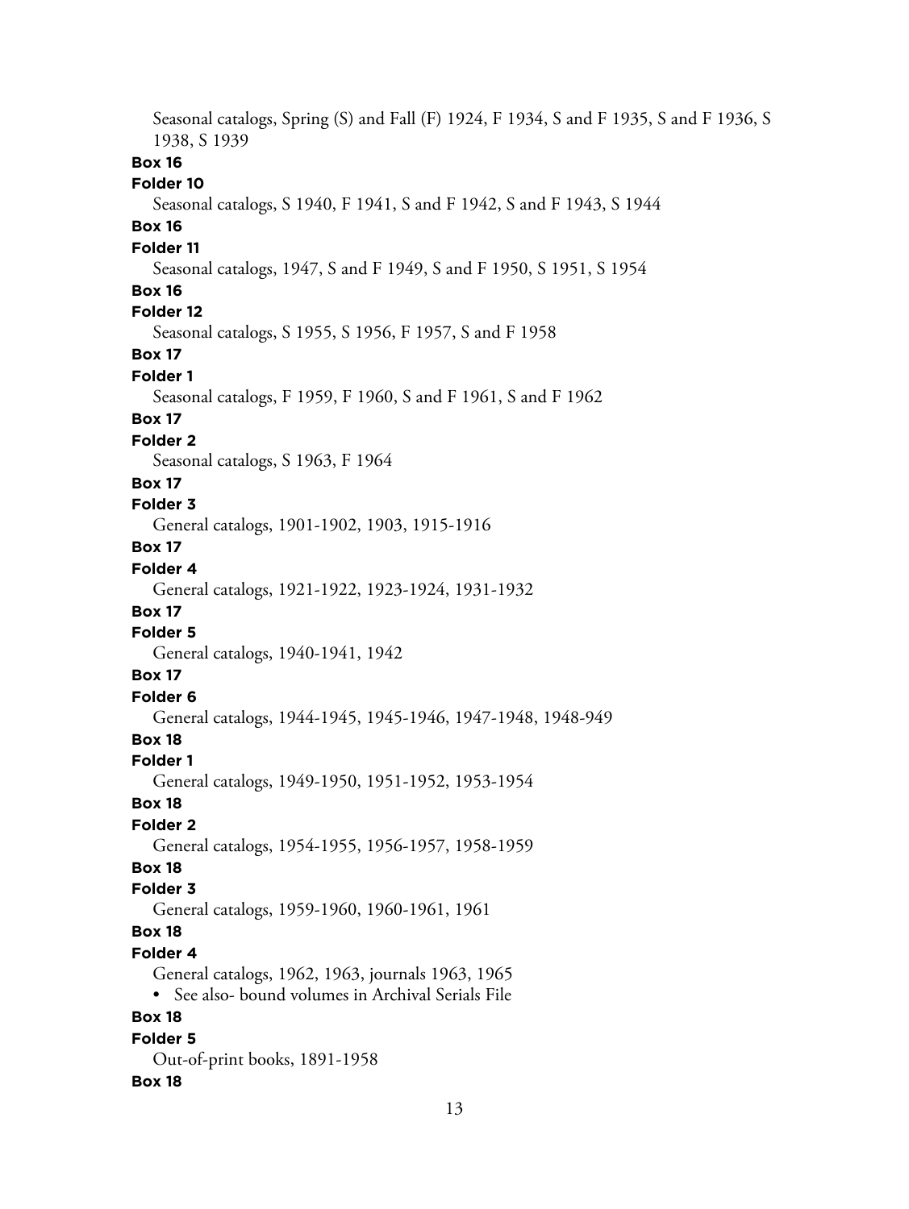Seasonal catalogs, Spring (S) and Fall (F) 1924, F 1934, S and F 1935, S and F 1936, S 1938, S 1939

**Box 16**

**Folder 10**

Seasonal catalogs, S 1940, F 1941, S and F 1942, S and F 1943, S 1944

**Box 16**

**Folder 11**

Seasonal catalogs, 1947, S and F 1949, S and F 1950, S 1951, S 1954

**Box 16**

**Folder 12**

Seasonal catalogs, S 1955, S 1956, F 1957, S and F 1958

**Box 17**

**Folder 1**

Seasonal catalogs, F 1959, F 1960, S and F 1961, S and F 1962

**Box 17**

**Folder 2**

Seasonal catalogs, S 1963, F 1964

**Box 17**

**Folder 3**

General catalogs, 1901-1902, 1903, 1915-1916

**Box 17**

**Folder 4**

General catalogs, 1921-1922, 1923-1924, 1931-1932

**Box 17**

**Folder 5**

General catalogs, 1940-1941, 1942

**Box 17**

**Folder 6**

General catalogs, 1944-1945, 1945-1946, 1947-1948, 1948-949

**Box 18**

**Folder 1**

General catalogs, 1949-1950, 1951-1952, 1953-1954

**Box 18**

**Folder 2**

General catalogs, 1954-1955, 1956-1957, 1958-1959

**Box 18**

**Folder 3**

General catalogs, 1959-1960, 1960-1961, 1961

**Box 18**

**Folder 4**

General catalogs, 1962, 1963, journals 1963, 1965

- See also- bound volumes in Archival Serials File

**Box 18**

**Folder 5**

Out-of-print books, 1891-1958

**Box 18**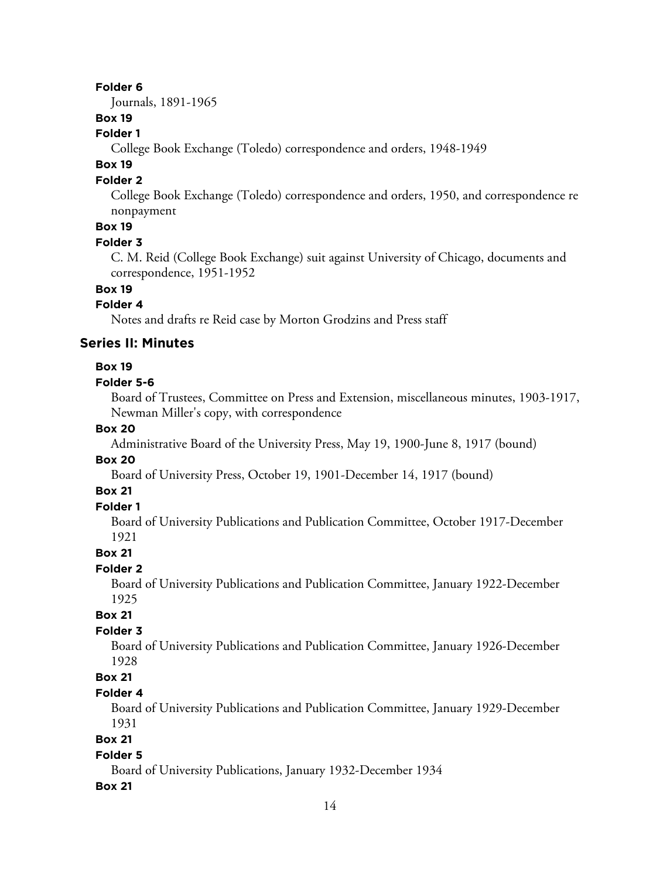**Folder 6**

Journals, 1891-1965

**Box 19**

**Folder 1**

College Book Exchange (Toledo) correspondence and orders, 1948-1949

**Box 19**

**Folder 2**

College Book Exchange (Toledo) correspondence and orders, 1950, and correspondence re nonpayment

**Box 19**

**Folder 3**

C. M. Reid (College Book Exchange) suit against University of Chicago, documents and correspondence, 1951-1952

**Box 19**

**Folder 4**

Notes and drafts re Reid case by Morton Grodzins and Press staff

## Series II: Minutes

**Box 19**

**Folder 5-6**

Board of Trustees, Committee on Press and Extension, miscellaneous minutes, 1903-1917, Newman Miller's copy, with correspondence

**Box 20**

Administrative Board of the University Press, May 19, 1900-June 8, 1917 (bound)

**Box 20**

Board of University Press, October 19, 1901-December 14, 1917 (bound)

**Box 21**

**Folder 1**

Board of University Publications and Publication Committee, October 1917-December 1921

**Box 21**

**Folder 2**

Board of University Publications and Publication Committee, January 1922-December 1925

**Box 21**

**Folder 3**

Board of University Publications and Publication Committee, January 1926-December 1928

**Box 21**

**Folder 4**

Board of University Publications and Publication Committee, January 1929-December 1931

**Box 21**

**Folder 5**

Board of University Publications, January 1932-December 1934

**Box 21**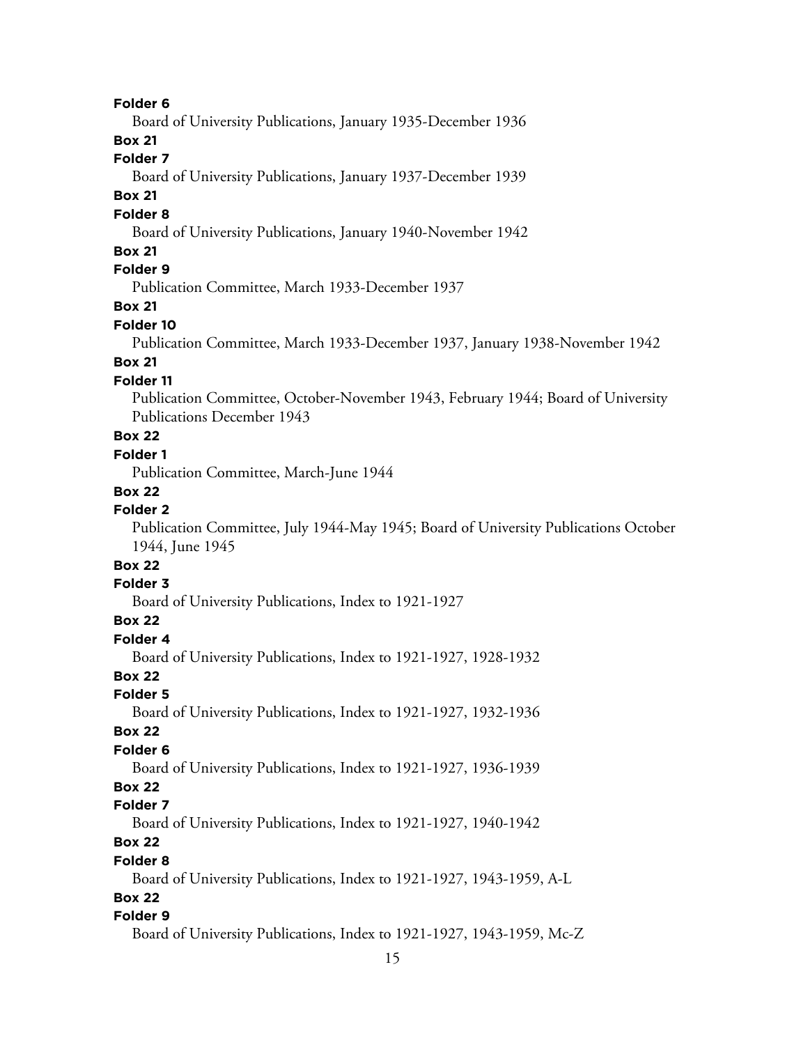**Folder 6**

Board of University Publications, January 1935-December 1936

**Box 21**

**Folder 7**

Board of University Publications, January 1937-December 1939

**Box 21**

**Folder 8**

Board of University Publications, January 1940-November 1942

**Box 21**

**Folder 9**

Publication Committee, March 1933-December 1937

**Box 21**

**Folder 10**

Publication Committee, March 1933-December 1937, January 1938-November 1942

**Box 21**

**Folder 11**

Publication Committee, October-November 1943, February 1944; Board of University Publications December 1943

**Box 22**

**Folder 1**

Publication Committee, March-June 1944

**Box 22**

**Folder 2**

Publication Committee, July 1944-May 1945; Board of University Publications October 1944, June 1945

**Box 22**

**Folder 3**

Board of University Publications, Index to 1921-1927

**Box 22**

**Folder 4**

Board of University Publications, Index to 1921-1927, 1928-1932

**Box 22**

**Folder 5**

Board of University Publications, Index to 1921-1927, 1932-1936

**Box 22**

**Folder 6**

Board of University Publications, Index to 1921-1927, 1936-1939

**Box 22**

**Folder 7**

Board of University Publications, Index to 1921-1927, 1940-1942

**Box 22**

**Folder 8**

Board of University Publications, Index to 1921-1927, 1943-1959, A-L

**Box 22**

**Folder 9**

Board of University Publications, Index to 1921-1927, 1943-1959, Mc-Z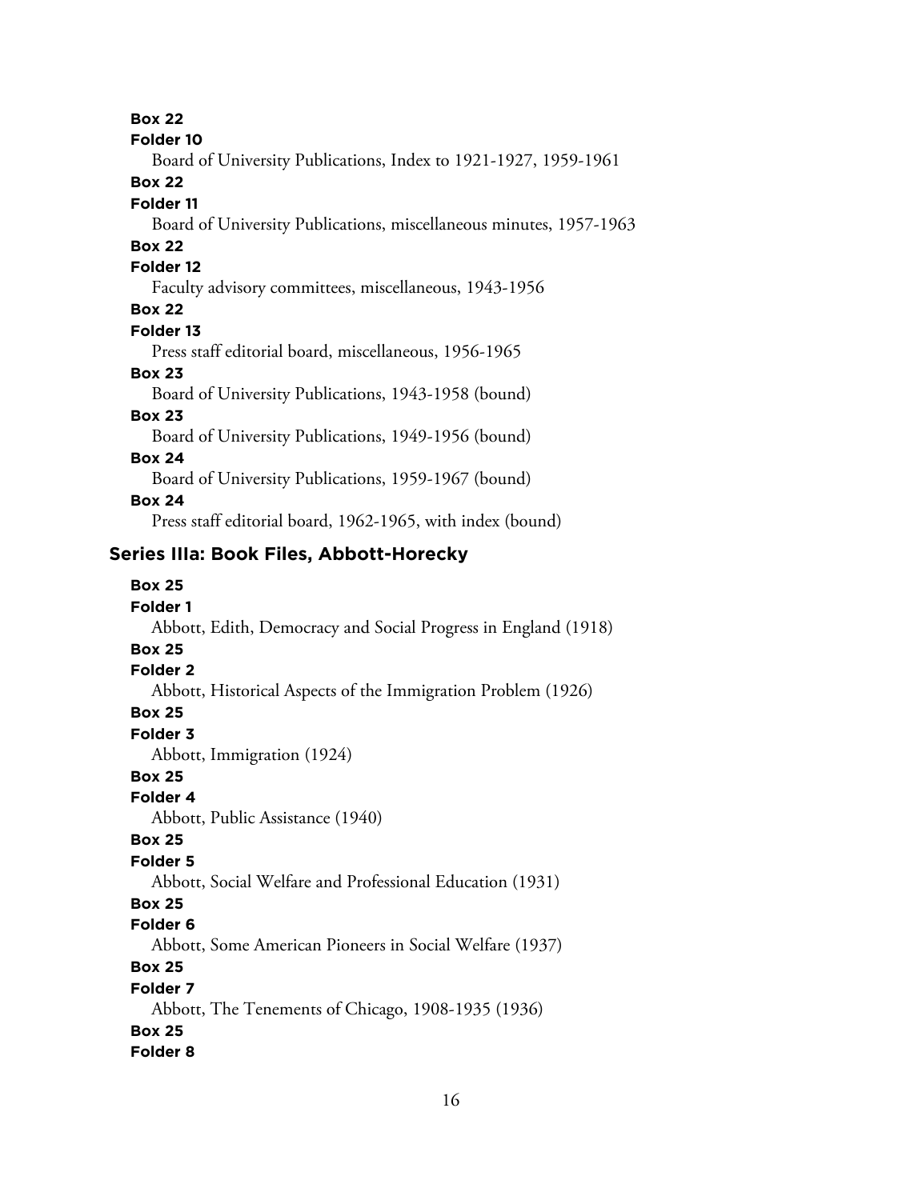**Box 22**
**Folder 10**
Board of University Publications, Index to 1921-1927, 1959-1961

**Box 22**
**Folder 11**
Board of University Publications, miscellaneous minutes, 1957-1963

**Box 22**
**Folder 12**
Faculty advisory committees, miscellaneous, 1943-1956

**Box 22**
**Folder 13**
Press staff editorial board, miscellaneous, 1956-1965

**Box 23**
Board of University Publications, 1943-1958 (bound)

**Box 23**
Board of University Publications, 1949-1956 (bound)

**Box 24**
Board of University Publications, 1959-1967 (bound)

**Box 24**
Press staff editorial board, 1962-1965, with index (bound)

## Series IIIa: Book Files, Abbott-Horecky

**Box 25**
**Folder 1**
Abbott, Edith, Democracy and Social Progress in England (1918)

**Box 25**
**Folder 2**
Abbott, Historical Aspects of the Immigration Problem (1926)

**Box 25**
**Folder 3**
Abbott, Immigration (1924)

**Box 25**
**Folder 4**
Abbott, Public Assistance (1940)

**Box 25**
**Folder 5**
Abbott, Social Welfare and Professional Education (1931)

**Box 25**
**Folder 6**
Abbott, Some American Pioneers in Social Welfare (1937)

**Box 25**
**Folder 7**
Abbott, The Tenements of Chicago, 1908-1935 (1936)

**Box 25**
**Folder 8**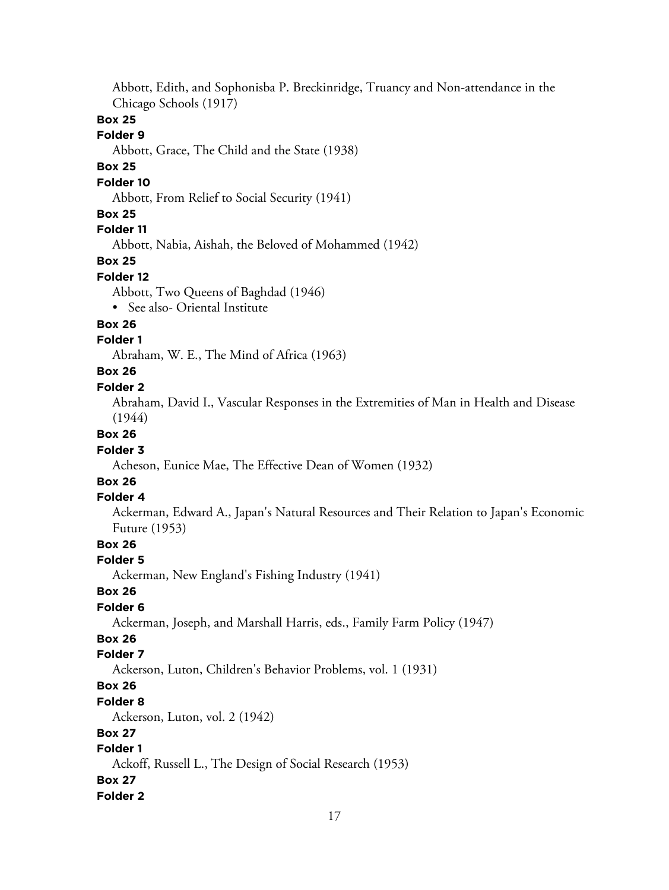Abbott, Edith, and Sophonisba P. Breckinridge, Truancy and Non-attendance in the Chicago Schools (1917)

**Box 25**

**Folder 9**

Abbott, Grace, The Child and the State (1938)

**Box 25**

**Folder 10**

Abbott, From Relief to Social Security (1941)

**Box 25**

**Folder 11**

Abbott, Nabia, Aishah, the Beloved of Mohammed (1942)

**Box 25**

**Folder 12**

Abbott, Two Queens of Baghdad (1946)

- See also- Oriental Institute

**Box 26**

**Folder 1**

Abraham, W. E., The Mind of Africa (1963)

**Box 26**

**Folder 2**

Abraham, David I., Vascular Responses in the Extremities of Man in Health and Disease (1944)

**Box 26**

**Folder 3**

Acheson, Eunice Mae, The Effective Dean of Women (1932)

**Box 26**

**Folder 4**

Ackerman, Edward A., Japan's Natural Resources and Their Relation to Japan's Economic Future (1953)

**Box 26**

**Folder 5**

Ackerman, New England's Fishing Industry (1941)

**Box 26**

**Folder 6**

Ackerman, Joseph, and Marshall Harris, eds., Family Farm Policy (1947)

**Box 26**

**Folder 7**

Ackerson, Luton, Children's Behavior Problems, vol. 1 (1931)

**Box 26**

**Folder 8**

Ackerson, Luton, vol. 2 (1942)

**Box 27**

**Folder 1**

Ackoff, Russell L., The Design of Social Research (1953)

**Box 27**

**Folder 2**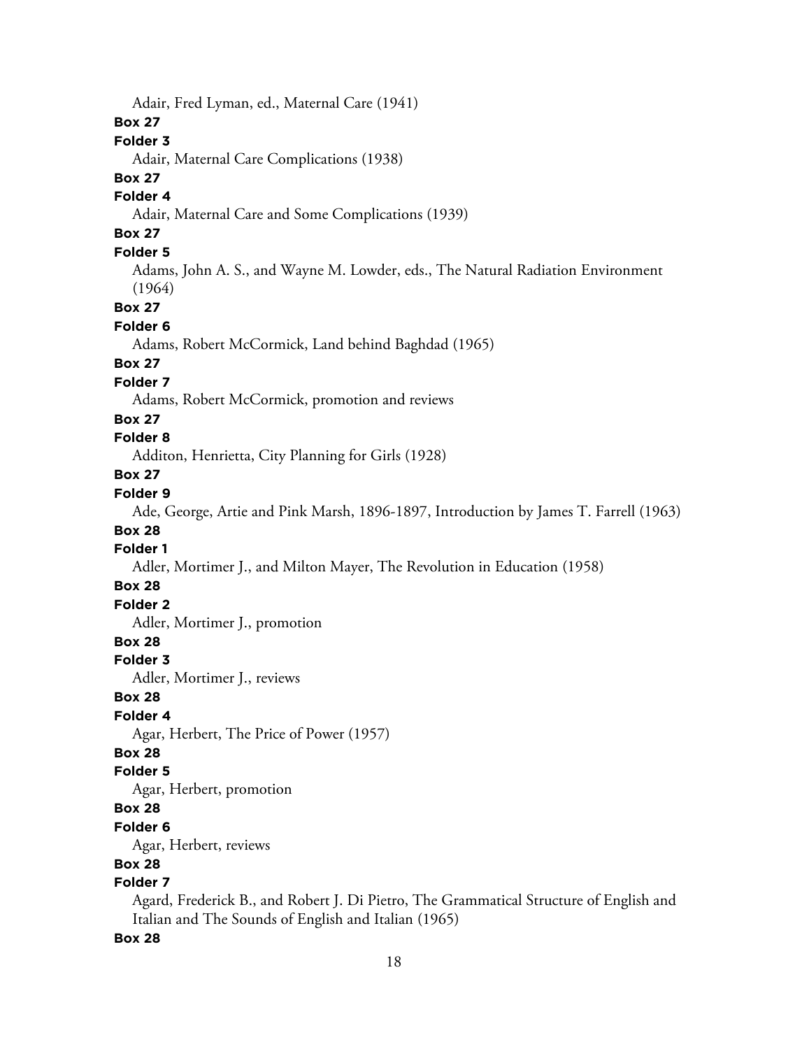Adair, Fred Lyman, ed., Maternal Care (1941)

**Box 27**

**Folder 3**

Adair, Maternal Care Complications (1938)

**Box 27**

**Folder 4**

Adair, Maternal Care and Some Complications (1939)

**Box 27**

**Folder 5**

Adams, John A. S., and Wayne M. Lowder, eds., The Natural Radiation Environment (1964)

**Box 27**

**Folder 6**

Adams, Robert McCormick, Land behind Baghdad (1965)

**Box 27**

**Folder 7**

Adams, Robert McCormick, promotion and reviews

**Box 27**

**Folder 8**

Additon, Henrietta, City Planning for Girls (1928)

**Box 27**

**Folder 9**

Ade, George, Artie and Pink Marsh, 1896-1897, Introduction by James T. Farrell (1963)

**Box 28**

**Folder 1**

Adler, Mortimer J., and Milton Mayer, The Revolution in Education (1958)

**Box 28**

**Folder 2**

Adler, Mortimer J., promotion

**Box 28**

**Folder 3**

Adler, Mortimer J., reviews

**Box 28**

**Folder 4**

Agar, Herbert, The Price of Power (1957)

**Box 28**

**Folder 5**

Agar, Herbert, promotion

**Box 28**

**Folder 6**

Agar, Herbert, reviews

**Box 28**

**Folder 7**

Agard, Frederick B., and Robert J. Di Pietro, The Grammatical Structure of English and Italian and The Sounds of English and Italian (1965)

**Box 28**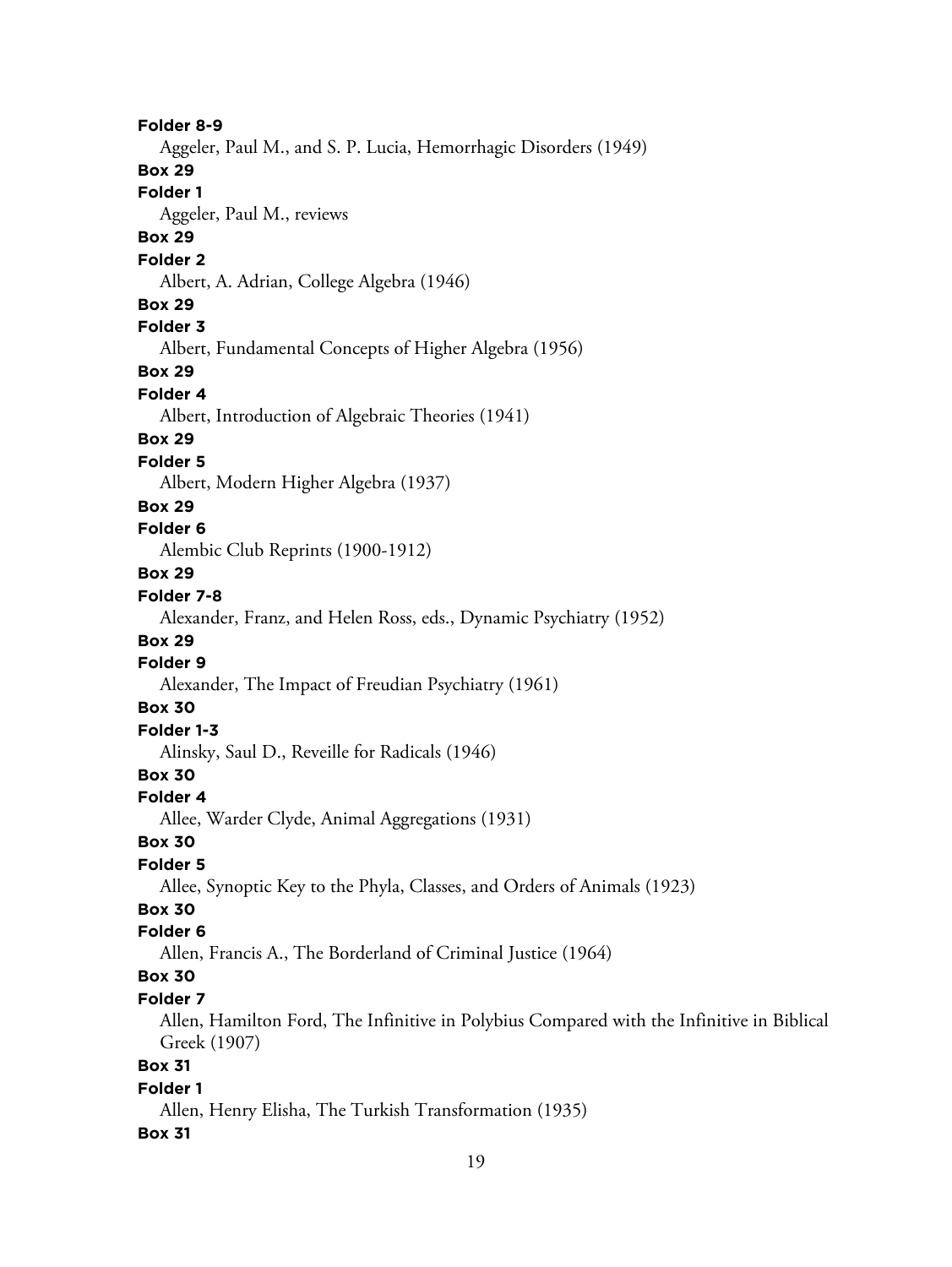**Folder 8-9**

Aggeler, Paul M., and S. P. Lucia, Hemorrhagic Disorders (1949)

**Box 29**

**Folder 1**

Aggeler, Paul M., reviews

**Box 29**

**Folder 2**

Albert, A. Adrian, College Algebra (1946)

**Box 29**

**Folder 3**

Albert, Fundamental Concepts of Higher Algebra (1956)

**Box 29**

**Folder 4**

Albert, Introduction of Algebraic Theories (1941)

**Box 29**

**Folder 5**

Albert, Modern Higher Algebra (1937)

**Box 29**

**Folder 6**

Alembic Club Reprints (1900-1912)

**Box 29**

**Folder 7-8**

Alexander, Franz, and Helen Ross, eds., Dynamic Psychiatry (1952)

**Box 29**

**Folder 9**

Alexander, The Impact of Freudian Psychiatry (1961)

**Box 30**

**Folder 1-3**

Alinsky, Saul D., Reveille for Radicals (1946)

**Box 30**

**Folder 4**

Allee, Warder Clyde, Animal Aggregations (1931)

**Box 30**

**Folder 5**

Allee, Synoptic Key to the Phyla, Classes, and Orders of Animals (1923)

**Box 30**

**Folder 6**

Allen, Francis A., The Borderland of Criminal Justice (1964)

**Box 30**

**Folder 7**

Allen, Hamilton Ford, The Infinitive in Polybius Compared with the Infinitive in Biblical Greek (1907)

**Box 31**

**Folder 1**

Allen, Henry Elisha, The Turkish Transformation (1935)

**Box 31**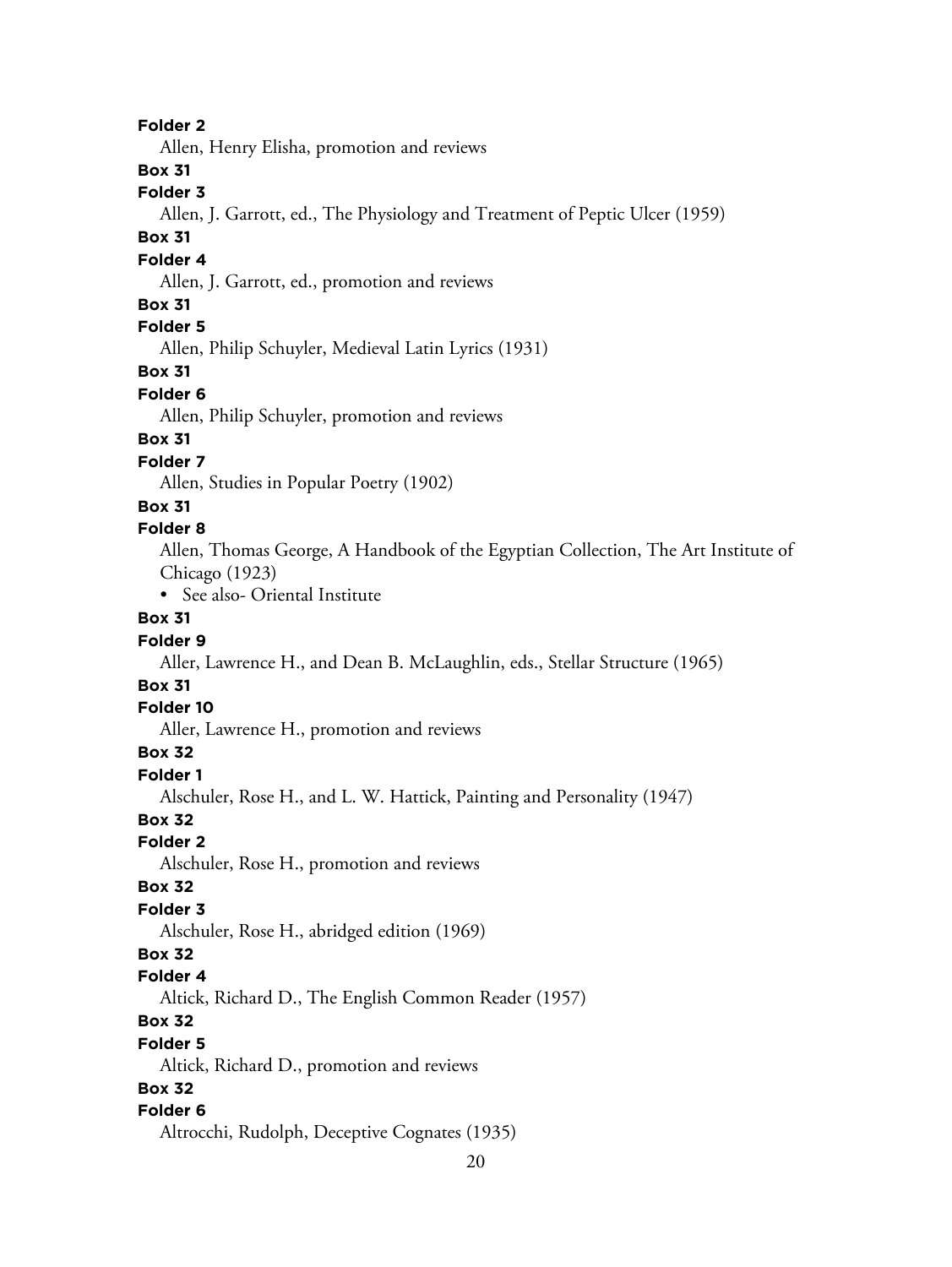**Folder 2**

Allen, Henry Elisha, promotion and reviews

**Box 31**

**Folder 3**

Allen, J. Garrott, ed., The Physiology and Treatment of Peptic Ulcer (1959)

**Box 31**

**Folder 4**

Allen, J. Garrott, ed., promotion and reviews

**Box 31**

**Folder 5**

Allen, Philip Schuyler, Medieval Latin Lyrics (1931)

**Box 31**

**Folder 6**

Allen, Philip Schuyler, promotion and reviews

**Box 31**

**Folder 7**

Allen, Studies in Popular Poetry (1902)

**Box 31**

**Folder 8**

Allen, Thomas George, A Handbook of the Egyptian Collection, The Art Institute of Chicago (1923)

- See also- Oriental Institute

**Box 31**

**Folder 9**

Aller, Lawrence H., and Dean B. McLaughlin, eds., Stellar Structure (1965)

**Box 31**

**Folder 10**

Aller, Lawrence H., promotion and reviews

**Box 32**

**Folder 1**

Alschuler, Rose H., and L. W. Hattick, Painting and Personality (1947)

**Box 32**

**Folder 2**

Alschuler, Rose H., promotion and reviews

**Box 32**

**Folder 3**

Alschuler, Rose H., abridged edition (1969)

**Box 32**

**Folder 4**

Altick, Richard D., The English Common Reader (1957)

**Box 32**

**Folder 5**

Altick, Richard D., promotion and reviews

**Box 32**

**Folder 6**

Altrocchi, Rudolph, Deceptive Cognates (1935)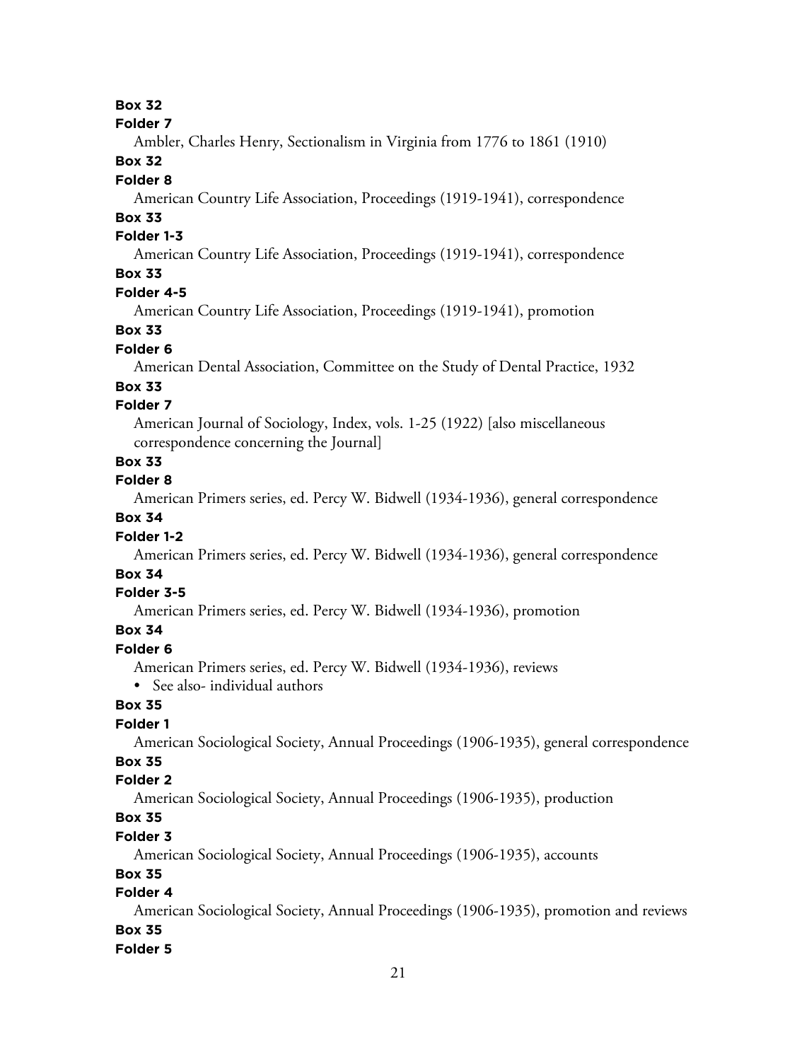**Box 32**

**Folder 7**

Ambler, Charles Henry, Sectionalism in Virginia from 1776 to 1861 (1910)

**Box 32**

**Folder 8**

American Country Life Association, Proceedings (1919-1941), correspondence

**Box 33**

**Folder 1-3**

American Country Life Association, Proceedings (1919-1941), correspondence

**Box 33**

**Folder 4-5**

American Country Life Association, Proceedings (1919-1941), promotion

**Box 33**

**Folder 6**

American Dental Association, Committee on the Study of Dental Practice, 1932

**Box 33**

**Folder 7**

American Journal of Sociology, Index, vols. 1-25 (1922) [also miscellaneous correspondence concerning the Journal]

**Box 33**

**Folder 8**

American Primers series, ed. Percy W. Bidwell (1934-1936), general correspondence

**Box 34**

**Folder 1-2**

American Primers series, ed. Percy W. Bidwell (1934-1936), general correspondence

**Box 34**

**Folder 3-5**

American Primers series, ed. Percy W. Bidwell (1934-1936), promotion

**Box 34**

**Folder 6**

American Primers series, ed. Percy W. Bidwell (1934-1936), reviews

- See also- individual authors

**Box 35**

**Folder 1**

American Sociological Society, Annual Proceedings (1906-1935), general correspondence

**Box 35**

**Folder 2**

American Sociological Society, Annual Proceedings (1906-1935), production

**Box 35**

**Folder 3**

American Sociological Society, Annual Proceedings (1906-1935), accounts

**Box 35**

**Folder 4**

American Sociological Society, Annual Proceedings (1906-1935), promotion and reviews

**Box 35**

**Folder 5**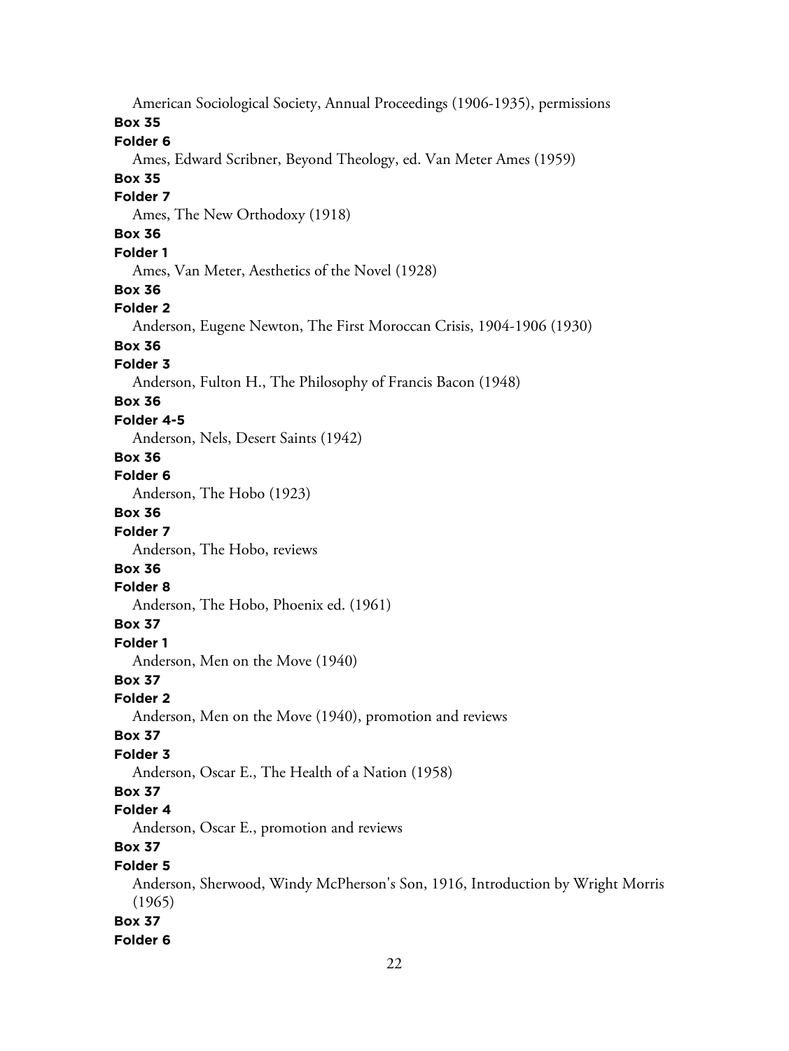American Sociological Society, Annual Proceedings (1906-1935), permissions

**Box 35**

**Folder 6**

Ames, Edward Scribner, Beyond Theology, ed. Van Meter Ames (1959)

**Box 35**

**Folder 7**

Ames, The New Orthodoxy (1918)

**Box 36**

**Folder 1**

Ames, Van Meter, Aesthetics of the Novel (1928)

**Box 36**

**Folder 2**

Anderson, Eugene Newton, The First Moroccan Crisis, 1904-1906 (1930)

**Box 36**

**Folder 3**

Anderson, Fulton H., The Philosophy of Francis Bacon (1948)

**Box 36**

**Folder 4-5**

Anderson, Nels, Desert Saints (1942)

**Box 36**

**Folder 6**

Anderson, The Hobo (1923)

**Box 36**

**Folder 7**

Anderson, The Hobo, reviews

**Box 36**

**Folder 8**

Anderson, The Hobo, Phoenix ed. (1961)

**Box 37**

**Folder 1**

Anderson, Men on the Move (1940)

**Box 37**

**Folder 2**

Anderson, Men on the Move (1940), promotion and reviews

**Box 37**

**Folder 3**

Anderson, Oscar E., The Health of a Nation (1958)

**Box 37**

**Folder 4**

Anderson, Oscar E., promotion and reviews

**Box 37**

**Folder 5**

Anderson, Sherwood, Windy McPherson's Son, 1916, Introduction by Wright Morris (1965)

**Box 37**

**Folder 6**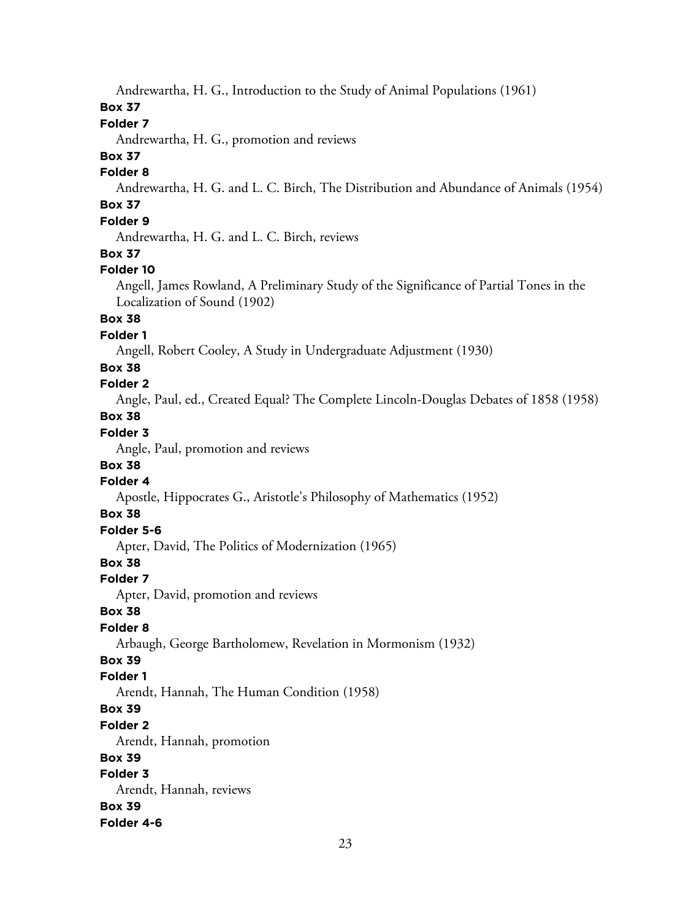Andrewartha, H. G., Introduction to the Study of Animal Populations (1961)

**Box 37**

**Folder 7**

Andrewartha, H. G., promotion and reviews

**Box 37**

**Folder 8**

Andrewartha, H. G. and L. C. Birch, The Distribution and Abundance of Animals (1954)

**Box 37**

**Folder 9**

Andrewartha, H. G. and L. C. Birch, reviews

**Box 37**

**Folder 10**

Angell, James Rowland, A Preliminary Study of the Significance of Partial Tones in the Localization of Sound (1902)

**Box 38**

**Folder 1**

Angell, Robert Cooley, A Study in Undergraduate Adjustment (1930)

**Box 38**

**Folder 2**

Angle, Paul, ed., Created Equal? The Complete Lincoln-Douglas Debates of 1858 (1958)

**Box 38**

**Folder 3**

Angle, Paul, promotion and reviews

**Box 38**

**Folder 4**

Apostle, Hippocrates G., Aristotle's Philosophy of Mathematics (1952)

**Box 38**

**Folder 5-6**

Apter, David, The Politics of Modernization (1965)

**Box 38**

**Folder 7**

Apter, David, promotion and reviews

**Box 38**

**Folder 8**

Arbaugh, George Bartholomew, Revelation in Mormonism (1932)

**Box 39**

**Folder 1**

Arendt, Hannah, The Human Condition (1958)

**Box 39**

**Folder 2**

Arendt, Hannah, promotion

**Box 39**

**Folder 3**

Arendt, Hannah, reviews

**Box 39**

**Folder 4-6**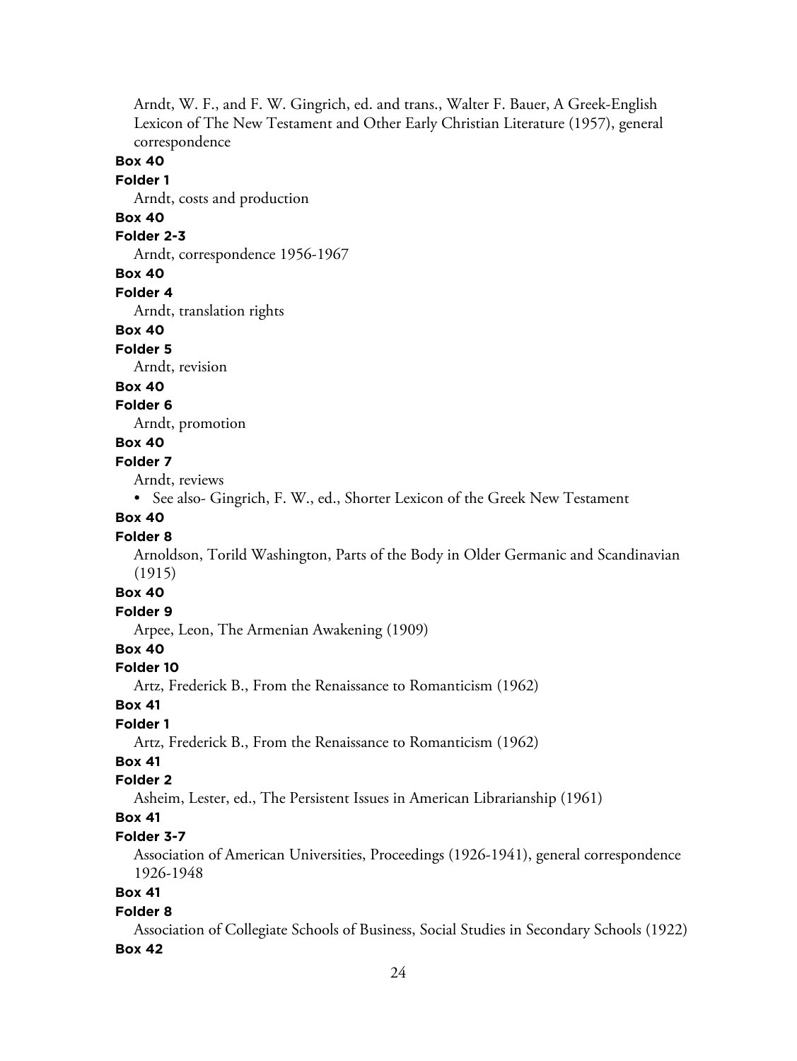Arndt, W. F., and F. W. Gingrich, ed. and trans., Walter F. Bauer, A Greek-English Lexicon of The New Testament and Other Early Christian Literature (1957), general correspondence

**Box 40**

**Folder 1**

Arndt, costs and production

**Box 40**

**Folder 2-3**

Arndt, correspondence 1956-1967

**Box 40**

**Folder 4**

Arndt, translation rights

**Box 40**

**Folder 5**

Arndt, revision

**Box 40**

**Folder 6**

Arndt, promotion

**Box 40**

**Folder 7**

Arndt, reviews

- See also- Gingrich, F. W., ed., Shorter Lexicon of the Greek New Testament

**Box 40**

**Folder 8**

Arnoldson, Torild Washington, Parts of the Body in Older Germanic and Scandinavian (1915)

**Box 40**

**Folder 9**

Arpee, Leon, The Armenian Awakening (1909)

**Box 40**

**Folder 10**

Artz, Frederick B., From the Renaissance to Romanticism (1962)

**Box 41**

**Folder 1**

Artz, Frederick B., From the Renaissance to Romanticism (1962)

**Box 41**

**Folder 2**

Asheim, Lester, ed., The Persistent Issues in American Librarianship (1961)

**Box 41**

**Folder 3-7**

Association of American Universities, Proceedings (1926-1941), general correspondence 1926-1948

**Box 41**

**Folder 8**

Association of Collegiate Schools of Business, Social Studies in Secondary Schools (1922)

**Box 42**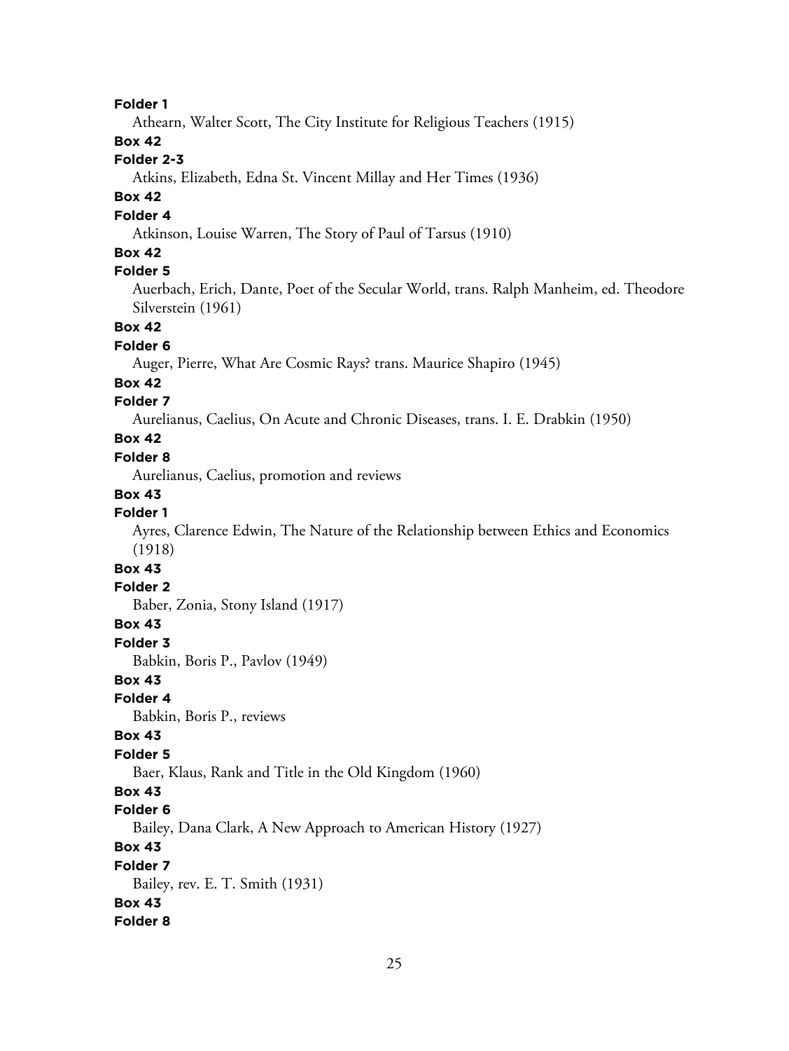**Folder 1**

Athearn, Walter Scott, The City Institute for Religious Teachers (1915)

**Box 42**

**Folder 2-3**

Atkins, Elizabeth, Edna St. Vincent Millay and Her Times (1936)

**Box 42**

**Folder 4**

Atkinson, Louise Warren, The Story of Paul of Tarsus (1910)

**Box 42**

**Folder 5**

Auerbach, Erich, Dante, Poet of the Secular World, trans. Ralph Manheim, ed. Theodore Silverstein (1961)

**Box 42**

**Folder 6**

Auger, Pierre, What Are Cosmic Rays? trans. Maurice Shapiro (1945)

**Box 42**

**Folder 7**

Aurelianus, Caelius, On Acute and Chronic Diseases, trans. I. E. Drabkin (1950)

**Box 42**

**Folder 8**

Aurelianus, Caelius, promotion and reviews

**Box 43**

**Folder 1**

Ayres, Clarence Edwin, The Nature of the Relationship between Ethics and Economics (1918)

**Box 43**

**Folder 2**

Baber, Zonia, Stony Island (1917)

**Box 43**

**Folder 3**

Babkin, Boris P., Pavlov (1949)

**Box 43**

**Folder 4**

Babkin, Boris P., reviews

**Box 43**

**Folder 5**

Baer, Klaus, Rank and Title in the Old Kingdom (1960)

**Box 43**

**Folder 6**

Bailey, Dana Clark, A New Approach to American History (1927)

**Box 43**

**Folder 7**

Bailey, rev. E. T. Smith (1931)

**Box 43**

**Folder 8**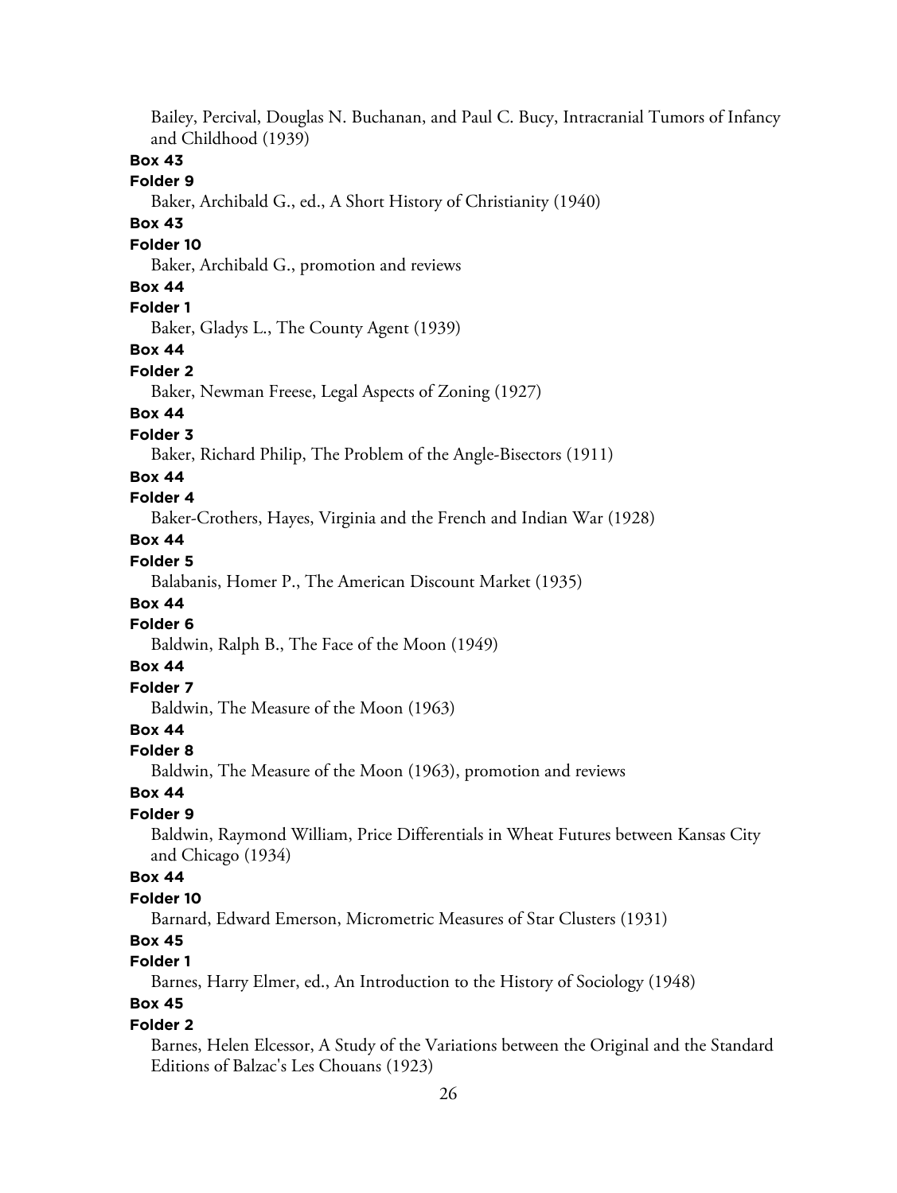Bailey, Percival, Douglas N. Buchanan, and Paul C. Bucy, Intracranial Tumors of Infancy and Childhood (1939)

**Box 43**

**Folder 9**

Baker, Archibald G., ed., A Short History of Christianity (1940)

**Box 43**

**Folder 10**

Baker, Archibald G., promotion and reviews

**Box 44**

**Folder 1**

Baker, Gladys L., The County Agent (1939)

**Box 44**

**Folder 2**

Baker, Newman Freese, Legal Aspects of Zoning (1927)

**Box 44**

**Folder 3**

Baker, Richard Philip, The Problem of the Angle-Bisectors (1911)

**Box 44**

**Folder 4**

Baker-Crothers, Hayes, Virginia and the French and Indian War (1928)

**Box 44**

**Folder 5**

Balabanis, Homer P., The American Discount Market (1935)

**Box 44**

**Folder 6**

Baldwin, Ralph B., The Face of the Moon (1949)

**Box 44**

**Folder 7**

Baldwin, The Measure of the Moon (1963)

**Box 44**

**Folder 8**

Baldwin, The Measure of the Moon (1963), promotion and reviews

**Box 44**

**Folder 9**

Baldwin, Raymond William, Price Differentials in Wheat Futures between Kansas City and Chicago (1934)

**Box 44**

**Folder 10**

Barnard, Edward Emerson, Micrometric Measures of Star Clusters (1931)

**Box 45**

**Folder 1**

Barnes, Harry Elmer, ed., An Introduction to the History of Sociology (1948)

**Box 45**

**Folder 2**

Barnes, Helen Elcessor, A Study of the Variations between the Original and the Standard Editions of Balzac's Les Chouans (1923)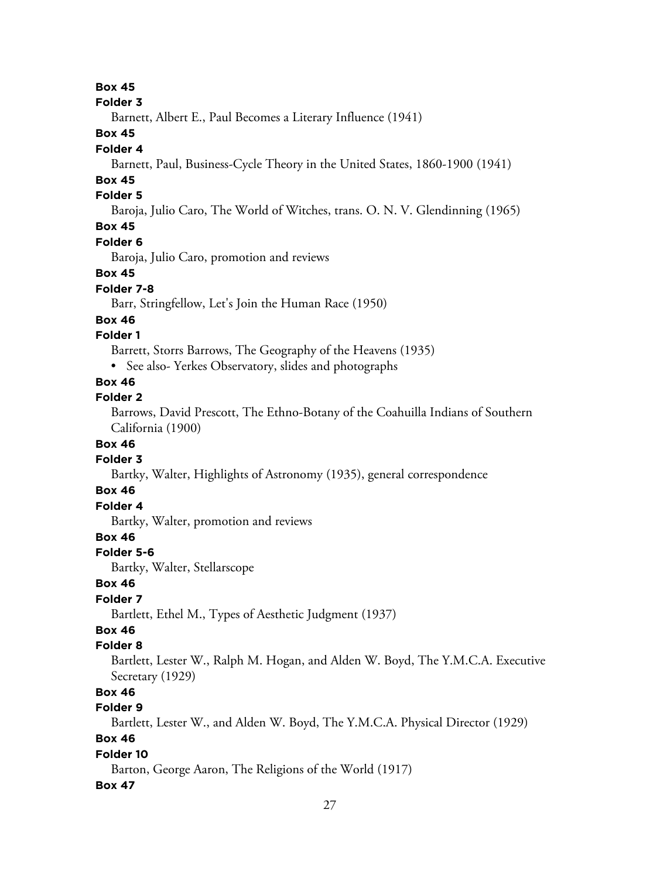**Box 45**

**Folder 3**

Barnett, Albert E., Paul Becomes a Literary Influence (1941)

**Box 45**

**Folder 4**

Barnett, Paul, Business-Cycle Theory in the United States, 1860-1900 (1941)

**Box 45**

**Folder 5**

Baroja, Julio Caro, The World of Witches, trans. O. N. V. Glendinning (1965)

**Box 45**

**Folder 6**

Baroja, Julio Caro, promotion and reviews

**Box 45**

**Folder 7-8**

Barr, Stringfellow, Let's Join the Human Race (1950)

**Box 46**

**Folder 1**

Barrett, Storrs Barrows, The Geography of the Heavens (1935)

- See also- Yerkes Observatory, slides and photographs

**Box 46**

**Folder 2**

Barrows, David Prescott, The Ethno-Botany of the Coahuilla Indians of Southern California (1900)

**Box 46**

**Folder 3**

Bartky, Walter, Highlights of Astronomy (1935), general correspondence

**Box 46**

**Folder 4**

Bartky, Walter, promotion and reviews

**Box 46**

**Folder 5-6**

Bartky, Walter, Stellarscope

**Box 46**

**Folder 7**

Bartlett, Ethel M., Types of Aesthetic Judgment (1937)

**Box 46**

**Folder 8**

Bartlett, Lester W., Ralph M. Hogan, and Alden W. Boyd, The Y.M.C.A. Executive Secretary (1929)

**Box 46**

**Folder 9**

Bartlett, Lester W., and Alden W. Boyd, The Y.M.C.A. Physical Director (1929)

**Box 46**

**Folder 10**

Barton, George Aaron, The Religions of the World (1917)

**Box 47**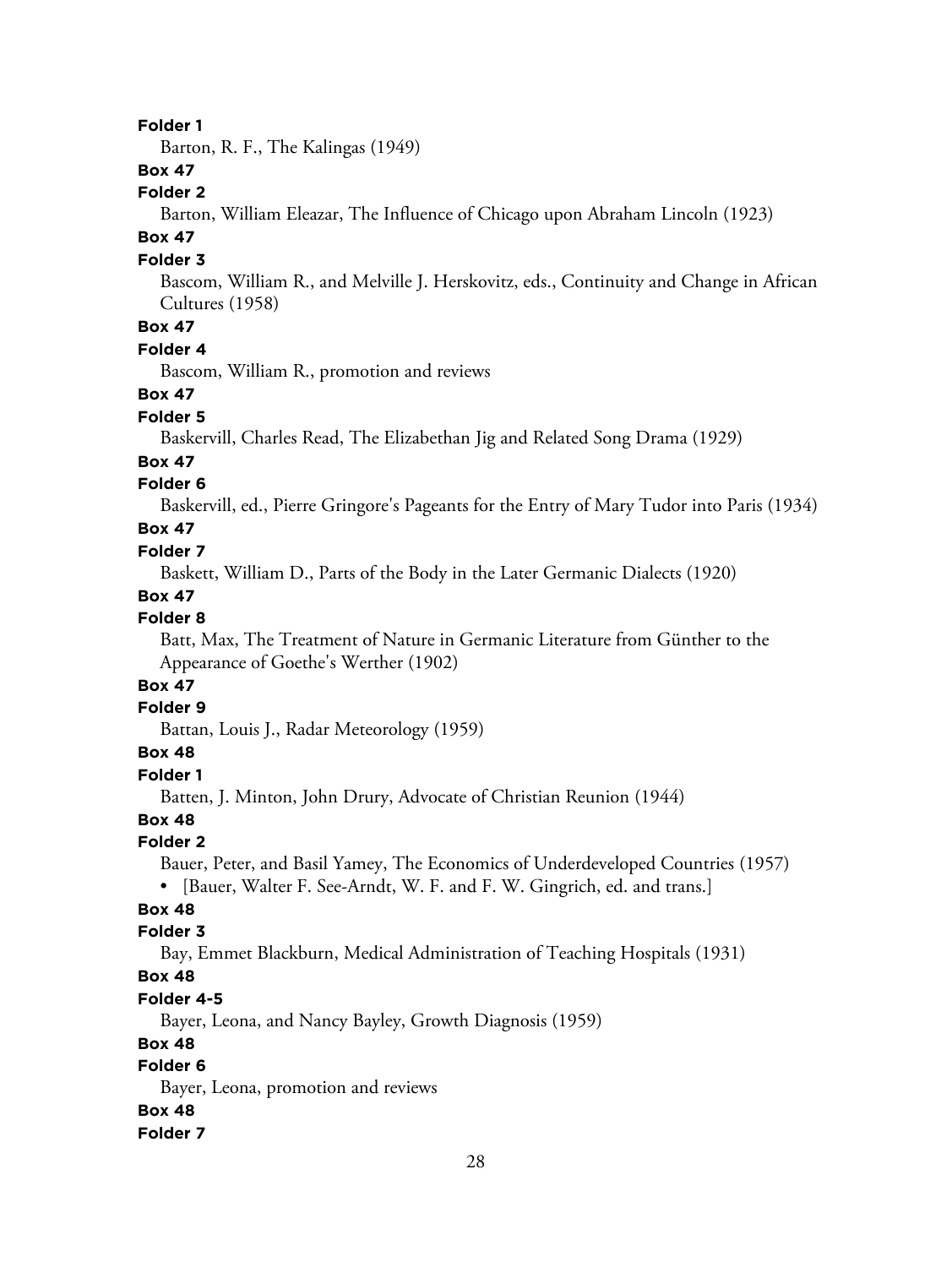**Folder 1**

Barton, R. F., The Kalingas (1949)

**Box 47**

**Folder 2**

Barton, William Eleazar, The Influence of Chicago upon Abraham Lincoln (1923)

**Box 47**

**Folder 3**

Bascom, William R., and Melville J. Herskovitz, eds., Continuity and Change in African Cultures (1958)

**Box 47**

**Folder 4**

Bascom, William R., promotion and reviews

**Box 47**

**Folder 5**

Baskervill, Charles Read, The Elizabethan Jig and Related Song Drama (1929)

**Box 47**

**Folder 6**

Baskervill, ed., Pierre Gringore's Pageants for the Entry of Mary Tudor into Paris (1934)

**Box 47**

**Folder 7**

Baskett, William D., Parts of the Body in the Later Germanic Dialects (1920)

**Box 47**

**Folder 8**

Batt, Max, The Treatment of Nature in Germanic Literature from Günther to the Appearance of Goethe's Werther (1902)

**Box 47**

**Folder 9**

Battan, Louis J., Radar Meteorology (1959)

**Box 48**

**Folder 1**

Batten, J. Minton, John Drury, Advocate of Christian Reunion (1944)

**Box 48**

**Folder 2**

Bauer, Peter, and Basil Yamey, The Economics of Underdeveloped Countries (1957)

- [Bauer, Walter F. See-Arndt, W. F. and F. W. Gingrich, ed. and trans.]

**Box 48**

**Folder 3**

Bay, Emmet Blackburn, Medical Administration of Teaching Hospitals (1931)

**Box 48**

**Folder 4-5**

Bayer, Leona, and Nancy Bayley, Growth Diagnosis (1959)

**Box 48**

**Folder 6**

Bayer, Leona, promotion and reviews

**Box 48**

**Folder 7**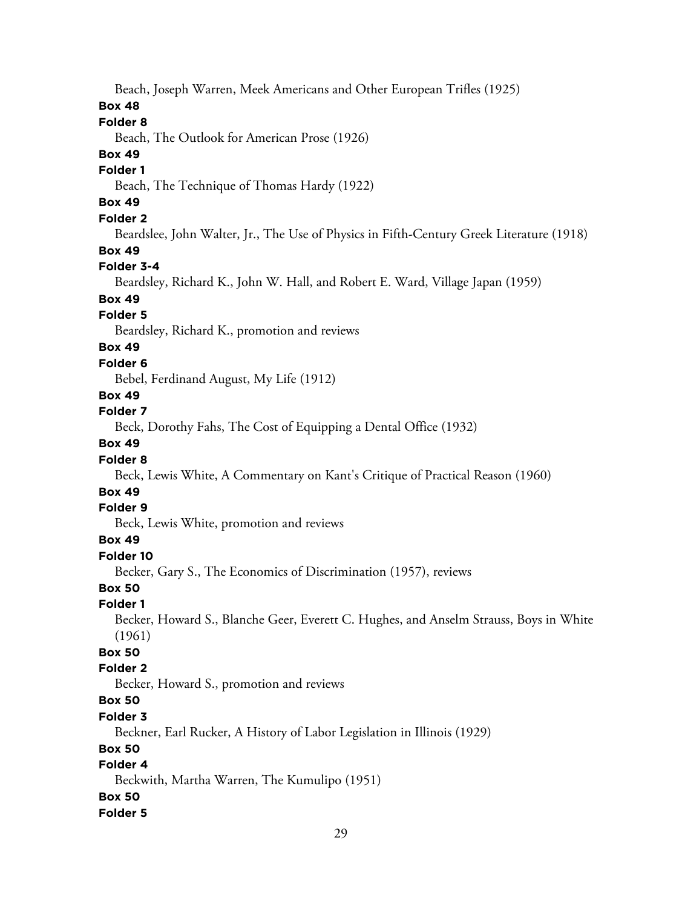Beach, Joseph Warren, Meek Americans and Other European Trifles (1925)

**Box 48**

**Folder 8**

Beach, The Outlook for American Prose (1926)

**Box 49**

**Folder 1**

Beach, The Technique of Thomas Hardy (1922)

**Box 49**

**Folder 2**

Beardslee, John Walter, Jr., The Use of Physics in Fifth-Century Greek Literature (1918)

**Box 49**

**Folder 3-4**

Beardsley, Richard K., John W. Hall, and Robert E. Ward, Village Japan (1959)

**Box 49**

**Folder 5**

Beardsley, Richard K., promotion and reviews

**Box 49**

**Folder 6**

Bebel, Ferdinand August, My Life (1912)

**Box 49**

**Folder 7**

Beck, Dorothy Fahs, The Cost of Equipping a Dental Office (1932)

**Box 49**

**Folder 8**

Beck, Lewis White, A Commentary on Kant's Critique of Practical Reason (1960)

**Box 49**

**Folder 9**

Beck, Lewis White, promotion and reviews

**Box 49**

**Folder 10**

Becker, Gary S., The Economics of Discrimination (1957), reviews

**Box 50**

**Folder 1**

Becker, Howard S., Blanche Geer, Everett C. Hughes, and Anselm Strauss, Boys in White (1961)

**Box 50**

**Folder 2**

Becker, Howard S., promotion and reviews

**Box 50**

**Folder 3**

Beckner, Earl Rucker, A History of Labor Legislation in Illinois (1929)

**Box 50**

**Folder 4**

Beckwith, Martha Warren, The Kumulipo (1951)

**Box 50**

**Folder 5**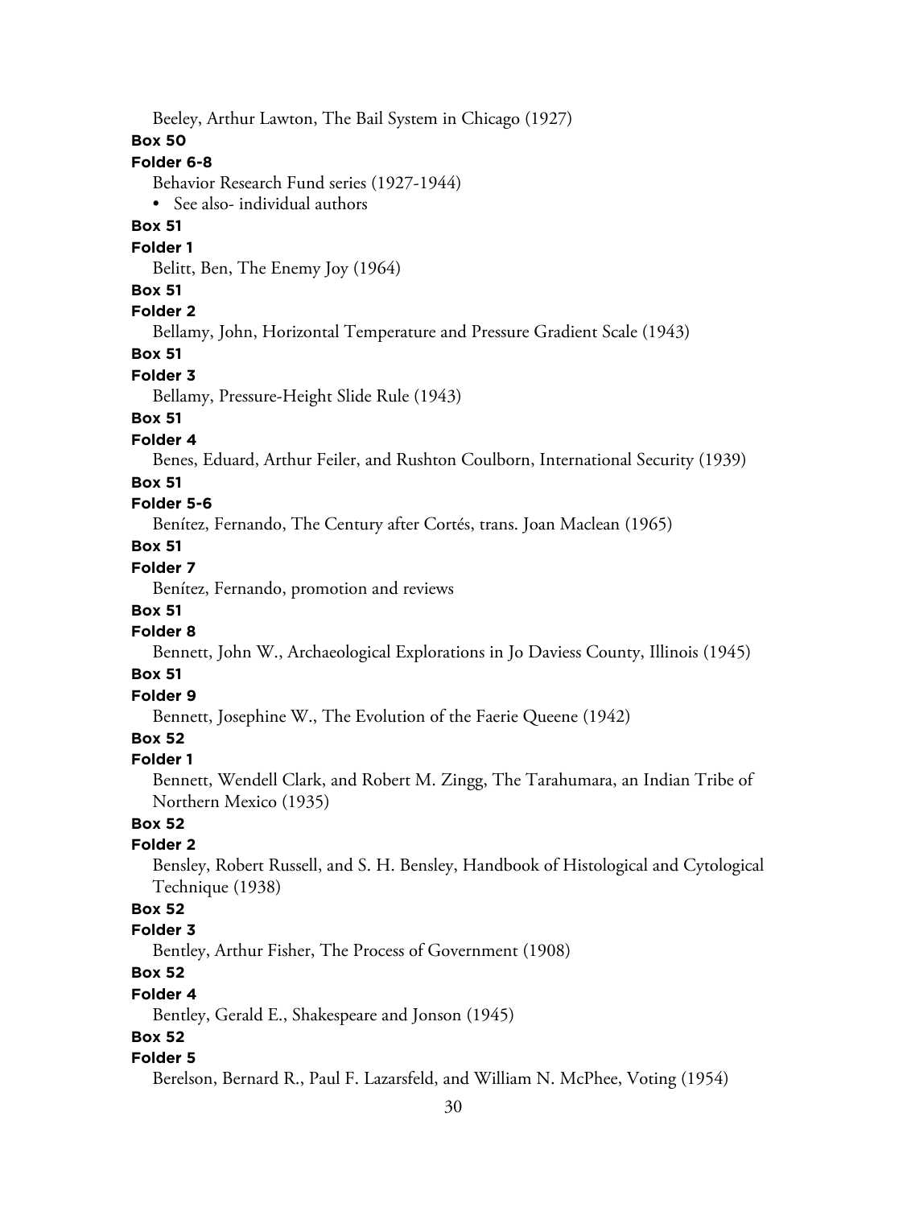Beeley, Arthur Lawton, The Bail System in Chicago (1927)

**Box 50**

**Folder 6-8**

Behavior Research Fund series (1927-1944)

- See also- individual authors

**Box 51**

**Folder 1**

Belitt, Ben, The Enemy Joy (1964)

**Box 51**

**Folder 2**

Bellamy, John, Horizontal Temperature and Pressure Gradient Scale (1943)

**Box 51**

**Folder 3**

Bellamy, Pressure-Height Slide Rule (1943)

**Box 51**

**Folder 4**

Benes, Eduard, Arthur Feiler, and Rushton Coulborn, International Security (1939)

**Box 51**

**Folder 5-6**

Benítez, Fernando, The Century after Cortés, trans. Joan Maclean (1965)

**Box 51**

**Folder 7**

Benítez, Fernando, promotion and reviews

**Box 51**

**Folder 8**

Bennett, John W., Archaeological Explorations in Jo Daviess County, Illinois (1945)

**Box 51**

**Folder 9**

Bennett, Josephine W., The Evolution of the Faerie Queene (1942)

**Box 52**

**Folder 1**

Bennett, Wendell Clark, and Robert M. Zingg, The Tarahumara, an Indian Tribe of Northern Mexico (1935)

**Box 52**

**Folder 2**

Bensley, Robert Russell, and S. H. Bensley, Handbook of Histological and Cytological Technique (1938)

**Box 52**

**Folder 3**

Bentley, Arthur Fisher, The Process of Government (1908)

**Box 52**

**Folder 4**

Bentley, Gerald E., Shakespeare and Jonson (1945)

**Box 52**

**Folder 5**

Berelson, Bernard R., Paul F. Lazarsfeld, and William N. McPhee, Voting (1954)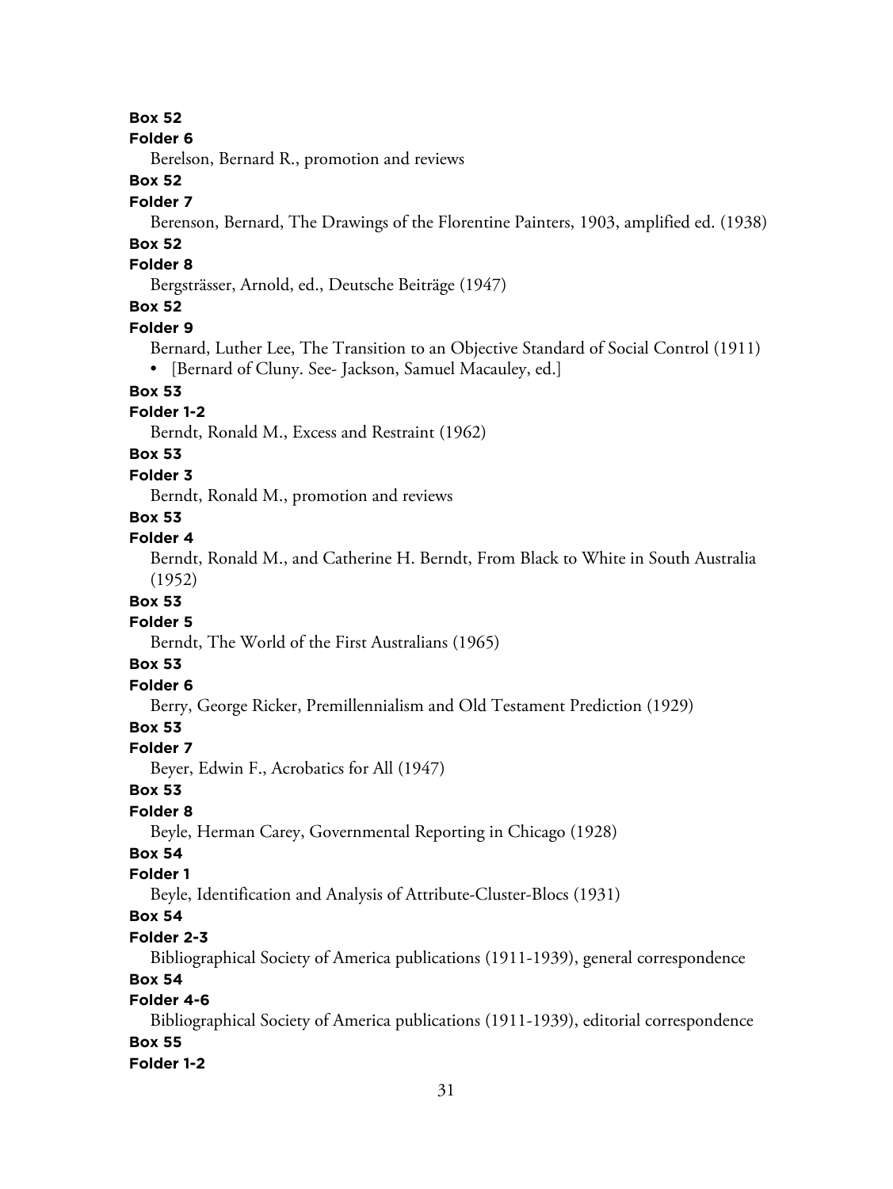**Box 52**
**Folder 6**
Berelson, Bernard R., promotion and reviews

**Box 52**
**Folder 7**
Berenson, Bernard, The Drawings of the Florentine Painters, 1903, amplified ed. (1938)

**Box 52**
**Folder 8**
Bergsträsser, Arnold, ed., Deutsche Beiträge (1947)

**Box 52**
**Folder 9**
Bernard, Luther Lee, The Transition to an Objective Standard of Social Control (1911)

- [Bernard of Cluny. See- Jackson, Samuel Macauley, ed.]

**Box 53**
**Folder 1-2**
Berndt, Ronald M., Excess and Restraint (1962)

**Box 53**
**Folder 3**
Berndt, Ronald M., promotion and reviews

**Box 53**
**Folder 4**
Berndt, Ronald M., and Catherine H. Berndt, From Black to White in South Australia (1952)

**Box 53**
**Folder 5**
Berndt, The World of the First Australians (1965)

**Box 53**
**Folder 6**
Berry, George Ricker, Premillennialism and Old Testament Prediction (1929)

**Box 53**
**Folder 7**
Beyer, Edwin F., Acrobatics for All (1947)

**Box 53**
**Folder 8**
Beyle, Herman Carey, Governmental Reporting in Chicago (1928)

**Box 54**
**Folder 1**
Beyle, Identification and Analysis of Attribute-Cluster-Blocs (1931)

**Box 54**
**Folder 2-3**
Bibliographical Society of America publications (1911-1939), general correspondence

**Box 54**
**Folder 4-6**
Bibliographical Society of America publications (1911-1939), editorial correspondence

**Box 55**
**Folder 1-2**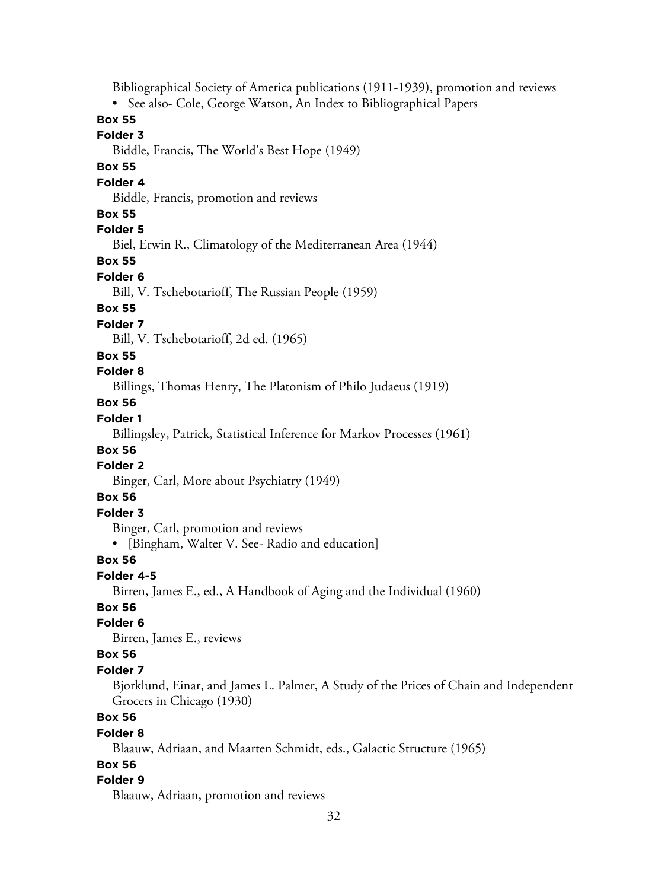Bibliographical Society of America publications (1911-1939), promotion and reviews

- See also- Cole, George Watson, An Index to Bibliographical Papers

**Box 55**

**Folder 3**

Biddle, Francis, The World's Best Hope (1949)

**Box 55**

**Folder 4**

Biddle, Francis, promotion and reviews

**Box 55**

**Folder 5**

Biel, Erwin R., Climatology of the Mediterranean Area (1944)

**Box 55**

**Folder 6**

Bill, V. Tschebotarioff, The Russian People (1959)

**Box 55**

**Folder 7**

Bill, V. Tschebotarioff, 2d ed. (1965)

**Box 55**

**Folder 8**

Billings, Thomas Henry, The Platonism of Philo Judaeus (1919)

**Box 56**

**Folder 1**

Billingsley, Patrick, Statistical Inference for Markov Processes (1961)

**Box 56**

**Folder 2**

Binger, Carl, More about Psychiatry (1949)

**Box 56**

**Folder 3**

Binger, Carl, promotion and reviews

- [Bingham, Walter V. See- Radio and education]

**Box 56**

**Folder 4-5**

Birren, James E., ed., A Handbook of Aging and the Individual (1960)

**Box 56**

**Folder 6**

Birren, James E., reviews

**Box 56**

**Folder 7**

Bjorklund, Einar, and James L. Palmer, A Study of the Prices of Chain and Independent Grocers in Chicago (1930)

**Box 56**

**Folder 8**

Blaauw, Adriaan, and Maarten Schmidt, eds., Galactic Structure (1965)

**Box 56**

**Folder 9**

Blaauw, Adriaan, promotion and reviews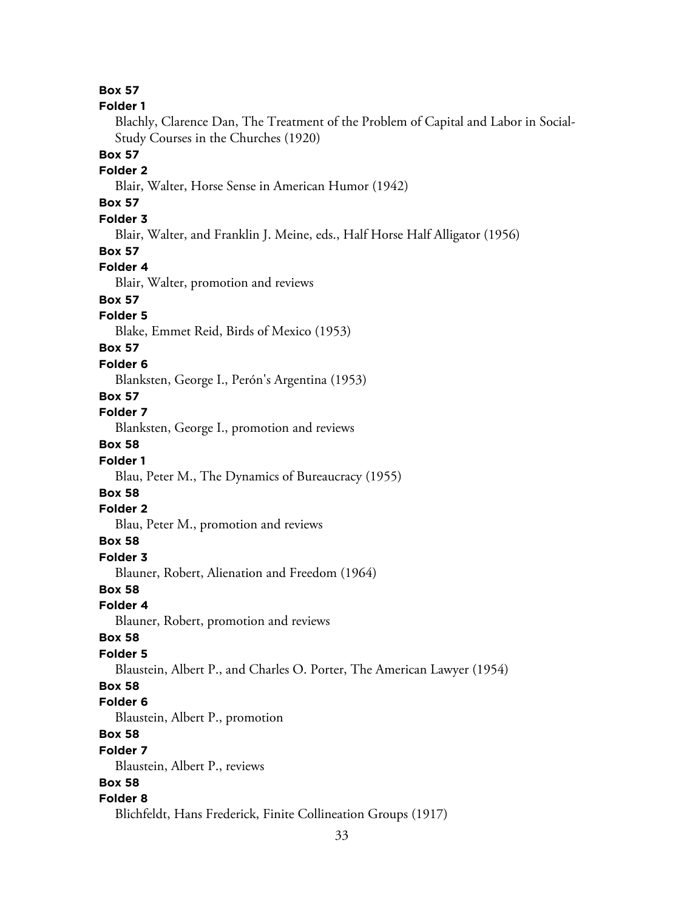**Box 57**

**Folder 1**

Blachly, Clarence Dan, The Treatment of the Problem of Capital and Labor in Social-Study Courses in the Churches (1920)

**Box 57**

**Folder 2**

Blair, Walter, Horse Sense in American Humor (1942)

**Box 57**

**Folder 3**

Blair, Walter, and Franklin J. Meine, eds., Half Horse Half Alligator (1956)

**Box 57**

**Folder 4**

Blair, Walter, promotion and reviews

**Box 57**

**Folder 5**

Blake, Emmet Reid, Birds of Mexico (1953)

**Box 57**

**Folder 6**

Blanksten, George I., Perón's Argentina (1953)

**Box 57**

**Folder 7**

Blanksten, George I., promotion and reviews

**Box 58**

**Folder 1**

Blau, Peter M., The Dynamics of Bureaucracy (1955)

**Box 58**

**Folder 2**

Blau, Peter M., promotion and reviews

**Box 58**

**Folder 3**

Blauner, Robert, Alienation and Freedom (1964)

**Box 58**

**Folder 4**

Blauner, Robert, promotion and reviews

**Box 58**

**Folder 5**

Blaustein, Albert P., and Charles O. Porter, The American Lawyer (1954)

**Box 58**

**Folder 6**

Blaustein, Albert P., promotion

**Box 58**

**Folder 7**

Blaustein, Albert P., reviews

**Box 58**

**Folder 8**

Blichfeldt, Hans Frederick, Finite Collineation Groups (1917)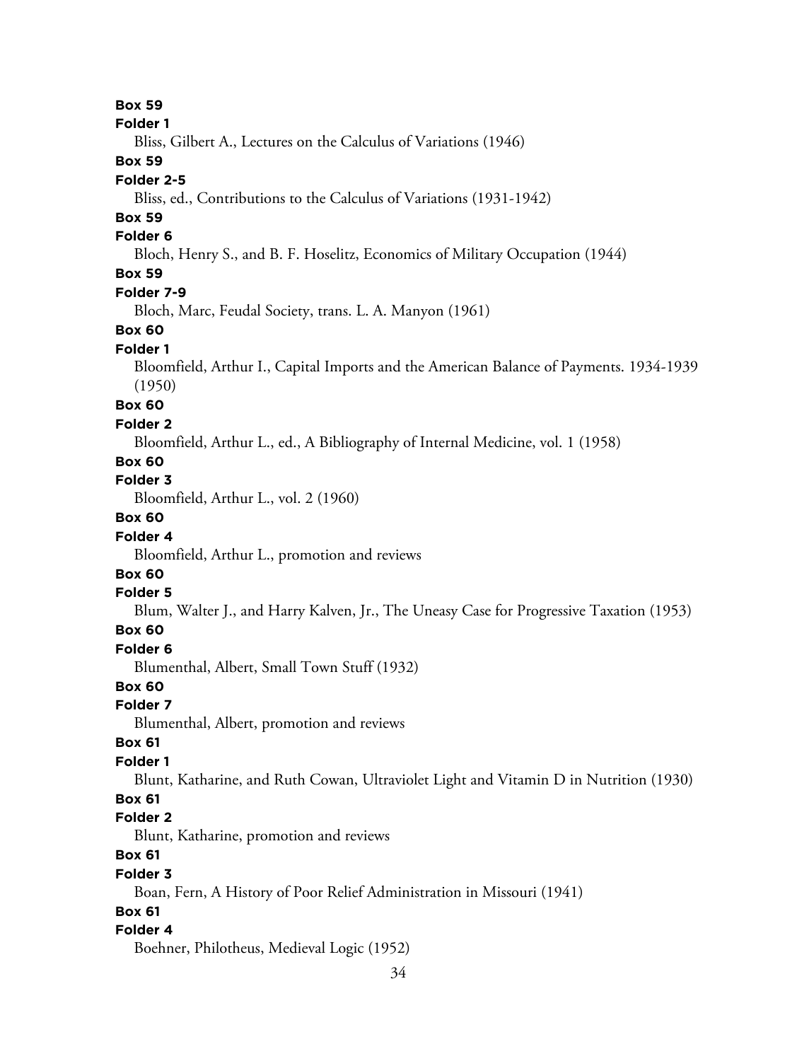**Box 59**

**Folder 1**

Bliss, Gilbert A., Lectures on the Calculus of Variations (1946)

**Box 59**

**Folder 2-5**

Bliss, ed., Contributions to the Calculus of Variations (1931-1942)

**Box 59**

**Folder 6**

Bloch, Henry S., and B. F. Hoselitz, Economics of Military Occupation (1944)

**Box 59**

**Folder 7-9**

Bloch, Marc, Feudal Society, trans. L. A. Manyon (1961)

**Box 60**

**Folder 1**

Bloomfield, Arthur I., Capital Imports and the American Balance of Payments. 1934-1939 (1950)

**Box 60**

**Folder 2**

Bloomfield, Arthur L., ed., A Bibliography of Internal Medicine, vol. 1 (1958)

**Box 60**

**Folder 3**

Bloomfield, Arthur L., vol. 2 (1960)

**Box 60**

**Folder 4**

Bloomfield, Arthur L., promotion and reviews

**Box 60**

**Folder 5**

Blum, Walter J., and Harry Kalven, Jr., The Uneasy Case for Progressive Taxation (1953)

**Box 60**

**Folder 6**

Blumenthal, Albert, Small Town Stuff (1932)

**Box 60**

**Folder 7**

Blumenthal, Albert, promotion and reviews

**Box 61**

**Folder 1**

Blunt, Katharine, and Ruth Cowan, Ultraviolet Light and Vitamin D in Nutrition (1930)

**Box 61**

**Folder 2**

Blunt, Katharine, promotion and reviews

**Box 61**

**Folder 3**

Boan, Fern, A History of Poor Relief Administration in Missouri (1941)

**Box 61**

**Folder 4**

Boehner, Philotheus, Medieval Logic (1952)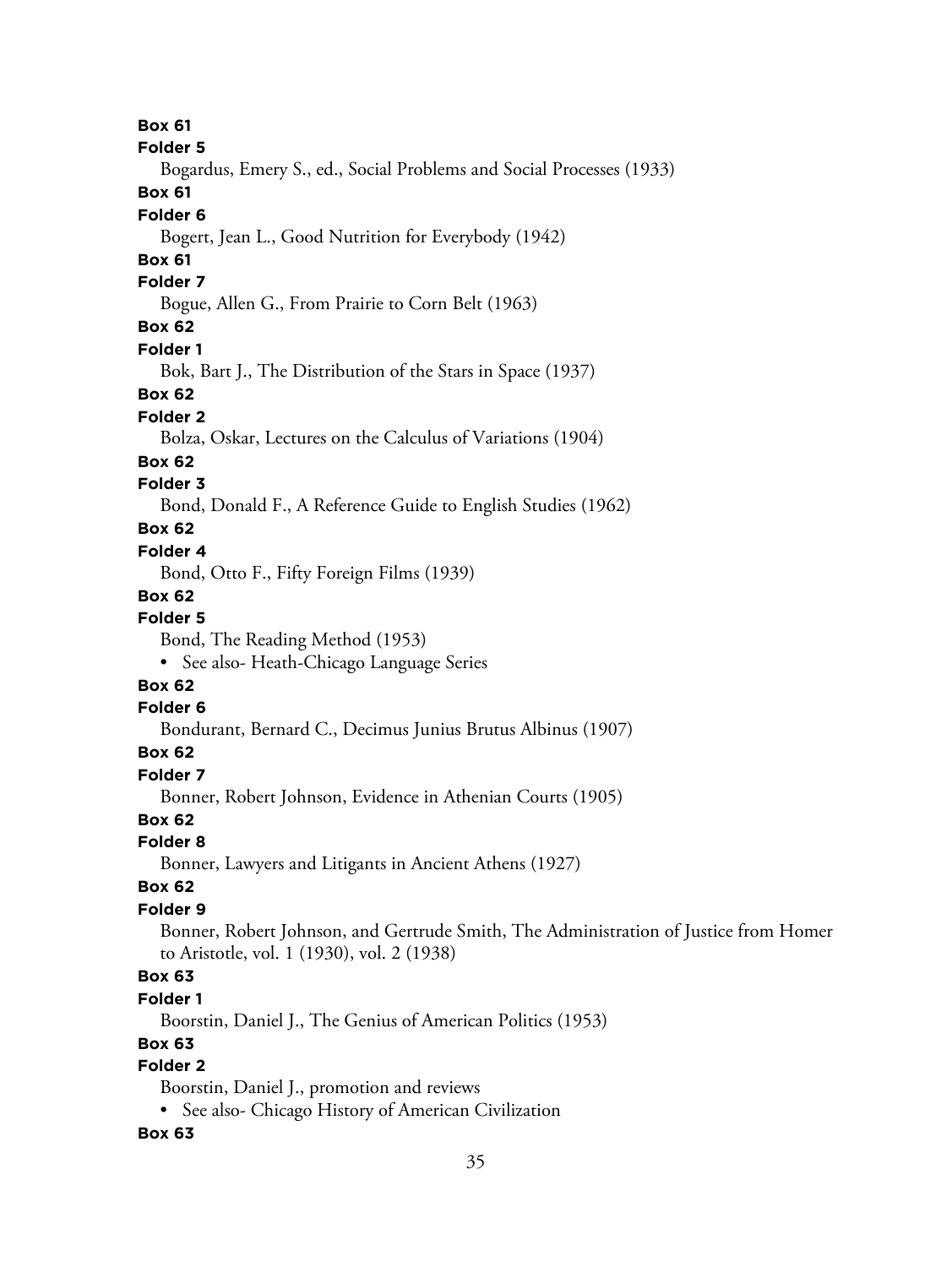**Box 61**

**Folder 5**

Bogardus, Emery S., ed., Social Problems and Social Processes (1933)

**Box 61**

**Folder 6**

Bogert, Jean L., Good Nutrition for Everybody (1942)

**Box 61**

**Folder 7**

Bogue, Allen G., From Prairie to Corn Belt (1963)

**Box 62**

**Folder 1**

Bok, Bart J., The Distribution of the Stars in Space (1937)

**Box 62**

**Folder 2**

Bolza, Oskar, Lectures on the Calculus of Variations (1904)

**Box 62**

**Folder 3**

Bond, Donald F., A Reference Guide to English Studies (1962)

**Box 62**

**Folder 4**

Bond, Otto F., Fifty Foreign Films (1939)

**Box 62**

**Folder 5**

Bond, The Reading Method (1953)

- See also- Heath-Chicago Language Series

**Box 62**

**Folder 6**

Bondurant, Bernard C., Decimus Junius Brutus Albinus (1907)

**Box 62**

**Folder 7**

Bonner, Robert Johnson, Evidence in Athenian Courts (1905)

**Box 62**

**Folder 8**

Bonner, Lawyers and Litigants in Ancient Athens (1927)

**Box 62**

**Folder 9**

Bonner, Robert Johnson, and Gertrude Smith, The Administration of Justice from Homer to Aristotle, vol. 1 (1930), vol. 2 (1938)

**Box 63**

**Folder 1**

Boorstin, Daniel J., The Genius of American Politics (1953)

**Box 63**

**Folder 2**

Boorstin, Daniel J., promotion and reviews

- See also- Chicago History of American Civilization

**Box 63**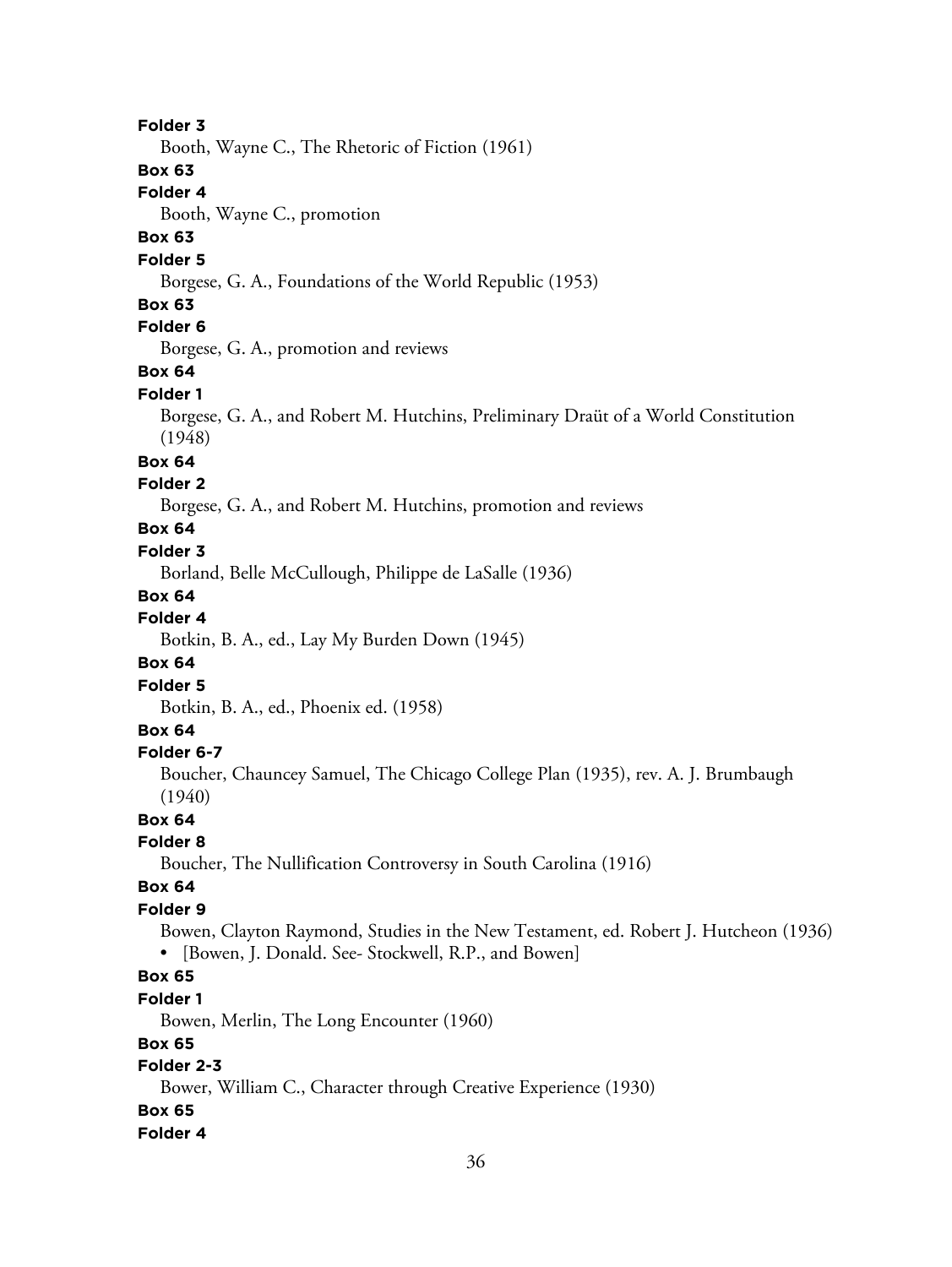**Folder 3**

Booth, Wayne C., The Rhetoric of Fiction (1961)

**Box 63**

**Folder 4**

Booth, Wayne C., promotion

**Box 63**

**Folder 5**

Borgese, G. A., Foundations of the World Republic (1953)

**Box 63**

**Folder 6**

Borgese, G. A., promotion and reviews

**Box 64**

**Folder 1**

Borgese, G. A., and Robert M. Hutchins, Preliminary Draüt of a World Constitution (1948)

**Box 64**

**Folder 2**

Borgese, G. A., and Robert M. Hutchins, promotion and reviews

**Box 64**

**Folder 3**

Borland, Belle McCullough, Philippe de LaSalle (1936)

**Box 64**

**Folder 4**

Botkin, B. A., ed., Lay My Burden Down (1945)

**Box 64**

**Folder 5**

Botkin, B. A., ed., Phoenix ed. (1958)

**Box 64**

**Folder 6-7**

Boucher, Chauncey Samuel, The Chicago College Plan (1935), rev. A. J. Brumbaugh (1940)

**Box 64**

**Folder 8**

Boucher, The Nullification Controversy in South Carolina (1916)

**Box 64**

**Folder 9**

Bowen, Clayton Raymond, Studies in the New Testament, ed. Robert J. Hutcheon (1936)

- [Bowen, J. Donald. See- Stockwell, R.P., and Bowen]

**Box 65**

**Folder 1**

Bowen, Merlin, The Long Encounter (1960)

**Box 65**

**Folder 2-3**

Bower, William C., Character through Creative Experience (1930)

**Box 65**

**Folder 4**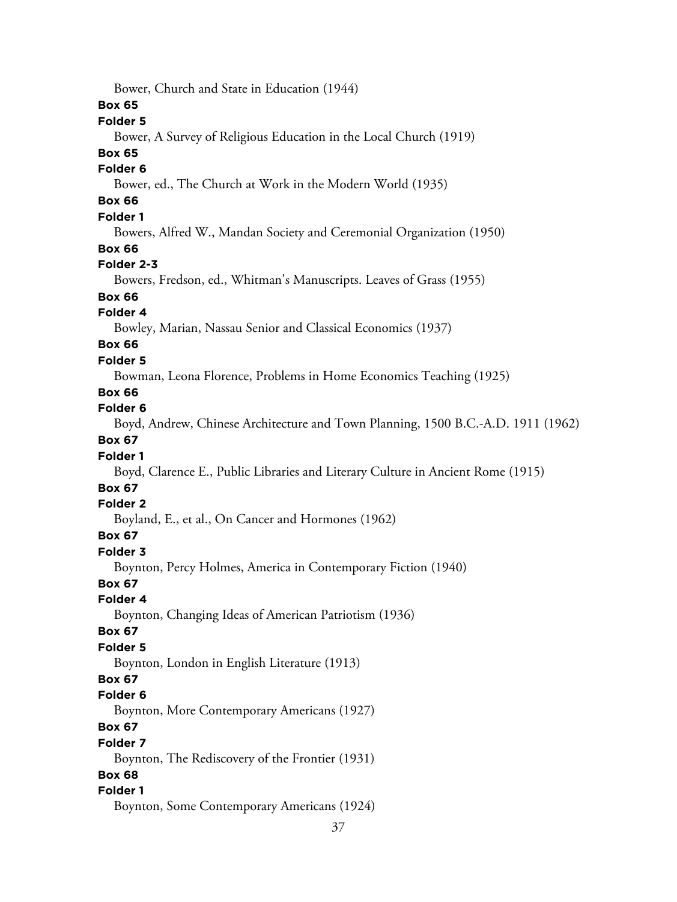Bower, Church and State in Education (1944)

**Box 65**

**Folder 5**

Bower, A Survey of Religious Education in the Local Church (1919)

**Box 65**

**Folder 6**

Bower, ed., The Church at Work in the Modern World (1935)

**Box 66**

**Folder 1**

Bowers, Alfred W., Mandan Society and Ceremonial Organization (1950)

**Box 66**

**Folder 2-3**

Bowers, Fredson, ed., Whitman's Manuscripts. Leaves of Grass (1955)

**Box 66**

**Folder 4**

Bowley, Marian, Nassau Senior and Classical Economics (1937)

**Box 66**

**Folder 5**

Bowman, Leona Florence, Problems in Home Economics Teaching (1925)

**Box 66**

**Folder 6**

Boyd, Andrew, Chinese Architecture and Town Planning, 1500 B.C.-A.D. 1911 (1962)

**Box 67**

**Folder 1**

Boyd, Clarence E., Public Libraries and Literary Culture in Ancient Rome (1915)

**Box 67**

**Folder 2**

Boyland, E., et al., On Cancer and Hormones (1962)

**Box 67**

**Folder 3**

Boynton, Percy Holmes, America in Contemporary Fiction (1940)

**Box 67**

**Folder 4**

Boynton, Changing Ideas of American Patriotism (1936)

**Box 67**

**Folder 5**

Boynton, London in English Literature (1913)

**Box 67**

**Folder 6**

Boynton, More Contemporary Americans (1927)

**Box 67**

**Folder 7**

Boynton, The Rediscovery of the Frontier (1931)

**Box 68**

**Folder 1**

Boynton, Some Contemporary Americans (1924)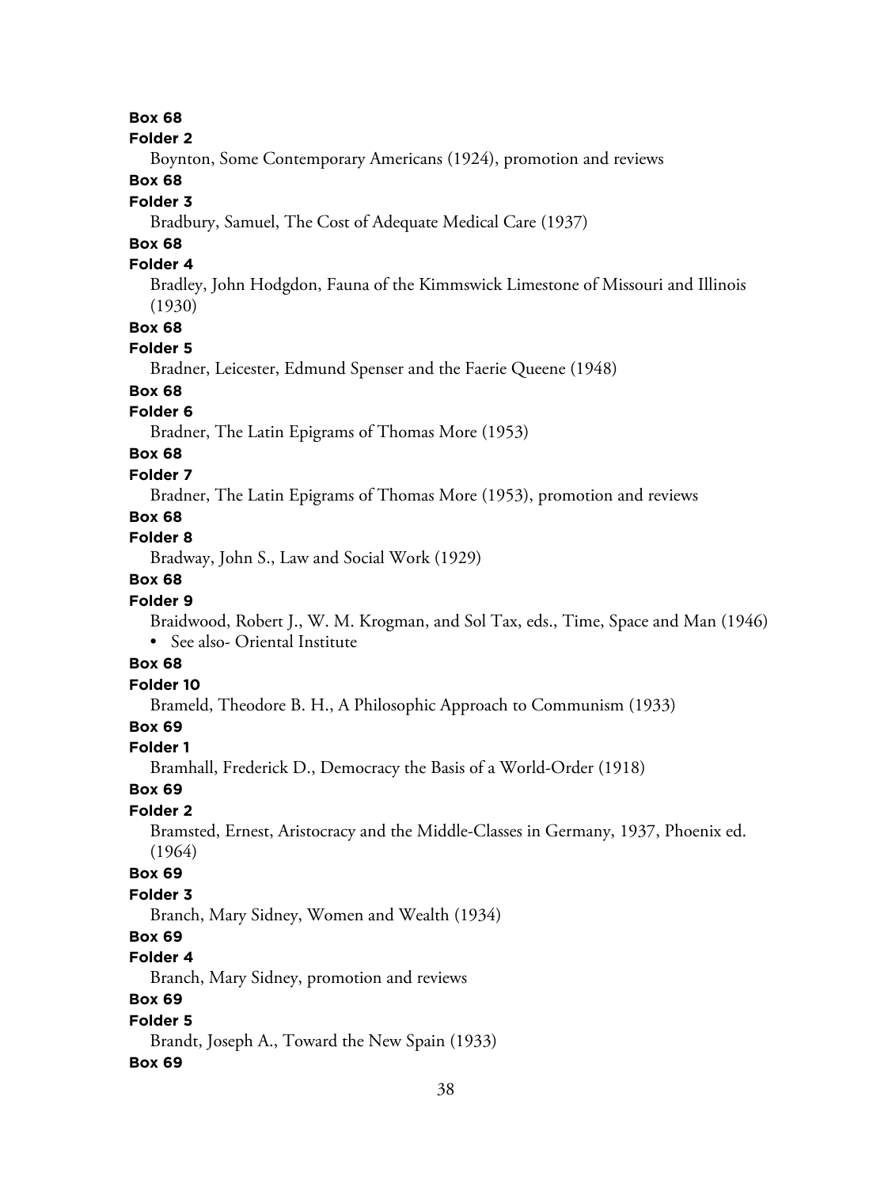**Box 68**

**Folder 2**

Boynton, Some Contemporary Americans (1924), promotion and reviews

**Box 68**

**Folder 3**

Bradbury, Samuel, The Cost of Adequate Medical Care (1937)

**Box 68**

**Folder 4**

Bradley, John Hodgdon, Fauna of the Kimmswick Limestone of Missouri and Illinois (1930)

**Box 68**

**Folder 5**

Bradner, Leicester, Edmund Spenser and the Faerie Queene (1948)

**Box 68**

**Folder 6**

Bradner, The Latin Epigrams of Thomas More (1953)

**Box 68**

**Folder 7**

Bradner, The Latin Epigrams of Thomas More (1953), promotion and reviews

**Box 68**

**Folder 8**

Bradway, John S., Law and Social Work (1929)

**Box 68**

**Folder 9**

Braidwood, Robert J., W. M. Krogman, and Sol Tax, eds., Time, Space and Man (1946)

- See also- Oriental Institute

**Box 68**

**Folder 10**

Brameld, Theodore B. H., A Philosophic Approach to Communism (1933)

**Box 69**

**Folder 1**

Bramhall, Frederick D., Democracy the Basis of a World-Order (1918)

**Box 69**

**Folder 2**

Bramsted, Ernest, Aristocracy and the Middle-Classes in Germany, 1937, Phoenix ed. (1964)

**Box 69**

**Folder 3**

Branch, Mary Sidney, Women and Wealth (1934)

**Box 69**

**Folder 4**

Branch, Mary Sidney, promotion and reviews

**Box 69**

**Folder 5**

Brandt, Joseph A., Toward the New Spain (1933)

**Box 69**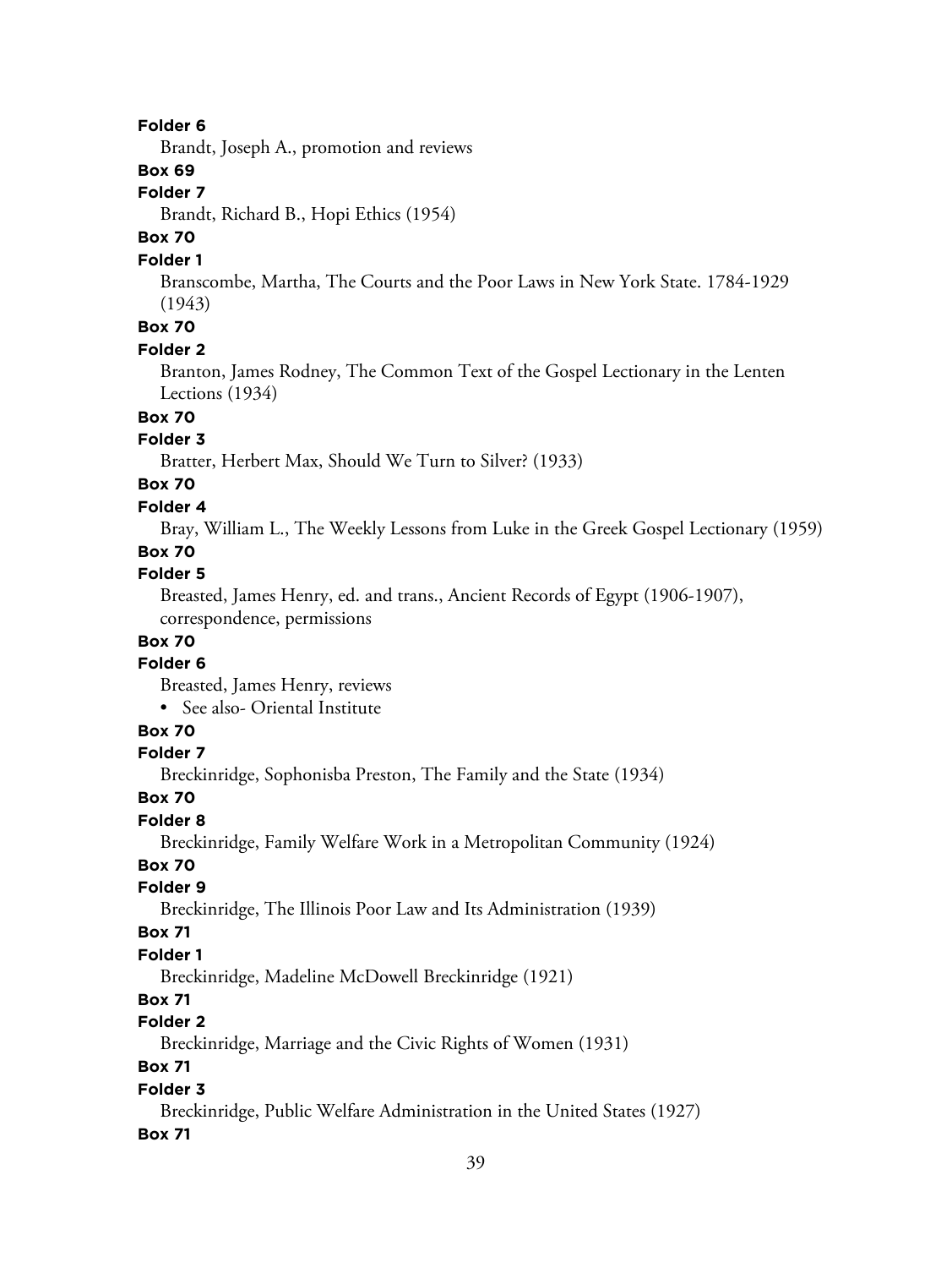**Folder 6**

Brandt, Joseph A., promotion and reviews

**Box 69**

**Folder 7**

Brandt, Richard B., Hopi Ethics (1954)

**Box 70**

**Folder 1**

Branscombe, Martha, The Courts and the Poor Laws in New York State. 1784-1929 (1943)

**Box 70**

**Folder 2**

Branton, James Rodney, The Common Text of the Gospel Lectionary in the Lenten Lections (1934)

**Box 70**

**Folder 3**

Bratter, Herbert Max, Should We Turn to Silver? (1933)

**Box 70**

**Folder 4**

Bray, William L., The Weekly Lessons from Luke in the Greek Gospel Lectionary (1959)

**Box 70**

**Folder 5**

Breasted, James Henry, ed. and trans., Ancient Records of Egypt (1906-1907), correspondence, permissions

**Box 70**

**Folder 6**

Breasted, James Henry, reviews

- See also- Oriental Institute

**Box 70**

**Folder 7**

Breckinridge, Sophonisba Preston, The Family and the State (1934)

**Box 70**

**Folder 8**

Breckinridge, Family Welfare Work in a Metropolitan Community (1924)

**Box 70**

**Folder 9**

Breckinridge, The Illinois Poor Law and Its Administration (1939)

**Box 71**

**Folder 1**

Breckinridge, Madeline McDowell Breckinridge (1921)

**Box 71**

**Folder 2**

Breckinridge, Marriage and the Civic Rights of Women (1931)

**Box 71**

**Folder 3**

Breckinridge, Public Welfare Administration in the United States (1927)

**Box 71**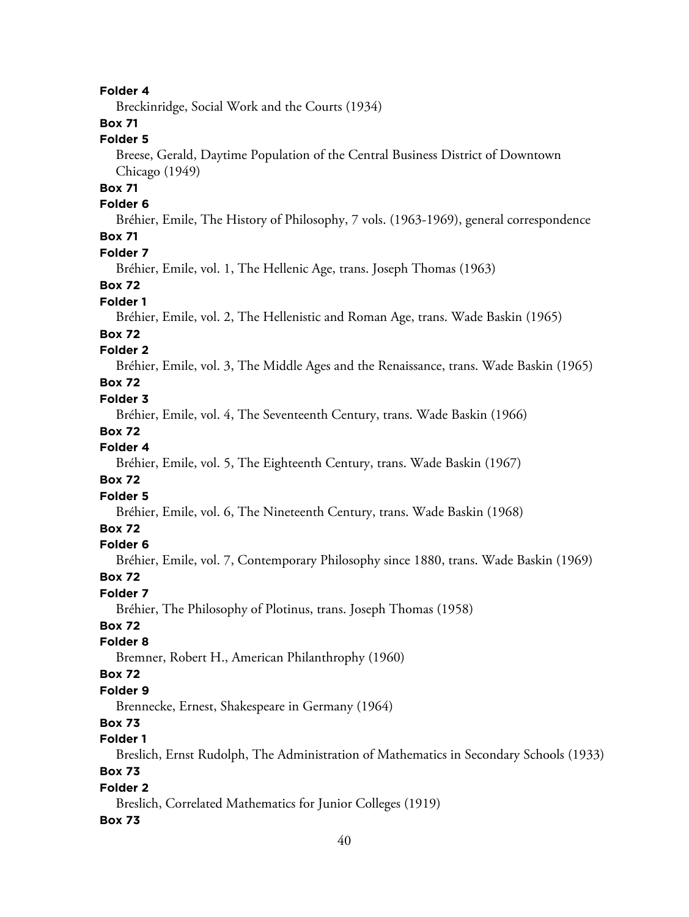**Folder 4**

Breckinridge, Social Work and the Courts (1934)

**Box 71**

**Folder 5**

Breese, Gerald, Daytime Population of the Central Business District of Downtown Chicago (1949)

**Box 71**

**Folder 6**

Bréhier, Emile, The History of Philosophy, 7 vols. (1963-1969), general correspondence

**Box 71**

**Folder 7**

Bréhier, Emile, vol. 1, The Hellenic Age, trans. Joseph Thomas (1963)

**Box 72**

**Folder 1**

Bréhier, Emile, vol. 2, The Hellenistic and Roman Age, trans. Wade Baskin (1965)

**Box 72**

**Folder 2**

Bréhier, Emile, vol. 3, The Middle Ages and the Renaissance, trans. Wade Baskin (1965)

**Box 72**

**Folder 3**

Bréhier, Emile, vol. 4, The Seventeenth Century, trans. Wade Baskin (1966)

**Box 72**

**Folder 4**

Bréhier, Emile, vol. 5, The Eighteenth Century, trans. Wade Baskin (1967)

**Box 72**

**Folder 5**

Bréhier, Emile, vol. 6, The Nineteenth Century, trans. Wade Baskin (1968)

**Box 72**

**Folder 6**

Bréhier, Emile, vol. 7, Contemporary Philosophy since 1880, trans. Wade Baskin (1969)

**Box 72**

**Folder 7**

Bréhier, The Philosophy of Plotinus, trans. Joseph Thomas (1958)

**Box 72**

**Folder 8**

Bremner, Robert H., American Philanthrophy (1960)

**Box 72**

**Folder 9**

Brennecke, Ernest, Shakespeare in Germany (1964)

**Box 73**

**Folder 1**

Breslich, Ernst Rudolph, The Administration of Mathematics in Secondary Schools (1933)

**Box 73**

**Folder 2**

Breslich, Correlated Mathematics for Junior Colleges (1919)

**Box 73**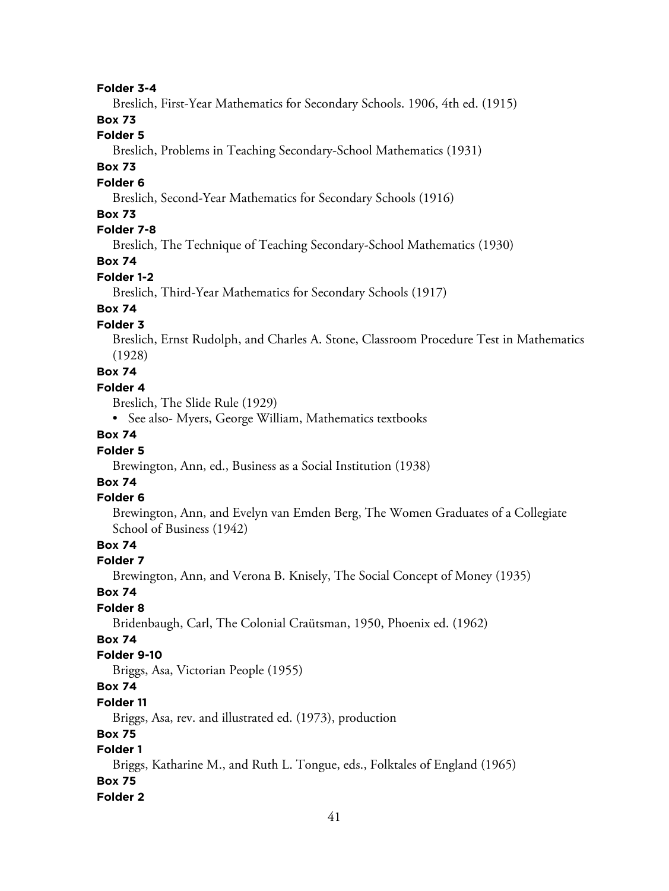**Folder 3-4**

Breslich, First-Year Mathematics for Secondary Schools. 1906, 4th ed. (1915)

**Box 73**

**Folder 5**

Breslich, Problems in Teaching Secondary-School Mathematics (1931)

**Box 73**

**Folder 6**

Breslich, Second-Year Mathematics for Secondary Schools (1916)

**Box 73**

**Folder 7-8**

Breslich, The Technique of Teaching Secondary-School Mathematics (1930)

**Box 74**

**Folder 1-2**

Breslich, Third-Year Mathematics for Secondary Schools (1917)

**Box 74**

**Folder 3**

Breslich, Ernst Rudolph, and Charles A. Stone, Classroom Procedure Test in Mathematics (1928)

**Box 74**

**Folder 4**

Breslich, The Slide Rule (1929)

- See also- Myers, George William, Mathematics textbooks

**Box 74**

**Folder 5**

Brewington, Ann, ed., Business as a Social Institution (1938)

**Box 74**

**Folder 6**

Brewington, Ann, and Evelyn van Emden Berg, The Women Graduates of a Collegiate School of Business (1942)

**Box 74**

**Folder 7**

Brewington, Ann, and Verona B. Knisely, The Social Concept of Money (1935)

**Box 74**

**Folder 8**

Bridenbaugh, Carl, The Colonial Craütsman, 1950, Phoenix ed. (1962)

**Box 74**

**Folder 9-10**

Briggs, Asa, Victorian People (1955)

**Box 74**

**Folder 11**

Briggs, Asa, rev. and illustrated ed. (1973), production

**Box 75**

**Folder 1**

Briggs, Katharine M., and Ruth L. Tongue, eds., Folktales of England (1965)

**Box 75**

**Folder 2**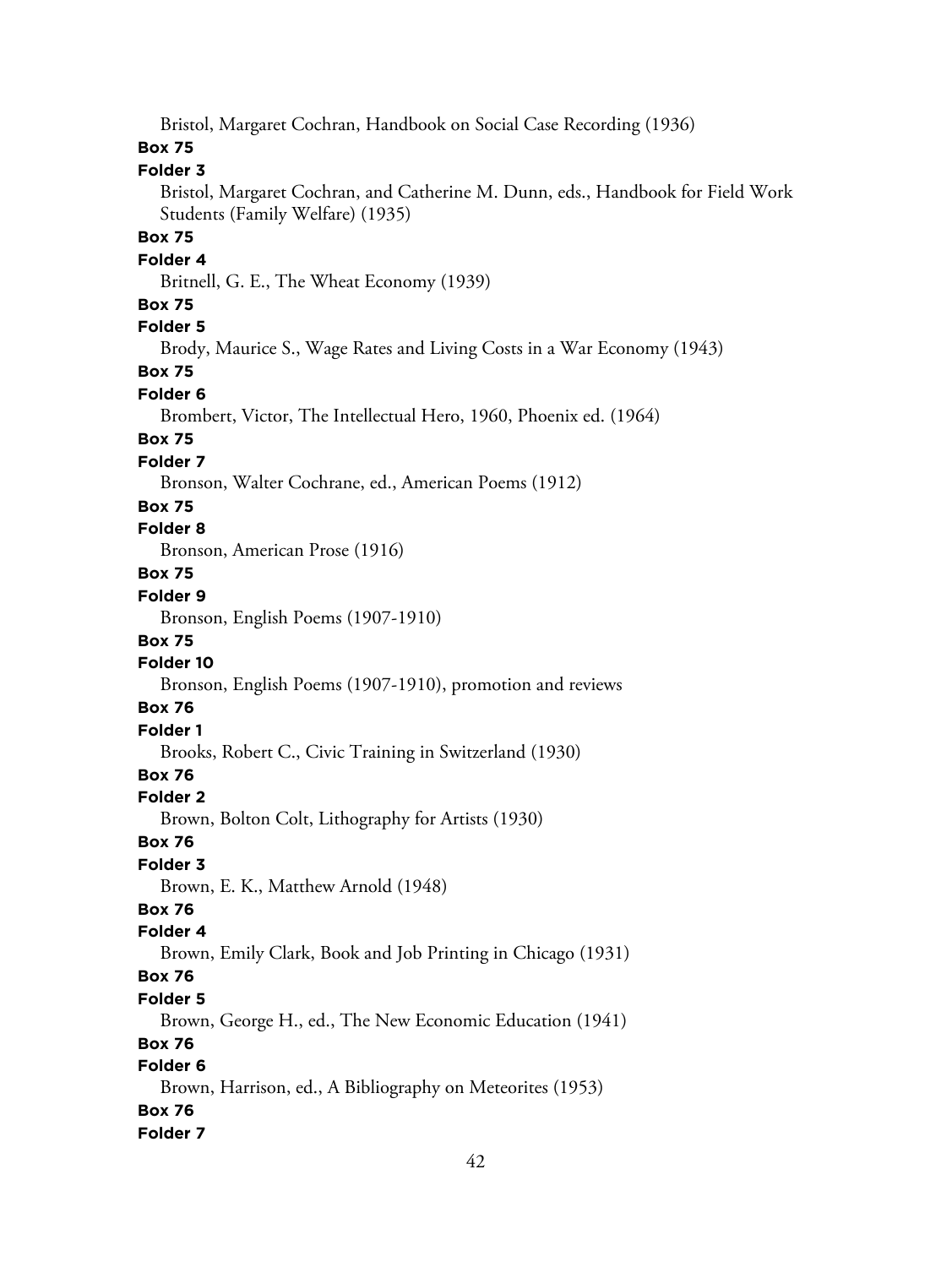Bristol, Margaret Cochran, Handbook on Social Case Recording (1936)

**Box 75**

**Folder 3**

Bristol, Margaret Cochran, and Catherine M. Dunn, eds., Handbook for Field Work Students (Family Welfare) (1935)

**Box 75**

**Folder 4**

Britnell, G. E., The Wheat Economy (1939)

**Box 75**

**Folder 5**

Brody, Maurice S., Wage Rates and Living Costs in a War Economy (1943)

**Box 75**

**Folder 6**

Brombert, Victor, The Intellectual Hero, 1960, Phoenix ed. (1964)

**Box 75**

**Folder 7**

Bronson, Walter Cochrane, ed., American Poems (1912)

**Box 75**

**Folder 8**

Bronson, American Prose (1916)

**Box 75**

**Folder 9**

Bronson, English Poems (1907-1910)

**Box 75**

**Folder 10**

Bronson, English Poems (1907-1910), promotion and reviews

**Box 76**

**Folder 1**

Brooks, Robert C., Civic Training in Switzerland (1930)

**Box 76**

**Folder 2**

Brown, Bolton Colt, Lithography for Artists (1930)

**Box 76**

**Folder 3**

Brown, E. K., Matthew Arnold (1948)

**Box 76**

**Folder 4**

Brown, Emily Clark, Book and Job Printing in Chicago (1931)

**Box 76**

**Folder 5**

Brown, George H., ed., The New Economic Education (1941)

**Box 76**

**Folder 6**

Brown, Harrison, ed., A Bibliography on Meteorites (1953)

**Box 76**

**Folder 7**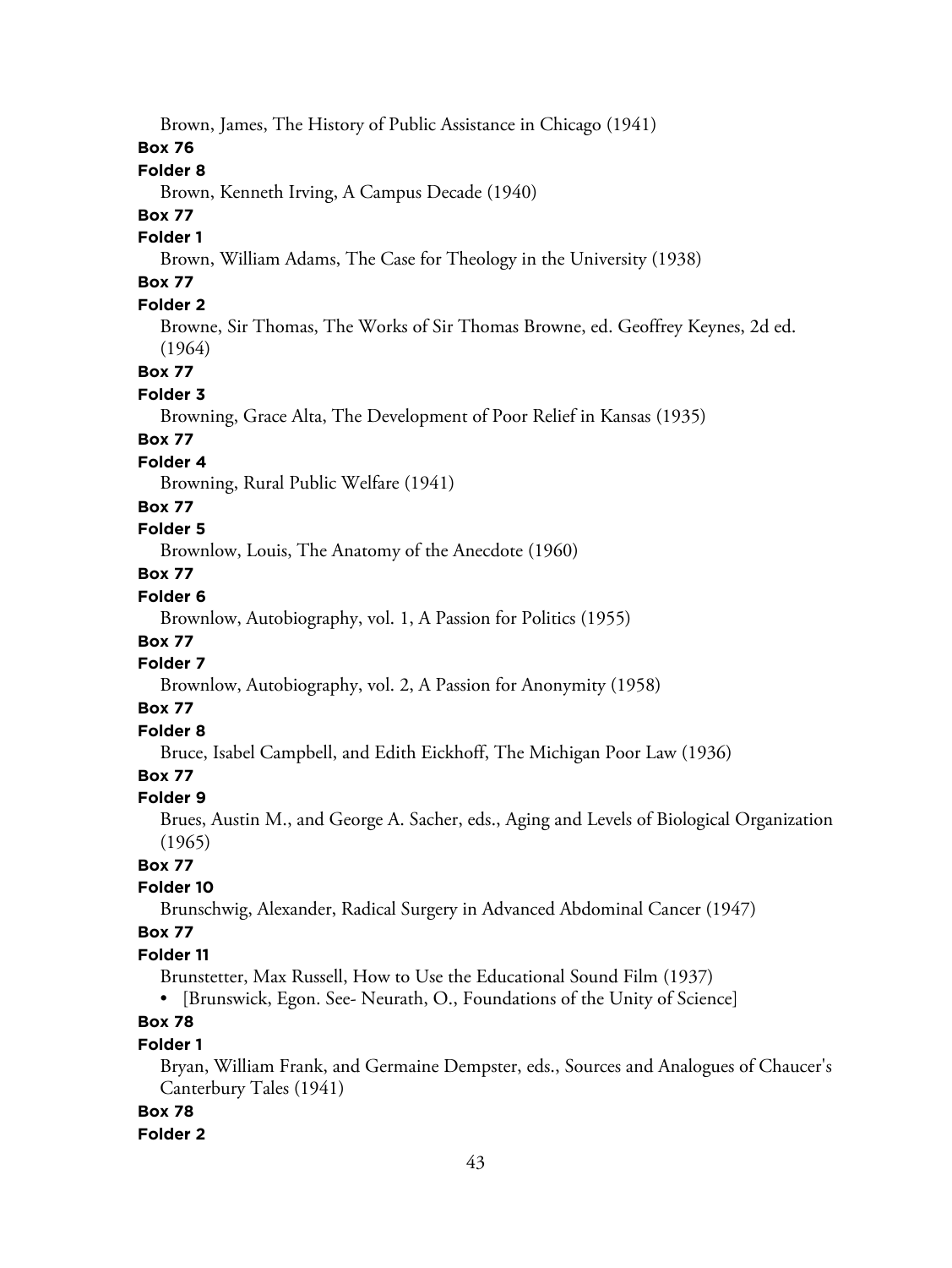Brown, James, The History of Public Assistance in Chicago (1941)

**Box 76**

**Folder 8**

Brown, Kenneth Irving, A Campus Decade (1940)

**Box 77**

**Folder 1**

Brown, William Adams, The Case for Theology in the University (1938)

**Box 77**

**Folder 2**

Browne, Sir Thomas, The Works of Sir Thomas Browne, ed. Geoffrey Keynes, 2d ed. (1964)

**Box 77**

**Folder 3**

Browning, Grace Alta, The Development of Poor Relief in Kansas (1935)

**Box 77**

**Folder 4**

Browning, Rural Public Welfare (1941)

**Box 77**

**Folder 5**

Brownlow, Louis, The Anatomy of the Anecdote (1960)

**Box 77**

**Folder 6**

Brownlow, Autobiography, vol. 1, A Passion for Politics (1955)

**Box 77**

**Folder 7**

Brownlow, Autobiography, vol. 2, A Passion for Anonymity (1958)

**Box 77**

**Folder 8**

Bruce, Isabel Campbell, and Edith Eickhoff, The Michigan Poor Law (1936)

**Box 77**

**Folder 9**

Brues, Austin M., and George A. Sacher, eds., Aging and Levels of Biological Organization (1965)

**Box 77**

**Folder 10**

Brunschwig, Alexander, Radical Surgery in Advanced Abdominal Cancer (1947)

**Box 77**

**Folder 11**

Brunstetter, Max Russell, How to Use the Educational Sound Film (1937)

- [Brunswick, Egon. See- Neurath, O., Foundations of the Unity of Science]

**Box 78**

**Folder 1**

Bryan, William Frank, and Germaine Dempster, eds., Sources and Analogues of Chaucer's Canterbury Tales (1941)

**Box 78**

**Folder 2**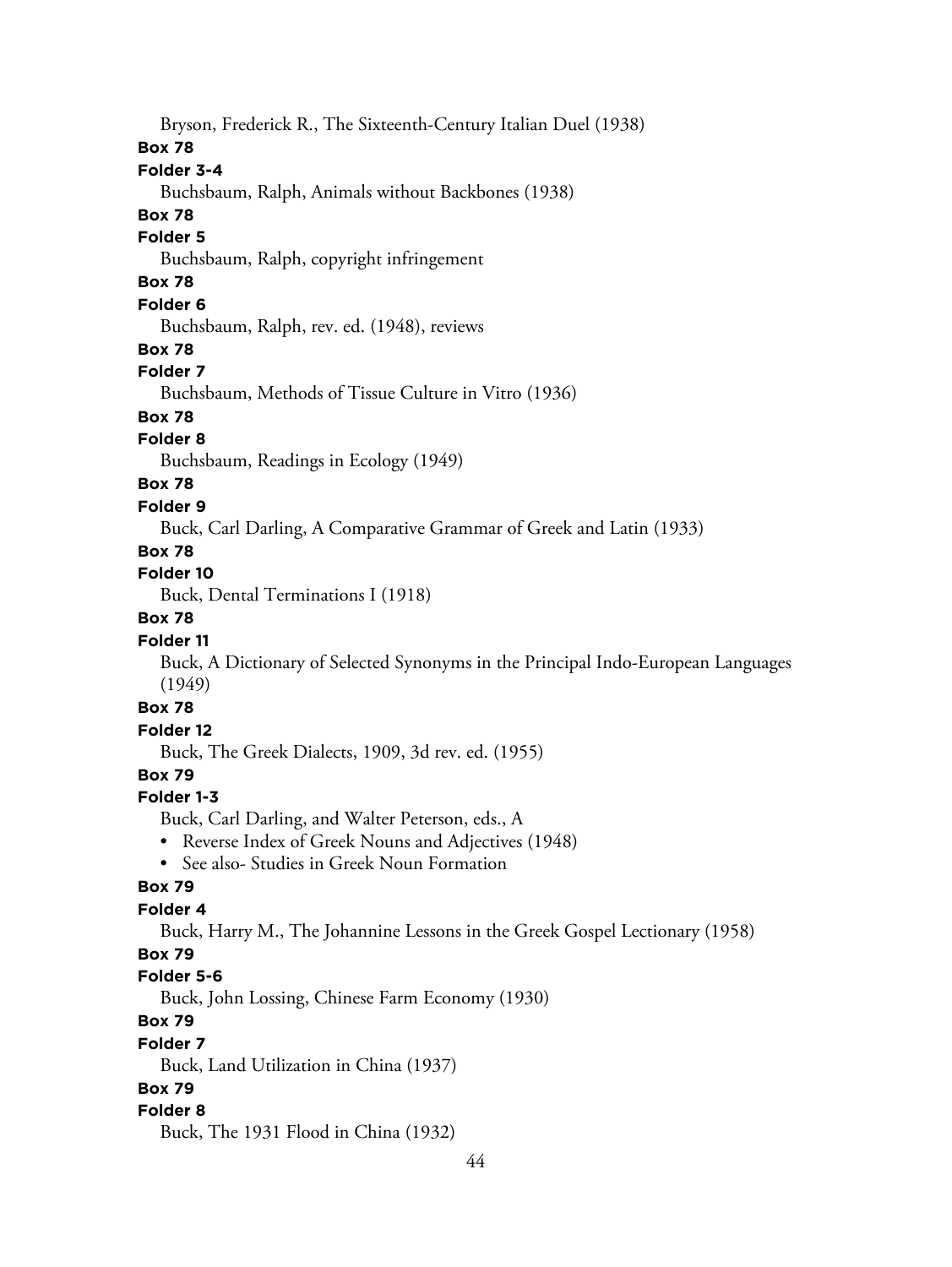Bryson, Frederick R., The Sixteenth-Century Italian Duel (1938)

**Box 78**

**Folder 3-4**

Buchsbaum, Ralph, Animals without Backbones (1938)

**Box 78**

**Folder 5**

Buchsbaum, Ralph, copyright infringement

**Box 78**

**Folder 6**

Buchsbaum, Ralph, rev. ed. (1948), reviews

**Box 78**

**Folder 7**

Buchsbaum, Methods of Tissue Culture in Vitro (1936)

**Box 78**

**Folder 8**

Buchsbaum, Readings in Ecology (1949)

**Box 78**

**Folder 9**

Buck, Carl Darling, A Comparative Grammar of Greek and Latin (1933)

**Box 78**

**Folder 10**

Buck, Dental Terminations I (1918)

**Box 78**

**Folder 11**

Buck, A Dictionary of Selected Synonyms in the Principal Indo-European Languages (1949)

**Box 78**

**Folder 12**

Buck, The Greek Dialects, 1909, 3d rev. ed. (1955)

**Box 79**

**Folder 1-3**

Buck, Carl Darling, and Walter Peterson, eds., A

- Reverse Index of Greek Nouns and Adjectives (1948)
- See also- Studies in Greek Noun Formation

**Box 79**

**Folder 4**

Buck, Harry M., The Johannine Lessons in the Greek Gospel Lectionary (1958)

**Box 79**

**Folder 5-6**

Buck, John Lossing, Chinese Farm Economy (1930)

**Box 79**

**Folder 7**

Buck, Land Utilization in China (1937)

**Box 79**

**Folder 8**

Buck, The 1931 Flood in China (1932)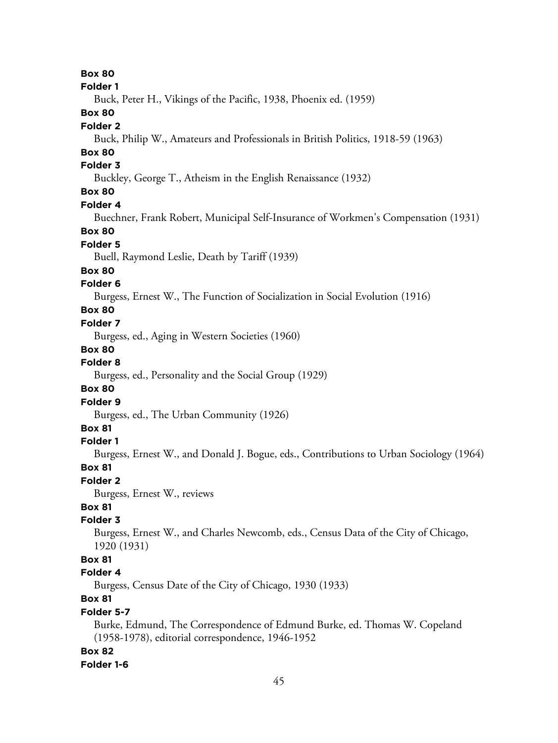**Box 80**
**Folder 1**
Buck, Peter H., Vikings of the Pacific, 1938, Phoenix ed. (1959)

**Box 80**
**Folder 2**
Buck, Philip W., Amateurs and Professionals in British Politics, 1918-59 (1963)

**Box 80**
**Folder 3**
Buckley, George T., Atheism in the English Renaissance (1932)

**Box 80**
**Folder 4**
Buechner, Frank Robert, Municipal Self-Insurance of Workmen's Compensation (1931)

**Box 80**
**Folder 5**
Buell, Raymond Leslie, Death by Tariff (1939)

**Box 80**
**Folder 6**
Burgess, Ernest W., The Function of Socialization in Social Evolution (1916)

**Box 80**
**Folder 7**
Burgess, ed., Aging in Western Societies (1960)

**Box 80**
**Folder 8**
Burgess, ed., Personality and the Social Group (1929)

**Box 80**
**Folder 9**
Burgess, ed., The Urban Community (1926)

**Box 81**
**Folder 1**
Burgess, Ernest W., and Donald J. Bogue, eds., Contributions to Urban Sociology (1964)

**Box 81**
**Folder 2**
Burgess, Ernest W., reviews

**Box 81**
**Folder 3**
Burgess, Ernest W., and Charles Newcomb, eds., Census Data of the City of Chicago, 1920 (1931)

**Box 81**
**Folder 4**
Burgess, Census Date of the City of Chicago, 1930 (1933)

**Box 81**
**Folder 5-7**
Burke, Edmund, The Correspondence of Edmund Burke, ed. Thomas W. Copeland (1958-1978), editorial correspondence, 1946-1952

**Box 82**
**Folder 1-6**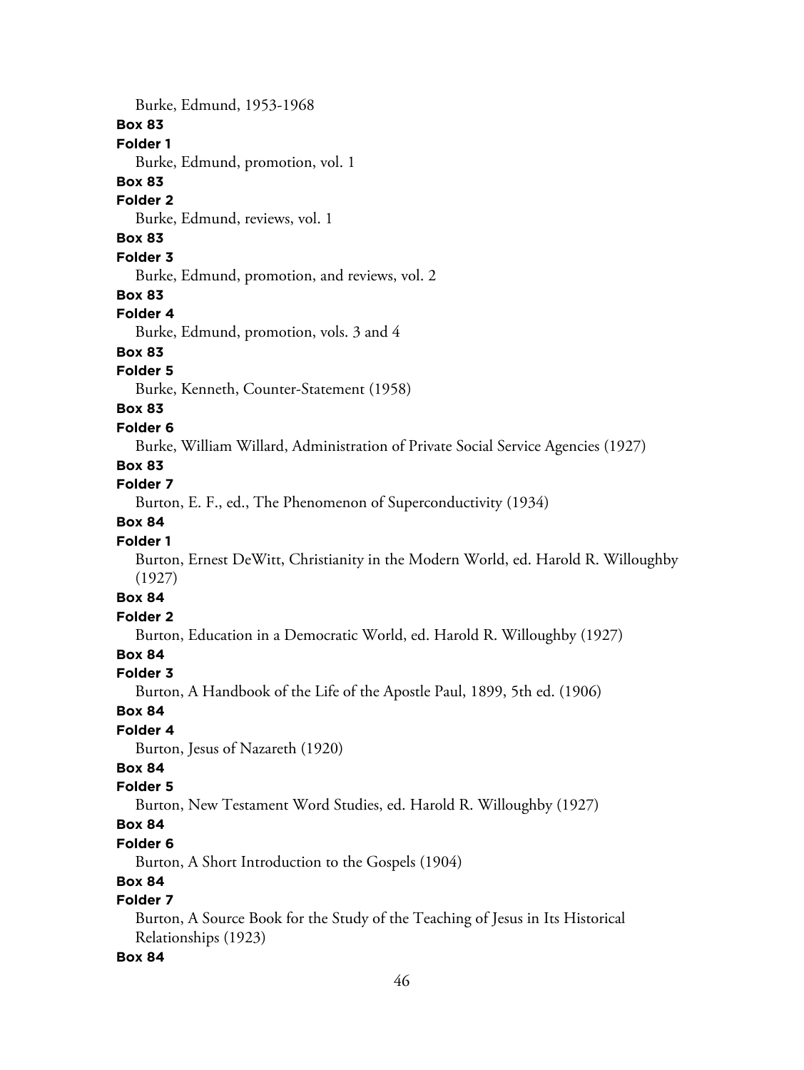Burke, Edmund, 1953-1968

**Box 83**

**Folder 1**

Burke, Edmund, promotion, vol. 1

**Box 83**

**Folder 2**

Burke, Edmund, reviews, vol. 1

**Box 83**

**Folder 3**

Burke, Edmund, promotion, and reviews, vol. 2

**Box 83**

**Folder 4**

Burke, Edmund, promotion, vols. 3 and 4

**Box 83**

**Folder 5**

Burke, Kenneth, Counter-Statement (1958)

**Box 83**

**Folder 6**

Burke, William Willard, Administration of Private Social Service Agencies (1927)

**Box 83**

**Folder 7**

Burton, E. F., ed., The Phenomenon of Superconductivity (1934)

**Box 84**

**Folder 1**

Burton, Ernest DeWitt, Christianity in the Modern World, ed. Harold R. Willoughby (1927)

**Box 84**

**Folder 2**

Burton, Education in a Democratic World, ed. Harold R. Willoughby (1927)

**Box 84**

**Folder 3**

Burton, A Handbook of the Life of the Apostle Paul, 1899, 5th ed. (1906)

**Box 84**

**Folder 4**

Burton, Jesus of Nazareth (1920)

**Box 84**

**Folder 5**

Burton, New Testament Word Studies, ed. Harold R. Willoughby (1927)

**Box 84**

**Folder 6**

Burton, A Short Introduction to the Gospels (1904)

**Box 84**

**Folder 7**

Burton, A Source Book for the Study of the Teaching of Jesus in Its Historical Relationships (1923)

**Box 84**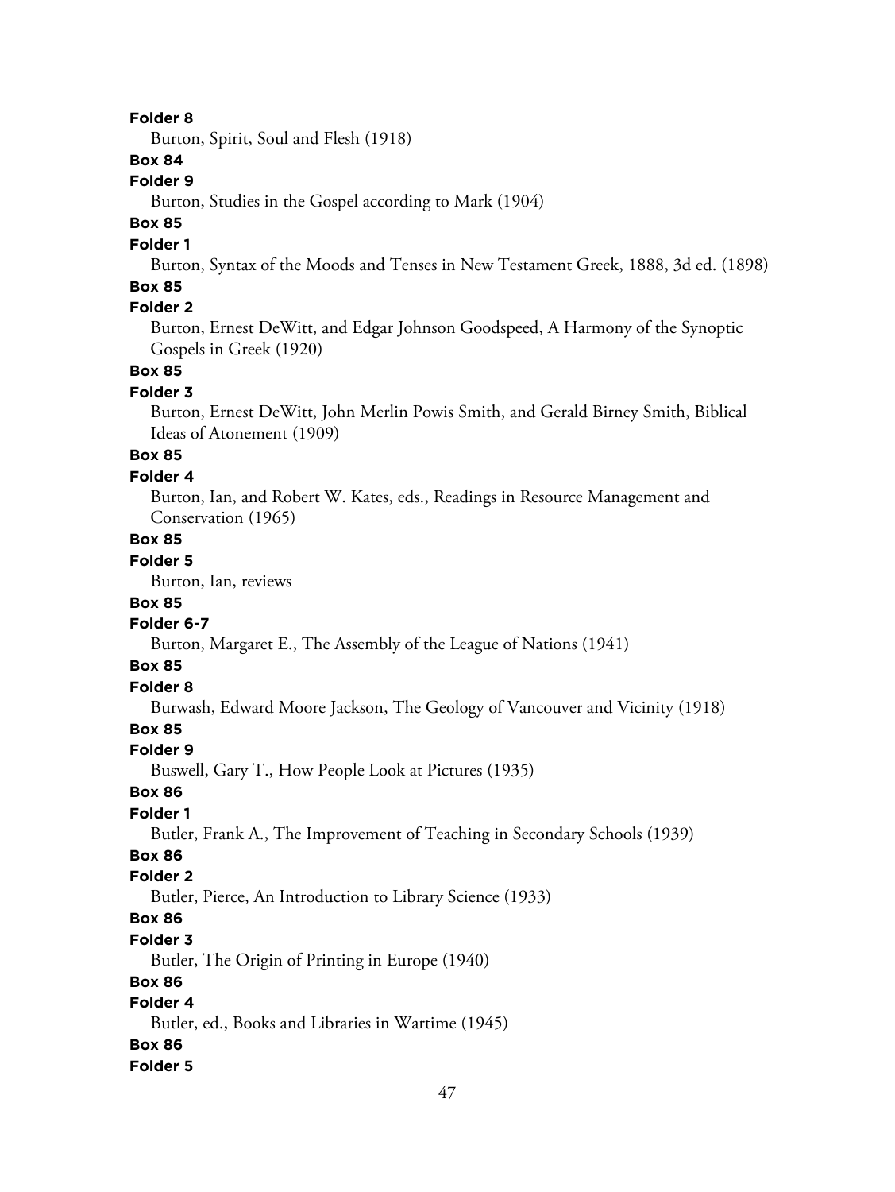**Folder 8**

Burton, Spirit, Soul and Flesh (1918)

**Box 84**

**Folder 9**

Burton, Studies in the Gospel according to Mark (1904)

**Box 85**

**Folder 1**

Burton, Syntax of the Moods and Tenses in New Testament Greek, 1888, 3d ed. (1898)

**Box 85**

**Folder 2**

Burton, Ernest DeWitt, and Edgar Johnson Goodspeed, A Harmony of the Synoptic Gospels in Greek (1920)

**Box 85**

**Folder 3**

Burton, Ernest DeWitt, John Merlin Powis Smith, and Gerald Birney Smith, Biblical Ideas of Atonement (1909)

**Box 85**

**Folder 4**

Burton, Ian, and Robert W. Kates, eds., Readings in Resource Management and Conservation (1965)

**Box 85**

**Folder 5**

Burton, Ian, reviews

**Box 85**

**Folder 6-7**

Burton, Margaret E., The Assembly of the League of Nations (1941)

**Box 85**

**Folder 8**

Burwash, Edward Moore Jackson, The Geology of Vancouver and Vicinity (1918)

**Box 85**

**Folder 9**

Buswell, Gary T., How People Look at Pictures (1935)

**Box 86**

**Folder 1**

Butler, Frank A., The Improvement of Teaching in Secondary Schools (1939)

**Box 86**

**Folder 2**

Butler, Pierce, An Introduction to Library Science (1933)

**Box 86**

**Folder 3**

Butler, The Origin of Printing in Europe (1940)

**Box 86**

**Folder 4**

Butler, ed., Books and Libraries in Wartime (1945)

**Box 86**

**Folder 5**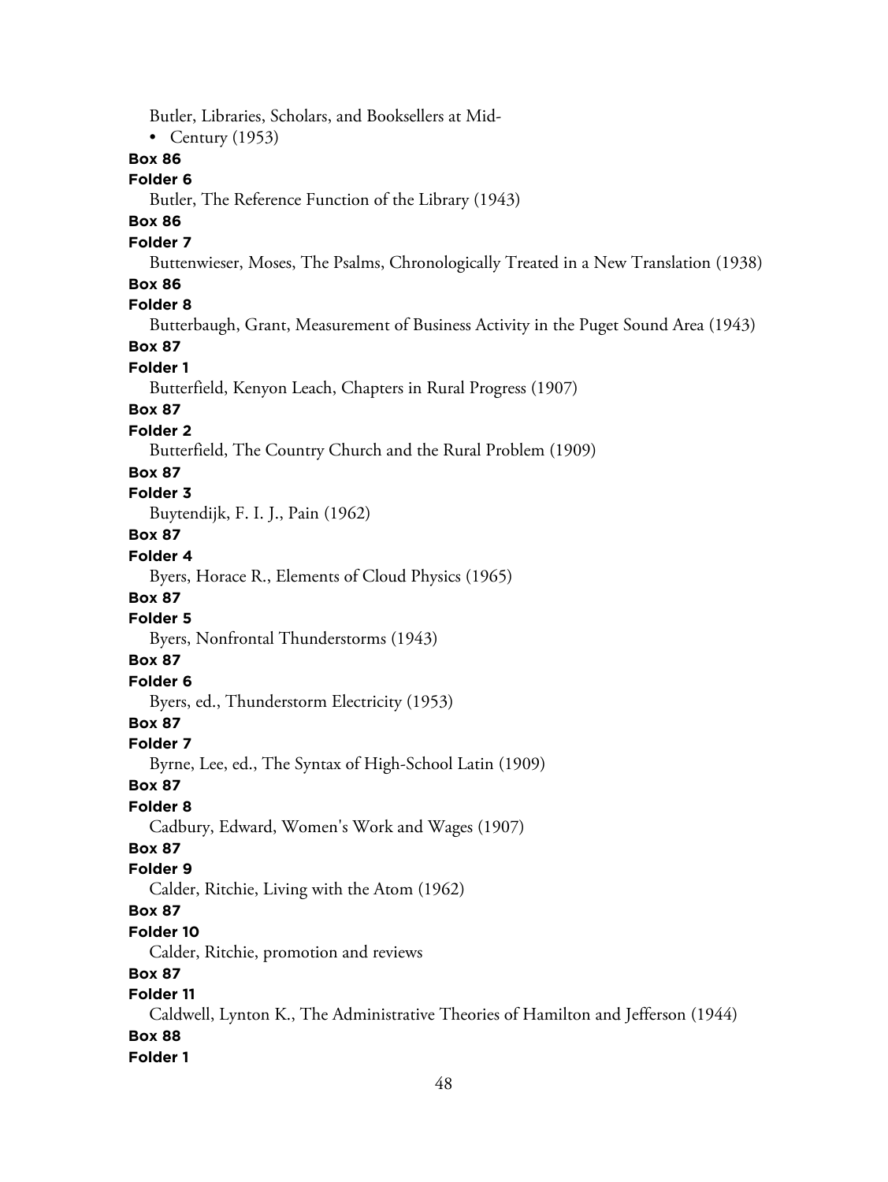Butler, Libraries, Scholars, and Booksellers at Mid-

- Century (1953)

**Box 86**

**Folder 6**

Butler, The Reference Function of the Library (1943)

**Box 86**

**Folder 7**

Buttenwieser, Moses, The Psalms, Chronologically Treated in a New Translation (1938)

**Box 86**

**Folder 8**

Butterbaugh, Grant, Measurement of Business Activity in the Puget Sound Area (1943)

**Box 87**

**Folder 1**

Butterfield, Kenyon Leach, Chapters in Rural Progress (1907)

**Box 87**

**Folder 2**

Butterfield, The Country Church and the Rural Problem (1909)

**Box 87**

**Folder 3**

Buytendijk, F. I. J., Pain (1962)

**Box 87**

**Folder 4**

Byers, Horace R., Elements of Cloud Physics (1965)

**Box 87**

**Folder 5**

Byers, Nonfrontal Thunderstorms (1943)

**Box 87**

**Folder 6**

Byers, ed., Thunderstorm Electricity (1953)

**Box 87**

**Folder 7**

Byrne, Lee, ed., The Syntax of High-School Latin (1909)

**Box 87**

**Folder 8**

Cadbury, Edward, Women's Work and Wages (1907)

**Box 87**

**Folder 9**

Calder, Ritchie, Living with the Atom (1962)

**Box 87**

**Folder 10**

Calder, Ritchie, promotion and reviews

**Box 87**

**Folder 11**

Caldwell, Lynton K., The Administrative Theories of Hamilton and Jefferson (1944)

**Box 88**

**Folder 1**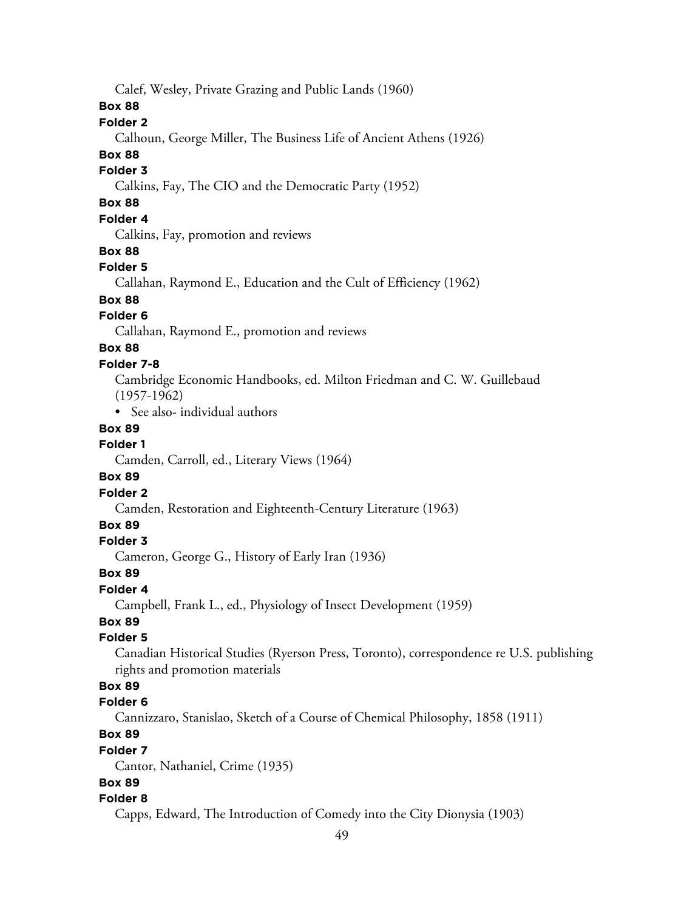Calef, Wesley, Private Grazing and Public Lands (1960)

**Box 88**

**Folder 2**

Calhoun, George Miller, The Business Life of Ancient Athens (1926)

**Box 88**

**Folder 3**

Calkins, Fay, The CIO and the Democratic Party (1952)

**Box 88**

**Folder 4**

Calkins, Fay, promotion and reviews

**Box 88**

**Folder 5**

Callahan, Raymond E., Education and the Cult of Efficiency (1962)

**Box 88**

**Folder 6**

Callahan, Raymond E., promotion and reviews

**Box 88**

**Folder 7-8**

Cambridge Economic Handbooks, ed. Milton Friedman and C. W. Guillebaud (1957-1962)

- See also- individual authors

**Box 89**

**Folder 1**

Camden, Carroll, ed., Literary Views (1964)

**Box 89**

**Folder 2**

Camden, Restoration and Eighteenth-Century Literature (1963)

**Box 89**

**Folder 3**

Cameron, George G., History of Early Iran (1936)

**Box 89**

**Folder 4**

Campbell, Frank L., ed., Physiology of Insect Development (1959)

**Box 89**

**Folder 5**

Canadian Historical Studies (Ryerson Press, Toronto), correspondence re U.S. publishing rights and promotion materials

**Box 89**

**Folder 6**

Cannizzaro, Stanislao, Sketch of a Course of Chemical Philosophy, 1858 (1911)

**Box 89**

**Folder 7**

Cantor, Nathaniel, Crime (1935)

**Box 89**

**Folder 8**

Capps, Edward, The Introduction of Comedy into the City Dionysia (1903)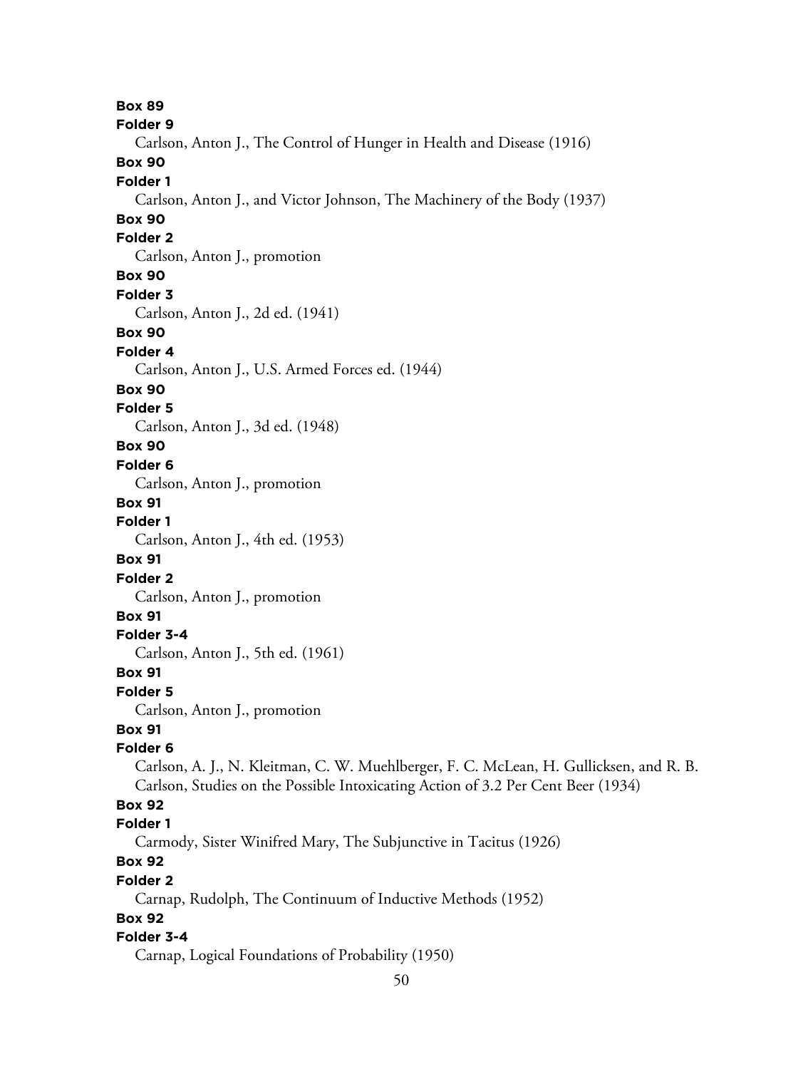**Box 89**

**Folder 9**

Carlson, Anton J., The Control of Hunger in Health and Disease (1916)

**Box 90**

**Folder 1**

Carlson, Anton J., and Victor Johnson, The Machinery of the Body (1937)

**Box 90**

**Folder 2**

Carlson, Anton J., promotion

**Box 90**

**Folder 3**

Carlson, Anton J., 2d ed. (1941)

**Box 90**

**Folder 4**

Carlson, Anton J., U.S. Armed Forces ed. (1944)

**Box 90**

**Folder 5**

Carlson, Anton J., 3d ed. (1948)

**Box 90**

**Folder 6**

Carlson, Anton J., promotion

**Box 91**

**Folder 1**

Carlson, Anton J., 4th ed. (1953)

**Box 91**

**Folder 2**

Carlson, Anton J., promotion

**Box 91**

**Folder 3-4**

Carlson, Anton J., 5th ed. (1961)

**Box 91**

**Folder 5**

Carlson, Anton J., promotion

**Box 91**

**Folder 6**

Carlson, A. J., N. Kleitman, C. W. Muehlberger, F. C. McLean, H. Gullicksen, and R. B. Carlson, Studies on the Possible Intoxicating Action of 3.2 Per Cent Beer (1934)

**Box 92**

**Folder 1**

Carmody, Sister Winifred Mary, The Subjunctive in Tacitus (1926)

**Box 92**

**Folder 2**

Carnap, Rudolph, The Continuum of Inductive Methods (1952)

**Box 92**

**Folder 3-4**

Carnap, Logical Foundations of Probability (1950)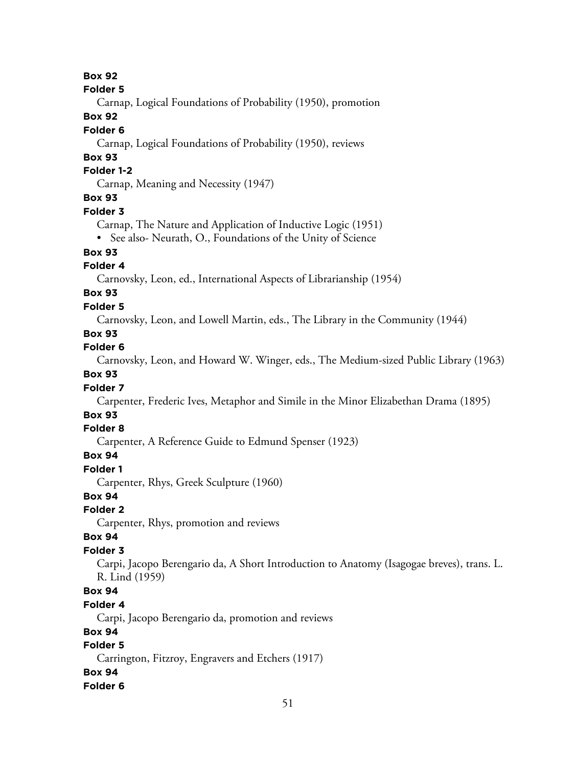**Box 92**
**Folder 5**
Carnap, Logical Foundations of Probability (1950), promotion
**Box 92**
**Folder 6**
Carnap, Logical Foundations of Probability (1950), reviews
**Box 93**
**Folder 1-2**
Carnap, Meaning and Necessity (1947)
**Box 93**
**Folder 3**
Carnap, The Nature and Application of Inductive Logic (1951)

- See also- Neurath, O., Foundations of the Unity of Science

**Box 93**
**Folder 4**
Carnovsky, Leon, ed., International Aspects of Librarianship (1954)
**Box 93**
**Folder 5**
Carnovsky, Leon, and Lowell Martin, eds., The Library in the Community (1944)
**Box 93**
**Folder 6**
Carnovsky, Leon, and Howard W. Winger, eds., The Medium-sized Public Library (1963)
**Box 93**
**Folder 7**
Carpenter, Frederic Ives, Metaphor and Simile in the Minor Elizabethan Drama (1895)
**Box 93**
**Folder 8**
Carpenter, A Reference Guide to Edmund Spenser (1923)
**Box 94**
**Folder 1**
Carpenter, Rhys, Greek Sculpture (1960)
**Box 94**
**Folder 2**
Carpenter, Rhys, promotion and reviews
**Box 94**
**Folder 3**
Carpi, Jacopo Berengario da, A Short Introduction to Anatomy (Isagogae breves), trans. L. R. Lind (1959)
**Box 94**
**Folder 4**
Carpi, Jacopo Berengario da, promotion and reviews
**Box 94**
**Folder 5**
Carrington, Fitzroy, Engravers and Etchers (1917)
**Box 94**
**Folder 6**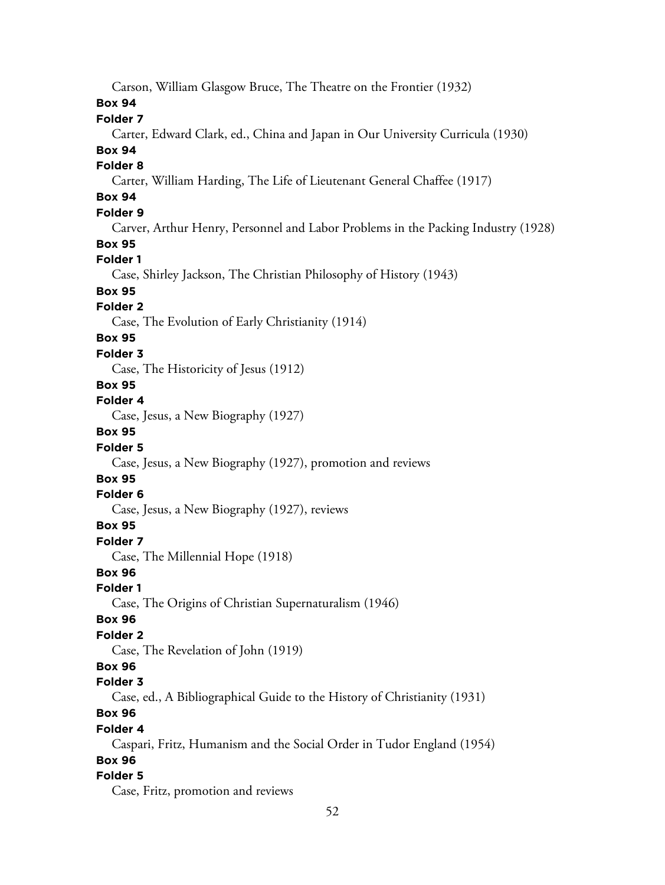Carson, William Glasgow Bruce, The Theatre on the Frontier (1932)

**Box 94**

**Folder 7**

Carter, Edward Clark, ed., China and Japan in Our University Curricula (1930)

**Box 94**

**Folder 8**

Carter, William Harding, The Life of Lieutenant General Chaffee (1917)

**Box 94**

**Folder 9**

Carver, Arthur Henry, Personnel and Labor Problems in the Packing Industry (1928)

**Box 95**

**Folder 1**

Case, Shirley Jackson, The Christian Philosophy of History (1943)

**Box 95**

**Folder 2**

Case, The Evolution of Early Christianity (1914)

**Box 95**

**Folder 3**

Case, The Historicity of Jesus (1912)

**Box 95**

**Folder 4**

Case, Jesus, a New Biography (1927)

**Box 95**

**Folder 5**

Case, Jesus, a New Biography (1927), promotion and reviews

**Box 95**

**Folder 6**

Case, Jesus, a New Biography (1927), reviews

**Box 95**

**Folder 7**

Case, The Millennial Hope (1918)

**Box 96**

**Folder 1**

Case, The Origins of Christian Supernaturalism (1946)

**Box 96**

**Folder 2**

Case, The Revelation of John (1919)

**Box 96**

**Folder 3**

Case, ed., A Bibliographical Guide to the History of Christianity (1931)

**Box 96**

**Folder 4**

Caspari, Fritz, Humanism and the Social Order in Tudor England (1954)

**Box 96**

**Folder 5**

Case, Fritz, promotion and reviews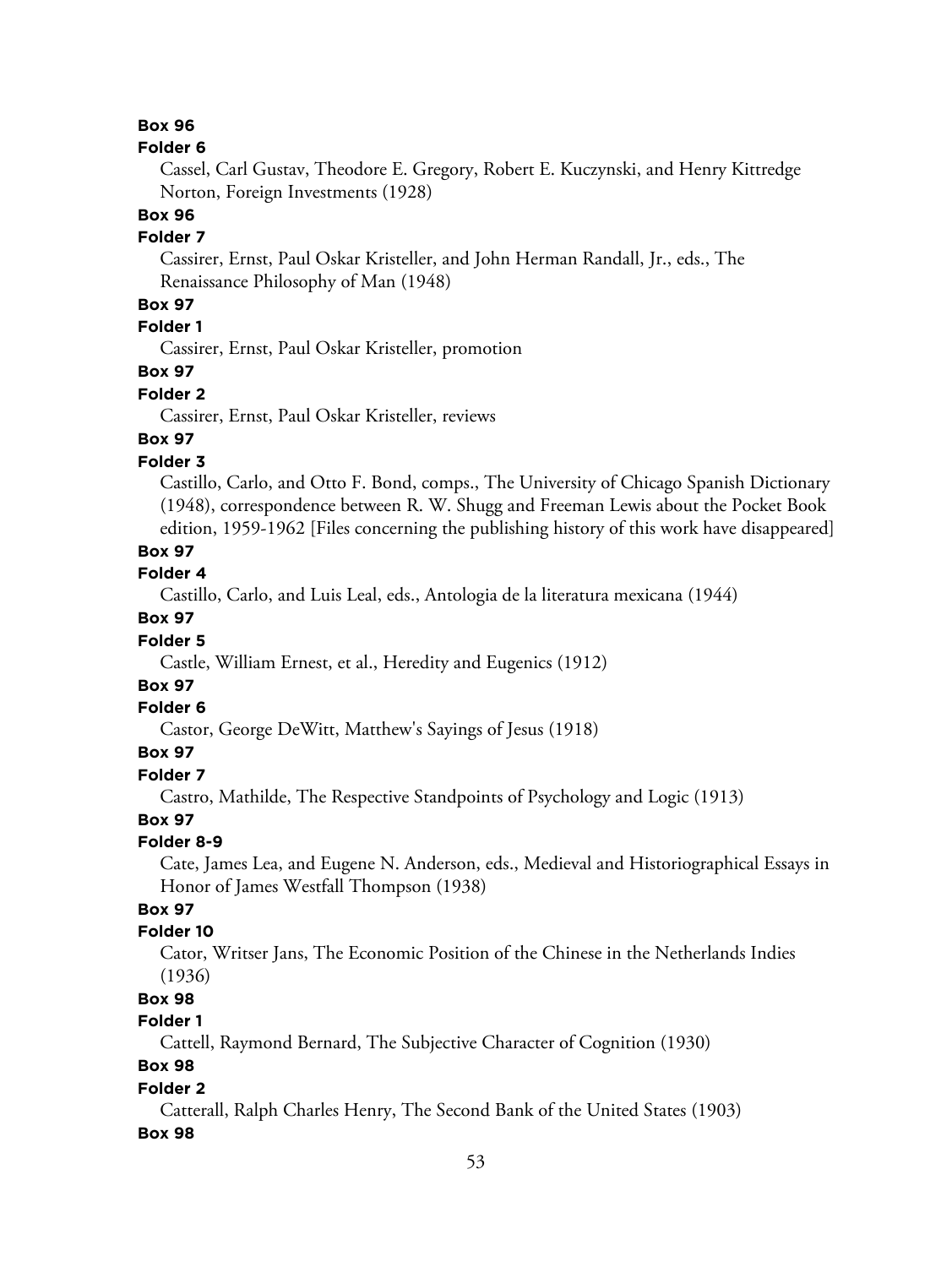**Box 96**

**Folder 6**

Cassel, Carl Gustav, Theodore E. Gregory, Robert E. Kuczynski, and Henry Kittredge Norton, Foreign Investments (1928)

**Box 96**

**Folder 7**

Cassirer, Ernst, Paul Oskar Kristeller, and John Herman Randall, Jr., eds., The Renaissance Philosophy of Man (1948)

**Box 97**

**Folder 1**

Cassirer, Ernst, Paul Oskar Kristeller, promotion

**Box 97**

**Folder 2**

Cassirer, Ernst, Paul Oskar Kristeller, reviews

**Box 97**

**Folder 3**

Castillo, Carlo, and Otto F. Bond, comps., The University of Chicago Spanish Dictionary (1948), correspondence between R. W. Shugg and Freeman Lewis about the Pocket Book edition, 1959-1962 [Files concerning the publishing history of this work have disappeared]

**Box 97**

**Folder 4**

Castillo, Carlo, and Luis Leal, eds., Antologia de la literatura mexicana (1944)

**Box 97**

**Folder 5**

Castle, William Ernest, et al., Heredity and Eugenics (1912)

**Box 97**

**Folder 6**

Castor, George DeWitt, Matthew's Sayings of Jesus (1918)

**Box 97**

**Folder 7**

Castro, Mathilde, The Respective Standpoints of Psychology and Logic (1913)

**Box 97**

**Folder 8-9**

Cate, James Lea, and Eugene N. Anderson, eds., Medieval and Historiographical Essays in Honor of James Westfall Thompson (1938)

**Box 97**

**Folder 10**

Cator, Writser Jans, The Economic Position of the Chinese in the Netherlands Indies (1936)

**Box 98**

**Folder 1**

Cattell, Raymond Bernard, The Subjective Character of Cognition (1930)

**Box 98**

**Folder 2**

Catterall, Ralph Charles Henry, The Second Bank of the United States (1903)

**Box 98**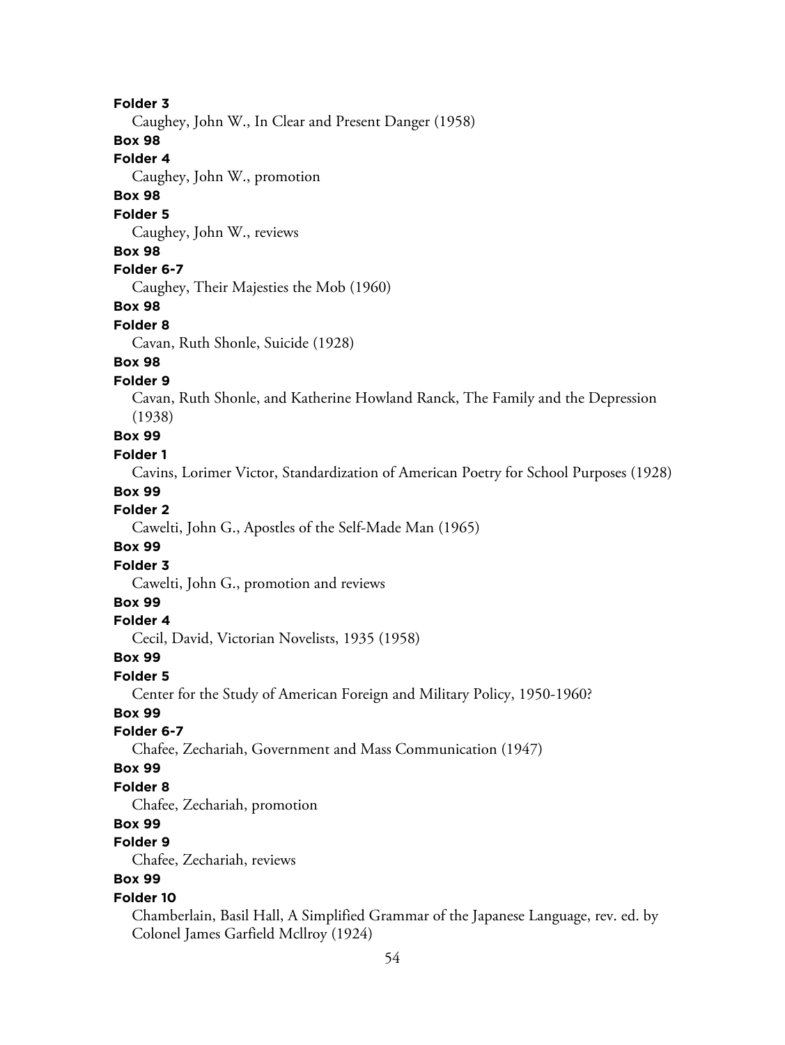**Folder 3**

Caughey, John W., In Clear and Present Danger (1958)

**Box 98**

**Folder 4**

Caughey, John W., promotion

**Box 98**

**Folder 5**

Caughey, John W., reviews

**Box 98**

**Folder 6-7**

Caughey, Their Majesties the Mob (1960)

**Box 98**

**Folder 8**

Cavan, Ruth Shonle, Suicide (1928)

**Box 98**

**Folder 9**

Cavan, Ruth Shonle, and Katherine Howland Ranck, The Family and the Depression (1938)

**Box 99**

**Folder 1**

Cavins, Lorimer Victor, Standardization of American Poetry for School Purposes (1928)

**Box 99**

**Folder 2**

Cawelti, John G., Apostles of the Self-Made Man (1965)

**Box 99**

**Folder 3**

Cawelti, John G., promotion and reviews

**Box 99**

**Folder 4**

Cecil, David, Victorian Novelists, 1935 (1958)

**Box 99**

**Folder 5**

Center for the Study of American Foreign and Military Policy, 1950-1960?

**Box 99**

**Folder 6-7**

Chafee, Zechariah, Government and Mass Communication (1947)

**Box 99**

**Folder 8**

Chafee, Zechariah, promotion

**Box 99**

**Folder 9**

Chafee, Zechariah, reviews

**Box 99**

**Folder 10**

Chamberlain, Basil Hall, A Simplified Grammar of the Japanese Language, rev. ed. by Colonel James Garfield Mcllroy (1924)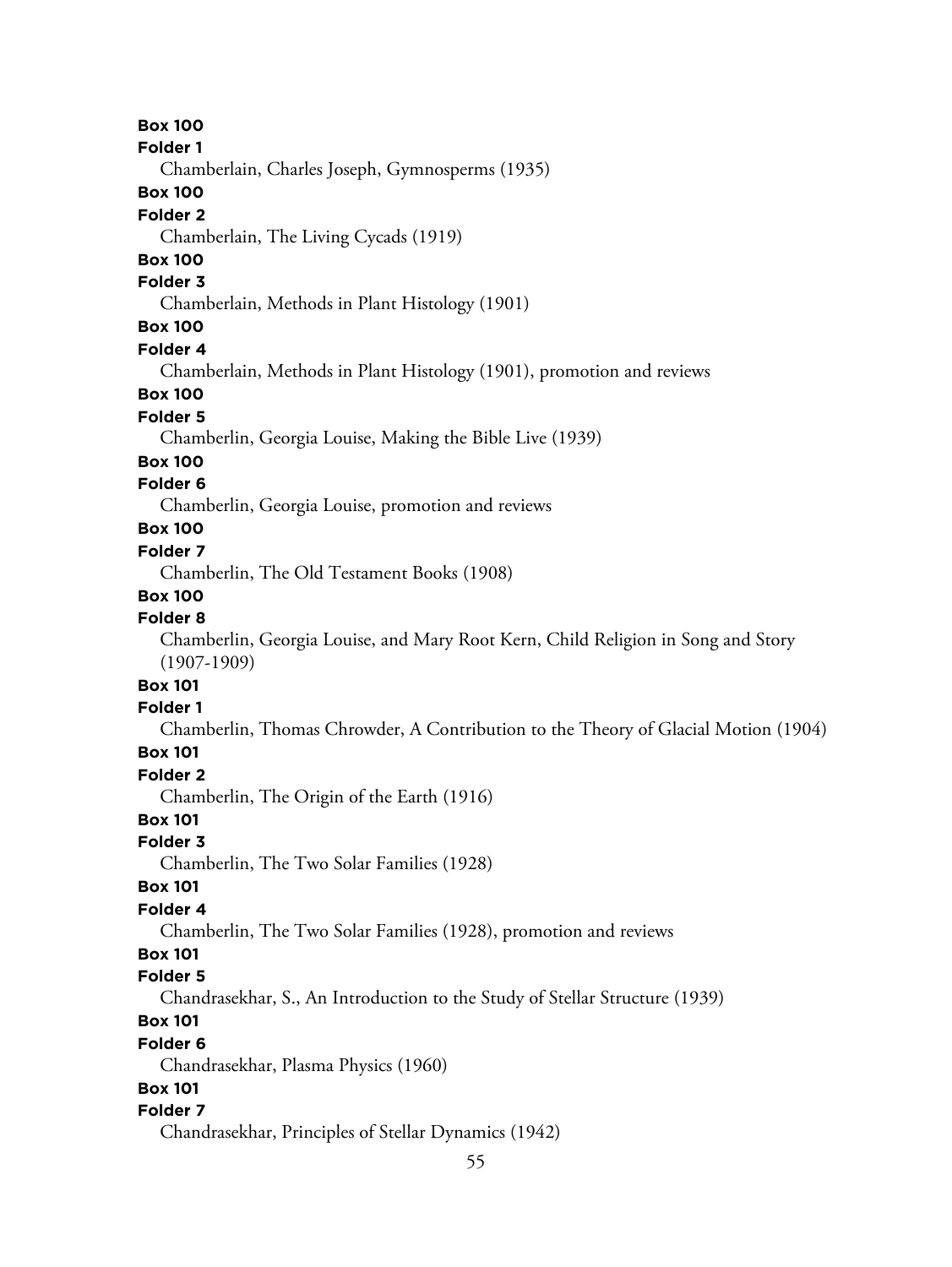**Box 100**
**Folder 1**
Chamberlain, Charles Joseph, Gymnosperms (1935)

**Box 100**
**Folder 2**
Chamberlain, The Living Cycads (1919)

**Box 100**
**Folder 3**
Chamberlain, Methods in Plant Histology (1901)

**Box 100**
**Folder 4**
Chamberlain, Methods in Plant Histology (1901), promotion and reviews

**Box 100**
**Folder 5**
Chamberlin, Georgia Louise, Making the Bible Live (1939)

**Box 100**
**Folder 6**
Chamberlin, Georgia Louise, promotion and reviews

**Box 100**
**Folder 7**
Chamberlin, The Old Testament Books (1908)

**Box 100**
**Folder 8**
Chamberlin, Georgia Louise, and Mary Root Kern, Child Religion in Song and Story (1907-1909)

**Box 101**
**Folder 1**
Chamberlin, Thomas Chrowder, A Contribution to the Theory of Glacial Motion (1904)

**Box 101**
**Folder 2**
Chamberlin, The Origin of the Earth (1916)

**Box 101**
**Folder 3**
Chamberlin, The Two Solar Families (1928)

**Box 101**
**Folder 4**
Chamberlin, The Two Solar Families (1928), promotion and reviews

**Box 101**
**Folder 5**
Chandrasekhar, S., An Introduction to the Study of Stellar Structure (1939)

**Box 101**
**Folder 6**
Chandrasekhar, Plasma Physics (1960)

**Box 101**
**Folder 7**
Chandrasekhar, Principles of Stellar Dynamics (1942)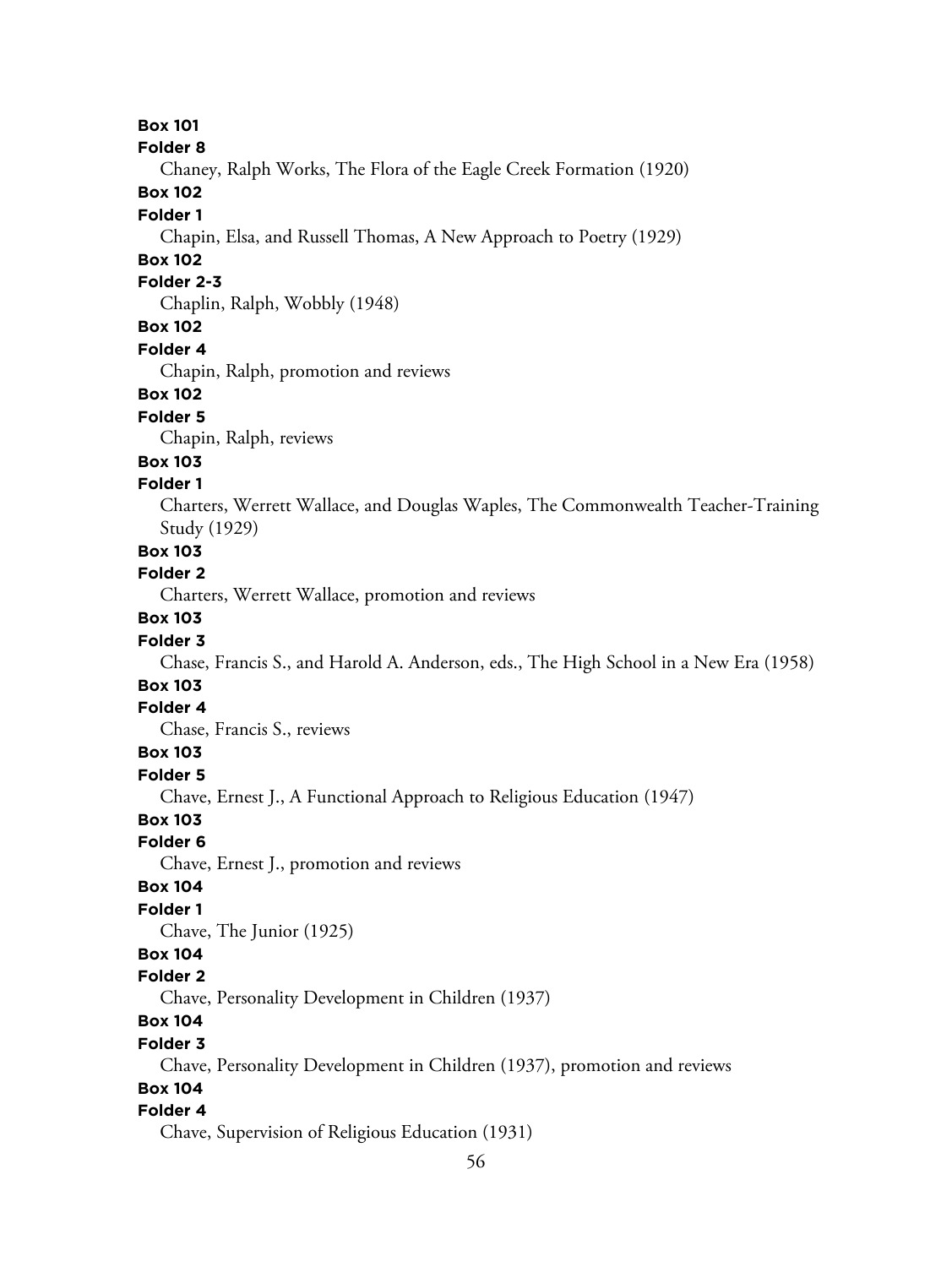**Box 101**

**Folder 8**

Chaney, Ralph Works, The Flora of the Eagle Creek Formation (1920)

**Box 102**

**Folder 1**

Chapin, Elsa, and Russell Thomas, A New Approach to Poetry (1929)

**Box 102**

**Folder 2-3**

Chaplin, Ralph, Wobbly (1948)

**Box 102**

**Folder 4**

Chapin, Ralph, promotion and reviews

**Box 102**

**Folder 5**

Chapin, Ralph, reviews

**Box 103**

**Folder 1**

Charters, Werrett Wallace, and Douglas Waples, The Commonwealth Teacher-Training Study (1929)

**Box 103**

**Folder 2**

Charters, Werrett Wallace, promotion and reviews

**Box 103**

**Folder 3**

Chase, Francis S., and Harold A. Anderson, eds., The High School in a New Era (1958)

**Box 103**

**Folder 4**

Chase, Francis S., reviews

**Box 103**

**Folder 5**

Chave, Ernest J., A Functional Approach to Religious Education (1947)

**Box 103**

**Folder 6**

Chave, Ernest J., promotion and reviews

**Box 104**

**Folder 1**

Chave, The Junior (1925)

**Box 104**

**Folder 2**

Chave, Personality Development in Children (1937)

**Box 104**

**Folder 3**

Chave, Personality Development in Children (1937), promotion and reviews

**Box 104**

**Folder 4**

Chave, Supervision of Religious Education (1931)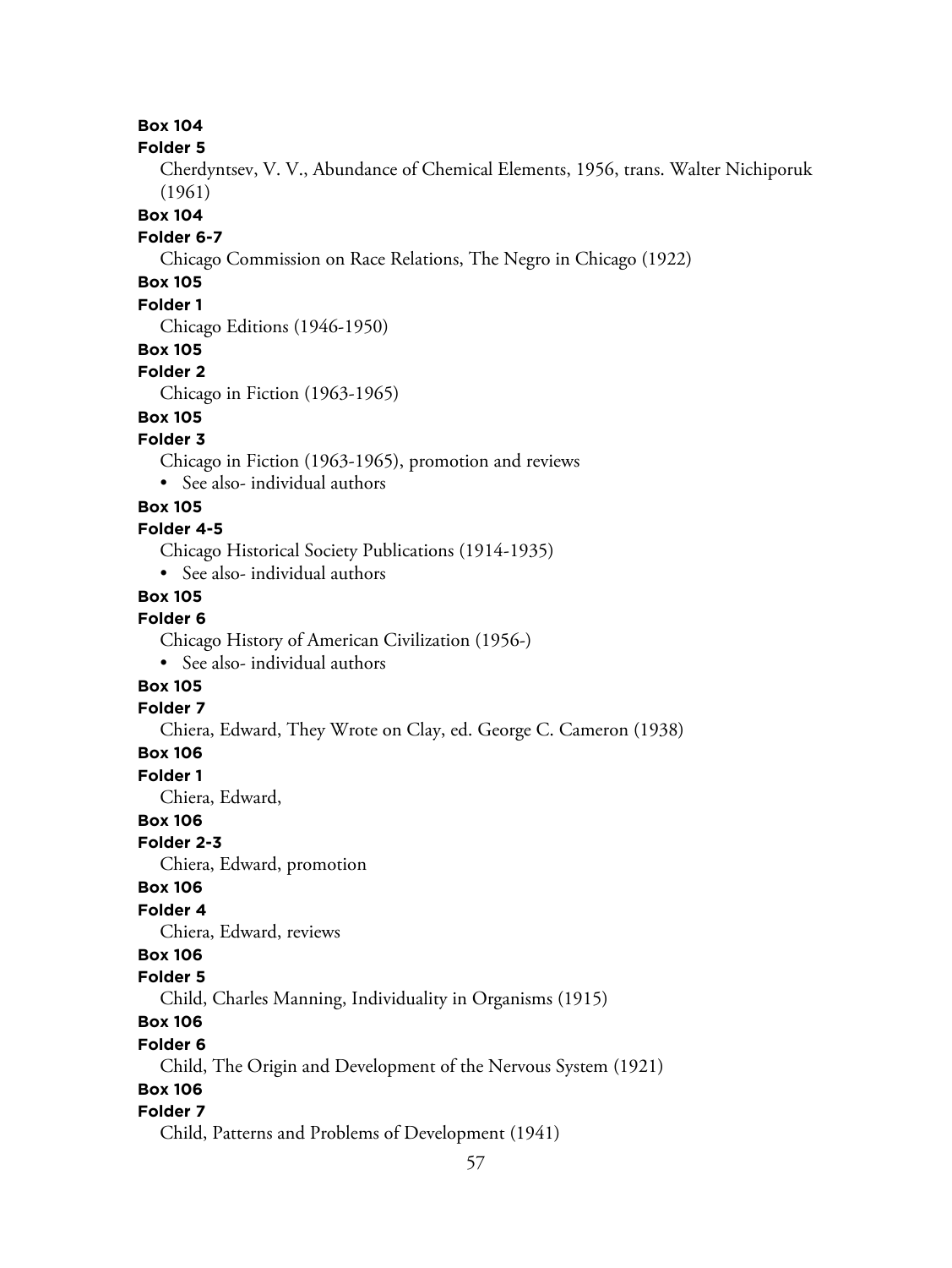**Box 104**
**Folder 5**
Cherdyntsev, V. V., Abundance of Chemical Elements, 1956, trans. Walter Nichiporuk (1961)

**Box 104**
**Folder 6-7**
Chicago Commission on Race Relations, The Negro in Chicago (1922)

**Box 105**
**Folder 1**
Chicago Editions (1946-1950)

**Box 105**
**Folder 2**
Chicago in Fiction (1963-1965)

**Box 105**
**Folder 3**
Chicago in Fiction (1963-1965), promotion and reviews

- See also- individual authors

**Box 105**
**Folder 4-5**
Chicago Historical Society Publications (1914-1935)

- See also- individual authors

**Box 105**
**Folder 6**
Chicago History of American Civilization (1956-)

- See also- individual authors

**Box 105**
**Folder 7**
Chiera, Edward, They Wrote on Clay, ed. George C. Cameron (1938)

**Box 106**
**Folder 1**
Chiera, Edward,

**Box 106**
**Folder 2-3**
Chiera, Edward, promotion

**Box 106**
**Folder 4**
Chiera, Edward, reviews

**Box 106**
**Folder 5**
Child, Charles Manning, Individuality in Organisms (1915)

**Box 106**
**Folder 6**
Child, The Origin and Development of the Nervous System (1921)

**Box 106**
**Folder 7**
Child, Patterns and Problems of Development (1941)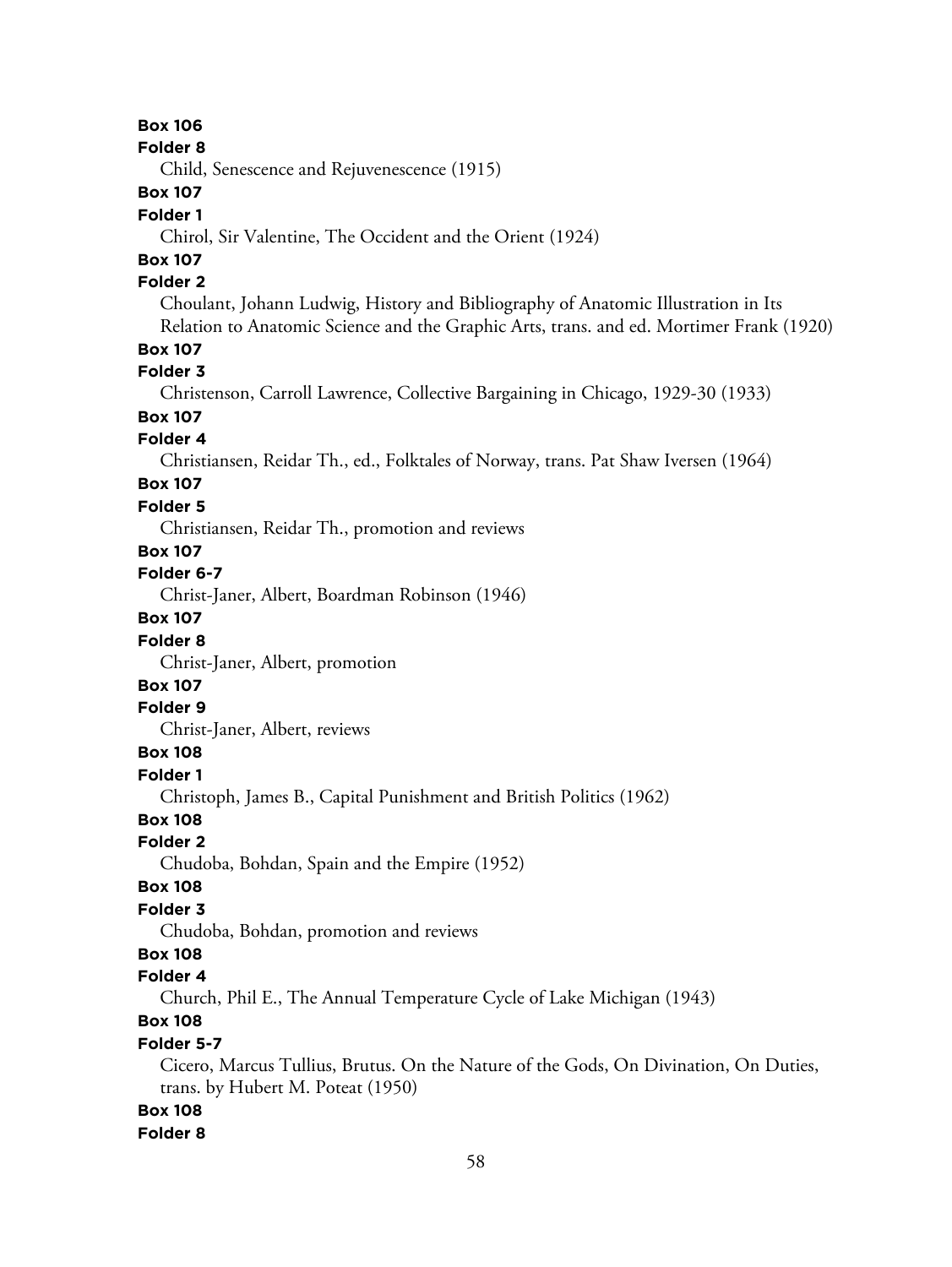**Box 106**

**Folder 8**

Child, Senescence and Rejuvenescence (1915)

**Box 107**

**Folder 1**

Chirol, Sir Valentine, The Occident and the Orient (1924)

**Box 107**

**Folder 2**

Choulant, Johann Ludwig, History and Bibliography of Anatomic Illustration in Its Relation to Anatomic Science and the Graphic Arts, trans. and ed. Mortimer Frank (1920)

**Box 107**

**Folder 3**

Christenson, Carroll Lawrence, Collective Bargaining in Chicago, 1929-30 (1933)

**Box 107**

**Folder 4**

Christiansen, Reidar Th., ed., Folktales of Norway, trans. Pat Shaw Iversen (1964)

**Box 107**

**Folder 5**

Christiansen, Reidar Th., promotion and reviews

**Box 107**

**Folder 6-7**

Christ-Janer, Albert, Boardman Robinson (1946)

**Box 107**

**Folder 8**

Christ-Janer, Albert, promotion

**Box 107**

**Folder 9**

Christ-Janer, Albert, reviews

**Box 108**

**Folder 1**

Christoph, James B., Capital Punishment and British Politics (1962)

**Box 108**

**Folder 2**

Chudoba, Bohdan, Spain and the Empire (1952)

**Box 108**

**Folder 3**

Chudoba, Bohdan, promotion and reviews

**Box 108**

**Folder 4**

Church, Phil E., The Annual Temperature Cycle of Lake Michigan (1943)

**Box 108**

**Folder 5-7**

Cicero, Marcus Tullius, Brutus. On the Nature of the Gods, On Divination, On Duties, trans. by Hubert M. Poteat (1950)

**Box 108**

**Folder 8**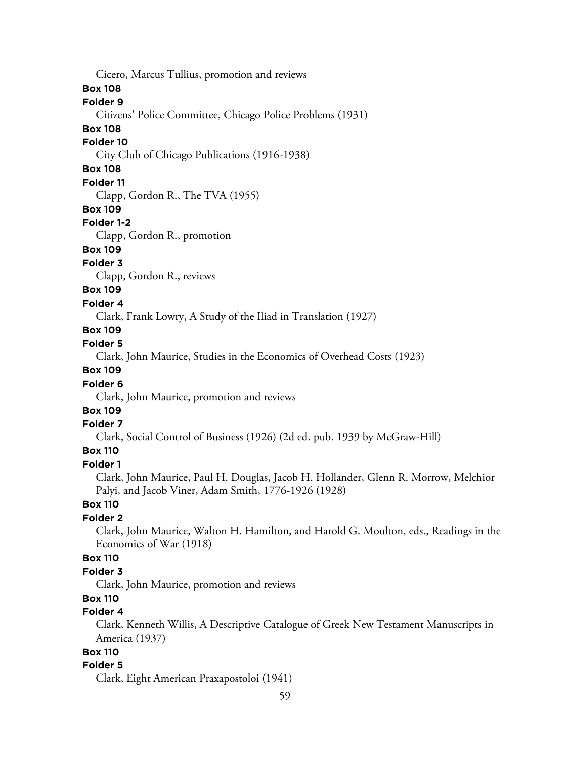Cicero, Marcus Tullius, promotion and reviews

**Box 108**

**Folder 9**

Citizens' Police Committee, Chicago Police Problems (1931)

**Box 108**

**Folder 10**

City Club of Chicago Publications (1916-1938)

**Box 108**

**Folder 11**

Clapp, Gordon R., The TVA (1955)

**Box 109**

**Folder 1-2**

Clapp, Gordon R., promotion

**Box 109**

**Folder 3**

Clapp, Gordon R., reviews

**Box 109**

**Folder 4**

Clark, Frank Lowry, A Study of the Iliad in Translation (1927)

**Box 109**

**Folder 5**

Clark, John Maurice, Studies in the Economics of Overhead Costs (1923)

**Box 109**

**Folder 6**

Clark, John Maurice, promotion and reviews

**Box 109**

**Folder 7**

Clark, Social Control of Business (1926) (2d ed. pub. 1939 by McGraw-Hill)

**Box 110**

**Folder 1**

Clark, John Maurice, Paul H. Douglas, Jacob H. Hollander, Glenn R. Morrow, Melchior Palyi, and Jacob Viner, Adam Smith, 1776-1926 (1928)

**Box 110**

**Folder 2**

Clark, John Maurice, Walton H. Hamilton, and Harold G. Moulton, eds., Readings in the Economics of War (1918)

**Box 110**

**Folder 3**

Clark, John Maurice, promotion and reviews

**Box 110**

**Folder 4**

Clark, Kenneth Willis, A Descriptive Catalogue of Greek New Testament Manuscripts in America (1937)

**Box 110**

**Folder 5**

Clark, Eight American Praxapostoloi (1941)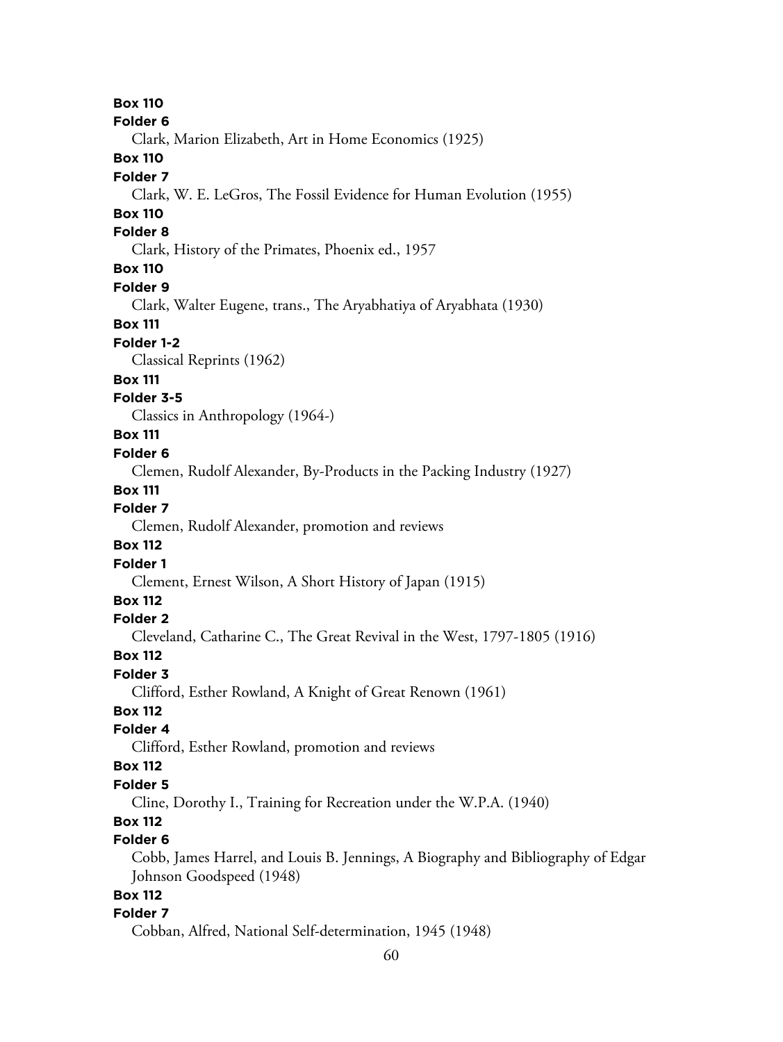**Box 110**
**Folder 6**
Clark, Marion Elizabeth, Art in Home Economics (1925)

**Box 110**
**Folder 7**
Clark, W. E. LeGros, The Fossil Evidence for Human Evolution (1955)

**Box 110**
**Folder 8**
Clark, History of the Primates, Phoenix ed., 1957

**Box 110**
**Folder 9**
Clark, Walter Eugene, trans., The Aryabhatiya of Aryabhata (1930)

**Box 111**
**Folder 1-2**
Classical Reprints (1962)

**Box 111**
**Folder 3-5**
Classics in Anthropology (1964-)

**Box 111**
**Folder 6**
Clemen, Rudolf Alexander, By-Products in the Packing Industry (1927)

**Box 111**
**Folder 7**
Clemen, Rudolf Alexander, promotion and reviews

**Box 112**
**Folder 1**
Clement, Ernest Wilson, A Short History of Japan (1915)

**Box 112**
**Folder 2**
Cleveland, Catharine C., The Great Revival in the West, 1797-1805 (1916)

**Box 112**
**Folder 3**
Clifford, Esther Rowland, A Knight of Great Renown (1961)

**Box 112**
**Folder 4**
Clifford, Esther Rowland, promotion and reviews

**Box 112**
**Folder 5**
Cline, Dorothy I., Training for Recreation under the W.P.A. (1940)

**Box 112**
**Folder 6**
Cobb, James Harrel, and Louis B. Jennings, A Biography and Bibliography of Edgar Johnson Goodspeed (1948)

**Box 112**
**Folder 7**
Cobban, Alfred, National Self-determination, 1945 (1948)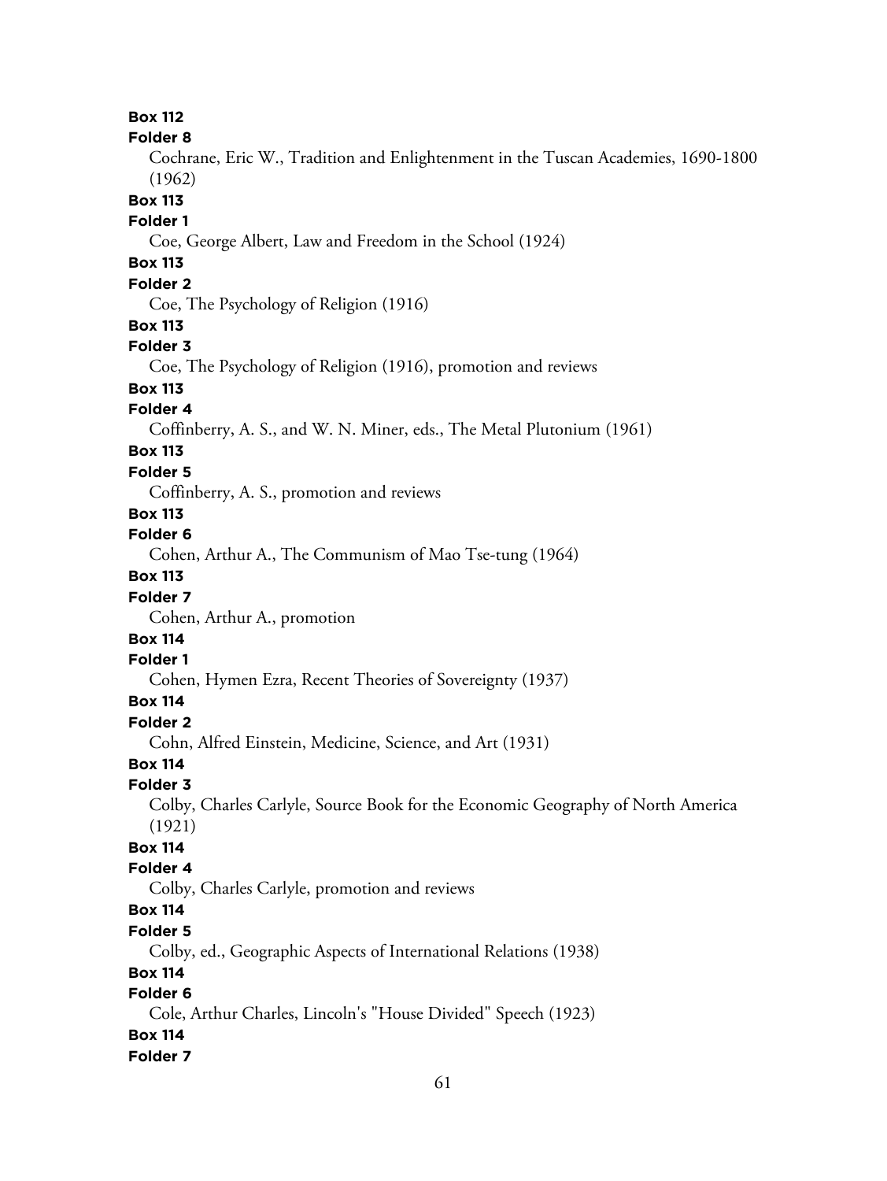**Box 112**
**Folder 8**
Cochrane, Eric W., Tradition and Enlightenment in the Tuscan Academies, 1690-1800 (1962)

**Box 113**
**Folder 1**
Coe, George Albert, Law and Freedom in the School (1924)

**Box 113**
**Folder 2**
Coe, The Psychology of Religion (1916)

**Box 113**
**Folder 3**
Coe, The Psychology of Religion (1916), promotion and reviews

**Box 113**
**Folder 4**
Coffinberry, A. S., and W. N. Miner, eds., The Metal Plutonium (1961)

**Box 113**
**Folder 5**
Coffinberry, A. S., promotion and reviews

**Box 113**
**Folder 6**
Cohen, Arthur A., The Communism of Mao Tse-tung (1964)

**Box 113**
**Folder 7**
Cohen, Arthur A., promotion

**Box 114**
**Folder 1**
Cohen, Hymen Ezra, Recent Theories of Sovereignty (1937)

**Box 114**
**Folder 2**
Cohn, Alfred Einstein, Medicine, Science, and Art (1931)

**Box 114**
**Folder 3**
Colby, Charles Carlyle, Source Book for the Economic Geography of North America (1921)

**Box 114**
**Folder 4**
Colby, Charles Carlyle, promotion and reviews

**Box 114**
**Folder 5**
Colby, ed., Geographic Aspects of International Relations (1938)

**Box 114**
**Folder 6**
Cole, Arthur Charles, Lincoln's "House Divided" Speech (1923)

**Box 114**
**Folder 7**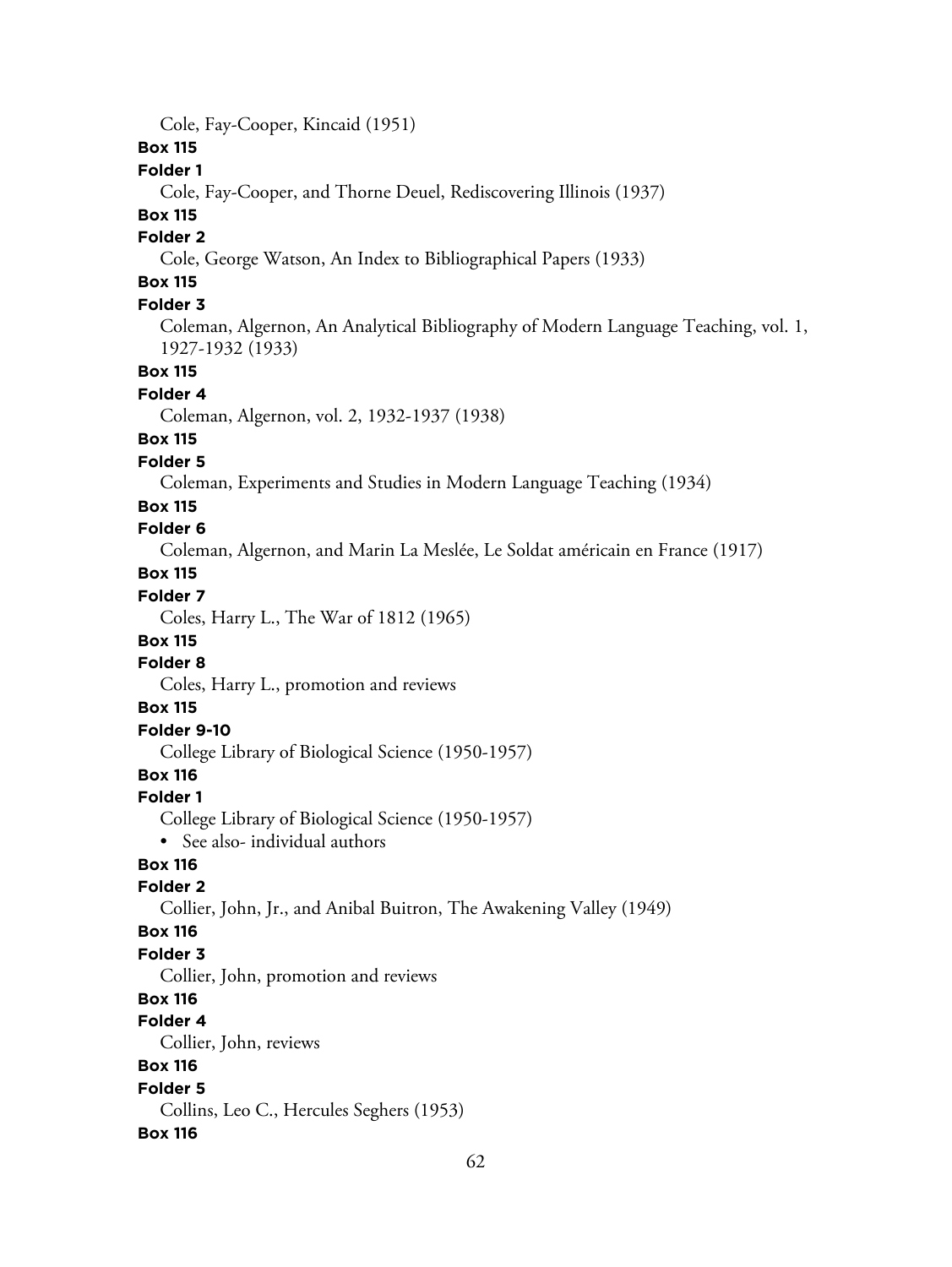Cole, Fay-Cooper, Kincaid (1951)

**Box 115**

**Folder 1**

Cole, Fay-Cooper, and Thorne Deuel, Rediscovering Illinois (1937)

**Box 115**

**Folder 2**

Cole, George Watson, An Index to Bibliographical Papers (1933)

**Box 115**

**Folder 3**

Coleman, Algernon, An Analytical Bibliography of Modern Language Teaching, vol. 1, 1927-1932 (1933)

**Box 115**

**Folder 4**

Coleman, Algernon, vol. 2, 1932-1937 (1938)

**Box 115**

**Folder 5**

Coleman, Experiments and Studies in Modern Language Teaching (1934)

**Box 115**

**Folder 6**

Coleman, Algernon, and Marin La Meslée, Le Soldat américain en France (1917)

**Box 115**

**Folder 7**

Coles, Harry L., The War of 1812 (1965)

**Box 115**

**Folder 8**

Coles, Harry L., promotion and reviews

**Box 115**

**Folder 9-10**

College Library of Biological Science (1950-1957)

**Box 116**

**Folder 1**

College Library of Biological Science (1950-1957)

- See also- individual authors

**Box 116**

**Folder 2**

Collier, John, Jr., and Anibal Buitron, The Awakening Valley (1949)

**Box 116**

**Folder 3**

Collier, John, promotion and reviews

**Box 116**

**Folder 4**

Collier, John, reviews

**Box 116**

**Folder 5**

Collins, Leo C., Hercules Seghers (1953)

**Box 116**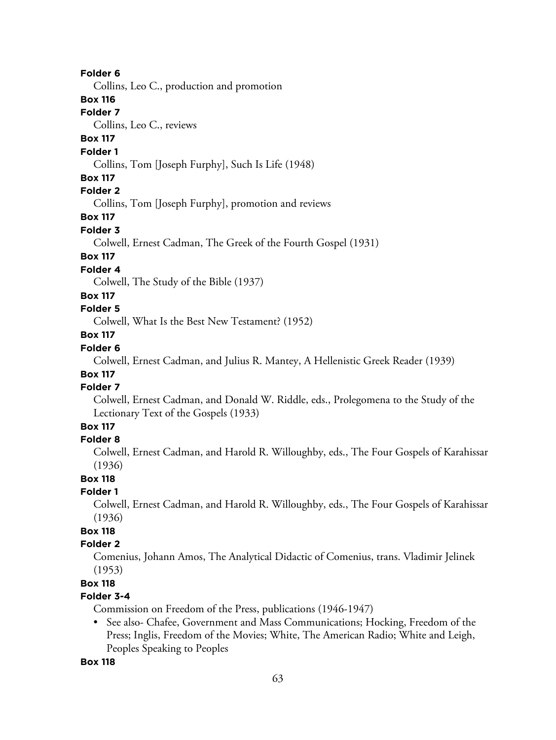**Folder 6**

Collins, Leo C., production and promotion

**Box 116**

**Folder 7**

Collins, Leo C., reviews

**Box 117**

**Folder 1**

Collins, Tom [Joseph Furphy], Such Is Life (1948)

**Box 117**

**Folder 2**

Collins, Tom [Joseph Furphy], promotion and reviews

**Box 117**

**Folder 3**

Colwell, Ernest Cadman, The Greek of the Fourth Gospel (1931)

**Box 117**

**Folder 4**

Colwell, The Study of the Bible (1937)

**Box 117**

**Folder 5**

Colwell, What Is the Best New Testament? (1952)

**Box 117**

**Folder 6**

Colwell, Ernest Cadman, and Julius R. Mantey, A Hellenistic Greek Reader (1939)

**Box 117**

**Folder 7**

Colwell, Ernest Cadman, and Donald W. Riddle, eds., Prolegomena to the Study of the Lectionary Text of the Gospels (1933)

**Box 117**

**Folder 8**

Colwell, Ernest Cadman, and Harold R. Willoughby, eds., The Four Gospels of Karahissar (1936)

**Box 118**

**Folder 1**

Colwell, Ernest Cadman, and Harold R. Willoughby, eds., The Four Gospels of Karahissar (1936)

**Box 118**

**Folder 2**

Comenius, Johann Amos, The Analytical Didactic of Comenius, trans. Vladimir Jelinek (1953)

**Box 118**

**Folder 3-4**

Commission on Freedom of the Press, publications (1946-1947)

- See also- Chafee, Government and Mass Communications; Hocking, Freedom of the Press; Inglis, Freedom of the Movies; White, The American Radio; White and Leigh, Peoples Speaking to Peoples

**Box 118**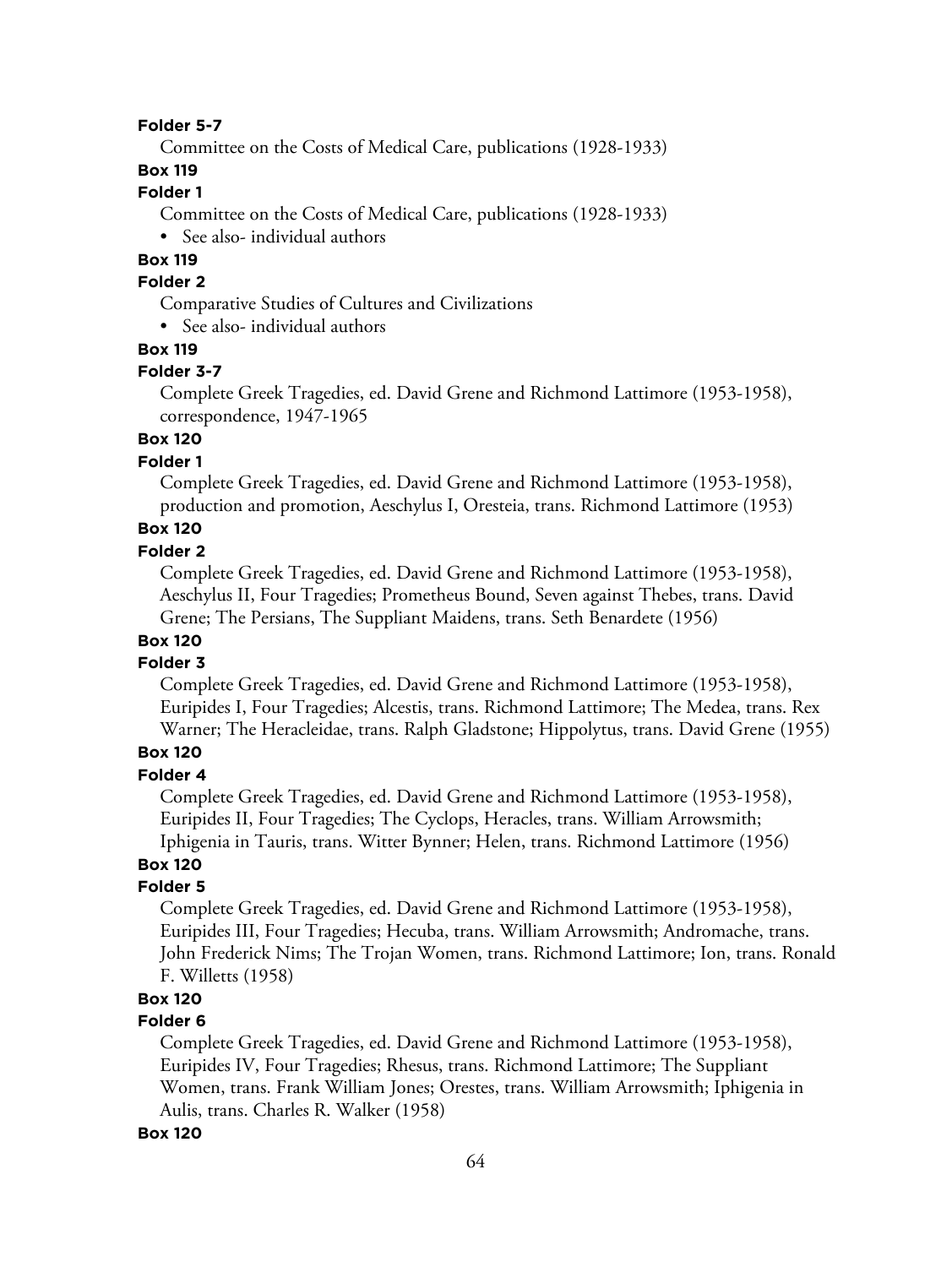**Folder 5-7**

Committee on the Costs of Medical Care, publications (1928-1933)

**Box 119**

**Folder 1**

Committee on the Costs of Medical Care, publications (1928-1933)

- See also- individual authors

**Box 119**

**Folder 2**

Comparative Studies of Cultures and Civilizations

- See also- individual authors

**Box 119**

**Folder 3-7**

Complete Greek Tragedies, ed. David Grene and Richmond Lattimore (1953-1958), correspondence, 1947-1965

**Box 120**

**Folder 1**

Complete Greek Tragedies, ed. David Grene and Richmond Lattimore (1953-1958), production and promotion, Aeschylus I, Oresteia, trans. Richmond Lattimore (1953)

**Box 120**

**Folder 2**

Complete Greek Tragedies, ed. David Grene and Richmond Lattimore (1953-1958), Aeschylus II, Four Tragedies; Prometheus Bound, Seven against Thebes, trans. David Grene; The Persians, The Suppliant Maidens, trans. Seth Benardete (1956)

**Box 120**

**Folder 3**

Complete Greek Tragedies, ed. David Grene and Richmond Lattimore (1953-1958), Euripides I, Four Tragedies; Alcestis, trans. Richmond Lattimore; The Medea, trans. Rex Warner; The Heracleidae, trans. Ralph Gladstone; Hippolytus, trans. David Grene (1955)

**Box 120**

**Folder 4**

Complete Greek Tragedies, ed. David Grene and Richmond Lattimore (1953-1958), Euripides II, Four Tragedies; The Cyclops, Heracles, trans. William Arrowsmith; Iphigenia in Tauris, trans. Witter Bynner; Helen, trans. Richmond Lattimore (1956)

**Box 120**

**Folder 5**

Complete Greek Tragedies, ed. David Grene and Richmond Lattimore (1953-1958), Euripides III, Four Tragedies; Hecuba, trans. William Arrowsmith; Andromache, trans. John Frederick Nims; The Trojan Women, trans. Richmond Lattimore; Ion, trans. Ronald F. Willetts (1958)

**Box 120**

**Folder 6**

Complete Greek Tragedies, ed. David Grene and Richmond Lattimore (1953-1958), Euripides IV, Four Tragedies; Rhesus, trans. Richmond Lattimore; The Suppliant Women, trans. Frank William Jones; Orestes, trans. William Arrowsmith; Iphigenia in Aulis, trans. Charles R. Walker (1958)

**Box 120**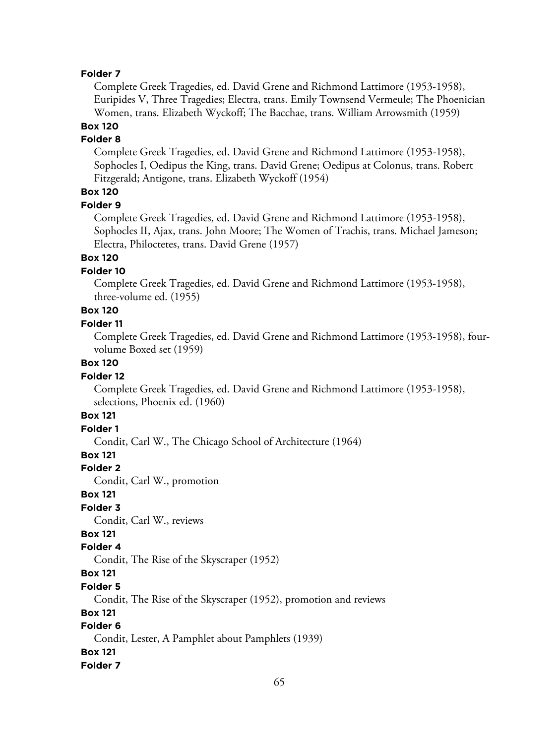**Folder 7**

Complete Greek Tragedies, ed. David Grene and Richmond Lattimore (1953-1958), Euripides V, Three Tragedies; Electra, trans. Emily Townsend Vermeule; The Phoenician Women, trans. Elizabeth Wyckoff; The Bacchae, trans. William Arrowsmith (1959)

**Box 120**

**Folder 8**

Complete Greek Tragedies, ed. David Grene and Richmond Lattimore (1953-1958), Sophocles I, Oedipus the King, trans. David Grene; Oedipus at Colonus, trans. Robert Fitzgerald; Antigone, trans. Elizabeth Wyckoff (1954)

**Box 120**

**Folder 9**

Complete Greek Tragedies, ed. David Grene and Richmond Lattimore (1953-1958), Sophocles II, Ajax, trans. John Moore; The Women of Trachis, trans. Michael Jameson; Electra, Philoctetes, trans. David Grene (1957)

**Box 120**

**Folder 10**

Complete Greek Tragedies, ed. David Grene and Richmond Lattimore (1953-1958), three-volume ed. (1955)

**Box 120**

**Folder 11**

Complete Greek Tragedies, ed. David Grene and Richmond Lattimore (1953-1958), four-volume Boxed set (1959)

**Box 120**

**Folder 12**

Complete Greek Tragedies, ed. David Grene and Richmond Lattimore (1953-1958), selections, Phoenix ed. (1960)

**Box 121**

**Folder 1**

Condit, Carl W., The Chicago School of Architecture (1964)

**Box 121**

**Folder 2**

Condit, Carl W., promotion

**Box 121**

**Folder 3**

Condit, Carl W., reviews

**Box 121**

**Folder 4**

Condit, The Rise of the Skyscraper (1952)

**Box 121**

**Folder 5**

Condit, The Rise of the Skyscraper (1952), promotion and reviews

**Box 121**

**Folder 6**

Condit, Lester, A Pamphlet about Pamphlets (1939)

**Box 121**

**Folder 7**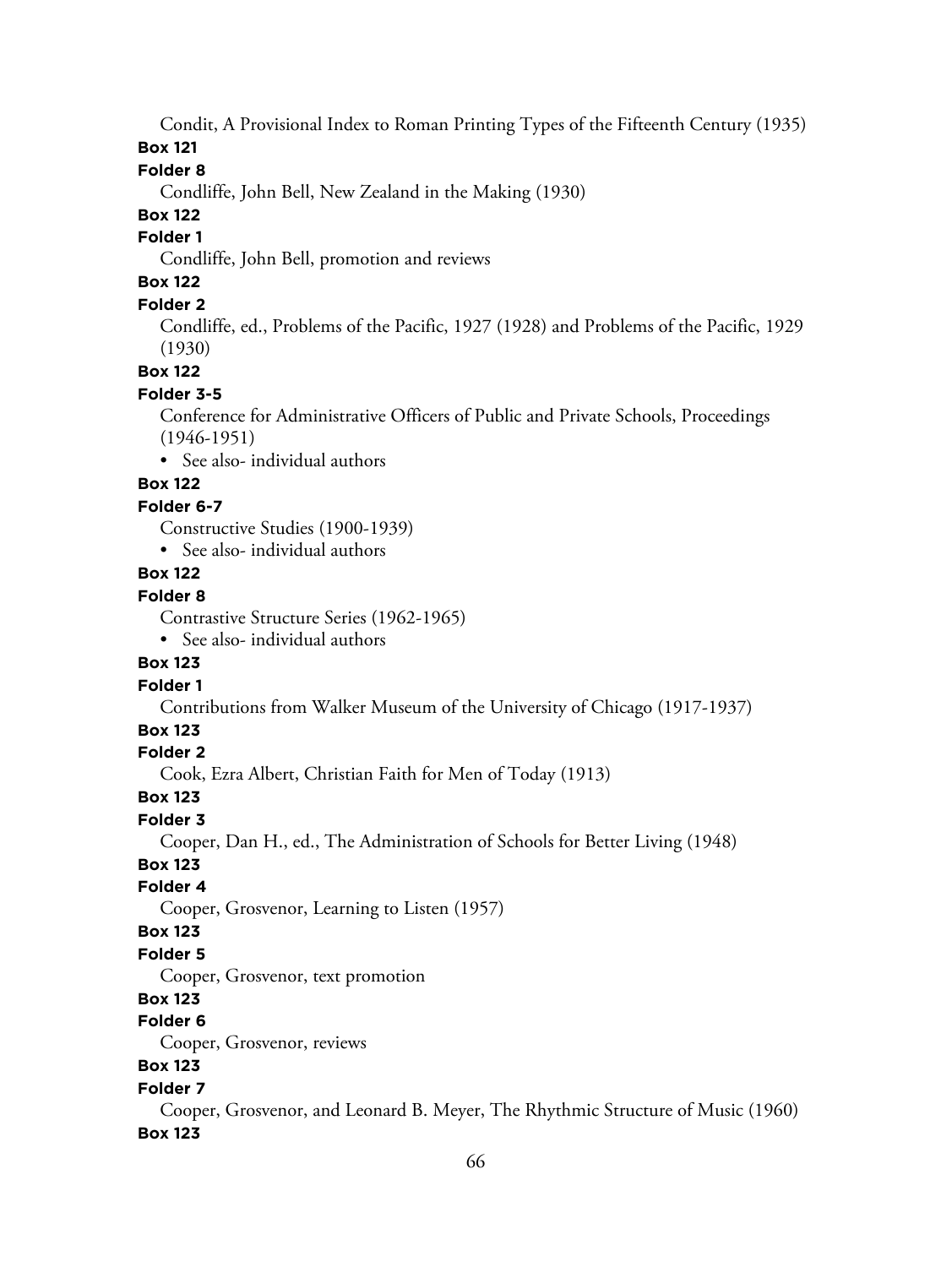Condit, A Provisional Index to Roman Printing Types of the Fifteenth Century (1935)

**Box 121**

**Folder 8**

Condliffe, John Bell, New Zealand in the Making (1930)

**Box 122**

**Folder 1**

Condliffe, John Bell, promotion and reviews

**Box 122**

**Folder 2**

Condliffe, ed., Problems of the Pacific, 1927 (1928) and Problems of the Pacific, 1929 (1930)

**Box 122**

**Folder 3-5**

Conference for Administrative Officers of Public and Private Schools, Proceedings (1946-1951)

- See also- individual authors

**Box 122**

**Folder 6-7**

Constructive Studies (1900-1939)

- See also- individual authors

**Box 122**

**Folder 8**

Contrastive Structure Series (1962-1965)

- See also- individual authors

**Box 123**

**Folder 1**

Contributions from Walker Museum of the University of Chicago (1917-1937)

**Box 123**

**Folder 2**

Cook, Ezra Albert, Christian Faith for Men of Today (1913)

**Box 123**

**Folder 3**

Cooper, Dan H., ed., The Administration of Schools for Better Living (1948)

**Box 123**

**Folder 4**

Cooper, Grosvenor, Learning to Listen (1957)

**Box 123**

**Folder 5**

Cooper, Grosvenor, text promotion

**Box 123**

**Folder 6**

Cooper, Grosvenor, reviews

**Box 123**

**Folder 7**

Cooper, Grosvenor, and Leonard B. Meyer, The Rhythmic Structure of Music (1960)

**Box 123**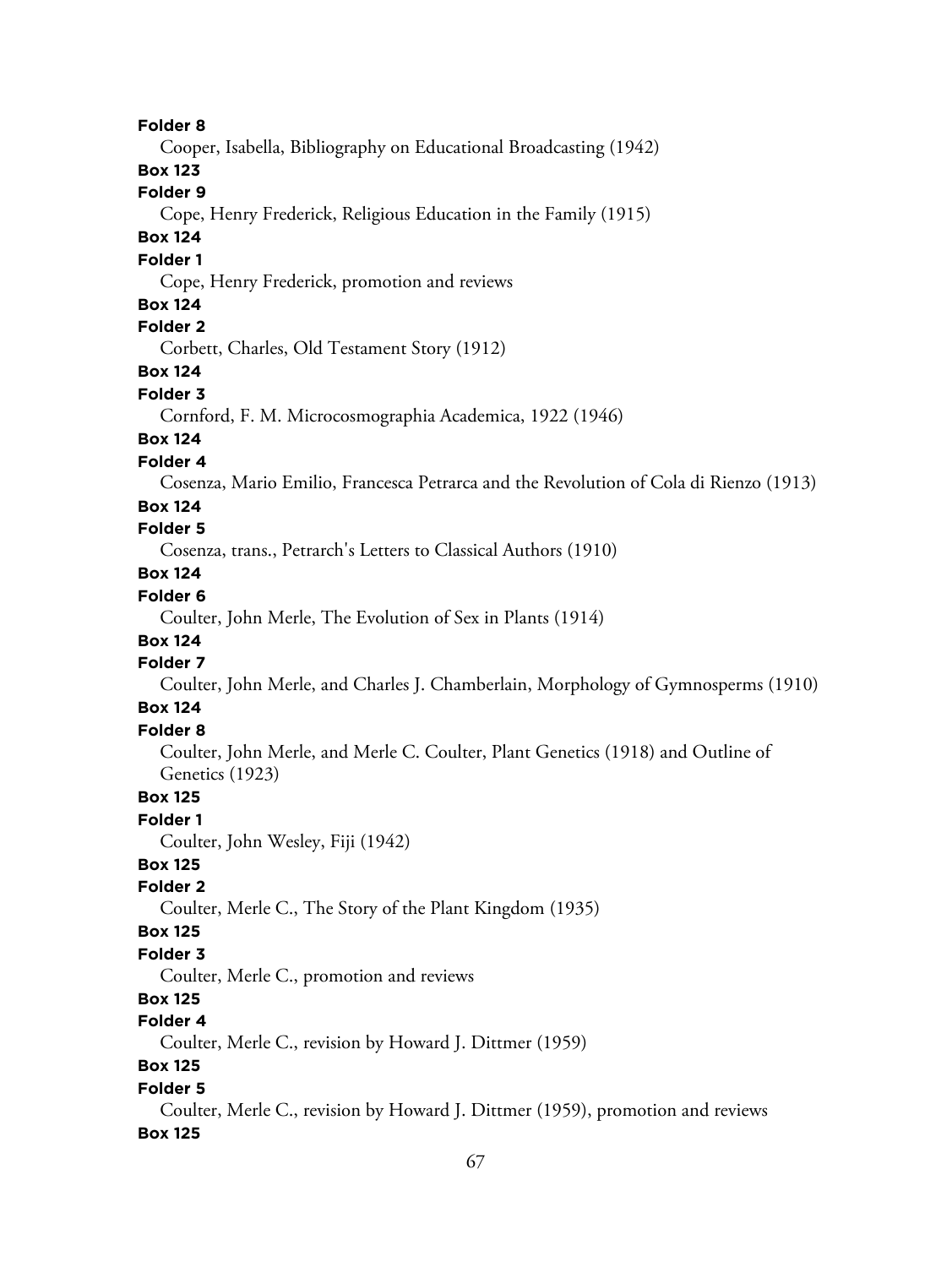**Folder 8**

Cooper, Isabella, Bibliography on Educational Broadcasting (1942)

**Box 123**

**Folder 9**

Cope, Henry Frederick, Religious Education in the Family (1915)

**Box 124**

**Folder 1**

Cope, Henry Frederick, promotion and reviews

**Box 124**

**Folder 2**

Corbett, Charles, Old Testament Story (1912)

**Box 124**

**Folder 3**

Cornford, F. M. Microcosmographia Academica, 1922 (1946)

**Box 124**

**Folder 4**

Cosenza, Mario Emilio, Francesca Petrarca and the Revolution of Cola di Rienzo (1913)

**Box 124**

**Folder 5**

Cosenza, trans., Petrarch's Letters to Classical Authors (1910)

**Box 124**

**Folder 6**

Coulter, John Merle, The Evolution of Sex in Plants (1914)

**Box 124**

**Folder 7**

Coulter, John Merle, and Charles J. Chamberlain, Morphology of Gymnosperms (1910)

**Box 124**

**Folder 8**

Coulter, John Merle, and Merle C. Coulter, Plant Genetics (1918) and Outline of Genetics (1923)

**Box 125**

**Folder 1**

Coulter, John Wesley, Fiji (1942)

**Box 125**

**Folder 2**

Coulter, Merle C., The Story of the Plant Kingdom (1935)

**Box 125**

**Folder 3**

Coulter, Merle C., promotion and reviews

**Box 125**

**Folder 4**

Coulter, Merle C., revision by Howard J. Dittmer (1959)

**Box 125**

**Folder 5**

Coulter, Merle C., revision by Howard J. Dittmer (1959), promotion and reviews

**Box 125**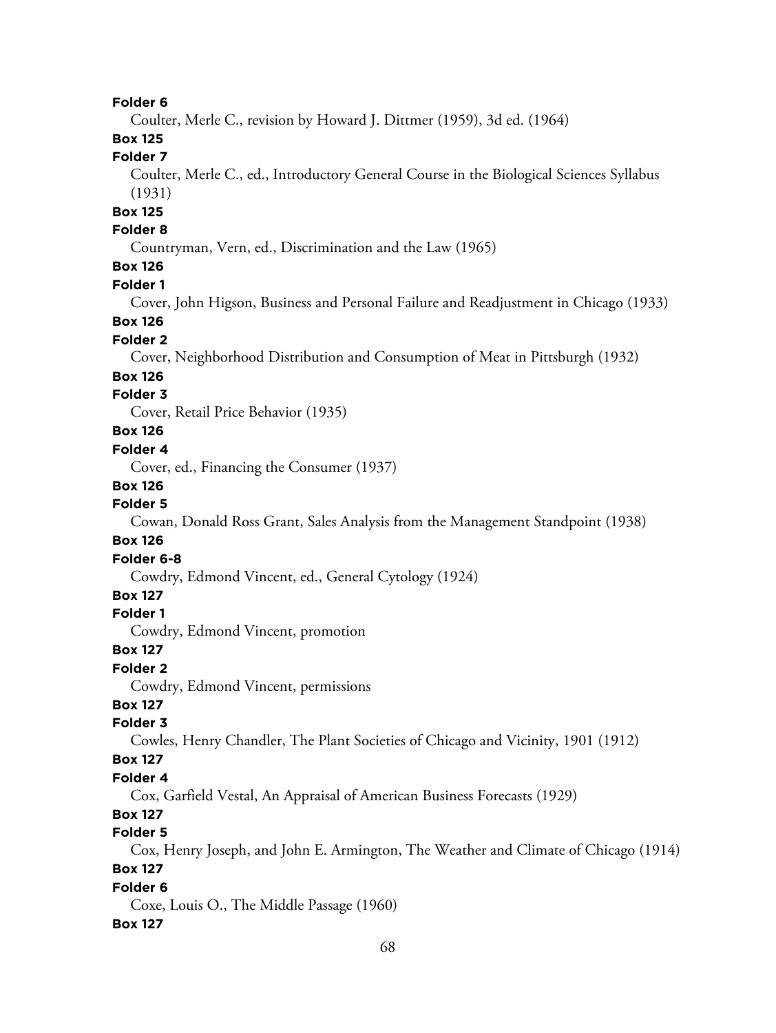**Folder 6**

Coulter, Merle C., revision by Howard J. Dittmer (1959), 3d ed. (1964)

**Box 125**

**Folder 7**

Coulter, Merle C., ed., Introductory General Course in the Biological Sciences Syllabus (1931)

**Box 125**

**Folder 8**

Countryman, Vern, ed., Discrimination and the Law (1965)

**Box 126**

**Folder 1**

Cover, John Higson, Business and Personal Failure and Readjustment in Chicago (1933)

**Box 126**

**Folder 2**

Cover, Neighborhood Distribution and Consumption of Meat in Pittsburgh (1932)

**Box 126**

**Folder 3**

Cover, Retail Price Behavior (1935)

**Box 126**

**Folder 4**

Cover, ed., Financing the Consumer (1937)

**Box 126**

**Folder 5**

Cowan, Donald Ross Grant, Sales Analysis from the Management Standpoint (1938)

**Box 126**

**Folder 6-8**

Cowdry, Edmond Vincent, ed., General Cytology (1924)

**Box 127**

**Folder 1**

Cowdry, Edmond Vincent, promotion

**Box 127**

**Folder 2**

Cowdry, Edmond Vincent, permissions

**Box 127**

**Folder 3**

Cowles, Henry Chandler, The Plant Societies of Chicago and Vicinity, 1901 (1912)

**Box 127**

**Folder 4**

Cox, Garfield Vestal, An Appraisal of American Business Forecasts (1929)

**Box 127**

**Folder 5**

Cox, Henry Joseph, and John E. Armington, The Weather and Climate of Chicago (1914)

**Box 127**

**Folder 6**

Coxe, Louis O., The Middle Passage (1960)

**Box 127**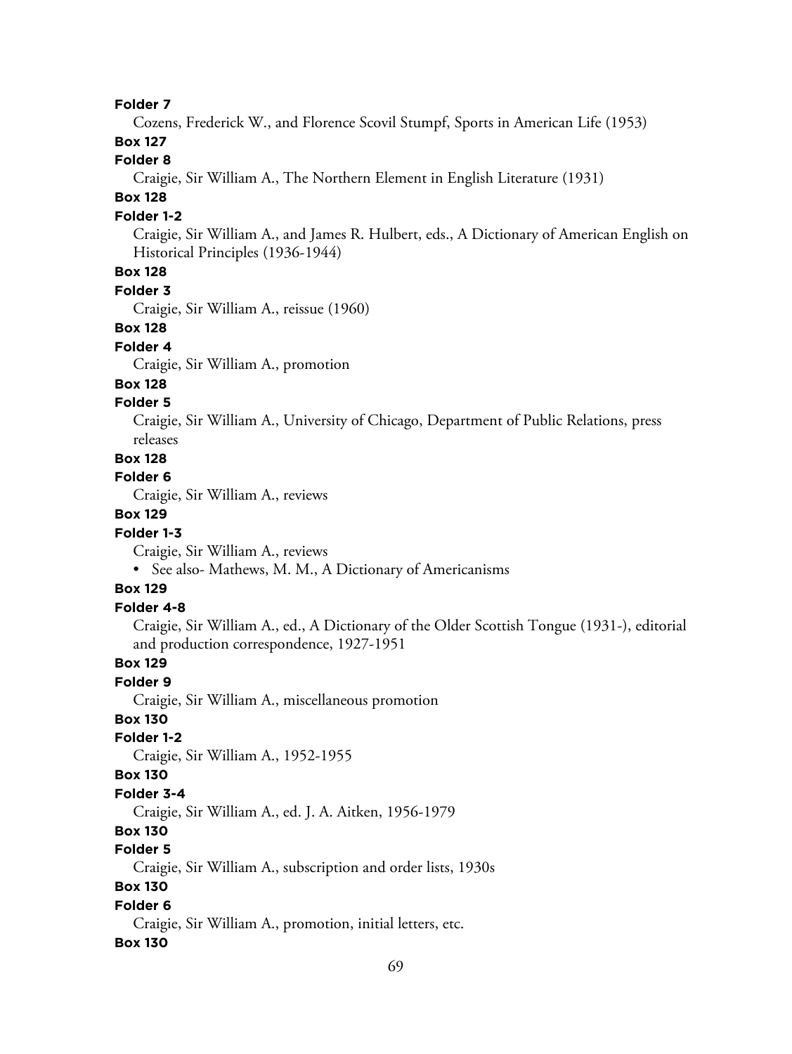**Folder 7**

Cozens, Frederick W., and Florence Scovil Stumpf, Sports in American Life (1953)

**Box 127**

**Folder 8**

Craigie, Sir William A., The Northern Element in English Literature (1931)

**Box 128**

**Folder 1-2**

Craigie, Sir William A., and James R. Hulbert, eds., A Dictionary of American English on Historical Principles (1936-1944)

**Box 128**

**Folder 3**

Craigie, Sir William A., reissue (1960)

**Box 128**

**Folder 4**

Craigie, Sir William A., promotion

**Box 128**

**Folder 5**

Craigie, Sir William A., University of Chicago, Department of Public Relations, press releases

**Box 128**

**Folder 6**

Craigie, Sir William A., reviews

**Box 129**

**Folder 1-3**

Craigie, Sir William A., reviews

- See also- Mathews, M. M., A Dictionary of Americanisms

**Box 129**

**Folder 4-8**

Craigie, Sir William A., ed., A Dictionary of the Older Scottish Tongue (1931-), editorial and production correspondence, 1927-1951

**Box 129**

**Folder 9**

Craigie, Sir William A., miscellaneous promotion

**Box 130**

**Folder 1-2**

Craigie, Sir William A., 1952-1955

**Box 130**

**Folder 3-4**

Craigie, Sir William A., ed. J. A. Aitken, 1956-1979

**Box 130**

**Folder 5**

Craigie, Sir William A., subscription and order lists, 1930s

**Box 130**

**Folder 6**

Craigie, Sir William A., promotion, initial letters, etc.

**Box 130**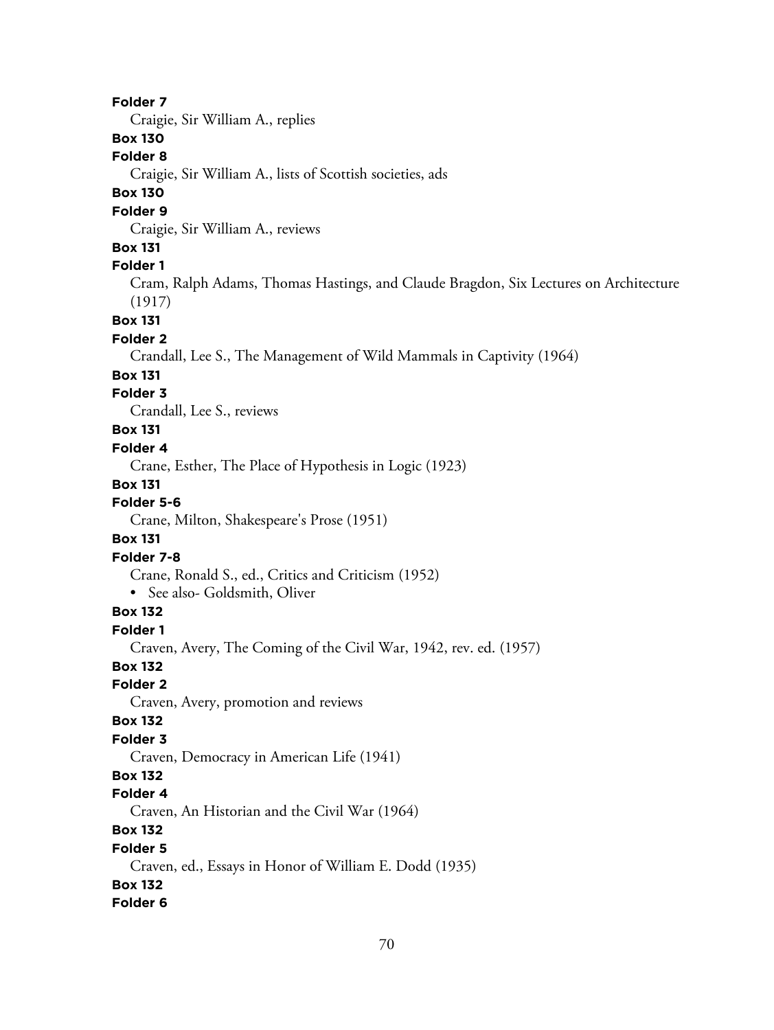**Folder 7**

Craigie, Sir William A., replies

**Box 130**

**Folder 8**

Craigie, Sir William A., lists of Scottish societies, ads

**Box 130**

**Folder 9**

Craigie, Sir William A., reviews

**Box 131**

**Folder 1**

Cram, Ralph Adams, Thomas Hastings, and Claude Bragdon, Six Lectures on Architecture (1917)

**Box 131**

**Folder 2**

Crandall, Lee S., The Management of Wild Mammals in Captivity (1964)

**Box 131**

**Folder 3**

Crandall, Lee S., reviews

**Box 131**

**Folder 4**

Crane, Esther, The Place of Hypothesis in Logic (1923)

**Box 131**

**Folder 5-6**

Crane, Milton, Shakespeare's Prose (1951)

**Box 131**

**Folder 7-8**

Crane, Ronald S., ed., Critics and Criticism (1952)

- See also- Goldsmith, Oliver

**Box 132**

**Folder 1**

Craven, Avery, The Coming of the Civil War, 1942, rev. ed. (1957)

**Box 132**

**Folder 2**

Craven, Avery, promotion and reviews

**Box 132**

**Folder 3**

Craven, Democracy in American Life (1941)

**Box 132**

**Folder 4**

Craven, An Historian and the Civil War (1964)

**Box 132**

**Folder 5**

Craven, ed., Essays in Honor of William E. Dodd (1935)

**Box 132**

**Folder 6**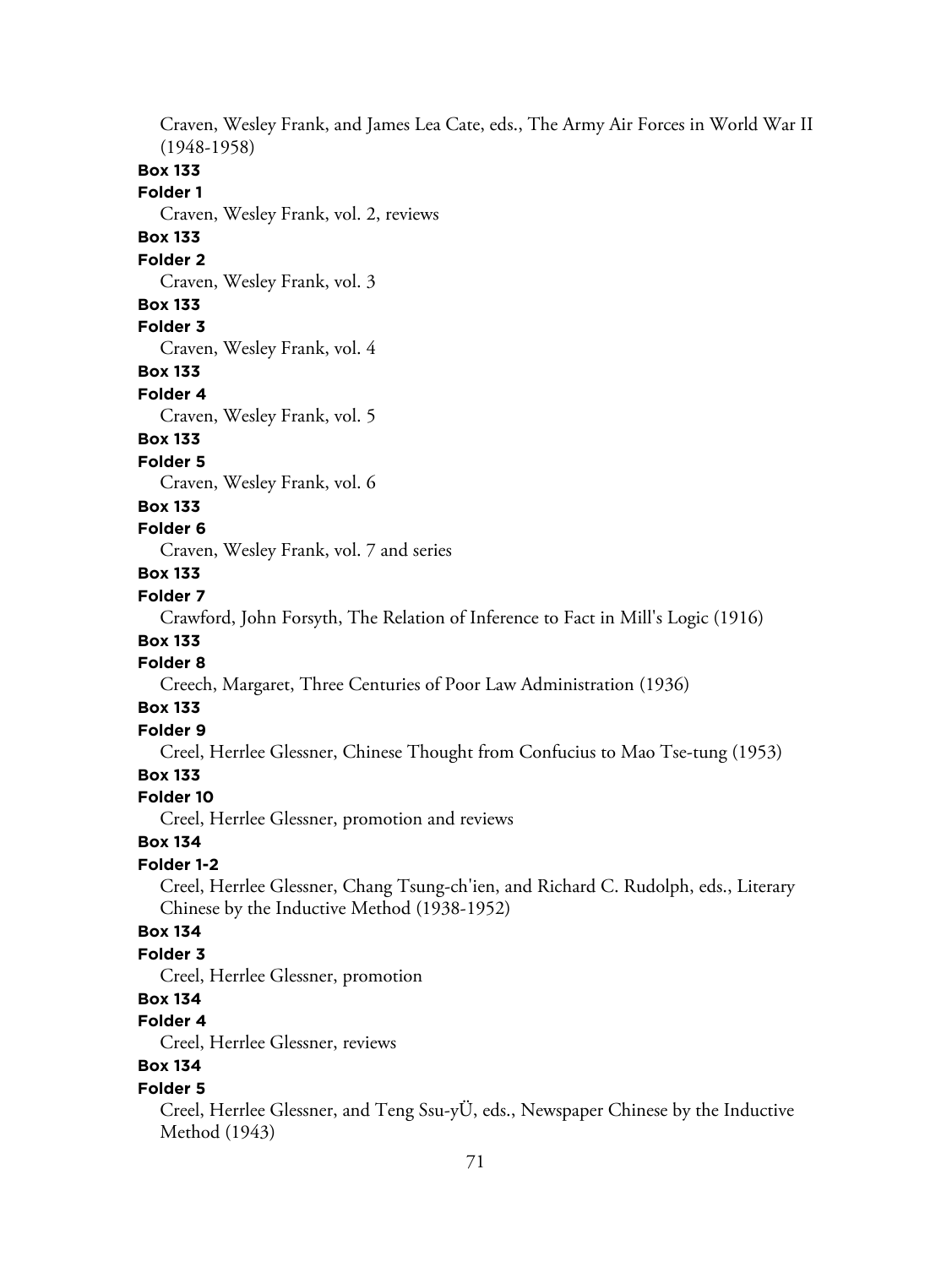Craven, Wesley Frank, and James Lea Cate, eds., The Army Air Forces in World War II (1948-1958)

**Box 133**

**Folder 1**

Craven, Wesley Frank, vol. 2, reviews

**Box 133**

**Folder 2**

Craven, Wesley Frank, vol. 3

**Box 133**

**Folder 3**

Craven, Wesley Frank, vol. 4

**Box 133**

**Folder 4**

Craven, Wesley Frank, vol. 5

**Box 133**

**Folder 5**

Craven, Wesley Frank, vol. 6

**Box 133**

**Folder 6**

Craven, Wesley Frank, vol. 7 and series

**Box 133**

**Folder 7**

Crawford, John Forsyth, The Relation of Inference to Fact in Mill's Logic (1916)

**Box 133**

**Folder 8**

Creech, Margaret, Three Centuries of Poor Law Administration (1936)

**Box 133**

**Folder 9**

Creel, Herrlee Glessner, Chinese Thought from Confucius to Mao Tse-tung (1953)

**Box 133**

**Folder 10**

Creel, Herrlee Glessner, promotion and reviews

**Box 134**

**Folder 1-2**

Creel, Herrlee Glessner, Chang Tsung-ch'ien, and Richard C. Rudolph, eds., Literary Chinese by the Inductive Method (1938-1952)

**Box 134**

**Folder 3**

Creel, Herrlee Glessner, promotion

**Box 134**

**Folder 4**

Creel, Herrlee Glessner, reviews

**Box 134**

**Folder 5**

Creel, Herrlee Glessner, and Teng Ssu-yÜ, eds., Newspaper Chinese by the Inductive Method (1943)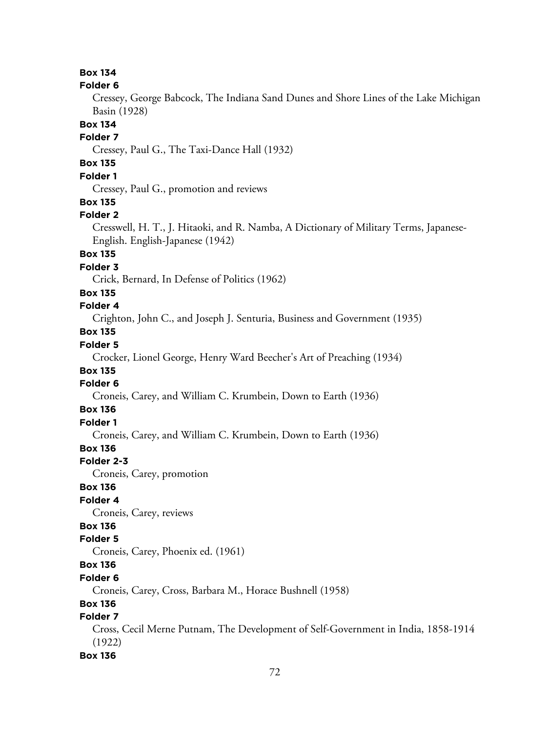**Box 134**

**Folder 6**

Cressey, George Babcock, The Indiana Sand Dunes and Shore Lines of the Lake Michigan Basin (1928)

**Box 134**

**Folder 7**

Cressey, Paul G., The Taxi-Dance Hall (1932)

**Box 135**

**Folder 1**

Cressey, Paul G., promotion and reviews

**Box 135**

**Folder 2**

Cresswell, H. T., J. Hitaoki, and R. Namba, A Dictionary of Military Terms, Japanese-English. English-Japanese (1942)

**Box 135**

**Folder 3**

Crick, Bernard, In Defense of Politics (1962)

**Box 135**

**Folder 4**

Crighton, John C., and Joseph J. Senturia, Business and Government (1935)

**Box 135**

**Folder 5**

Crocker, Lionel George, Henry Ward Beecher's Art of Preaching (1934)

**Box 135**

**Folder 6**

Croneis, Carey, and William C. Krumbein, Down to Earth (1936)

**Box 136**

**Folder 1**

Croneis, Carey, and William C. Krumbein, Down to Earth (1936)

**Box 136**

**Folder 2-3**

Croneis, Carey, promotion

**Box 136**

**Folder 4**

Croneis, Carey, reviews

**Box 136**

**Folder 5**

Croneis, Carey, Phoenix ed. (1961)

**Box 136**

**Folder 6**

Croneis, Carey, Cross, Barbara M., Horace Bushnell (1958)

**Box 136**

**Folder 7**

Cross, Cecil Merne Putnam, The Development of Self-Government in India, 1858-1914 (1922)

**Box 136**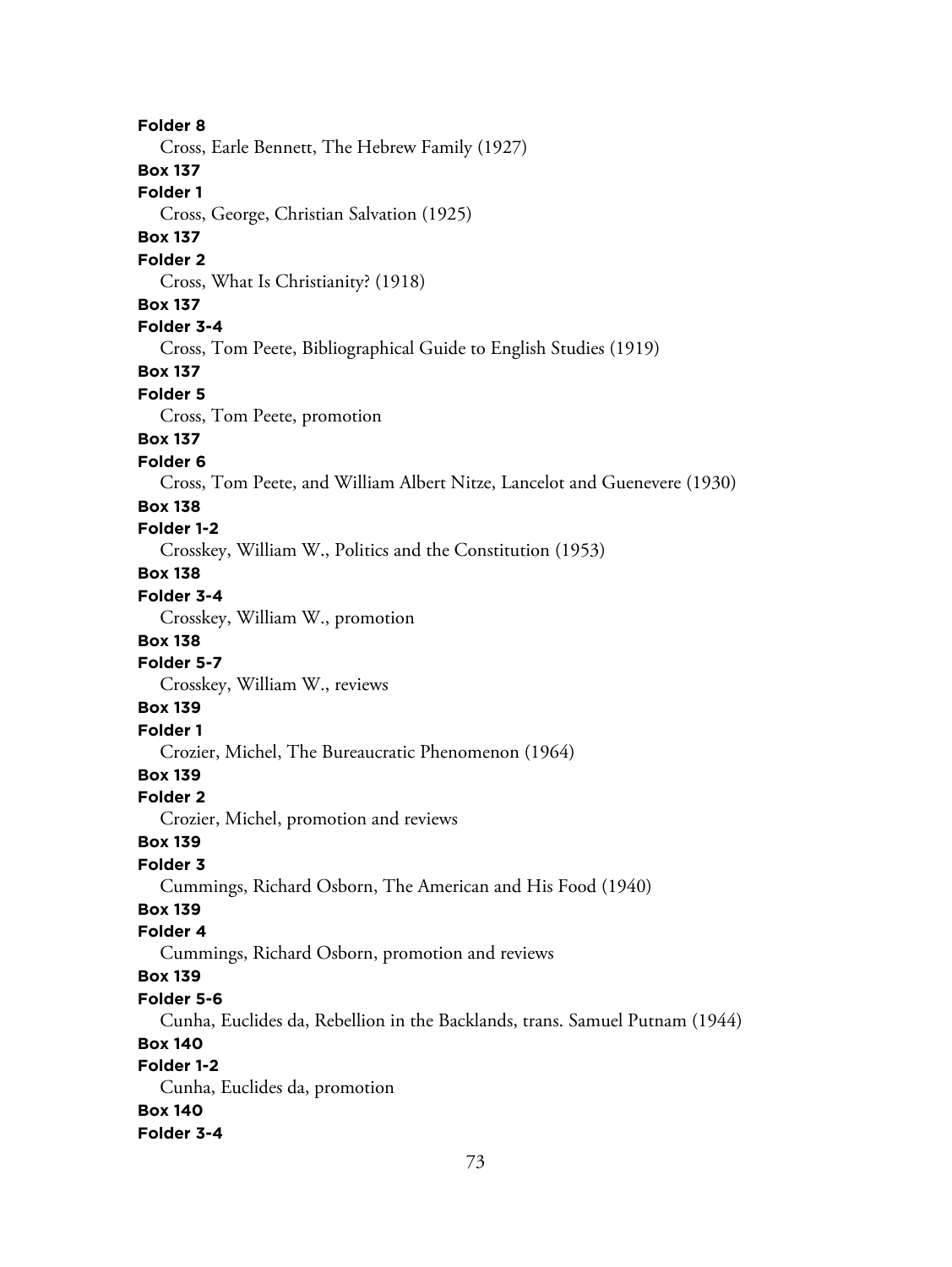**Folder 8**

Cross, Earle Bennett, The Hebrew Family (1927)

**Box 137**

**Folder 1**

Cross, George, Christian Salvation (1925)

**Box 137**

**Folder 2**

Cross, What Is Christianity? (1918)

**Box 137**

**Folder 3-4**

Cross, Tom Peete, Bibliographical Guide to English Studies (1919)

**Box 137**

**Folder 5**

Cross, Tom Peete, promotion

**Box 137**

**Folder 6**

Cross, Tom Peete, and William Albert Nitze, Lancelot and Guenevere (1930)

**Box 138**

**Folder 1-2**

Crosskey, William W., Politics and the Constitution (1953)

**Box 138**

**Folder 3-4**

Crosskey, William W., promotion

**Box 138**

**Folder 5-7**

Crosskey, William W., reviews

**Box 139**

**Folder 1**

Crozier, Michel, The Bureaucratic Phenomenon (1964)

**Box 139**

**Folder 2**

Crozier, Michel, promotion and reviews

**Box 139**

**Folder 3**

Cummings, Richard Osborn, The American and His Food (1940)

**Box 139**

**Folder 4**

Cummings, Richard Osborn, promotion and reviews

**Box 139**

**Folder 5-6**

Cunha, Euclides da, Rebellion in the Backlands, trans. Samuel Putnam (1944)

**Box 140**

**Folder 1-2**

Cunha, Euclides da, promotion

**Box 140**

**Folder 3-4**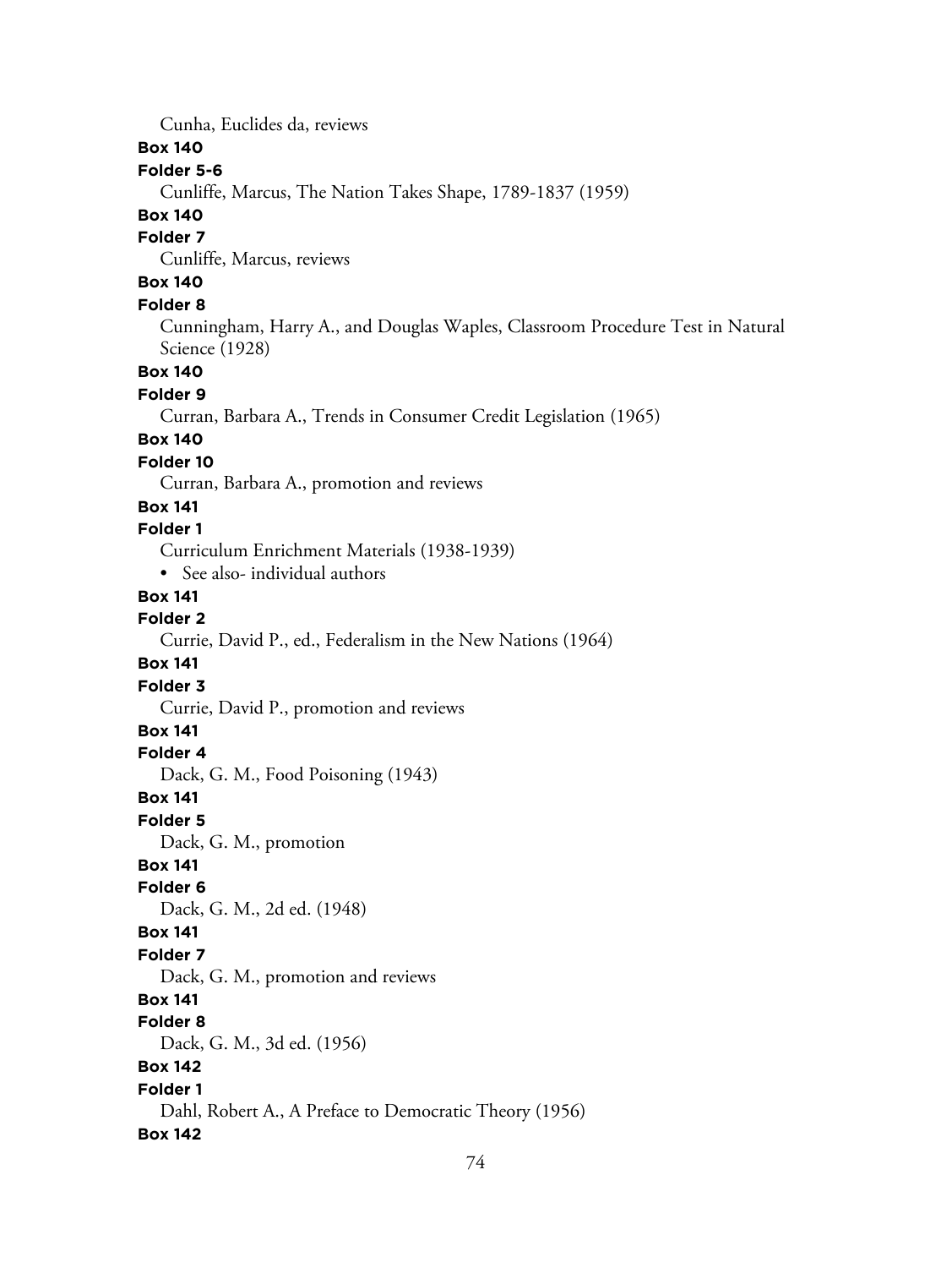Cunha, Euclides da, reviews

**Box 140**

**Folder 5-6**

Cunliffe, Marcus, The Nation Takes Shape, 1789-1837 (1959)

**Box 140**

**Folder 7**

Cunliffe, Marcus, reviews

**Box 140**

**Folder 8**

Cunningham, Harry A., and Douglas Waples, Classroom Procedure Test in Natural Science (1928)

**Box 140**

**Folder 9**

Curran, Barbara A., Trends in Consumer Credit Legislation (1965)

**Box 140**

**Folder 10**

Curran, Barbara A., promotion and reviews

**Box 141**

**Folder 1**

Curriculum Enrichment Materials (1938-1939)

- See also- individual authors

**Box 141**

**Folder 2**

Currie, David P., ed., Federalism in the New Nations (1964)

**Box 141**

**Folder 3**

Currie, David P., promotion and reviews

**Box 141**

**Folder 4**

Dack, G. M., Food Poisoning (1943)

**Box 141**

**Folder 5**

Dack, G. M., promotion

**Box 141**

**Folder 6**

Dack, G. M., 2d ed. (1948)

**Box 141**

**Folder 7**

Dack, G. M., promotion and reviews

**Box 141**

**Folder 8**

Dack, G. M., 3d ed. (1956)

**Box 142**

**Folder 1**

Dahl, Robert A., A Preface to Democratic Theory (1956)

**Box 142**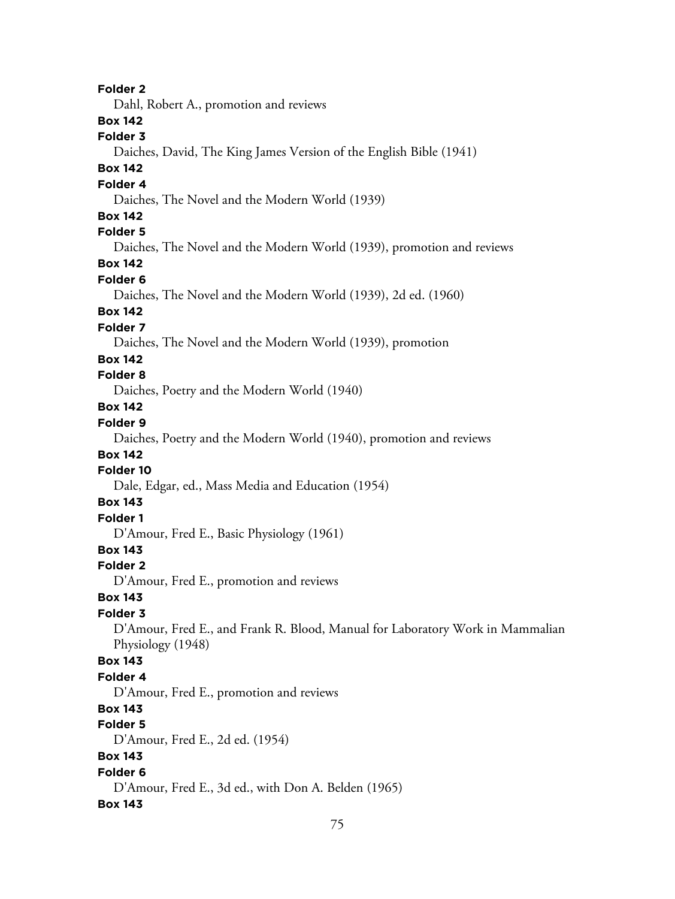**Folder 2**

Dahl, Robert A., promotion and reviews

**Box 142**

**Folder 3**

Daiches, David, The King James Version of the English Bible (1941)

**Box 142**

**Folder 4**

Daiches, The Novel and the Modern World (1939)

**Box 142**

**Folder 5**

Daiches, The Novel and the Modern World (1939), promotion and reviews

**Box 142**

**Folder 6**

Daiches, The Novel and the Modern World (1939), 2d ed. (1960)

**Box 142**

**Folder 7**

Daiches, The Novel and the Modern World (1939), promotion

**Box 142**

**Folder 8**

Daiches, Poetry and the Modern World (1940)

**Box 142**

**Folder 9**

Daiches, Poetry and the Modern World (1940), promotion and reviews

**Box 142**

**Folder 10**

Dale, Edgar, ed., Mass Media and Education (1954)

**Box 143**

**Folder 1**

D'Amour, Fred E., Basic Physiology (1961)

**Box 143**

**Folder 2**

D'Amour, Fred E., promotion and reviews

**Box 143**

**Folder 3**

D'Amour, Fred E., and Frank R. Blood, Manual for Laboratory Work in Mammalian Physiology (1948)

**Box 143**

**Folder 4**

D'Amour, Fred E., promotion and reviews

**Box 143**

**Folder 5**

D'Amour, Fred E., 2d ed. (1954)

**Box 143**

**Folder 6**

D'Amour, Fred E., 3d ed., with Don A. Belden (1965)

**Box 143**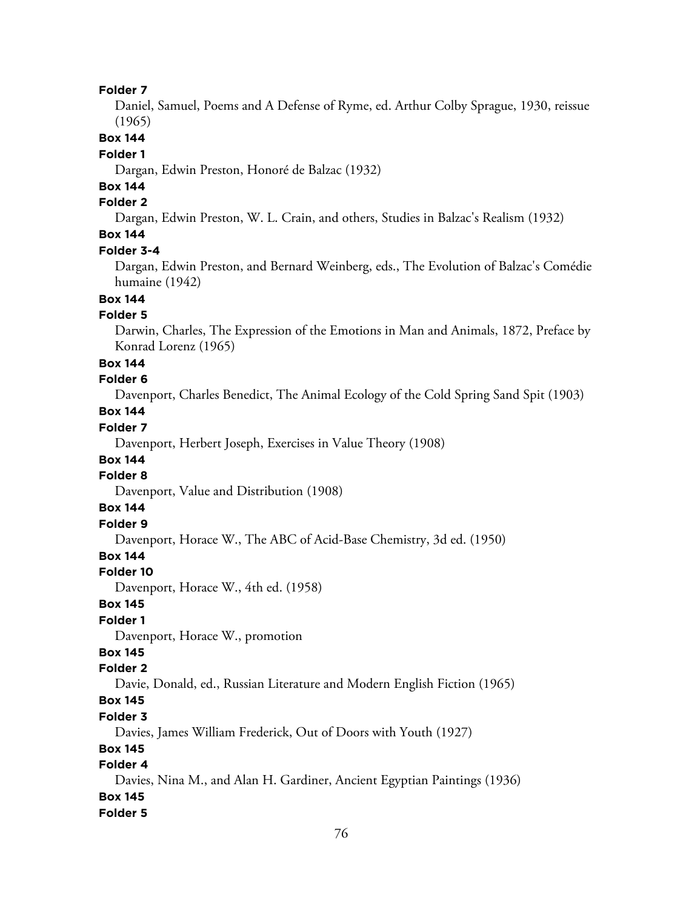**Folder 7**

Daniel, Samuel, Poems and A Defense of Ryme, ed. Arthur Colby Sprague, 1930, reissue (1965)

**Box 144**

**Folder 1**

Dargan, Edwin Preston, Honoré de Balzac (1932)

**Box 144**

**Folder 2**

Dargan, Edwin Preston, W. L. Crain, and others, Studies in Balzac's Realism (1932)

**Box 144**

**Folder 3-4**

Dargan, Edwin Preston, and Bernard Weinberg, eds., The Evolution of Balzac's Comédie humaine (1942)

**Box 144**

**Folder 5**

Darwin, Charles, The Expression of the Emotions in Man and Animals, 1872, Preface by Konrad Lorenz (1965)

**Box 144**

**Folder 6**

Davenport, Charles Benedict, The Animal Ecology of the Cold Spring Sand Spit (1903)

**Box 144**

**Folder 7**

Davenport, Herbert Joseph, Exercises in Value Theory (1908)

**Box 144**

**Folder 8**

Davenport, Value and Distribution (1908)

**Box 144**

**Folder 9**

Davenport, Horace W., The ABC of Acid-Base Chemistry, 3d ed. (1950)

**Box 144**

**Folder 10**

Davenport, Horace W., 4th ed. (1958)

**Box 145**

**Folder 1**

Davenport, Horace W., promotion

**Box 145**

**Folder 2**

Davie, Donald, ed., Russian Literature and Modern English Fiction (1965)

**Box 145**

**Folder 3**

Davies, James William Frederick, Out of Doors with Youth (1927)

**Box 145**

**Folder 4**

Davies, Nina M., and Alan H. Gardiner, Ancient Egyptian Paintings (1936)

**Box 145**

**Folder 5**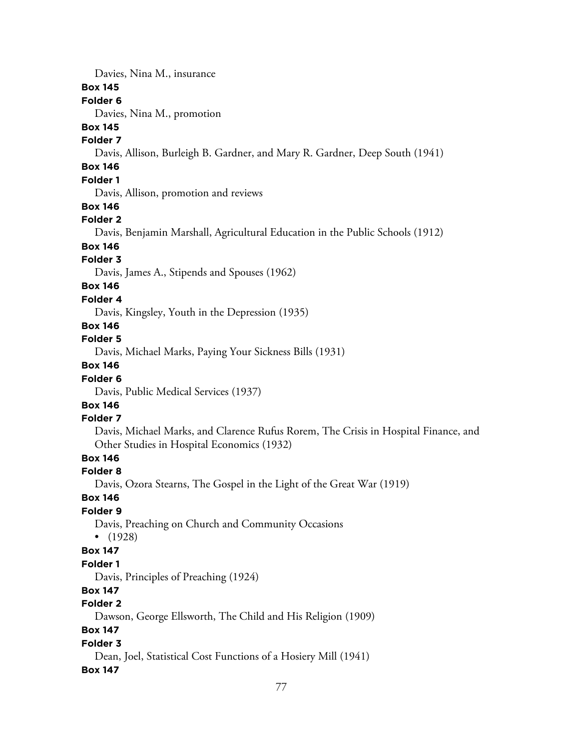Davies, Nina M., insurance

**Box 145**

**Folder 6**

Davies, Nina M., promotion

**Box 145**

**Folder 7**

Davis, Allison, Burleigh B. Gardner, and Mary R. Gardner, Deep South (1941)

**Box 146**

**Folder 1**

Davis, Allison, promotion and reviews

**Box 146**

**Folder 2**

Davis, Benjamin Marshall, Agricultural Education in the Public Schools (1912)

**Box 146**

**Folder 3**

Davis, James A., Stipends and Spouses (1962)

**Box 146**

**Folder 4**

Davis, Kingsley, Youth in the Depression (1935)

**Box 146**

**Folder 5**

Davis, Michael Marks, Paying Your Sickness Bills (1931)

**Box 146**

**Folder 6**

Davis, Public Medical Services (1937)

**Box 146**

**Folder 7**

Davis, Michael Marks, and Clarence Rufus Rorem, The Crisis in Hospital Finance, and Other Studies in Hospital Economics (1932)

**Box 146**

**Folder 8**

Davis, Ozora Stearns, The Gospel in the Light of the Great War (1919)

**Box 146**

**Folder 9**

Davis, Preaching on Church and Community Occasions

- (1928)

**Box 147**

**Folder 1**

Davis, Principles of Preaching (1924)

**Box 147**

**Folder 2**

Dawson, George Ellsworth, The Child and His Religion (1909)

**Box 147**

**Folder 3**

Dean, Joel, Statistical Cost Functions of a Hosiery Mill (1941)

**Box 147**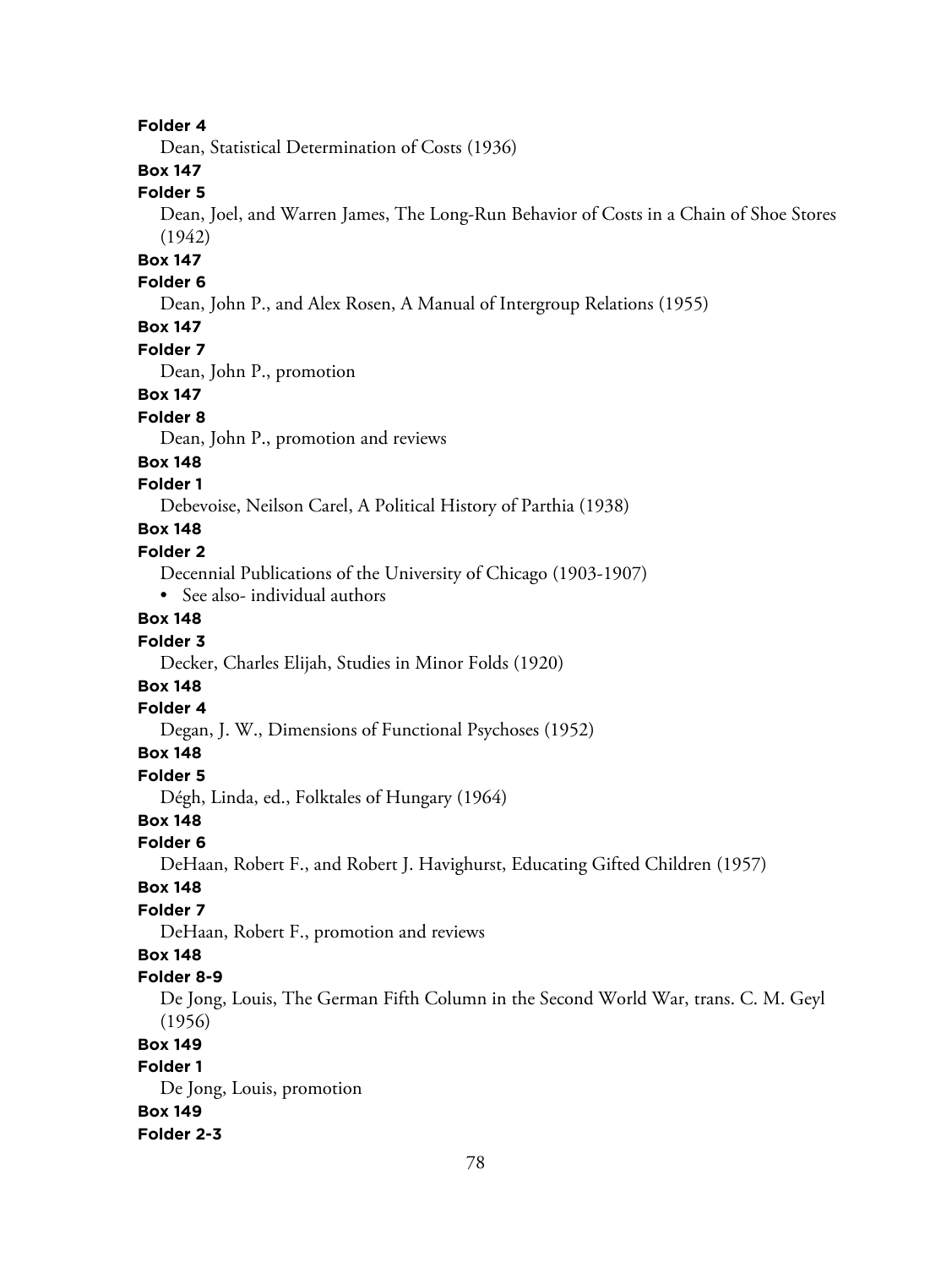**Folder 4**

Dean, Statistical Determination of Costs (1936)

**Box 147**

**Folder 5**

Dean, Joel, and Warren James, The Long-Run Behavior of Costs in a Chain of Shoe Stores (1942)

**Box 147**

**Folder 6**

Dean, John P., and Alex Rosen, A Manual of Intergroup Relations (1955)

**Box 147**

**Folder 7**

Dean, John P., promotion

**Box 147**

**Folder 8**

Dean, John P., promotion and reviews

**Box 148**

**Folder 1**

Debevoise, Neilson Carel, A Political History of Parthia (1938)

**Box 148**

**Folder 2**

Decennial Publications of the University of Chicago (1903-1907)

- See also- individual authors

**Box 148**

**Folder 3**

Decker, Charles Elijah, Studies in Minor Folds (1920)

**Box 148**

**Folder 4**

Degan, J. W., Dimensions of Functional Psychoses (1952)

**Box 148**

**Folder 5**

Dégh, Linda, ed., Folktales of Hungary (1964)

**Box 148**

**Folder 6**

DeHaan, Robert F., and Robert J. Havighurst, Educating Gifted Children (1957)

**Box 148**

**Folder 7**

DeHaan, Robert F., promotion and reviews

**Box 148**

**Folder 8-9**

De Jong, Louis, The German Fifth Column in the Second World War, trans. C. M. Geyl (1956)

**Box 149**

**Folder 1**

De Jong, Louis, promotion

**Box 149**

**Folder 2-3**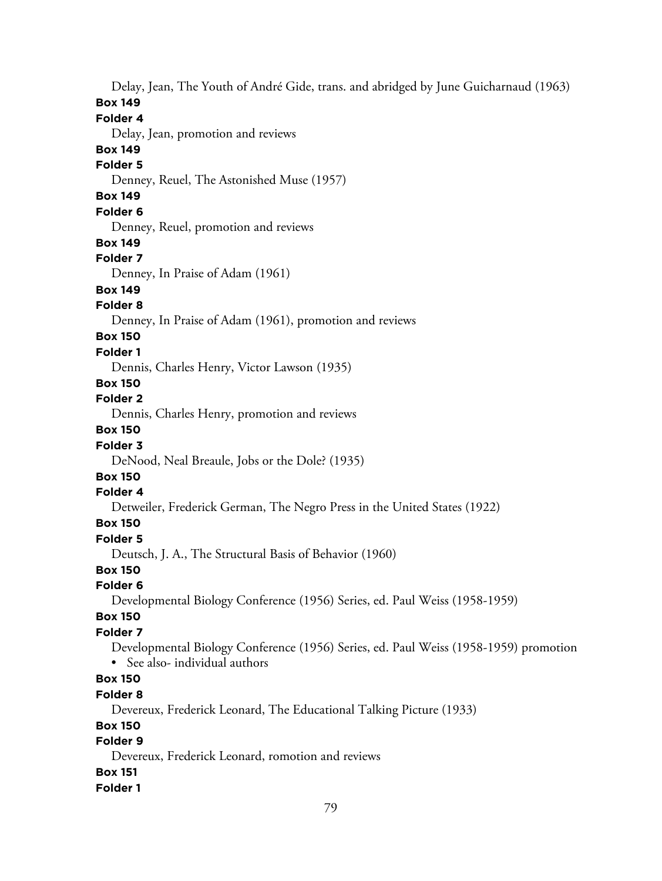Delay, Jean, The Youth of André Gide, trans. and abridged by June Guicharnaud (1963)

**Box 149**

**Folder 4**

Delay, Jean, promotion and reviews

**Box 149**

**Folder 5**

Denney, Reuel, The Astonished Muse (1957)

**Box 149**

**Folder 6**

Denney, Reuel, promotion and reviews

**Box 149**

**Folder 7**

Denney, In Praise of Adam (1961)

**Box 149**

**Folder 8**

Denney, In Praise of Adam (1961), promotion and reviews

**Box 150**

**Folder 1**

Dennis, Charles Henry, Victor Lawson (1935)

**Box 150**

**Folder 2**

Dennis, Charles Henry, promotion and reviews

**Box 150**

**Folder 3**

DeNood, Neal Breaule, Jobs or the Dole? (1935)

**Box 150**

**Folder 4**

Detweiler, Frederick German, The Negro Press in the United States (1922)

**Box 150**

**Folder 5**

Deutsch, J. A., The Structural Basis of Behavior (1960)

**Box 150**

**Folder 6**

Developmental Biology Conference (1956) Series, ed. Paul Weiss (1958-1959)

**Box 150**

**Folder 7**

Developmental Biology Conference (1956) Series, ed. Paul Weiss (1958-1959) promotion

- See also- individual authors

**Box 150**

**Folder 8**

Devereux, Frederick Leonard, The Educational Talking Picture (1933)

**Box 150**

**Folder 9**

Devereux, Frederick Leonard, romotion and reviews

**Box 151**

**Folder 1**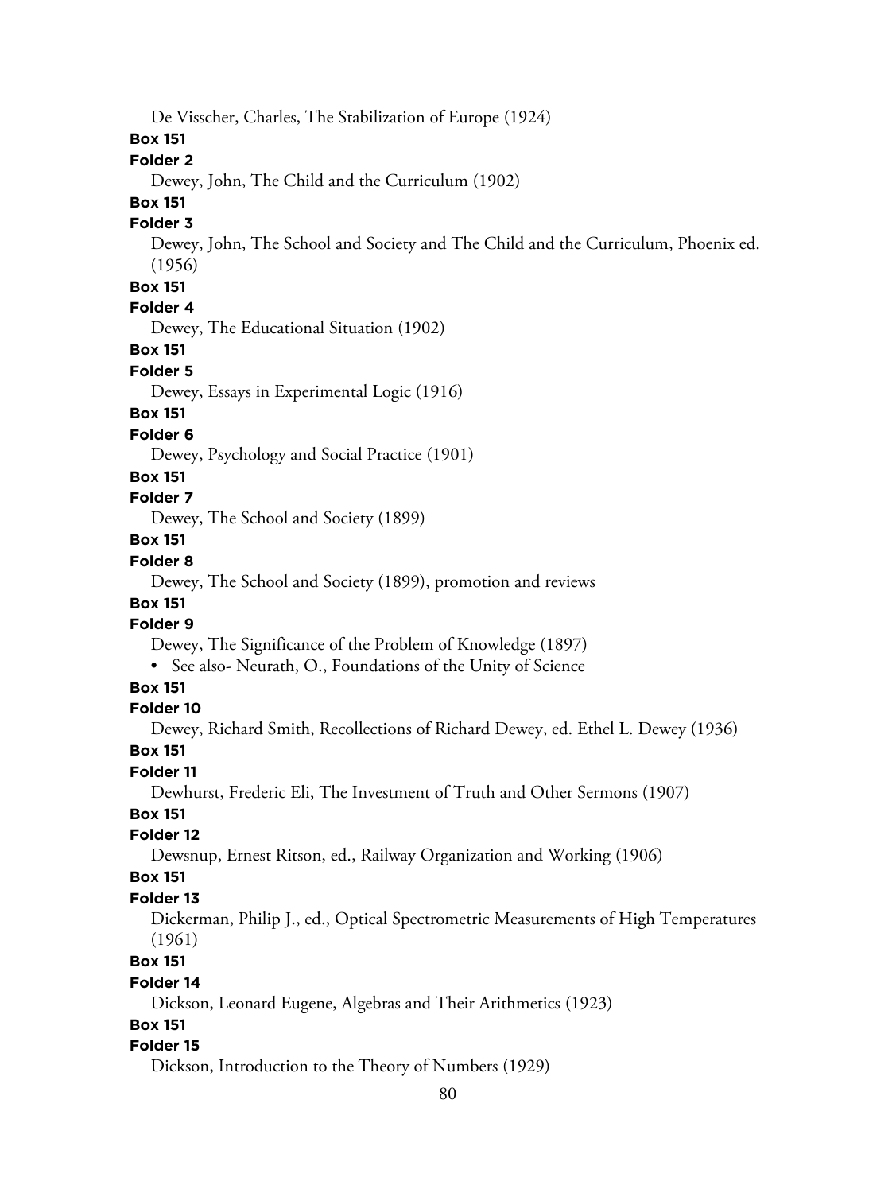De Visscher, Charles, The Stabilization of Europe (1924)

**Box 151**

**Folder 2**

Dewey, John, The Child and the Curriculum (1902)

**Box 151**

**Folder 3**

Dewey, John, The School and Society and The Child and the Curriculum, Phoenix ed. (1956)

**Box 151**

**Folder 4**

Dewey, The Educational Situation (1902)

**Box 151**

**Folder 5**

Dewey, Essays in Experimental Logic (1916)

**Box 151**

**Folder 6**

Dewey, Psychology and Social Practice (1901)

**Box 151**

**Folder 7**

Dewey, The School and Society (1899)

**Box 151**

**Folder 8**

Dewey, The School and Society (1899), promotion and reviews

**Box 151**

**Folder 9**

Dewey, The Significance of the Problem of Knowledge (1897)

- See also- Neurath, O., Foundations of the Unity of Science

**Box 151**

**Folder 10**

Dewey, Richard Smith, Recollections of Richard Dewey, ed. Ethel L. Dewey (1936)

**Box 151**

**Folder 11**

Dewhurst, Frederic Eli, The Investment of Truth and Other Sermons (1907)

**Box 151**

**Folder 12**

Dewsnup, Ernest Ritson, ed., Railway Organization and Working (1906)

**Box 151**

**Folder 13**

Dickerman, Philip J., ed., Optical Spectrometric Measurements of High Temperatures (1961)

**Box 151**

**Folder 14**

Dickson, Leonard Eugene, Algebras and Their Arithmetics (1923)

**Box 151**

**Folder 15**

Dickson, Introduction to the Theory of Numbers (1929)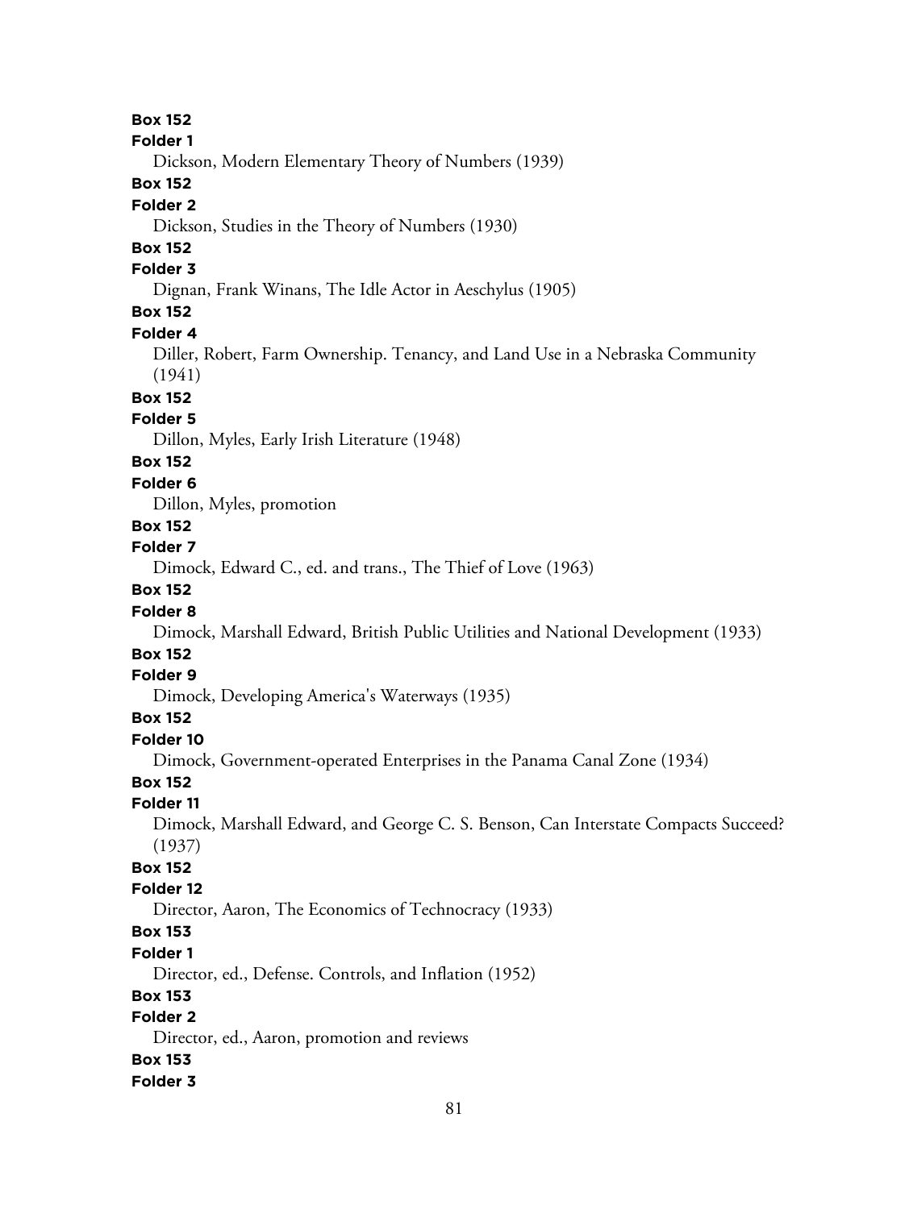**Box 152**
**Folder 1**
Dickson, Modern Elementary Theory of Numbers (1939)
**Box 152**
**Folder 2**
Dickson, Studies in the Theory of Numbers (1930)
**Box 152**
**Folder 3**
Dignan, Frank Winans, The Idle Actor in Aeschylus (1905)
**Box 152**
**Folder 4**
Diller, Robert, Farm Ownership. Tenancy, and Land Use in a Nebraska Community (1941)
**Box 152**
**Folder 5**
Dillon, Myles, Early Irish Literature (1948)
**Box 152**
**Folder 6**
Dillon, Myles, promotion
**Box 152**
**Folder 7**
Dimock, Edward C., ed. and trans., The Thief of Love (1963)
**Box 152**
**Folder 8**
Dimock, Marshall Edward, British Public Utilities and National Development (1933)
**Box 152**
**Folder 9**
Dimock, Developing America's Waterways (1935)
**Box 152**
**Folder 10**
Dimock, Government-operated Enterprises in the Panama Canal Zone (1934)
**Box 152**
**Folder 11**
Dimock, Marshall Edward, and George C. S. Benson, Can Interstate Compacts Succeed? (1937)
**Box 152**
**Folder 12**
Director, Aaron, The Economics of Technocracy (1933)
**Box 153**
**Folder 1**
Director, ed., Defense. Controls, and Inflation (1952)
**Box 153**
**Folder 2**
Director, ed., Aaron, promotion and reviews
**Box 153**
**Folder 3**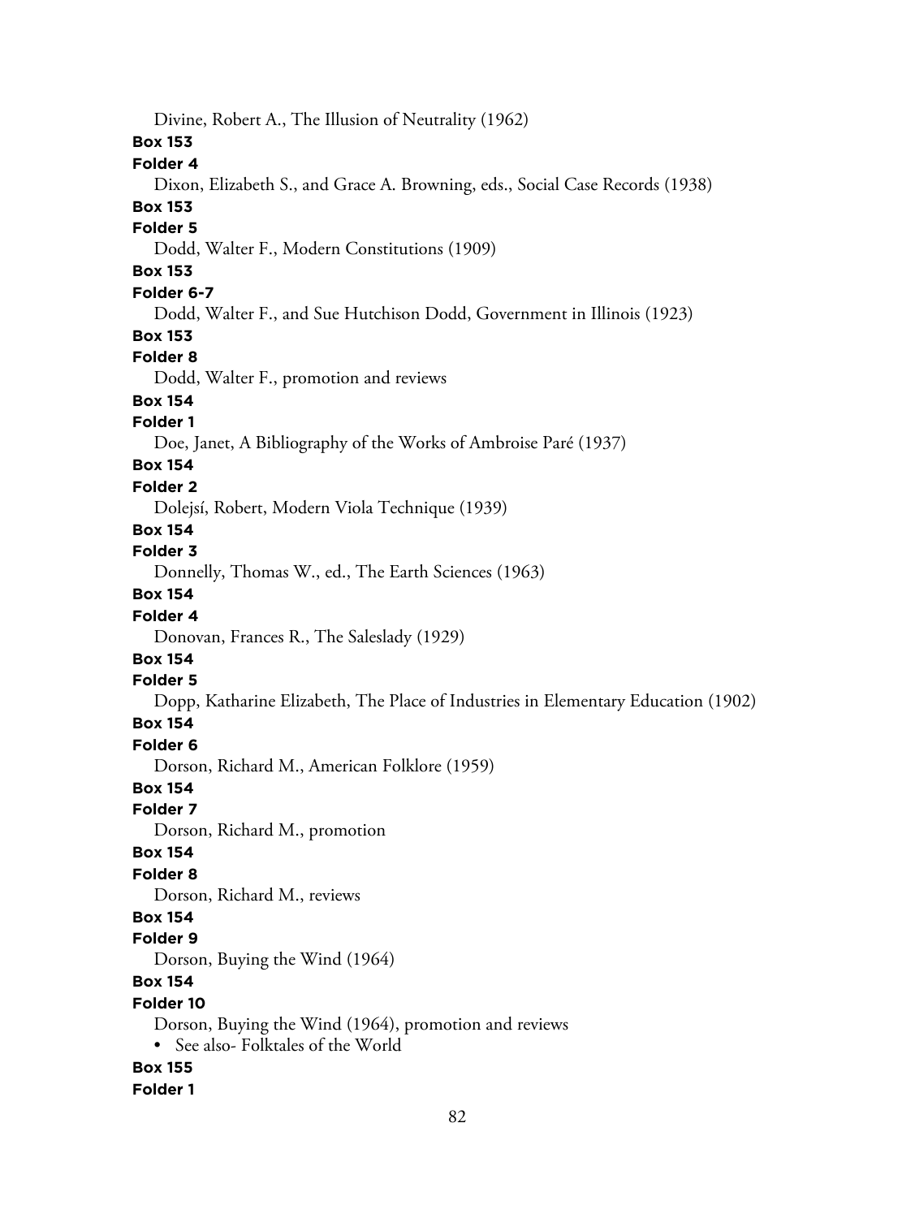Divine, Robert A., The Illusion of Neutrality (1962)

**Box 153**

**Folder 4**

Dixon, Elizabeth S., and Grace A. Browning, eds., Social Case Records (1938)

**Box 153**

**Folder 5**

Dodd, Walter F., Modern Constitutions (1909)

**Box 153**

**Folder 6-7**

Dodd, Walter F., and Sue Hutchison Dodd, Government in Illinois (1923)

**Box 153**

**Folder 8**

Dodd, Walter F., promotion and reviews

**Box 154**

**Folder 1**

Doe, Janet, A Bibliography of the Works of Ambroise Paré (1937)

**Box 154**

**Folder 2**

Dolejsí, Robert, Modern Viola Technique (1939)

**Box 154**

**Folder 3**

Donnelly, Thomas W., ed., The Earth Sciences (1963)

**Box 154**

**Folder 4**

Donovan, Frances R., The Saleslady (1929)

**Box 154**

**Folder 5**

Dopp, Katharine Elizabeth, The Place of Industries in Elementary Education (1902)

**Box 154**

**Folder 6**

Dorson, Richard M., American Folklore (1959)

**Box 154**

**Folder 7**

Dorson, Richard M., promotion

**Box 154**

**Folder 8**

Dorson, Richard M., reviews

**Box 154**

**Folder 9**

Dorson, Buying the Wind (1964)

**Box 154**

**Folder 10**

Dorson, Buying the Wind (1964), promotion and reviews

- See also- Folktales of the World

**Box 155**

**Folder 1**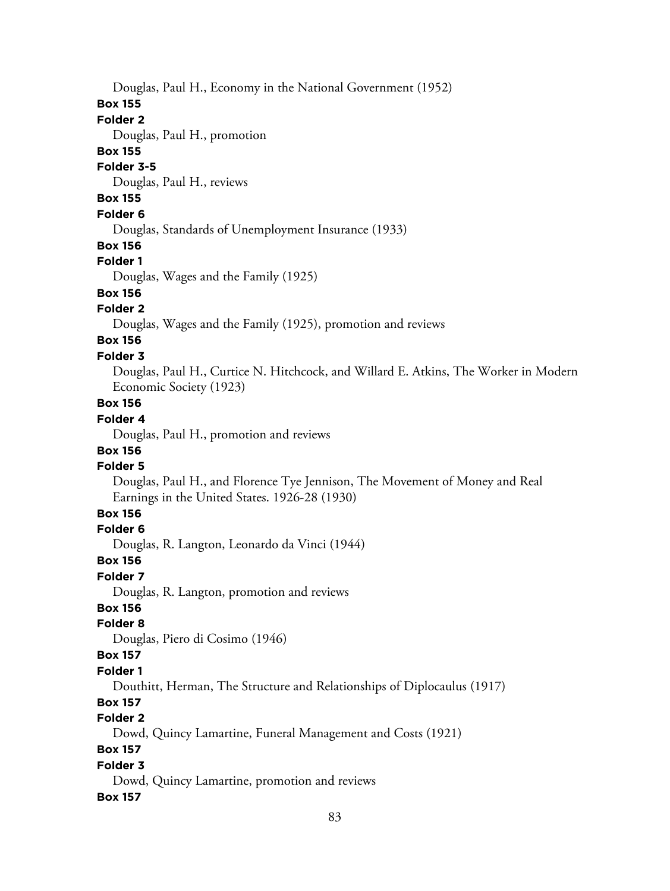Douglas, Paul H., Economy in the National Government (1952)

**Box 155**

**Folder 2**

Douglas, Paul H., promotion

**Box 155**

**Folder 3-5**

Douglas, Paul H., reviews

**Box 155**

**Folder 6**

Douglas, Standards of Unemployment Insurance (1933)

**Box 156**

**Folder 1**

Douglas, Wages and the Family (1925)

**Box 156**

**Folder 2**

Douglas, Wages and the Family (1925), promotion and reviews

**Box 156**

**Folder 3**

Douglas, Paul H., Curtice N. Hitchcock, and Willard E. Atkins, The Worker in Modern Economic Society (1923)

**Box 156**

**Folder 4**

Douglas, Paul H., promotion and reviews

**Box 156**

**Folder 5**

Douglas, Paul H., and Florence Tye Jennison, The Movement of Money and Real Earnings in the United States. 1926-28 (1930)

**Box 156**

**Folder 6**

Douglas, R. Langton, Leonardo da Vinci (1944)

**Box 156**

**Folder 7**

Douglas, R. Langton, promotion and reviews

**Box 156**

**Folder 8**

Douglas, Piero di Cosimo (1946)

**Box 157**

**Folder 1**

Douthitt, Herman, The Structure and Relationships of Diplocaulus (1917)

**Box 157**

**Folder 2**

Dowd, Quincy Lamartine, Funeral Management and Costs (1921)

**Box 157**

**Folder 3**

Dowd, Quincy Lamartine, promotion and reviews

**Box 157**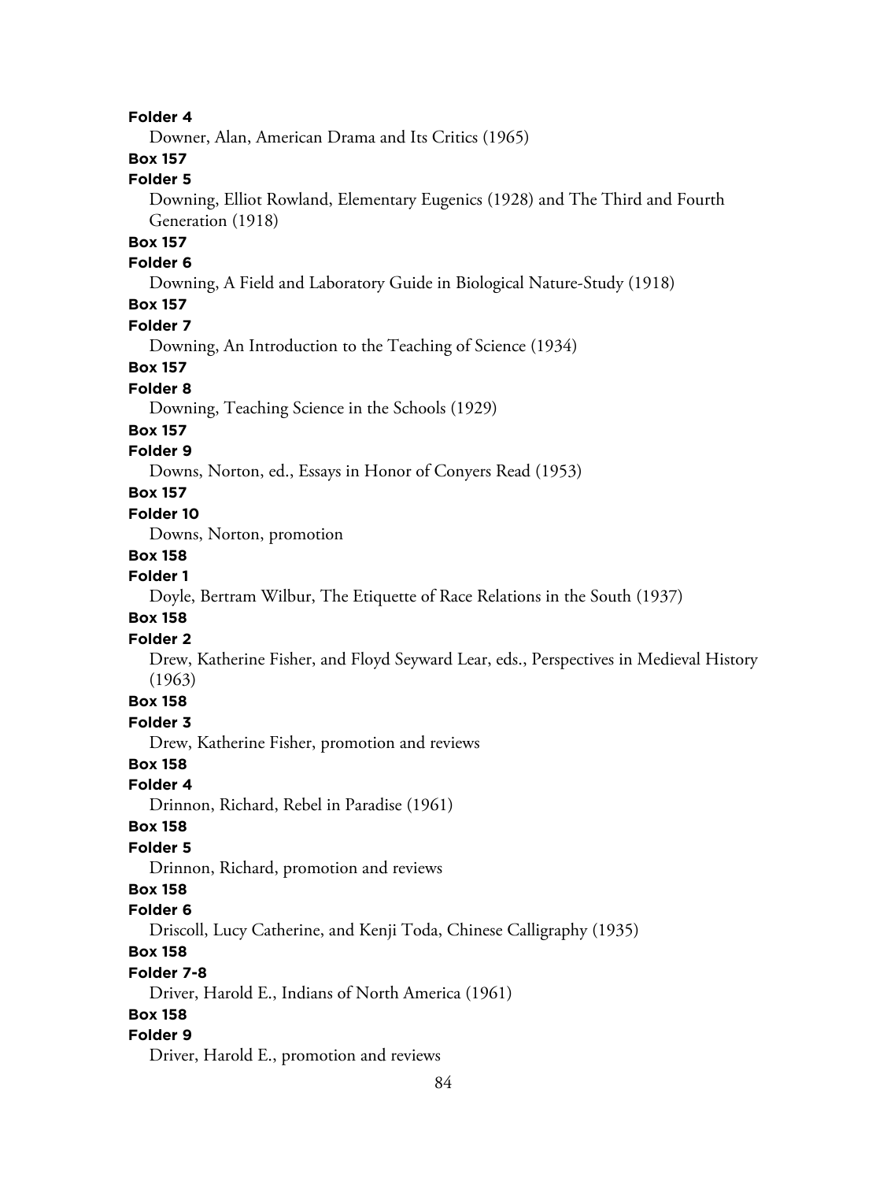**Folder 4**

Downer, Alan, American Drama and Its Critics (1965)

**Box 157**

**Folder 5**

Downing, Elliot Rowland, Elementary Eugenics (1928) and The Third and Fourth Generation (1918)

**Box 157**

**Folder 6**

Downing, A Field and Laboratory Guide in Biological Nature-Study (1918)

**Box 157**

**Folder 7**

Downing, An Introduction to the Teaching of Science (1934)

**Box 157**

**Folder 8**

Downing, Teaching Science in the Schools (1929)

**Box 157**

**Folder 9**

Downs, Norton, ed., Essays in Honor of Conyers Read (1953)

**Box 157**

**Folder 10**

Downs, Norton, promotion

**Box 158**

**Folder 1**

Doyle, Bertram Wilbur, The Etiquette of Race Relations in the South (1937)

**Box 158**

**Folder 2**

Drew, Katherine Fisher, and Floyd Seyward Lear, eds., Perspectives in Medieval History (1963)

**Box 158**

**Folder 3**

Drew, Katherine Fisher, promotion and reviews

**Box 158**

**Folder 4**

Drinnon, Richard, Rebel in Paradise (1961)

**Box 158**

**Folder 5**

Drinnon, Richard, promotion and reviews

**Box 158**

**Folder 6**

Driscoll, Lucy Catherine, and Kenji Toda, Chinese Calligraphy (1935)

**Box 158**

**Folder 7-8**

Driver, Harold E., Indians of North America (1961)

**Box 158**

**Folder 9**

Driver, Harold E., promotion and reviews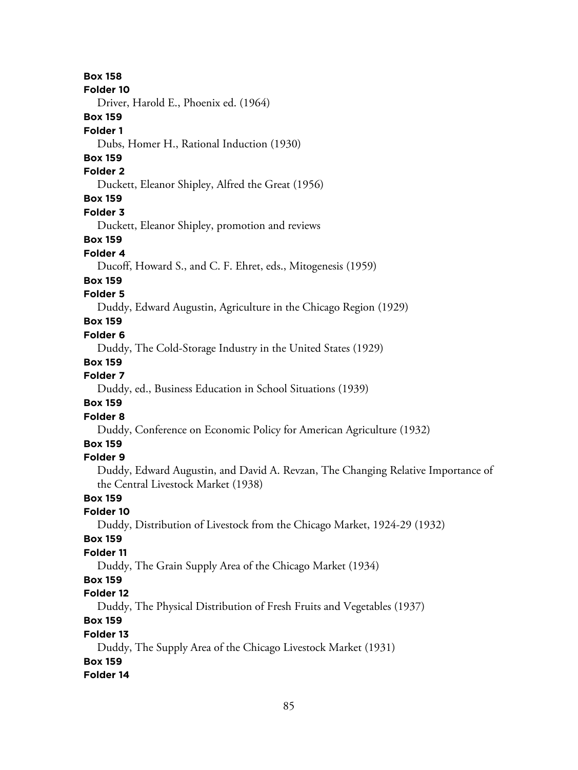**Box 158**
**Folder 10**
Driver, Harold E., Phoenix ed. (1964)

**Box 159**
**Folder 1**
Dubs, Homer H., Rational Induction (1930)

**Box 159**
**Folder 2**
Duckett, Eleanor Shipley, Alfred the Great (1956)

**Box 159**
**Folder 3**
Duckett, Eleanor Shipley, promotion and reviews

**Box 159**
**Folder 4**
Ducoff, Howard S., and C. F. Ehret, eds., Mitogenesis (1959)

**Box 159**
**Folder 5**
Duddy, Edward Augustin, Agriculture in the Chicago Region (1929)

**Box 159**
**Folder 6**
Duddy, The Cold-Storage Industry in the United States (1929)

**Box 159**
**Folder 7**
Duddy, ed., Business Education in School Situations (1939)

**Box 159**
**Folder 8**
Duddy, Conference on Economic Policy for American Agriculture (1932)

**Box 159**
**Folder 9**
Duddy, Edward Augustin, and David A. Revzan, The Changing Relative Importance of the Central Livestock Market (1938)

**Box 159**
**Folder 10**
Duddy, Distribution of Livestock from the Chicago Market, 1924-29 (1932)

**Box 159**
**Folder 11**
Duddy, The Grain Supply Area of the Chicago Market (1934)

**Box 159**
**Folder 12**
Duddy, The Physical Distribution of Fresh Fruits and Vegetables (1937)

**Box 159**
**Folder 13**
Duddy, The Supply Area of the Chicago Livestock Market (1931)

**Box 159**
**Folder 14**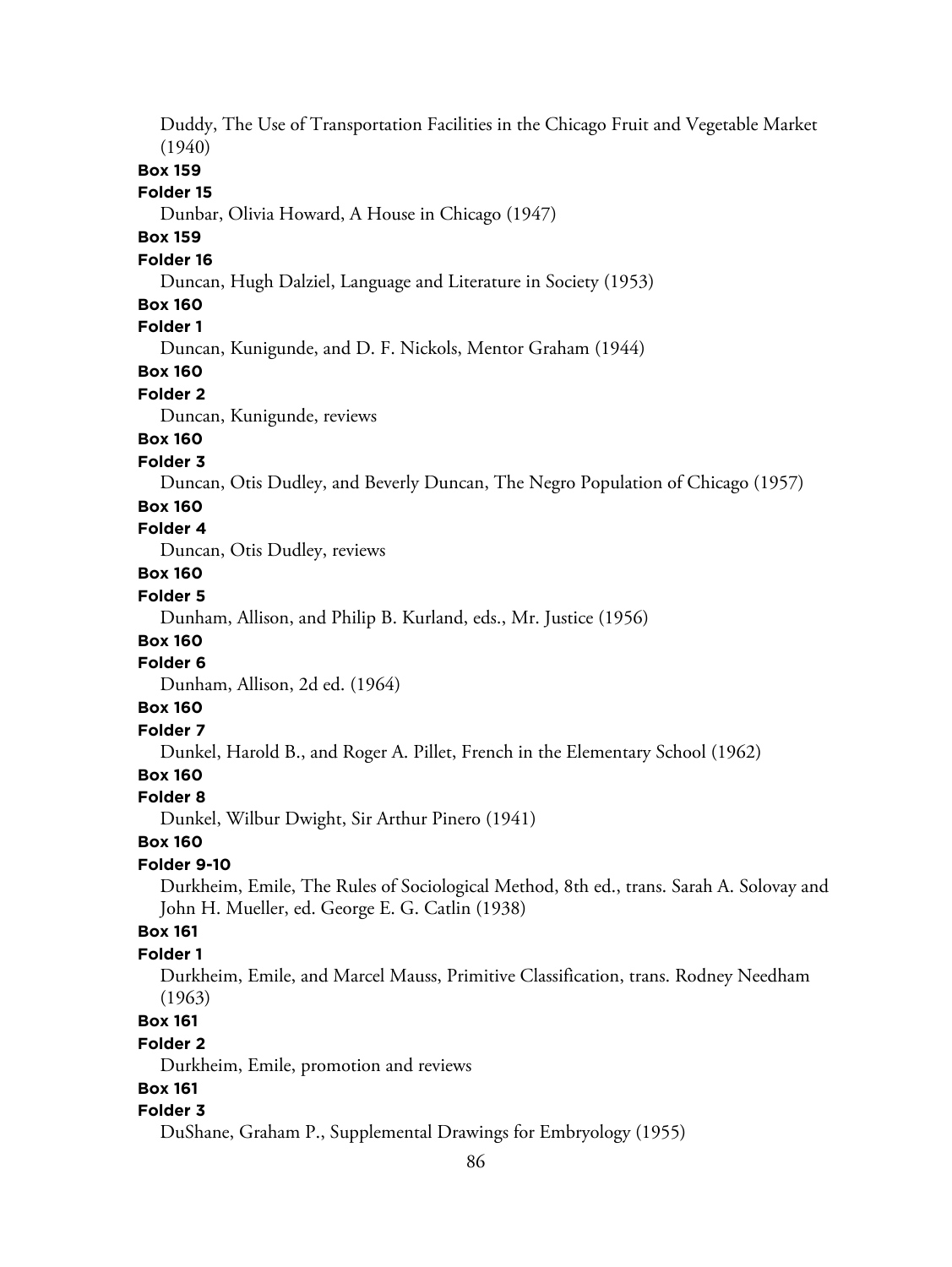Duddy, The Use of Transportation Facilities in the Chicago Fruit and Vegetable Market (1940)

**Box 159**

**Folder 15**

Dunbar, Olivia Howard, A House in Chicago (1947)

**Box 159**

**Folder 16**

Duncan, Hugh Dalziel, Language and Literature in Society (1953)

**Box 160**

**Folder 1**

Duncan, Kunigunde, and D. F. Nickols, Mentor Graham (1944)

**Box 160**

**Folder 2**

Duncan, Kunigunde, reviews

**Box 160**

**Folder 3**

Duncan, Otis Dudley, and Beverly Duncan, The Negro Population of Chicago (1957)

**Box 160**

**Folder 4**

Duncan, Otis Dudley, reviews

**Box 160**

**Folder 5**

Dunham, Allison, and Philip B. Kurland, eds., Mr. Justice (1956)

**Box 160**

**Folder 6**

Dunham, Allison, 2d ed. (1964)

**Box 160**

**Folder 7**

Dunkel, Harold B., and Roger A. Pillet, French in the Elementary School (1962)

**Box 160**

**Folder 8**

Dunkel, Wilbur Dwight, Sir Arthur Pinero (1941)

**Box 160**

**Folder 9-10**

Durkheim, Emile, The Rules of Sociological Method, 8th ed., trans. Sarah A. Solovay and John H. Mueller, ed. George E. G. Catlin (1938)

**Box 161**

**Folder 1**

Durkheim, Emile, and Marcel Mauss, Primitive Classification, trans. Rodney Needham (1963)

**Box 161**

**Folder 2**

Durkheim, Emile, promotion and reviews

**Box 161**

**Folder 3**

DuShane, Graham P., Supplemental Drawings for Embryology (1955)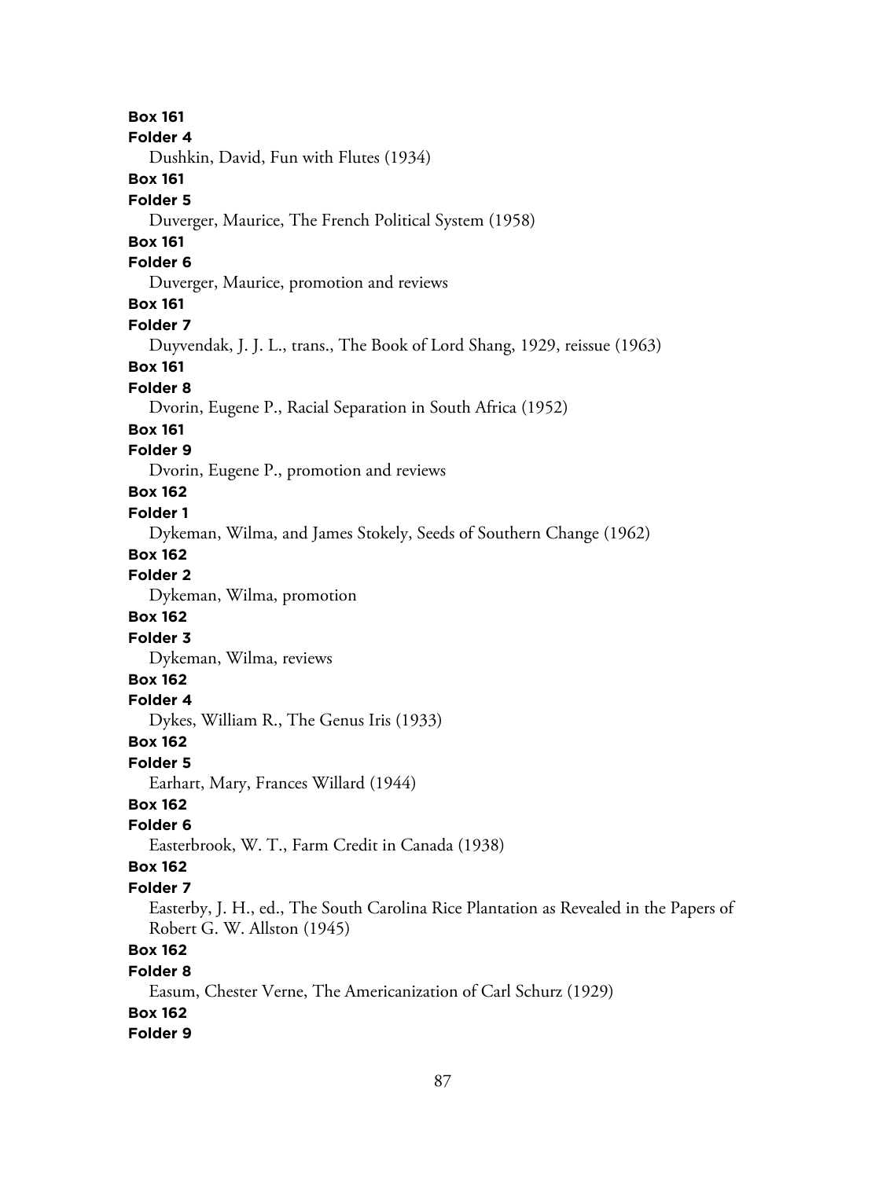**Box 161**
**Folder 4**
Dushkin, David, Fun with Flutes (1934)
**Box 161**
**Folder 5**
Duverger, Maurice, The French Political System (1958)
**Box 161**
**Folder 6**
Duverger, Maurice, promotion and reviews
**Box 161**
**Folder 7**
Duyvendak, J. J. L., trans., The Book of Lord Shang, 1929, reissue (1963)
**Box 161**
**Folder 8**
Dvorin, Eugene P., Racial Separation in South Africa (1952)
**Box 161**
**Folder 9**
Dvorin, Eugene P., promotion and reviews
**Box 162**
**Folder 1**
Dykeman, Wilma, and James Stokely, Seeds of Southern Change (1962)
**Box 162**
**Folder 2**
Dykeman, Wilma, promotion
**Box 162**
**Folder 3**
Dykeman, Wilma, reviews
**Box 162**
**Folder 4**
Dykes, William R., The Genus Iris (1933)
**Box 162**
**Folder 5**
Earhart, Mary, Frances Willard (1944)
**Box 162**
**Folder 6**
Easterbrook, W. T., Farm Credit in Canada (1938)
**Box 162**
**Folder 7**
Easterby, J. H., ed., The South Carolina Rice Plantation as Revealed in the Papers of Robert G. W. Allston (1945)
**Box 162**
**Folder 8**
Easum, Chester Verne, The Americanization of Carl Schurz (1929)
**Box 162**
**Folder 9**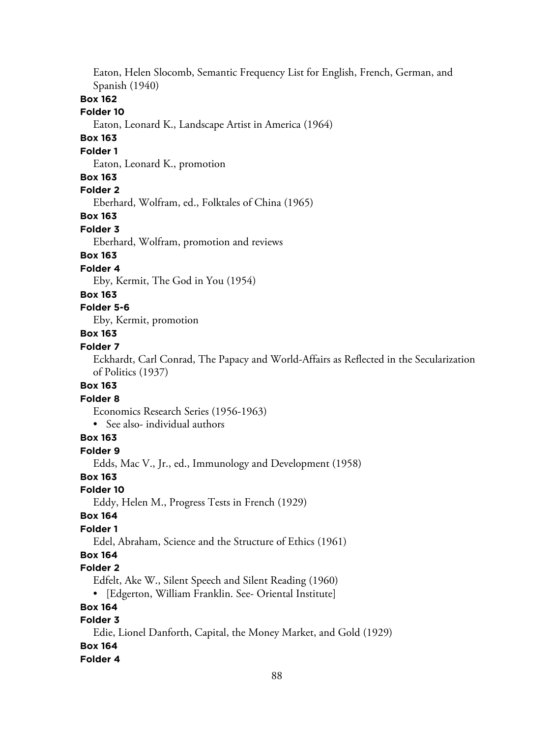Eaton, Helen Slocomb, Semantic Frequency List for English, French, German, and Spanish (1940)

**Box 162**

**Folder 10**

Eaton, Leonard K., Landscape Artist in America (1964)

**Box 163**

**Folder 1**

Eaton, Leonard K., promotion

**Box 163**

**Folder 2**

Eberhard, Wolfram, ed., Folktales of China (1965)

**Box 163**

**Folder 3**

Eberhard, Wolfram, promotion and reviews

**Box 163**

**Folder 4**

Eby, Kermit, The God in You (1954)

**Box 163**

**Folder 5-6**

Eby, Kermit, promotion

**Box 163**

**Folder 7**

Eckhardt, Carl Conrad, The Papacy and World-Affairs as Reflected in the Secularization of Politics (1937)

**Box 163**

**Folder 8**

Economics Research Series (1956-1963)

- See also- individual authors

**Box 163**

**Folder 9**

Edds, Mac V., Jr., ed., Immunology and Development (1958)

**Box 163**

**Folder 10**

Eddy, Helen M., Progress Tests in French (1929)

**Box 164**

**Folder 1**

Edel, Abraham, Science and the Structure of Ethics (1961)

**Box 164**

**Folder 2**

Edfelt, Ake W., Silent Speech and Silent Reading (1960)

- [Edgerton, William Franklin. See- Oriental Institute]

**Box 164**

**Folder 3**

Edie, Lionel Danforth, Capital, the Money Market, and Gold (1929)

**Box 164**

**Folder 4**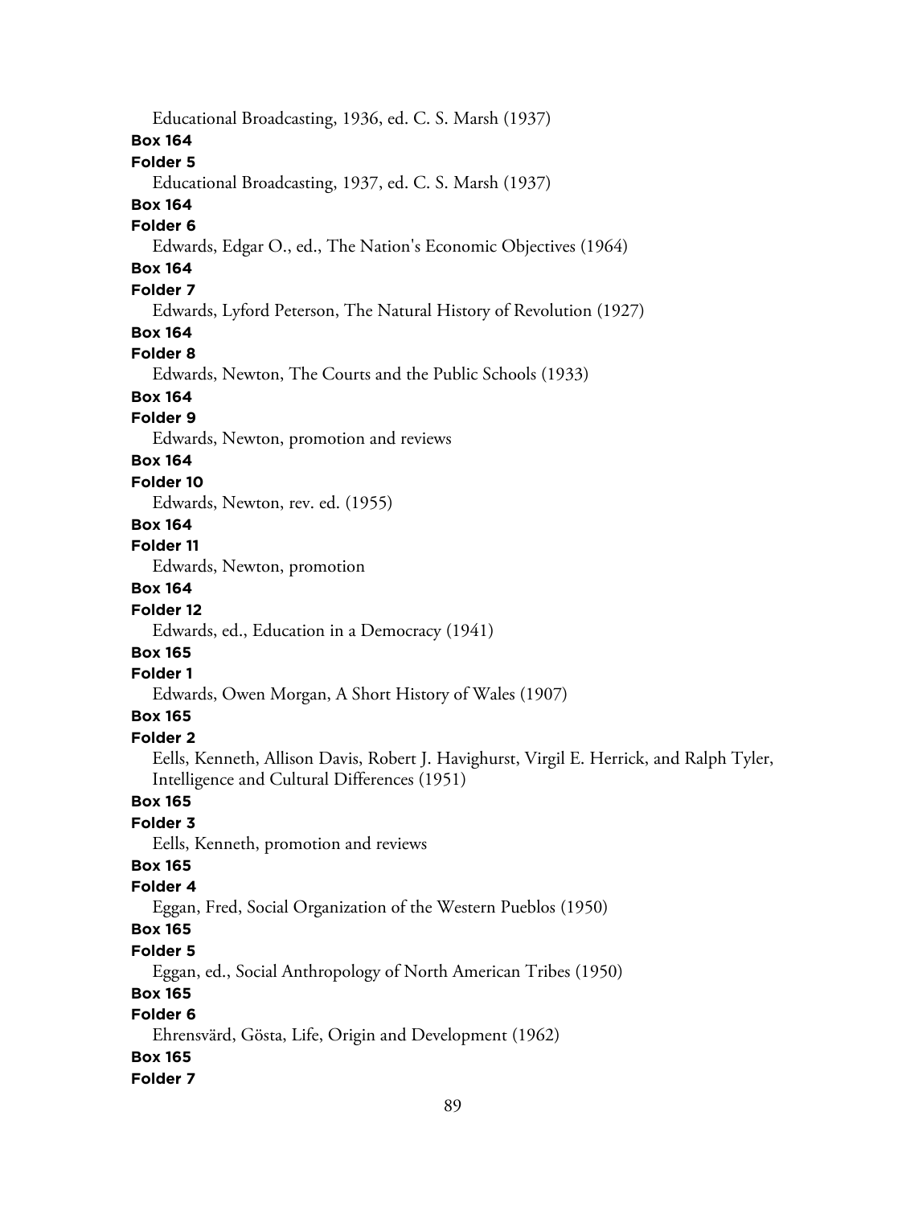Educational Broadcasting, 1936, ed. C. S. Marsh (1937)

**Box 164**

**Folder 5**

Educational Broadcasting, 1937, ed. C. S. Marsh (1937)

**Box 164**

**Folder 6**

Edwards, Edgar O., ed., The Nation's Economic Objectives (1964)

**Box 164**

**Folder 7**

Edwards, Lyford Peterson, The Natural History of Revolution (1927)

**Box 164**

**Folder 8**

Edwards, Newton, The Courts and the Public Schools (1933)

**Box 164**

**Folder 9**

Edwards, Newton, promotion and reviews

**Box 164**

**Folder 10**

Edwards, Newton, rev. ed. (1955)

**Box 164**

**Folder 11**

Edwards, Newton, promotion

**Box 164**

**Folder 12**

Edwards, ed., Education in a Democracy (1941)

**Box 165**

**Folder 1**

Edwards, Owen Morgan, A Short History of Wales (1907)

**Box 165**

**Folder 2**

Eells, Kenneth, Allison Davis, Robert J. Havighurst, Virgil E. Herrick, and Ralph Tyler, Intelligence and Cultural Differences (1951)

**Box 165**

**Folder 3**

Eells, Kenneth, promotion and reviews

**Box 165**

**Folder 4**

Eggan, Fred, Social Organization of the Western Pueblos (1950)

**Box 165**

**Folder 5**

Eggan, ed., Social Anthropology of North American Tribes (1950)

**Box 165**

**Folder 6**

Ehrensvärd, Gösta, Life, Origin and Development (1962)

**Box 165**

**Folder 7**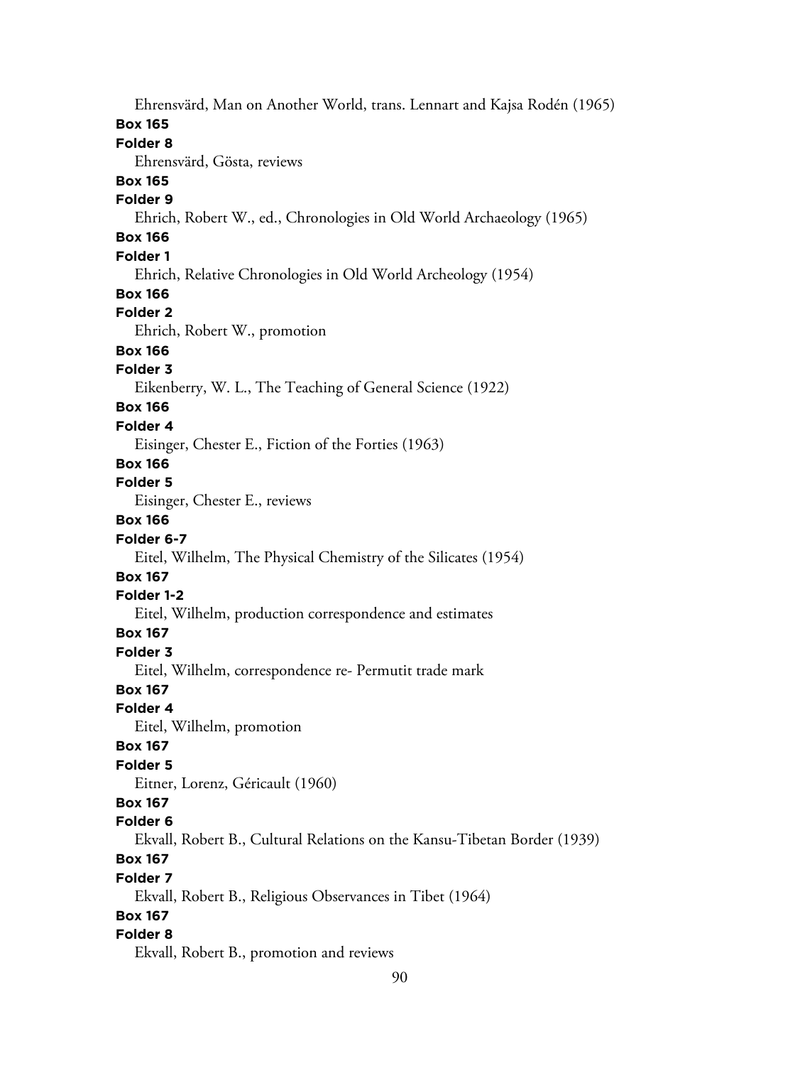Ehrensvärd, Man on Another World, trans. Lennart and Kajsa Rodén (1965)

**Box 165**

**Folder 8**

Ehrensvärd, Gösta, reviews

**Box 165**

**Folder 9**

Ehrich, Robert W., ed., Chronologies in Old World Archaeology (1965)

**Box 166**

**Folder 1**

Ehrich, Relative Chronologies in Old World Archeology (1954)

**Box 166**

**Folder 2**

Ehrich, Robert W., promotion

**Box 166**

**Folder 3**

Eikenberry, W. L., The Teaching of General Science (1922)

**Box 166**

**Folder 4**

Eisinger, Chester E., Fiction of the Forties (1963)

**Box 166**

**Folder 5**

Eisinger, Chester E., reviews

**Box 166**

**Folder 6-7**

Eitel, Wilhelm, The Physical Chemistry of the Silicates (1954)

**Box 167**

**Folder 1-2**

Eitel, Wilhelm, production correspondence and estimates

**Box 167**

**Folder 3**

Eitel, Wilhelm, correspondence re- Permutit trade mark

**Box 167**

**Folder 4**

Eitel, Wilhelm, promotion

**Box 167**

**Folder 5**

Eitner, Lorenz, Géricault (1960)

**Box 167**

**Folder 6**

Ekvall, Robert B., Cultural Relations on the Kansu-Tibetan Border (1939)

**Box 167**

**Folder 7**

Ekvall, Robert B., Religious Observances in Tibet (1964)

**Box 167**

**Folder 8**

Ekvall, Robert B., promotion and reviews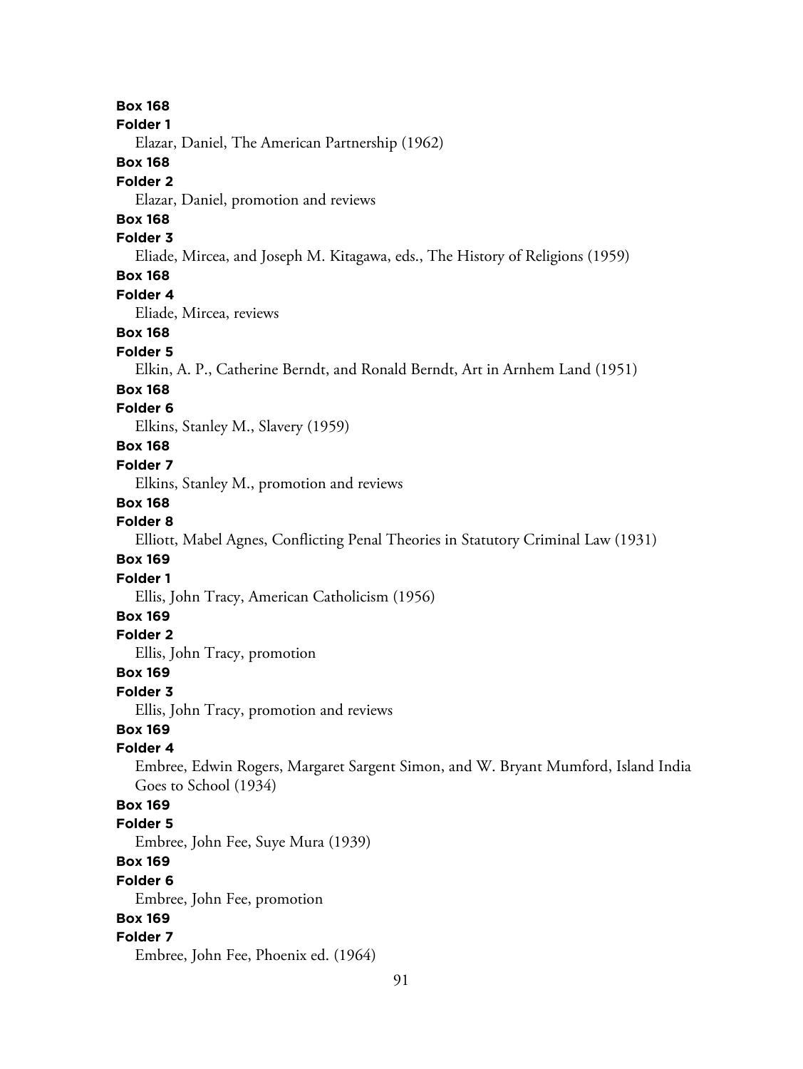**Box 168**
**Folder 1**
Elazar, Daniel, The American Partnership (1962)
**Box 168**
**Folder 2**
Elazar, Daniel, promotion and reviews
**Box 168**
**Folder 3**
Eliade, Mircea, and Joseph M. Kitagawa, eds., The History of Religions (1959)
**Box 168**
**Folder 4**
Eliade, Mircea, reviews
**Box 168**
**Folder 5**
Elkin, A. P., Catherine Berndt, and Ronald Berndt, Art in Arnhem Land (1951)
**Box 168**
**Folder 6**
Elkins, Stanley M., Slavery (1959)
**Box 168**
**Folder 7**
Elkins, Stanley M., promotion and reviews
**Box 168**
**Folder 8**
Elliott, Mabel Agnes, Conflicting Penal Theories in Statutory Criminal Law (1931)
**Box 169**
**Folder 1**
Ellis, John Tracy, American Catholicism (1956)
**Box 169**
**Folder 2**
Ellis, John Tracy, promotion
**Box 169**
**Folder 3**
Ellis, John Tracy, promotion and reviews
**Box 169**
**Folder 4**
Embree, Edwin Rogers, Margaret Sargent Simon, and W. Bryant Mumford, Island India Goes to School (1934)
**Box 169**
**Folder 5**
Embree, John Fee, Suye Mura (1939)
**Box 169**
**Folder 6**
Embree, John Fee, promotion
**Box 169**
**Folder 7**
Embree, John Fee, Phoenix ed. (1964)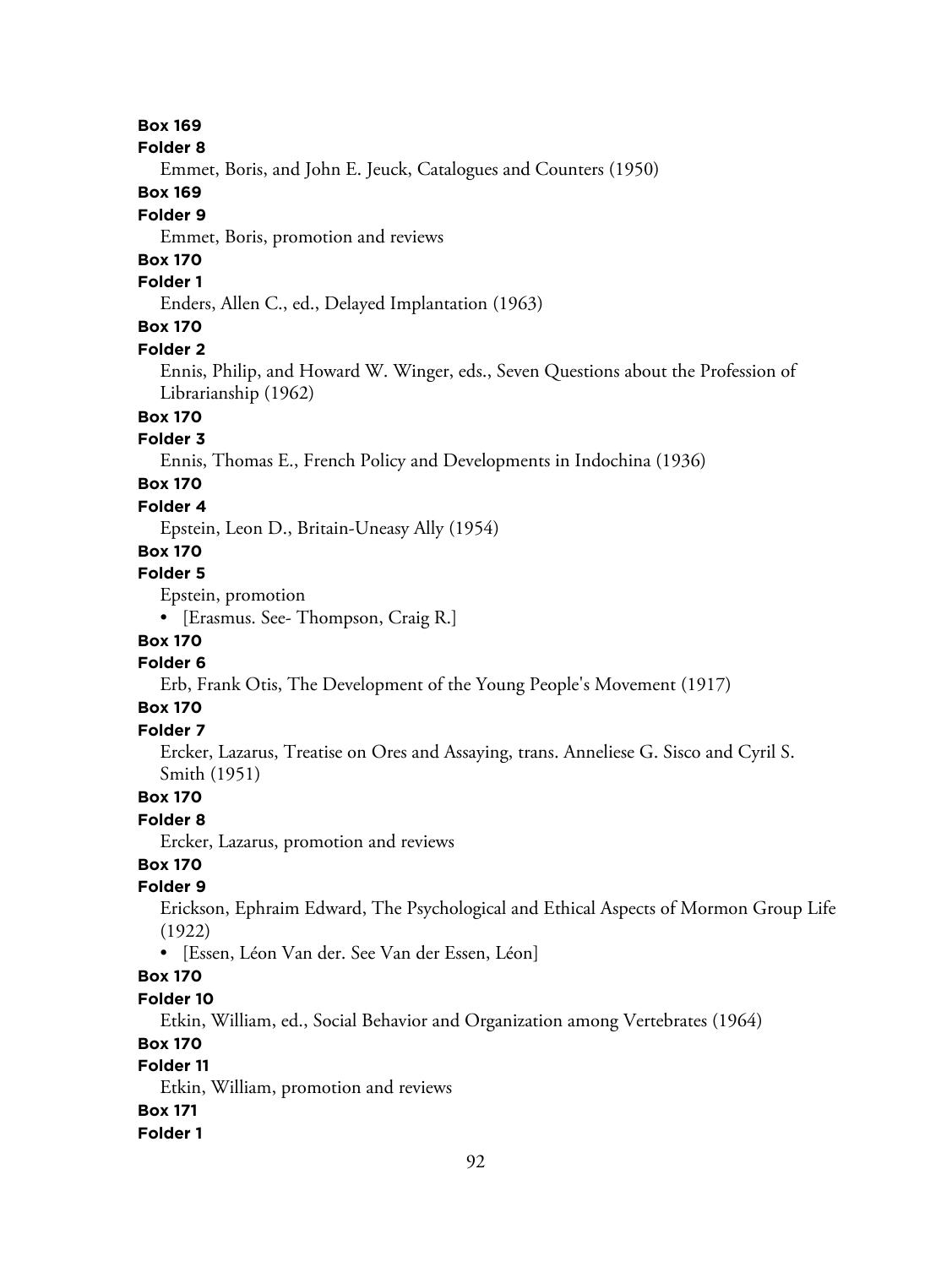**Box 169**

**Folder 8**

Emmet, Boris, and John E. Jeuck, Catalogues and Counters (1950)

**Box 169**

**Folder 9**

Emmet, Boris, promotion and reviews

**Box 170**

**Folder 1**

Enders, Allen C., ed., Delayed Implantation (1963)

**Box 170**

**Folder 2**

Ennis, Philip, and Howard W. Winger, eds., Seven Questions about the Profession of Librarianship (1962)

**Box 170**

**Folder 3**

Ennis, Thomas E., French Policy and Developments in Indochina (1936)

**Box 170**

**Folder 4**

Epstein, Leon D., Britain-Uneasy Ally (1954)

**Box 170**

**Folder 5**

Epstein, promotion

- [Erasmus. See- Thompson, Craig R.]

**Box 170**

**Folder 6**

Erb, Frank Otis, The Development of the Young People's Movement (1917)

**Box 170**

**Folder 7**

Ercker, Lazarus, Treatise on Ores and Assaying, trans. Anneliese G. Sisco and Cyril S. Smith (1951)

**Box 170**

**Folder 8**

Ercker, Lazarus, promotion and reviews

**Box 170**

**Folder 9**

Erickson, Ephraim Edward, The Psychological and Ethical Aspects of Mormon Group Life (1922)

- [Essen, Léon Van der. See Van der Essen, Léon]

**Box 170**

**Folder 10**

Etkin, William, ed., Social Behavior and Organization among Vertebrates (1964)

**Box 170**

**Folder 11**

Etkin, William, promotion and reviews

**Box 171**

**Folder 1**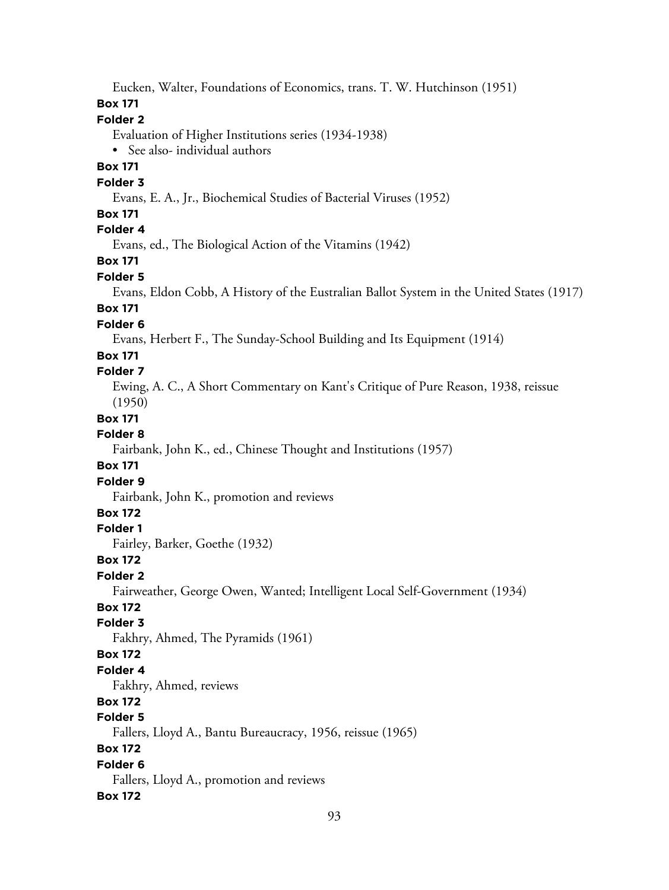Eucken, Walter, Foundations of Economics, trans. T. W. Hutchinson (1951)

**Box 171**

**Folder 2**

Evaluation of Higher Institutions series (1934-1938)

- See also- individual authors

**Box 171**

**Folder 3**

Evans, E. A., Jr., Biochemical Studies of Bacterial Viruses (1952)

**Box 171**

**Folder 4**

Evans, ed., The Biological Action of the Vitamins (1942)

**Box 171**

**Folder 5**

Evans, Eldon Cobb, A History of the Eustralian Ballot System in the United States (1917)

**Box 171**

**Folder 6**

Evans, Herbert F., The Sunday-School Building and Its Equipment (1914)

**Box 171**

**Folder 7**

Ewing, A. C., A Short Commentary on Kant's Critique of Pure Reason, 1938, reissue (1950)

**Box 171**

**Folder 8**

Fairbank, John K., ed., Chinese Thought and Institutions (1957)

**Box 171**

**Folder 9**

Fairbank, John K., promotion and reviews

**Box 172**

**Folder 1**

Fairley, Barker, Goethe (1932)

**Box 172**

**Folder 2**

Fairweather, George Owen, Wanted; Intelligent Local Self-Government (1934)

**Box 172**

**Folder 3**

Fakhry, Ahmed, The Pyramids (1961)

**Box 172**

**Folder 4**

Fakhry, Ahmed, reviews

**Box 172**

**Folder 5**

Fallers, Lloyd A., Bantu Bureaucracy, 1956, reissue (1965)

**Box 172**

**Folder 6**

Fallers, Lloyd A., promotion and reviews

**Box 172**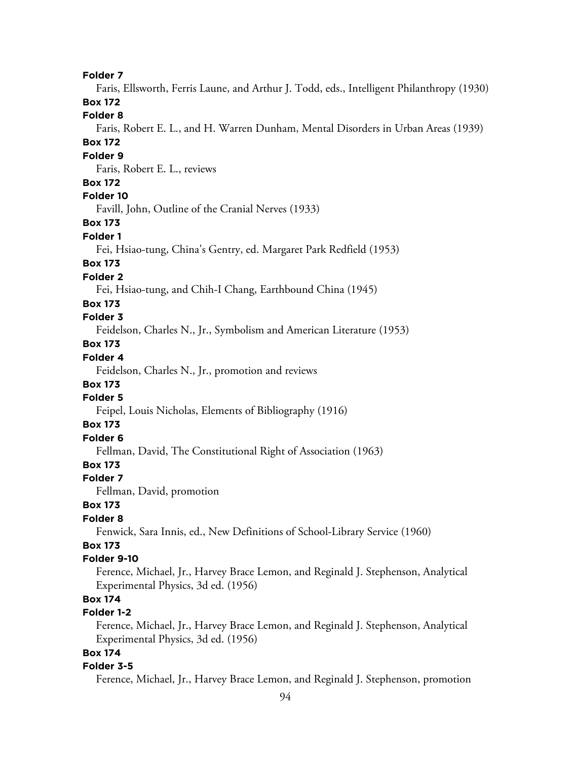**Folder 7**

Faris, Ellsworth, Ferris Laune, and Arthur J. Todd, eds., Intelligent Philanthropy (1930)

**Box 172**

**Folder 8**

Faris, Robert E. L., and H. Warren Dunham, Mental Disorders in Urban Areas (1939)

**Box 172**

**Folder 9**

Faris, Robert E. L., reviews

**Box 172**

**Folder 10**

Favill, John, Outline of the Cranial Nerves (1933)

**Box 173**

**Folder 1**

Fei, Hsiao-tung, China's Gentry, ed. Margaret Park Redfield (1953)

**Box 173**

**Folder 2**

Fei, Hsiao-tung, and Chih-I Chang, Earthbound China (1945)

**Box 173**

**Folder 3**

Feidelson, Charles N., Jr., Symbolism and American Literature (1953)

**Box 173**

**Folder 4**

Feidelson, Charles N., Jr., promotion and reviews

**Box 173**

**Folder 5**

Feipel, Louis Nicholas, Elements of Bibliography (1916)

**Box 173**

**Folder 6**

Fellman, David, The Constitutional Right of Association (1963)

**Box 173**

**Folder 7**

Fellman, David, promotion

**Box 173**

**Folder 8**

Fenwick, Sara Innis, ed., New Definitions of School-Library Service (1960)

**Box 173**

**Folder 9-10**

Ference, Michael, Jr., Harvey Brace Lemon, and Reginald J. Stephenson, Analytical Experimental Physics, 3d ed. (1956)

**Box 174**

**Folder 1-2**

Ference, Michael, Jr., Harvey Brace Lemon, and Reginald J. Stephenson, Analytical Experimental Physics, 3d ed. (1956)

**Box 174**

**Folder 3-5**

Ference, Michael, Jr., Harvey Brace Lemon, and Reginald J. Stephenson, promotion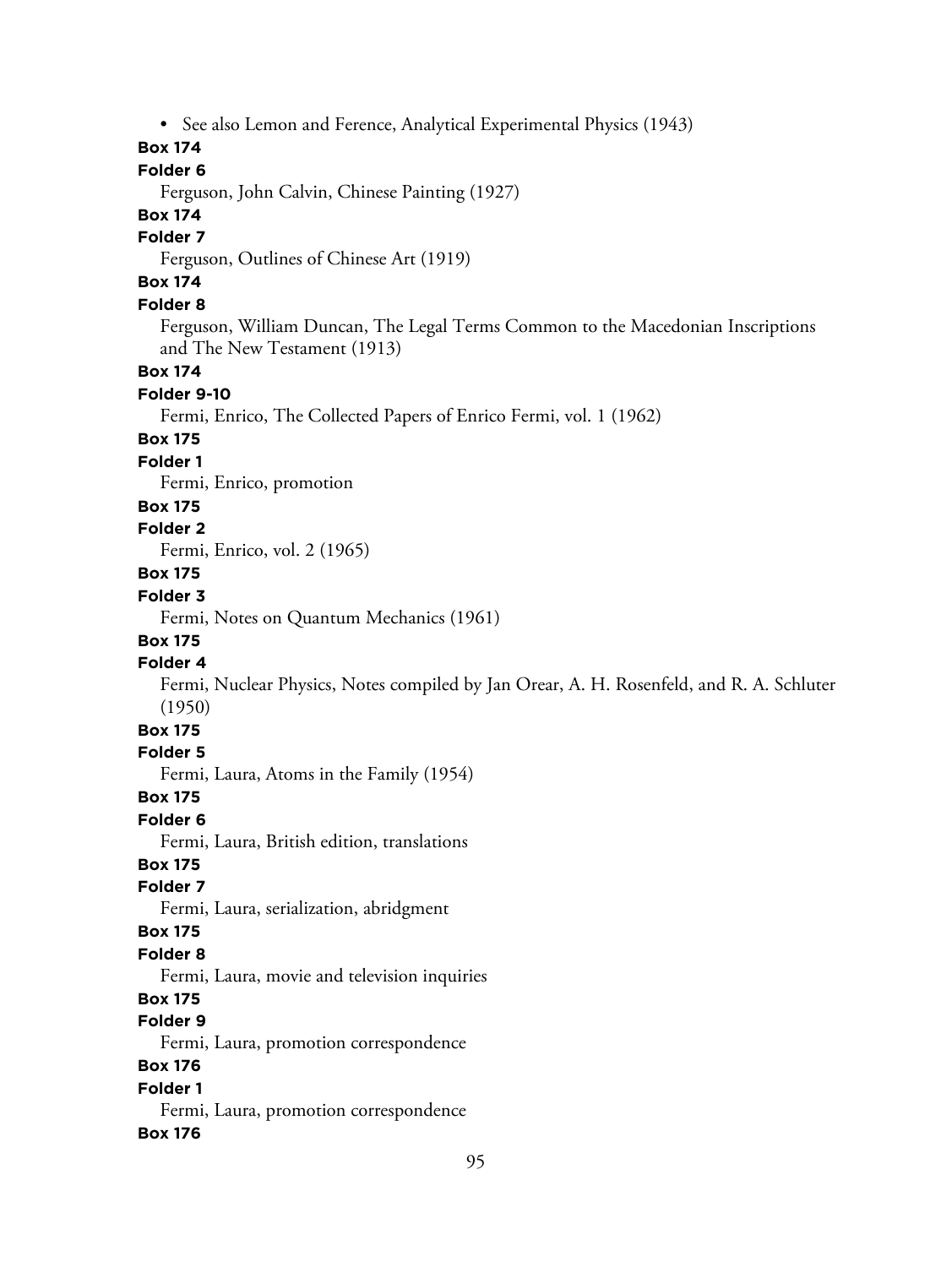- See also Lemon and Ference, Analytical Experimental Physics (1943)

**Box 174**
**Folder 6**
Ferguson, John Calvin, Chinese Painting (1927)

**Box 174**
**Folder 7**
Ferguson, Outlines of Chinese Art (1919)

**Box 174**
**Folder 8**
Ferguson, William Duncan, The Legal Terms Common to the Macedonian Inscriptions and The New Testament (1913)

**Box 174**
**Folder 9-10**
Fermi, Enrico, The Collected Papers of Enrico Fermi, vol. 1 (1962)

**Box 175**
**Folder 1**
Fermi, Enrico, promotion

**Box 175**
**Folder 2**
Fermi, Enrico, vol. 2 (1965)

**Box 175**
**Folder 3**
Fermi, Notes on Quantum Mechanics (1961)

**Box 175**
**Folder 4**
Fermi, Nuclear Physics, Notes compiled by Jan Orear, A. H. Rosenfeld, and R. A. Schluter (1950)

**Box 175**
**Folder 5**
Fermi, Laura, Atoms in the Family (1954)

**Box 175**
**Folder 6**
Fermi, Laura, British edition, translations

**Box 175**
**Folder 7**
Fermi, Laura, serialization, abridgment

**Box 175**
**Folder 8**
Fermi, Laura, movie and television inquiries

**Box 175**
**Folder 9**
Fermi, Laura, promotion correspondence

**Box 176**
**Folder 1**
Fermi, Laura, promotion correspondence

**Box 176**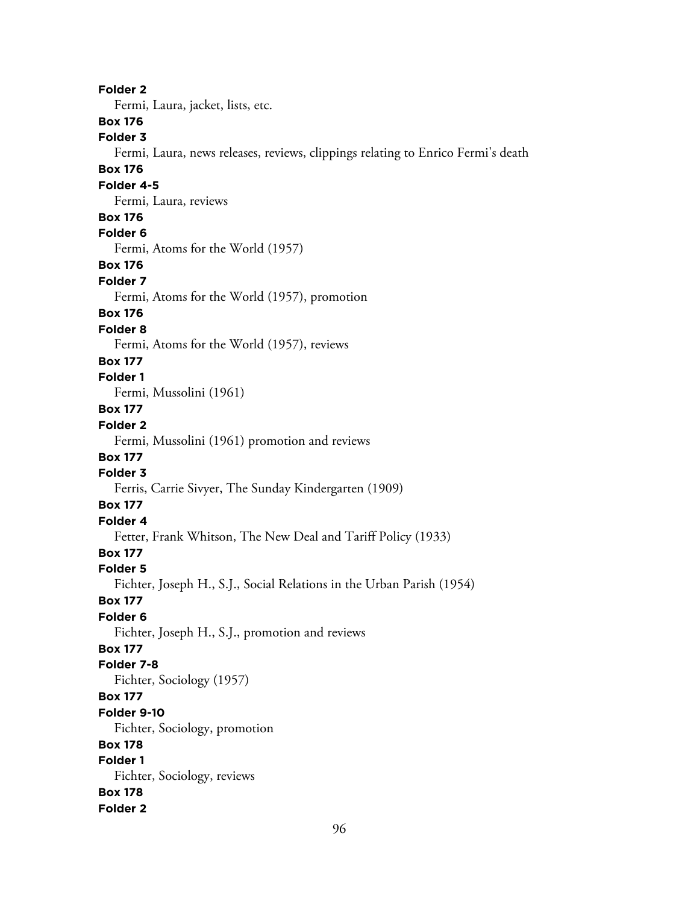**Folder 2**

Fermi, Laura, jacket, lists, etc.

**Box 176**

**Folder 3**

Fermi, Laura, news releases, reviews, clippings relating to Enrico Fermi's death

**Box 176**

**Folder 4-5**

Fermi, Laura, reviews

**Box 176**

**Folder 6**

Fermi, Atoms for the World (1957)

**Box 176**

**Folder 7**

Fermi, Atoms for the World (1957), promotion

**Box 176**

**Folder 8**

Fermi, Atoms for the World (1957), reviews

**Box 177**

**Folder 1**

Fermi, Mussolini (1961)

**Box 177**

**Folder 2**

Fermi, Mussolini (1961) promotion and reviews

**Box 177**

**Folder 3**

Ferris, Carrie Sivyer, The Sunday Kindergarten (1909)

**Box 177**

**Folder 4**

Fetter, Frank Whitson, The New Deal and Tariff Policy (1933)

**Box 177**

**Folder 5**

Fichter, Joseph H., S.J., Social Relations in the Urban Parish (1954)

**Box 177**

**Folder 6**

Fichter, Joseph H., S.J., promotion and reviews

**Box 177**

**Folder 7-8**

Fichter, Sociology (1957)

**Box 177**

**Folder 9-10**

Fichter, Sociology, promotion

**Box 178**

**Folder 1**

Fichter, Sociology, reviews

**Box 178**

**Folder 2**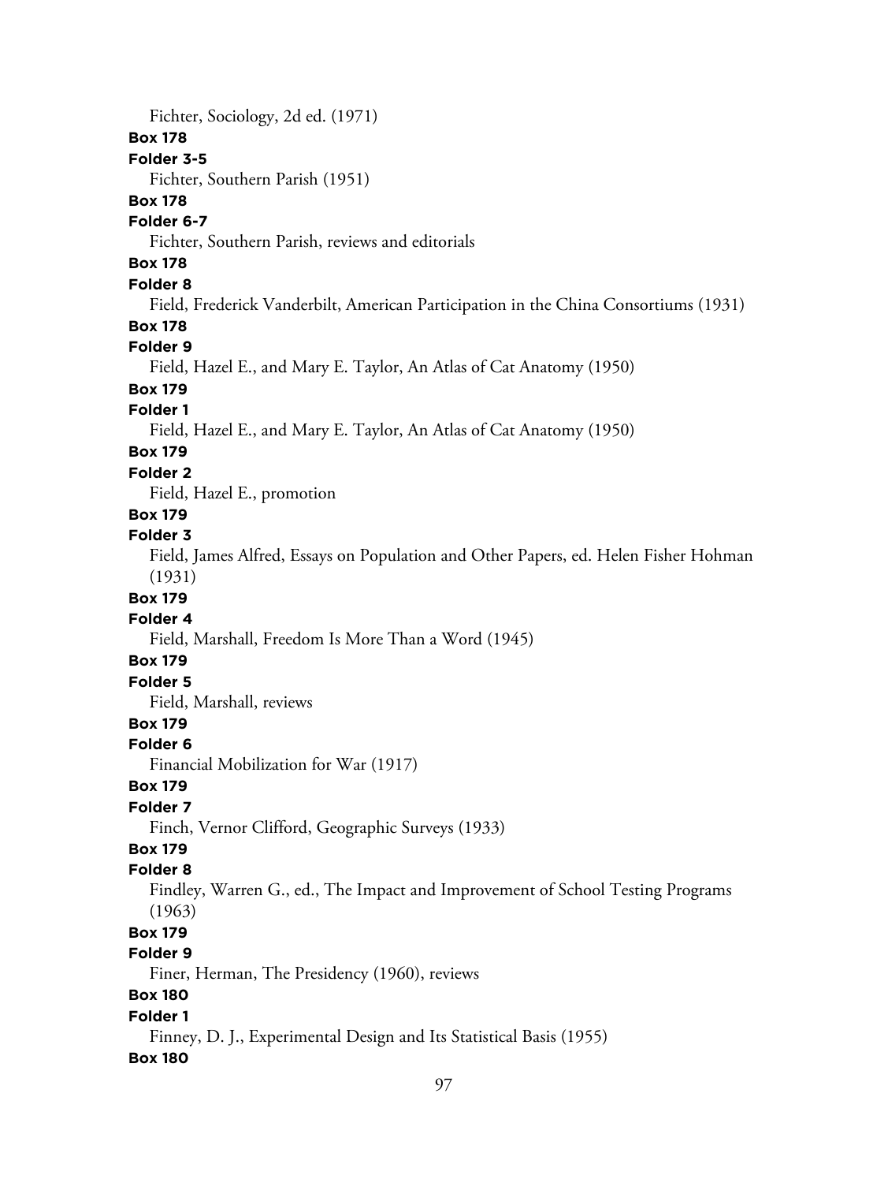Fichter, Sociology, 2d ed. (1971)

**Box 178**

**Folder 3-5**

Fichter, Southern Parish (1951)

**Box 178**

**Folder 6-7**

Fichter, Southern Parish, reviews and editorials

**Box 178**

**Folder 8**

Field, Frederick Vanderbilt, American Participation in the China Consortiums (1931)

**Box 178**

**Folder 9**

Field, Hazel E., and Mary E. Taylor, An Atlas of Cat Anatomy (1950)

**Box 179**

**Folder 1**

Field, Hazel E., and Mary E. Taylor, An Atlas of Cat Anatomy (1950)

**Box 179**

**Folder 2**

Field, Hazel E., promotion

**Box 179**

**Folder 3**

Field, James Alfred, Essays on Population and Other Papers, ed. Helen Fisher Hohman (1931)

**Box 179**

**Folder 4**

Field, Marshall, Freedom Is More Than a Word (1945)

**Box 179**

**Folder 5**

Field, Marshall, reviews

**Box 179**

**Folder 6**

Financial Mobilization for War (1917)

**Box 179**

**Folder 7**

Finch, Vernor Clifford, Geographic Surveys (1933)

**Box 179**

**Folder 8**

Findley, Warren G., ed., The Impact and Improvement of School Testing Programs (1963)

**Box 179**

**Folder 9**

Finer, Herman, The Presidency (1960), reviews

**Box 180**

**Folder 1**

Finney, D. J., Experimental Design and Its Statistical Basis (1955)

**Box 180**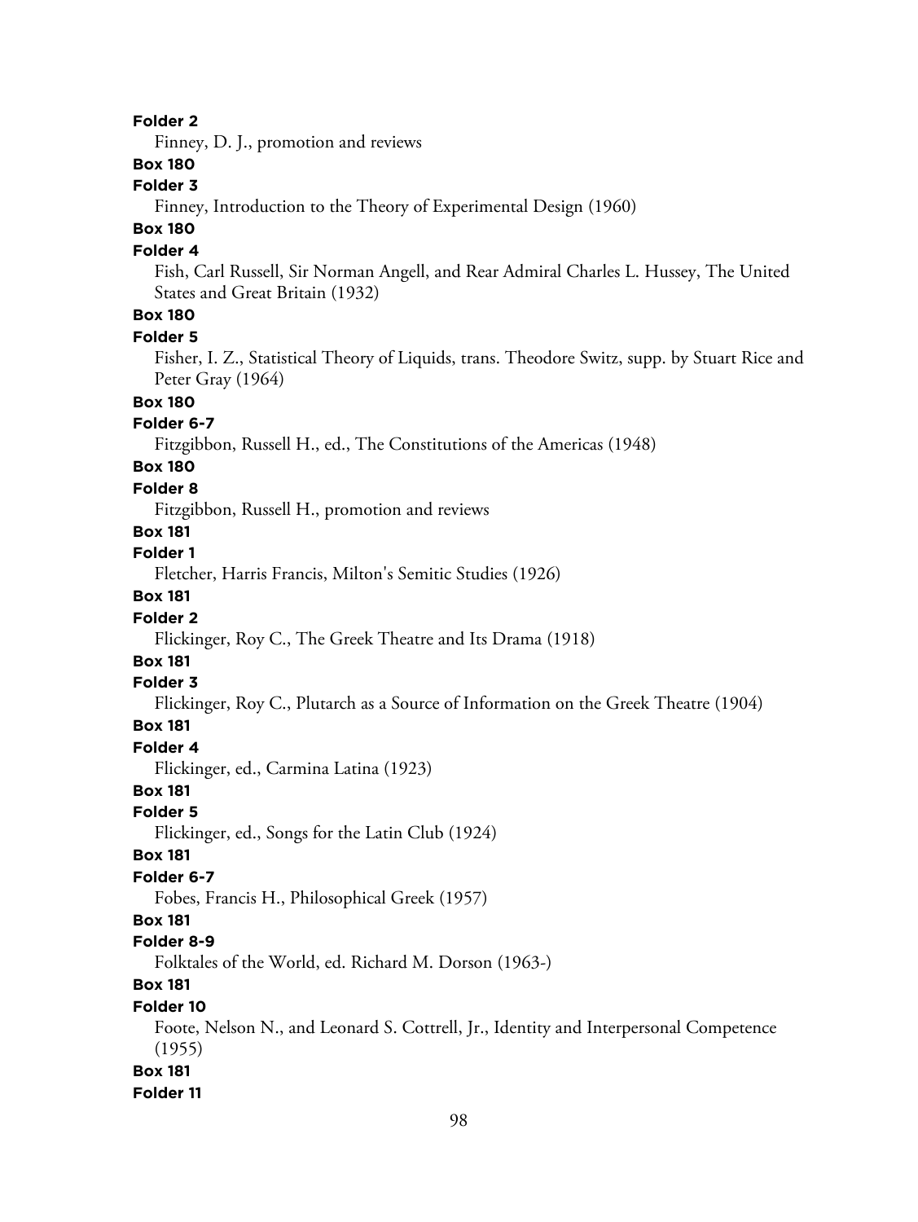**Folder 2**

Finney, D. J., promotion and reviews

**Box 180**

**Folder 3**

Finney, Introduction to the Theory of Experimental Design (1960)

**Box 180**

**Folder 4**

Fish, Carl Russell, Sir Norman Angell, and Rear Admiral Charles L. Hussey, The United States and Great Britain (1932)

**Box 180**

**Folder 5**

Fisher, I. Z., Statistical Theory of Liquids, trans. Theodore Switz, supp. by Stuart Rice and Peter Gray (1964)

**Box 180**

**Folder 6-7**

Fitzgibbon, Russell H., ed., The Constitutions of the Americas (1948)

**Box 180**

**Folder 8**

Fitzgibbon, Russell H., promotion and reviews

**Box 181**

**Folder 1**

Fletcher, Harris Francis, Milton's Semitic Studies (1926)

**Box 181**

**Folder 2**

Flickinger, Roy C., The Greek Theatre and Its Drama (1918)

**Box 181**

**Folder 3**

Flickinger, Roy C., Plutarch as a Source of Information on the Greek Theatre (1904)

**Box 181**

**Folder 4**

Flickinger, ed., Carmina Latina (1923)

**Box 181**

**Folder 5**

Flickinger, ed., Songs for the Latin Club (1924)

**Box 181**

**Folder 6-7**

Fobes, Francis H., Philosophical Greek (1957)

**Box 181**

**Folder 8-9**

Folktales of the World, ed. Richard M. Dorson (1963-)

**Box 181**

**Folder 10**

Foote, Nelson N., and Leonard S. Cottrell, Jr., Identity and Interpersonal Competence (1955)

**Box 181**

**Folder 11**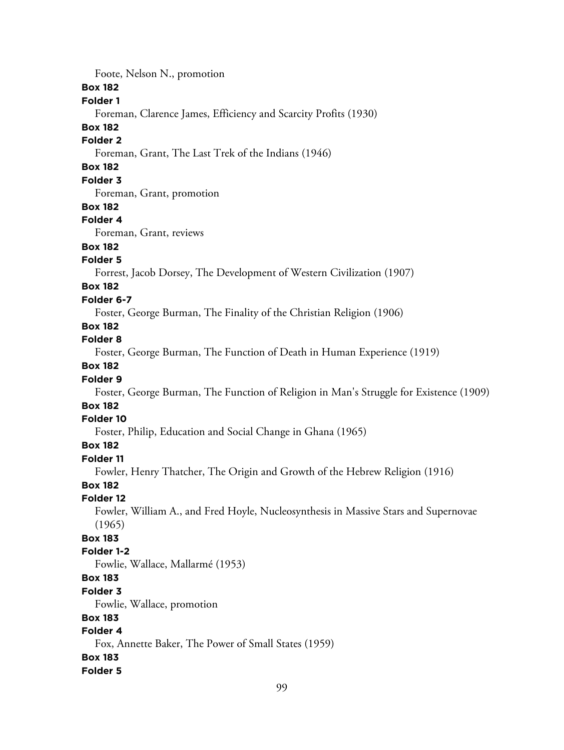Foote, Nelson N., promotion

**Box 182**

**Folder 1**

Foreman, Clarence James, Efficiency and Scarcity Profits (1930)

**Box 182**

**Folder 2**

Foreman, Grant, The Last Trek of the Indians (1946)

**Box 182**

**Folder 3**

Foreman, Grant, promotion

**Box 182**

**Folder 4**

Foreman, Grant, reviews

**Box 182**

**Folder 5**

Forrest, Jacob Dorsey, The Development of Western Civilization (1907)

**Box 182**

**Folder 6-7**

Foster, George Burman, The Finality of the Christian Religion (1906)

**Box 182**

**Folder 8**

Foster, George Burman, The Function of Death in Human Experience (1919)

**Box 182**

**Folder 9**

Foster, George Burman, The Function of Religion in Man's Struggle for Existence (1909)

**Box 182**

**Folder 10**

Foster, Philip, Education and Social Change in Ghana (1965)

**Box 182**

**Folder 11**

Fowler, Henry Thatcher, The Origin and Growth of the Hebrew Religion (1916)

**Box 182**

**Folder 12**

Fowler, William A., and Fred Hoyle, Nucleosynthesis in Massive Stars and Supernovae (1965)

**Box 183**

**Folder 1-2**

Fowlie, Wallace, Mallarmé (1953)

**Box 183**

**Folder 3**

Fowlie, Wallace, promotion

**Box 183**

**Folder 4**

Fox, Annette Baker, The Power of Small States (1959)

**Box 183**

**Folder 5**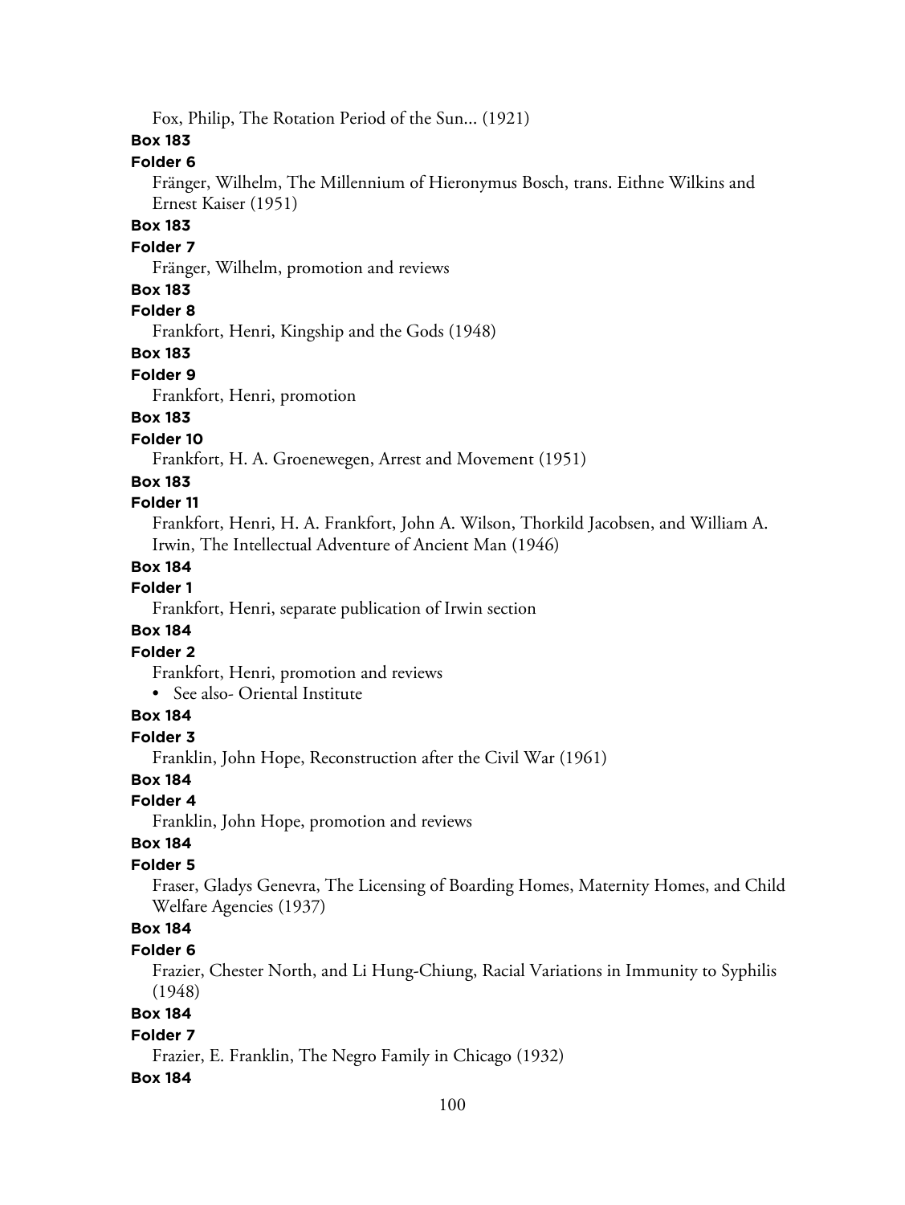Fox, Philip, The Rotation Period of the Sun... (1921)

**Box 183**

**Folder 6**

Fränger, Wilhelm, The Millennium of Hieronymus Bosch, trans. Eithne Wilkins and Ernest Kaiser (1951)

**Box 183**

**Folder 7**

Fränger, Wilhelm, promotion and reviews

**Box 183**

**Folder 8**

Frankfort, Henri, Kingship and the Gods (1948)

**Box 183**

**Folder 9**

Frankfort, Henri, promotion

**Box 183**

**Folder 10**

Frankfort, H. A. Groenewegen, Arrest and Movement (1951)

**Box 183**

**Folder 11**

Frankfort, Henri, H. A. Frankfort, John A. Wilson, Thorkild Jacobsen, and William A. Irwin, The Intellectual Adventure of Ancient Man (1946)

**Box 184**

**Folder 1**

Frankfort, Henri, separate publication of Irwin section

**Box 184**

**Folder 2**

Frankfort, Henri, promotion and reviews

- See also- Oriental Institute

**Box 184**

**Folder 3**

Franklin, John Hope, Reconstruction after the Civil War (1961)

**Box 184**

**Folder 4**

Franklin, John Hope, promotion and reviews

**Box 184**

**Folder 5**

Fraser, Gladys Genevra, The Licensing of Boarding Homes, Maternity Homes, and Child Welfare Agencies (1937)

**Box 184**

**Folder 6**

Frazier, Chester North, and Li Hung-Chiung, Racial Variations in Immunity to Syphilis (1948)

**Box 184**

**Folder 7**

Frazier, E. Franklin, The Negro Family in Chicago (1932)

**Box 184**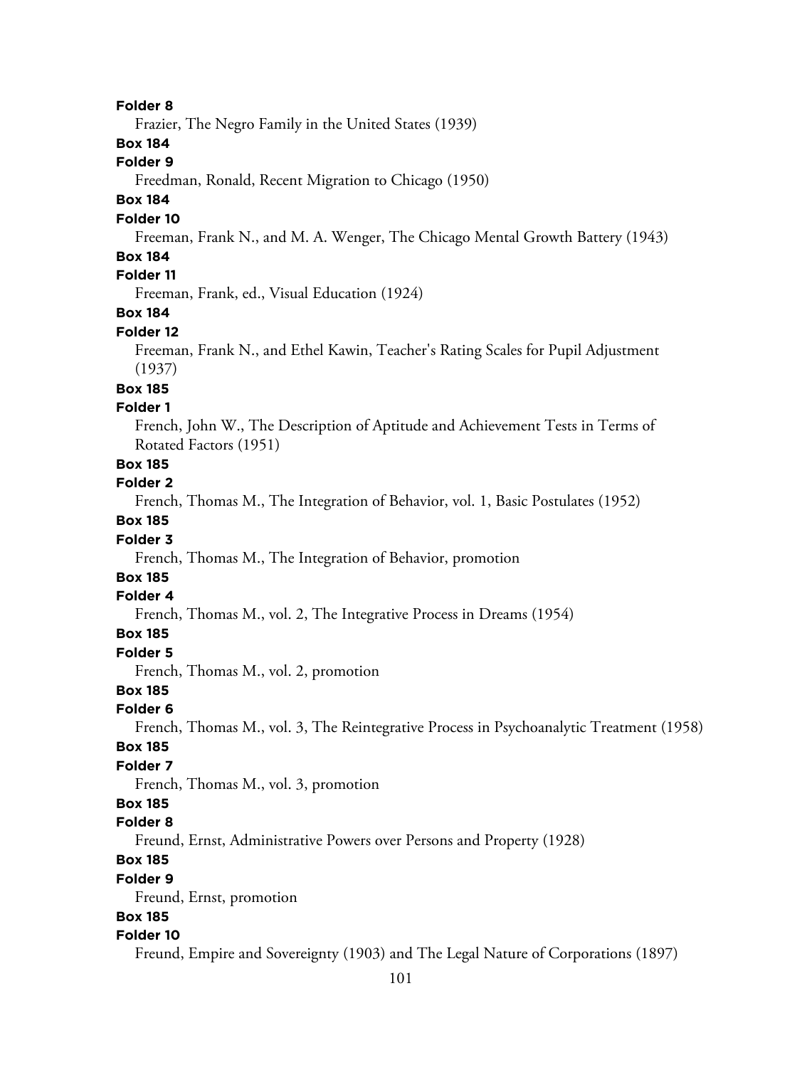**Folder 8**

Frazier, The Negro Family in the United States (1939)

**Box 184**

**Folder 9**

Freedman, Ronald, Recent Migration to Chicago (1950)

**Box 184**

**Folder 10**

Freeman, Frank N., and M. A. Wenger, The Chicago Mental Growth Battery (1943)

**Box 184**

**Folder 11**

Freeman, Frank, ed., Visual Education (1924)

**Box 184**

**Folder 12**

Freeman, Frank N., and Ethel Kawin, Teacher's Rating Scales for Pupil Adjustment (1937)

**Box 185**

**Folder 1**

French, John W., The Description of Aptitude and Achievement Tests in Terms of Rotated Factors (1951)

**Box 185**

**Folder 2**

French, Thomas M., The Integration of Behavior, vol. 1, Basic Postulates (1952)

**Box 185**

**Folder 3**

French, Thomas M., The Integration of Behavior, promotion

**Box 185**

**Folder 4**

French, Thomas M., vol. 2, The Integrative Process in Dreams (1954)

**Box 185**

**Folder 5**

French, Thomas M., vol. 2, promotion

**Box 185**

**Folder 6**

French, Thomas M., vol. 3, The Reintegrative Process in Psychoanalytic Treatment (1958)

**Box 185**

**Folder 7**

French, Thomas M., vol. 3, promotion

**Box 185**

**Folder 8**

Freund, Ernst, Administrative Powers over Persons and Property (1928)

**Box 185**

**Folder 9**

Freund, Ernst, promotion

**Box 185**

**Folder 10**

Freund, Empire and Sovereignty (1903) and The Legal Nature of Corporations (1897)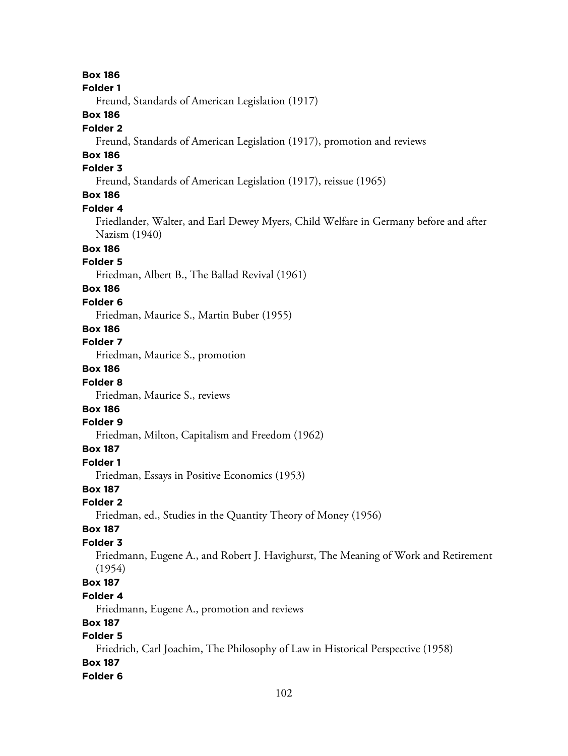**Box 186**
**Folder 1**
Freund, Standards of American Legislation (1917)
**Box 186**
**Folder 2**
Freund, Standards of American Legislation (1917), promotion and reviews
**Box 186**
**Folder 3**
Freund, Standards of American Legislation (1917), reissue (1965)
**Box 186**
**Folder 4**
Friedlander, Walter, and Earl Dewey Myers, Child Welfare in Germany before and after Nazism (1940)
**Box 186**
**Folder 5**
Friedman, Albert B., The Ballad Revival (1961)
**Box 186**
**Folder 6**
Friedman, Maurice S., Martin Buber (1955)
**Box 186**
**Folder 7**
Friedman, Maurice S., promotion
**Box 186**
**Folder 8**
Friedman, Maurice S., reviews
**Box 186**
**Folder 9**
Friedman, Milton, Capitalism and Freedom (1962)
**Box 187**
**Folder 1**
Friedman, Essays in Positive Economics (1953)
**Box 187**
**Folder 2**
Friedman, ed., Studies in the Quantity Theory of Money (1956)
**Box 187**
**Folder 3**
Friedmann, Eugene A., and Robert J. Havighurst, The Meaning of Work and Retirement (1954)
**Box 187**
**Folder 4**
Friedmann, Eugene A., promotion and reviews
**Box 187**
**Folder 5**
Friedrich, Carl Joachim, The Philosophy of Law in Historical Perspective (1958)
**Box 187**
**Folder 6**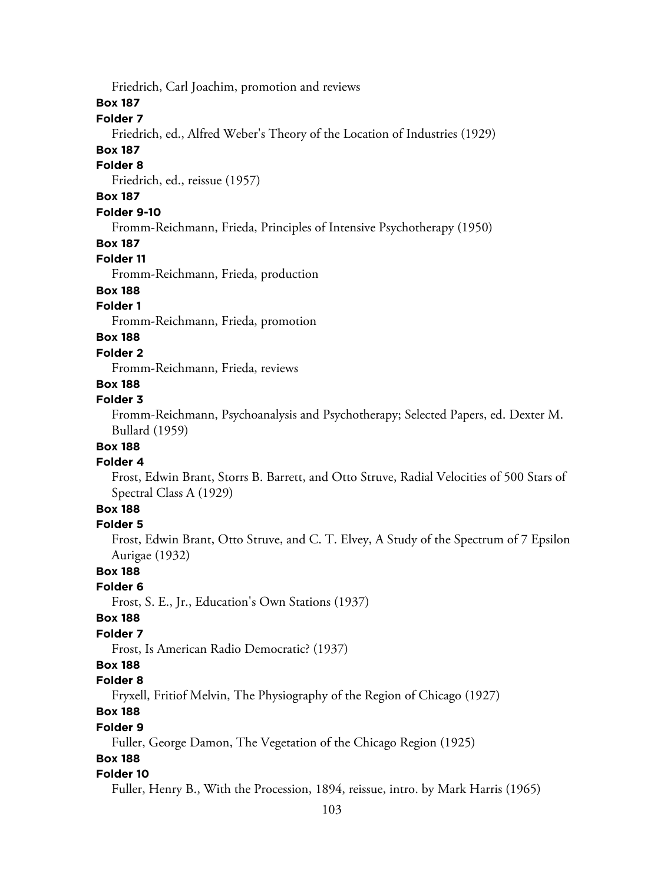Friedrich, Carl Joachim, promotion and reviews

**Box 187**

**Folder 7**

Friedrich, ed., Alfred Weber's Theory of the Location of Industries (1929)

**Box 187**

**Folder 8**

Friedrich, ed., reissue (1957)

**Box 187**

**Folder 9-10**

Fromm-Reichmann, Frieda, Principles of Intensive Psychotherapy (1950)

**Box 187**

**Folder 11**

Fromm-Reichmann, Frieda, production

**Box 188**

**Folder 1**

Fromm-Reichmann, Frieda, promotion

**Box 188**

**Folder 2**

Fromm-Reichmann, Frieda, reviews

**Box 188**

**Folder 3**

Fromm-Reichmann, Psychoanalysis and Psychotherapy; Selected Papers, ed. Dexter M. Bullard (1959)

**Box 188**

**Folder 4**

Frost, Edwin Brant, Storrs B. Barrett, and Otto Struve, Radial Velocities of 500 Stars of Spectral Class A (1929)

**Box 188**

**Folder 5**

Frost, Edwin Brant, Otto Struve, and C. T. Elvey, A Study of the Spectrum of 7 Epsilon Aurigae (1932)

**Box 188**

**Folder 6**

Frost, S. E., Jr., Education's Own Stations (1937)

**Box 188**

**Folder 7**

Frost, Is American Radio Democratic? (1937)

**Box 188**

**Folder 8**

Fryxell, Fritiof Melvin, The Physiography of the Region of Chicago (1927)

**Box 188**

**Folder 9**

Fuller, George Damon, The Vegetation of the Chicago Region (1925)

**Box 188**

**Folder 10**

Fuller, Henry B., With the Procession, 1894, reissue, intro. by Mark Harris (1965)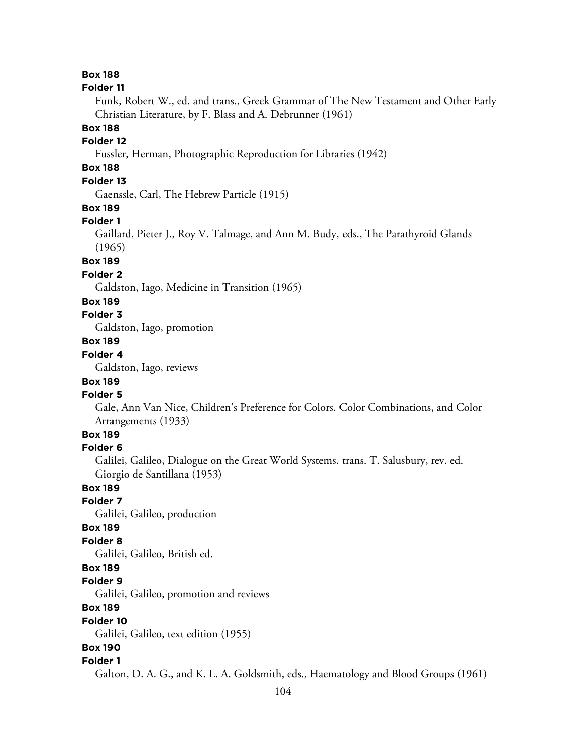**Box 188**
**Folder 11**
Funk, Robert W., ed. and trans., Greek Grammar of The New Testament and Other Early Christian Literature, by F. Blass and A. Debrunner (1961)

**Box 188**
**Folder 12**
Fussler, Herman, Photographic Reproduction for Libraries (1942)

**Box 188**
**Folder 13**
Gaenssle, Carl, The Hebrew Particle (1915)

**Box 189**
**Folder 1**
Gaillard, Pieter J., Roy V. Talmage, and Ann M. Budy, eds., The Parathyroid Glands (1965)

**Box 189**
**Folder 2**
Galdston, Iago, Medicine in Transition (1965)

**Box 189**
**Folder 3**
Galdston, Iago, promotion

**Box 189**
**Folder 4**
Galdston, Iago, reviews

**Box 189**
**Folder 5**
Gale, Ann Van Nice, Children's Preference for Colors. Color Combinations, and Color Arrangements (1933)

**Box 189**
**Folder 6**
Galilei, Galileo, Dialogue on the Great World Systems. trans. T. Salusbury, rev. ed. Giorgio de Santillana (1953)

**Box 189**
**Folder 7**
Galilei, Galileo, production

**Box 189**
**Folder 8**
Galilei, Galileo, British ed.

**Box 189**
**Folder 9**
Galilei, Galileo, promotion and reviews

**Box 189**
**Folder 10**
Galilei, Galileo, text edition (1955)

**Box 190**
**Folder 1**
Galton, D. A. G., and K. L. A. Goldsmith, eds., Haematology and Blood Groups (1961)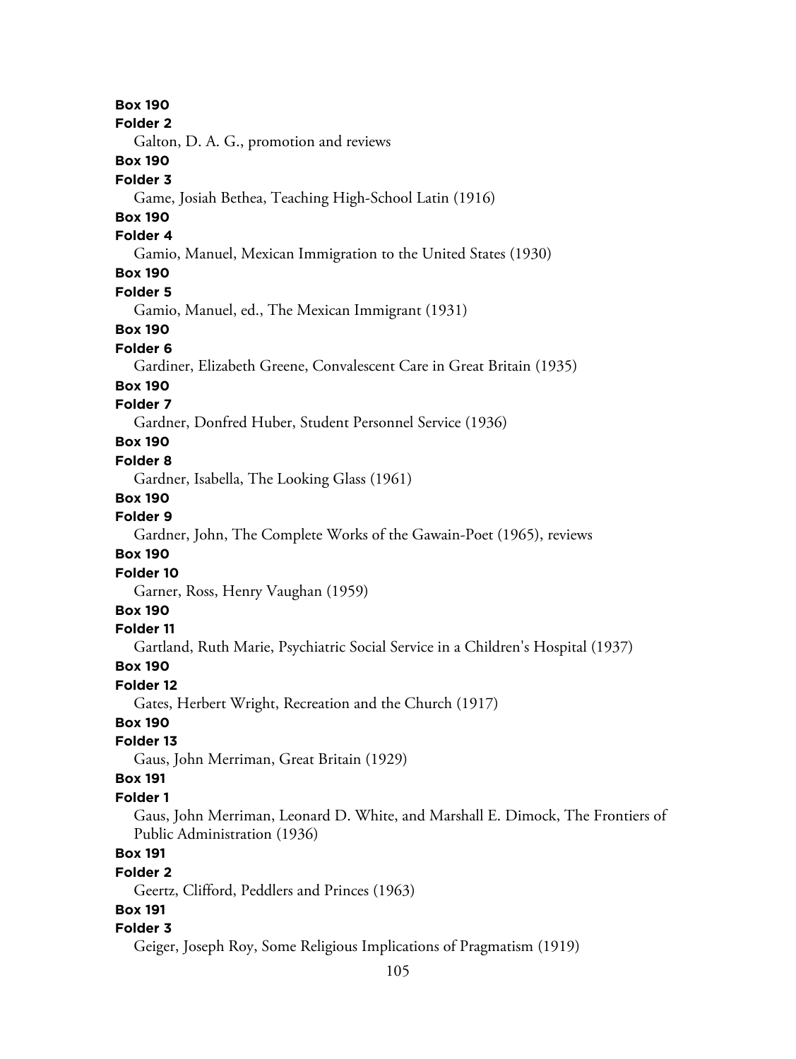**Box 190**
**Folder 2**
Galton, D. A. G., promotion and reviews
**Box 190**
**Folder 3**
Game, Josiah Bethea, Teaching High-School Latin (1916)
**Box 190**
**Folder 4**
Gamio, Manuel, Mexican Immigration to the United States (1930)
**Box 190**
**Folder 5**
Gamio, Manuel, ed., The Mexican Immigrant (1931)
**Box 190**
**Folder 6**
Gardiner, Elizabeth Greene, Convalescent Care in Great Britain (1935)
**Box 190**
**Folder 7**
Gardner, Donfred Huber, Student Personnel Service (1936)
**Box 190**
**Folder 8**
Gardner, Isabella, The Looking Glass (1961)
**Box 190**
**Folder 9**
Gardner, John, The Complete Works of the Gawain-Poet (1965), reviews
**Box 190**
**Folder 10**
Garner, Ross, Henry Vaughan (1959)
**Box 190**
**Folder 11**
Gartland, Ruth Marie, Psychiatric Social Service in a Children's Hospital (1937)
**Box 190**
**Folder 12**
Gates, Herbert Wright, Recreation and the Church (1917)
**Box 190**
**Folder 13**
Gaus, John Merriman, Great Britain (1929)
**Box 191**
**Folder 1**
Gaus, John Merriman, Leonard D. White, and Marshall E. Dimock, The Frontiers of Public Administration (1936)
**Box 191**
**Folder 2**
Geertz, Clifford, Peddlers and Princes (1963)
**Box 191**
**Folder 3**
Geiger, Joseph Roy, Some Religious Implications of Pragmatism (1919)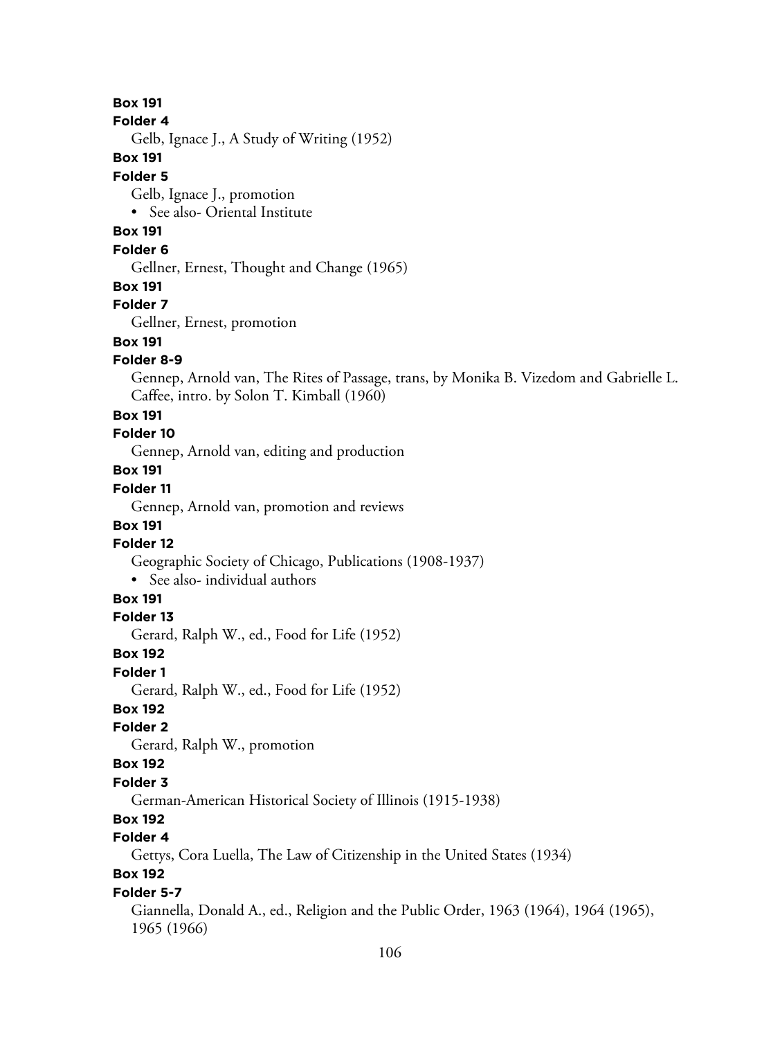**Box 191**

**Folder 4**

Gelb, Ignace J., A Study of Writing (1952)

**Box 191**

**Folder 5**

Gelb, Ignace J., promotion

- See also- Oriental Institute

**Box 191**

**Folder 6**

Gellner, Ernest, Thought and Change (1965)

**Box 191**

**Folder 7**

Gellner, Ernest, promotion

**Box 191**

**Folder 8-9**

Gennep, Arnold van, The Rites of Passage, trans, by Monika B. Vizedom and Gabrielle L. Caffee, intro. by Solon T. Kimball (1960)

**Box 191**

**Folder 10**

Gennep, Arnold van, editing and production

**Box 191**

**Folder 11**

Gennep, Arnold van, promotion and reviews

**Box 191**

**Folder 12**

Geographic Society of Chicago, Publications (1908-1937)

- See also- individual authors

**Box 191**

**Folder 13**

Gerard, Ralph W., ed., Food for Life (1952)

**Box 192**

**Folder 1**

Gerard, Ralph W., ed., Food for Life (1952)

**Box 192**

**Folder 2**

Gerard, Ralph W., promotion

**Box 192**

**Folder 3**

German-American Historical Society of Illinois (1915-1938)

**Box 192**

**Folder 4**

Gettys, Cora Luella, The Law of Citizenship in the United States (1934)

**Box 192**

**Folder 5-7**

Giannella, Donald A., ed., Religion and the Public Order, 1963 (1964), 1964 (1965), 1965 (1966)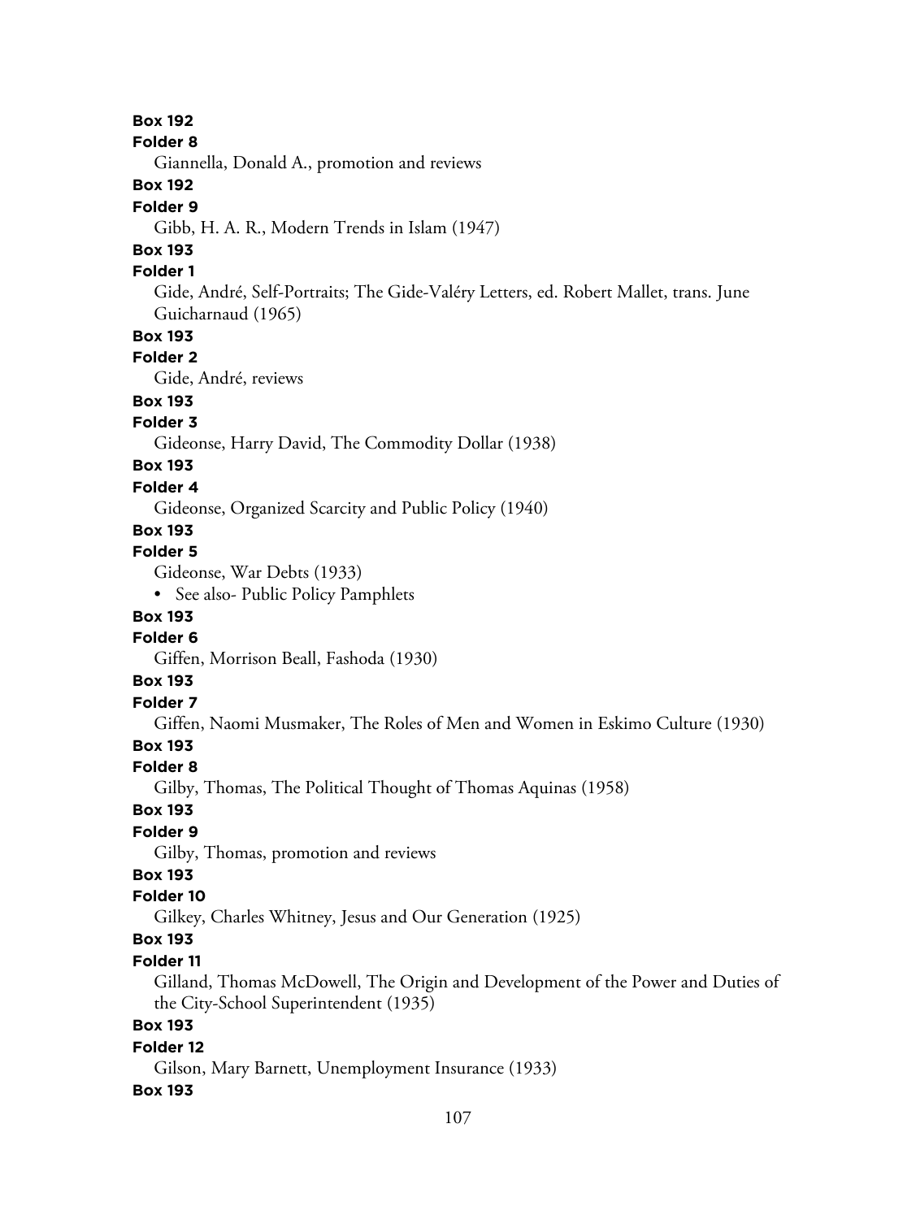**Box 192**

**Folder 8**

Giannella, Donald A., promotion and reviews

**Box 192**

**Folder 9**

Gibb, H. A. R., Modern Trends in Islam (1947)

**Box 193**

**Folder 1**

Gide, André, Self-Portraits; The Gide-Valéry Letters, ed. Robert Mallet, trans. June Guicharnaud (1965)

**Box 193**

**Folder 2**

Gide, André, reviews

**Box 193**

**Folder 3**

Gideonse, Harry David, The Commodity Dollar (1938)

**Box 193**

**Folder 4**

Gideonse, Organized Scarcity and Public Policy (1940)

**Box 193**

**Folder 5**

Gideonse, War Debts (1933)

- See also- Public Policy Pamphlets

**Box 193**

**Folder 6**

Giffen, Morrison Beall, Fashoda (1930)

**Box 193**

**Folder 7**

Giffen, Naomi Musmaker, The Roles of Men and Women in Eskimo Culture (1930)

**Box 193**

**Folder 8**

Gilby, Thomas, The Political Thought of Thomas Aquinas (1958)

**Box 193**

**Folder 9**

Gilby, Thomas, promotion and reviews

**Box 193**

**Folder 10**

Gilkey, Charles Whitney, Jesus and Our Generation (1925)

**Box 193**

**Folder 11**

Gilland, Thomas McDowell, The Origin and Development of the Power and Duties of the City-School Superintendent (1935)

**Box 193**

**Folder 12**

Gilson, Mary Barnett, Unemployment Insurance (1933)

**Box 193**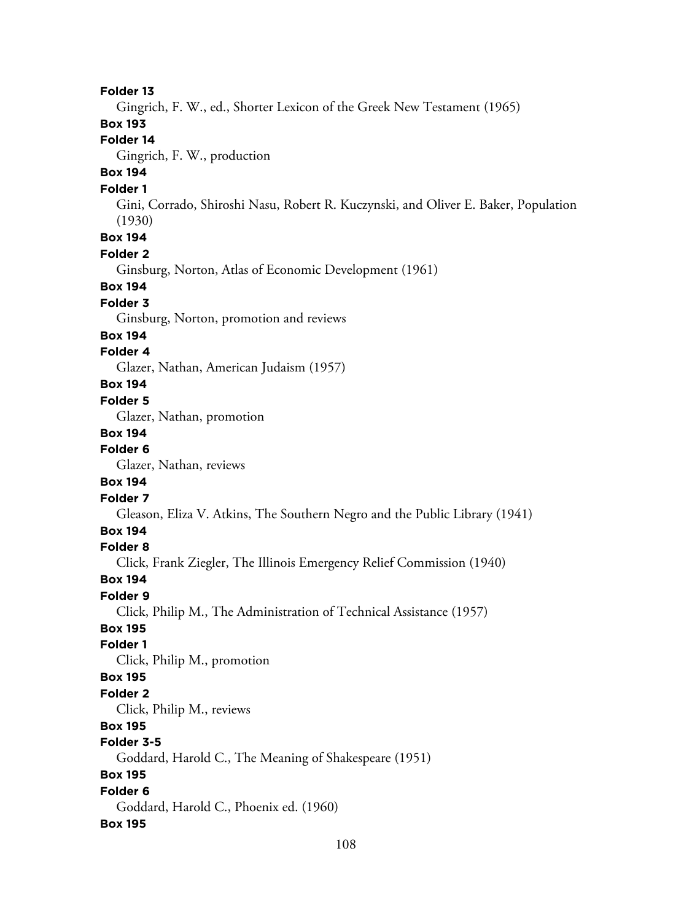**Folder 13**

Gingrich, F. W., ed., Shorter Lexicon of the Greek New Testament (1965)

**Box 193**

**Folder 14**

Gingrich, F. W., production

**Box 194**

**Folder 1**

Gini, Corrado, Shiroshi Nasu, Robert R. Kuczynski, and Oliver E. Baker, Population (1930)

**Box 194**

**Folder 2**

Ginsburg, Norton, Atlas of Economic Development (1961)

**Box 194**

**Folder 3**

Ginsburg, Norton, promotion and reviews

**Box 194**

**Folder 4**

Glazer, Nathan, American Judaism (1957)

**Box 194**

**Folder 5**

Glazer, Nathan, promotion

**Box 194**

**Folder 6**

Glazer, Nathan, reviews

**Box 194**

**Folder 7**

Gleason, Eliza V. Atkins, The Southern Negro and the Public Library (1941)

**Box 194**

**Folder 8**

Click, Frank Ziegler, The Illinois Emergency Relief Commission (1940)

**Box 194**

**Folder 9**

Click, Philip M., The Administration of Technical Assistance (1957)

**Box 195**

**Folder 1**

Click, Philip M., promotion

**Box 195**

**Folder 2**

Click, Philip M., reviews

**Box 195**

**Folder 3-5**

Goddard, Harold C., The Meaning of Shakespeare (1951)

**Box 195**

**Folder 6**

Goddard, Harold C., Phoenix ed. (1960)

**Box 195**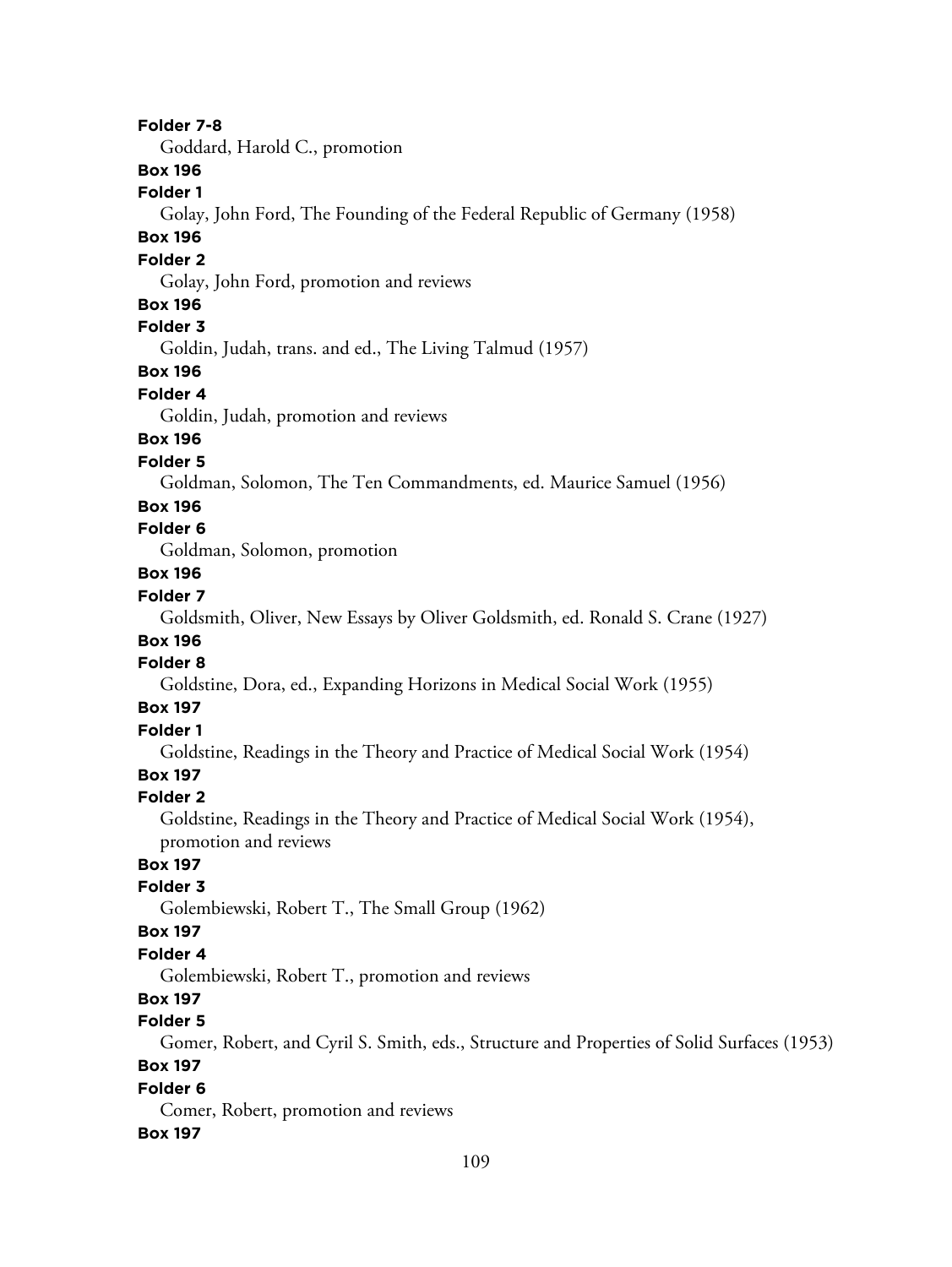**Folder 7-8**

Goddard, Harold C., promotion

**Box 196**

**Folder 1**

Golay, John Ford, The Founding of the Federal Republic of Germany (1958)

**Box 196**

**Folder 2**

Golay, John Ford, promotion and reviews

**Box 196**

**Folder 3**

Goldin, Judah, trans. and ed., The Living Talmud (1957)

**Box 196**

**Folder 4**

Goldin, Judah, promotion and reviews

**Box 196**

**Folder 5**

Goldman, Solomon, The Ten Commandments, ed. Maurice Samuel (1956)

**Box 196**

**Folder 6**

Goldman, Solomon, promotion

**Box 196**

**Folder 7**

Goldsmith, Oliver, New Essays by Oliver Goldsmith, ed. Ronald S. Crane (1927)

**Box 196**

**Folder 8**

Goldstine, Dora, ed., Expanding Horizons in Medical Social Work (1955)

**Box 197**

**Folder 1**

Goldstine, Readings in the Theory and Practice of Medical Social Work (1954)

**Box 197**

**Folder 2**

Goldstine, Readings in the Theory and Practice of Medical Social Work (1954), promotion and reviews

**Box 197**

**Folder 3**

Golembiewski, Robert T., The Small Group (1962)

**Box 197**

**Folder 4**

Golembiewski, Robert T., promotion and reviews

**Box 197**

**Folder 5**

Gomer, Robert, and Cyril S. Smith, eds., Structure and Properties of Solid Surfaces (1953)

**Box 197**

**Folder 6**

Comer, Robert, promotion and reviews

**Box 197**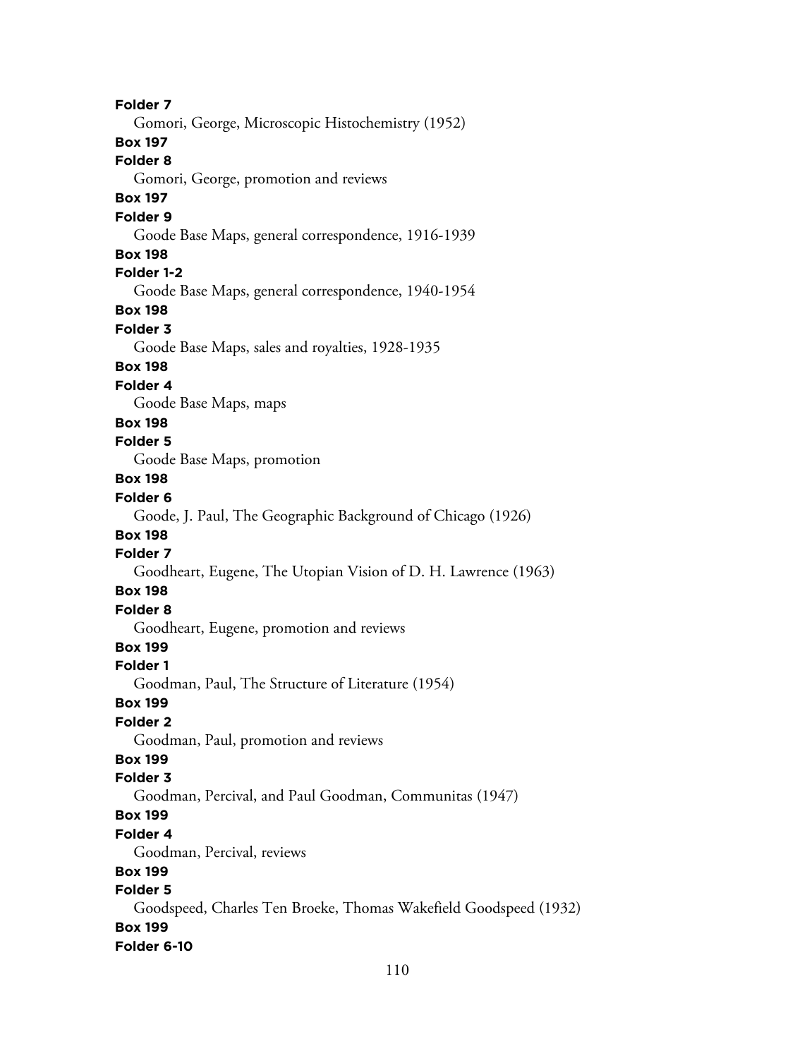**Folder 7**

Gomori, George, Microscopic Histochemistry (1952)

**Box 197**

**Folder 8**

Gomori, George, promotion and reviews

**Box 197**

**Folder 9**

Goode Base Maps, general correspondence, 1916-1939

**Box 198**

**Folder 1-2**

Goode Base Maps, general correspondence, 1940-1954

**Box 198**

**Folder 3**

Goode Base Maps, sales and royalties, 1928-1935

**Box 198**

**Folder 4**

Goode Base Maps, maps

**Box 198**

**Folder 5**

Goode Base Maps, promotion

**Box 198**

**Folder 6**

Goode, J. Paul, The Geographic Background of Chicago (1926)

**Box 198**

**Folder 7**

Goodheart, Eugene, The Utopian Vision of D. H. Lawrence (1963)

**Box 198**

**Folder 8**

Goodheart, Eugene, promotion and reviews

**Box 199**

**Folder 1**

Goodman, Paul, The Structure of Literature (1954)

**Box 199**

**Folder 2**

Goodman, Paul, promotion and reviews

**Box 199**

**Folder 3**

Goodman, Percival, and Paul Goodman, Communitas (1947)

**Box 199**

**Folder 4**

Goodman, Percival, reviews

**Box 199**

**Folder 5**

Goodspeed, Charles Ten Broeke, Thomas Wakefield Goodspeed (1932)

**Box 199**

**Folder 6-10**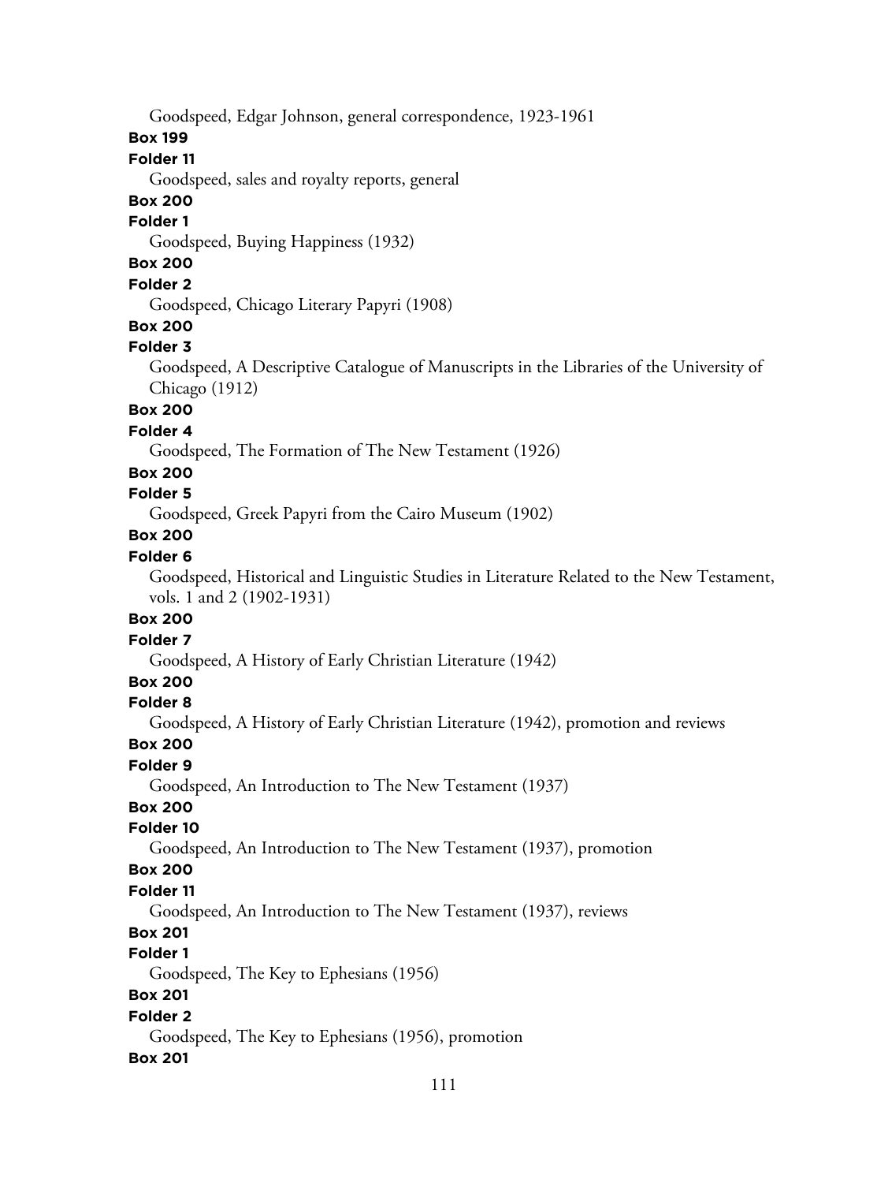Goodspeed, Edgar Johnson, general correspondence, 1923-1961

**Box 199**

**Folder 11**

Goodspeed, sales and royalty reports, general

**Box 200**

**Folder 1**

Goodspeed, Buying Happiness (1932)

**Box 200**

**Folder 2**

Goodspeed, Chicago Literary Papyri (1908)

**Box 200**

**Folder 3**

Goodspeed, A Descriptive Catalogue of Manuscripts in the Libraries of the University of Chicago (1912)

**Box 200**

**Folder 4**

Goodspeed, The Formation of The New Testament (1926)

**Box 200**

**Folder 5**

Goodspeed, Greek Papyri from the Cairo Museum (1902)

**Box 200**

**Folder 6**

Goodspeed, Historical and Linguistic Studies in Literature Related to the New Testament, vols. 1 and 2 (1902-1931)

**Box 200**

**Folder 7**

Goodspeed, A History of Early Christian Literature (1942)

**Box 200**

**Folder 8**

Goodspeed, A History of Early Christian Literature (1942), promotion and reviews

**Box 200**

**Folder 9**

Goodspeed, An Introduction to The New Testament (1937)

**Box 200**

**Folder 10**

Goodspeed, An Introduction to The New Testament (1937), promotion

**Box 200**

**Folder 11**

Goodspeed, An Introduction to The New Testament (1937), reviews

**Box 201**

**Folder 1**

Goodspeed, The Key to Ephesians (1956)

**Box 201**

**Folder 2**

Goodspeed, The Key to Ephesians (1956), promotion

**Box 201**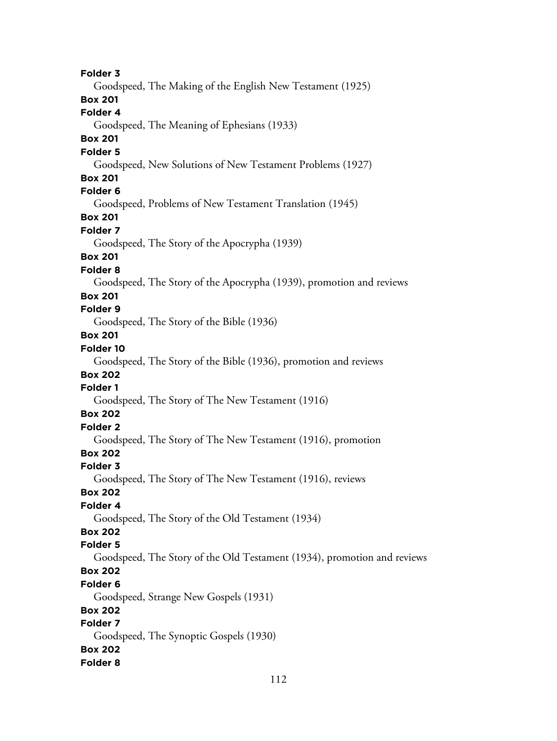**Folder 3**

Goodspeed, The Making of the English New Testament (1925)

**Box 201**

**Folder 4**

Goodspeed, The Meaning of Ephesians (1933)

**Box 201**

**Folder 5**

Goodspeed, New Solutions of New Testament Problems (1927)

**Box 201**

**Folder 6**

Goodspeed, Problems of New Testament Translation (1945)

**Box 201**

**Folder 7**

Goodspeed, The Story of the Apocrypha (1939)

**Box 201**

**Folder 8**

Goodspeed, The Story of the Apocrypha (1939), promotion and reviews

**Box 201**

**Folder 9**

Goodspeed, The Story of the Bible (1936)

**Box 201**

**Folder 10**

Goodspeed, The Story of the Bible (1936), promotion and reviews

**Box 202**

**Folder 1**

Goodspeed, The Story of The New Testament (1916)

**Box 202**

**Folder 2**

Goodspeed, The Story of The New Testament (1916), promotion

**Box 202**

**Folder 3**

Goodspeed, The Story of The New Testament (1916), reviews

**Box 202**

**Folder 4**

Goodspeed, The Story of the Old Testament (1934)

**Box 202**

**Folder 5**

Goodspeed, The Story of the Old Testament (1934), promotion and reviews

**Box 202**

**Folder 6**

Goodspeed, Strange New Gospels (1931)

**Box 202**

**Folder 7**

Goodspeed, The Synoptic Gospels (1930)

**Box 202**

**Folder 8**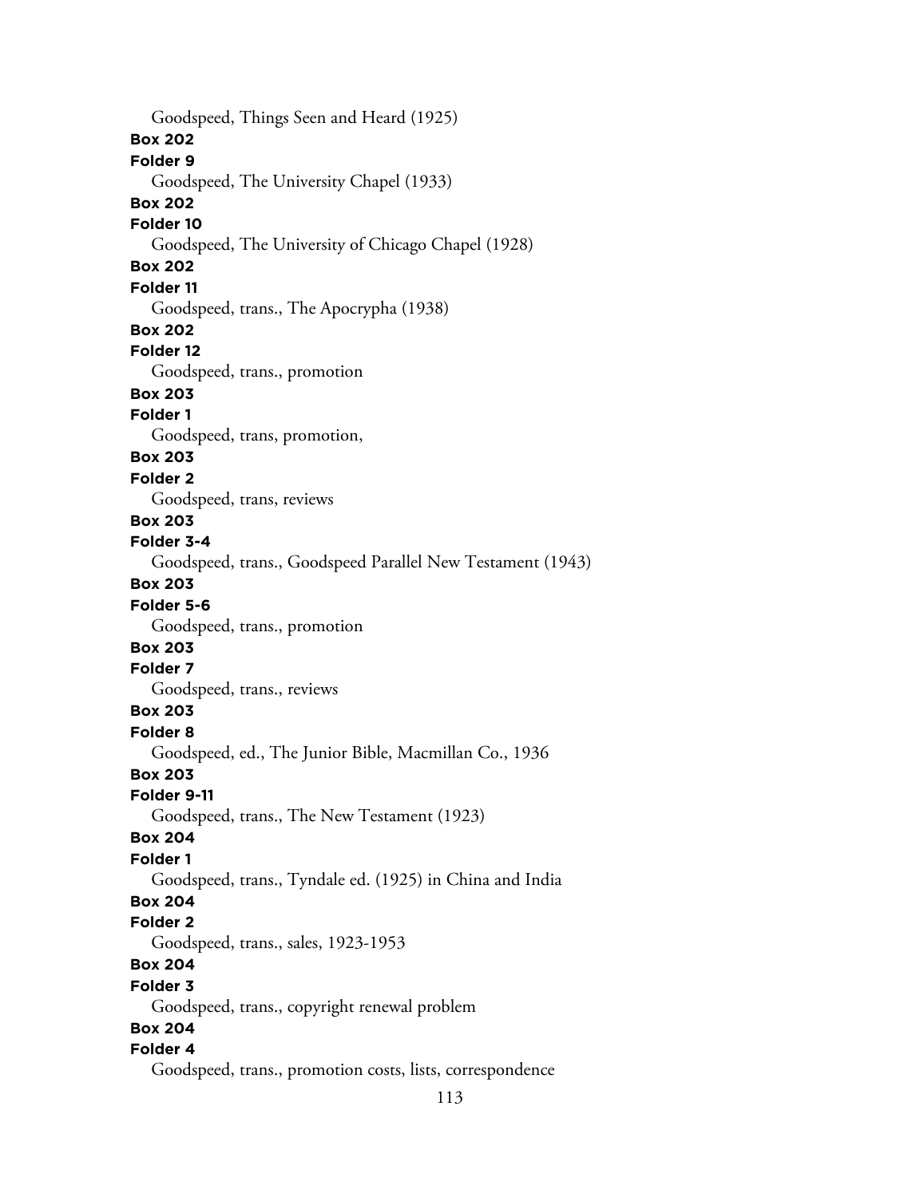Goodspeed, Things Seen and Heard (1925)

**Box 202**

**Folder 9**

Goodspeed, The University Chapel (1933)

**Box 202**

**Folder 10**

Goodspeed, The University of Chicago Chapel (1928)

**Box 202**

**Folder 11**

Goodspeed, trans., The Apocrypha (1938)

**Box 202**

**Folder 12**

Goodspeed, trans., promotion

**Box 203**

**Folder 1**

Goodspeed, trans, promotion,

**Box 203**

**Folder 2**

Goodspeed, trans, reviews

**Box 203**

**Folder 3-4**

Goodspeed, trans., Goodspeed Parallel New Testament (1943)

**Box 203**

**Folder 5-6**

Goodspeed, trans., promotion

**Box 203**

**Folder 7**

Goodspeed, trans., reviews

**Box 203**

**Folder 8**

Goodspeed, ed., The Junior Bible, Macmillan Co., 1936

**Box 203**

**Folder 9-11**

Goodspeed, trans., The New Testament (1923)

**Box 204**

**Folder 1**

Goodspeed, trans., Tyndale ed. (1925) in China and India

**Box 204**

**Folder 2**

Goodspeed, trans., sales, 1923-1953

**Box 204**

**Folder 3**

Goodspeed, trans., copyright renewal problem

**Box 204**

**Folder 4**

Goodspeed, trans., promotion costs, lists, correspondence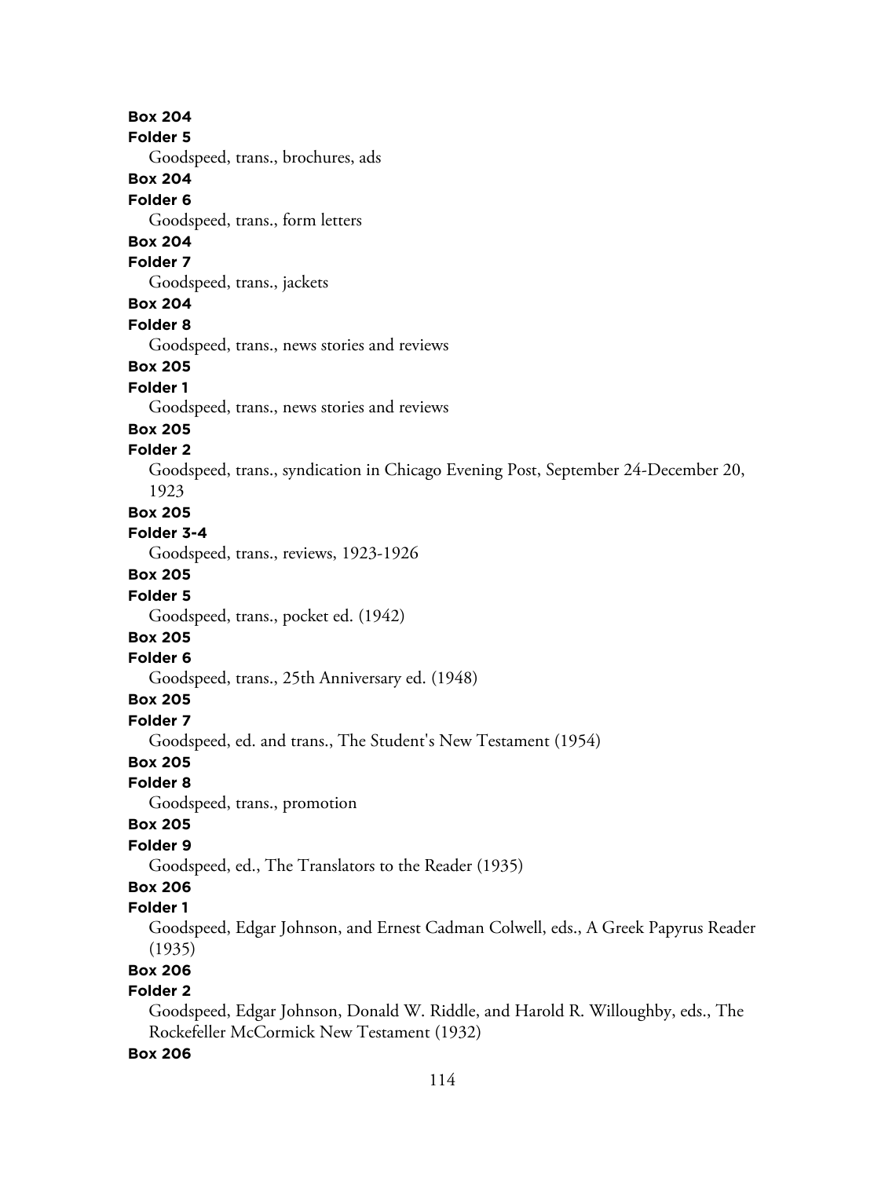**Box 204**
**Folder 5**
Goodspeed, trans., brochures, ads
**Box 204**
**Folder 6**
Goodspeed, trans., form letters
**Box 204**
**Folder 7**
Goodspeed, trans., jackets
**Box 204**
**Folder 8**
Goodspeed, trans., news stories and reviews
**Box 205**
**Folder 1**
Goodspeed, trans., news stories and reviews
**Box 205**
**Folder 2**
Goodspeed, trans., syndication in Chicago Evening Post, September 24-December 20, 1923
**Box 205**
**Folder 3-4**
Goodspeed, trans., reviews, 1923-1926
**Box 205**
**Folder 5**
Goodspeed, trans., pocket ed. (1942)
**Box 205**
**Folder 6**
Goodspeed, trans., 25th Anniversary ed. (1948)
**Box 205**
**Folder 7**
Goodspeed, ed. and trans., The Student's New Testament (1954)
**Box 205**
**Folder 8**
Goodspeed, trans., promotion
**Box 205**
**Folder 9**
Goodspeed, ed., The Translators to the Reader (1935)
**Box 206**
**Folder 1**
Goodspeed, Edgar Johnson, and Ernest Cadman Colwell, eds., A Greek Papyrus Reader (1935)
**Box 206**
**Folder 2**
Goodspeed, Edgar Johnson, Donald W. Riddle, and Harold R. Willoughby, eds., The Rockefeller McCormick New Testament (1932)
**Box 206**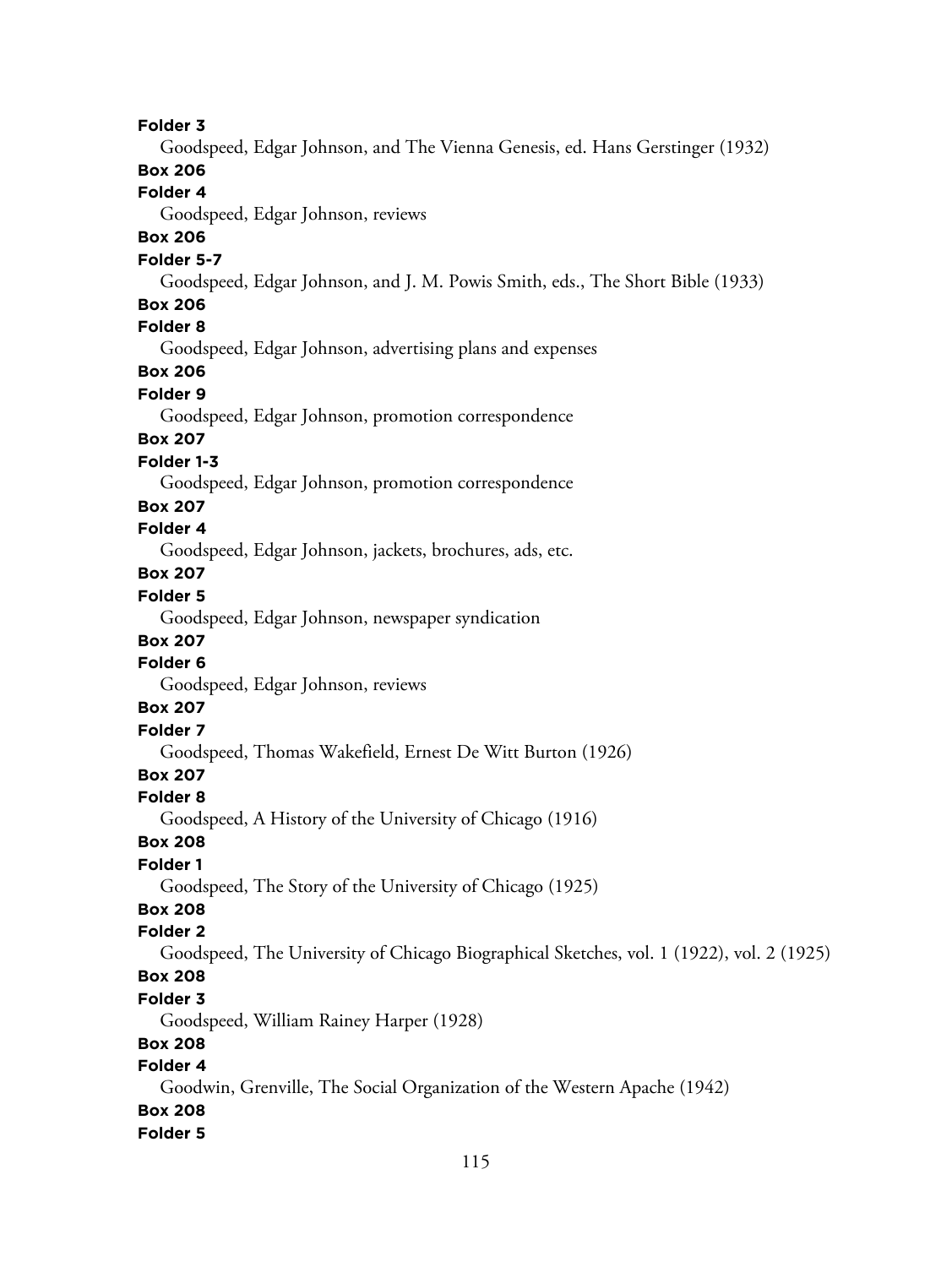**Folder 3**

Goodspeed, Edgar Johnson, and The Vienna Genesis, ed. Hans Gerstinger (1932)

**Box 206**

**Folder 4**

Goodspeed, Edgar Johnson, reviews

**Box 206**

**Folder 5-7**

Goodspeed, Edgar Johnson, and J. M. Powis Smith, eds., The Short Bible (1933)

**Box 206**

**Folder 8**

Goodspeed, Edgar Johnson, advertising plans and expenses

**Box 206**

**Folder 9**

Goodspeed, Edgar Johnson, promotion correspondence

**Box 207**

**Folder 1-3**

Goodspeed, Edgar Johnson, promotion correspondence

**Box 207**

**Folder 4**

Goodspeed, Edgar Johnson, jackets, brochures, ads, etc.

**Box 207**

**Folder 5**

Goodspeed, Edgar Johnson, newspaper syndication

**Box 207**

**Folder 6**

Goodspeed, Edgar Johnson, reviews

**Box 207**

**Folder 7**

Goodspeed, Thomas Wakefield, Ernest De Witt Burton (1926)

**Box 207**

**Folder 8**

Goodspeed, A History of the University of Chicago (1916)

**Box 208**

**Folder 1**

Goodspeed, The Story of the University of Chicago (1925)

**Box 208**

**Folder 2**

Goodspeed, The University of Chicago Biographical Sketches, vol. 1 (1922), vol. 2 (1925)

**Box 208**

**Folder 3**

Goodspeed, William Rainey Harper (1928)

**Box 208**

**Folder 4**

Goodwin, Grenville, The Social Organization of the Western Apache (1942)

**Box 208**

**Folder 5**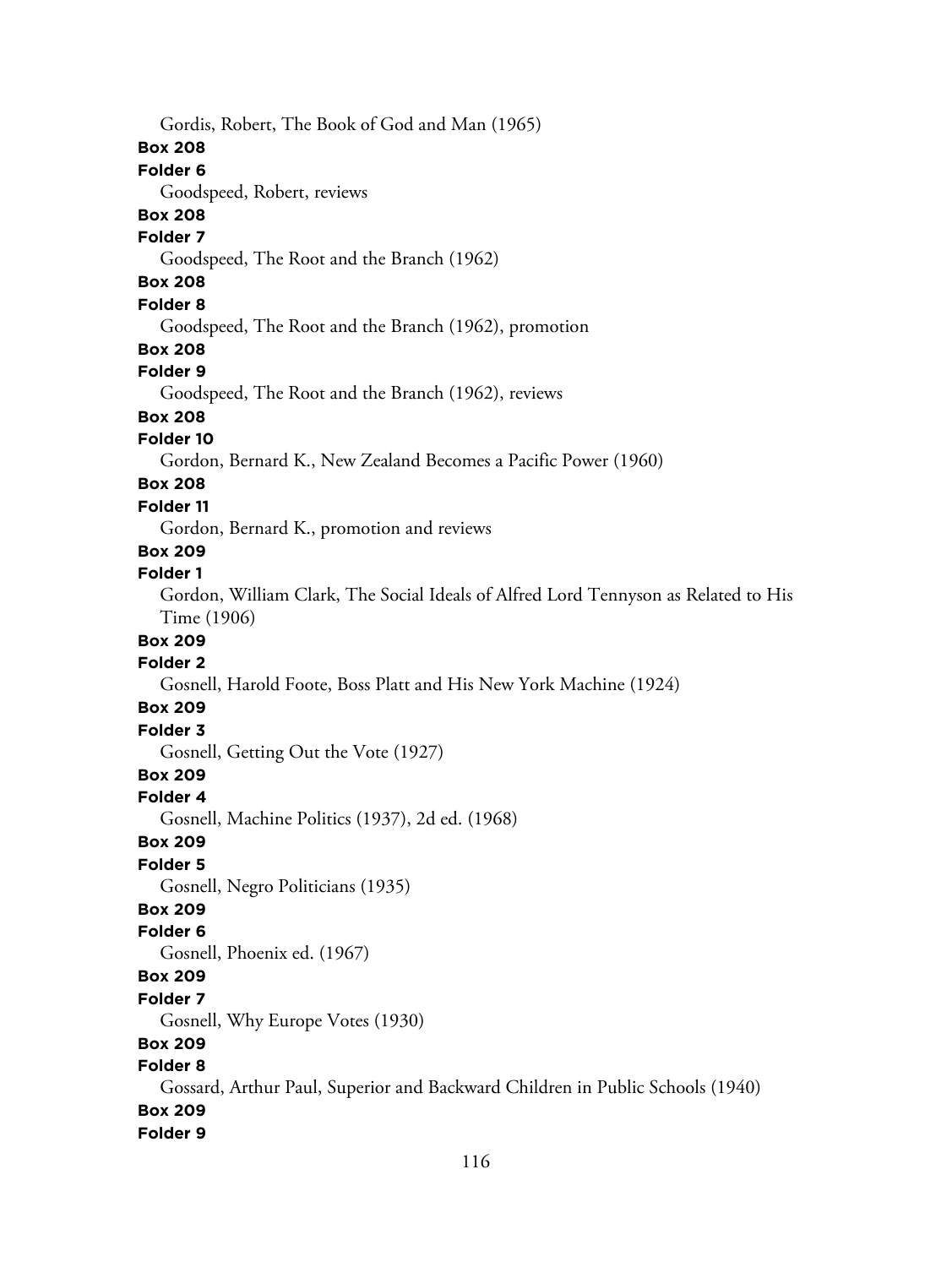Gordis, Robert, The Book of God and Man (1965)

**Box 208**

**Folder 6**

Goodspeed, Robert, reviews

**Box 208**

**Folder 7**

Goodspeed, The Root and the Branch (1962)

**Box 208**

**Folder 8**

Goodspeed, The Root and the Branch (1962), promotion

**Box 208**

**Folder 9**

Goodspeed, The Root and the Branch (1962), reviews

**Box 208**

**Folder 10**

Gordon, Bernard K., New Zealand Becomes a Pacific Power (1960)

**Box 208**

**Folder 11**

Gordon, Bernard K., promotion and reviews

**Box 209**

**Folder 1**

Gordon, William Clark, The Social Ideals of Alfred Lord Tennyson as Related to His Time (1906)

**Box 209**

**Folder 2**

Gosnell, Harold Foote, Boss Platt and His New York Machine (1924)

**Box 209**

**Folder 3**

Gosnell, Getting Out the Vote (1927)

**Box 209**

**Folder 4**

Gosnell, Machine Politics (1937), 2d ed. (1968)

**Box 209**

**Folder 5**

Gosnell, Negro Politicians (1935)

**Box 209**

**Folder 6**

Gosnell, Phoenix ed. (1967)

**Box 209**

**Folder 7**

Gosnell, Why Europe Votes (1930)

**Box 209**

**Folder 8**

Gossard, Arthur Paul, Superior and Backward Children in Public Schools (1940)

**Box 209**

**Folder 9**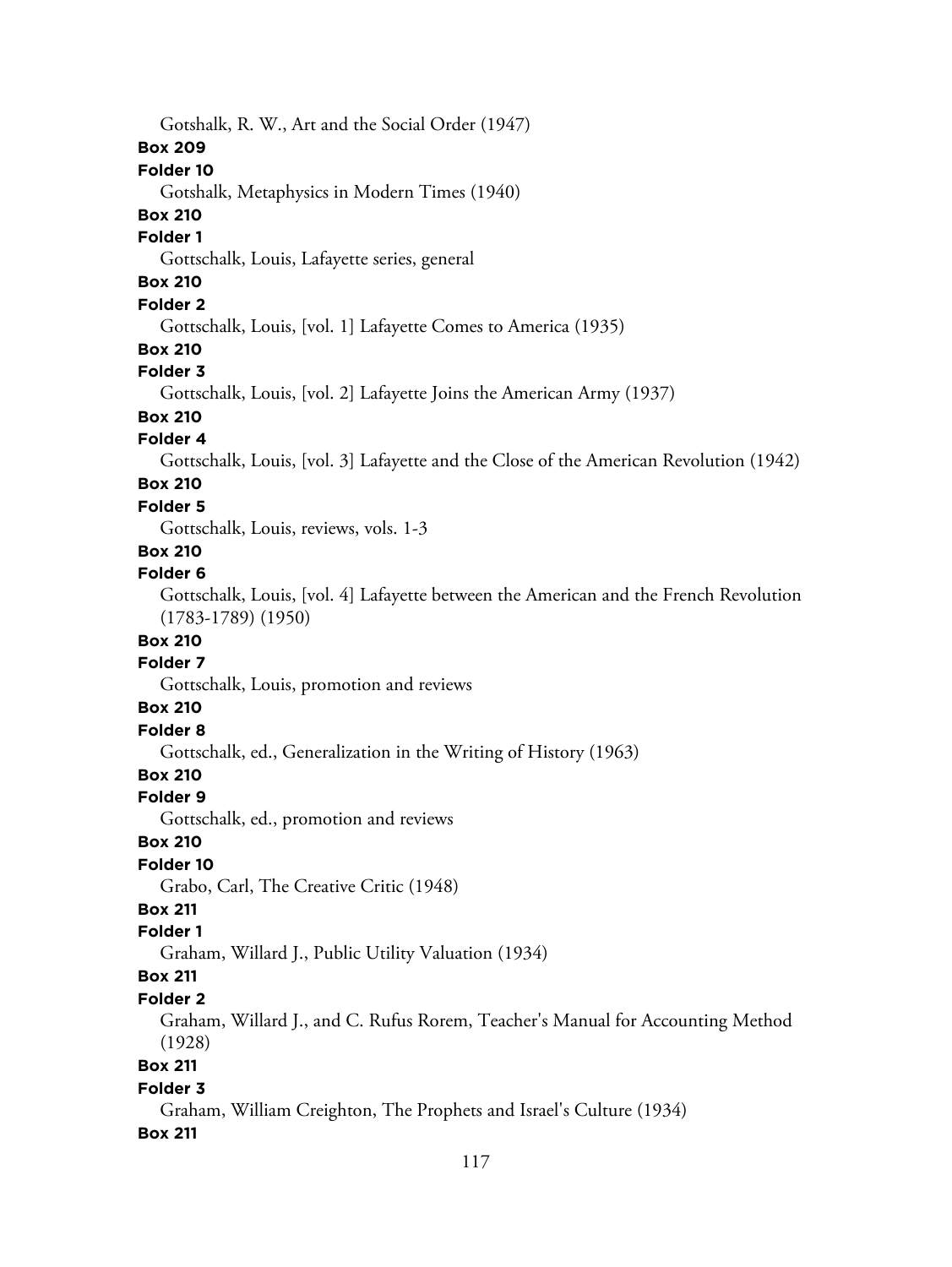Gotshalk, R. W., Art and the Social Order (1947)

**Box 209**

**Folder 10**

Gotshalk, Metaphysics in Modern Times (1940)

**Box 210**

**Folder 1**

Gottschalk, Louis, Lafayette series, general

**Box 210**

**Folder 2**

Gottschalk, Louis, [vol. 1] Lafayette Comes to America (1935)

**Box 210**

**Folder 3**

Gottschalk, Louis, [vol. 2] Lafayette Joins the American Army (1937)

**Box 210**

**Folder 4**

Gottschalk, Louis, [vol. 3] Lafayette and the Close of the American Revolution (1942)

**Box 210**

**Folder 5**

Gottschalk, Louis, reviews, vols. 1-3

**Box 210**

**Folder 6**

Gottschalk, Louis, [vol. 4] Lafayette between the American and the French Revolution (1783-1789) (1950)

**Box 210**

**Folder 7**

Gottschalk, Louis, promotion and reviews

**Box 210**

**Folder 8**

Gottschalk, ed., Generalization in the Writing of History (1963)

**Box 210**

**Folder 9**

Gottschalk, ed., promotion and reviews

**Box 210**

**Folder 10**

Grabo, Carl, The Creative Critic (1948)

**Box 211**

**Folder 1**

Graham, Willard J., Public Utility Valuation (1934)

**Box 211**

**Folder 2**

Graham, Willard J., and C. Rufus Rorem, Teacher's Manual for Accounting Method (1928)

**Box 211**

**Folder 3**

Graham, William Creighton, The Prophets and Israel's Culture (1934)

**Box 211**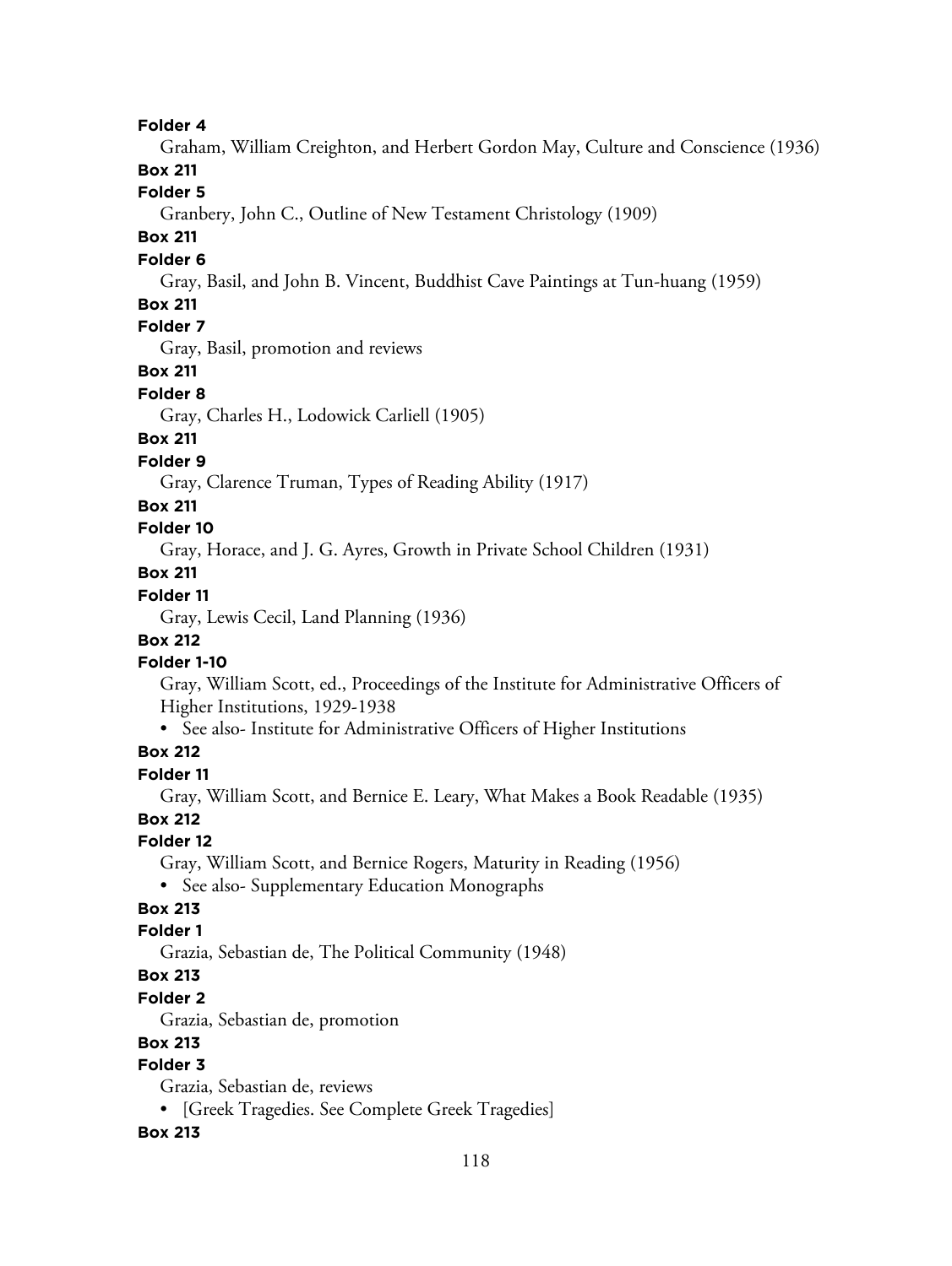**Folder 4**

Graham, William Creighton, and Herbert Gordon May, Culture and Conscience (1936)

**Box 211**

**Folder 5**

Granbery, John C., Outline of New Testament Christology (1909)

**Box 211**

**Folder 6**

Gray, Basil, and John B. Vincent, Buddhist Cave Paintings at Tun-huang (1959)

**Box 211**

**Folder 7**

Gray, Basil, promotion and reviews

**Box 211**

**Folder 8**

Gray, Charles H., Lodowick Carliell (1905)

**Box 211**

**Folder 9**

Gray, Clarence Truman, Types of Reading Ability (1917)

**Box 211**

**Folder 10**

Gray, Horace, and J. G. Ayres, Growth in Private School Children (1931)

**Box 211**

**Folder 11**

Gray, Lewis Cecil, Land Planning (1936)

**Box 212**

**Folder 1-10**

Gray, William Scott, ed., Proceedings of the Institute for Administrative Officers of Higher Institutions, 1929-1938

- See also- Institute for Administrative Officers of Higher Institutions

**Box 212**

**Folder 11**

Gray, William Scott, and Bernice E. Leary, What Makes a Book Readable (1935)

**Box 212**

**Folder 12**

Gray, William Scott, and Bernice Rogers, Maturity in Reading (1956)

- See also- Supplementary Education Monographs

**Box 213**

**Folder 1**

Grazia, Sebastian de, The Political Community (1948)

**Box 213**

**Folder 2**

Grazia, Sebastian de, promotion

**Box 213**

**Folder 3**

Grazia, Sebastian de, reviews

- [Greek Tragedies. See Complete Greek Tragedies]

**Box 213**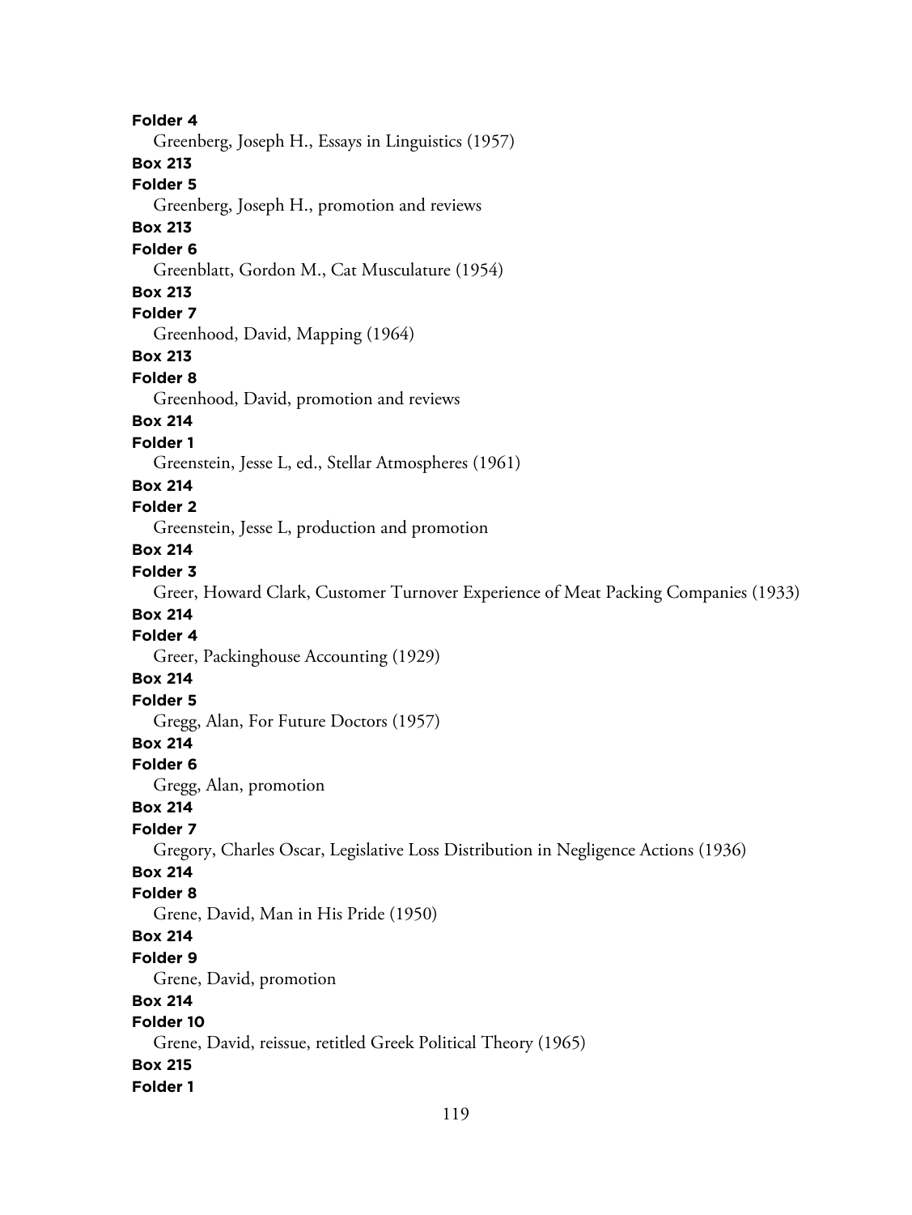**Folder 4**

Greenberg, Joseph H., Essays in Linguistics (1957)

**Box 213**

**Folder 5**

Greenberg, Joseph H., promotion and reviews

**Box 213**

**Folder 6**

Greenblatt, Gordon M., Cat Musculature (1954)

**Box 213**

**Folder 7**

Greenhood, David, Mapping (1964)

**Box 213**

**Folder 8**

Greenhood, David, promotion and reviews

**Box 214**

**Folder 1**

Greenstein, Jesse L, ed., Stellar Atmospheres (1961)

**Box 214**

**Folder 2**

Greenstein, Jesse L, production and promotion

**Box 214**

**Folder 3**

Greer, Howard Clark, Customer Turnover Experience of Meat Packing Companies (1933)

**Box 214**

**Folder 4**

Greer, Packinghouse Accounting (1929)

**Box 214**

**Folder 5**

Gregg, Alan, For Future Doctors (1957)

**Box 214**

**Folder 6**

Gregg, Alan, promotion

**Box 214**

**Folder 7**

Gregory, Charles Oscar, Legislative Loss Distribution in Negligence Actions (1936)

**Box 214**

**Folder 8**

Grene, David, Man in His Pride (1950)

**Box 214**

**Folder 9**

Grene, David, promotion

**Box 214**

**Folder 10**

Grene, David, reissue, retitled Greek Political Theory (1965)

**Box 215**

**Folder 1**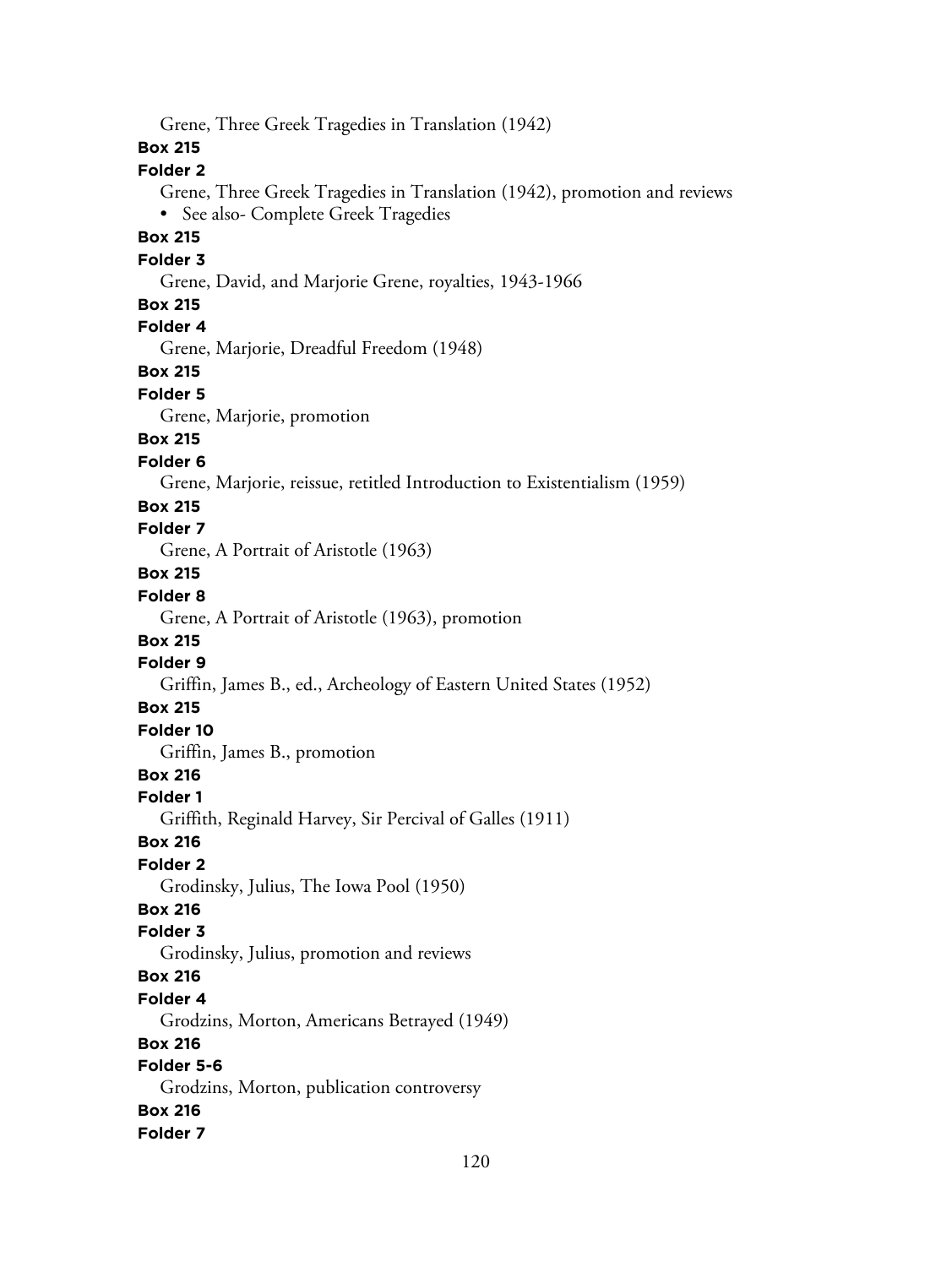Grene, Three Greek Tragedies in Translation (1942)

**Box 215**

**Folder 2**

Grene, Three Greek Tragedies in Translation (1942), promotion and reviews

- See also- Complete Greek Tragedies

**Box 215**

**Folder 3**

Grene, David, and Marjorie Grene, royalties, 1943-1966

**Box 215**

**Folder 4**

Grene, Marjorie, Dreadful Freedom (1948)

**Box 215**

**Folder 5**

Grene, Marjorie, promotion

**Box 215**

**Folder 6**

Grene, Marjorie, reissue, retitled Introduction to Existentialism (1959)

**Box 215**

**Folder 7**

Grene, A Portrait of Aristotle (1963)

**Box 215**

**Folder 8**

Grene, A Portrait of Aristotle (1963), promotion

**Box 215**

**Folder 9**

Griffin, James B., ed., Archeology of Eastern United States (1952)

**Box 215**

**Folder 10**

Griffin, James B., promotion

**Box 216**

**Folder 1**

Griffith, Reginald Harvey, Sir Percival of Galles (1911)

**Box 216**

**Folder 2**

Grodinsky, Julius, The Iowa Pool (1950)

**Box 216**

**Folder 3**

Grodinsky, Julius, promotion and reviews

**Box 216**

**Folder 4**

Grodzins, Morton, Americans Betrayed (1949)

**Box 216**

**Folder 5-6**

Grodzins, Morton, publication controversy

**Box 216**

**Folder 7**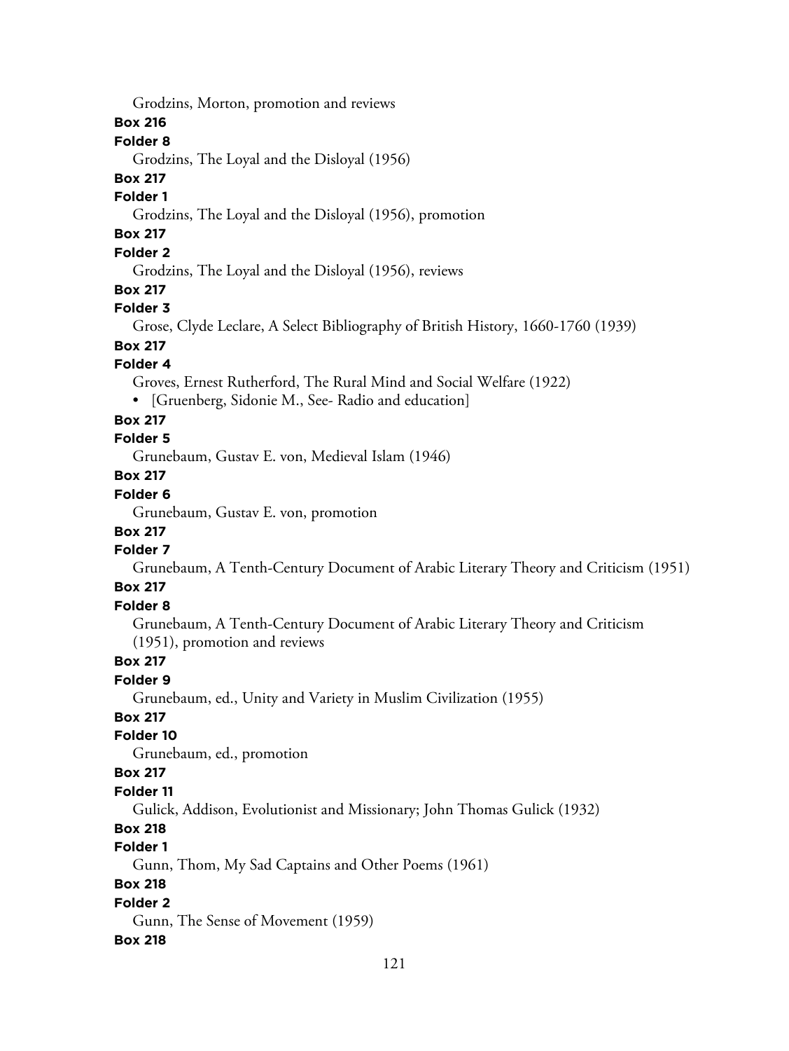Grodzins, Morton, promotion and reviews

**Box 216**

**Folder 8**

Grodzins, The Loyal and the Disloyal (1956)

**Box 217**

**Folder 1**

Grodzins, The Loyal and the Disloyal (1956), promotion

**Box 217**

**Folder 2**

Grodzins, The Loyal and the Disloyal (1956), reviews

**Box 217**

**Folder 3**

Grose, Clyde Leclare, A Select Bibliography of British History, 1660-1760 (1939)

**Box 217**

**Folder 4**

Groves, Ernest Rutherford, The Rural Mind and Social Welfare (1922)

- [Gruenberg, Sidonie M., See- Radio and education]

**Box 217**

**Folder 5**

Grunebaum, Gustav E. von, Medieval Islam (1946)

**Box 217**

**Folder 6**

Grunebaum, Gustav E. von, promotion

**Box 217**

**Folder 7**

Grunebaum, A Tenth-Century Document of Arabic Literary Theory and Criticism (1951)

**Box 217**

**Folder 8**

Grunebaum, A Tenth-Century Document of Arabic Literary Theory and Criticism (1951), promotion and reviews

**Box 217**

**Folder 9**

Grunebaum, ed., Unity and Variety in Muslim Civilization (1955)

**Box 217**

**Folder 10**

Grunebaum, ed., promotion

**Box 217**

**Folder 11**

Gulick, Addison, Evolutionist and Missionary; John Thomas Gulick (1932)

**Box 218**

**Folder 1**

Gunn, Thom, My Sad Captains and Other Poems (1961)

**Box 218**

**Folder 2**

Gunn, The Sense of Movement (1959)

**Box 218**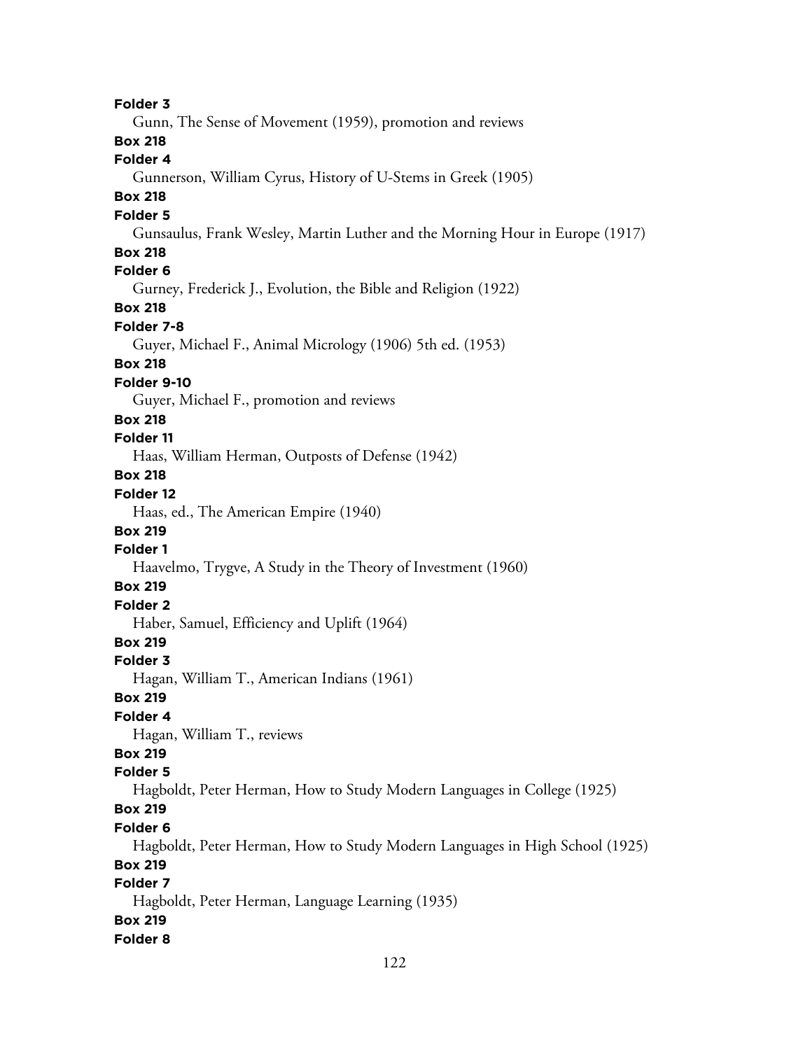**Folder 3**

Gunn, The Sense of Movement (1959), promotion and reviews

**Box 218**

**Folder 4**

Gunnerson, William Cyrus, History of U-Stems in Greek (1905)

**Box 218**

**Folder 5**

Gunsaulus, Frank Wesley, Martin Luther and the Morning Hour in Europe (1917)

**Box 218**

**Folder 6**

Gurney, Frederick J., Evolution, the Bible and Religion (1922)

**Box 218**

**Folder 7-8**

Guyer, Michael F., Animal Micrology (1906) 5th ed. (1953)

**Box 218**

**Folder 9-10**

Guyer, Michael F., promotion and reviews

**Box 218**

**Folder 11**

Haas, William Herman, Outposts of Defense (1942)

**Box 218**

**Folder 12**

Haas, ed., The American Empire (1940)

**Box 219**

**Folder 1**

Haavelmo, Trygve, A Study in the Theory of Investment (1960)

**Box 219**

**Folder 2**

Haber, Samuel, Efficiency and Uplift (1964)

**Box 219**

**Folder 3**

Hagan, William T., American Indians (1961)

**Box 219**

**Folder 4**

Hagan, William T., reviews

**Box 219**

**Folder 5**

Hagboldt, Peter Herman, How to Study Modern Languages in College (1925)

**Box 219**

**Folder 6**

Hagboldt, Peter Herman, How to Study Modern Languages in High School (1925)

**Box 219**

**Folder 7**

Hagboldt, Peter Herman, Language Learning (1935)

**Box 219**

**Folder 8**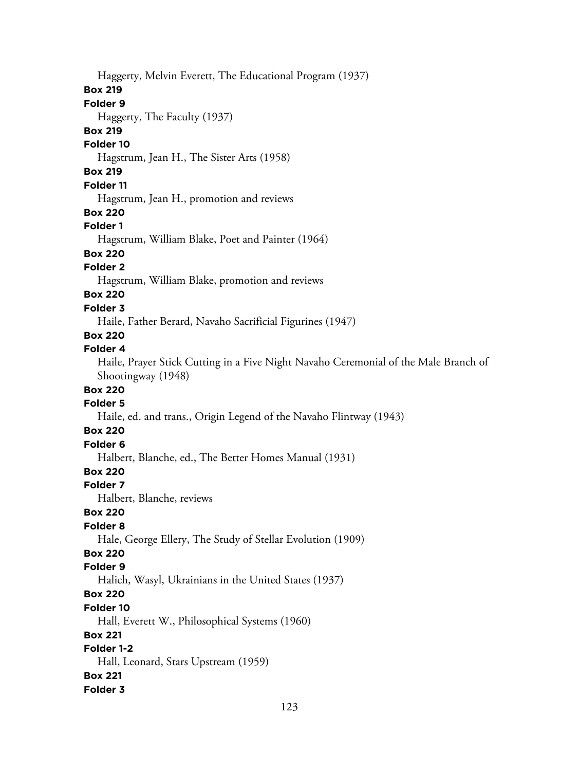Haggerty, Melvin Everett, The Educational Program (1937)

**Box 219**

**Folder 9**

Haggerty, The Faculty (1937)

**Box 219**

**Folder 10**

Hagstrum, Jean H., The Sister Arts (1958)

**Box 219**

**Folder 11**

Hagstrum, Jean H., promotion and reviews

**Box 220**

**Folder 1**

Hagstrum, William Blake, Poet and Painter (1964)

**Box 220**

**Folder 2**

Hagstrum, William Blake, promotion and reviews

**Box 220**

**Folder 3**

Haile, Father Berard, Navaho Sacrificial Figurines (1947)

**Box 220**

**Folder 4**

Haile, Prayer Stick Cutting in a Five Night Navaho Ceremonial of the Male Branch of Shootingway (1948)

**Box 220**

**Folder 5**

Haile, ed. and trans., Origin Legend of the Navaho Flintway (1943)

**Box 220**

**Folder 6**

Halbert, Blanche, ed., The Better Homes Manual (1931)

**Box 220**

**Folder 7**

Halbert, Blanche, reviews

**Box 220**

**Folder 8**

Hale, George Ellery, The Study of Stellar Evolution (1909)

**Box 220**

**Folder 9**

Halich, Wasyl, Ukrainians in the United States (1937)

**Box 220**

**Folder 10**

Hall, Everett W., Philosophical Systems (1960)

**Box 221**

**Folder 1-2**

Hall, Leonard, Stars Upstream (1959)

**Box 221**

**Folder 3**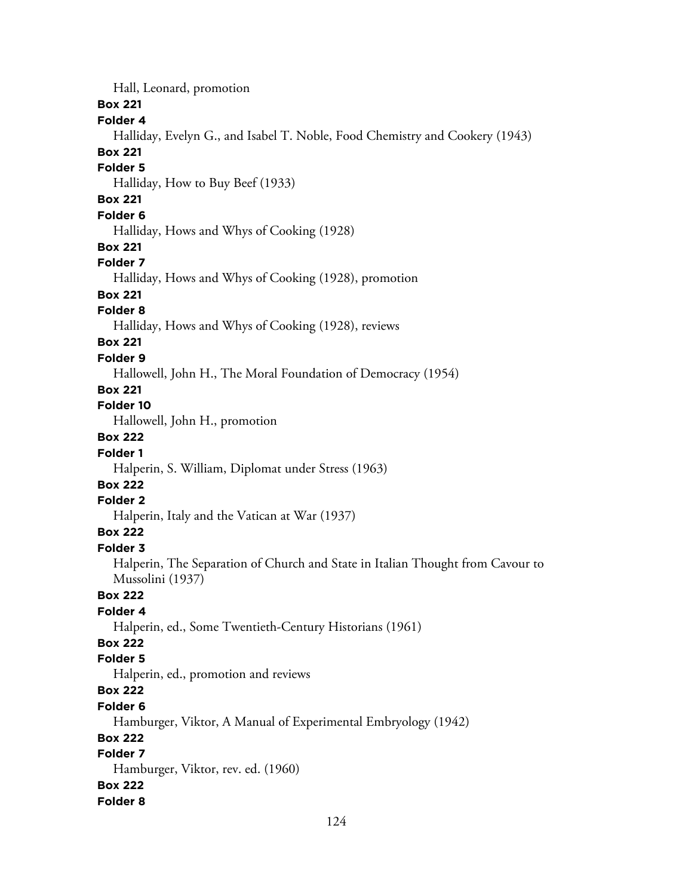Hall, Leonard, promotion

**Box 221**

**Folder 4**

Halliday, Evelyn G., and Isabel T. Noble, Food Chemistry and Cookery (1943)

**Box 221**

**Folder 5**

Halliday, How to Buy Beef (1933)

**Box 221**

**Folder 6**

Halliday, Hows and Whys of Cooking (1928)

**Box 221**

**Folder 7**

Halliday, Hows and Whys of Cooking (1928), promotion

**Box 221**

**Folder 8**

Halliday, Hows and Whys of Cooking (1928), reviews

**Box 221**

**Folder 9**

Hallowell, John H., The Moral Foundation of Democracy (1954)

**Box 221**

**Folder 10**

Hallowell, John H., promotion

**Box 222**

**Folder 1**

Halperin, S. William, Diplomat under Stress (1963)

**Box 222**

**Folder 2**

Halperin, Italy and the Vatican at War (1937)

**Box 222**

**Folder 3**

Halperin, The Separation of Church and State in Italian Thought from Cavour to Mussolini (1937)

**Box 222**

**Folder 4**

Halperin, ed., Some Twentieth-Century Historians (1961)

**Box 222**

**Folder 5**

Halperin, ed., promotion and reviews

**Box 222**

**Folder 6**

Hamburger, Viktor, A Manual of Experimental Embryology (1942)

**Box 222**

**Folder 7**

Hamburger, Viktor, rev. ed. (1960)

**Box 222**

**Folder 8**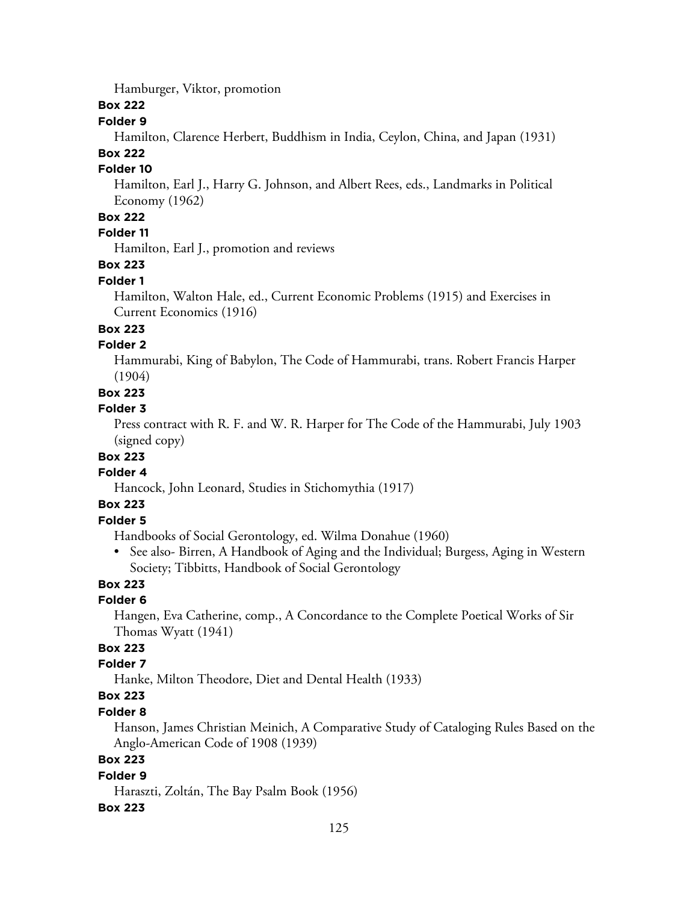Hamburger, Viktor, promotion

**Box 222**

**Folder 9**

Hamilton, Clarence Herbert, Buddhism in India, Ceylon, China, and Japan (1931)

**Box 222**

**Folder 10**

Hamilton, Earl J., Harry G. Johnson, and Albert Rees, eds., Landmarks in Political Economy (1962)

**Box 222**

**Folder 11**

Hamilton, Earl J., promotion and reviews

**Box 223**

**Folder 1**

Hamilton, Walton Hale, ed., Current Economic Problems (1915) and Exercises in Current Economics (1916)

**Box 223**

**Folder 2**

Hammurabi, King of Babylon, The Code of Hammurabi, trans. Robert Francis Harper (1904)

**Box 223**

**Folder 3**

Press contract with R. F. and W. R. Harper for The Code of the Hammurabi, July 1903 (signed copy)

**Box 223**

**Folder 4**

Hancock, John Leonard, Studies in Stichomythia (1917)

**Box 223**

**Folder 5**

Handbooks of Social Gerontology, ed. Wilma Donahue (1960)

- See also- Birren, A Handbook of Aging and the Individual; Burgess, Aging in Western Society; Tibbitts, Handbook of Social Gerontology

**Box 223**

**Folder 6**

Hangen, Eva Catherine, comp., A Concordance to the Complete Poetical Works of Sir Thomas Wyatt (1941)

**Box 223**

**Folder 7**

Hanke, Milton Theodore, Diet and Dental Health (1933)

**Box 223**

**Folder 8**

Hanson, James Christian Meinich, A Comparative Study of Cataloging Rules Based on the Anglo-American Code of 1908 (1939)

**Box 223**

**Folder 9**

Haraszti, Zoltán, The Bay Psalm Book (1956)

**Box 223**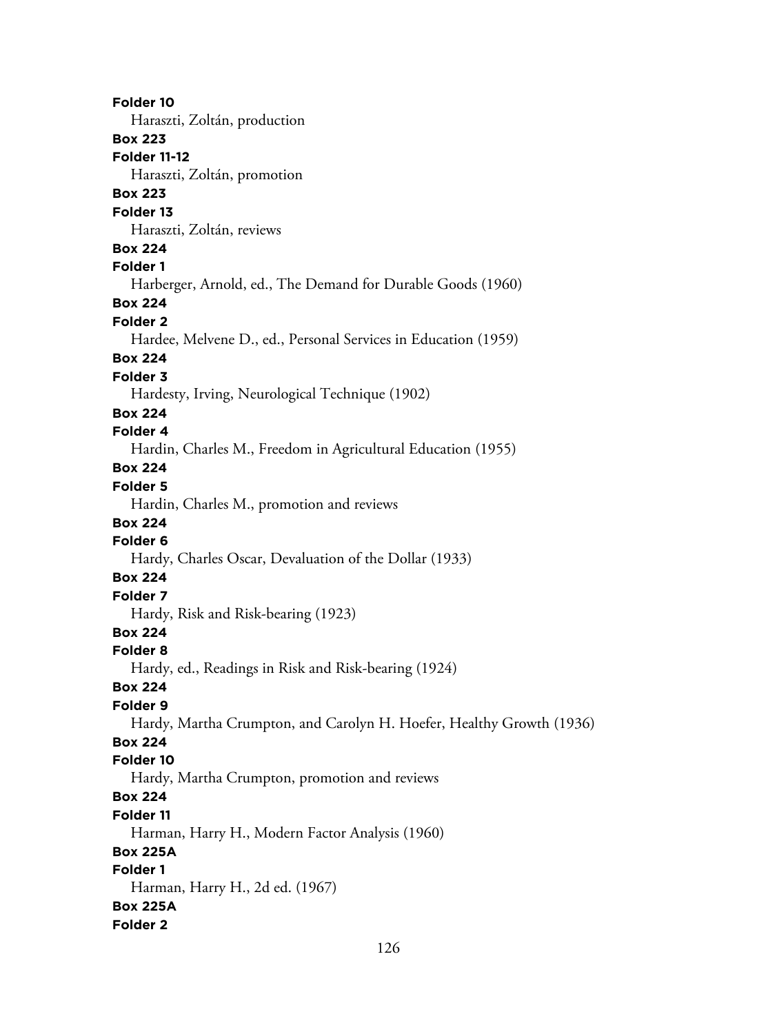**Folder 10**

Haraszti, Zoltán, production

**Box 223**

**Folder 11-12**

Haraszti, Zoltán, promotion

**Box 223**

**Folder 13**

Haraszti, Zoltán, reviews

**Box 224**

**Folder 1**

Harberger, Arnold, ed., The Demand for Durable Goods (1960)

**Box 224**

**Folder 2**

Hardee, Melvene D., ed., Personal Services in Education (1959)

**Box 224**

**Folder 3**

Hardesty, Irving, Neurological Technique (1902)

**Box 224**

**Folder 4**

Hardin, Charles M., Freedom in Agricultural Education (1955)

**Box 224**

**Folder 5**

Hardin, Charles M., promotion and reviews

**Box 224**

**Folder 6**

Hardy, Charles Oscar, Devaluation of the Dollar (1933)

**Box 224**

**Folder 7**

Hardy, Risk and Risk-bearing (1923)

**Box 224**

**Folder 8**

Hardy, ed., Readings in Risk and Risk-bearing (1924)

**Box 224**

**Folder 9**

Hardy, Martha Crumpton, and Carolyn H. Hoefer, Healthy Growth (1936)

**Box 224**

**Folder 10**

Hardy, Martha Crumpton, promotion and reviews

**Box 224**

**Folder 11**

Harman, Harry H., Modern Factor Analysis (1960)

**Box 225A**

**Folder 1**

Harman, Harry H., 2d ed. (1967)

**Box 225A**

**Folder 2**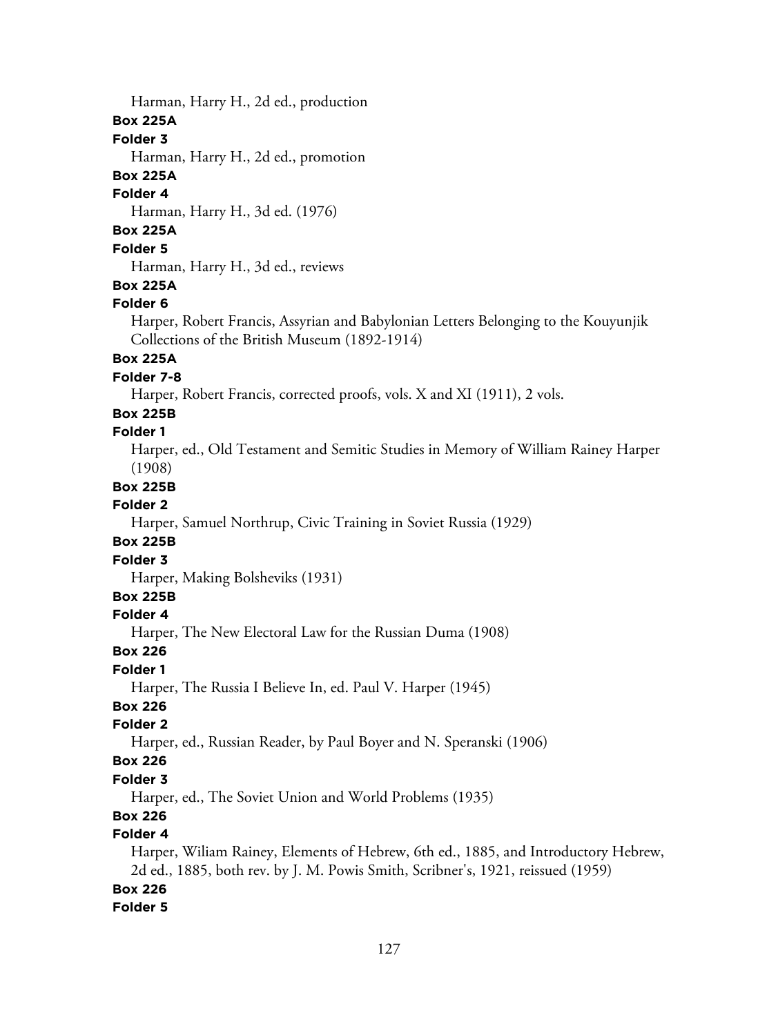Harman, Harry H., 2d ed., production

**Box 225A**

**Folder 3**

Harman, Harry H., 2d ed., promotion

**Box 225A**

**Folder 4**

Harman, Harry H., 3d ed. (1976)

**Box 225A**

**Folder 5**

Harman, Harry H., 3d ed., reviews

**Box 225A**

**Folder 6**

Harper, Robert Francis, Assyrian and Babylonian Letters Belonging to the Kouyunjik Collections of the British Museum (1892-1914)

**Box 225A**

**Folder 7-8**

Harper, Robert Francis, corrected proofs, vols. X and XI (1911), 2 vols.

**Box 225B**

**Folder 1**

Harper, ed., Old Testament and Semitic Studies in Memory of William Rainey Harper (1908)

**Box 225B**

**Folder 2**

Harper, Samuel Northrup, Civic Training in Soviet Russia (1929)

**Box 225B**

**Folder 3**

Harper, Making Bolsheviks (1931)

**Box 225B**

**Folder 4**

Harper, The New Electoral Law for the Russian Duma (1908)

**Box 226**

**Folder 1**

Harper, The Russia I Believe In, ed. Paul V. Harper (1945)

**Box 226**

**Folder 2**

Harper, ed., Russian Reader, by Paul Boyer and N. Speranski (1906)

**Box 226**

**Folder 3**

Harper, ed., The Soviet Union and World Problems (1935)

**Box 226**

**Folder 4**

Harper, Wiliam Rainey, Elements of Hebrew, 6th ed., 1885, and Introductory Hebrew, 2d ed., 1885, both rev. by J. M. Powis Smith, Scribner's, 1921, reissued (1959)

**Box 226**

**Folder 5**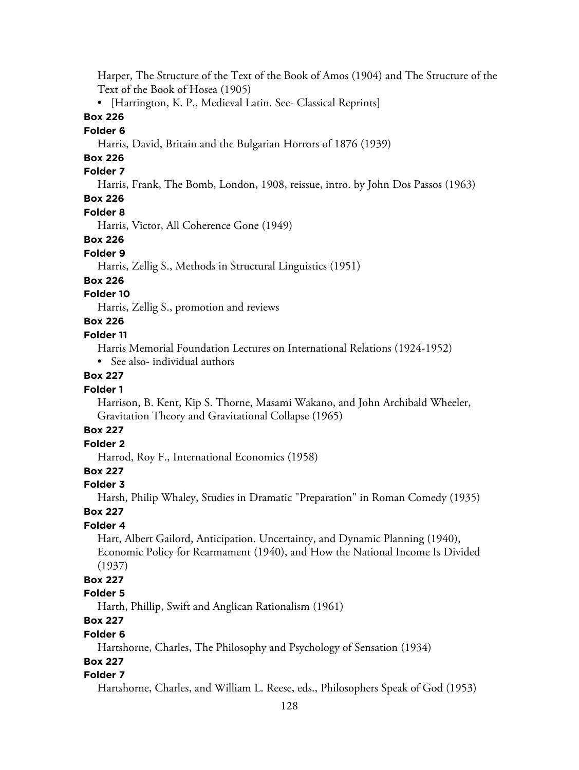Harper, The Structure of the Text of the Book of Amos (1904) and The Structure of the Text of the Book of Hosea (1905)

- [Harrington, K. P., Medieval Latin. See- Classical Reprints]

**Box 226**

**Folder 6**

Harris, David, Britain and the Bulgarian Horrors of 1876 (1939)

**Box 226**

**Folder 7**

Harris, Frank, The Bomb, London, 1908, reissue, intro. by John Dos Passos (1963)

**Box 226**

**Folder 8**

Harris, Victor, All Coherence Gone (1949)

**Box 226**

**Folder 9**

Harris, Zellig S., Methods in Structural Linguistics (1951)

**Box 226**

**Folder 10**

Harris, Zellig S., promotion and reviews

**Box 226**

**Folder 11**

Harris Memorial Foundation Lectures on International Relations (1924-1952)

- See also- individual authors

**Box 227**

**Folder 1**

Harrison, B. Kent, Kip S. Thorne, Masami Wakano, and John Archibald Wheeler, Gravitation Theory and Gravitational Collapse (1965)

**Box 227**

**Folder 2**

Harrod, Roy F., International Economics (1958)

**Box 227**

**Folder 3**

Harsh, Philip Whaley, Studies in Dramatic "Preparation" in Roman Comedy (1935)

**Box 227**

**Folder 4**

Hart, Albert Gailord, Anticipation. Uncertainty, and Dynamic Planning (1940), Economic Policy for Rearmament (1940), and How the National Income Is Divided (1937)

**Box 227**

**Folder 5**

Harth, Phillip, Swift and Anglican Rationalism (1961)

**Box 227**

**Folder 6**

Hartshorne, Charles, The Philosophy and Psychology of Sensation (1934)

**Box 227**

**Folder 7**

Hartshorne, Charles, and William L. Reese, eds., Philosophers Speak of God (1953)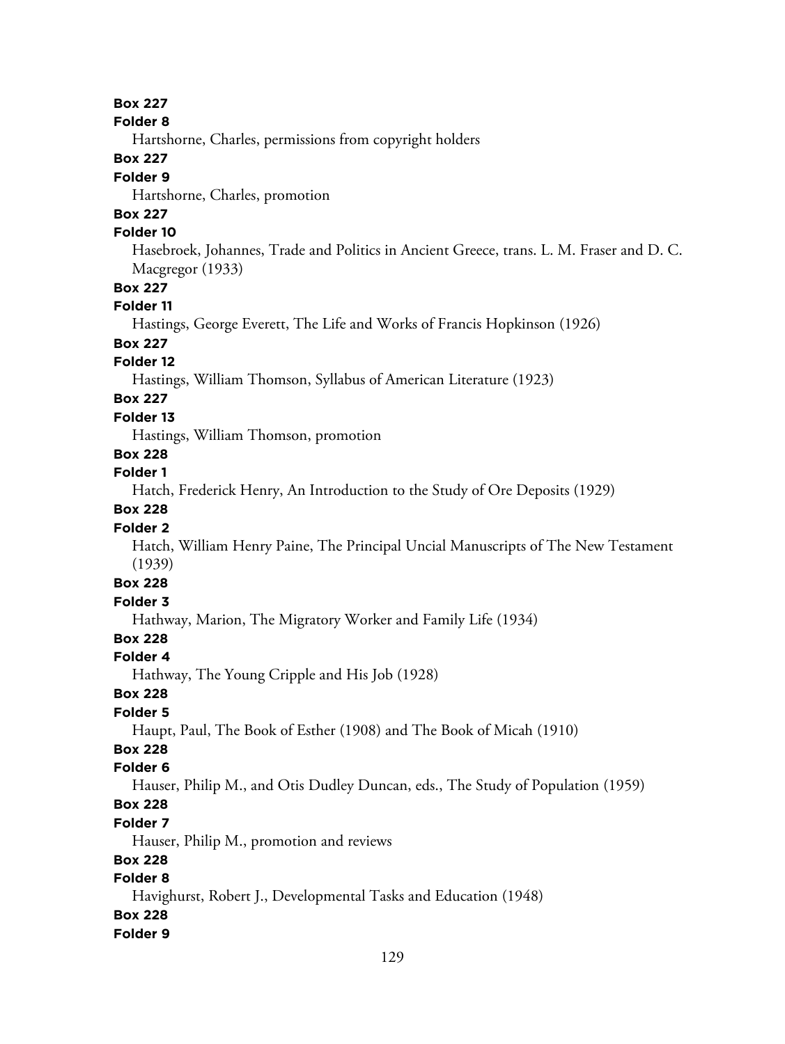**Box 227**
**Folder 8**
Hartshorne, Charles, permissions from copyright holders
**Box 227**
**Folder 9**
Hartshorne, Charles, promotion
**Box 227**
**Folder 10**
Hasebroek, Johannes, Trade and Politics in Ancient Greece, trans. L. M. Fraser and D. C. Macgregor (1933)
**Box 227**
**Folder 11**
Hastings, George Everett, The Life and Works of Francis Hopkinson (1926)
**Box 227**
**Folder 12**
Hastings, William Thomson, Syllabus of American Literature (1923)
**Box 227**
**Folder 13**
Hastings, William Thomson, promotion
**Box 228**
**Folder 1**
Hatch, Frederick Henry, An Introduction to the Study of Ore Deposits (1929)
**Box 228**
**Folder 2**
Hatch, William Henry Paine, The Principal Uncial Manuscripts of The New Testament (1939)
**Box 228**
**Folder 3**
Hathway, Marion, The Migratory Worker and Family Life (1934)
**Box 228**
**Folder 4**
Hathway, The Young Cripple and His Job (1928)
**Box 228**
**Folder 5**
Haupt, Paul, The Book of Esther (1908) and The Book of Micah (1910)
**Box 228**
**Folder 6**
Hauser, Philip M., and Otis Dudley Duncan, eds., The Study of Population (1959)
**Box 228**
**Folder 7**
Hauser, Philip M., promotion and reviews
**Box 228**
**Folder 8**
Havighurst, Robert J., Developmental Tasks and Education (1948)
**Box 228**
**Folder 9**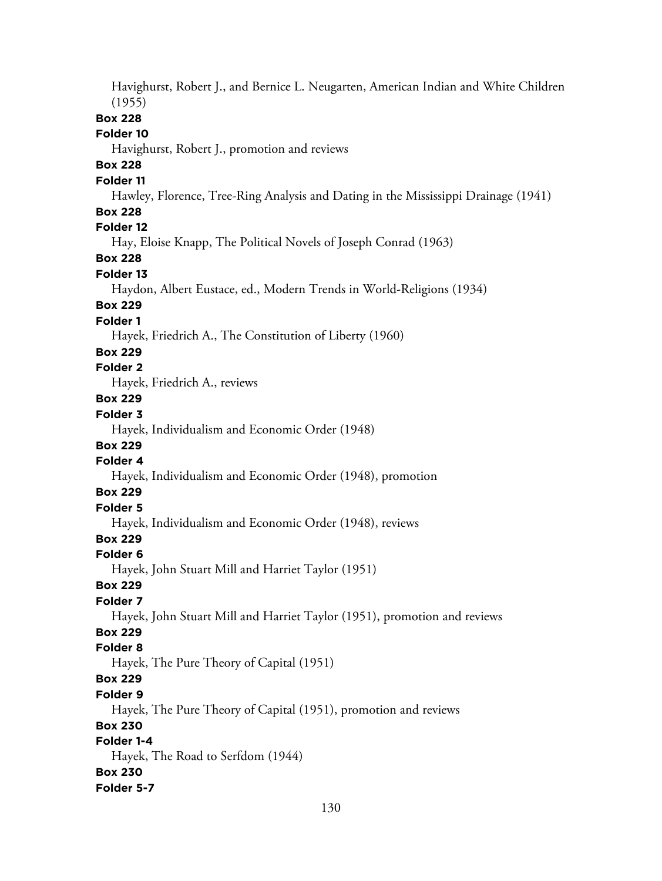Havighurst, Robert J., and Bernice L. Neugarten, American Indian and White Children (1955)

**Box 228**

**Folder 10**

Havighurst, Robert J., promotion and reviews

**Box 228**

**Folder 11**

Hawley, Florence, Tree-Ring Analysis and Dating in the Mississippi Drainage (1941)

**Box 228**

**Folder 12**

Hay, Eloise Knapp, The Political Novels of Joseph Conrad (1963)

**Box 228**

**Folder 13**

Haydon, Albert Eustace, ed., Modern Trends in World-Religions (1934)

**Box 229**

**Folder 1**

Hayek, Friedrich A., The Constitution of Liberty (1960)

**Box 229**

**Folder 2**

Hayek, Friedrich A., reviews

**Box 229**

**Folder 3**

Hayek, Individualism and Economic Order (1948)

**Box 229**

**Folder 4**

Hayek, Individualism and Economic Order (1948), promotion

**Box 229**

**Folder 5**

Hayek, Individualism and Economic Order (1948), reviews

**Box 229**

**Folder 6**

Hayek, John Stuart Mill and Harriet Taylor (1951)

**Box 229**

**Folder 7**

Hayek, John Stuart Mill and Harriet Taylor (1951), promotion and reviews

**Box 229**

**Folder 8**

Hayek, The Pure Theory of Capital (1951)

**Box 229**

**Folder 9**

Hayek, The Pure Theory of Capital (1951), promotion and reviews

**Box 230**

**Folder 1-4**

Hayek, The Road to Serfdom (1944)

**Box 230**

**Folder 5-7**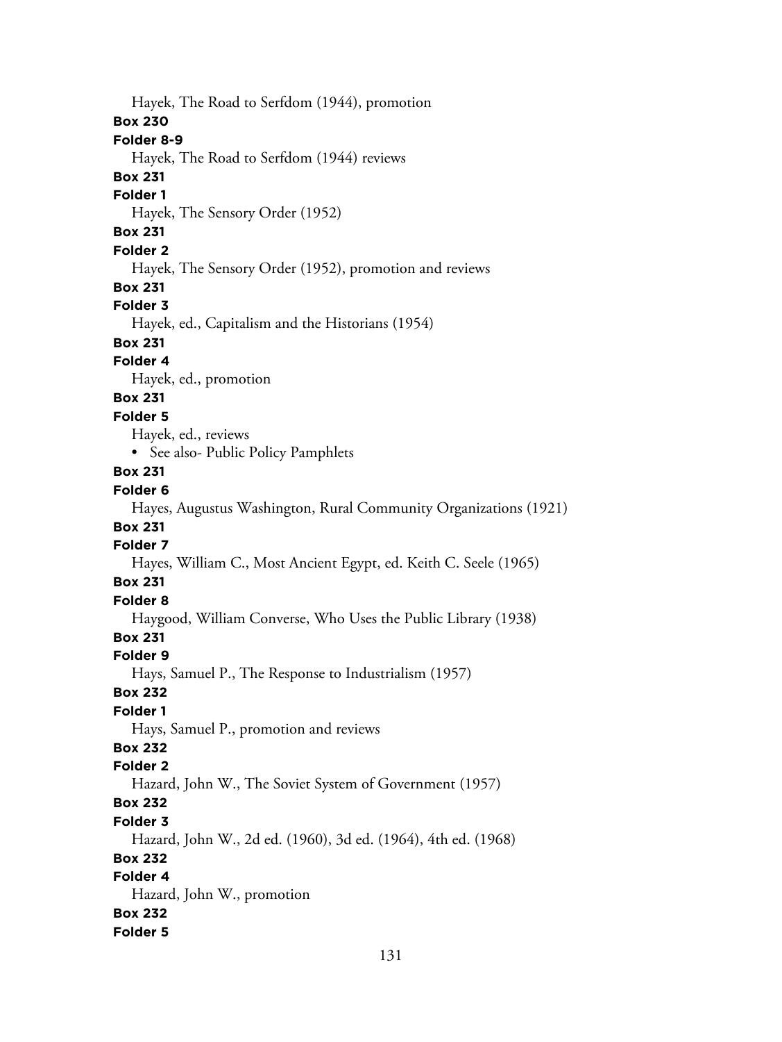Hayek, The Road to Serfdom (1944), promotion

**Box 230**

**Folder 8-9**

Hayek, The Road to Serfdom (1944) reviews

**Box 231**

**Folder 1**

Hayek, The Sensory Order (1952)

**Box 231**

**Folder 2**

Hayek, The Sensory Order (1952), promotion and reviews

**Box 231**

**Folder 3**

Hayek, ed., Capitalism and the Historians (1954)

**Box 231**

**Folder 4**

Hayek, ed., promotion

**Box 231**

**Folder 5**

Hayek, ed., reviews

- See also- Public Policy Pamphlets

**Box 231**

**Folder 6**

Hayes, Augustus Washington, Rural Community Organizations (1921)

**Box 231**

**Folder 7**

Hayes, William C., Most Ancient Egypt, ed. Keith C. Seele (1965)

**Box 231**

**Folder 8**

Haygood, William Converse, Who Uses the Public Library (1938)

**Box 231**

**Folder 9**

Hays, Samuel P., The Response to Industrialism (1957)

**Box 232**

**Folder 1**

Hays, Samuel P., promotion and reviews

**Box 232**

**Folder 2**

Hazard, John W., The Soviet System of Government (1957)

**Box 232**

**Folder 3**

Hazard, John W., 2d ed. (1960), 3d ed. (1964), 4th ed. (1968)

**Box 232**

**Folder 4**

Hazard, John W., promotion

**Box 232**

**Folder 5**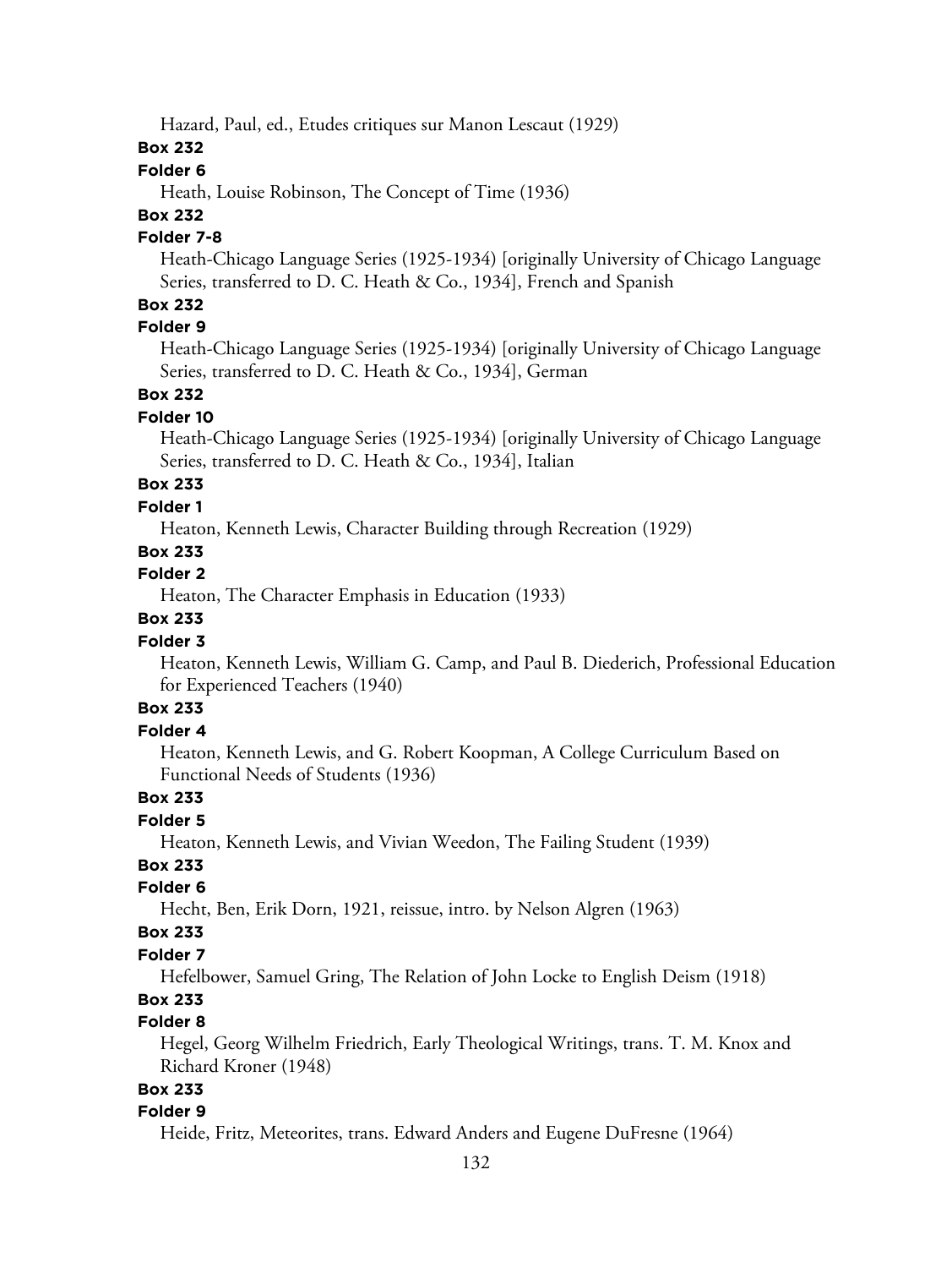Hazard, Paul, ed., Etudes critiques sur Manon Lescaut (1929)

**Box 232**

**Folder 6**

Heath, Louise Robinson, The Concept of Time (1936)

**Box 232**

**Folder 7-8**

Heath-Chicago Language Series (1925-1934) [originally University of Chicago Language Series, transferred to D. C. Heath & Co., 1934], French and Spanish

**Box 232**

**Folder 9**

Heath-Chicago Language Series (1925-1934) [originally University of Chicago Language Series, transferred to D. C. Heath & Co., 1934], German

**Box 232**

**Folder 10**

Heath-Chicago Language Series (1925-1934) [originally University of Chicago Language Series, transferred to D. C. Heath & Co., 1934], Italian

**Box 233**

**Folder 1**

Heaton, Kenneth Lewis, Character Building through Recreation (1929)

**Box 233**

**Folder 2**

Heaton, The Character Emphasis in Education (1933)

**Box 233**

**Folder 3**

Heaton, Kenneth Lewis, William G. Camp, and Paul B. Diederich, Professional Education for Experienced Teachers (1940)

**Box 233**

**Folder 4**

Heaton, Kenneth Lewis, and G. Robert Koopman, A College Curriculum Based on Functional Needs of Students (1936)

**Box 233**

**Folder 5**

Heaton, Kenneth Lewis, and Vivian Weedon, The Failing Student (1939)

**Box 233**

**Folder 6**

Hecht, Ben, Erik Dorn, 1921, reissue, intro. by Nelson Algren (1963)

**Box 233**

**Folder 7**

Hefelbower, Samuel Gring, The Relation of John Locke to English Deism (1918)

**Box 233**

**Folder 8**

Hegel, Georg Wilhelm Friedrich, Early Theological Writings, trans. T. M. Knox and Richard Kroner (1948)

**Box 233**

**Folder 9**

Heide, Fritz, Meteorites, trans. Edward Anders and Eugene DuFresne (1964)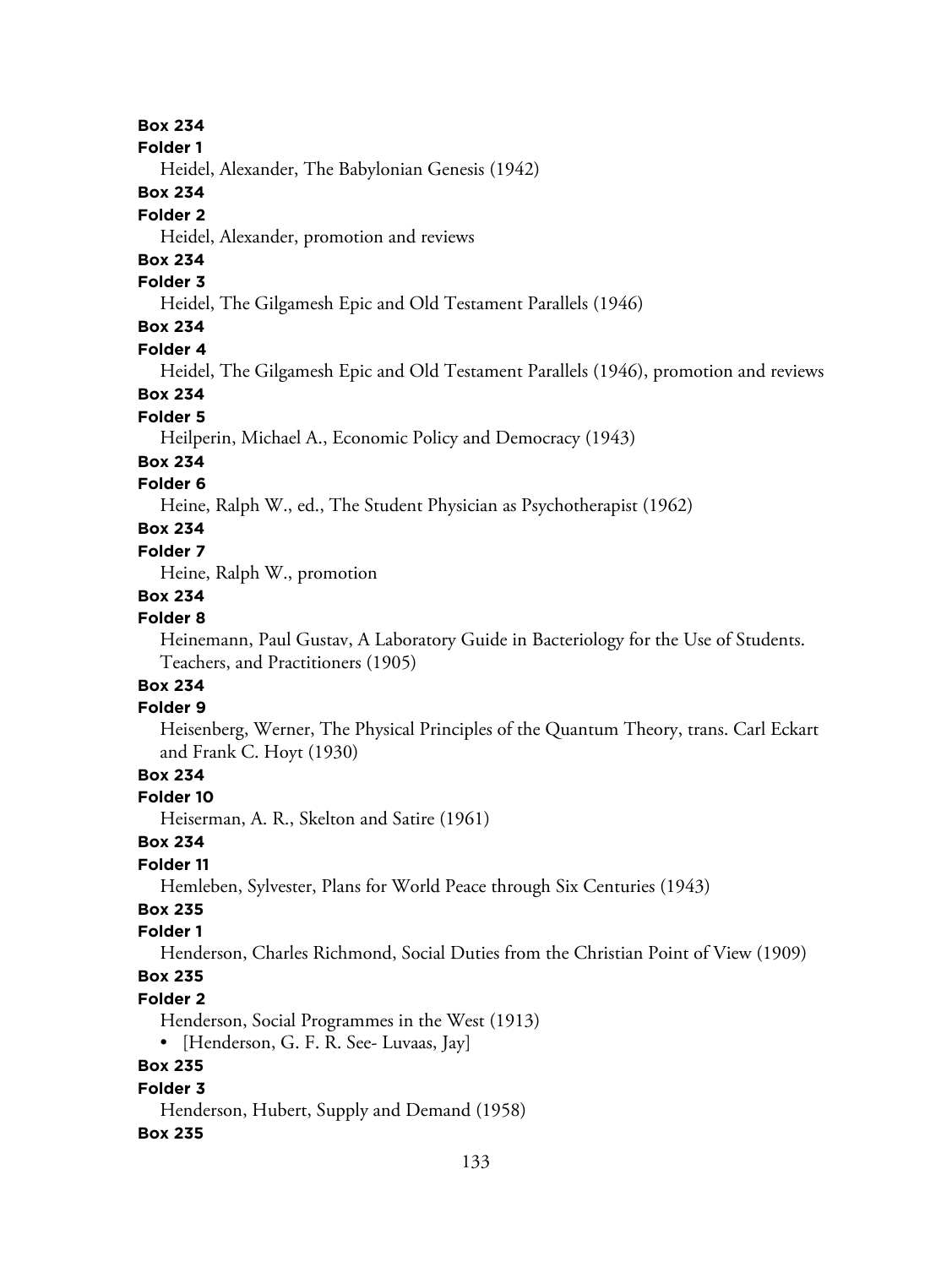**Box 234**

**Folder 1**

Heidel, Alexander, The Babylonian Genesis (1942)

**Box 234**

**Folder 2**

Heidel, Alexander, promotion and reviews

**Box 234**

**Folder 3**

Heidel, The Gilgamesh Epic and Old Testament Parallels (1946)

**Box 234**

**Folder 4**

Heidel, The Gilgamesh Epic and Old Testament Parallels (1946), promotion and reviews

**Box 234**

**Folder 5**

Heilperin, Michael A., Economic Policy and Democracy (1943)

**Box 234**

**Folder 6**

Heine, Ralph W., ed., The Student Physician as Psychotherapist (1962)

**Box 234**

**Folder 7**

Heine, Ralph W., promotion

**Box 234**

**Folder 8**

Heinemann, Paul Gustav, A Laboratory Guide in Bacteriology for the Use of Students. Teachers, and Practitioners (1905)

**Box 234**

**Folder 9**

Heisenberg, Werner, The Physical Principles of the Quantum Theory, trans. Carl Eckart and Frank C. Hoyt (1930)

**Box 234**

**Folder 10**

Heiserman, A. R., Skelton and Satire (1961)

**Box 234**

**Folder 11**

Hemleben, Sylvester, Plans for World Peace through Six Centuries (1943)

**Box 235**

**Folder 1**

Henderson, Charles Richmond, Social Duties from the Christian Point of View (1909)

**Box 235**

**Folder 2**

Henderson, Social Programmes in the West (1913)

- [Henderson, G. F. R. See- Luvaas, Jay]

**Box 235**

**Folder 3**

Henderson, Hubert, Supply and Demand (1958)

**Box 235**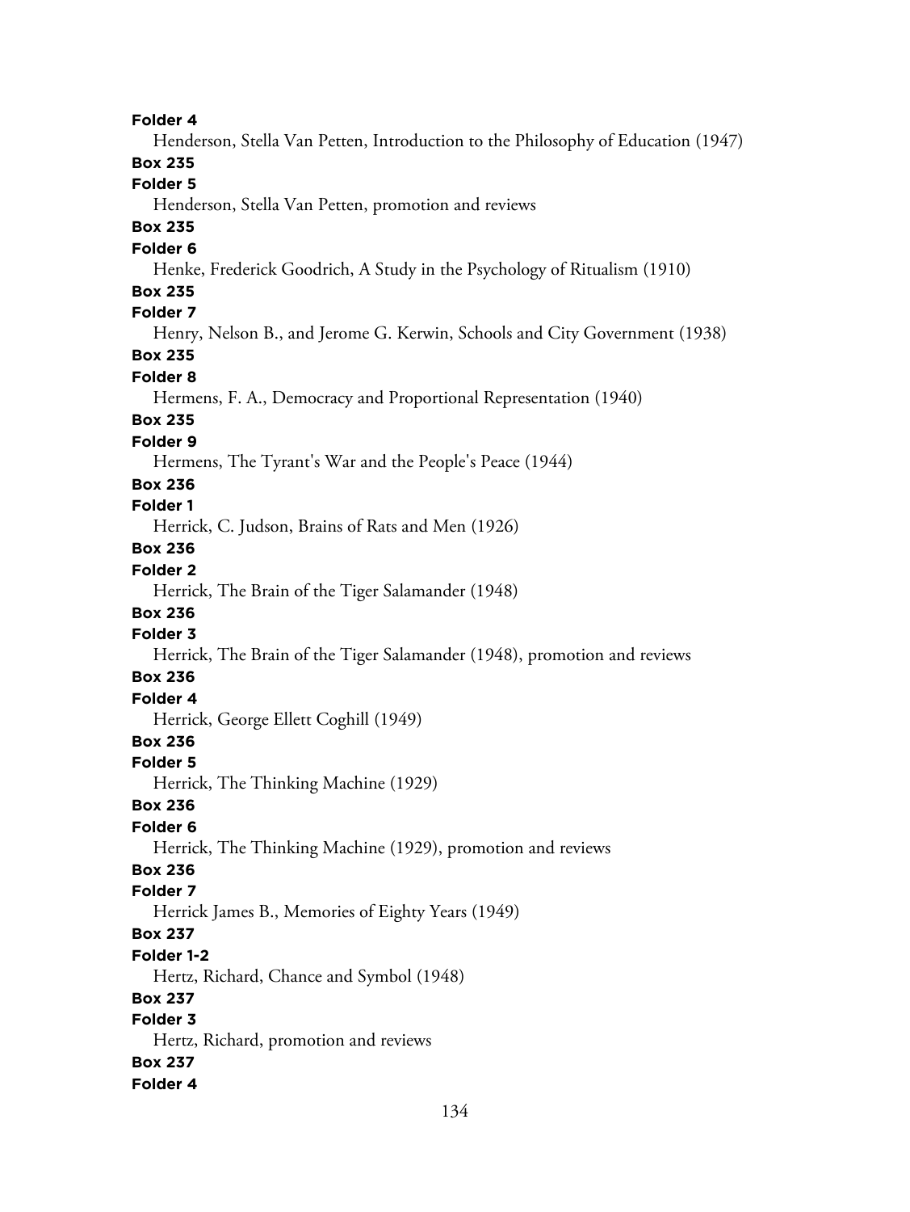**Folder 4**

Henderson, Stella Van Petten, Introduction to the Philosophy of Education (1947)

**Box 235**

**Folder 5**

Henderson, Stella Van Petten, promotion and reviews

**Box 235**

**Folder 6**

Henke, Frederick Goodrich, A Study in the Psychology of Ritualism (1910)

**Box 235**

**Folder 7**

Henry, Nelson B., and Jerome G. Kerwin, Schools and City Government (1938)

**Box 235**

**Folder 8**

Hermens, F. A., Democracy and Proportional Representation (1940)

**Box 235**

**Folder 9**

Hermens, The Tyrant's War and the People's Peace (1944)

**Box 236**

**Folder 1**

Herrick, C. Judson, Brains of Rats and Men (1926)

**Box 236**

**Folder 2**

Herrick, The Brain of the Tiger Salamander (1948)

**Box 236**

**Folder 3**

Herrick, The Brain of the Tiger Salamander (1948), promotion and reviews

**Box 236**

**Folder 4**

Herrick, George Ellett Coghill (1949)

**Box 236**

**Folder 5**

Herrick, The Thinking Machine (1929)

**Box 236**

**Folder 6**

Herrick, The Thinking Machine (1929), promotion and reviews

**Box 236**

**Folder 7**

Herrick James B., Memories of Eighty Years (1949)

**Box 237**

**Folder 1-2**

Hertz, Richard, Chance and Symbol (1948)

**Box 237**

**Folder 3**

Hertz, Richard, promotion and reviews

**Box 237**

**Folder 4**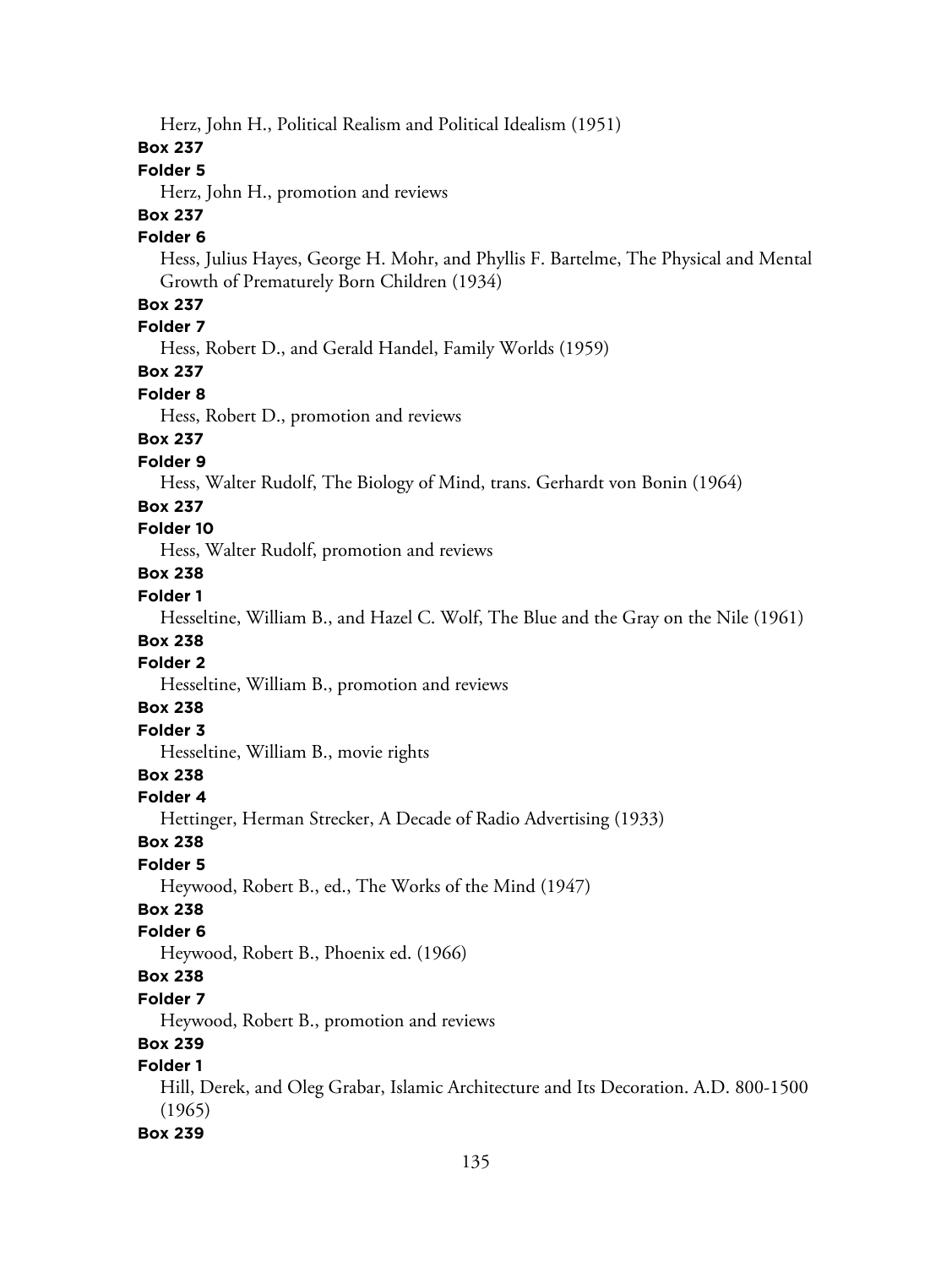Herz, John H., Political Realism and Political Idealism (1951)

**Box 237**

**Folder 5**

Herz, John H., promotion and reviews

**Box 237**

**Folder 6**

Hess, Julius Hayes, George H. Mohr, and Phyllis F. Bartelme, The Physical and Mental Growth of Prematurely Born Children (1934)

**Box 237**

**Folder 7**

Hess, Robert D., and Gerald Handel, Family Worlds (1959)

**Box 237**

**Folder 8**

Hess, Robert D., promotion and reviews

**Box 237**

**Folder 9**

Hess, Walter Rudolf, The Biology of Mind, trans. Gerhardt von Bonin (1964)

**Box 237**

**Folder 10**

Hess, Walter Rudolf, promotion and reviews

**Box 238**

**Folder 1**

Hesseltine, William B., and Hazel C. Wolf, The Blue and the Gray on the Nile (1961)

**Box 238**

**Folder 2**

Hesseltine, William B., promotion and reviews

**Box 238**

**Folder 3**

Hesseltine, William B., movie rights

**Box 238**

**Folder 4**

Hettinger, Herman Strecker, A Decade of Radio Advertising (1933)

**Box 238**

**Folder 5**

Heywood, Robert B., ed., The Works of the Mind (1947)

**Box 238**

**Folder 6**

Heywood, Robert B., Phoenix ed. (1966)

**Box 238**

**Folder 7**

Heywood, Robert B., promotion and reviews

**Box 239**

**Folder 1**

Hill, Derek, and Oleg Grabar, Islamic Architecture and Its Decoration. A.D. 800-1500 (1965)

**Box 239**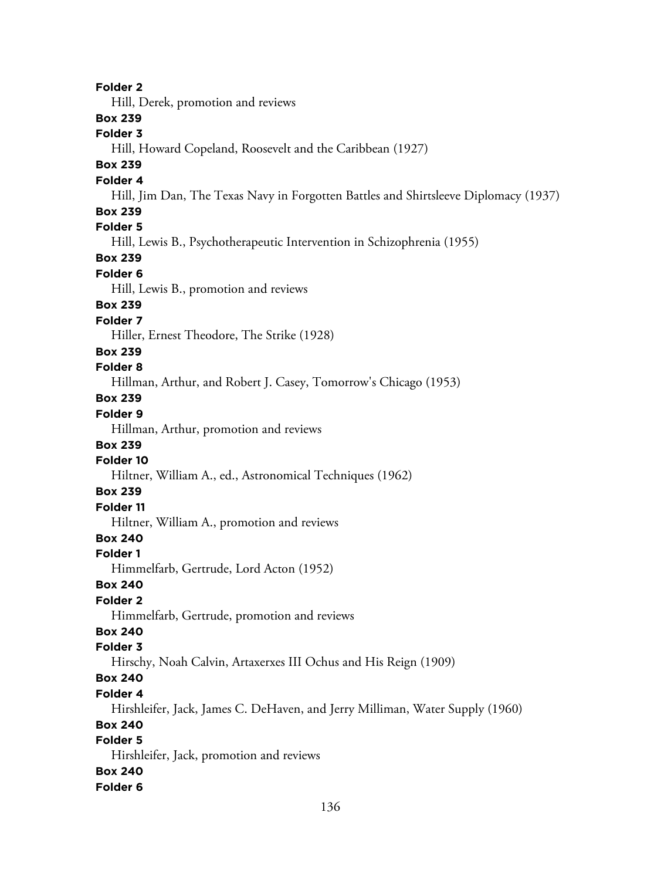**Folder 2**

Hill, Derek, promotion and reviews

**Box 239**

**Folder 3**

Hill, Howard Copeland, Roosevelt and the Caribbean (1927)

**Box 239**

**Folder 4**

Hill, Jim Dan, The Texas Navy in Forgotten Battles and Shirtsleeve Diplomacy (1937)

**Box 239**

**Folder 5**

Hill, Lewis B., Psychotherapeutic Intervention in Schizophrenia (1955)

**Box 239**

**Folder 6**

Hill, Lewis B., promotion and reviews

**Box 239**

**Folder 7**

Hiller, Ernest Theodore, The Strike (1928)

**Box 239**

**Folder 8**

Hillman, Arthur, and Robert J. Casey, Tomorrow's Chicago (1953)

**Box 239**

**Folder 9**

Hillman, Arthur, promotion and reviews

**Box 239**

**Folder 10**

Hiltner, William A., ed., Astronomical Techniques (1962)

**Box 239**

**Folder 11**

Hiltner, William A., promotion and reviews

**Box 240**

**Folder 1**

Himmelfarb, Gertrude, Lord Acton (1952)

**Box 240**

**Folder 2**

Himmelfarb, Gertrude, promotion and reviews

**Box 240**

**Folder 3**

Hirschy, Noah Calvin, Artaxerxes III Ochus and His Reign (1909)

**Box 240**

**Folder 4**

Hirshleifer, Jack, James C. DeHaven, and Jerry Milliman, Water Supply (1960)

**Box 240**

**Folder 5**

Hirshleifer, Jack, promotion and reviews

**Box 240**

**Folder 6**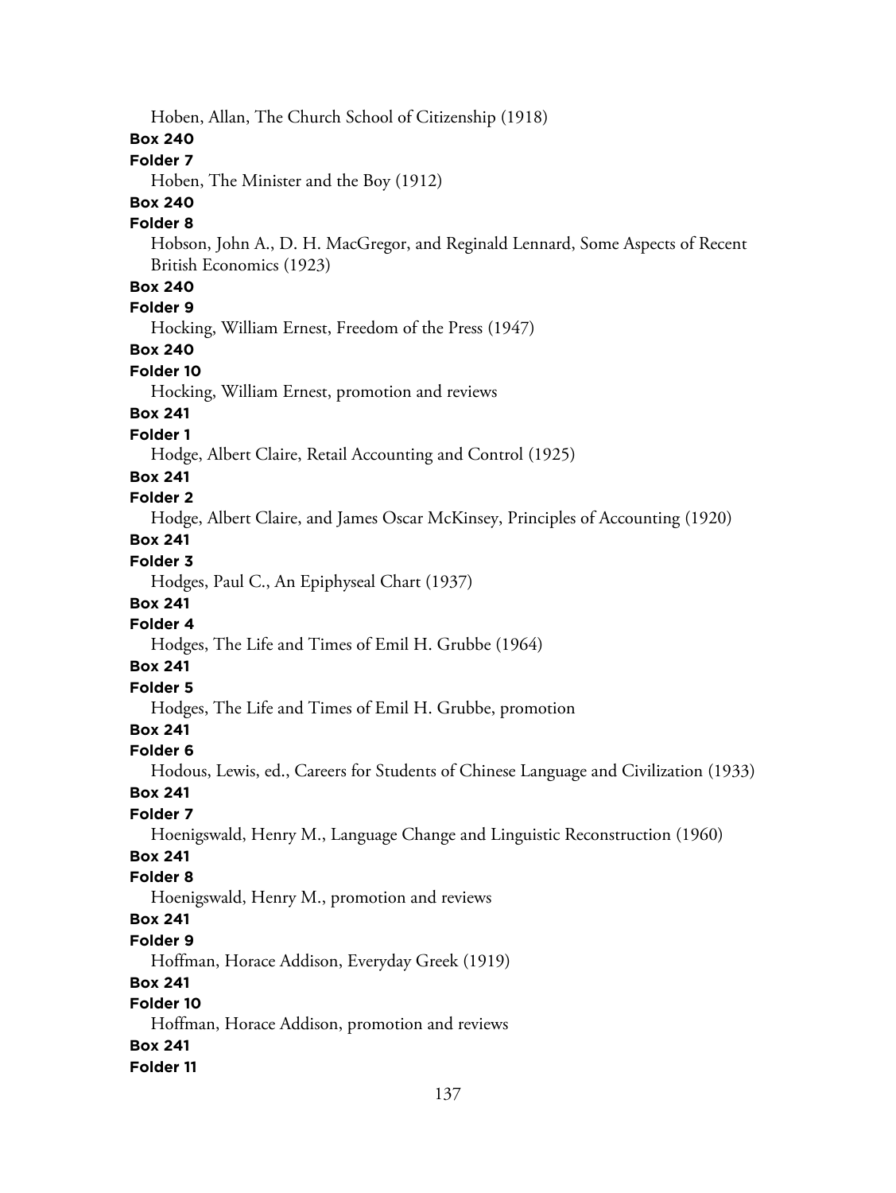Hoben, Allan, The Church School of Citizenship (1918)

**Box 240**

**Folder 7**

Hoben, The Minister and the Boy (1912)

**Box 240**

**Folder 8**

Hobson, John A., D. H. MacGregor, and Reginald Lennard, Some Aspects of Recent British Economics (1923)

**Box 240**

**Folder 9**

Hocking, William Ernest, Freedom of the Press (1947)

**Box 240**

**Folder 10**

Hocking, William Ernest, promotion and reviews

**Box 241**

**Folder 1**

Hodge, Albert Claire, Retail Accounting and Control (1925)

**Box 241**

**Folder 2**

Hodge, Albert Claire, and James Oscar McKinsey, Principles of Accounting (1920)

**Box 241**

**Folder 3**

Hodges, Paul C., An Epiphyseal Chart (1937)

**Box 241**

**Folder 4**

Hodges, The Life and Times of Emil H. Grubbe (1964)

**Box 241**

**Folder 5**

Hodges, The Life and Times of Emil H. Grubbe, promotion

**Box 241**

**Folder 6**

Hodous, Lewis, ed., Careers for Students of Chinese Language and Civilization (1933)

**Box 241**

**Folder 7**

Hoenigswald, Henry M., Language Change and Linguistic Reconstruction (1960)

**Box 241**

**Folder 8**

Hoenigswald, Henry M., promotion and reviews

**Box 241**

**Folder 9**

Hoffman, Horace Addison, Everyday Greek (1919)

**Box 241**

**Folder 10**

Hoffman, Horace Addison, promotion and reviews

**Box 241**

**Folder 11**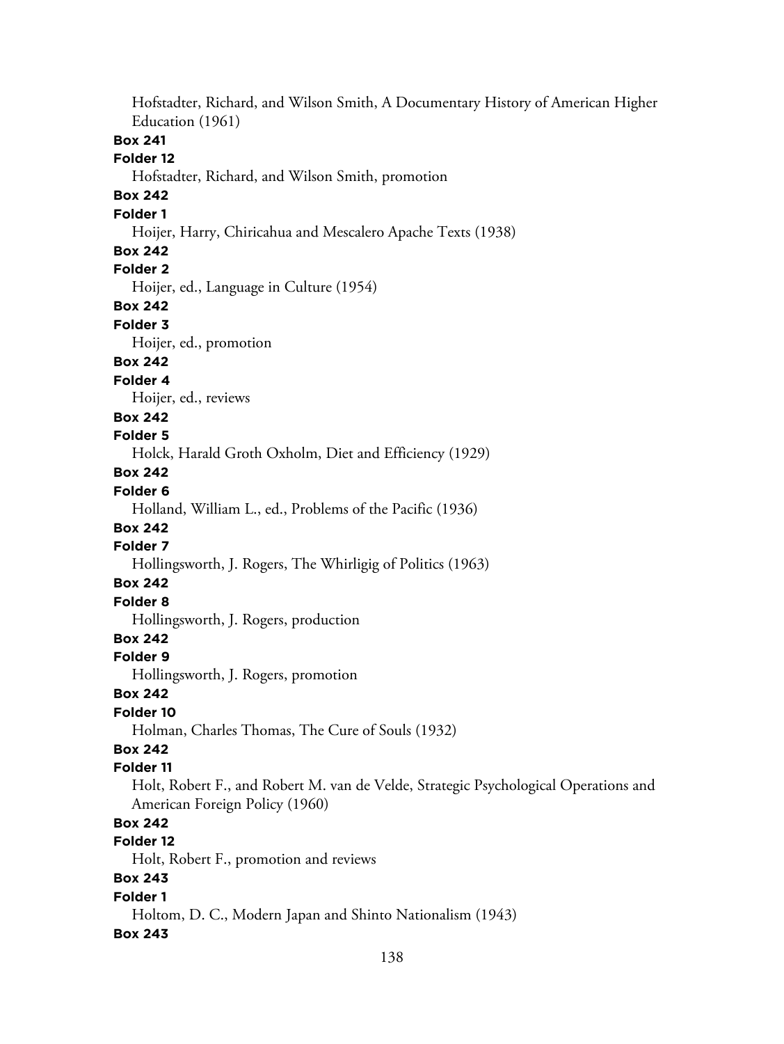Hofstadter, Richard, and Wilson Smith, A Documentary History of American Higher Education (1961)

**Box 241**

**Folder 12**

Hofstadter, Richard, and Wilson Smith, promotion

**Box 242**

**Folder 1**

Hoijer, Harry, Chiricahua and Mescalero Apache Texts (1938)

**Box 242**

**Folder 2**

Hoijer, ed., Language in Culture (1954)

**Box 242**

**Folder 3**

Hoijer, ed., promotion

**Box 242**

**Folder 4**

Hoijer, ed., reviews

**Box 242**

**Folder 5**

Holck, Harald Groth Oxholm, Diet and Efficiency (1929)

**Box 242**

**Folder 6**

Holland, William L., ed., Problems of the Pacific (1936)

**Box 242**

**Folder 7**

Hollingsworth, J. Rogers, The Whirligig of Politics (1963)

**Box 242**

**Folder 8**

Hollingsworth, J. Rogers, production

**Box 242**

**Folder 9**

Hollingsworth, J. Rogers, promotion

**Box 242**

**Folder 10**

Holman, Charles Thomas, The Cure of Souls (1932)

**Box 242**

**Folder 11**

Holt, Robert F., and Robert M. van de Velde, Strategic Psychological Operations and American Foreign Policy (1960)

**Box 242**

**Folder 12**

Holt, Robert F., promotion and reviews

**Box 243**

**Folder 1**

Holtom, D. C., Modern Japan and Shinto Nationalism (1943)

**Box 243**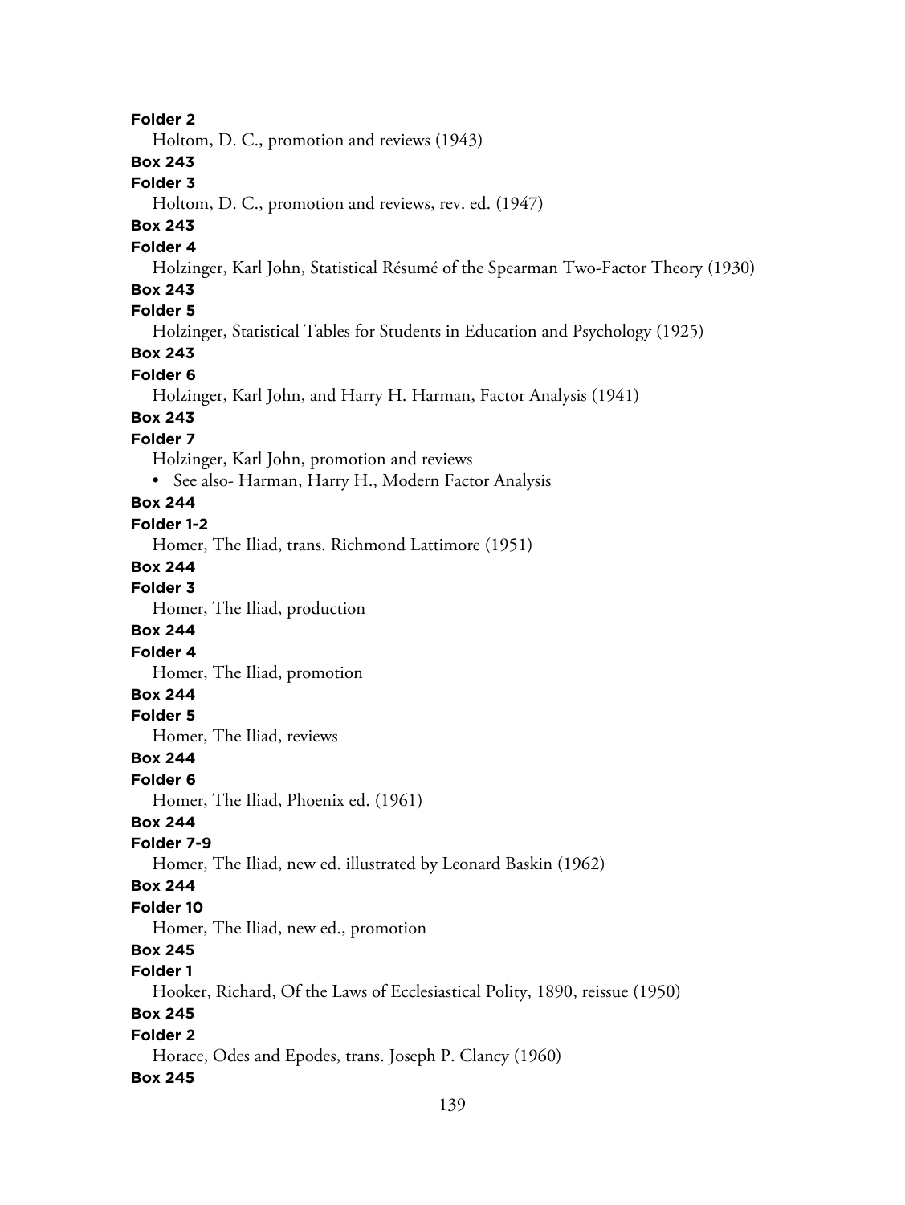**Folder 2**

Holtom, D. C., promotion and reviews (1943)

**Box 243**

**Folder 3**

Holtom, D. C., promotion and reviews, rev. ed. (1947)

**Box 243**

**Folder 4**

Holzinger, Karl John, Statistical Résumé of the Spearman Two-Factor Theory (1930)

**Box 243**

**Folder 5**

Holzinger, Statistical Tables for Students in Education and Psychology (1925)

**Box 243**

**Folder 6**

Holzinger, Karl John, and Harry H. Harman, Factor Analysis (1941)

**Box 243**

**Folder 7**

Holzinger, Karl John, promotion and reviews

- See also- Harman, Harry H., Modern Factor Analysis

**Box 244**

**Folder 1-2**

Homer, The Iliad, trans. Richmond Lattimore (1951)

**Box 244**

**Folder 3**

Homer, The Iliad, production

**Box 244**

**Folder 4**

Homer, The Iliad, promotion

**Box 244**

**Folder 5**

Homer, The Iliad, reviews

**Box 244**

**Folder 6**

Homer, The Iliad, Phoenix ed. (1961)

**Box 244**

**Folder 7-9**

Homer, The Iliad, new ed. illustrated by Leonard Baskin (1962)

**Box 244**

**Folder 10**

Homer, The Iliad, new ed., promotion

**Box 245**

**Folder 1**

Hooker, Richard, Of the Laws of Ecclesiastical Polity, 1890, reissue (1950)

**Box 245**

**Folder 2**

Horace, Odes and Epodes, trans. Joseph P. Clancy (1960)

**Box 245**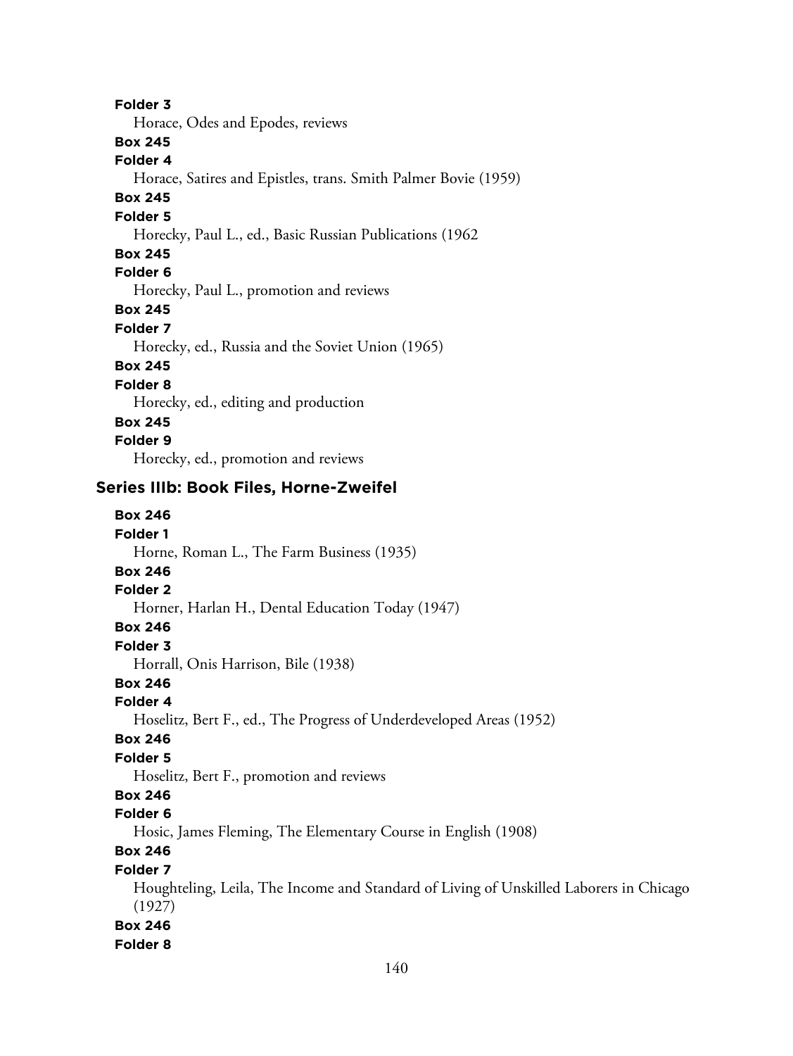**Folder 3**

Horace, Odes and Epodes, reviews

**Box 245**

**Folder 4**

Horace, Satires and Epistles, trans. Smith Palmer Bovie (1959)

**Box 245**

**Folder 5**

Horecky, Paul L., ed., Basic Russian Publications (1962

**Box 245**

**Folder 6**

Horecky, Paul L., promotion and reviews

**Box 245**

**Folder 7**

Horecky, ed., Russia and the Soviet Union (1965)

**Box 245**

**Folder 8**

Horecky, ed., editing and production

**Box 245**

**Folder 9**

Horecky, ed., promotion and reviews

## Series IIIb: Book Files, Horne-Zweifel

**Box 246**

**Folder 1**

Horne, Roman L., The Farm Business (1935)

**Box 246**

**Folder 2**

Horner, Harlan H., Dental Education Today (1947)

**Box 246**

**Folder 3**

Horrall, Onis Harrison, Bile (1938)

**Box 246**

**Folder 4**

Hoselitz, Bert F., ed., The Progress of Underdeveloped Areas (1952)

**Box 246**

**Folder 5**

Hoselitz, Bert F., promotion and reviews

**Box 246**

**Folder 6**

Hosic, James Fleming, The Elementary Course in English (1908)

**Box 246**

**Folder 7**

Houghteling, Leila, The Income and Standard of Living of Unskilled Laborers in Chicago (1927)

**Box 246**

**Folder 8**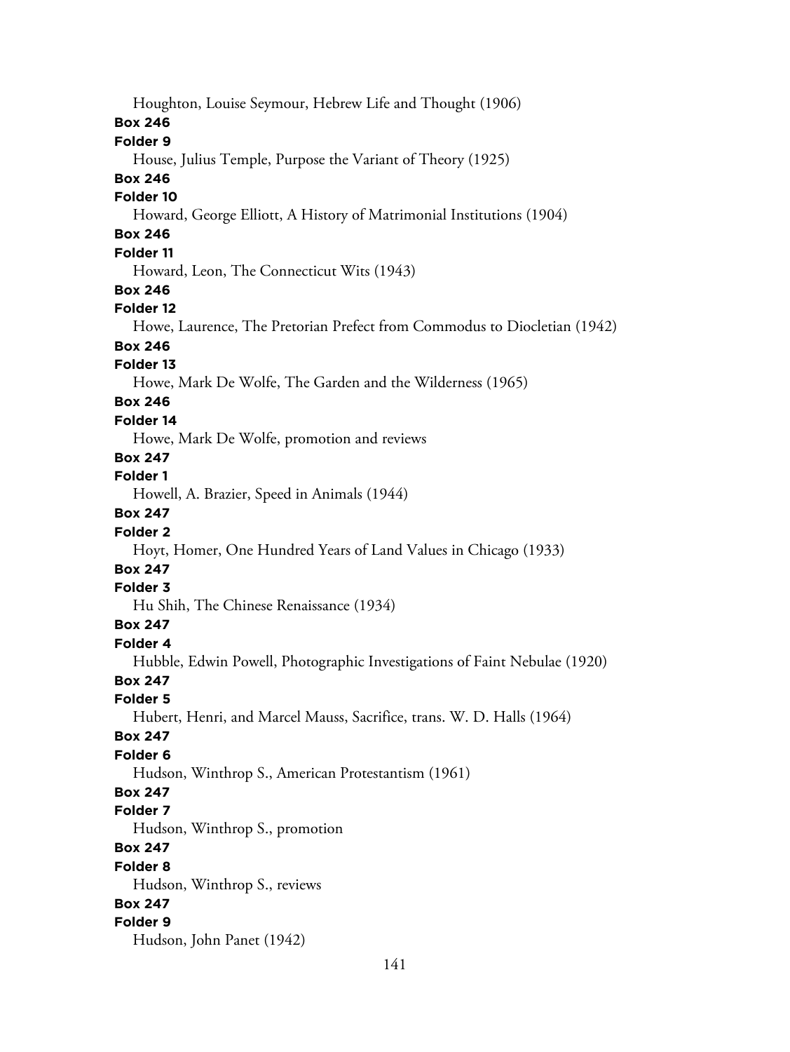Houghton, Louise Seymour, Hebrew Life and Thought (1906)

**Box 246**

**Folder 9**

House, Julius Temple, Purpose the Variant of Theory (1925)

**Box 246**

**Folder 10**

Howard, George Elliott, A History of Matrimonial Institutions (1904)

**Box 246**

**Folder 11**

Howard, Leon, The Connecticut Wits (1943)

**Box 246**

**Folder 12**

Howe, Laurence, The Pretorian Prefect from Commodus to Diocletian (1942)

**Box 246**

**Folder 13**

Howe, Mark De Wolfe, The Garden and the Wilderness (1965)

**Box 246**

**Folder 14**

Howe, Mark De Wolfe, promotion and reviews

**Box 247**

**Folder 1**

Howell, A. Brazier, Speed in Animals (1944)

**Box 247**

**Folder 2**

Hoyt, Homer, One Hundred Years of Land Values in Chicago (1933)

**Box 247**

**Folder 3**

Hu Shih, The Chinese Renaissance (1934)

**Box 247**

**Folder 4**

Hubble, Edwin Powell, Photographic Investigations of Faint Nebulae (1920)

**Box 247**

**Folder 5**

Hubert, Henri, and Marcel Mauss, Sacrifice, trans. W. D. Halls (1964)

**Box 247**

**Folder 6**

Hudson, Winthrop S., American Protestantism (1961)

**Box 247**

**Folder 7**

Hudson, Winthrop S., promotion

**Box 247**

**Folder 8**

Hudson, Winthrop S., reviews

**Box 247**

**Folder 9**

Hudson, John Panet (1942)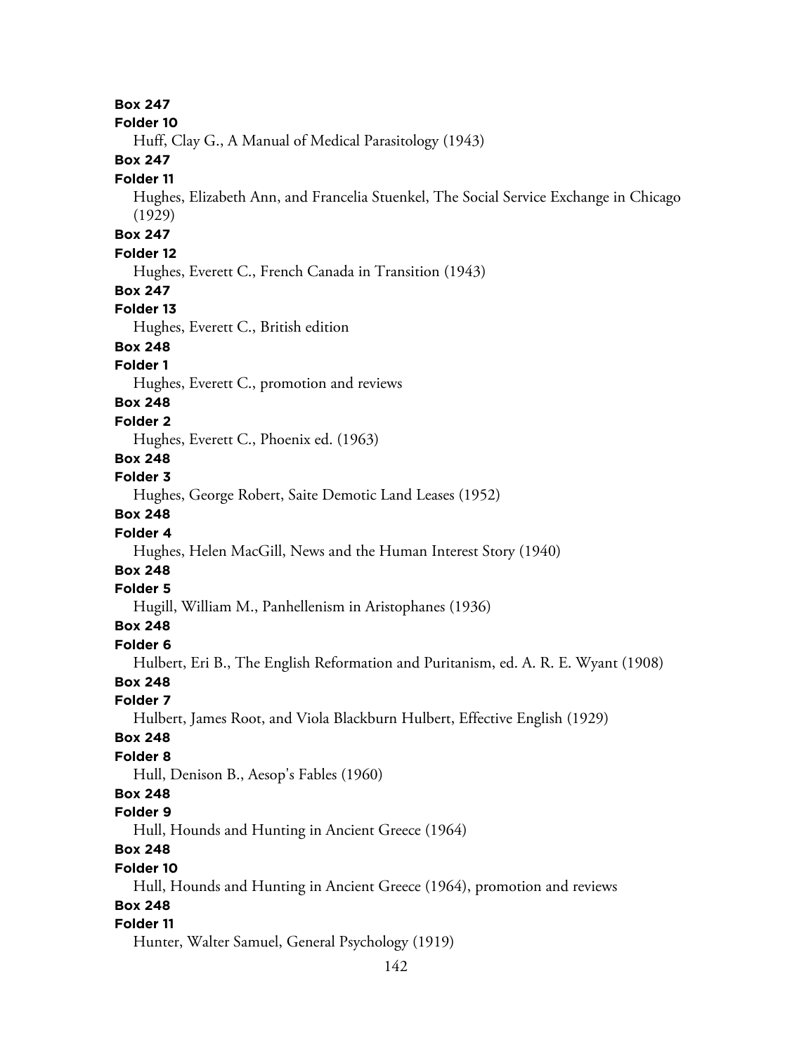**Box 247**
**Folder 10**
Huff, Clay G., A Manual of Medical Parasitology (1943)
**Box 247**
**Folder 11**
Hughes, Elizabeth Ann, and Francelia Stuenkel, The Social Service Exchange in Chicago (1929)
**Box 247**
**Folder 12**
Hughes, Everett C., French Canada in Transition (1943)
**Box 247**
**Folder 13**
Hughes, Everett C., British edition
**Box 248**
**Folder 1**
Hughes, Everett C., promotion and reviews
**Box 248**
**Folder 2**
Hughes, Everett C., Phoenix ed. (1963)
**Box 248**
**Folder 3**
Hughes, George Robert, Saite Demotic Land Leases (1952)
**Box 248**
**Folder 4**
Hughes, Helen MacGill, News and the Human Interest Story (1940)
**Box 248**
**Folder 5**
Hugill, William M., Panhellenism in Aristophanes (1936)
**Box 248**
**Folder 6**
Hulbert, Eri B., The English Reformation and Puritanism, ed. A. R. E. Wyant (1908)
**Box 248**
**Folder 7**
Hulbert, James Root, and Viola Blackburn Hulbert, Effective English (1929)
**Box 248**
**Folder 8**
Hull, Denison B., Aesop's Fables (1960)
**Box 248**
**Folder 9**
Hull, Hounds and Hunting in Ancient Greece (1964)
**Box 248**
**Folder 10**
Hull, Hounds and Hunting in Ancient Greece (1964), promotion and reviews
**Box 248**
**Folder 11**
Hunter, Walter Samuel, General Psychology (1919)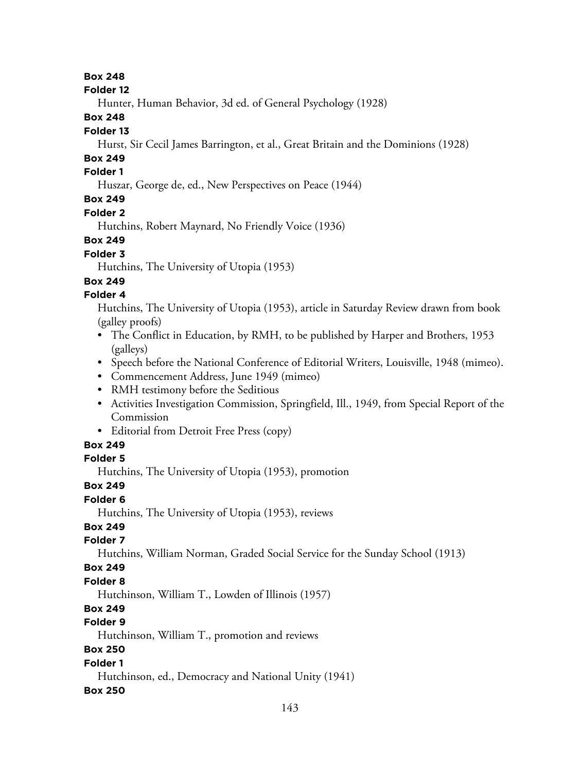**Box 248**

**Folder 12**

Hunter, Human Behavior, 3d ed. of General Psychology (1928)

**Box 248**

**Folder 13**

Hurst, Sir Cecil James Barrington, et al., Great Britain and the Dominions (1928)

**Box 249**

**Folder 1**

Huszar, George de, ed., New Perspectives on Peace (1944)

**Box 249**

**Folder 2**

Hutchins, Robert Maynard, No Friendly Voice (1936)

**Box 249**

**Folder 3**

Hutchins, The University of Utopia (1953)

**Box 249**

**Folder 4**

Hutchins, The University of Utopia (1953), article in Saturday Review drawn from book (galley proofs)

- The Conflict in Education, by RMH, to be published by Harper and Brothers, 1953 (galleys)
- Speech before the National Conference of Editorial Writers, Louisville, 1948 (mimeo).
- Commencement Address, June 1949 (mimeo)
- RMH testimony before the Seditious
- Activities Investigation Commission, Springfield, Ill., 1949, from Special Report of the Commission
- Editorial from Detroit Free Press (copy)

**Box 249**

**Folder 5**

Hutchins, The University of Utopia (1953), promotion

**Box 249**

**Folder 6**

Hutchins, The University of Utopia (1953), reviews

**Box 249**

**Folder 7**

Hutchins, William Norman, Graded Social Service for the Sunday School (1913)

**Box 249**

**Folder 8**

Hutchinson, William T., Lowden of Illinois (1957)

**Box 249**

**Folder 9**

Hutchinson, William T., promotion and reviews

**Box 250**

**Folder 1**

Hutchinson, ed., Democracy and National Unity (1941)

**Box 250**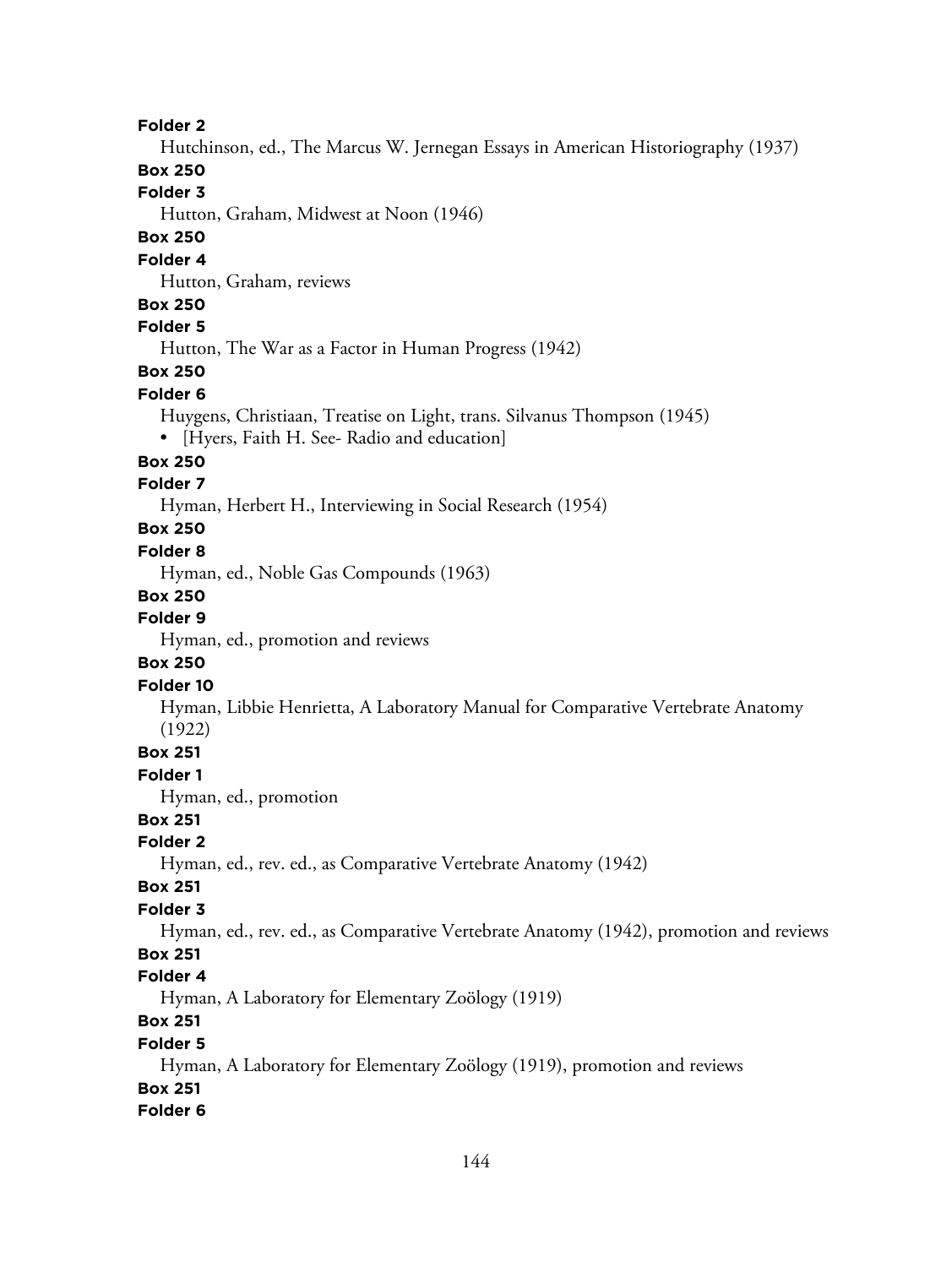**Folder 2**

Hutchinson, ed., The Marcus W. Jernegan Essays in American Historiography (1937)

**Box 250**

**Folder 3**

Hutton, Graham, Midwest at Noon (1946)

**Box 250**

**Folder 4**

Hutton, Graham, reviews

**Box 250**

**Folder 5**

Hutton, The War as a Factor in Human Progress (1942)

**Box 250**

**Folder 6**

Huygens, Christiaan, Treatise on Light, trans. Silvanus Thompson (1945)

- [Hyers, Faith H. See- Radio and education]

**Box 250**

**Folder 7**

Hyman, Herbert H., Interviewing in Social Research (1954)

**Box 250**

**Folder 8**

Hyman, ed., Noble Gas Compounds (1963)

**Box 250**

**Folder 9**

Hyman, ed., promotion and reviews

**Box 250**

**Folder 10**

Hyman, Libbie Henrietta, A Laboratory Manual for Comparative Vertebrate Anatomy (1922)

**Box 251**

**Folder 1**

Hyman, ed., promotion

**Box 251**

**Folder 2**

Hyman, ed., rev. ed., as Comparative Vertebrate Anatomy (1942)

**Box 251**

**Folder 3**

Hyman, ed., rev. ed., as Comparative Vertebrate Anatomy (1942), promotion and reviews

**Box 251**

**Folder 4**

Hyman, A Laboratory for Elementary Zoölogy (1919)

**Box 251**

**Folder 5**

Hyman, A Laboratory for Elementary Zoölogy (1919), promotion and reviews

**Box 251**

**Folder 6**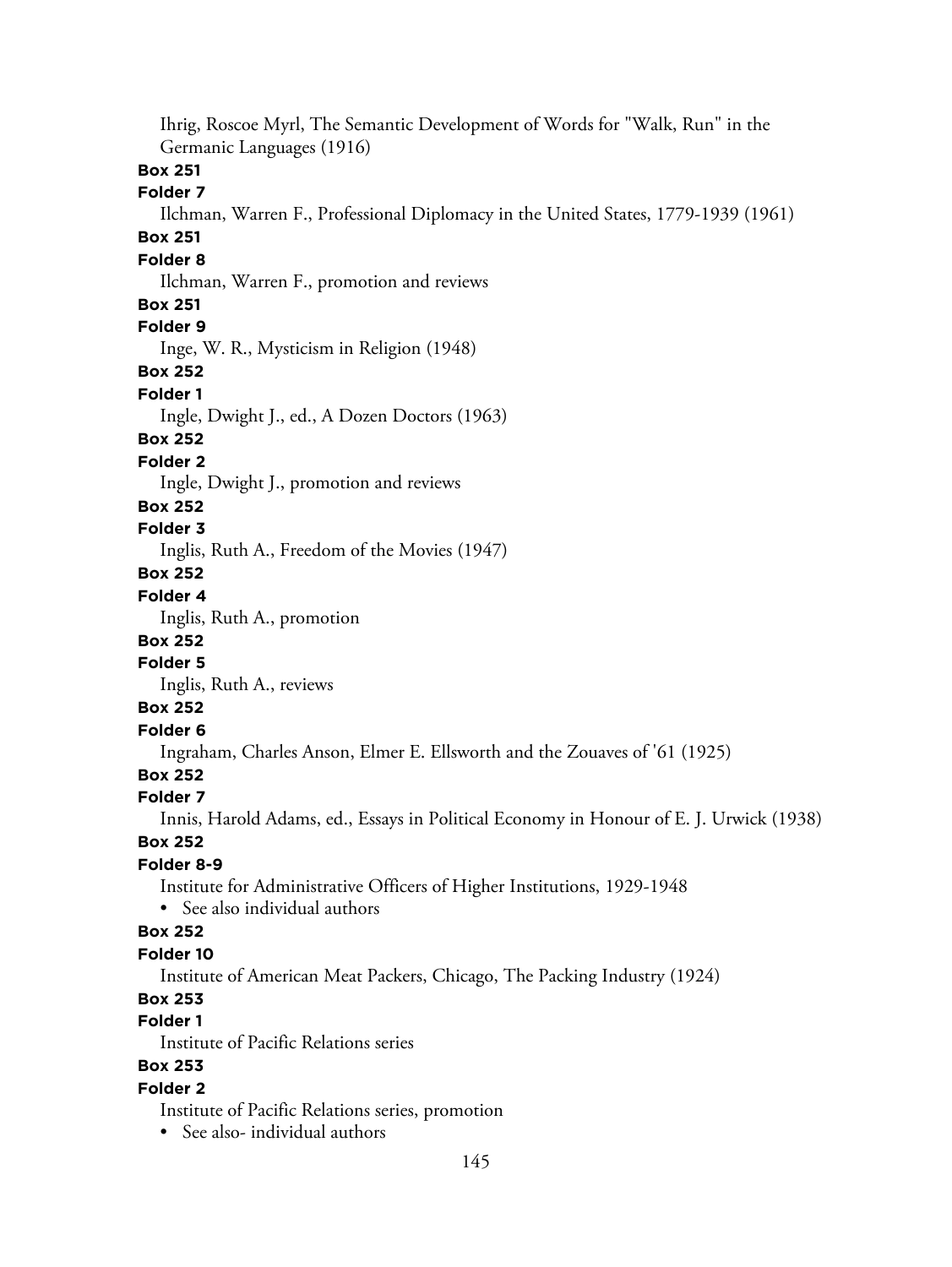Ihrig, Roscoe Myrl, The Semantic Development of Words for "Walk, Run" in the Germanic Languages (1916)

**Box 251**

**Folder 7**

Ilchman, Warren F., Professional Diplomacy in the United States, 1779-1939 (1961)

**Box 251**

**Folder 8**

Ilchman, Warren F., promotion and reviews

**Box 251**

**Folder 9**

Inge, W. R., Mysticism in Religion (1948)

**Box 252**

**Folder 1**

Ingle, Dwight J., ed., A Dozen Doctors (1963)

**Box 252**

**Folder 2**

Ingle, Dwight J., promotion and reviews

**Box 252**

**Folder 3**

Inglis, Ruth A., Freedom of the Movies (1947)

**Box 252**

**Folder 4**

Inglis, Ruth A., promotion

**Box 252**

**Folder 5**

Inglis, Ruth A., reviews

**Box 252**

**Folder 6**

Ingraham, Charles Anson, Elmer E. Ellsworth and the Zouaves of '61 (1925)

**Box 252**

**Folder 7**

Innis, Harold Adams, ed., Essays in Political Economy in Honour of E. J. Urwick (1938)

**Box 252**

**Folder 8-9**

Institute for Administrative Officers of Higher Institutions, 1929-1948

- See also individual authors

**Box 252**

**Folder 10**

Institute of American Meat Packers, Chicago, The Packing Industry (1924)

**Box 253**

**Folder 1**

Institute of Pacific Relations series

**Box 253**

**Folder 2**

Institute of Pacific Relations series, promotion

- See also- individual authors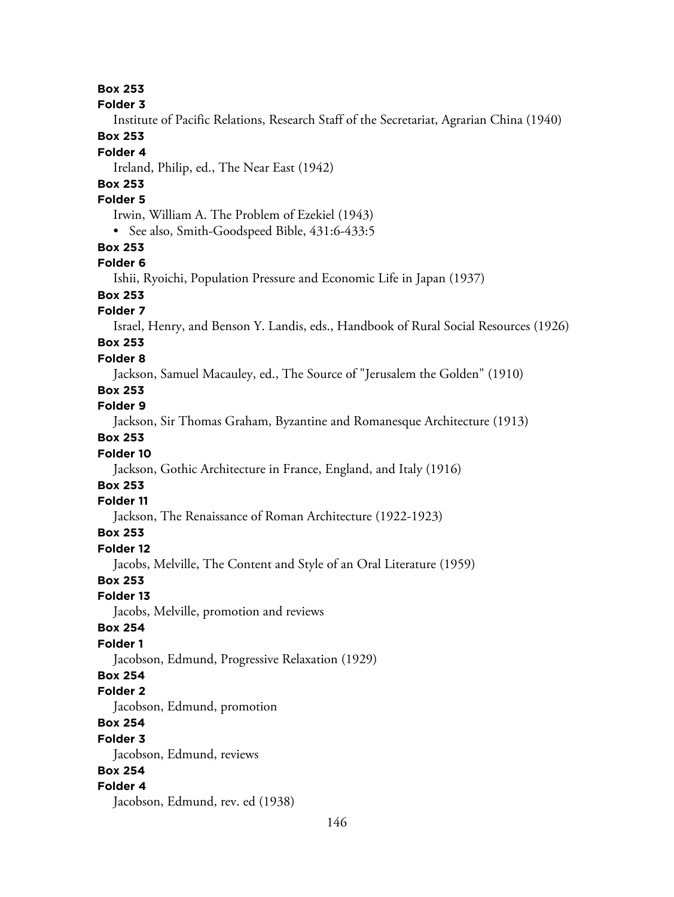**Box 253**

**Folder 3**

Institute of Pacific Relations, Research Staff of the Secretariat, Agrarian China (1940)

**Box 253**

**Folder 4**

Ireland, Philip, ed., The Near East (1942)

**Box 253**

**Folder 5**

Irwin, William A. The Problem of Ezekiel (1943)

- See also, Smith-Goodspeed Bible, 431:6-433:5

**Box 253**

**Folder 6**

Ishii, Ryoichi, Population Pressure and Economic Life in Japan (1937)

**Box 253**

**Folder 7**

Israel, Henry, and Benson Y. Landis, eds., Handbook of Rural Social Resources (1926)

**Box 253**

**Folder 8**

Jackson, Samuel Macauley, ed., The Source of "Jerusalem the Golden" (1910)

**Box 253**

**Folder 9**

Jackson, Sir Thomas Graham, Byzantine and Romanesque Architecture (1913)

**Box 253**

**Folder 10**

Jackson, Gothic Architecture in France, England, and Italy (1916)

**Box 253**

**Folder 11**

Jackson, The Renaissance of Roman Architecture (1922-1923)

**Box 253**

**Folder 12**

Jacobs, Melville, The Content and Style of an Oral Literature (1959)

**Box 253**

**Folder 13**

Jacobs, Melville, promotion and reviews

**Box 254**

**Folder 1**

Jacobson, Edmund, Progressive Relaxation (1929)

**Box 254**

**Folder 2**

Jacobson, Edmund, promotion

**Box 254**

**Folder 3**

Jacobson, Edmund, reviews

**Box 254**

**Folder 4**

Jacobson, Edmund, rev. ed (1938)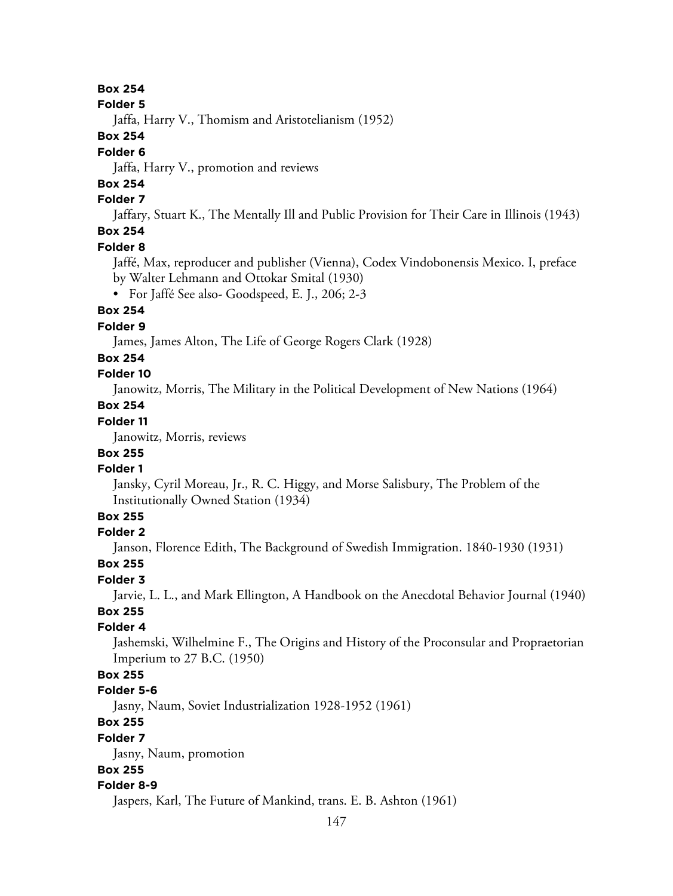**Box 254**

**Folder 5**

Jaffa, Harry V., Thomism and Aristotelianism (1952)

**Box 254**

**Folder 6**

Jaffa, Harry V., promotion and reviews

**Box 254**

**Folder 7**

Jaffary, Stuart K., The Mentally Ill and Public Provision for Their Care in Illinois (1943)

**Box 254**

**Folder 8**

Jaffé, Max, reproducer and publisher (Vienna), Codex Vindobonensis Mexico. I, preface by Walter Lehmann and Ottokar Smital (1930)

- For Jaffé See also- Goodspeed, E. J., 206; 2-3

**Box 254**

**Folder 9**

James, James Alton, The Life of George Rogers Clark (1928)

**Box 254**

**Folder 10**

Janowitz, Morris, The Military in the Political Development of New Nations (1964)

**Box 254**

**Folder 11**

Janowitz, Morris, reviews

**Box 255**

**Folder 1**

Jansky, Cyril Moreau, Jr., R. C. Higgy, and Morse Salisbury, The Problem of the Institutionally Owned Station (1934)

**Box 255**

**Folder 2**

Janson, Florence Edith, The Background of Swedish Immigration. 1840-1930 (1931)

**Box 255**

**Folder 3**

Jarvie, L. L., and Mark Ellington, A Handbook on the Anecdotal Behavior Journal (1940)

**Box 255**

**Folder 4**

Jashemski, Wilhelmine F., The Origins and History of the Proconsular and Propraetorian Imperium to 27 B.C. (1950)

**Box 255**

**Folder 5-6**

Jasny, Naum, Soviet Industrialization 1928-1952 (1961)

**Box 255**

**Folder 7**

Jasny, Naum, promotion

**Box 255**

**Folder 8-9**

Jaspers, Karl, The Future of Mankind, trans. E. B. Ashton (1961)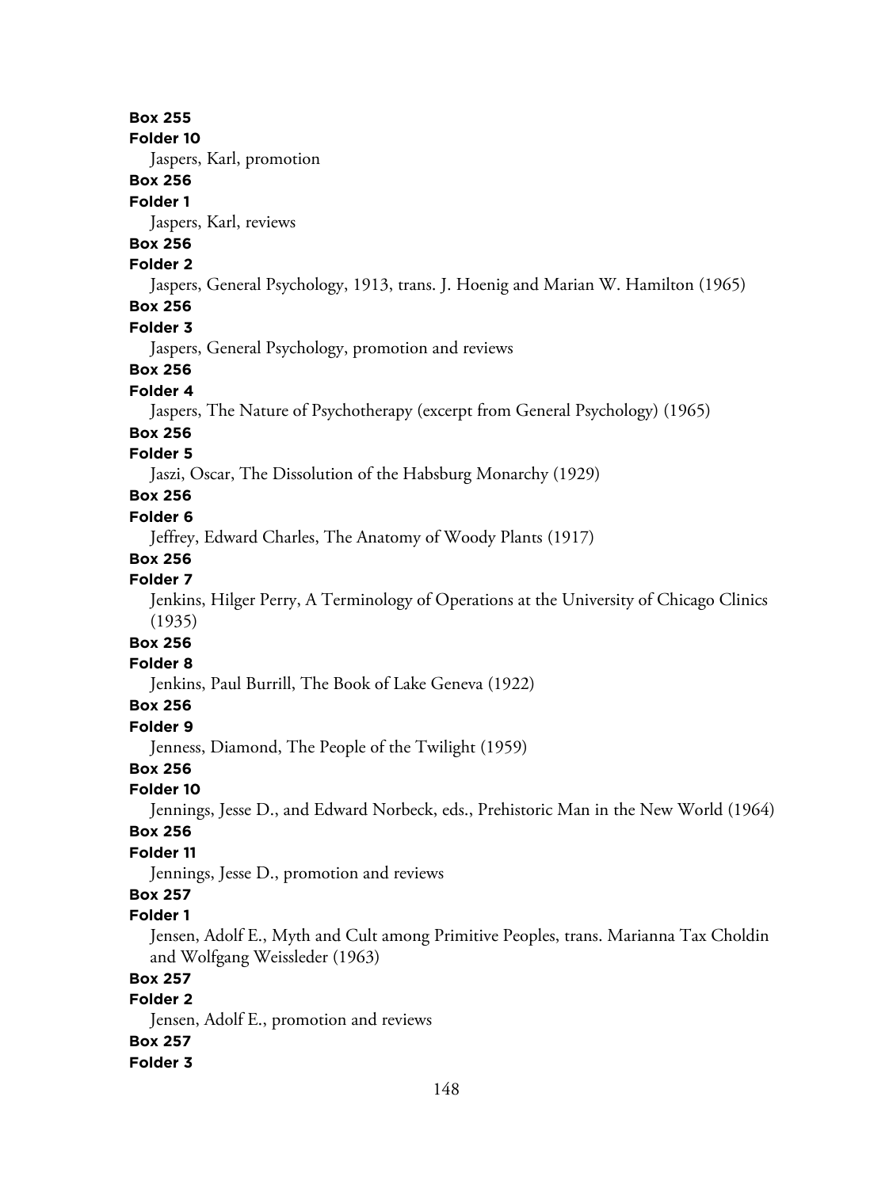**Box 255**

**Folder 10**

Jaspers, Karl, promotion

**Box 256**

**Folder 1**

Jaspers, Karl, reviews

**Box 256**

**Folder 2**

Jaspers, General Psychology, 1913, trans. J. Hoenig and Marian W. Hamilton (1965)

**Box 256**

**Folder 3**

Jaspers, General Psychology, promotion and reviews

**Box 256**

**Folder 4**

Jaspers, The Nature of Psychotherapy (excerpt from General Psychology) (1965)

**Box 256**

**Folder 5**

Jaszi, Oscar, The Dissolution of the Habsburg Monarchy (1929)

**Box 256**

**Folder 6**

Jeffrey, Edward Charles, The Anatomy of Woody Plants (1917)

**Box 256**

**Folder 7**

Jenkins, Hilger Perry, A Terminology of Operations at the University of Chicago Clinics (1935)

**Box 256**

**Folder 8**

Jenkins, Paul Burrill, The Book of Lake Geneva (1922)

**Box 256**

**Folder 9**

Jenness, Diamond, The People of the Twilight (1959)

**Box 256**

**Folder 10**

Jennings, Jesse D., and Edward Norbeck, eds., Prehistoric Man in the New World (1964)

**Box 256**

**Folder 11**

Jennings, Jesse D., promotion and reviews

**Box 257**

**Folder 1**

Jensen, Adolf E., Myth and Cult among Primitive Peoples, trans. Marianna Tax Choldin and Wolfgang Weissleder (1963)

**Box 257**

**Folder 2**

Jensen, Adolf E., promotion and reviews

**Box 257**

**Folder 3**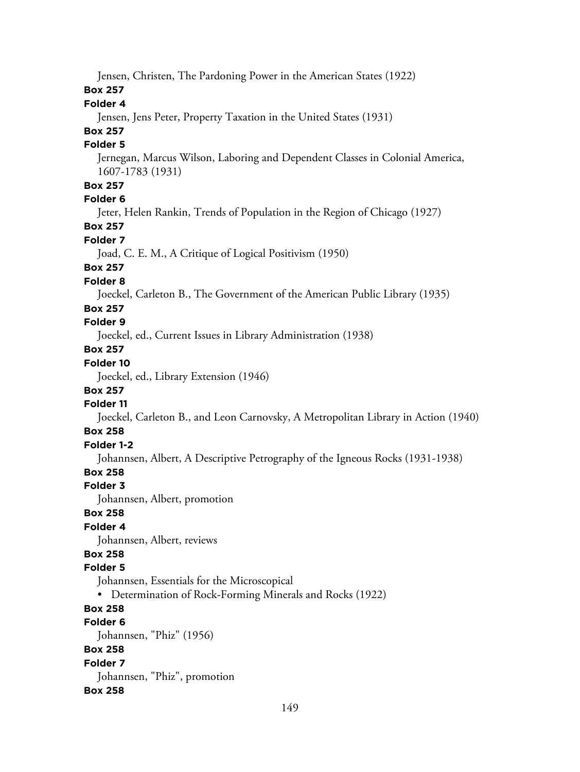Jensen, Christen, The Pardoning Power in the American States (1922)

**Box 257**

**Folder 4**

Jensen, Jens Peter, Property Taxation in the United States (1931)

**Box 257**

**Folder 5**

Jernegan, Marcus Wilson, Laboring and Dependent Classes in Colonial America, 1607-1783 (1931)

**Box 257**

**Folder 6**

Jeter, Helen Rankin, Trends of Population in the Region of Chicago (1927)

**Box 257**

**Folder 7**

Joad, C. E. M., A Critique of Logical Positivism (1950)

**Box 257**

**Folder 8**

Joeckel, Carleton B., The Government of the American Public Library (1935)

**Box 257**

**Folder 9**

Joeckel, ed., Current Issues in Library Administration (1938)

**Box 257**

**Folder 10**

Joeckel, ed., Library Extension (1946)

**Box 257**

**Folder 11**

Joeckel, Carleton B., and Leon Carnovsky, A Metropolitan Library in Action (1940)

**Box 258**

**Folder 1-2**

Johannsen, Albert, A Descriptive Petrography of the Igneous Rocks (1931-1938)

**Box 258**

**Folder 3**

Johannsen, Albert, promotion

**Box 258**

**Folder 4**

Johannsen, Albert, reviews

**Box 258**

**Folder 5**

Johannsen, Essentials for the Microscopical

- Determination of Rock-Forming Minerals and Rocks (1922)

**Box 258**

**Folder 6**

Johannsen, "Phiz" (1956)

**Box 258**

**Folder 7**

Johannsen, "Phiz", promotion

**Box 258**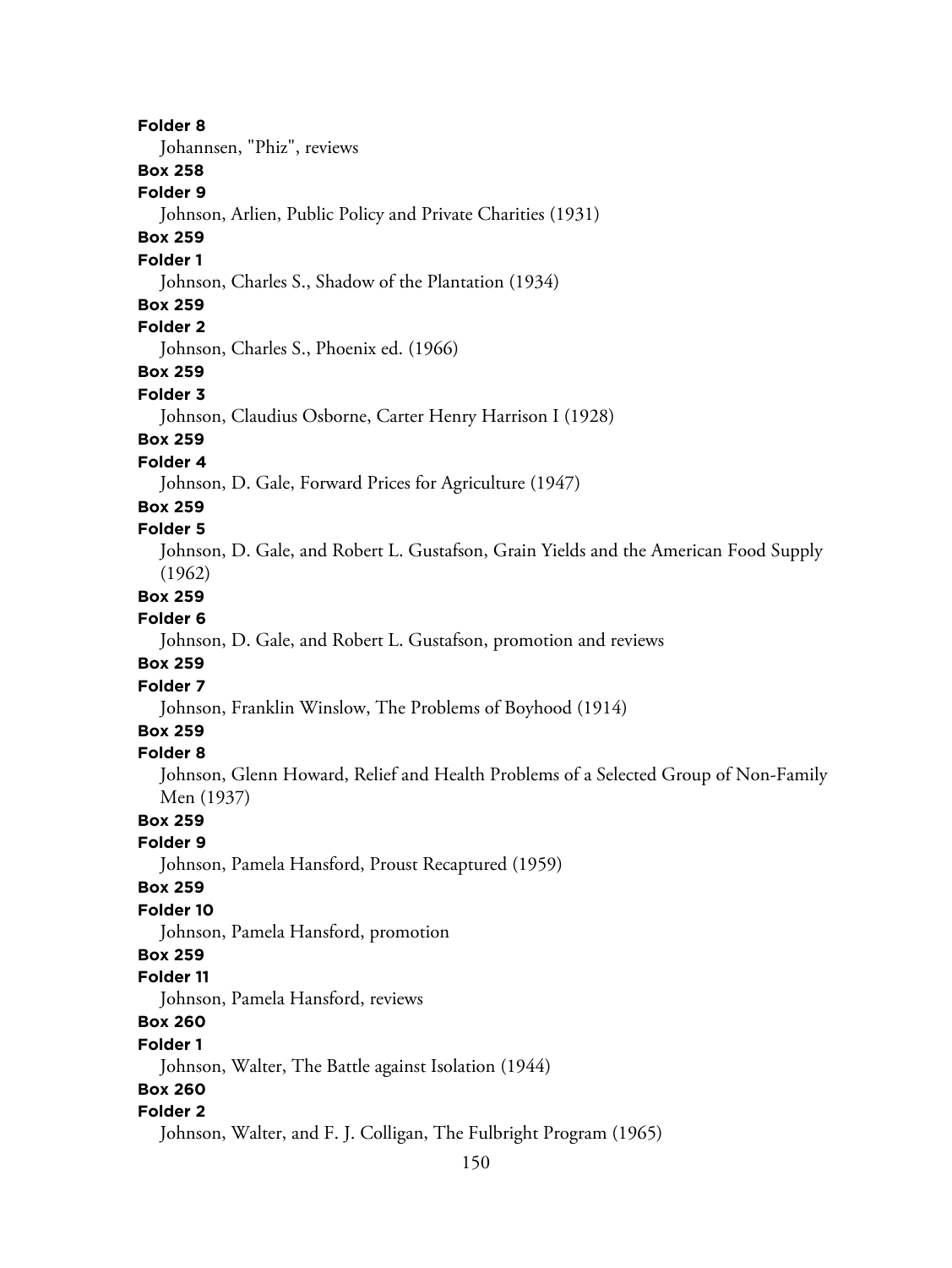**Folder 8**

Johannsen, "Phiz", reviews

**Box 258**

**Folder 9**

Johnson, Arlien, Public Policy and Private Charities (1931)

**Box 259**

**Folder 1**

Johnson, Charles S., Shadow of the Plantation (1934)

**Box 259**

**Folder 2**

Johnson, Charles S., Phoenix ed. (1966)

**Box 259**

**Folder 3**

Johnson, Claudius Osborne, Carter Henry Harrison I (1928)

**Box 259**

**Folder 4**

Johnson, D. Gale, Forward Prices for Agriculture (1947)

**Box 259**

**Folder 5**

Johnson, D. Gale, and Robert L. Gustafson, Grain Yields and the American Food Supply (1962)

**Box 259**

**Folder 6**

Johnson, D. Gale, and Robert L. Gustafson, promotion and reviews

**Box 259**

**Folder 7**

Johnson, Franklin Winslow, The Problems of Boyhood (1914)

**Box 259**

**Folder 8**

Johnson, Glenn Howard, Relief and Health Problems of a Selected Group of Non-Family Men (1937)

**Box 259**

**Folder 9**

Johnson, Pamela Hansford, Proust Recaptured (1959)

**Box 259**

**Folder 10**

Johnson, Pamela Hansford, promotion

**Box 259**

**Folder 11**

Johnson, Pamela Hansford, reviews

**Box 260**

**Folder 1**

Johnson, Walter, The Battle against Isolation (1944)

**Box 260**

**Folder 2**

Johnson, Walter, and F. J. Colligan, The Fulbright Program (1965)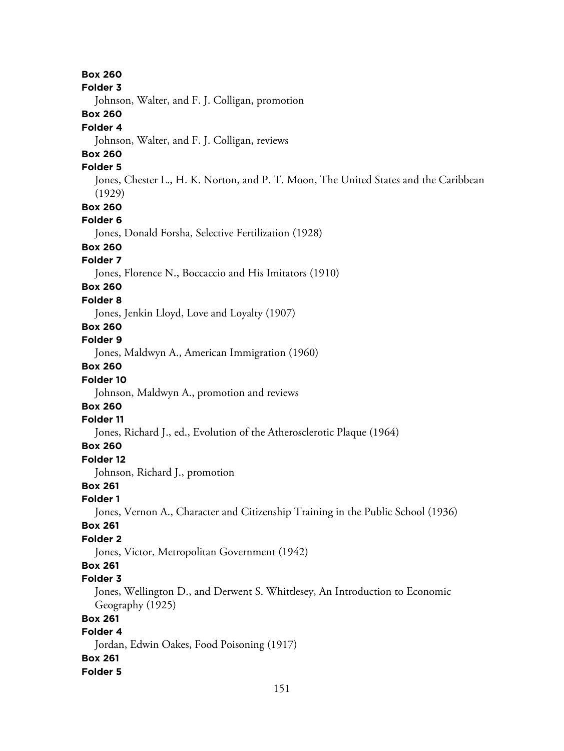**Box 260**
**Folder 3**
Johnson, Walter, and F. J. Colligan, promotion
**Box 260**
**Folder 4**
Johnson, Walter, and F. J. Colligan, reviews
**Box 260**
**Folder 5**
Jones, Chester L., H. K. Norton, and P. T. Moon, The United States and the Caribbean (1929)
**Box 260**
**Folder 6**
Jones, Donald Forsha, Selective Fertilization (1928)
**Box 260**
**Folder 7**
Jones, Florence N., Boccaccio and His Imitators (1910)
**Box 260**
**Folder 8**
Jones, Jenkin Lloyd, Love and Loyalty (1907)
**Box 260**
**Folder 9**
Jones, Maldwyn A., American Immigration (1960)
**Box 260**
**Folder 10**
Johnson, Maldwyn A., promotion and reviews
**Box 260**
**Folder 11**
Jones, Richard J., ed., Evolution of the Atherosclerotic Plaque (1964)
**Box 260**
**Folder 12**
Johnson, Richard J., promotion
**Box 261**
**Folder 1**
Jones, Vernon A., Character and Citizenship Training in the Public School (1936)
**Box 261**
**Folder 2**
Jones, Victor, Metropolitan Government (1942)
**Box 261**
**Folder 3**
Jones, Wellington D., and Derwent S. Whittlesey, An Introduction to Economic Geography (1925)
**Box 261**
**Folder 4**
Jordan, Edwin Oakes, Food Poisoning (1917)
**Box 261**
**Folder 5**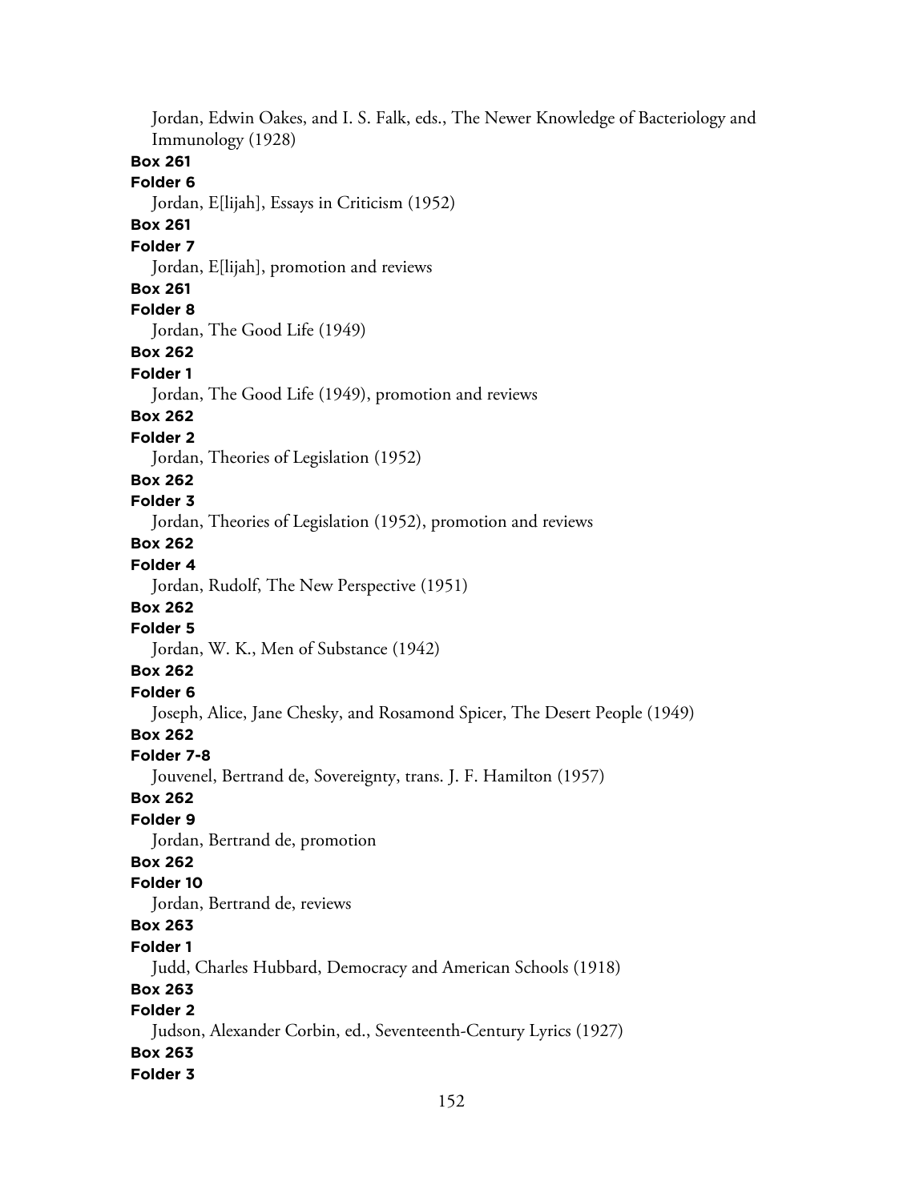Jordan, Edwin Oakes, and I. S. Falk, eds., The Newer Knowledge of Bacteriology and Immunology (1928)

**Box 261**

**Folder 6**

Jordan, E[lijah], Essays in Criticism (1952)

**Box 261**

**Folder 7**

Jordan, E[lijah], promotion and reviews

**Box 261**

**Folder 8**

Jordan, The Good Life (1949)

**Box 262**

**Folder 1**

Jordan, The Good Life (1949), promotion and reviews

**Box 262**

**Folder 2**

Jordan, Theories of Legislation (1952)

**Box 262**

**Folder 3**

Jordan, Theories of Legislation (1952), promotion and reviews

**Box 262**

**Folder 4**

Jordan, Rudolf, The New Perspective (1951)

**Box 262**

**Folder 5**

Jordan, W. K., Men of Substance (1942)

**Box 262**

**Folder 6**

Joseph, Alice, Jane Chesky, and Rosamond Spicer, The Desert People (1949)

**Box 262**

**Folder 7-8**

Jouvenel, Bertrand de, Sovereignty, trans. J. F. Hamilton (1957)

**Box 262**

**Folder 9**

Jordan, Bertrand de, promotion

**Box 262**

**Folder 10**

Jordan, Bertrand de, reviews

**Box 263**

**Folder 1**

Judd, Charles Hubbard, Democracy and American Schools (1918)

**Box 263**

**Folder 2**

Judson, Alexander Corbin, ed., Seventeenth-Century Lyrics (1927)

**Box 263**

**Folder 3**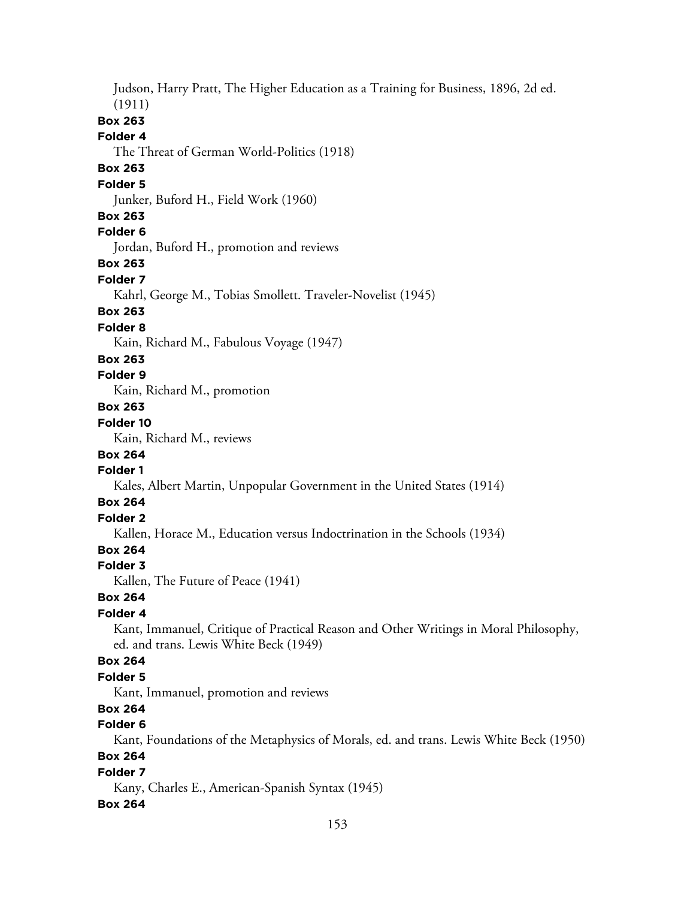Judson, Harry Pratt, The Higher Education as a Training for Business, 1896, 2d ed. (1911)

**Box 263**

**Folder 4**

The Threat of German World-Politics (1918)

**Box 263**

**Folder 5**

Junker, Buford H., Field Work (1960)

**Box 263**

**Folder 6**

Jordan, Buford H., promotion and reviews

**Box 263**

**Folder 7**

Kahrl, George M., Tobias Smollett. Traveler-Novelist (1945)

**Box 263**

**Folder 8**

Kain, Richard M., Fabulous Voyage (1947)

**Box 263**

**Folder 9**

Kain, Richard M., promotion

**Box 263**

**Folder 10**

Kain, Richard M., reviews

**Box 264**

**Folder 1**

Kales, Albert Martin, Unpopular Government in the United States (1914)

**Box 264**

**Folder 2**

Kallen, Horace M., Education versus Indoctrination in the Schools (1934)

**Box 264**

**Folder 3**

Kallen, The Future of Peace (1941)

**Box 264**

**Folder 4**

Kant, Immanuel, Critique of Practical Reason and Other Writings in Moral Philosophy, ed. and trans. Lewis White Beck (1949)

**Box 264**

**Folder 5**

Kant, Immanuel, promotion and reviews

**Box 264**

**Folder 6**

Kant, Foundations of the Metaphysics of Morals, ed. and trans. Lewis White Beck (1950)

**Box 264**

**Folder 7**

Kany, Charles E., American-Spanish Syntax (1945)

**Box 264**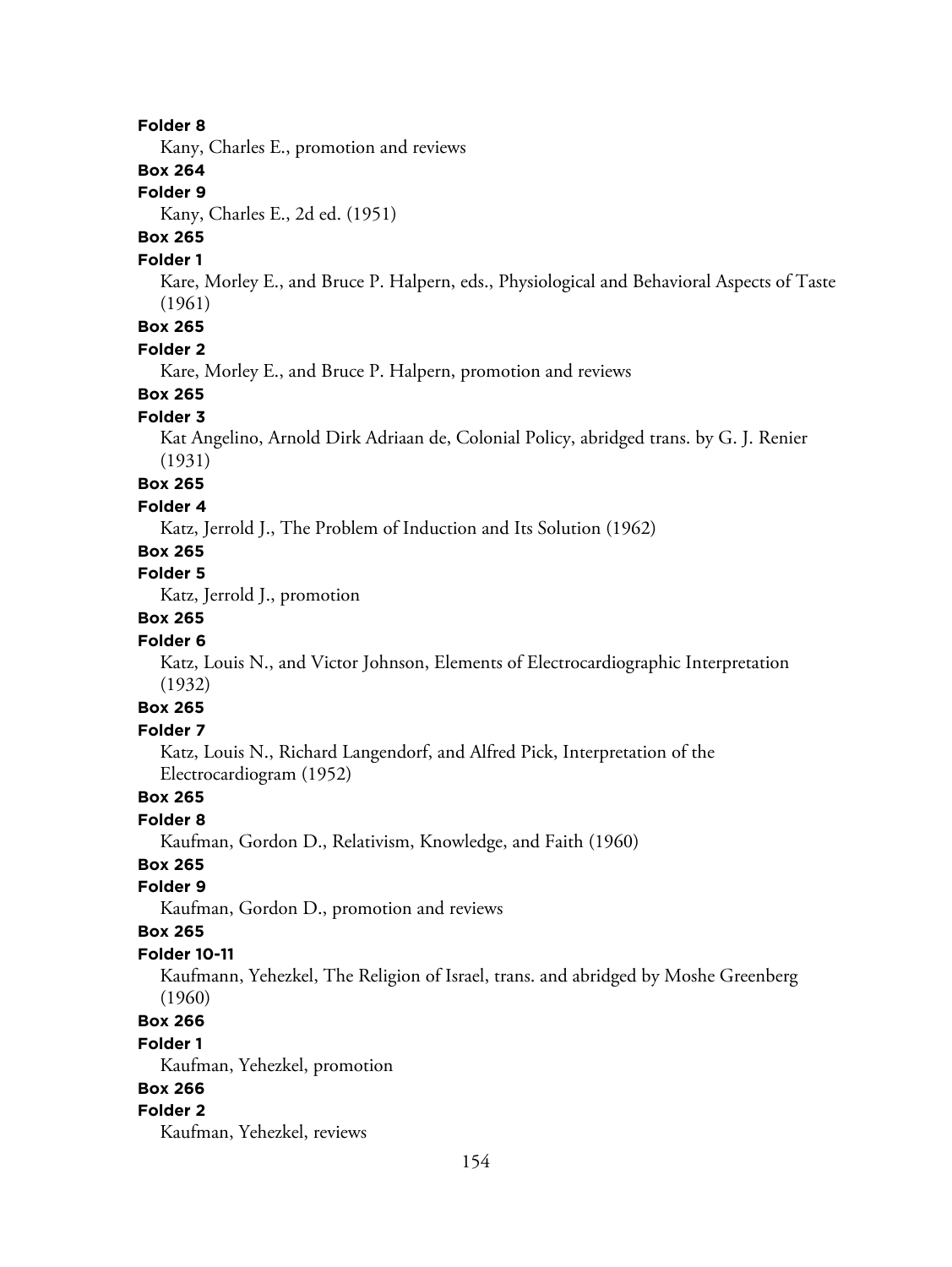**Folder 8**

Kany, Charles E., promotion and reviews

**Box 264**

**Folder 9**

Kany, Charles E., 2d ed. (1951)

**Box 265**

**Folder 1**

Kare, Morley E., and Bruce P. Halpern, eds., Physiological and Behavioral Aspects of Taste (1961)

**Box 265**

**Folder 2**

Kare, Morley E., and Bruce P. Halpern, promotion and reviews

**Box 265**

**Folder 3**

Kat Angelino, Arnold Dirk Adriaan de, Colonial Policy, abridged trans. by G. J. Renier (1931)

**Box 265**

**Folder 4**

Katz, Jerrold J., The Problem of Induction and Its Solution (1962)

**Box 265**

**Folder 5**

Katz, Jerrold J., promotion

**Box 265**

**Folder 6**

Katz, Louis N., and Victor Johnson, Elements of Electrocardiographic Interpretation (1932)

**Box 265**

**Folder 7**

Katz, Louis N., Richard Langendorf, and Alfred Pick, Interpretation of the Electrocardiogram (1952)

**Box 265**

**Folder 8**

Kaufman, Gordon D., Relativism, Knowledge, and Faith (1960)

**Box 265**

**Folder 9**

Kaufman, Gordon D., promotion and reviews

**Box 265**

**Folder 10-11**

Kaufmann, Yehezkel, The Religion of Israel, trans. and abridged by Moshe Greenberg (1960)

**Box 266**

**Folder 1**

Kaufman, Yehezkel, promotion

**Box 266**

**Folder 2**

Kaufman, Yehezkel, reviews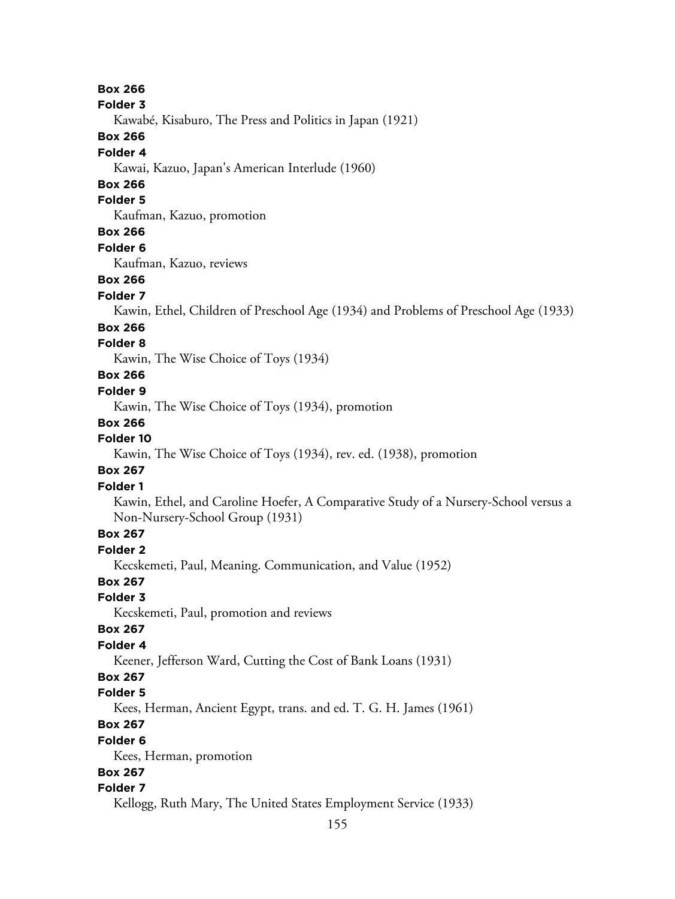**Box 266**

**Folder 3**

Kawabé, Kisaburo, The Press and Politics in Japan (1921)

**Box 266**

**Folder 4**

Kawai, Kazuo, Japan's American Interlude (1960)

**Box 266**

**Folder 5**

Kaufman, Kazuo, promotion

**Box 266**

**Folder 6**

Kaufman, Kazuo, reviews

**Box 266**

**Folder 7**

Kawin, Ethel, Children of Preschool Age (1934) and Problems of Preschool Age (1933)

**Box 266**

**Folder 8**

Kawin, The Wise Choice of Toys (1934)

**Box 266**

**Folder 9**

Kawin, The Wise Choice of Toys (1934), promotion

**Box 266**

**Folder 10**

Kawin, The Wise Choice of Toys (1934), rev. ed. (1938), promotion

**Box 267**

**Folder 1**

Kawin, Ethel, and Caroline Hoefer, A Comparative Study of a Nursery-School versus a Non-Nursery-School Group (1931)

**Box 267**

**Folder 2**

Kecskemeti, Paul, Meaning. Communication, and Value (1952)

**Box 267**

**Folder 3**

Kecskemeti, Paul, promotion and reviews

**Box 267**

**Folder 4**

Keener, Jefferson Ward, Cutting the Cost of Bank Loans (1931)

**Box 267**

**Folder 5**

Kees, Herman, Ancient Egypt, trans. and ed. T. G. H. James (1961)

**Box 267**

**Folder 6**

Kees, Herman, promotion

**Box 267**

**Folder 7**

Kellogg, Ruth Mary, The United States Employment Service (1933)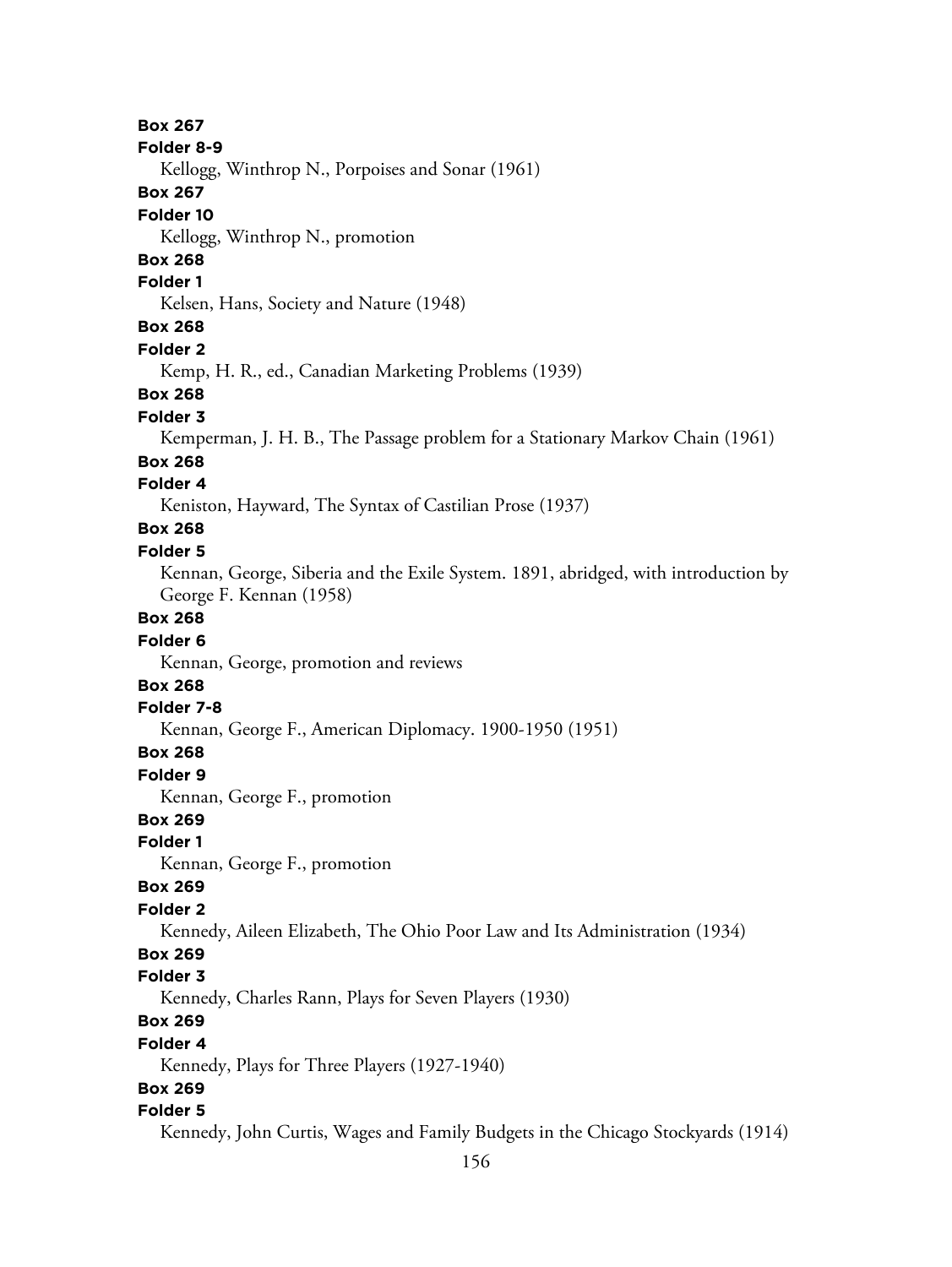**Box 267**

**Folder 8-9**

Kellogg, Winthrop N., Porpoises and Sonar (1961)

**Box 267**

**Folder 10**

Kellogg, Winthrop N., promotion

**Box 268**

**Folder 1**

Kelsen, Hans, Society and Nature (1948)

**Box 268**

**Folder 2**

Kemp, H. R., ed., Canadian Marketing Problems (1939)

**Box 268**

**Folder 3**

Kemperman, J. H. B., The Passage problem for a Stationary Markov Chain (1961)

**Box 268**

**Folder 4**

Keniston, Hayward, The Syntax of Castilian Prose (1937)

**Box 268**

**Folder 5**

Kennan, George, Siberia and the Exile System. 1891, abridged, with introduction by George F. Kennan (1958)

**Box 268**

**Folder 6**

Kennan, George, promotion and reviews

**Box 268**

**Folder 7-8**

Kennan, George F., American Diplomacy. 1900-1950 (1951)

**Box 268**

**Folder 9**

Kennan, George F., promotion

**Box 269**

**Folder 1**

Kennan, George F., promotion

**Box 269**

**Folder 2**

Kennedy, Aileen Elizabeth, The Ohio Poor Law and Its Administration (1934)

**Box 269**

**Folder 3**

Kennedy, Charles Rann, Plays for Seven Players (1930)

**Box 269**

**Folder 4**

Kennedy, Plays for Three Players (1927-1940)

**Box 269**

**Folder 5**

Kennedy, John Curtis, Wages and Family Budgets in the Chicago Stockyards (1914)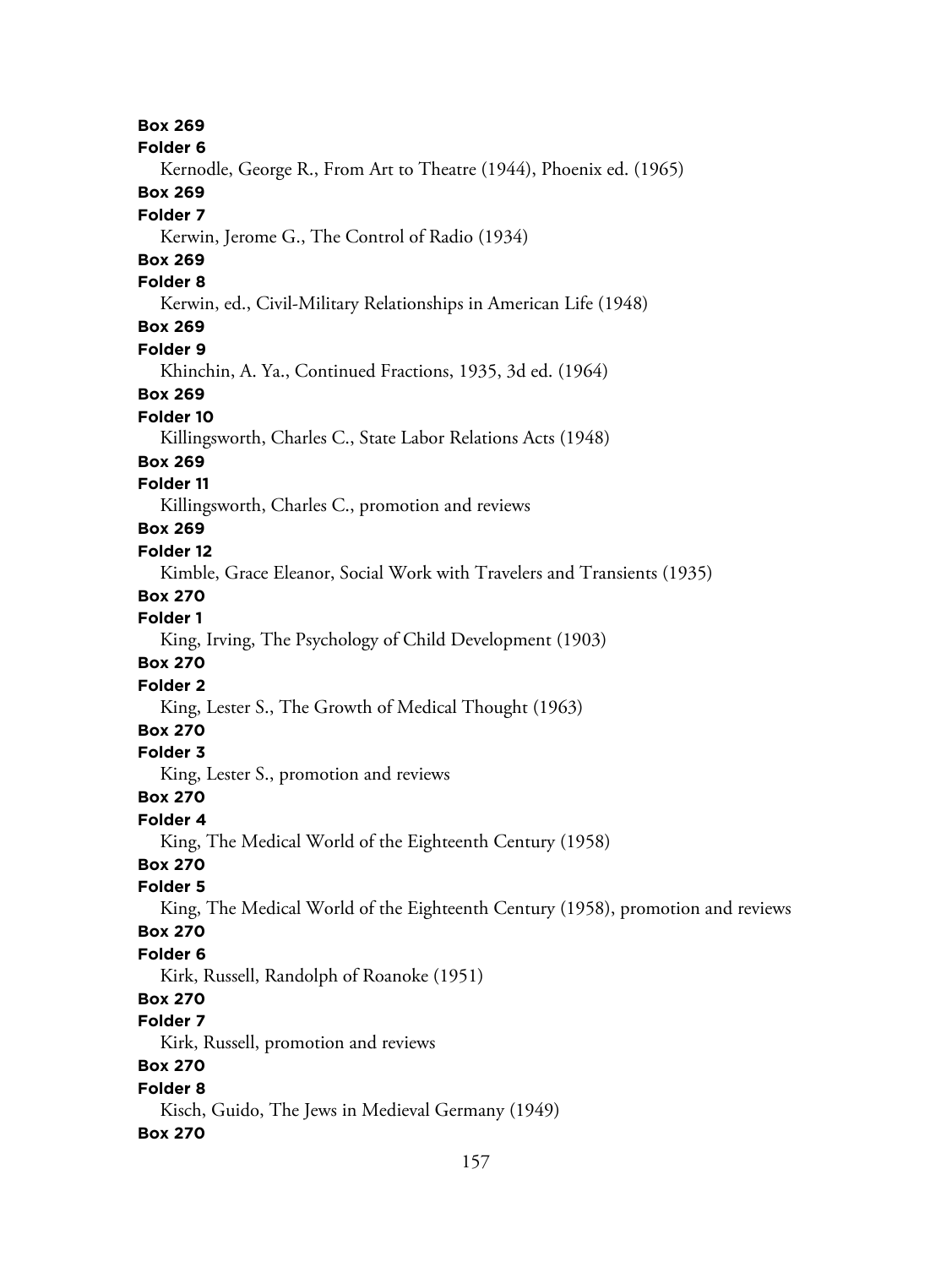**Box 269**
**Folder 6**
Kernodle, George R., From Art to Theatre (1944), Phoenix ed. (1965)
**Box 269**
**Folder 7**
Kerwin, Jerome G., The Control of Radio (1934)
**Box 269**
**Folder 8**
Kerwin, ed., Civil-Military Relationships in American Life (1948)
**Box 269**
**Folder 9**
Khinchin, A. Ya., Continued Fractions, 1935, 3d ed. (1964)
**Box 269**
**Folder 10**
Killingsworth, Charles C., State Labor Relations Acts (1948)
**Box 269**
**Folder 11**
Killingsworth, Charles C., promotion and reviews
**Box 269**
**Folder 12**
Kimble, Grace Eleanor, Social Work with Travelers and Transients (1935)
**Box 270**
**Folder 1**
King, Irving, The Psychology of Child Development (1903)
**Box 270**
**Folder 2**
King, Lester S., The Growth of Medical Thought (1963)
**Box 270**
**Folder 3**
King, Lester S., promotion and reviews
**Box 270**
**Folder 4**
King, The Medical World of the Eighteenth Century (1958)
**Box 270**
**Folder 5**
King, The Medical World of the Eighteenth Century (1958), promotion and reviews
**Box 270**
**Folder 6**
Kirk, Russell, Randolph of Roanoke (1951)
**Box 270**
**Folder 7**
Kirk, Russell, promotion and reviews
**Box 270**
**Folder 8**
Kisch, Guido, The Jews in Medieval Germany (1949)
**Box 270**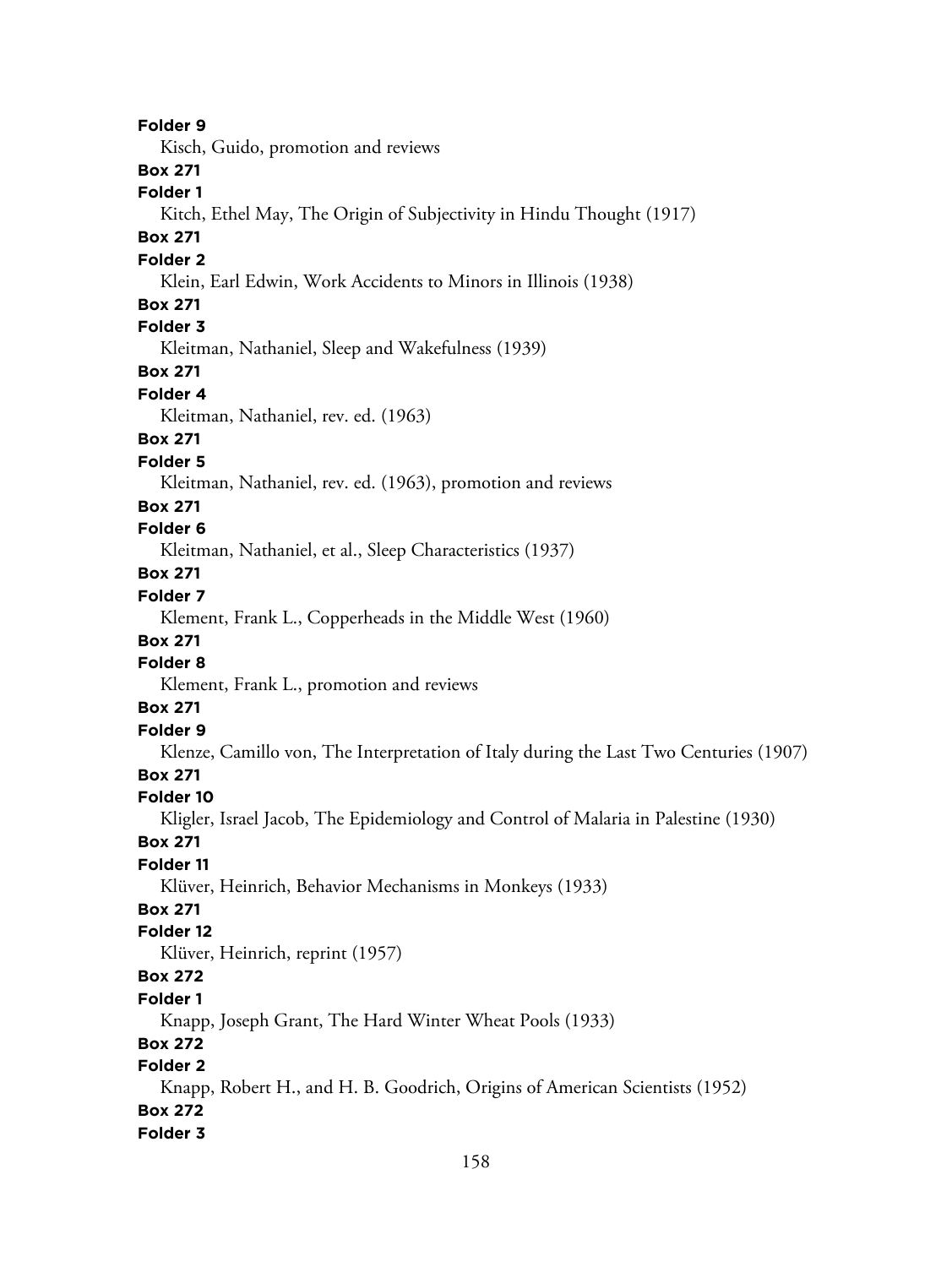**Folder 9**

Kisch, Guido, promotion and reviews

**Box 271**

**Folder 1**

Kitch, Ethel May, The Origin of Subjectivity in Hindu Thought (1917)

**Box 271**

**Folder 2**

Klein, Earl Edwin, Work Accidents to Minors in Illinois (1938)

**Box 271**

**Folder 3**

Kleitman, Nathaniel, Sleep and Wakefulness (1939)

**Box 271**

**Folder 4**

Kleitman, Nathaniel, rev. ed. (1963)

**Box 271**

**Folder 5**

Kleitman, Nathaniel, rev. ed. (1963), promotion and reviews

**Box 271**

**Folder 6**

Kleitman, Nathaniel, et al., Sleep Characteristics (1937)

**Box 271**

**Folder 7**

Klement, Frank L., Copperheads in the Middle West (1960)

**Box 271**

**Folder 8**

Klement, Frank L., promotion and reviews

**Box 271**

**Folder 9**

Klenze, Camillo von, The Interpretation of Italy during the Last Two Centuries (1907)

**Box 271**

**Folder 10**

Kligler, Israel Jacob, The Epidemiology and Control of Malaria in Palestine (1930)

**Box 271**

**Folder 11**

Klüver, Heinrich, Behavior Mechanisms in Monkeys (1933)

**Box 271**

**Folder 12**

Klüver, Heinrich, reprint (1957)

**Box 272**

**Folder 1**

Knapp, Joseph Grant, The Hard Winter Wheat Pools (1933)

**Box 272**

**Folder 2**

Knapp, Robert H., and H. B. Goodrich, Origins of American Scientists (1952)

**Box 272**

**Folder 3**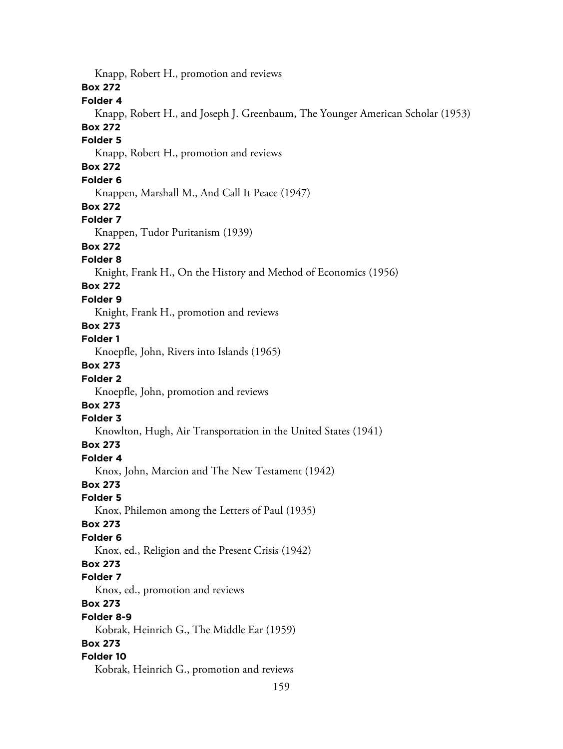Knapp, Robert H., promotion and reviews

**Box 272**

**Folder 4**

Knapp, Robert H., and Joseph J. Greenbaum, The Younger American Scholar (1953)

**Box 272**

**Folder 5**

Knapp, Robert H., promotion and reviews

**Box 272**

**Folder 6**

Knappen, Marshall M., And Call It Peace (1947)

**Box 272**

**Folder 7**

Knappen, Tudor Puritanism (1939)

**Box 272**

**Folder 8**

Knight, Frank H., On the History and Method of Economics (1956)

**Box 272**

**Folder 9**

Knight, Frank H., promotion and reviews

**Box 273**

**Folder 1**

Knoepfle, John, Rivers into Islands (1965)

**Box 273**

**Folder 2**

Knoepfle, John, promotion and reviews

**Box 273**

**Folder 3**

Knowlton, Hugh, Air Transportation in the United States (1941)

**Box 273**

**Folder 4**

Knox, John, Marcion and The New Testament (1942)

**Box 273**

**Folder 5**

Knox, Philemon among the Letters of Paul (1935)

**Box 273**

**Folder 6**

Knox, ed., Religion and the Present Crisis (1942)

**Box 273**

**Folder 7**

Knox, ed., promotion and reviews

**Box 273**

**Folder 8-9**

Kobrak, Heinrich G., The Middle Ear (1959)

**Box 273**

**Folder 10**

Kobrak, Heinrich G., promotion and reviews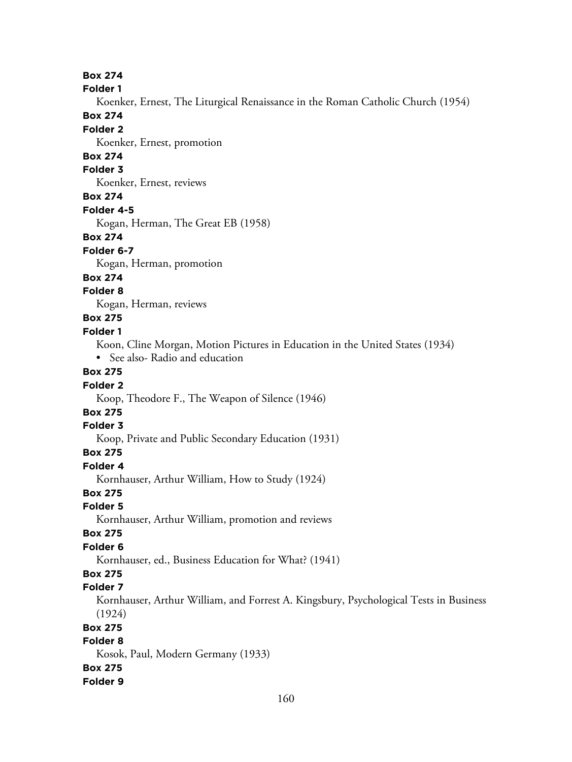**Box 274**

**Folder 1**

Koenker, Ernest, The Liturgical Renaissance in the Roman Catholic Church (1954)

**Box 274**

**Folder 2**

Koenker, Ernest, promotion

**Box 274**

**Folder 3**

Koenker, Ernest, reviews

**Box 274**

**Folder 4-5**

Kogan, Herman, The Great EB (1958)

**Box 274**

**Folder 6-7**

Kogan, Herman, promotion

**Box 274**

**Folder 8**

Kogan, Herman, reviews

**Box 275**

**Folder 1**

Koon, Cline Morgan, Motion Pictures in Education in the United States (1934)

- See also- Radio and education

**Box 275**

**Folder 2**

Koop, Theodore F., The Weapon of Silence (1946)

**Box 275**

**Folder 3**

Koop, Private and Public Secondary Education (1931)

**Box 275**

**Folder 4**

Kornhauser, Arthur William, How to Study (1924)

**Box 275**

**Folder 5**

Kornhauser, Arthur William, promotion and reviews

**Box 275**

**Folder 6**

Kornhauser, ed., Business Education for What? (1941)

**Box 275**

**Folder 7**

Kornhauser, Arthur William, and Forrest A. Kingsbury, Psychological Tests in Business (1924)

**Box 275**

**Folder 8**

Kosok, Paul, Modern Germany (1933)

**Box 275**

**Folder 9**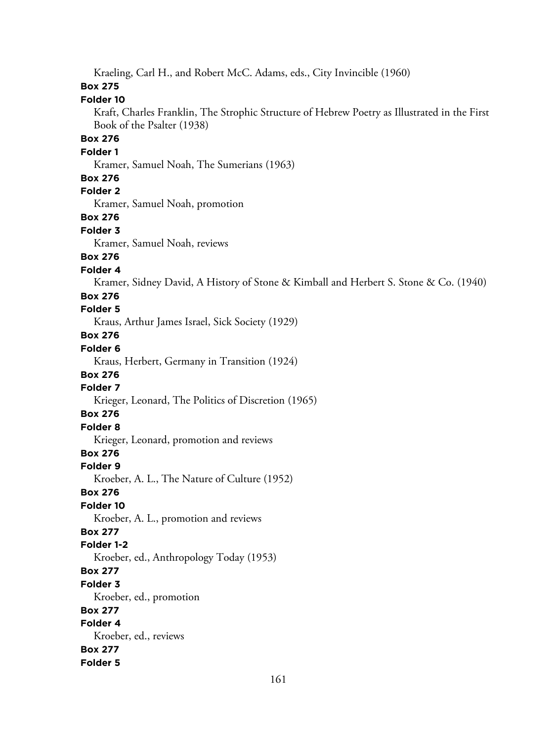Kraeling, Carl H., and Robert McC. Adams, eds., City Invincible (1960)

**Box 275**

**Folder 10**

Kraft, Charles Franklin, The Strophic Structure of Hebrew Poetry as Illustrated in the First Book of the Psalter (1938)

**Box 276**

**Folder 1**

Kramer, Samuel Noah, The Sumerians (1963)

**Box 276**

**Folder 2**

Kramer, Samuel Noah, promotion

**Box 276**

**Folder 3**

Kramer, Samuel Noah, reviews

**Box 276**

**Folder 4**

Kramer, Sidney David, A History of Stone & Kimball and Herbert S. Stone & Co. (1940)

**Box 276**

**Folder 5**

Kraus, Arthur James Israel, Sick Society (1929)

**Box 276**

**Folder 6**

Kraus, Herbert, Germany in Transition (1924)

**Box 276**

**Folder 7**

Krieger, Leonard, The Politics of Discretion (1965)

**Box 276**

**Folder 8**

Krieger, Leonard, promotion and reviews

**Box 276**

**Folder 9**

Kroeber, A. L., The Nature of Culture (1952)

**Box 276**

**Folder 10**

Kroeber, A. L., promotion and reviews

**Box 277**

**Folder 1-2**

Kroeber, ed., Anthropology Today (1953)

**Box 277**

**Folder 3**

Kroeber, ed., promotion

**Box 277**

**Folder 4**

Kroeber, ed., reviews

**Box 277**

**Folder 5**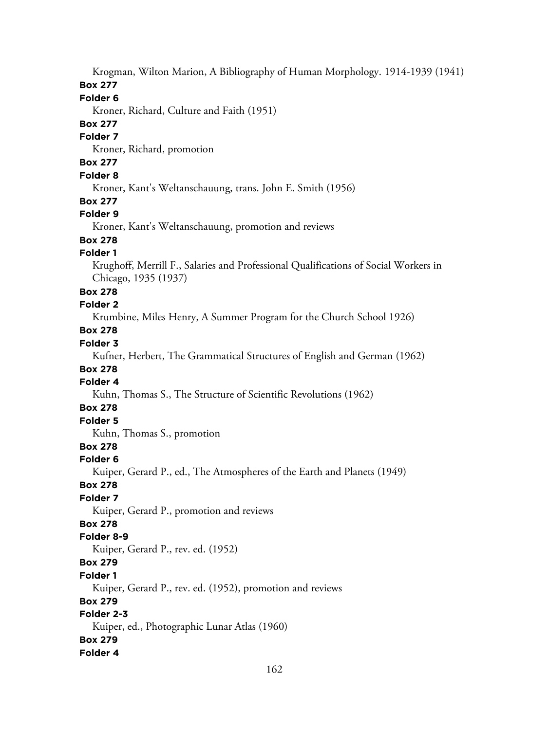Krogman, Wilton Marion, A Bibliography of Human Morphology. 1914-1939 (1941)

**Box 277**

**Folder 6**

Kroner, Richard, Culture and Faith (1951)

**Box 277**

**Folder 7**

Kroner, Richard, promotion

**Box 277**

**Folder 8**

Kroner, Kant's Weltanschauung, trans. John E. Smith (1956)

**Box 277**

**Folder 9**

Kroner, Kant's Weltanschauung, promotion and reviews

**Box 278**

**Folder 1**

Krughoff, Merrill F., Salaries and Professional Qualifications of Social Workers in Chicago, 1935 (1937)

**Box 278**

**Folder 2**

Krumbine, Miles Henry, A Summer Program for the Church School 1926)

**Box 278**

**Folder 3**

Kufner, Herbert, The Grammatical Structures of English and German (1962)

**Box 278**

**Folder 4**

Kuhn, Thomas S., The Structure of Scientific Revolutions (1962)

**Box 278**

**Folder 5**

Kuhn, Thomas S., promotion

**Box 278**

**Folder 6**

Kuiper, Gerard P., ed., The Atmospheres of the Earth and Planets (1949)

**Box 278**

**Folder 7**

Kuiper, Gerard P., promotion and reviews

**Box 278**

**Folder 8-9**

Kuiper, Gerard P., rev. ed. (1952)

**Box 279**

**Folder 1**

Kuiper, Gerard P., rev. ed. (1952), promotion and reviews

**Box 279**

**Folder 2-3**

Kuiper, ed., Photographic Lunar Atlas (1960)

**Box 279**

**Folder 4**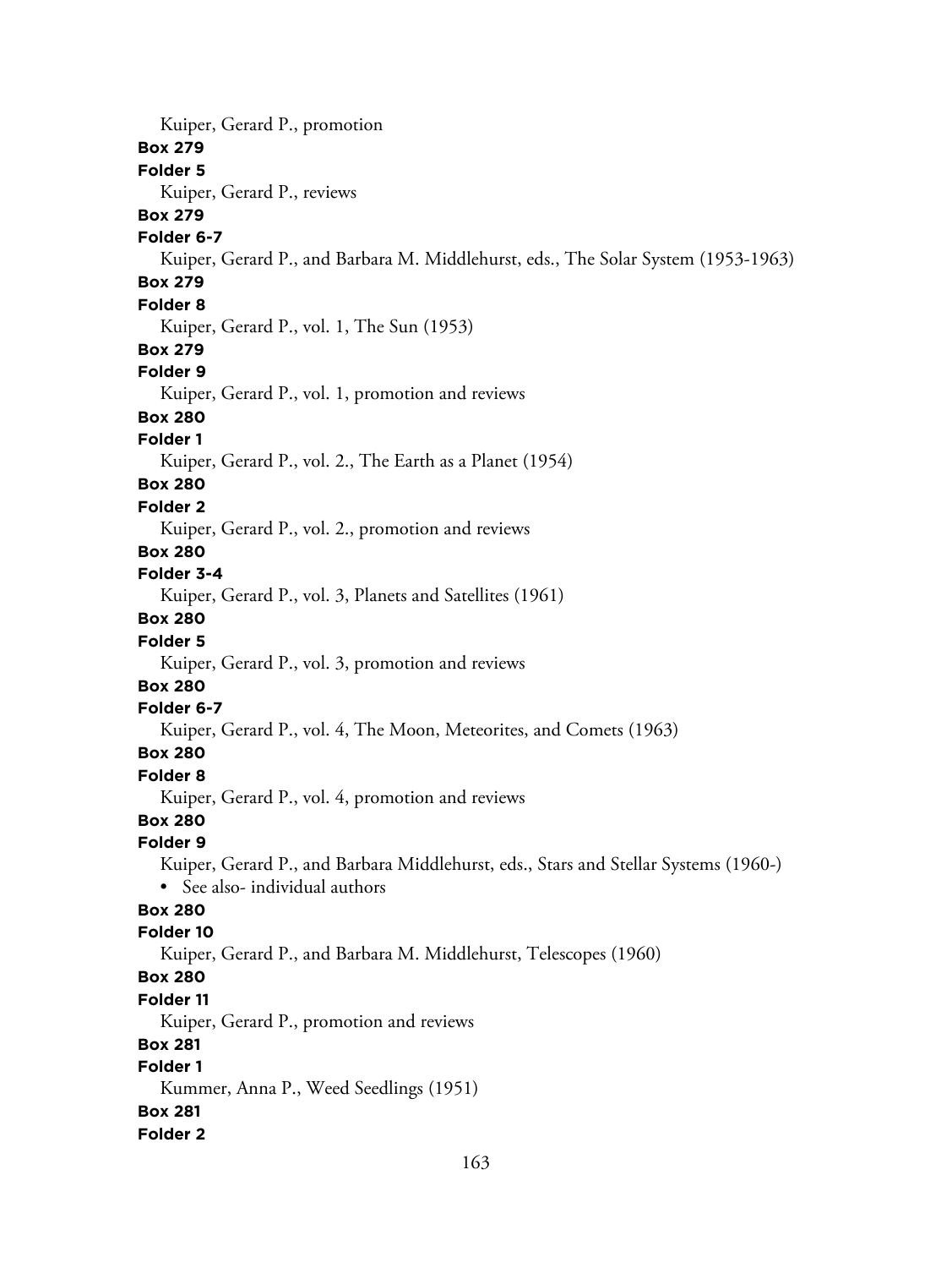Kuiper, Gerard P., promotion

**Box 279**

**Folder 5**

Kuiper, Gerard P., reviews

**Box 279**

**Folder 6-7**

Kuiper, Gerard P., and Barbara M. Middlehurst, eds., The Solar System (1953-1963)

**Box 279**

**Folder 8**

Kuiper, Gerard P., vol. 1, The Sun (1953)

**Box 279**

**Folder 9**

Kuiper, Gerard P., vol. 1, promotion and reviews

**Box 280**

**Folder 1**

Kuiper, Gerard P., vol. 2., The Earth as a Planet (1954)

**Box 280**

**Folder 2**

Kuiper, Gerard P., vol. 2., promotion and reviews

**Box 280**

**Folder 3-4**

Kuiper, Gerard P., vol. 3, Planets and Satellites (1961)

**Box 280**

**Folder 5**

Kuiper, Gerard P., vol. 3, promotion and reviews

**Box 280**

**Folder 6-7**

Kuiper, Gerard P., vol. 4, The Moon, Meteorites, and Comets (1963)

**Box 280**

**Folder 8**

Kuiper, Gerard P., vol. 4, promotion and reviews

**Box 280**

**Folder 9**

Kuiper, Gerard P., and Barbara Middlehurst, eds., Stars and Stellar Systems (1960-)

- See also- individual authors

**Box 280**

**Folder 10**

Kuiper, Gerard P., and Barbara M. Middlehurst, Telescopes (1960)

**Box 280**

**Folder 11**

Kuiper, Gerard P., promotion and reviews

**Box 281**

**Folder 1**

Kummer, Anna P., Weed Seedlings (1951)

**Box 281**

**Folder 2**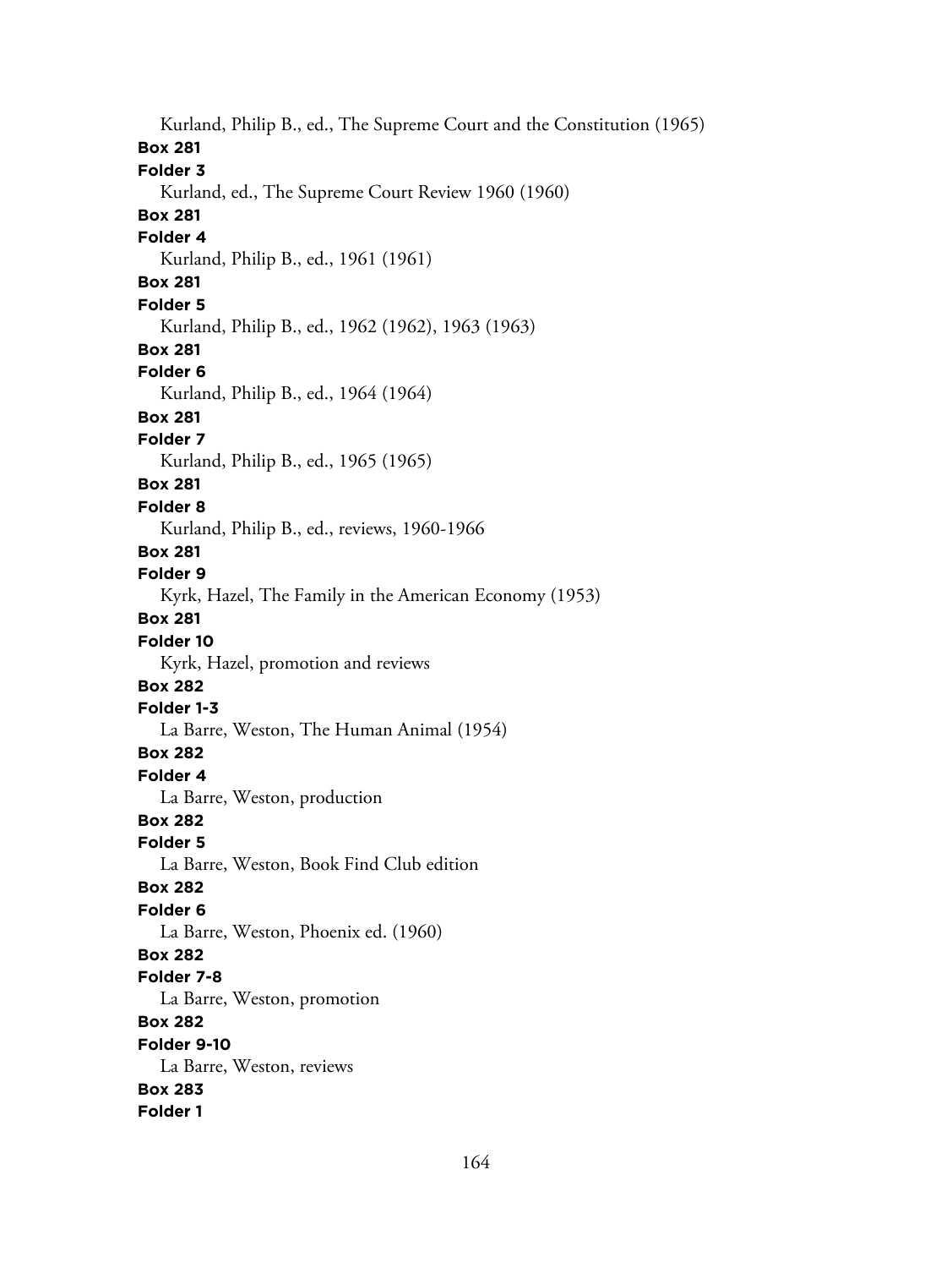Kurland, Philip B., ed., The Supreme Court and the Constitution (1965)

**Box 281**

**Folder 3**

Kurland, ed., The Supreme Court Review 1960 (1960)

**Box 281**

**Folder 4**

Kurland, Philip B., ed., 1961 (1961)

**Box 281**

**Folder 5**

Kurland, Philip B., ed., 1962 (1962), 1963 (1963)

**Box 281**

**Folder 6**

Kurland, Philip B., ed., 1964 (1964)

**Box 281**

**Folder 7**

Kurland, Philip B., ed., 1965 (1965)

**Box 281**

**Folder 8**

Kurland, Philip B., ed., reviews, 1960-1966

**Box 281**

**Folder 9**

Kyrk, Hazel, The Family in the American Economy (1953)

**Box 281**

**Folder 10**

Kyrk, Hazel, promotion and reviews

**Box 282**

**Folder 1-3**

La Barre, Weston, The Human Animal (1954)

**Box 282**

**Folder 4**

La Barre, Weston, production

**Box 282**

**Folder 5**

La Barre, Weston, Book Find Club edition

**Box 282**

**Folder 6**

La Barre, Weston, Phoenix ed. (1960)

**Box 282**

**Folder 7-8**

La Barre, Weston, promotion

**Box 282**

**Folder 9-10**

La Barre, Weston, reviews

**Box 283**

**Folder 1**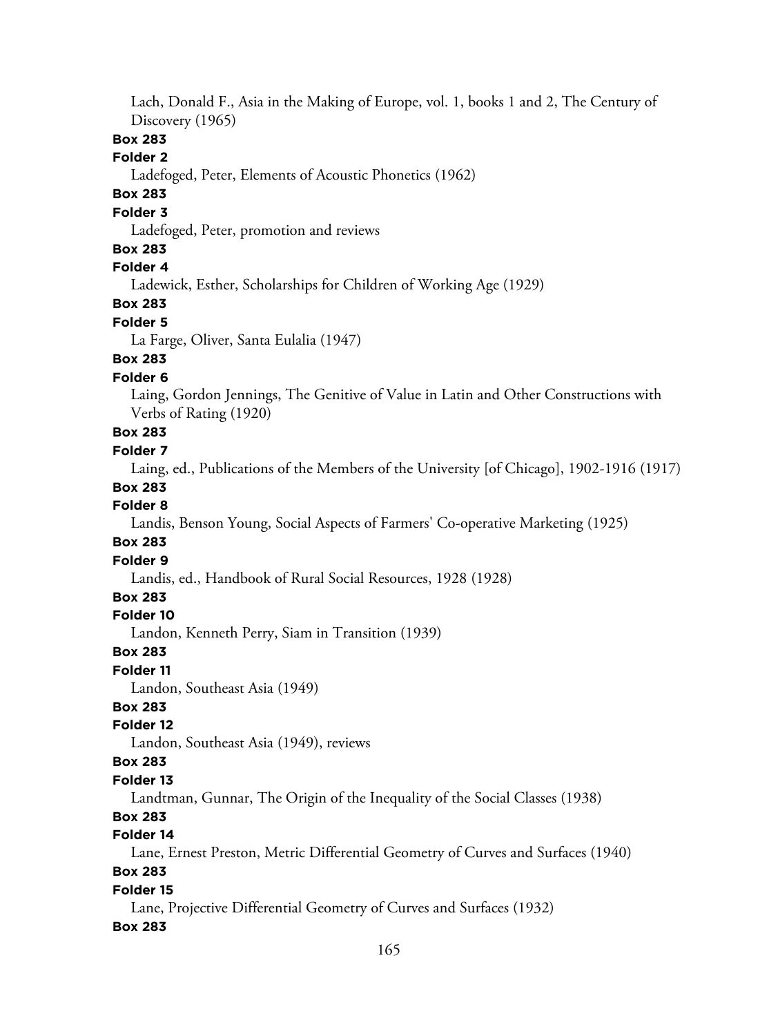Lach, Donald F., Asia in the Making of Europe, vol. 1, books 1 and 2, The Century of Discovery (1965)

**Box 283**

**Folder 2**

Ladefoged, Peter, Elements of Acoustic Phonetics (1962)

**Box 283**

**Folder 3**

Ladefoged, Peter, promotion and reviews

**Box 283**

**Folder 4**

Ladewick, Esther, Scholarships for Children of Working Age (1929)

**Box 283**

**Folder 5**

La Farge, Oliver, Santa Eulalia (1947)

**Box 283**

**Folder 6**

Laing, Gordon Jennings, The Genitive of Value in Latin and Other Constructions with Verbs of Rating (1920)

**Box 283**

**Folder 7**

Laing, ed., Publications of the Members of the University [of Chicago], 1902-1916 (1917)

**Box 283**

**Folder 8**

Landis, Benson Young, Social Aspects of Farmers' Co-operative Marketing (1925)

**Box 283**

**Folder 9**

Landis, ed., Handbook of Rural Social Resources, 1928 (1928)

**Box 283**

**Folder 10**

Landon, Kenneth Perry, Siam in Transition (1939)

**Box 283**

**Folder 11**

Landon, Southeast Asia (1949)

**Box 283**

**Folder 12**

Landon, Southeast Asia (1949), reviews

**Box 283**

**Folder 13**

Landtman, Gunnar, The Origin of the Inequality of the Social Classes (1938)

**Box 283**

**Folder 14**

Lane, Ernest Preston, Metric Differential Geometry of Curves and Surfaces (1940)

**Box 283**

**Folder 15**

Lane, Projective Differential Geometry of Curves and Surfaces (1932)

**Box 283**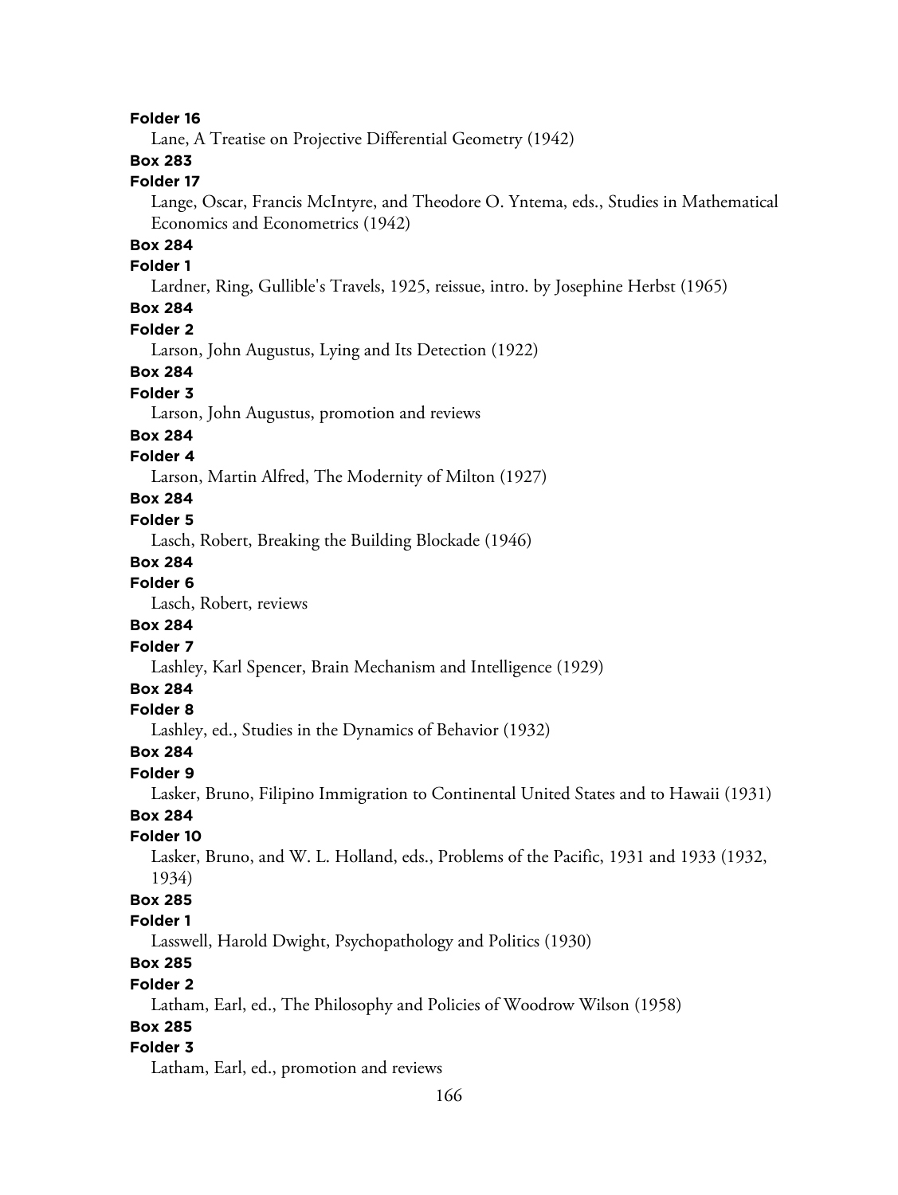**Folder 16**

Lane, A Treatise on Projective Differential Geometry (1942)

**Box 283**

**Folder 17**

Lange, Oscar, Francis McIntyre, and Theodore O. Yntema, eds., Studies in Mathematical Economics and Econometrics (1942)

**Box 284**

**Folder 1**

Lardner, Ring, Gullible's Travels, 1925, reissue, intro. by Josephine Herbst (1965)

**Box 284**

**Folder 2**

Larson, John Augustus, Lying and Its Detection (1922)

**Box 284**

**Folder 3**

Larson, John Augustus, promotion and reviews

**Box 284**

**Folder 4**

Larson, Martin Alfred, The Modernity of Milton (1927)

**Box 284**

**Folder 5**

Lasch, Robert, Breaking the Building Blockade (1946)

**Box 284**

**Folder 6**

Lasch, Robert, reviews

**Box 284**

**Folder 7**

Lashley, Karl Spencer, Brain Mechanism and Intelligence (1929)

**Box 284**

**Folder 8**

Lashley, ed., Studies in the Dynamics of Behavior (1932)

**Box 284**

**Folder 9**

Lasker, Bruno, Filipino Immigration to Continental United States and to Hawaii (1931)

**Box 284**

**Folder 10**

Lasker, Bruno, and W. L. Holland, eds., Problems of the Pacific, 1931 and 1933 (1932, 1934)

**Box 285**

**Folder 1**

Lasswell, Harold Dwight, Psychopathology and Politics (1930)

**Box 285**

**Folder 2**

Latham, Earl, ed., The Philosophy and Policies of Woodrow Wilson (1958)

**Box 285**

**Folder 3**

Latham, Earl, ed., promotion and reviews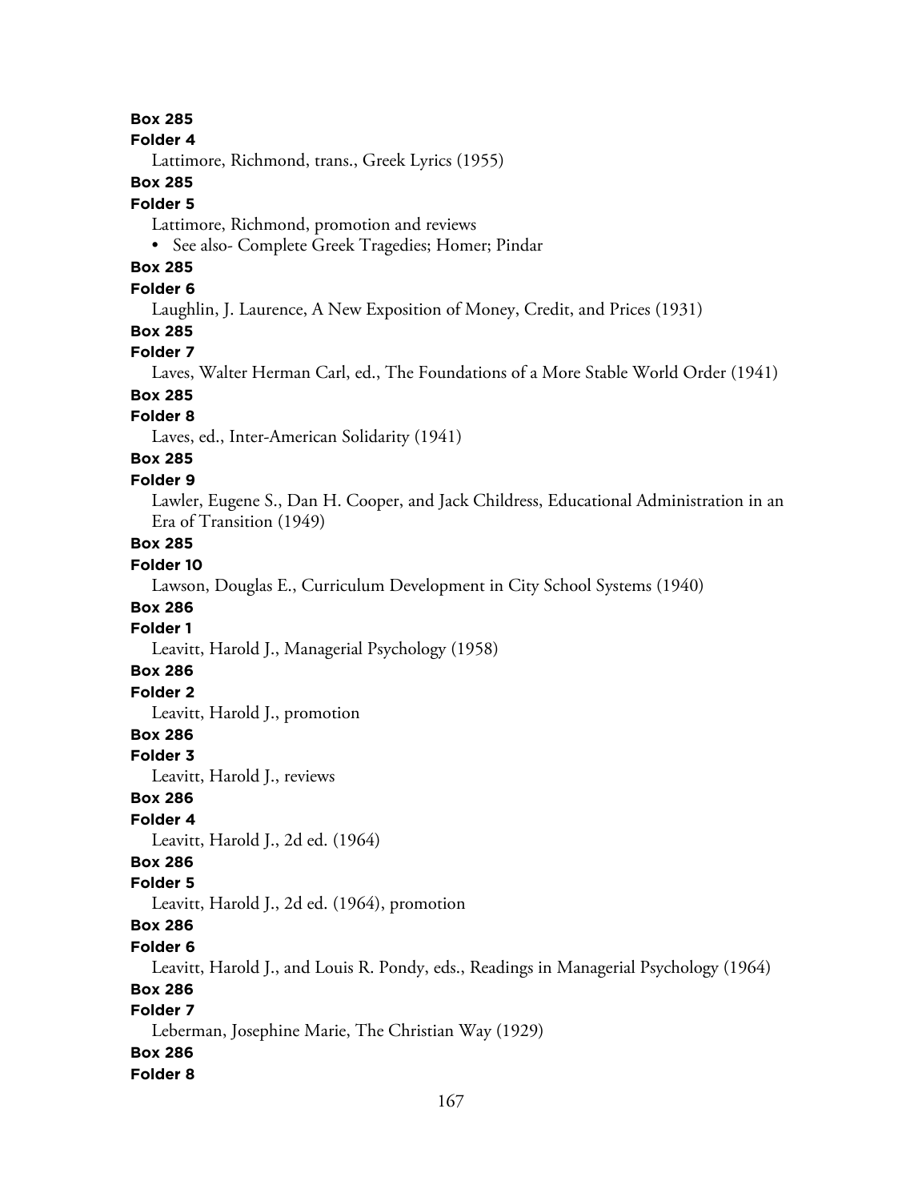**Box 285**

**Folder 4**

Lattimore, Richmond, trans., Greek Lyrics (1955)

**Box 285**

**Folder 5**

Lattimore, Richmond, promotion and reviews

- See also- Complete Greek Tragedies; Homer; Pindar

**Box 285**

**Folder 6**

Laughlin, J. Laurence, A New Exposition of Money, Credit, and Prices (1931)

**Box 285**

**Folder 7**

Laves, Walter Herman Carl, ed., The Foundations of a More Stable World Order (1941)

**Box 285**

**Folder 8**

Laves, ed., Inter-American Solidarity (1941)

**Box 285**

**Folder 9**

Lawler, Eugene S., Dan H. Cooper, and Jack Childress, Educational Administration in an Era of Transition (1949)

**Box 285**

**Folder 10**

Lawson, Douglas E., Curriculum Development in City School Systems (1940)

**Box 286**

**Folder 1**

Leavitt, Harold J., Managerial Psychology (1958)

**Box 286**

**Folder 2**

Leavitt, Harold J., promotion

**Box 286**

**Folder 3**

Leavitt, Harold J., reviews

**Box 286**

**Folder 4**

Leavitt, Harold J., 2d ed. (1964)

**Box 286**

**Folder 5**

Leavitt, Harold J., 2d ed. (1964), promotion

**Box 286**

**Folder 6**

Leavitt, Harold J., and Louis R. Pondy, eds., Readings in Managerial Psychology (1964)

**Box 286**

**Folder 7**

Leberman, Josephine Marie, The Christian Way (1929)

**Box 286**

**Folder 8**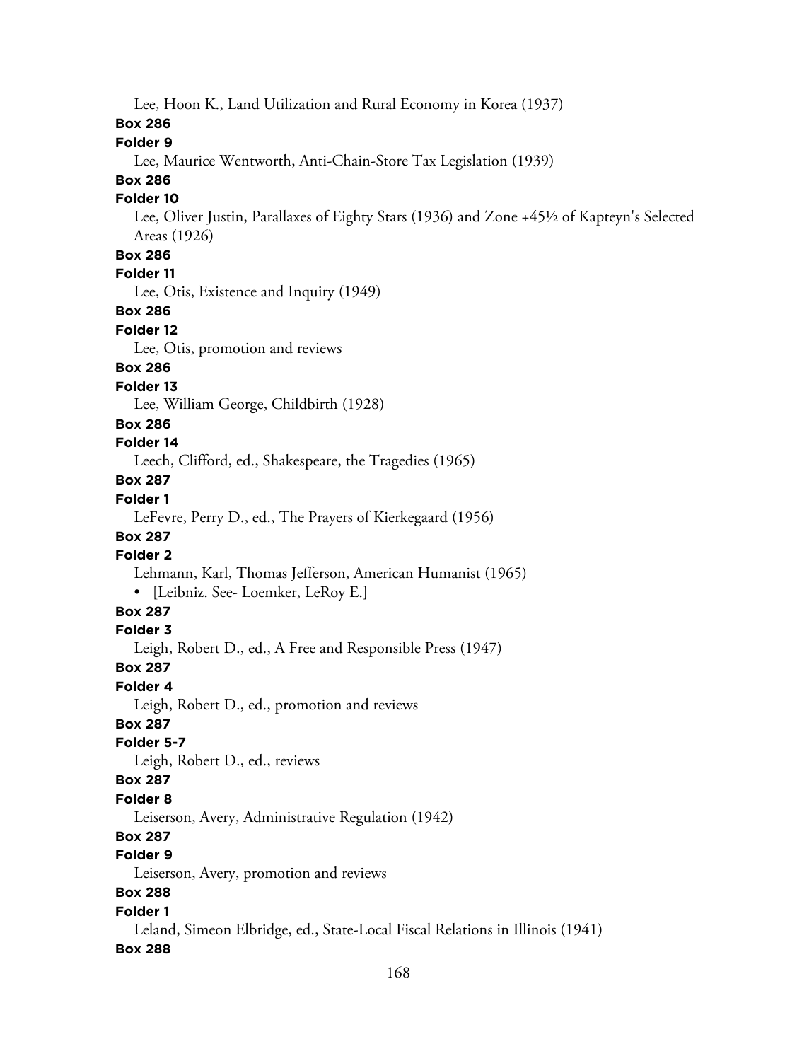Lee, Hoon K., Land Utilization and Rural Economy in Korea (1937)

**Box 286**

**Folder 9**

Lee, Maurice Wentworth, Anti-Chain-Store Tax Legislation (1939)

**Box 286**

**Folder 10**

Lee, Oliver Justin, Parallaxes of Eighty Stars (1936) and Zone +45½ of Kapteyn's Selected Areas (1926)

**Box 286**

**Folder 11**

Lee, Otis, Existence and Inquiry (1949)

**Box 286**

**Folder 12**

Lee, Otis, promotion and reviews

**Box 286**

**Folder 13**

Lee, William George, Childbirth (1928)

**Box 286**

**Folder 14**

Leech, Clifford, ed., Shakespeare, the Tragedies (1965)

**Box 287**

**Folder 1**

LeFevre, Perry D., ed., The Prayers of Kierkegaard (1956)

**Box 287**

**Folder 2**

Lehmann, Karl, Thomas Jefferson, American Humanist (1965)

- [Leibniz. See- Loemker, LeRoy E.]

**Box 287**

**Folder 3**

Leigh, Robert D., ed., A Free and Responsible Press (1947)

**Box 287**

**Folder 4**

Leigh, Robert D., ed., promotion and reviews

**Box 287**

**Folder 5-7**

Leigh, Robert D., ed., reviews

**Box 287**

**Folder 8**

Leiserson, Avery, Administrative Regulation (1942)

**Box 287**

**Folder 9**

Leiserson, Avery, promotion and reviews

**Box 288**

**Folder 1**

Leland, Simeon Elbridge, ed., State-Local Fiscal Relations in Illinois (1941)

**Box 288**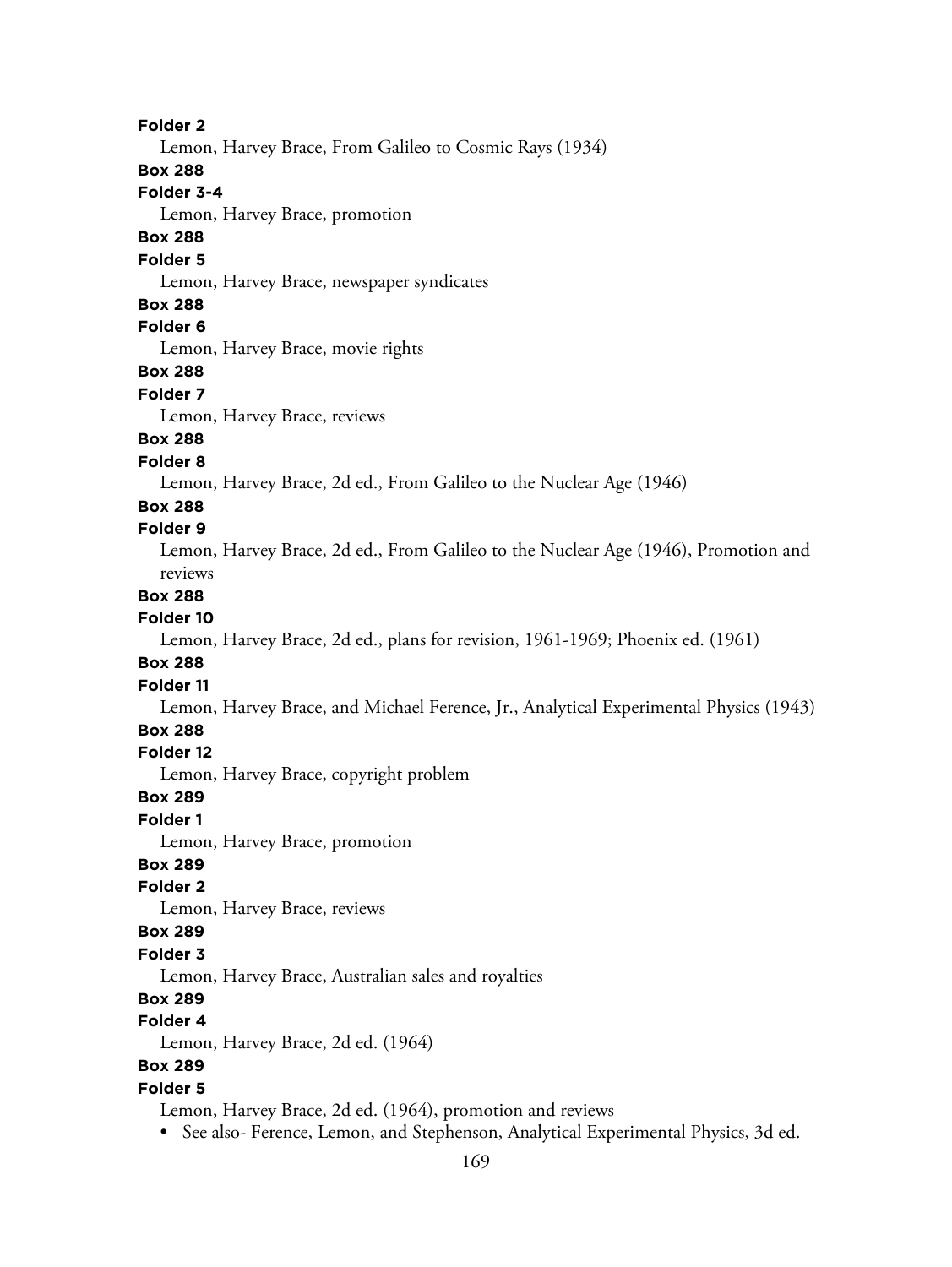**Folder 2**

Lemon, Harvey Brace, From Galileo to Cosmic Rays (1934)

**Box 288**

**Folder 3-4**

Lemon, Harvey Brace, promotion

**Box 288**

**Folder 5**

Lemon, Harvey Brace, newspaper syndicates

**Box 288**

**Folder 6**

Lemon, Harvey Brace, movie rights

**Box 288**

**Folder 7**

Lemon, Harvey Brace, reviews

**Box 288**

**Folder 8**

Lemon, Harvey Brace, 2d ed., From Galileo to the Nuclear Age (1946)

**Box 288**

**Folder 9**

Lemon, Harvey Brace, 2d ed., From Galileo to the Nuclear Age (1946), Promotion and reviews

**Box 288**

**Folder 10**

Lemon, Harvey Brace, 2d ed., plans for revision, 1961-1969; Phoenix ed. (1961)

**Box 288**

**Folder 11**

Lemon, Harvey Brace, and Michael Ference, Jr., Analytical Experimental Physics (1943)

**Box 288**

**Folder 12**

Lemon, Harvey Brace, copyright problem

**Box 289**

**Folder 1**

Lemon, Harvey Brace, promotion

**Box 289**

**Folder 2**

Lemon, Harvey Brace, reviews

**Box 289**

**Folder 3**

Lemon, Harvey Brace, Australian sales and royalties

**Box 289**

**Folder 4**

Lemon, Harvey Brace, 2d ed. (1964)

**Box 289**

**Folder 5**

Lemon, Harvey Brace, 2d ed. (1964), promotion and reviews

- See also- Ference, Lemon, and Stephenson, Analytical Experimental Physics, 3d ed.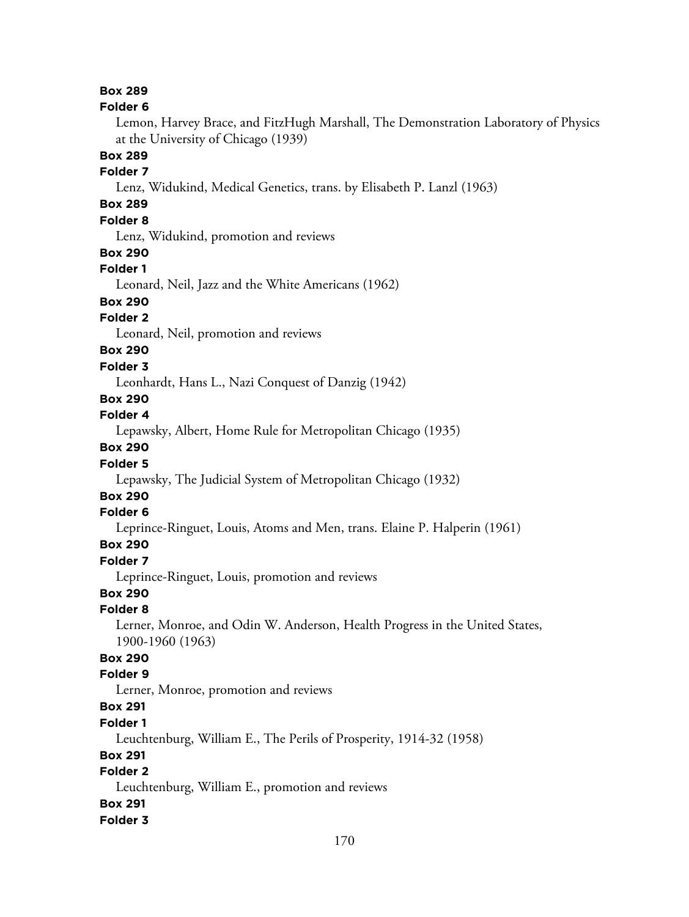**Box 289**

**Folder 6**

Lemon, Harvey Brace, and FitzHugh Marshall, The Demonstration Laboratory of Physics at the University of Chicago (1939)

**Box 289**

**Folder 7**

Lenz, Widukind, Medical Genetics, trans. by Elisabeth P. Lanzl (1963)

**Box 289**

**Folder 8**

Lenz, Widukind, promotion and reviews

**Box 290**

**Folder 1**

Leonard, Neil, Jazz and the White Americans (1962)

**Box 290**

**Folder 2**

Leonard, Neil, promotion and reviews

**Box 290**

**Folder 3**

Leonhardt, Hans L., Nazi Conquest of Danzig (1942)

**Box 290**

**Folder 4**

Lepawsky, Albert, Home Rule for Metropolitan Chicago (1935)

**Box 290**

**Folder 5**

Lepawsky, The Judicial System of Metropolitan Chicago (1932)

**Box 290**

**Folder 6**

Leprince-Ringuet, Louis, Atoms and Men, trans. Elaine P. Halperin (1961)

**Box 290**

**Folder 7**

Leprince-Ringuet, Louis, promotion and reviews

**Box 290**

**Folder 8**

Lerner, Monroe, and Odin W. Anderson, Health Progress in the United States, 1900-1960 (1963)

**Box 290**

**Folder 9**

Lerner, Monroe, promotion and reviews

**Box 291**

**Folder 1**

Leuchtenburg, William E., The Perils of Prosperity, 1914-32 (1958)

**Box 291**

**Folder 2**

Leuchtenburg, William E., promotion and reviews

**Box 291**

**Folder 3**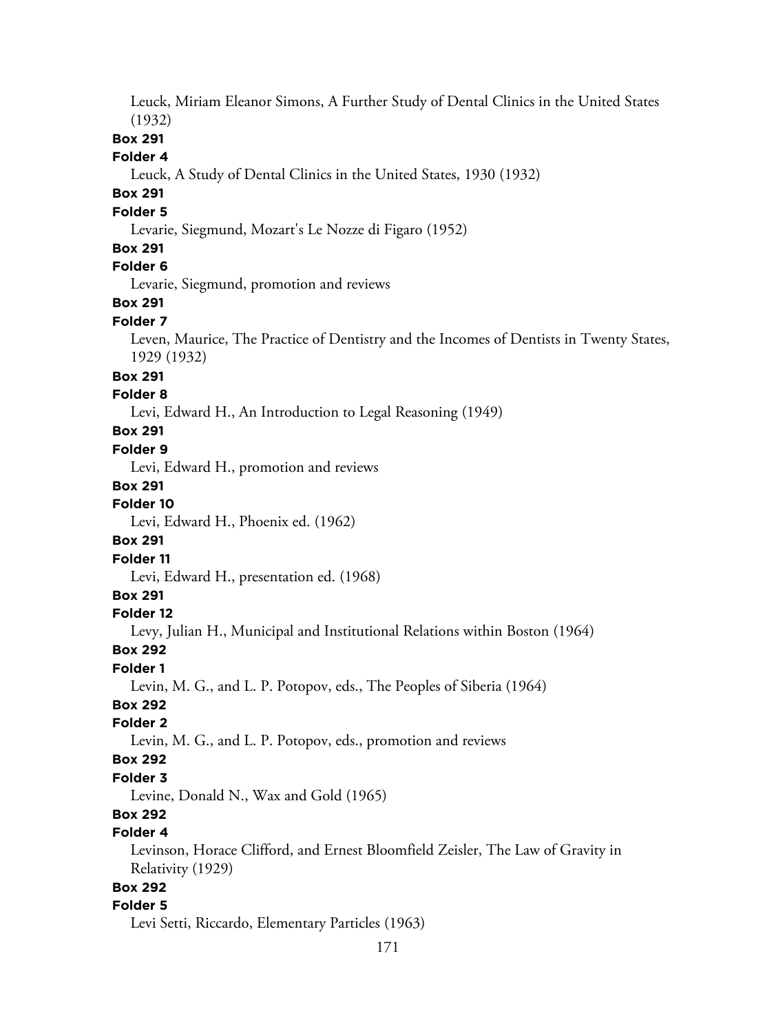Leuck, Miriam Eleanor Simons, A Further Study of Dental Clinics in the United States (1932)

**Box 291**

**Folder 4**

Leuck, A Study of Dental Clinics in the United States, 1930 (1932)

**Box 291**

**Folder 5**

Levarie, Siegmund, Mozart's Le Nozze di Figaro (1952)

**Box 291**

**Folder 6**

Levarie, Siegmund, promotion and reviews

**Box 291**

**Folder 7**

Leven, Maurice, The Practice of Dentistry and the Incomes of Dentists in Twenty States, 1929 (1932)

**Box 291**

**Folder 8**

Levi, Edward H., An Introduction to Legal Reasoning (1949)

**Box 291**

**Folder 9**

Levi, Edward H., promotion and reviews

**Box 291**

**Folder 10**

Levi, Edward H., Phoenix ed. (1962)

**Box 291**

**Folder 11**

Levi, Edward H., presentation ed. (1968)

**Box 291**

**Folder 12**

Levy, Julian H., Municipal and Institutional Relations within Boston (1964)

**Box 292**

**Folder 1**

Levin, M. G., and L. P. Potopov, eds., The Peoples of Siberia (1964)

**Box 292**

**Folder 2**

Levin, M. G., and L. P. Potopov, eds., promotion and reviews

**Box 292**

**Folder 3**

Levine, Donald N., Wax and Gold (1965)

**Box 292**

**Folder 4**

Levinson, Horace Clifford, and Ernest Bloomfield Zeisler, The Law of Gravity in Relativity (1929)

**Box 292**

**Folder 5**

Levi Setti, Riccardo, Elementary Particles (1963)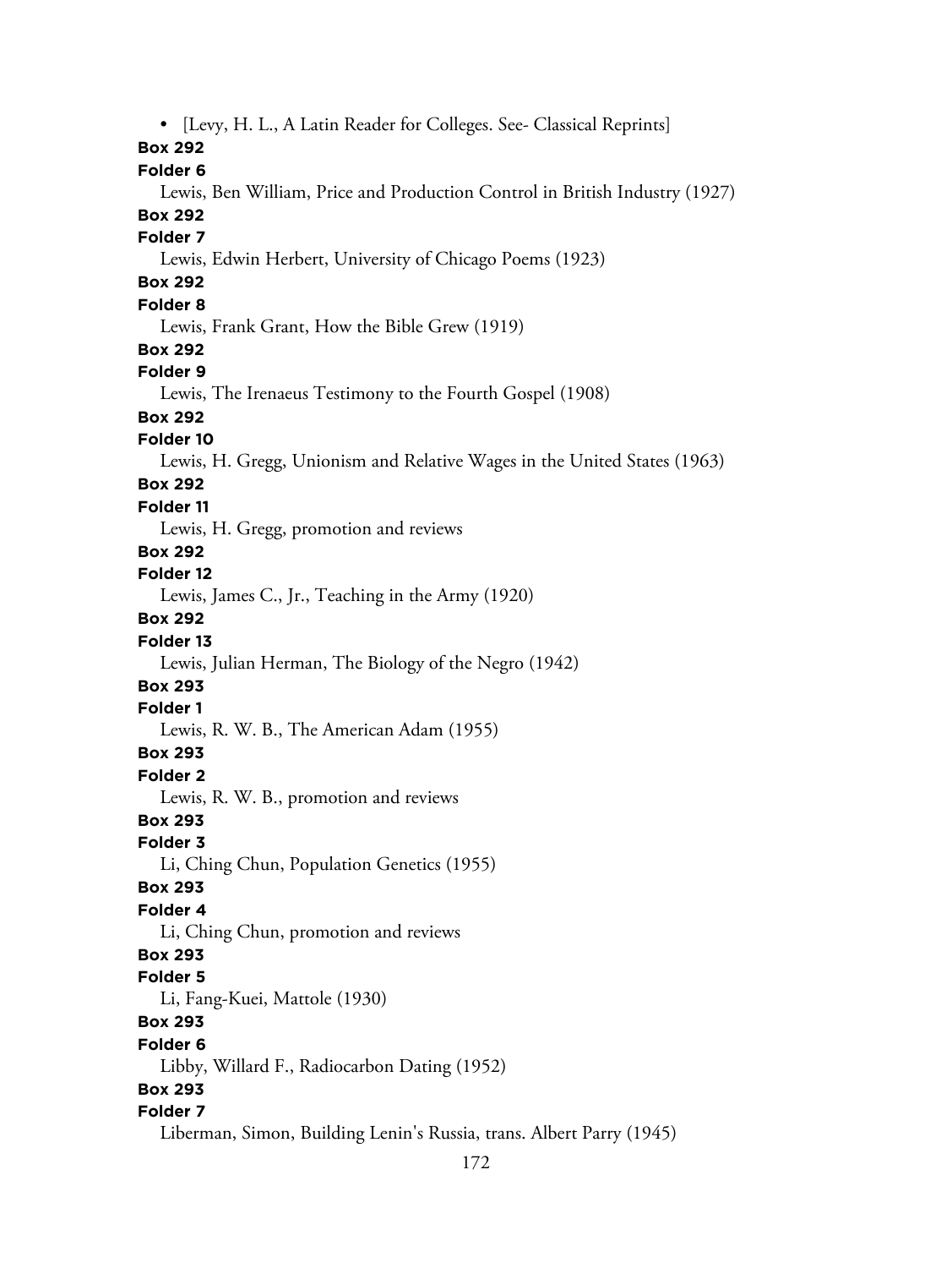- [Levy, H. L., A Latin Reader for Colleges. See- Classical Reprints]

**Box 292**
**Folder 6**
Lewis, Ben William, Price and Production Control in British Industry (1927)

**Box 292**
**Folder 7**
Lewis, Edwin Herbert, University of Chicago Poems (1923)

**Box 292**
**Folder 8**
Lewis, Frank Grant, How the Bible Grew (1919)

**Box 292**
**Folder 9**
Lewis, The Irenaeus Testimony to the Fourth Gospel (1908)

**Box 292**
**Folder 10**
Lewis, H. Gregg, Unionism and Relative Wages in the United States (1963)

**Box 292**
**Folder 11**
Lewis, H. Gregg, promotion and reviews

**Box 292**
**Folder 12**
Lewis, James C., Jr., Teaching in the Army (1920)

**Box 292**
**Folder 13**
Lewis, Julian Herman, The Biology of the Negro (1942)

**Box 293**
**Folder 1**
Lewis, R. W. B., The American Adam (1955)

**Box 293**
**Folder 2**
Lewis, R. W. B., promotion and reviews

**Box 293**
**Folder 3**
Li, Ching Chun, Population Genetics (1955)

**Box 293**
**Folder 4**
Li, Ching Chun, promotion and reviews

**Box 293**
**Folder 5**
Li, Fang-Kuei, Mattole (1930)

**Box 293**
**Folder 6**
Libby, Willard F., Radiocarbon Dating (1952)

**Box 293**
**Folder 7**
Liberman, Simon, Building Lenin's Russia, trans. Albert Parry (1945)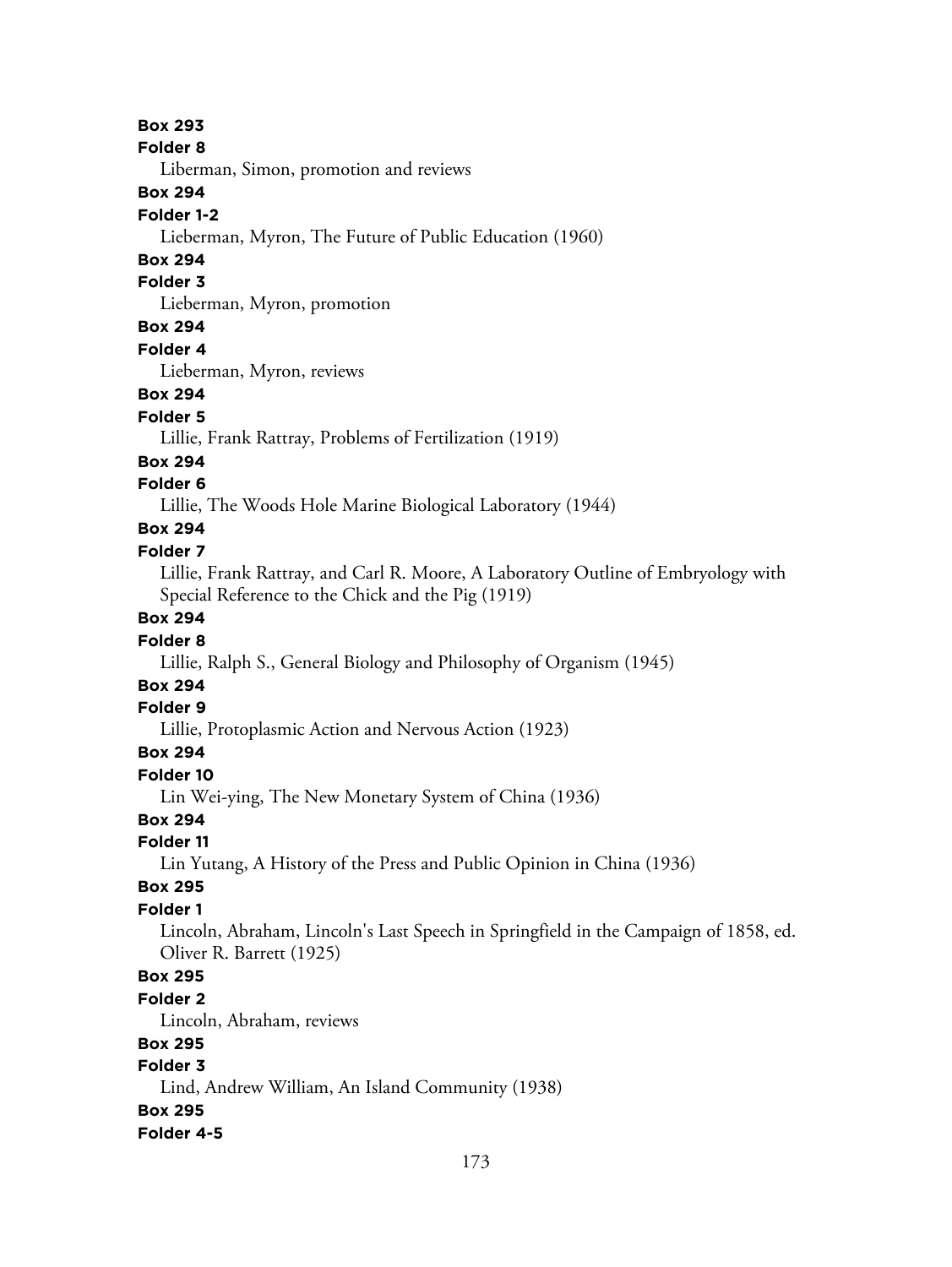**Box 293**
**Folder 8**
Liberman, Simon, promotion and reviews
**Box 294**
**Folder 1-2**
Lieberman, Myron, The Future of Public Education (1960)
**Box 294**
**Folder 3**
Lieberman, Myron, promotion
**Box 294**
**Folder 4**
Lieberman, Myron, reviews
**Box 294**
**Folder 5**
Lillie, Frank Rattray, Problems of Fertilization (1919)
**Box 294**
**Folder 6**
Lillie, The Woods Hole Marine Biological Laboratory (1944)
**Box 294**
**Folder 7**
Lillie, Frank Rattray, and Carl R. Moore, A Laboratory Outline of Embryology with Special Reference to the Chick and the Pig (1919)
**Box 294**
**Folder 8**
Lillie, Ralph S., General Biology and Philosophy of Organism (1945)
**Box 294**
**Folder 9**
Lillie, Protoplasmic Action and Nervous Action (1923)
**Box 294**
**Folder 10**
Lin Wei-ying, The New Monetary System of China (1936)
**Box 294**
**Folder 11**
Lin Yutang, A History of the Press and Public Opinion in China (1936)
**Box 295**
**Folder 1**
Lincoln, Abraham, Lincoln's Last Speech in Springfield in the Campaign of 1858, ed. Oliver R. Barrett (1925)
**Box 295**
**Folder 2**
Lincoln, Abraham, reviews
**Box 295**
**Folder 3**
Lind, Andrew William, An Island Community (1938)
**Box 295**
**Folder 4-5**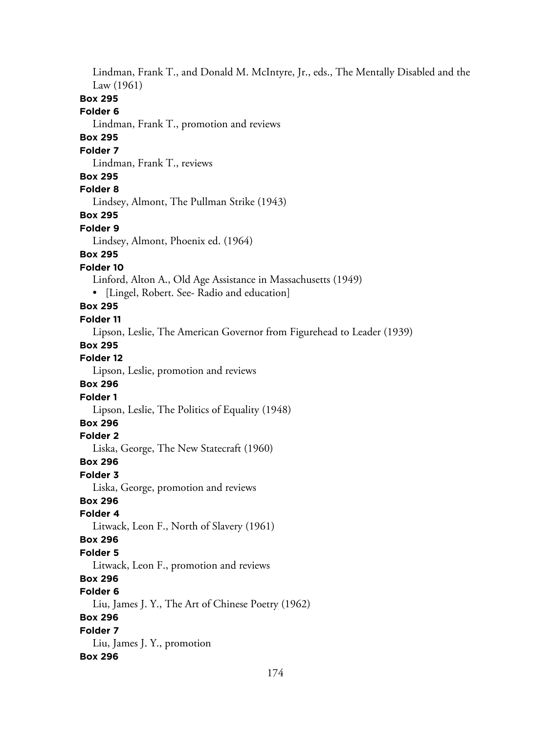Lindman, Frank T., and Donald M. McIntyre, Jr., eds., The Mentally Disabled and the Law (1961)

**Box 295**

**Folder 6**

Lindman, Frank T., promotion and reviews

**Box 295**

**Folder 7**

Lindman, Frank T., reviews

**Box 295**

**Folder 8**

Lindsey, Almont, The Pullman Strike (1943)

**Box 295**

**Folder 9**

Lindsey, Almont, Phoenix ed. (1964)

**Box 295**

**Folder 10**

Linford, Alton A., Old Age Assistance in Massachusetts (1949)

- [Lingel, Robert. See- Radio and education]

**Box 295**

**Folder 11**

Lipson, Leslie, The American Governor from Figurehead to Leader (1939)

**Box 295**

**Folder 12**

Lipson, Leslie, promotion and reviews

**Box 296**

**Folder 1**

Lipson, Leslie, The Politics of Equality (1948)

**Box 296**

**Folder 2**

Liska, George, The New Statecraft (1960)

**Box 296**

**Folder 3**

Liska, George, promotion and reviews

**Box 296**

**Folder 4**

Litwack, Leon F., North of Slavery (1961)

**Box 296**

**Folder 5**

Litwack, Leon F., promotion and reviews

**Box 296**

**Folder 6**

Liu, James J. Y., The Art of Chinese Poetry (1962)

**Box 296**

**Folder 7**

Liu, James J. Y., promotion

**Box 296**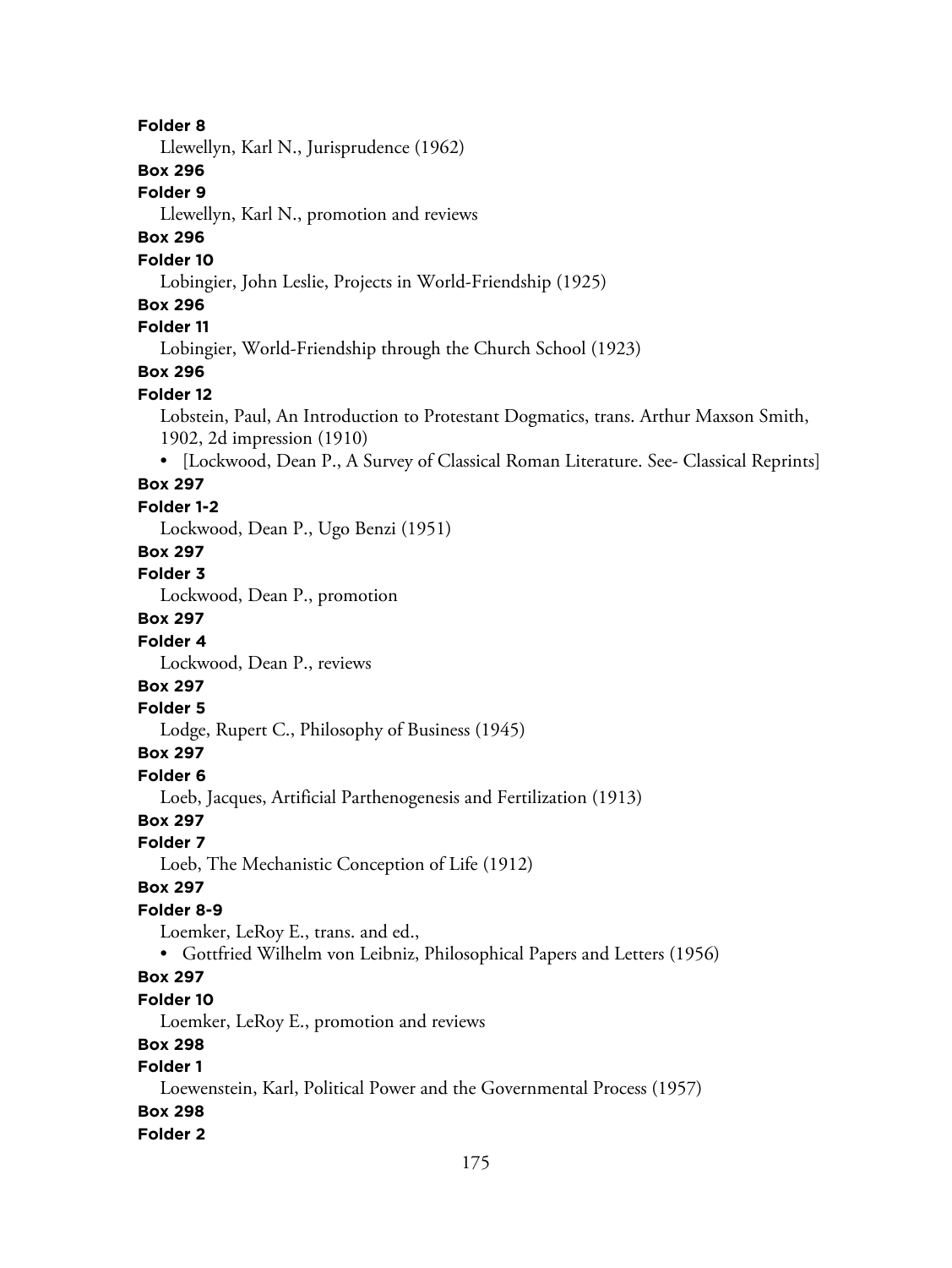**Folder 8**

Llewellyn, Karl N., Jurisprudence (1962)

**Box 296**

**Folder 9**

Llewellyn, Karl N., promotion and reviews

**Box 296**

**Folder 10**

Lobingier, John Leslie, Projects in World-Friendship (1925)

**Box 296**

**Folder 11**

Lobingier, World-Friendship through the Church School (1923)

**Box 296**

**Folder 12**

Lobstein, Paul, An Introduction to Protestant Dogmatics, trans. Arthur Maxson Smith, 1902, 2d impression (1910)

- [Lockwood, Dean P., A Survey of Classical Roman Literature. See- Classical Reprints]

**Box 297**

**Folder 1-2**

Lockwood, Dean P., Ugo Benzi (1951)

**Box 297**

**Folder 3**

Lockwood, Dean P., promotion

**Box 297**

**Folder 4**

Lockwood, Dean P., reviews

**Box 297**

**Folder 5**

Lodge, Rupert C., Philosophy of Business (1945)

**Box 297**

**Folder 6**

Loeb, Jacques, Artificial Parthenogenesis and Fertilization (1913)

**Box 297**

**Folder 7**

Loeb, The Mechanistic Conception of Life (1912)

**Box 297**

**Folder 8-9**

Loemker, LeRoy E., trans. and ed.,

- Gottfried Wilhelm von Leibniz, Philosophical Papers and Letters (1956)

**Box 297**

**Folder 10**

Loemker, LeRoy E., promotion and reviews

**Box 298**

**Folder 1**

Loewenstein, Karl, Political Power and the Governmental Process (1957)

**Box 298**

**Folder 2**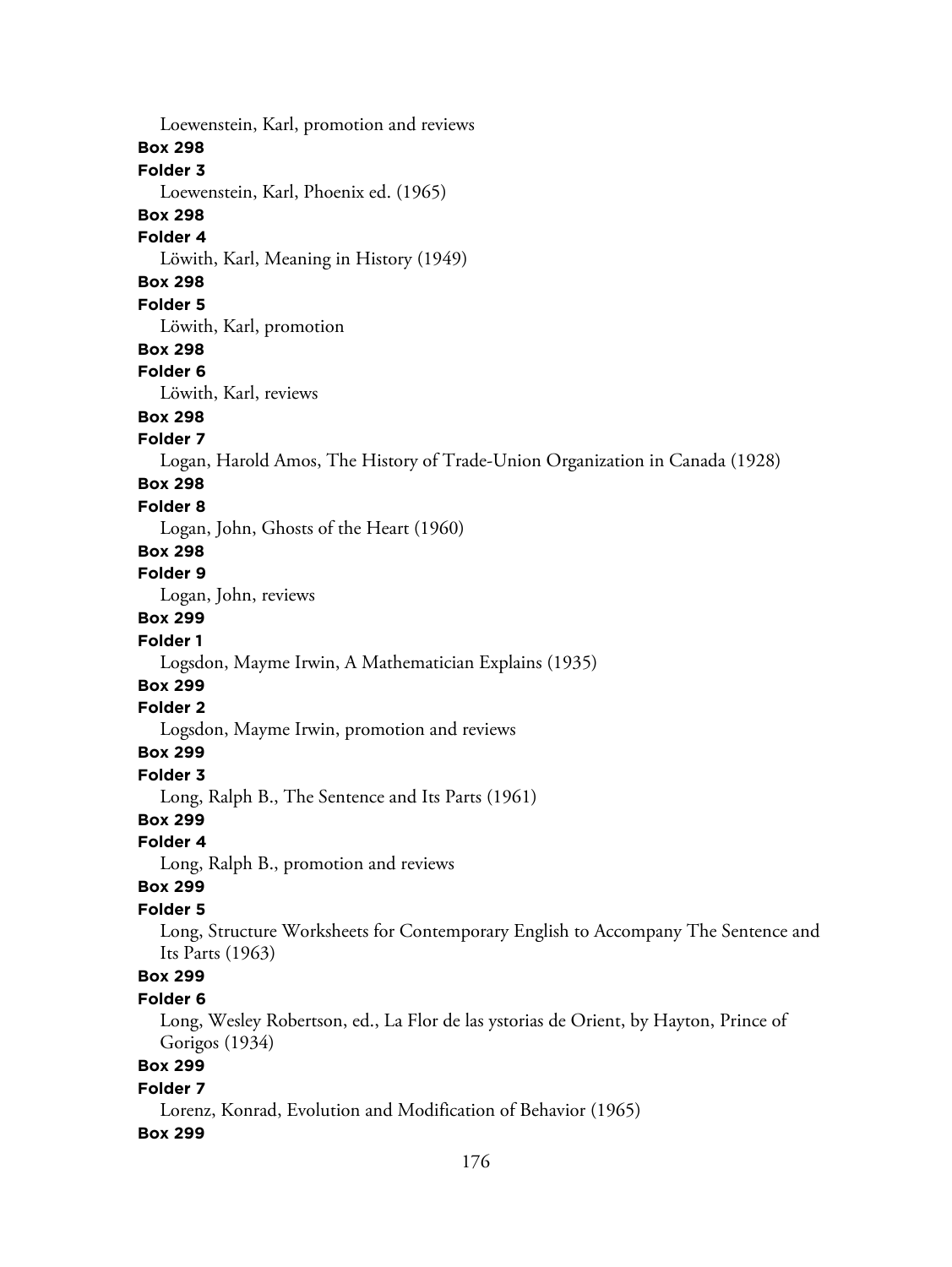Loewenstein, Karl, promotion and reviews

**Box 298**

**Folder 3**

Loewenstein, Karl, Phoenix ed. (1965)

**Box 298**

**Folder 4**

Löwith, Karl, Meaning in History (1949)

**Box 298**

**Folder 5**

Löwith, Karl, promotion

**Box 298**

**Folder 6**

Löwith, Karl, reviews

**Box 298**

**Folder 7**

Logan, Harold Amos, The History of Trade-Union Organization in Canada (1928)

**Box 298**

**Folder 8**

Logan, John, Ghosts of the Heart (1960)

**Box 298**

**Folder 9**

Logan, John, reviews

**Box 299**

**Folder 1**

Logsdon, Mayme Irwin, A Mathematician Explains (1935)

**Box 299**

**Folder 2**

Logsdon, Mayme Irwin, promotion and reviews

**Box 299**

**Folder 3**

Long, Ralph B., The Sentence and Its Parts (1961)

**Box 299**

**Folder 4**

Long, Ralph B., promotion and reviews

**Box 299**

**Folder 5**

Long, Structure Worksheets for Contemporary English to Accompany The Sentence and Its Parts (1963)

**Box 299**

**Folder 6**

Long, Wesley Robertson, ed., La Flor de las ystorias de Orient, by Hayton, Prince of Gorigos (1934)

**Box 299**

**Folder 7**

Lorenz, Konrad, Evolution and Modification of Behavior (1965)

**Box 299**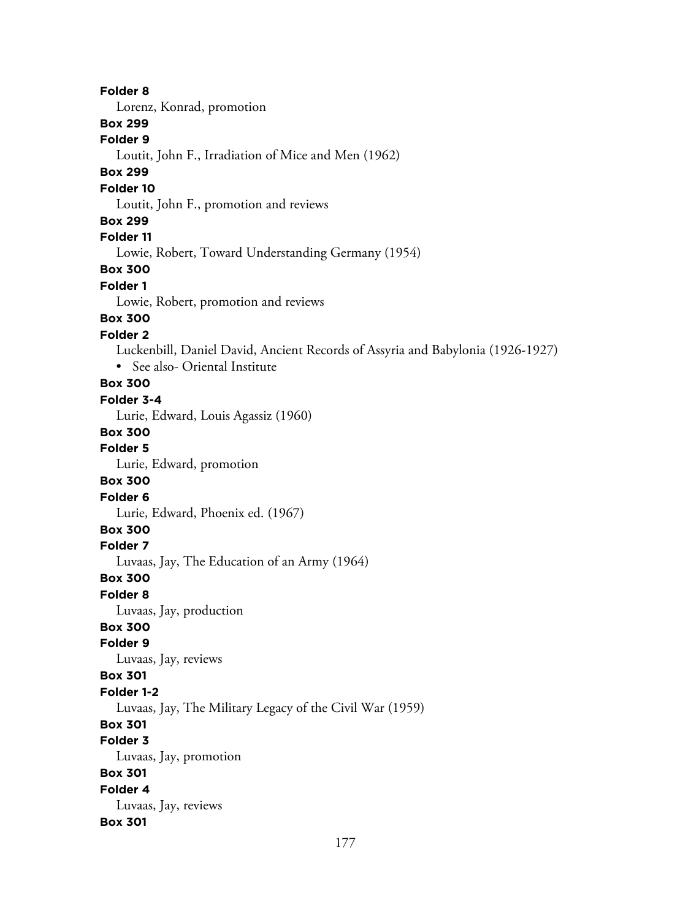**Folder 8**

Lorenz, Konrad, promotion

**Box 299**

**Folder 9**

Loutit, John F., Irradiation of Mice and Men (1962)

**Box 299**

**Folder 10**

Loutit, John F., promotion and reviews

**Box 299**

**Folder 11**

Lowie, Robert, Toward Understanding Germany (1954)

**Box 300**

**Folder 1**

Lowie, Robert, promotion and reviews

**Box 300**

**Folder 2**

Luckenbill, Daniel David, Ancient Records of Assyria and Babylonia (1926-1927)

- See also- Oriental Institute

**Box 300**

**Folder 3-4**

Lurie, Edward, Louis Agassiz (1960)

**Box 300**

**Folder 5**

Lurie, Edward, promotion

**Box 300**

**Folder 6**

Lurie, Edward, Phoenix ed. (1967)

**Box 300**

**Folder 7**

Luvaas, Jay, The Education of an Army (1964)

**Box 300**

**Folder 8**

Luvaas, Jay, production

**Box 300**

**Folder 9**

Luvaas, Jay, reviews

**Box 301**

**Folder 1-2**

Luvaas, Jay, The Military Legacy of the Civil War (1959)

**Box 301**

**Folder 3**

Luvaas, Jay, promotion

**Box 301**

**Folder 4**

Luvaas, Jay, reviews

**Box 301**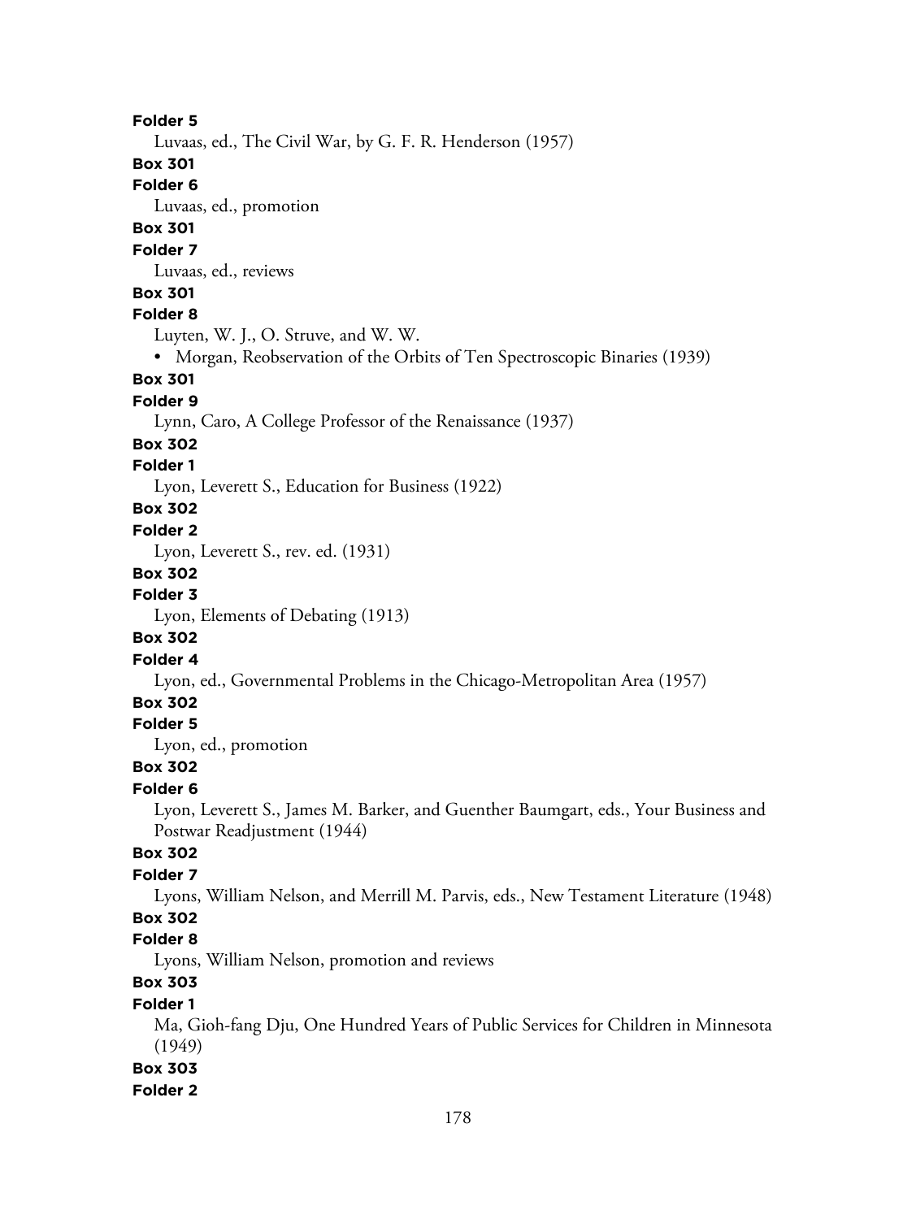**Folder 5**

Luvaas, ed., The Civil War, by G. F. R. Henderson (1957)

**Box 301**

**Folder 6**

Luvaas, ed., promotion

**Box 301**

**Folder 7**

Luvaas, ed., reviews

**Box 301**

**Folder 8**

Luyten, W. J., O. Struve, and W. W.

- Morgan, Reobservation of the Orbits of Ten Spectroscopic Binaries (1939)

**Box 301**

**Folder 9**

Lynn, Caro, A College Professor of the Renaissance (1937)

**Box 302**

**Folder 1**

Lyon, Leverett S., Education for Business (1922)

**Box 302**

**Folder 2**

Lyon, Leverett S., rev. ed. (1931)

**Box 302**

**Folder 3**

Lyon, Elements of Debating (1913)

**Box 302**

**Folder 4**

Lyon, ed., Governmental Problems in the Chicago-Metropolitan Area (1957)

**Box 302**

**Folder 5**

Lyon, ed., promotion

**Box 302**

**Folder 6**

Lyon, Leverett S., James M. Barker, and Guenther Baumgart, eds., Your Business and Postwar Readjustment (1944)

**Box 302**

**Folder 7**

Lyons, William Nelson, and Merrill M. Parvis, eds., New Testament Literature (1948)

**Box 302**

**Folder 8**

Lyons, William Nelson, promotion and reviews

**Box 303**

**Folder 1**

Ma, Gioh-fang Dju, One Hundred Years of Public Services for Children in Minnesota (1949)

**Box 303**

**Folder 2**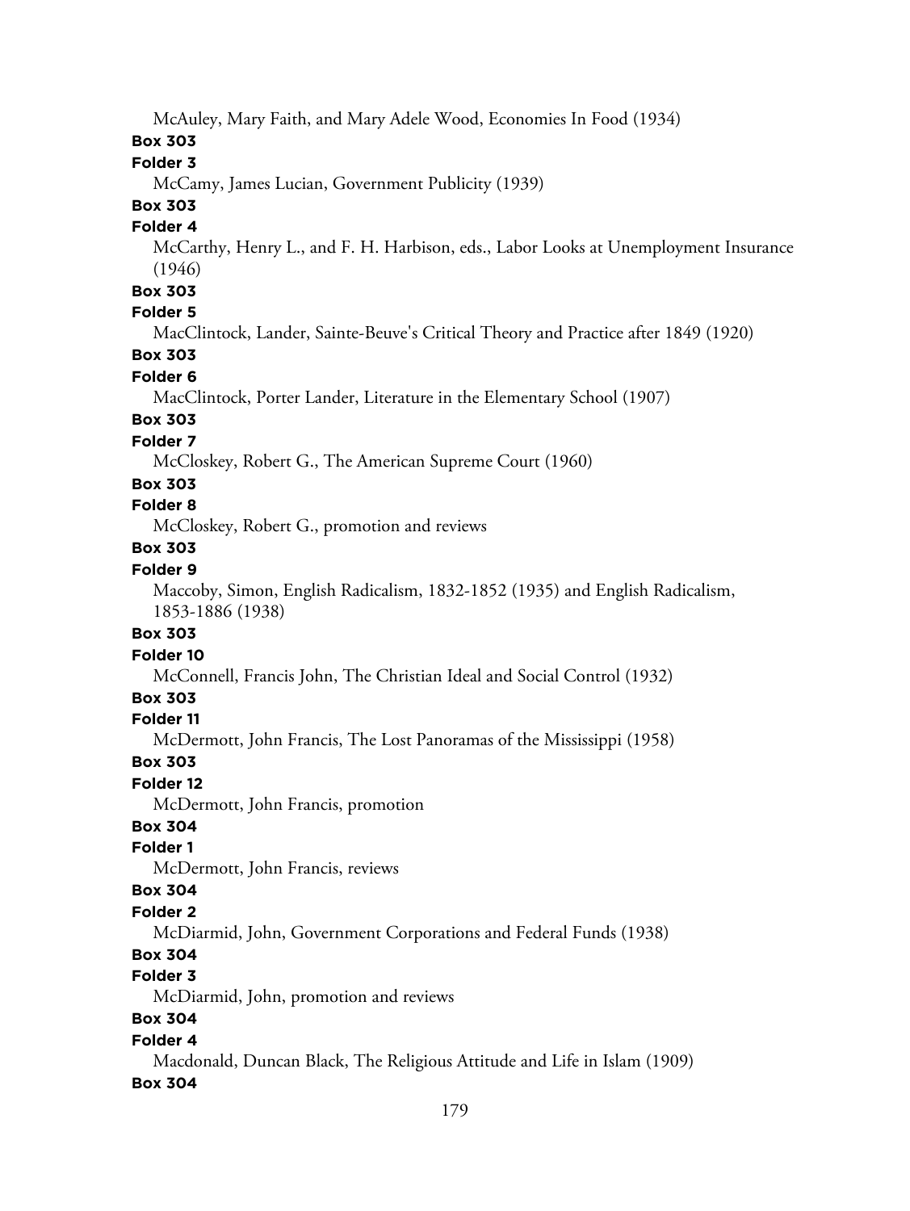McAuley, Mary Faith, and Mary Adele Wood, Economies In Food (1934)

**Box 303**

**Folder 3**

McCamy, James Lucian, Government Publicity (1939)

**Box 303**

**Folder 4**

McCarthy, Henry L., and F. H. Harbison, eds., Labor Looks at Unemployment Insurance (1946)

**Box 303**

**Folder 5**

MacClintock, Lander, Sainte-Beuve's Critical Theory and Practice after 1849 (1920)

**Box 303**

**Folder 6**

MacClintock, Porter Lander, Literature in the Elementary School (1907)

**Box 303**

**Folder 7**

McCloskey, Robert G., The American Supreme Court (1960)

**Box 303**

**Folder 8**

McCloskey, Robert G., promotion and reviews

**Box 303**

**Folder 9**

Maccoby, Simon, English Radicalism, 1832-1852 (1935) and English Radicalism, 1853-1886 (1938)

**Box 303**

**Folder 10**

McConnell, Francis John, The Christian Ideal and Social Control (1932)

**Box 303**

**Folder 11**

McDermott, John Francis, The Lost Panoramas of the Mississippi (1958)

**Box 303**

**Folder 12**

McDermott, John Francis, promotion

**Box 304**

**Folder 1**

McDermott, John Francis, reviews

**Box 304**

**Folder 2**

McDiarmid, John, Government Corporations and Federal Funds (1938)

**Box 304**

**Folder 3**

McDiarmid, John, promotion and reviews

**Box 304**

**Folder 4**

Macdonald, Duncan Black, The Religious Attitude and Life in Islam (1909)

**Box 304**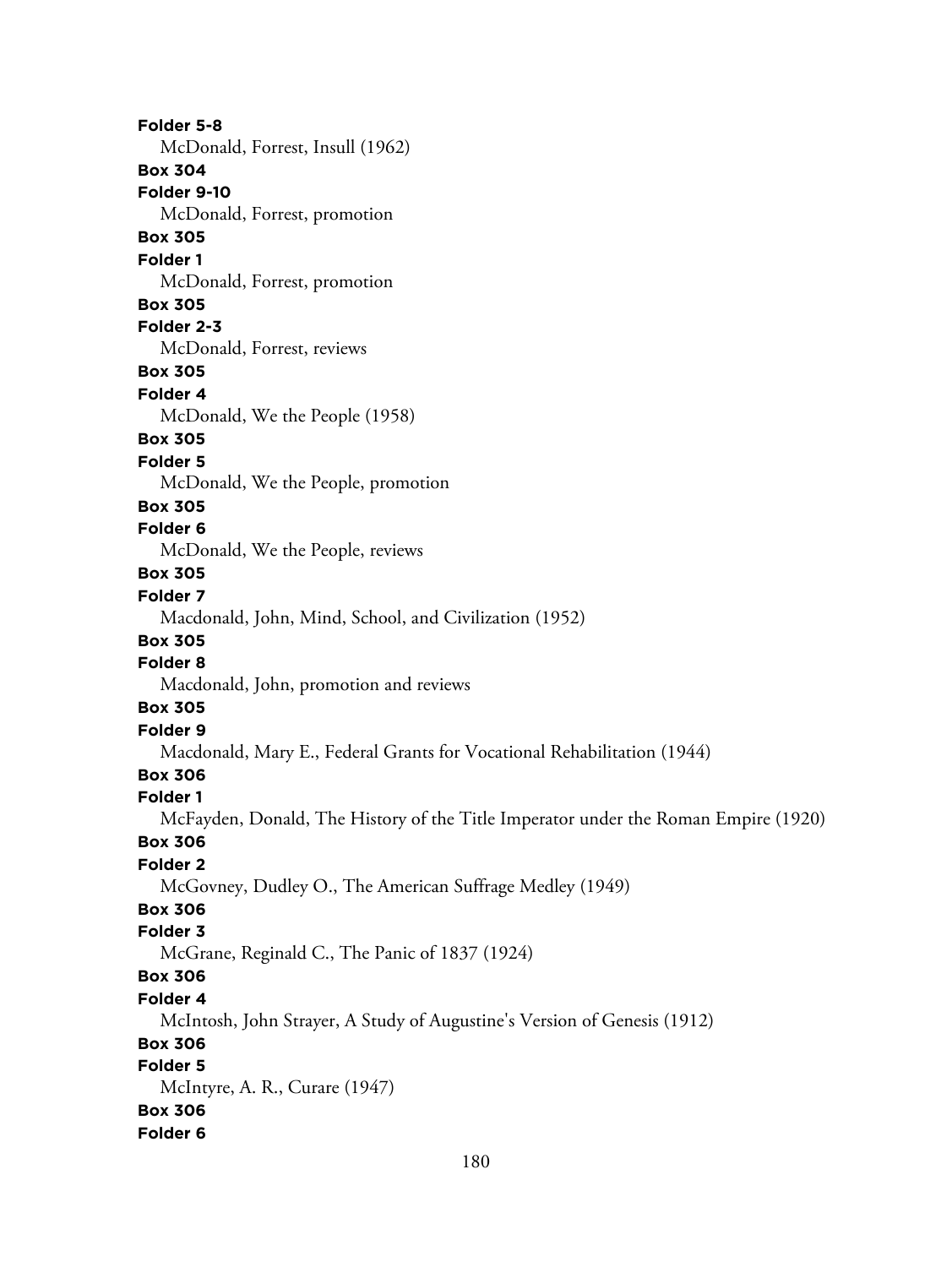**Folder 5-8**

McDonald, Forrest, Insull (1962)

**Box 304**

**Folder 9-10**

McDonald, Forrest, promotion

**Box 305**

**Folder 1**

McDonald, Forrest, promotion

**Box 305**

**Folder 2-3**

McDonald, Forrest, reviews

**Box 305**

**Folder 4**

McDonald, We the People (1958)

**Box 305**

**Folder 5**

McDonald, We the People, promotion

**Box 305**

**Folder 6**

McDonald, We the People, reviews

**Box 305**

**Folder 7**

Macdonald, John, Mind, School, and Civilization (1952)

**Box 305**

**Folder 8**

Macdonald, John, promotion and reviews

**Box 305**

**Folder 9**

Macdonald, Mary E., Federal Grants for Vocational Rehabilitation (1944)

**Box 306**

**Folder 1**

McFayden, Donald, The History of the Title Imperator under the Roman Empire (1920)

**Box 306**

**Folder 2**

McGovney, Dudley O., The American Suffrage Medley (1949)

**Box 306**

**Folder 3**

McGrane, Reginald C., The Panic of 1837 (1924)

**Box 306**

**Folder 4**

McIntosh, John Strayer, A Study of Augustine's Version of Genesis (1912)

**Box 306**

**Folder 5**

McIntyre, A. R., Curare (1947)

**Box 306**

**Folder 6**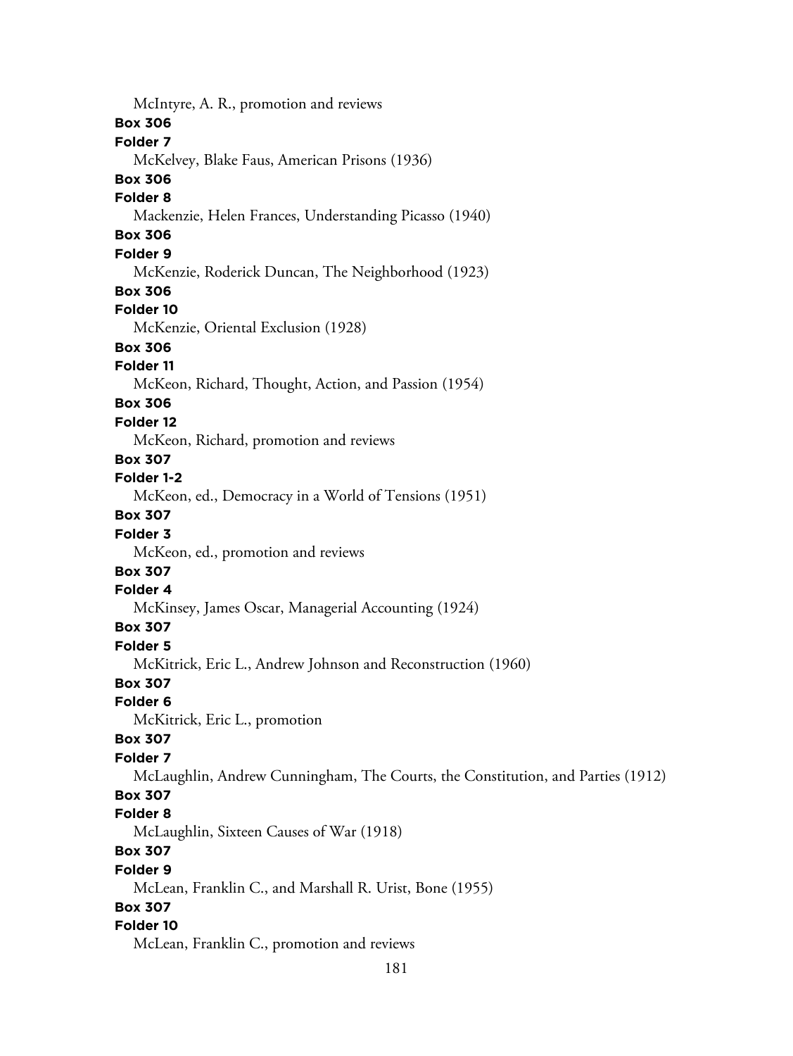McIntyre, A. R., promotion and reviews

**Box 306**

**Folder 7**

McKelvey, Blake Faus, American Prisons (1936)

**Box 306**

**Folder 8**

Mackenzie, Helen Frances, Understanding Picasso (1940)

**Box 306**

**Folder 9**

McKenzie, Roderick Duncan, The Neighborhood (1923)

**Box 306**

**Folder 10**

McKenzie, Oriental Exclusion (1928)

**Box 306**

**Folder 11**

McKeon, Richard, Thought, Action, and Passion (1954)

**Box 306**

**Folder 12**

McKeon, Richard, promotion and reviews

**Box 307**

**Folder 1-2**

McKeon, ed., Democracy in a World of Tensions (1951)

**Box 307**

**Folder 3**

McKeon, ed., promotion and reviews

**Box 307**

**Folder 4**

McKinsey, James Oscar, Managerial Accounting (1924)

**Box 307**

**Folder 5**

McKitrick, Eric L., Andrew Johnson and Reconstruction (1960)

**Box 307**

**Folder 6**

McKitrick, Eric L., promotion

**Box 307**

**Folder 7**

McLaughlin, Andrew Cunningham, The Courts, the Constitution, and Parties (1912)

**Box 307**

**Folder 8**

McLaughlin, Sixteen Causes of War (1918)

**Box 307**

**Folder 9**

McLean, Franklin C., and Marshall R. Urist, Bone (1955)

**Box 307**

**Folder 10**

McLean, Franklin C., promotion and reviews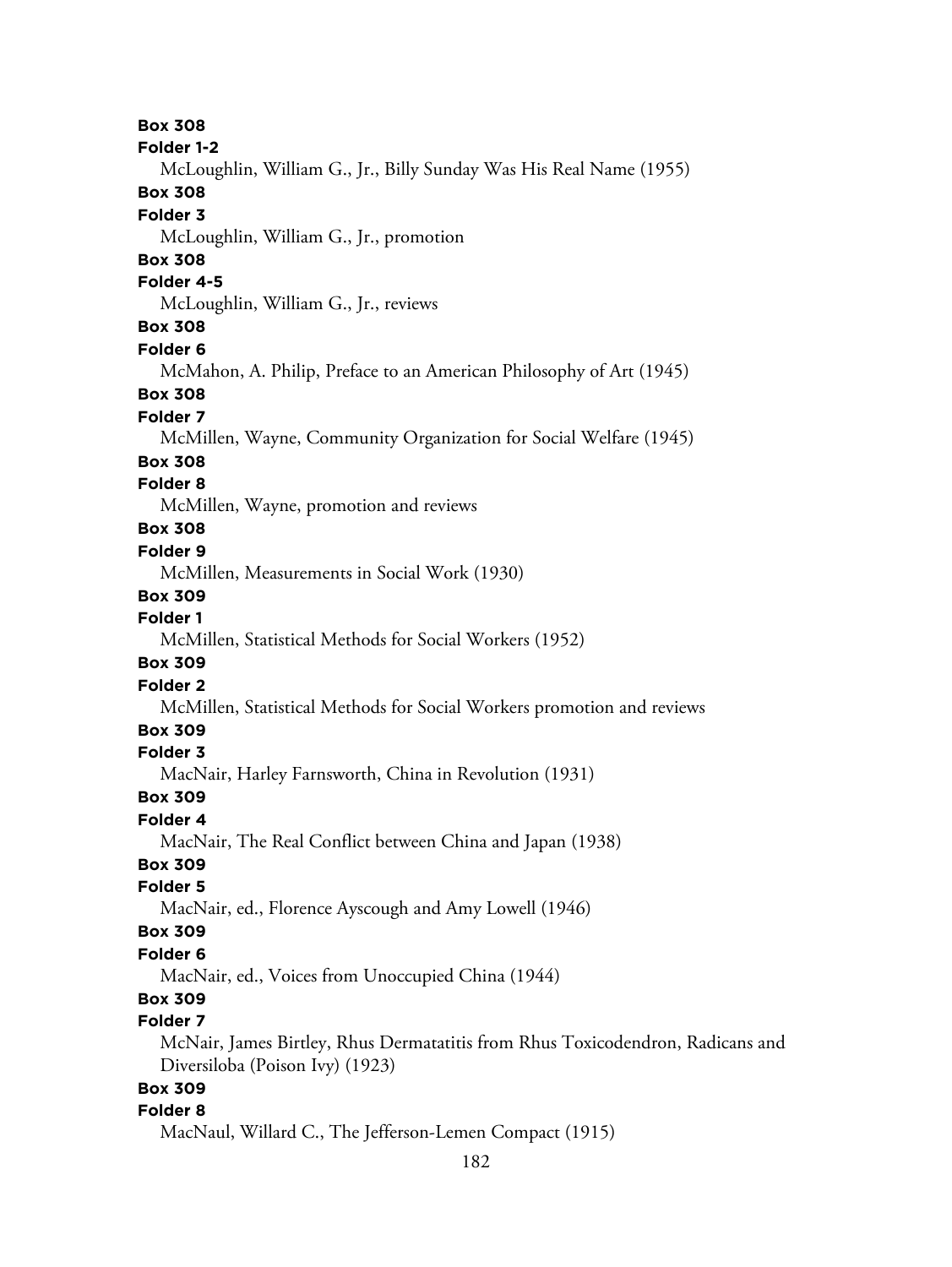**Box 308**
**Folder 1-2**
McLoughlin, William G., Jr., Billy Sunday Was His Real Name (1955)
**Box 308**
**Folder 3**
McLoughlin, William G., Jr., promotion
**Box 308**
**Folder 4-5**
McLoughlin, William G., Jr., reviews
**Box 308**
**Folder 6**
McMahon, A. Philip, Preface to an American Philosophy of Art (1945)
**Box 308**
**Folder 7**
McMillen, Wayne, Community Organization for Social Welfare (1945)
**Box 308**
**Folder 8**
McMillen, Wayne, promotion and reviews
**Box 308**
**Folder 9**
McMillen, Measurements in Social Work (1930)
**Box 309**
**Folder 1**
McMillen, Statistical Methods for Social Workers (1952)
**Box 309**
**Folder 2**
McMillen, Statistical Methods for Social Workers promotion and reviews
**Box 309**
**Folder 3**
MacNair, Harley Farnsworth, China in Revolution (1931)
**Box 309**
**Folder 4**
MacNair, The Real Conflict between China and Japan (1938)
**Box 309**
**Folder 5**
MacNair, ed., Florence Ayscough and Amy Lowell (1946)
**Box 309**
**Folder 6**
MacNair, ed., Voices from Unoccupied China (1944)
**Box 309**
**Folder 7**
McNair, James Birtley, Rhus Dermatatitis from Rhus Toxicodendron, Radicans and Diversiloba (Poison Ivy) (1923)
**Box 309**
**Folder 8**
MacNaul, Willard C., The Jefferson-Lemen Compact (1915)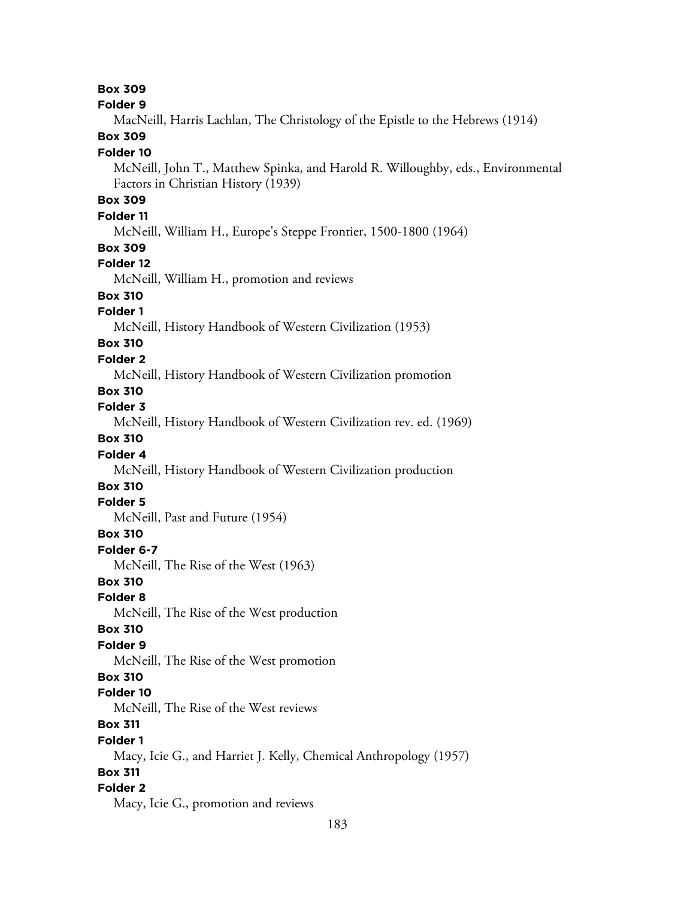**Box 309**

**Folder 9**

MacNeill, Harris Lachlan, The Christology of the Epistle to the Hebrews (1914)

**Box 309**

**Folder 10**

McNeill, John T., Matthew Spinka, and Harold R. Willoughby, eds., Environmental Factors in Christian History (1939)

**Box 309**

**Folder 11**

McNeill, William H., Europe's Steppe Frontier, 1500-1800 (1964)

**Box 309**

**Folder 12**

McNeill, William H., promotion and reviews

**Box 310**

**Folder 1**

McNeill, History Handbook of Western Civilization (1953)

**Box 310**

**Folder 2**

McNeill, History Handbook of Western Civilization promotion

**Box 310**

**Folder 3**

McNeill, History Handbook of Western Civilization rev. ed. (1969)

**Box 310**

**Folder 4**

McNeill, History Handbook of Western Civilization production

**Box 310**

**Folder 5**

McNeill, Past and Future (1954)

**Box 310**

**Folder 6-7**

McNeill, The Rise of the West (1963)

**Box 310**

**Folder 8**

McNeill, The Rise of the West production

**Box 310**

**Folder 9**

McNeill, The Rise of the West promotion

**Box 310**

**Folder 10**

McNeill, The Rise of the West reviews

**Box 311**

**Folder 1**

Macy, Icie G., and Harriet J. Kelly, Chemical Anthropology (1957)

**Box 311**

**Folder 2**

Macy, Icie G., promotion and reviews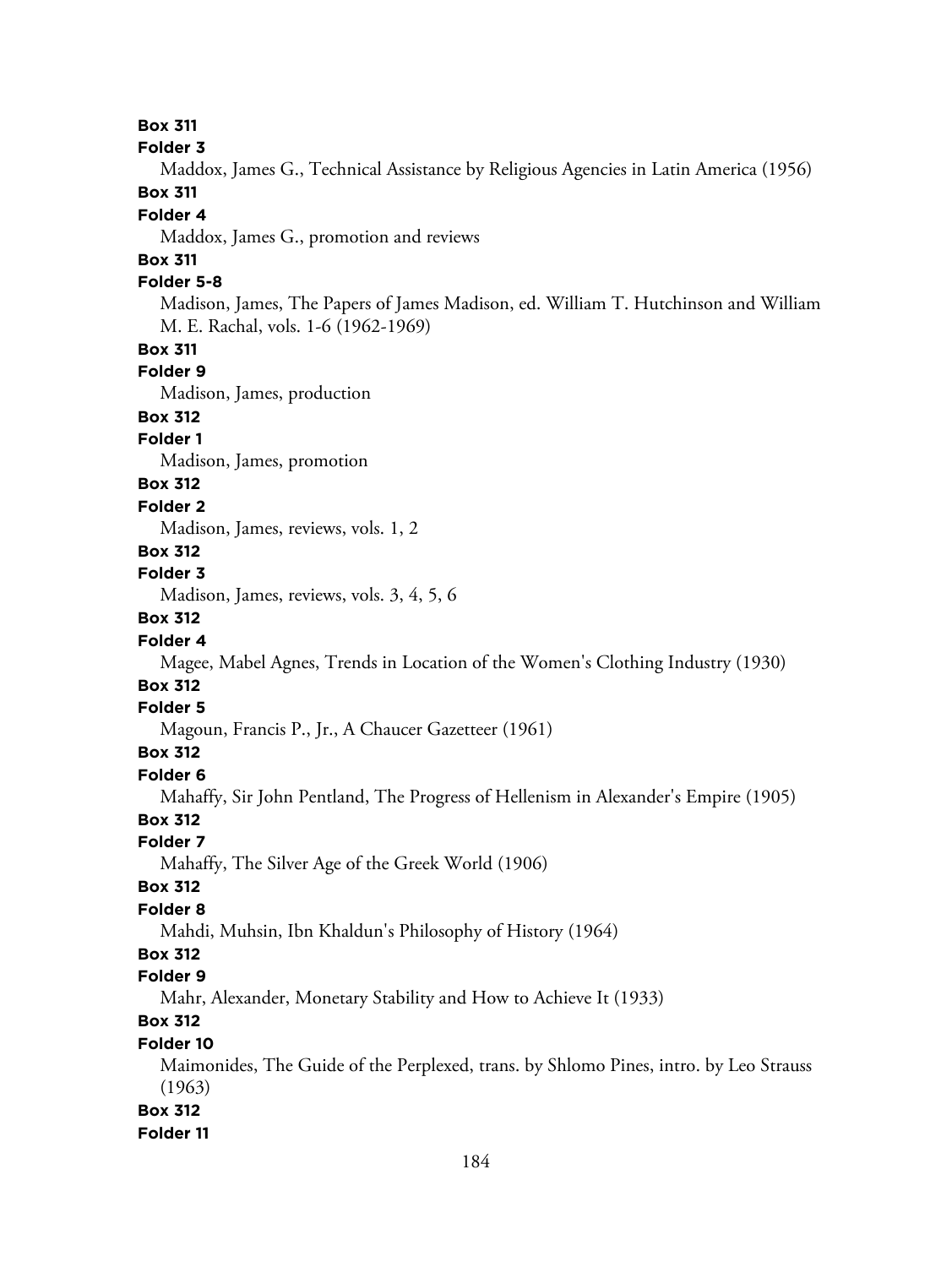**Box 311**
**Folder 3**
Maddox, James G., Technical Assistance by Religious Agencies in Latin America (1956)

**Box 311**
**Folder 4**
Maddox, James G., promotion and reviews

**Box 311**
**Folder 5-8**
Madison, James, The Papers of James Madison, ed. William T. Hutchinson and William M. E. Rachal, vols. 1-6 (1962-1969)

**Box 311**
**Folder 9**
Madison, James, production

**Box 312**
**Folder 1**
Madison, James, promotion

**Box 312**
**Folder 2**
Madison, James, reviews, vols. 1, 2

**Box 312**
**Folder 3**
Madison, James, reviews, vols. 3, 4, 5, 6

**Box 312**
**Folder 4**
Magee, Mabel Agnes, Trends in Location of the Women's Clothing Industry (1930)

**Box 312**
**Folder 5**
Magoun, Francis P., Jr., A Chaucer Gazetteer (1961)

**Box 312**
**Folder 6**
Mahaffy, Sir John Pentland, The Progress of Hellenism in Alexander's Empire (1905)

**Box 312**
**Folder 7**
Mahaffy, The Silver Age of the Greek World (1906)

**Box 312**
**Folder 8**
Mahdi, Muhsin, Ibn Khaldun's Philosophy of History (1964)

**Box 312**
**Folder 9**
Mahr, Alexander, Monetary Stability and How to Achieve It (1933)

**Box 312**
**Folder 10**
Maimonides, The Guide of the Perplexed, trans. by Shlomo Pines, intro. by Leo Strauss (1963)

**Box 312**
**Folder 11**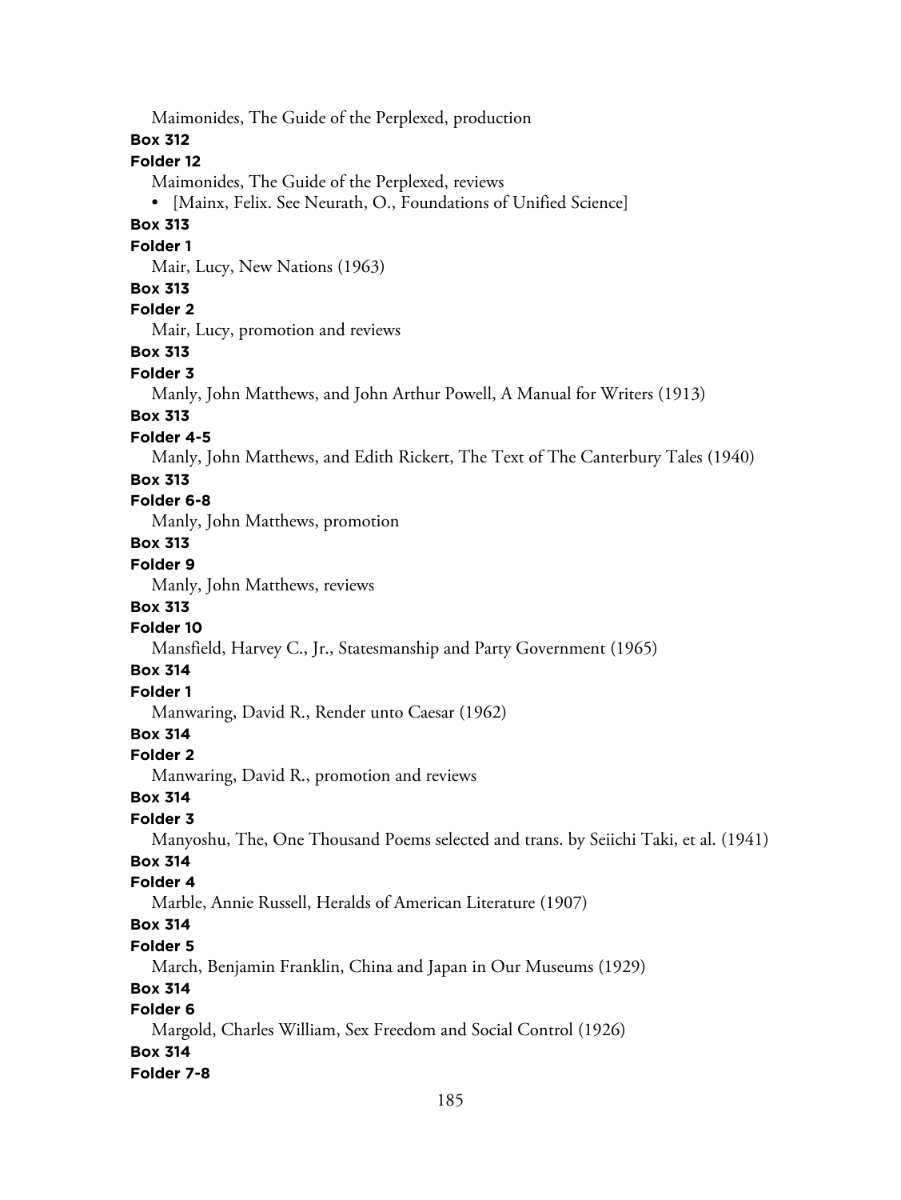Maimonides, The Guide of the Perplexed, production

**Box 312**

**Folder 12**

Maimonides, The Guide of the Perplexed, reviews

- [Mainx, Felix. See Neurath, O., Foundations of Unified Science]

**Box 313**

**Folder 1**

Mair, Lucy, New Nations (1963)

**Box 313**

**Folder 2**

Mair, Lucy, promotion and reviews

**Box 313**

**Folder 3**

Manly, John Matthews, and John Arthur Powell, A Manual for Writers (1913)

**Box 313**

**Folder 4-5**

Manly, John Matthews, and Edith Rickert, The Text of The Canterbury Tales (1940)

**Box 313**

**Folder 6-8**

Manly, John Matthews, promotion

**Box 313**

**Folder 9**

Manly, John Matthews, reviews

**Box 313**

**Folder 10**

Mansfield, Harvey C., Jr., Statesmanship and Party Government (1965)

**Box 314**

**Folder 1**

Manwaring, David R., Render unto Caesar (1962)

**Box 314**

**Folder 2**

Manwaring, David R., promotion and reviews

**Box 314**

**Folder 3**

Manyoshu, The, One Thousand Poems selected and trans. by Seiichi Taki, et al. (1941)

**Box 314**

**Folder 4**

Marble, Annie Russell, Heralds of American Literature (1907)

**Box 314**

**Folder 5**

March, Benjamin Franklin, China and Japan in Our Museums (1929)

**Box 314**

**Folder 6**

Margold, Charles William, Sex Freedom and Social Control (1926)

**Box 314**

**Folder 7-8**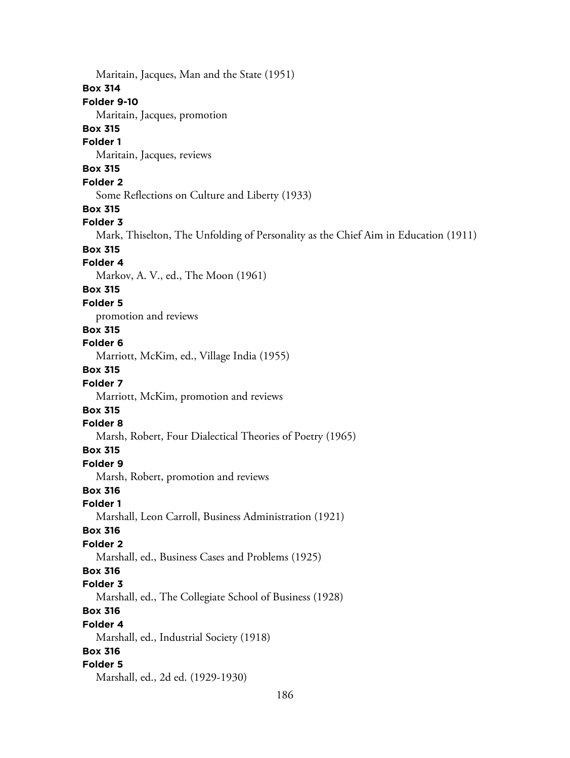Maritain, Jacques, Man and the State (1951)

**Box 314**

**Folder 9-10**

Maritain, Jacques, promotion

**Box 315**

**Folder 1**

Maritain, Jacques, reviews

**Box 315**

**Folder 2**

Some Reflections on Culture and Liberty (1933)

**Box 315**

**Folder 3**

Mark, Thiselton, The Unfolding of Personality as the Chief Aim in Education (1911)

**Box 315**

**Folder 4**

Markov, A. V., ed., The Moon (1961)

**Box 315**

**Folder 5**

promotion and reviews

**Box 315**

**Folder 6**

Marriott, McKim, ed., Village India (1955)

**Box 315**

**Folder 7**

Marriott, McKim, promotion and reviews

**Box 315**

**Folder 8**

Marsh, Robert, Four Dialectical Theories of Poetry (1965)

**Box 315**

**Folder 9**

Marsh, Robert, promotion and reviews

**Box 316**

**Folder 1**

Marshall, Leon Carroll, Business Administration (1921)

**Box 316**

**Folder 2**

Marshall, ed., Business Cases and Problems (1925)

**Box 316**

**Folder 3**

Marshall, ed., The Collegiate School of Business (1928)

**Box 316**

**Folder 4**

Marshall, ed., Industrial Society (1918)

**Box 316**

**Folder 5**

Marshall, ed., 2d ed. (1929-1930)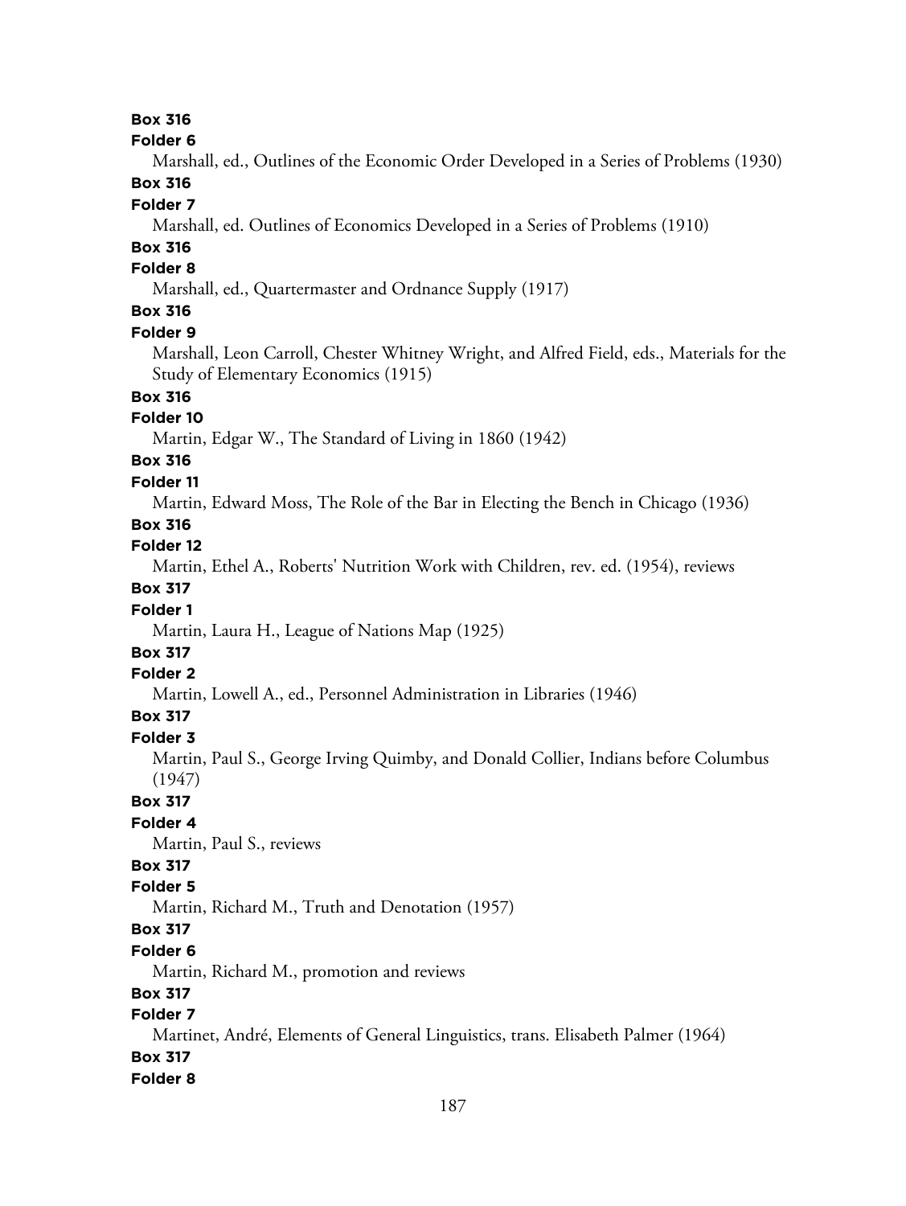**Box 316**

**Folder 6**

Marshall, ed., Outlines of the Economic Order Developed in a Series of Problems (1930)

**Box 316**

**Folder 7**

Marshall, ed. Outlines of Economics Developed in a Series of Problems (1910)

**Box 316**

**Folder 8**

Marshall, ed., Quartermaster and Ordnance Supply (1917)

**Box 316**

**Folder 9**

Marshall, Leon Carroll, Chester Whitney Wright, and Alfred Field, eds., Materials for the Study of Elementary Economics (1915)

**Box 316**

**Folder 10**

Martin, Edgar W., The Standard of Living in 1860 (1942)

**Box 316**

**Folder 11**

Martin, Edward Moss, The Role of the Bar in Electing the Bench in Chicago (1936)

**Box 316**

**Folder 12**

Martin, Ethel A., Roberts' Nutrition Work with Children, rev. ed. (1954), reviews

**Box 317**

**Folder 1**

Martin, Laura H., League of Nations Map (1925)

**Box 317**

**Folder 2**

Martin, Lowell A., ed., Personnel Administration in Libraries (1946)

**Box 317**

**Folder 3**

Martin, Paul S., George Irving Quimby, and Donald Collier, Indians before Columbus (1947)

**Box 317**

**Folder 4**

Martin, Paul S., reviews

**Box 317**

**Folder 5**

Martin, Richard M., Truth and Denotation (1957)

**Box 317**

**Folder 6**

Martin, Richard M., promotion and reviews

**Box 317**

**Folder 7**

Martinet, André, Elements of General Linguistics, trans. Elisabeth Palmer (1964)

**Box 317**

**Folder 8**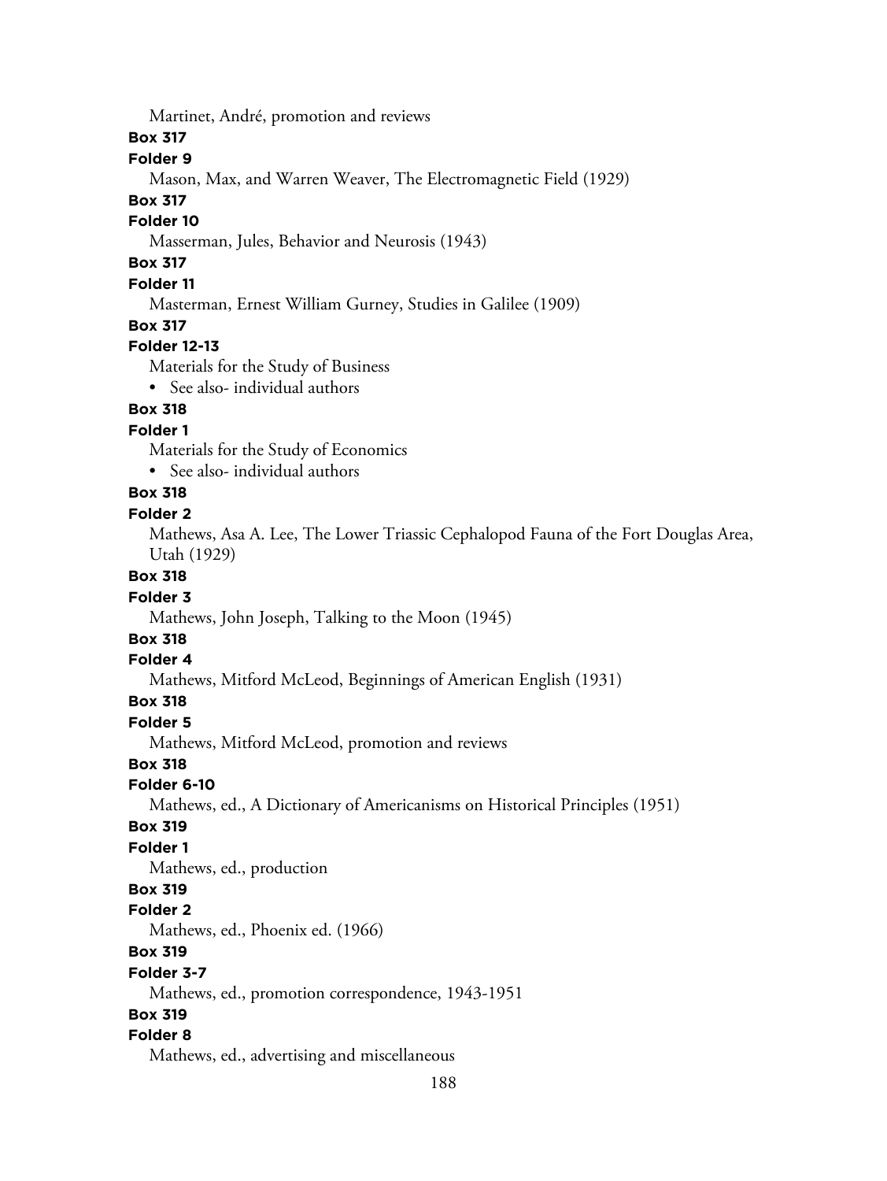Martinet, André, promotion and reviews

**Box 317**

**Folder 9**

Mason, Max, and Warren Weaver, The Electromagnetic Field (1929)

**Box 317**

**Folder 10**

Masserman, Jules, Behavior and Neurosis (1943)

**Box 317**

**Folder 11**

Masterman, Ernest William Gurney, Studies in Galilee (1909)

**Box 317**

**Folder 12-13**

Materials for the Study of Business

- See also- individual authors

**Box 318**

**Folder 1**

Materials for the Study of Economics

- See also- individual authors

**Box 318**

**Folder 2**

Mathews, Asa A. Lee, The Lower Triassic Cephalopod Fauna of the Fort Douglas Area, Utah (1929)

**Box 318**

**Folder 3**

Mathews, John Joseph, Talking to the Moon (1945)

**Box 318**

**Folder 4**

Mathews, Mitford McLeod, Beginnings of American English (1931)

**Box 318**

**Folder 5**

Mathews, Mitford McLeod, promotion and reviews

**Box 318**

**Folder 6-10**

Mathews, ed., A Dictionary of Americanisms on Historical Principles (1951)

**Box 319**

**Folder 1**

Mathews, ed., production

**Box 319**

**Folder 2**

Mathews, ed., Phoenix ed. (1966)

**Box 319**

**Folder 3-7**

Mathews, ed., promotion correspondence, 1943-1951

**Box 319**

**Folder 8**

Mathews, ed., advertising and miscellaneous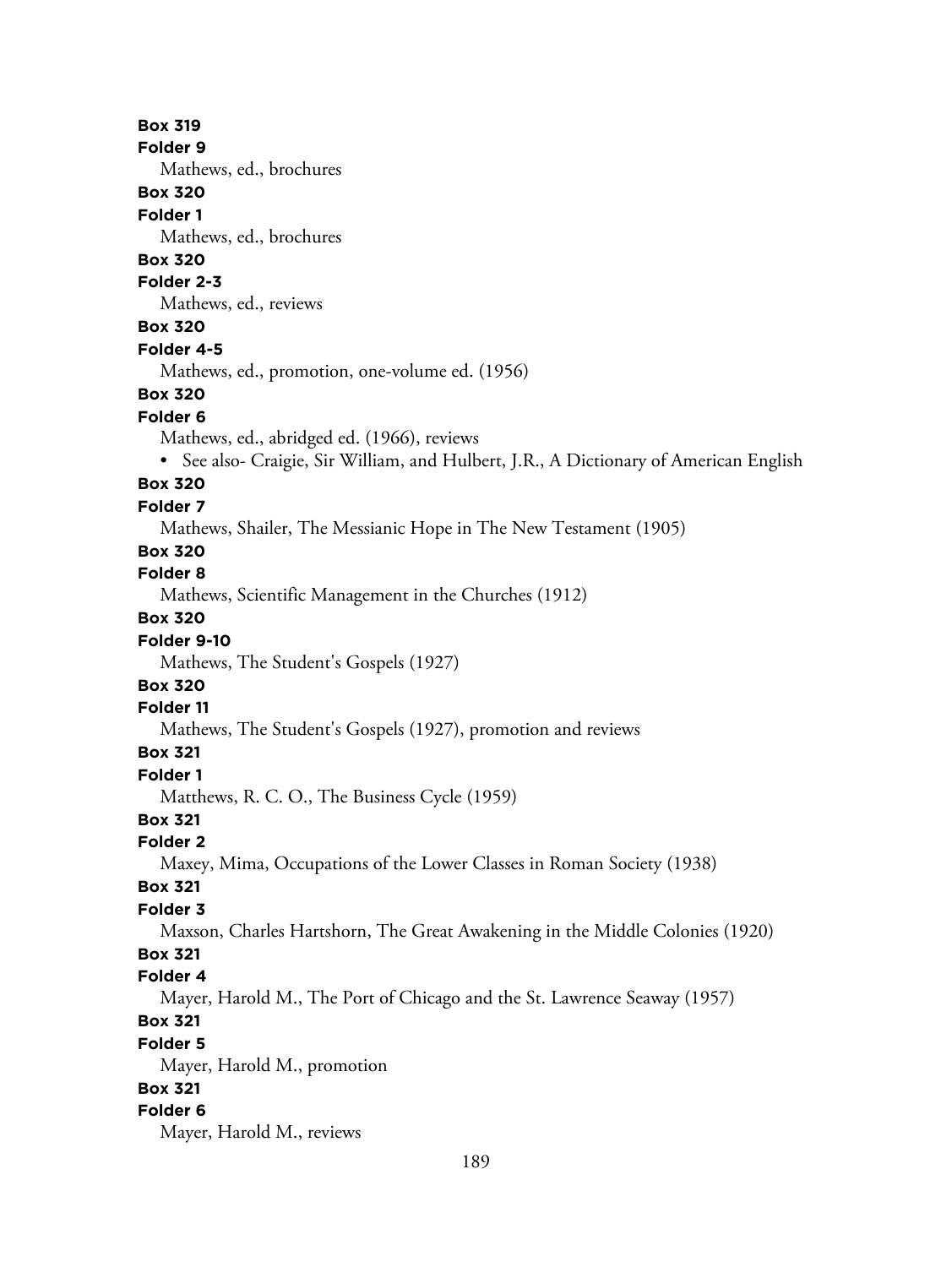**Box 319**
**Folder 9**
Mathews, ed., brochures
**Box 320**
**Folder 1**
Mathews, ed., brochures
**Box 320**
**Folder 2-3**
Mathews, ed., reviews
**Box 320**
**Folder 4-5**
Mathews, ed., promotion, one-volume ed. (1956)
**Box 320**
**Folder 6**
Mathews, ed., abridged ed. (1966), reviews

- See also- Craigie, Sir William, and Hulbert, J.R., A Dictionary of American English

**Box 320**
**Folder 7**
Mathews, Shailer, The Messianic Hope in The New Testament (1905)
**Box 320**
**Folder 8**
Mathews, Scientific Management in the Churches (1912)
**Box 320**
**Folder 9-10**
Mathews, The Student's Gospels (1927)
**Box 320**
**Folder 11**
Mathews, The Student's Gospels (1927), promotion and reviews
**Box 321**
**Folder 1**
Matthews, R. C. O., The Business Cycle (1959)
**Box 321**
**Folder 2**
Maxey, Mima, Occupations of the Lower Classes in Roman Society (1938)
**Box 321**
**Folder 3**
Maxson, Charles Hartshorn, The Great Awakening in the Middle Colonies (1920)
**Box 321**
**Folder 4**
Mayer, Harold M., The Port of Chicago and the St. Lawrence Seaway (1957)
**Box 321**
**Folder 5**
Mayer, Harold M., promotion
**Box 321**
**Folder 6**
Mayer, Harold M., reviews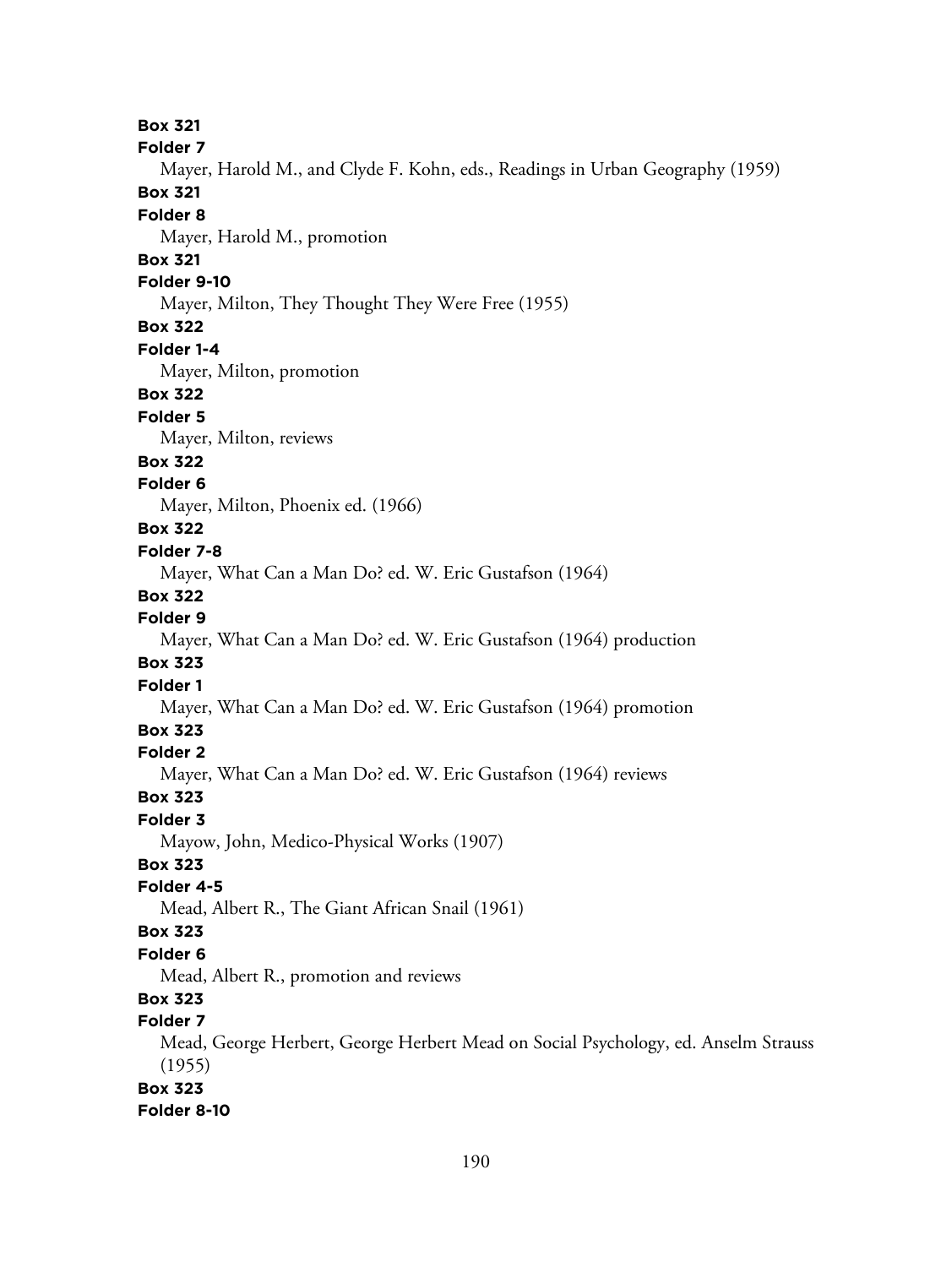**Box 321**

**Folder 7**

Mayer, Harold M., and Clyde F. Kohn, eds., Readings in Urban Geography (1959)

**Box 321**

**Folder 8**

Mayer, Harold M., promotion

**Box 321**

**Folder 9-10**

Mayer, Milton, They Thought They Were Free (1955)

**Box 322**

**Folder 1-4**

Mayer, Milton, promotion

**Box 322**

**Folder 5**

Mayer, Milton, reviews

**Box 322**

**Folder 6**

Mayer, Milton, Phoenix ed. (1966)

**Box 322**

**Folder 7-8**

Mayer, What Can a Man Do? ed. W. Eric Gustafson (1964)

**Box 322**

**Folder 9**

Mayer, What Can a Man Do? ed. W. Eric Gustafson (1964) production

**Box 323**

**Folder 1**

Mayer, What Can a Man Do? ed. W. Eric Gustafson (1964) promotion

**Box 323**

**Folder 2**

Mayer, What Can a Man Do? ed. W. Eric Gustafson (1964) reviews

**Box 323**

**Folder 3**

Mayow, John, Medico-Physical Works (1907)

**Box 323**

**Folder 4-5**

Mead, Albert R., The Giant African Snail (1961)

**Box 323**

**Folder 6**

Mead, Albert R., promotion and reviews

**Box 323**

**Folder 7**

Mead, George Herbert, George Herbert Mead on Social Psychology, ed. Anselm Strauss (1955)

**Box 323**

**Folder 8-10**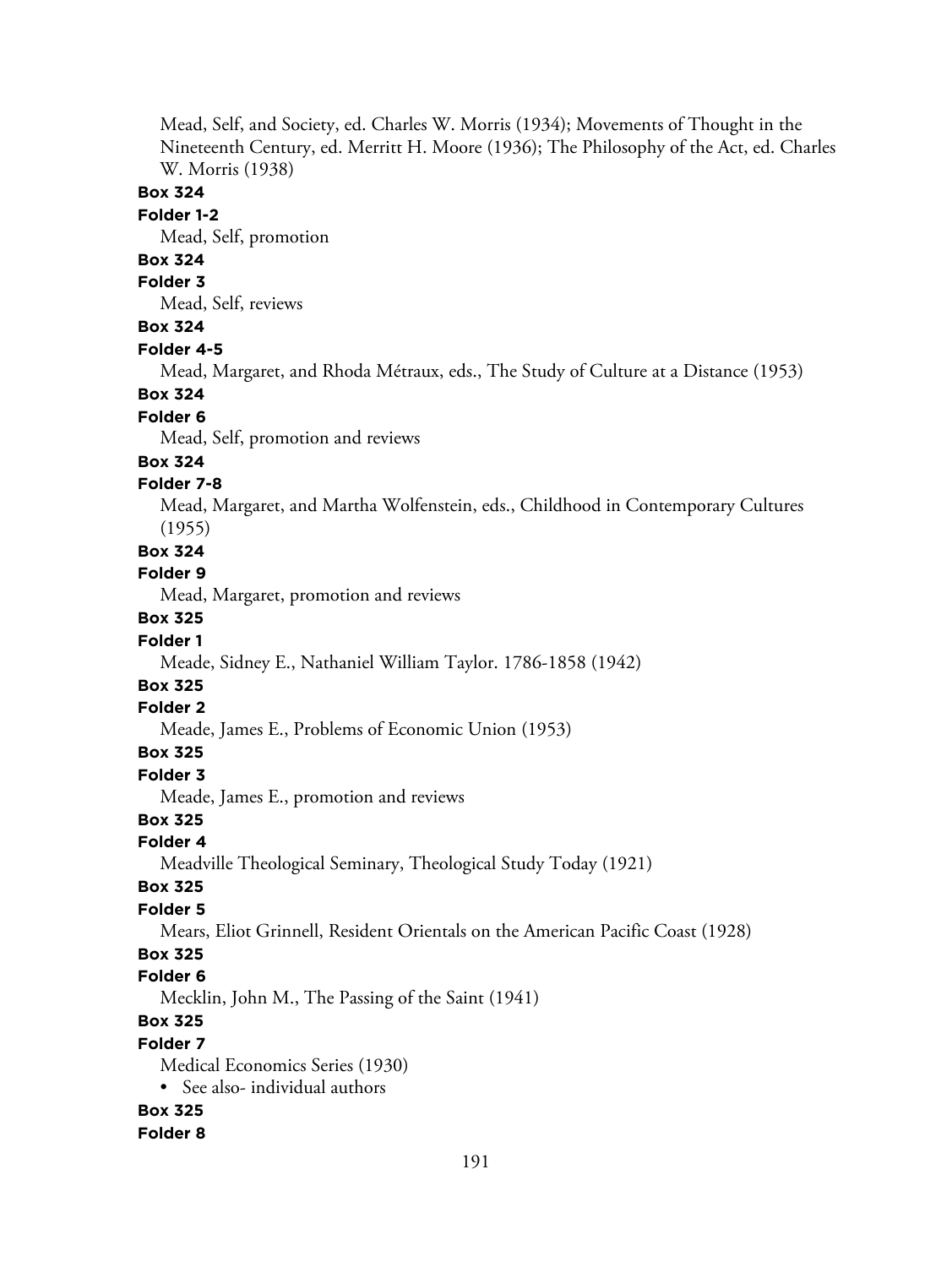Mead, Self, and Society, ed. Charles W. Morris (1934); Movements of Thought in the Nineteenth Century, ed. Merritt H. Moore (1936); The Philosophy of the Act, ed. Charles W. Morris (1938)

**Box 324**

**Folder 1-2**

Mead, Self, promotion

**Box 324**

**Folder 3**

Mead, Self, reviews

**Box 324**

**Folder 4-5**

Mead, Margaret, and Rhoda Métraux, eds., The Study of Culture at a Distance (1953)

**Box 324**

**Folder 6**

Mead, Self, promotion and reviews

**Box 324**

**Folder 7-8**

Mead, Margaret, and Martha Wolfenstein, eds., Childhood in Contemporary Cultures (1955)

**Box 324**

**Folder 9**

Mead, Margaret, promotion and reviews

**Box 325**

**Folder 1**

Meade, Sidney E., Nathaniel William Taylor. 1786-1858 (1942)

**Box 325**

**Folder 2**

Meade, James E., Problems of Economic Union (1953)

**Box 325**

**Folder 3**

Meade, James E., promotion and reviews

**Box 325**

**Folder 4**

Meadville Theological Seminary, Theological Study Today (1921)

**Box 325**

**Folder 5**

Mears, Eliot Grinnell, Resident Orientals on the American Pacific Coast (1928)

**Box 325**

**Folder 6**

Mecklin, John M., The Passing of the Saint (1941)

**Box 325**

**Folder 7**

Medical Economics Series (1930)

- See also- individual authors

**Box 325**

**Folder 8**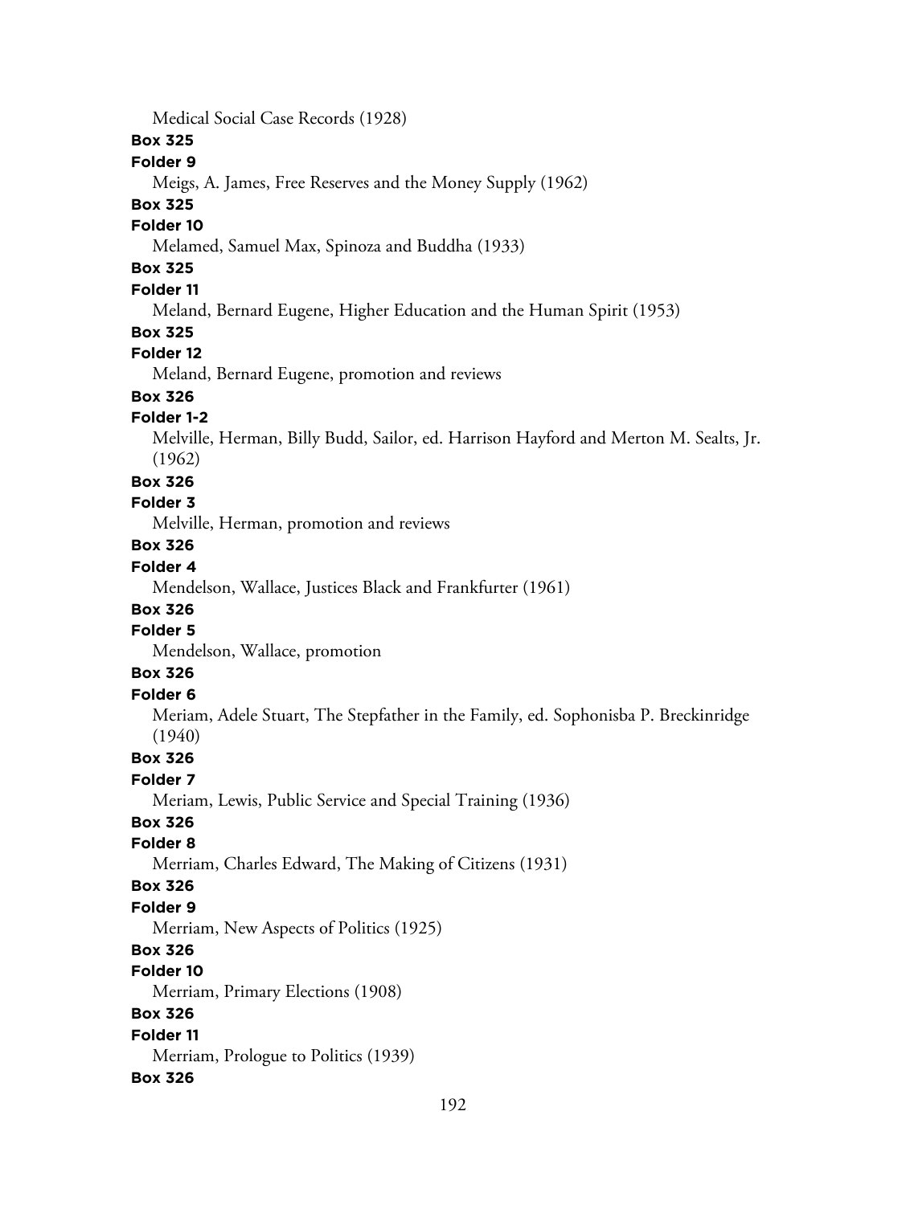Medical Social Case Records (1928)

**Box 325**

**Folder 9**

Meigs, A. James, Free Reserves and the Money Supply (1962)

**Box 325**

**Folder 10**

Melamed, Samuel Max, Spinoza and Buddha (1933)

**Box 325**

**Folder 11**

Meland, Bernard Eugene, Higher Education and the Human Spirit (1953)

**Box 325**

**Folder 12**

Meland, Bernard Eugene, promotion and reviews

**Box 326**

**Folder 1-2**

Melville, Herman, Billy Budd, Sailor, ed. Harrison Hayford and Merton M. Sealts, Jr. (1962)

**Box 326**

**Folder 3**

Melville, Herman, promotion and reviews

**Box 326**

**Folder 4**

Mendelson, Wallace, Justices Black and Frankfurter (1961)

**Box 326**

**Folder 5**

Mendelson, Wallace, promotion

**Box 326**

**Folder 6**

Meriam, Adele Stuart, The Stepfather in the Family, ed. Sophonisba P. Breckinridge (1940)

**Box 326**

**Folder 7**

Meriam, Lewis, Public Service and Special Training (1936)

**Box 326**

**Folder 8**

Merriam, Charles Edward, The Making of Citizens (1931)

**Box 326**

**Folder 9**

Merriam, New Aspects of Politics (1925)

**Box 326**

**Folder 10**

Merriam, Primary Elections (1908)

**Box 326**

**Folder 11**

Merriam, Prologue to Politics (1939)

**Box 326**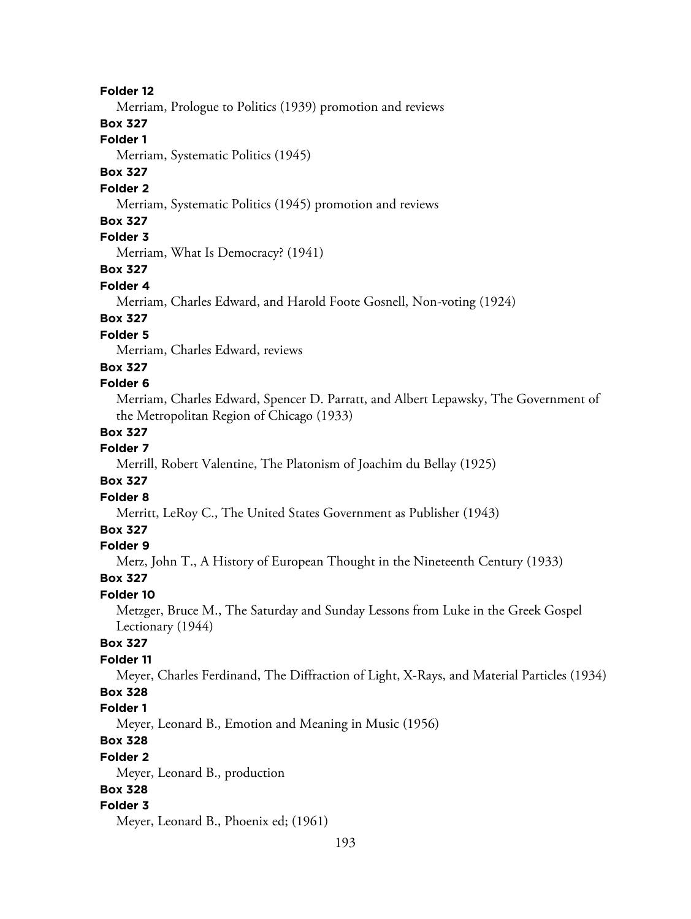**Folder 12**

Merriam, Prologue to Politics (1939) promotion and reviews

**Box 327**

**Folder 1**

Merriam, Systematic Politics (1945)

**Box 327**

**Folder 2**

Merriam, Systematic Politics (1945) promotion and reviews

**Box 327**

**Folder 3**

Merriam, What Is Democracy? (1941)

**Box 327**

**Folder 4**

Merriam, Charles Edward, and Harold Foote Gosnell, Non-voting (1924)

**Box 327**

**Folder 5**

Merriam, Charles Edward, reviews

**Box 327**

**Folder 6**

Merriam, Charles Edward, Spencer D. Parratt, and Albert Lepawsky, The Government of the Metropolitan Region of Chicago (1933)

**Box 327**

**Folder 7**

Merrill, Robert Valentine, The Platonism of Joachim du Bellay (1925)

**Box 327**

**Folder 8**

Merritt, LeRoy C., The United States Government as Publisher (1943)

**Box 327**

**Folder 9**

Merz, John T., A History of European Thought in the Nineteenth Century (1933)

**Box 327**

**Folder 10**

Metzger, Bruce M., The Saturday and Sunday Lessons from Luke in the Greek Gospel Lectionary (1944)

**Box 327**

**Folder 11**

Meyer, Charles Ferdinand, The Diffraction of Light, X-Rays, and Material Particles (1934)

**Box 328**

**Folder 1**

Meyer, Leonard B., Emotion and Meaning in Music (1956)

**Box 328**

**Folder 2**

Meyer, Leonard B., production

**Box 328**

**Folder 3**

Meyer, Leonard B., Phoenix ed; (1961)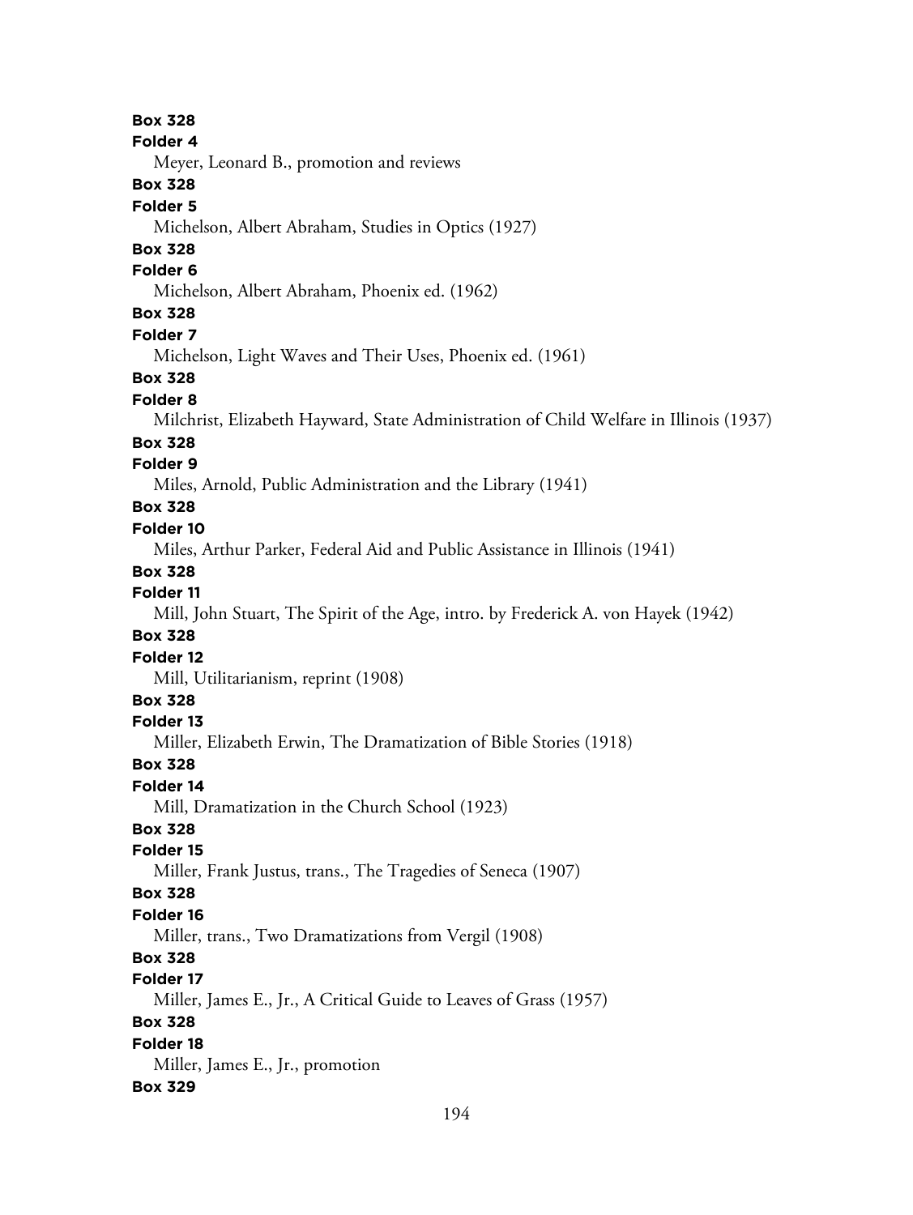**Box 328**

**Folder 4**

Meyer, Leonard B., promotion and reviews

**Box 328**

**Folder 5**

Michelson, Albert Abraham, Studies in Optics (1927)

**Box 328**

**Folder 6**

Michelson, Albert Abraham, Phoenix ed. (1962)

**Box 328**

**Folder 7**

Michelson, Light Waves and Their Uses, Phoenix ed. (1961)

**Box 328**

**Folder 8**

Milchrist, Elizabeth Hayward, State Administration of Child Welfare in Illinois (1937)

**Box 328**

**Folder 9**

Miles, Arnold, Public Administration and the Library (1941)

**Box 328**

**Folder 10**

Miles, Arthur Parker, Federal Aid and Public Assistance in Illinois (1941)

**Box 328**

**Folder 11**

Mill, John Stuart, The Spirit of the Age, intro. by Frederick A. von Hayek (1942)

**Box 328**

**Folder 12**

Mill, Utilitarianism, reprint (1908)

**Box 328**

**Folder 13**

Miller, Elizabeth Erwin, The Dramatization of Bible Stories (1918)

**Box 328**

**Folder 14**

Mill, Dramatization in the Church School (1923)

**Box 328**

**Folder 15**

Miller, Frank Justus, trans., The Tragedies of Seneca (1907)

**Box 328**

**Folder 16**

Miller, trans., Two Dramatizations from Vergil (1908)

**Box 328**

**Folder 17**

Miller, James E., Jr., A Critical Guide to Leaves of Grass (1957)

**Box 328**

**Folder 18**

Miller, James E., Jr., promotion

**Box 329**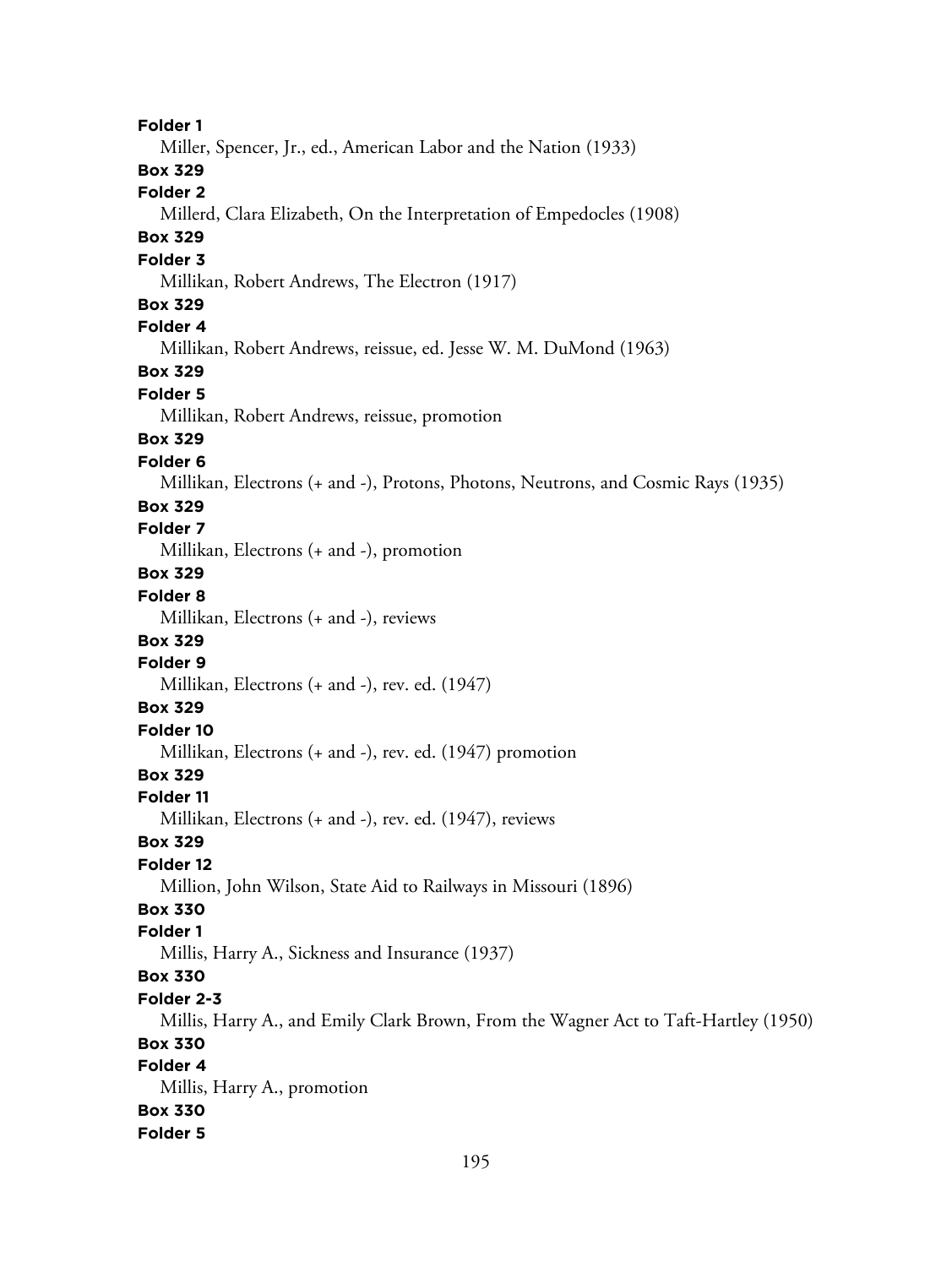**Folder 1**

Miller, Spencer, Jr., ed., American Labor and the Nation (1933)

**Box 329**

**Folder 2**

Millerd, Clara Elizabeth, On the Interpretation of Empedocles (1908)

**Box 329**

**Folder 3**

Millikan, Robert Andrews, The Electron (1917)

**Box 329**

**Folder 4**

Millikan, Robert Andrews, reissue, ed. Jesse W. M. DuMond (1963)

**Box 329**

**Folder 5**

Millikan, Robert Andrews, reissue, promotion

**Box 329**

**Folder 6**

Millikan, Electrons (+ and -), Protons, Photons, Neutrons, and Cosmic Rays (1935)

**Box 329**

**Folder 7**

Millikan, Electrons (+ and -), promotion

**Box 329**

**Folder 8**

Millikan, Electrons (+ and -), reviews

**Box 329**

**Folder 9**

Millikan, Electrons (+ and -), rev. ed. (1947)

**Box 329**

**Folder 10**

Millikan, Electrons (+ and -), rev. ed. (1947) promotion

**Box 329**

**Folder 11**

Millikan, Electrons (+ and -), rev. ed. (1947), reviews

**Box 329**

**Folder 12**

Million, John Wilson, State Aid to Railways in Missouri (1896)

**Box 330**

**Folder 1**

Millis, Harry A., Sickness and Insurance (1937)

**Box 330**

**Folder 2-3**

Millis, Harry A., and Emily Clark Brown, From the Wagner Act to Taft-Hartley (1950)

**Box 330**

**Folder 4**

Millis, Harry A., promotion

**Box 330**

**Folder 5**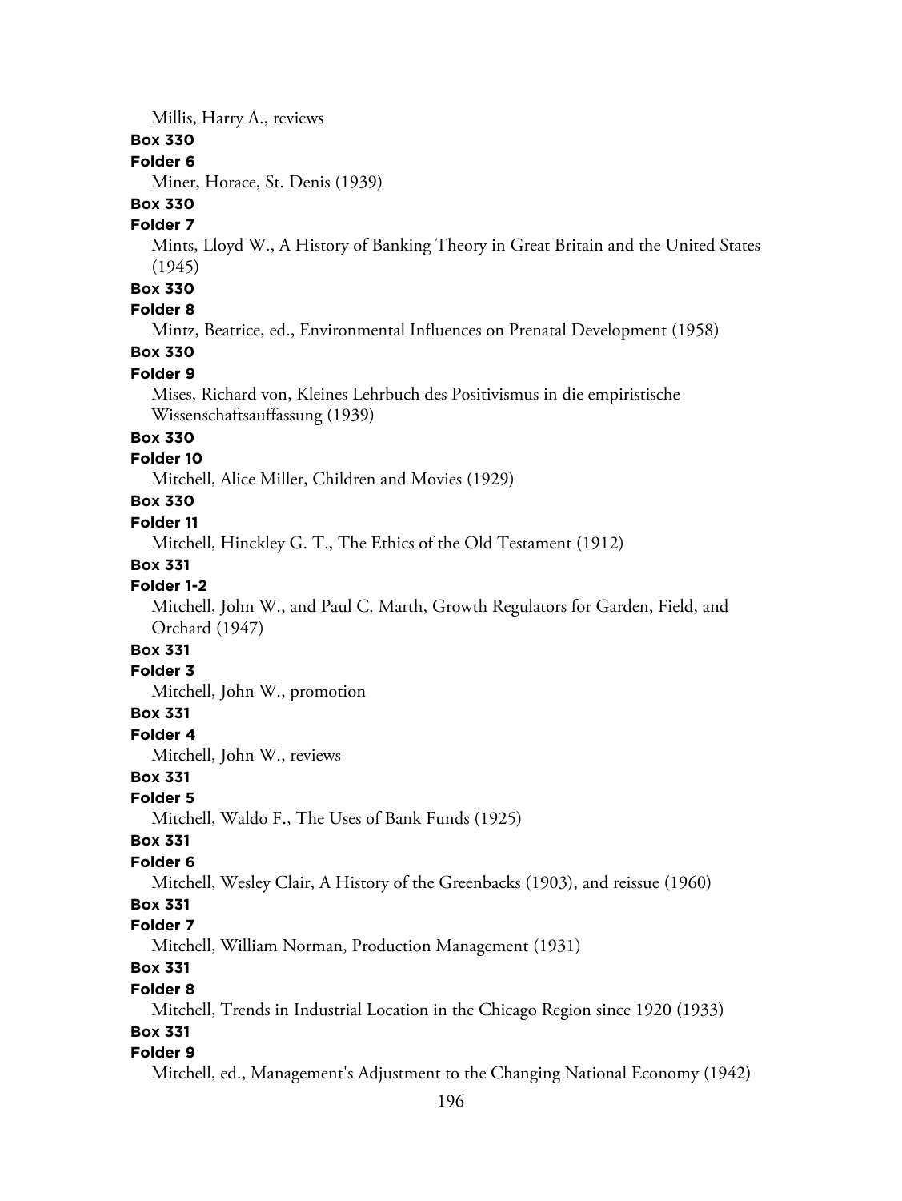Millis, Harry A., reviews

**Box 330**

**Folder 6**

Miner, Horace, St. Denis (1939)

**Box 330**

**Folder 7**

Mints, Lloyd W., A History of Banking Theory in Great Britain and the United States (1945)

**Box 330**

**Folder 8**

Mintz, Beatrice, ed., Environmental Influences on Prenatal Development (1958)

**Box 330**

**Folder 9**

Mises, Richard von, Kleines Lehrbuch des Positivismus in die empiristische Wissenschaftsauffassung (1939)

**Box 330**

**Folder 10**

Mitchell, Alice Miller, Children and Movies (1929)

**Box 330**

**Folder 11**

Mitchell, Hinckley G. T., The Ethics of the Old Testament (1912)

**Box 331**

**Folder 1-2**

Mitchell, John W., and Paul C. Marth, Growth Regulators for Garden, Field, and Orchard (1947)

**Box 331**

**Folder 3**

Mitchell, John W., promotion

**Box 331**

**Folder 4**

Mitchell, John W., reviews

**Box 331**

**Folder 5**

Mitchell, Waldo F., The Uses of Bank Funds (1925)

**Box 331**

**Folder 6**

Mitchell, Wesley Clair, A History of the Greenbacks (1903), and reissue (1960)

**Box 331**

**Folder 7**

Mitchell, William Norman, Production Management (1931)

**Box 331**

**Folder 8**

Mitchell, Trends in Industrial Location in the Chicago Region since 1920 (1933)

**Box 331**

**Folder 9**

Mitchell, ed., Management's Adjustment to the Changing National Economy (1942)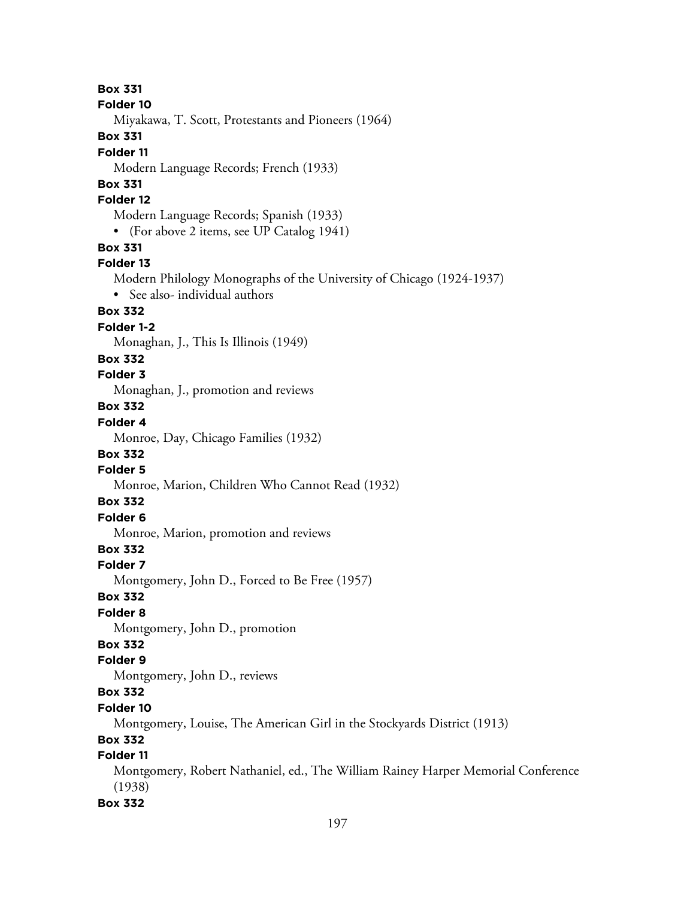**Box 331**

**Folder 10**

Miyakawa, T. Scott, Protestants and Pioneers (1964)

**Box 331**

**Folder 11**

Modern Language Records; French (1933)

**Box 331**

**Folder 12**

Modern Language Records; Spanish (1933)

- (For above 2 items, see UP Catalog 1941)

**Box 331**

**Folder 13**

Modern Philology Monographs of the University of Chicago (1924-1937)

- See also- individual authors

**Box 332**

**Folder 1-2**

Monaghan, J., This Is Illinois (1949)

**Box 332**

**Folder 3**

Monaghan, J., promotion and reviews

**Box 332**

**Folder 4**

Monroe, Day, Chicago Families (1932)

**Box 332**

**Folder 5**

Monroe, Marion, Children Who Cannot Read (1932)

**Box 332**

**Folder 6**

Monroe, Marion, promotion and reviews

**Box 332**

**Folder 7**

Montgomery, John D., Forced to Be Free (1957)

**Box 332**

**Folder 8**

Montgomery, John D., promotion

**Box 332**

**Folder 9**

Montgomery, John D., reviews

**Box 332**

**Folder 10**

Montgomery, Louise, The American Girl in the Stockyards District (1913)

**Box 332**

**Folder 11**

Montgomery, Robert Nathaniel, ed., The William Rainey Harper Memorial Conference (1938)

**Box 332**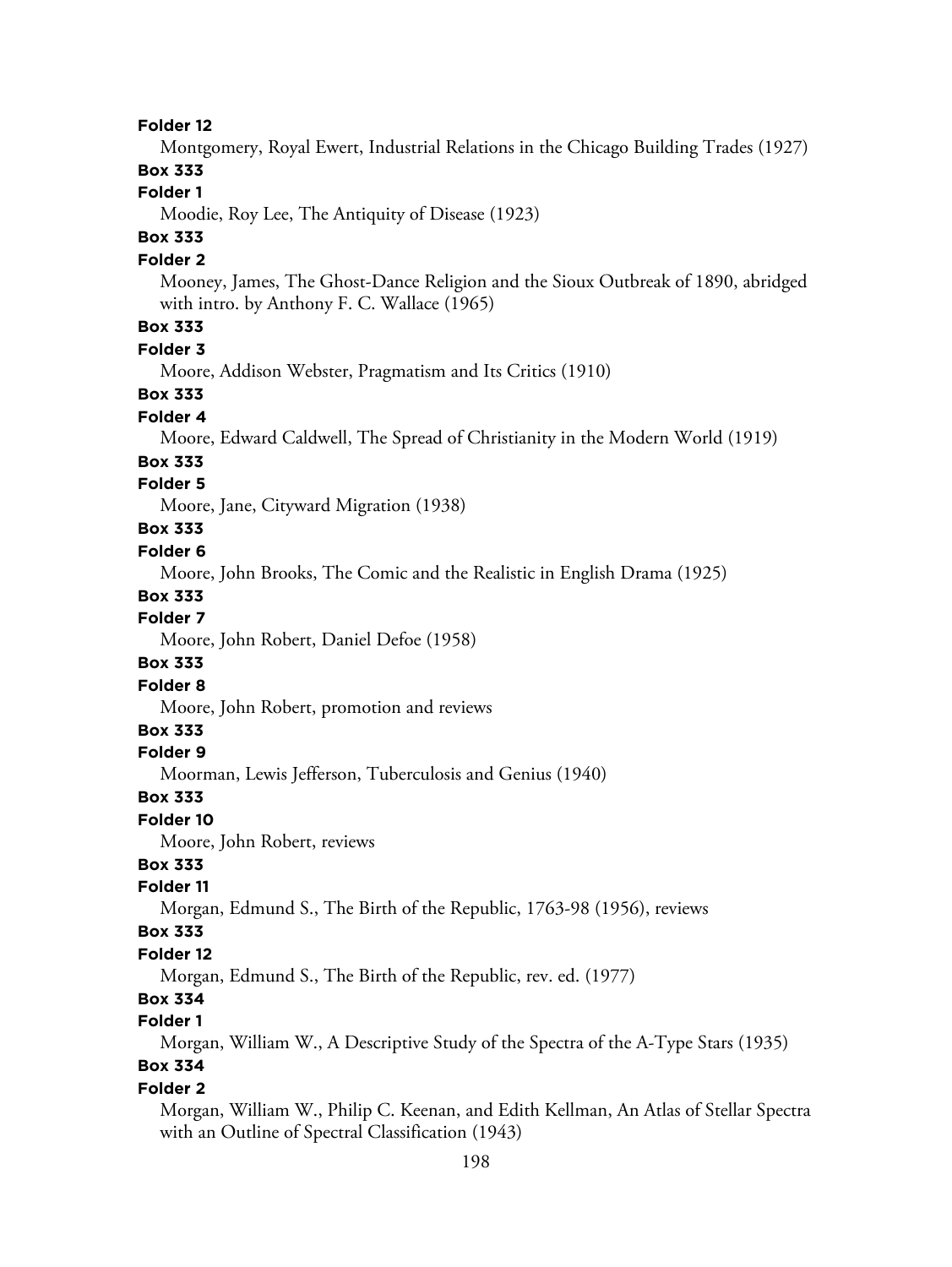**Folder 12**

Montgomery, Royal Ewert, Industrial Relations in the Chicago Building Trades (1927)

**Box 333**

**Folder 1**

Moodie, Roy Lee, The Antiquity of Disease (1923)

**Box 333**

**Folder 2**

Mooney, James, The Ghost-Dance Religion and the Sioux Outbreak of 1890, abridged with intro. by Anthony F. C. Wallace (1965)

**Box 333**

**Folder 3**

Moore, Addison Webster, Pragmatism and Its Critics (1910)

**Box 333**

**Folder 4**

Moore, Edward Caldwell, The Spread of Christianity in the Modern World (1919)

**Box 333**

**Folder 5**

Moore, Jane, Cityward Migration (1938)

**Box 333**

**Folder 6**

Moore, John Brooks, The Comic and the Realistic in English Drama (1925)

**Box 333**

**Folder 7**

Moore, John Robert, Daniel Defoe (1958)

**Box 333**

**Folder 8**

Moore, John Robert, promotion and reviews

**Box 333**

**Folder 9**

Moorman, Lewis Jefferson, Tuberculosis and Genius (1940)

**Box 333**

**Folder 10**

Moore, John Robert, reviews

**Box 333**

**Folder 11**

Morgan, Edmund S., The Birth of the Republic, 1763-98 (1956), reviews

**Box 333**

**Folder 12**

Morgan, Edmund S., The Birth of the Republic, rev. ed. (1977)

**Box 334**

**Folder 1**

Morgan, William W., A Descriptive Study of the Spectra of the A-Type Stars (1935)

**Box 334**

**Folder 2**

Morgan, William W., Philip C. Keenan, and Edith Kellman, An Atlas of Stellar Spectra with an Outline of Spectral Classification (1943)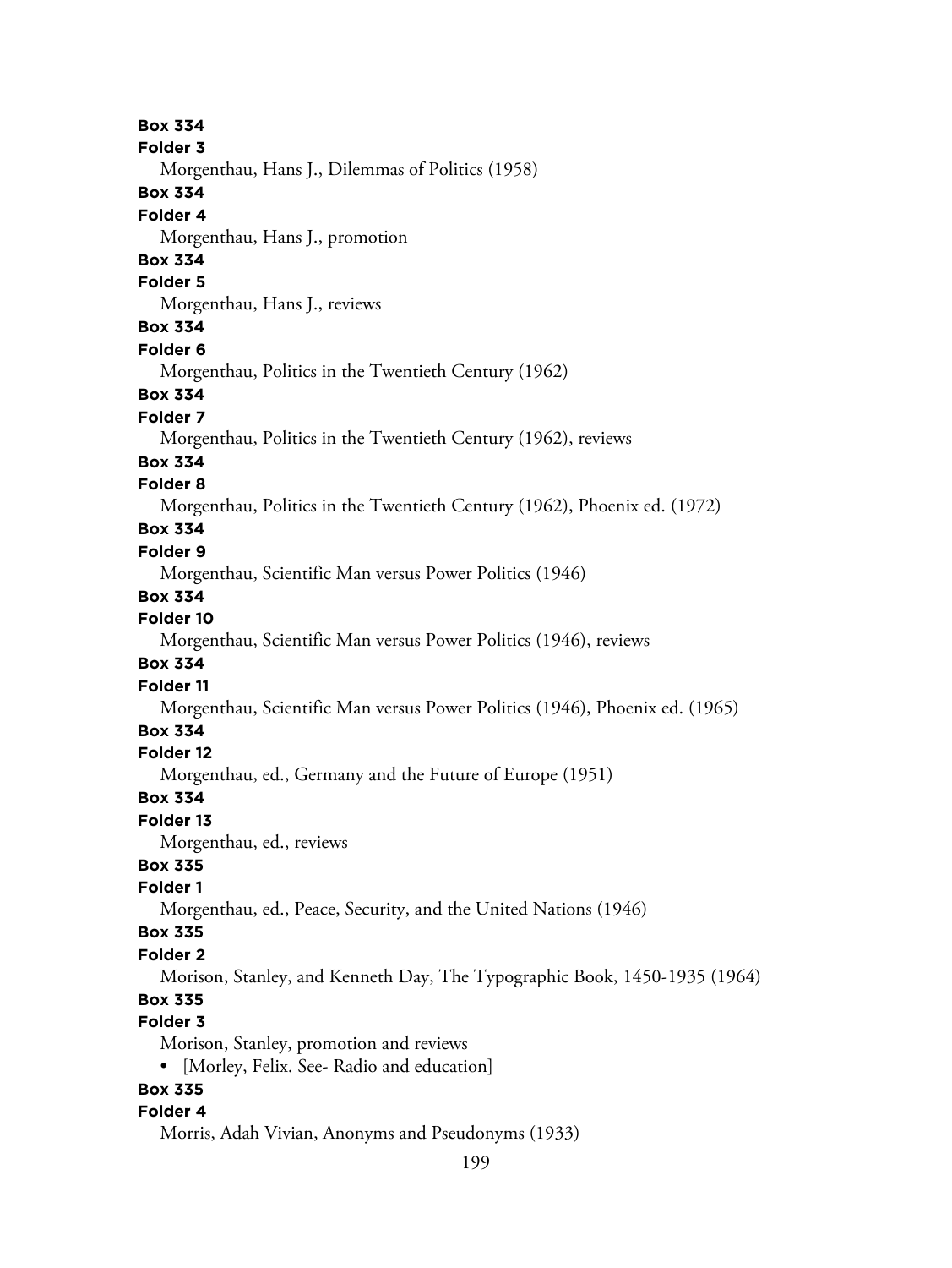**Box 334**
**Folder 3**
Morgenthau, Hans J., Dilemmas of Politics (1958)
**Box 334**
**Folder 4**
Morgenthau, Hans J., promotion
**Box 334**
**Folder 5**
Morgenthau, Hans J., reviews
**Box 334**
**Folder 6**
Morgenthau, Politics in the Twentieth Century (1962)
**Box 334**
**Folder 7**
Morgenthau, Politics in the Twentieth Century (1962), reviews
**Box 334**
**Folder 8**
Morgenthau, Politics in the Twentieth Century (1962), Phoenix ed. (1972)
**Box 334**
**Folder 9**
Morgenthau, Scientific Man versus Power Politics (1946)
**Box 334**
**Folder 10**
Morgenthau, Scientific Man versus Power Politics (1946), reviews
**Box 334**
**Folder 11**
Morgenthau, Scientific Man versus Power Politics (1946), Phoenix ed. (1965)
**Box 334**
**Folder 12**
Morgenthau, ed., Germany and the Future of Europe (1951)
**Box 334**
**Folder 13**
Morgenthau, ed., reviews
**Box 335**
**Folder 1**
Morgenthau, ed., Peace, Security, and the United Nations (1946)
**Box 335**
**Folder 2**
Morison, Stanley, and Kenneth Day, The Typographic Book, 1450-1935 (1964)
**Box 335**
**Folder 3**
Morison, Stanley, promotion and reviews

- [Morley, Felix. See- Radio and education]

**Box 335**
**Folder 4**
Morris, Adah Vivian, Anonyms and Pseudonyms (1933)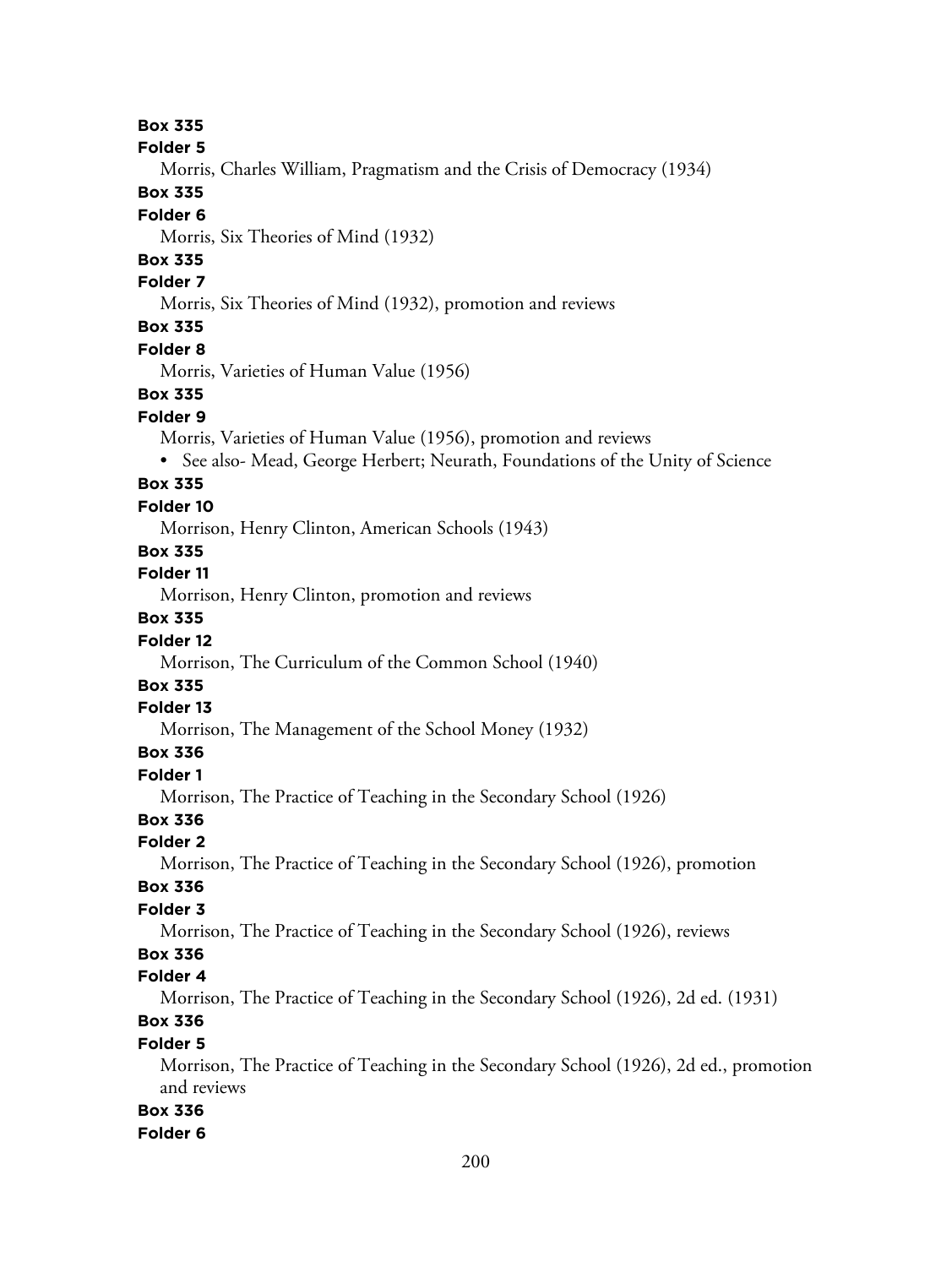**Box 335**
**Folder 5**
Morris, Charles William, Pragmatism and the Crisis of Democracy (1934)
**Box 335**
**Folder 6**
Morris, Six Theories of Mind (1932)
**Box 335**
**Folder 7**
Morris, Six Theories of Mind (1932), promotion and reviews
**Box 335**
**Folder 8**
Morris, Varieties of Human Value (1956)
**Box 335**
**Folder 9**
Morris, Varieties of Human Value (1956), promotion and reviews
- See also- Mead, George Herbert; Neurath, Foundations of the Unity of Science

**Box 335**
**Folder 10**
Morrison, Henry Clinton, American Schools (1943)
**Box 335**
**Folder 11**
Morrison, Henry Clinton, promotion and reviews
**Box 335**
**Folder 12**
Morrison, The Curriculum of the Common School (1940)
**Box 335**
**Folder 13**
Morrison, The Management of the School Money (1932)
**Box 336**
**Folder 1**
Morrison, The Practice of Teaching in the Secondary School (1926)
**Box 336**
**Folder 2**
Morrison, The Practice of Teaching in the Secondary School (1926), promotion
**Box 336**
**Folder 3**
Morrison, The Practice of Teaching in the Secondary School (1926), reviews
**Box 336**
**Folder 4**
Morrison, The Practice of Teaching in the Secondary School (1926), 2d ed. (1931)
**Box 336**
**Folder 5**
Morrison, The Practice of Teaching in the Secondary School (1926), 2d ed., promotion and reviews
**Box 336**
**Folder 6**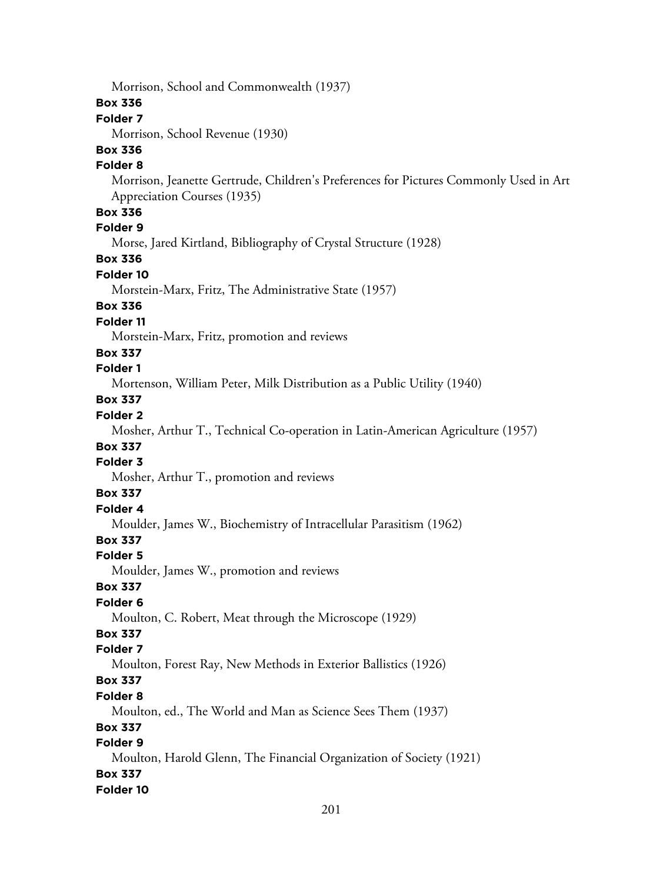Morrison, School and Commonwealth (1937)

**Box 336**

**Folder 7**

Morrison, School Revenue (1930)

**Box 336**

**Folder 8**

Morrison, Jeanette Gertrude, Children's Preferences for Pictures Commonly Used in Art Appreciation Courses (1935)

**Box 336**

**Folder 9**

Morse, Jared Kirtland, Bibliography of Crystal Structure (1928)

**Box 336**

**Folder 10**

Morstein-Marx, Fritz, The Administrative State (1957)

**Box 336**

**Folder 11**

Morstein-Marx, Fritz, promotion and reviews

**Box 337**

**Folder 1**

Mortenson, William Peter, Milk Distribution as a Public Utility (1940)

**Box 337**

**Folder 2**

Mosher, Arthur T., Technical Co-operation in Latin-American Agriculture (1957)

**Box 337**

**Folder 3**

Mosher, Arthur T., promotion and reviews

**Box 337**

**Folder 4**

Moulder, James W., Biochemistry of Intracellular Parasitism (1962)

**Box 337**

**Folder 5**

Moulder, James W., promotion and reviews

**Box 337**

**Folder 6**

Moulton, C. Robert, Meat through the Microscope (1929)

**Box 337**

**Folder 7**

Moulton, Forest Ray, New Methods in Exterior Ballistics (1926)

**Box 337**

**Folder 8**

Moulton, ed., The World and Man as Science Sees Them (1937)

**Box 337**

**Folder 9**

Moulton, Harold Glenn, The Financial Organization of Society (1921)

**Box 337**

**Folder 10**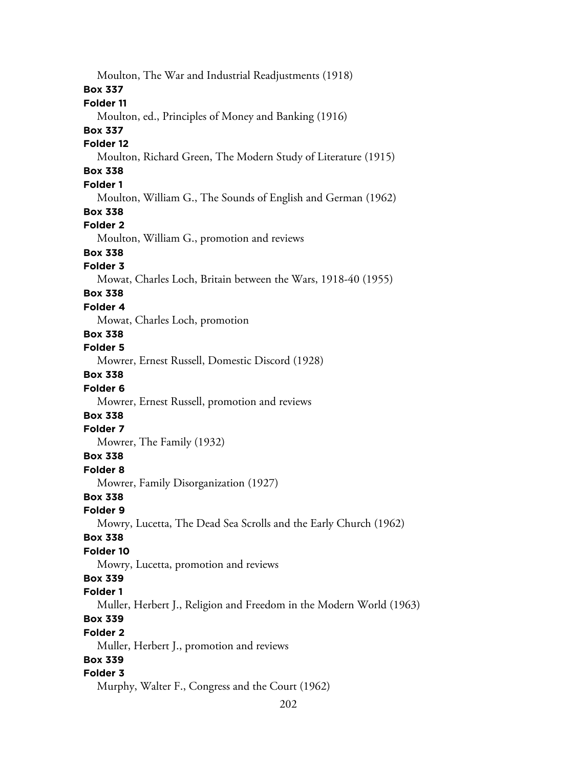Moulton, The War and Industrial Readjustments (1918)

**Box 337**

**Folder 11**

Moulton, ed., Principles of Money and Banking (1916)

**Box 337**

**Folder 12**

Moulton, Richard Green, The Modern Study of Literature (1915)

**Box 338**

**Folder 1**

Moulton, William G., The Sounds of English and German (1962)

**Box 338**

**Folder 2**

Moulton, William G., promotion and reviews

**Box 338**

**Folder 3**

Mowat, Charles Loch, Britain between the Wars, 1918-40 (1955)

**Box 338**

**Folder 4**

Mowat, Charles Loch, promotion

**Box 338**

**Folder 5**

Mowrer, Ernest Russell, Domestic Discord (1928)

**Box 338**

**Folder 6**

Mowrer, Ernest Russell, promotion and reviews

**Box 338**

**Folder 7**

Mowrer, The Family (1932)

**Box 338**

**Folder 8**

Mowrer, Family Disorganization (1927)

**Box 338**

**Folder 9**

Mowry, Lucetta, The Dead Sea Scrolls and the Early Church (1962)

**Box 338**

**Folder 10**

Mowry, Lucetta, promotion and reviews

**Box 339**

**Folder 1**

Muller, Herbert J., Religion and Freedom in the Modern World (1963)

**Box 339**

**Folder 2**

Muller, Herbert J., promotion and reviews

**Box 339**

**Folder 3**

Murphy, Walter F., Congress and the Court (1962)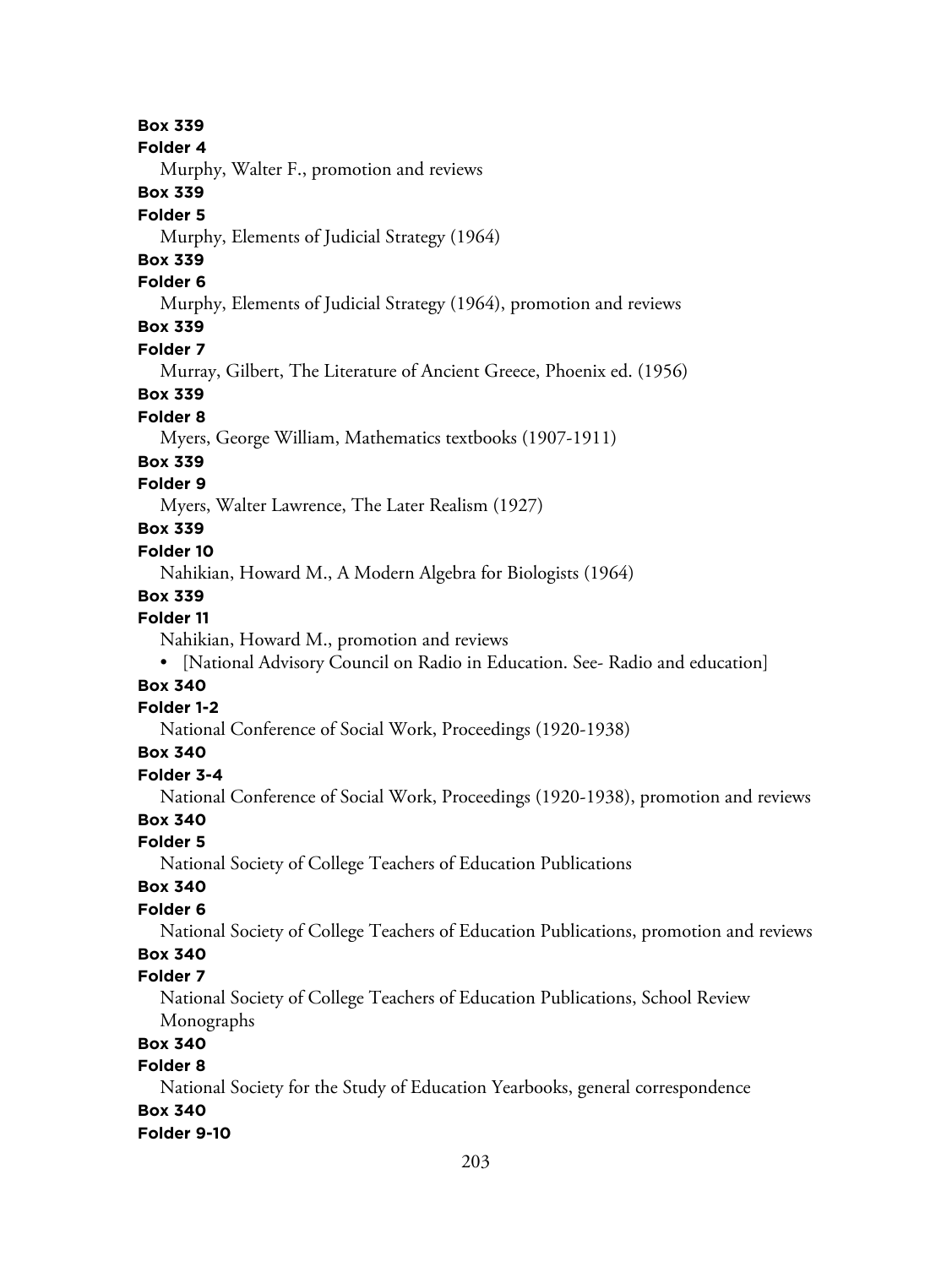**Box 339**
**Folder 4**
Murphy, Walter F., promotion and reviews
**Box 339**
**Folder 5**
Murphy, Elements of Judicial Strategy (1964)
**Box 339**
**Folder 6**
Murphy, Elements of Judicial Strategy (1964), promotion and reviews
**Box 339**
**Folder 7**
Murray, Gilbert, The Literature of Ancient Greece, Phoenix ed. (1956)
**Box 339**
**Folder 8**
Myers, George William, Mathematics textbooks (1907-1911)
**Box 339**
**Folder 9**
Myers, Walter Lawrence, The Later Realism (1927)
**Box 339**
**Folder 10**
Nahikian, Howard M., A Modern Algebra for Biologists (1964)
**Box 339**
**Folder 11**
Nahikian, Howard M., promotion and reviews

- [National Advisory Council on Radio in Education. See- Radio and education]

**Box 340**
**Folder 1-2**
National Conference of Social Work, Proceedings (1920-1938)
**Box 340**
**Folder 3-4**
National Conference of Social Work, Proceedings (1920-1938), promotion and reviews
**Box 340**
**Folder 5**
National Society of College Teachers of Education Publications
**Box 340**
**Folder 6**
National Society of College Teachers of Education Publications, promotion and reviews
**Box 340**
**Folder 7**
National Society of College Teachers of Education Publications, School Review Monographs
**Box 340**
**Folder 8**
National Society for the Study of Education Yearbooks, general correspondence
**Box 340**
**Folder 9-10**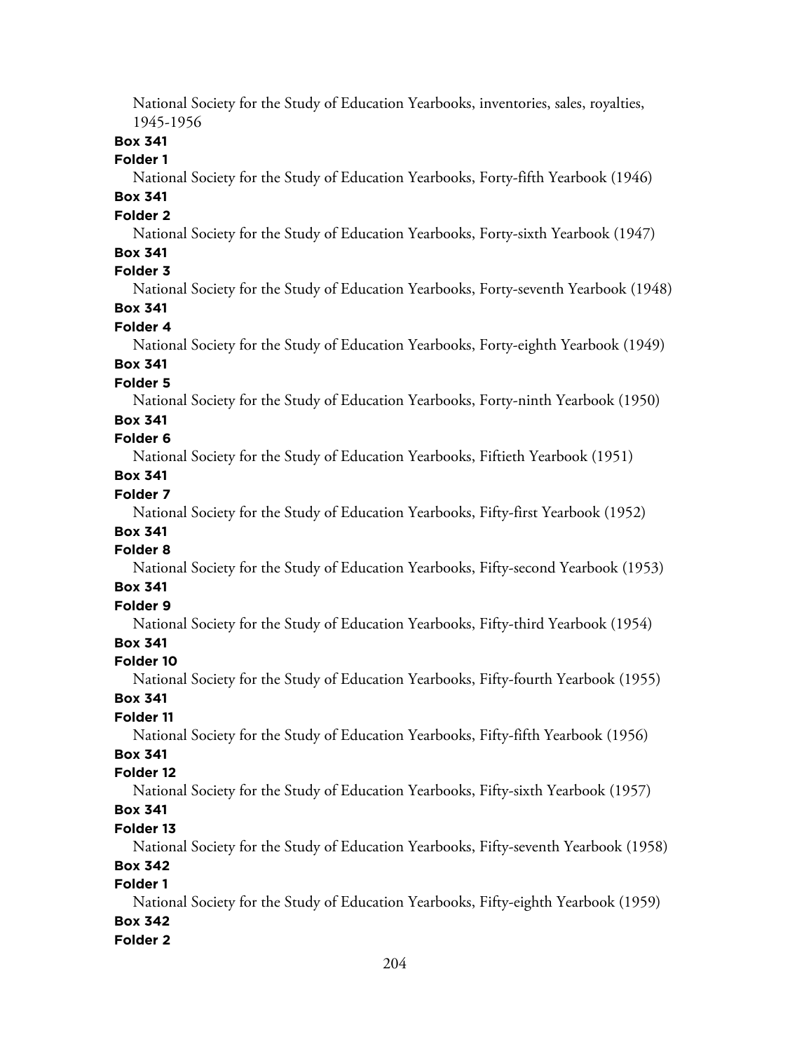National Society for the Study of Education Yearbooks, inventories, sales, royalties, 1945-1956

**Box 341**

**Folder 1**

National Society for the Study of Education Yearbooks, Forty-fifth Yearbook (1946)

**Box 341**

**Folder 2**

National Society for the Study of Education Yearbooks, Forty-sixth Yearbook (1947)

**Box 341**

**Folder 3**

National Society for the Study of Education Yearbooks, Forty-seventh Yearbook (1948)

**Box 341**

**Folder 4**

National Society for the Study of Education Yearbooks, Forty-eighth Yearbook (1949)

**Box 341**

**Folder 5**

National Society for the Study of Education Yearbooks, Forty-ninth Yearbook (1950)

**Box 341**

**Folder 6**

National Society for the Study of Education Yearbooks, Fiftieth Yearbook (1951)

**Box 341**

**Folder 7**

National Society for the Study of Education Yearbooks, Fifty-first Yearbook (1952)

**Box 341**

**Folder 8**

National Society for the Study of Education Yearbooks, Fifty-second Yearbook (1953)

**Box 341**

**Folder 9**

National Society for the Study of Education Yearbooks, Fifty-third Yearbook (1954)

**Box 341**

**Folder 10**

National Society for the Study of Education Yearbooks, Fifty-fourth Yearbook (1955)

**Box 341**

**Folder 11**

National Society for the Study of Education Yearbooks, Fifty-fifth Yearbook (1956)

**Box 341**

**Folder 12**

National Society for the Study of Education Yearbooks, Fifty-sixth Yearbook (1957)

**Box 341**

**Folder 13**

National Society for the Study of Education Yearbooks, Fifty-seventh Yearbook (1958)

**Box 342**

**Folder 1**

National Society for the Study of Education Yearbooks, Fifty-eighth Yearbook (1959)

**Box 342**

**Folder 2**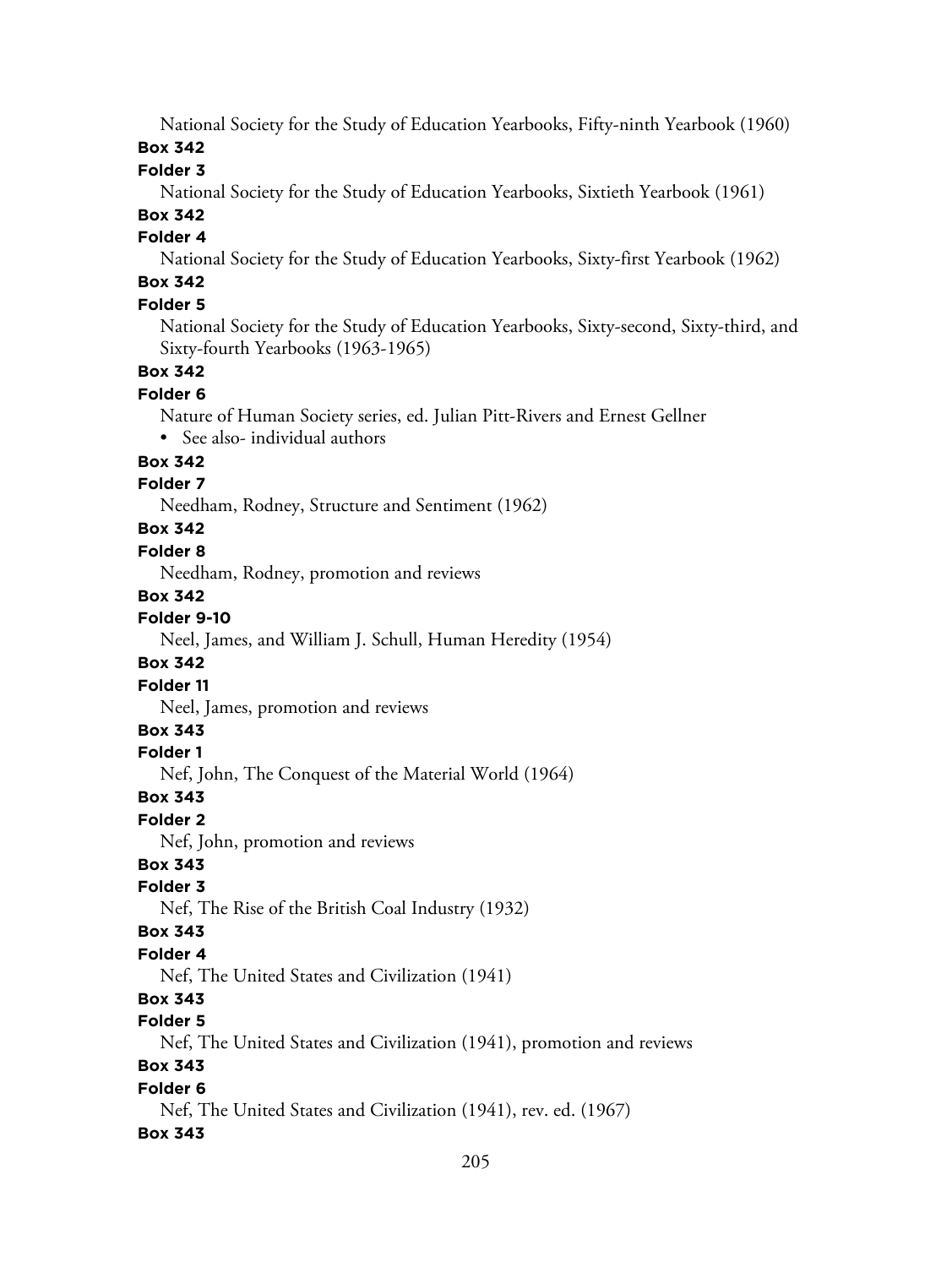National Society for the Study of Education Yearbooks, Fifty-ninth Yearbook (1960)

**Box 342**

**Folder 3**

National Society for the Study of Education Yearbooks, Sixtieth Yearbook (1961)

**Box 342**

**Folder 4**

National Society for the Study of Education Yearbooks, Sixty-first Yearbook (1962)

**Box 342**

**Folder 5**

National Society for the Study of Education Yearbooks, Sixty-second, Sixty-third, and Sixty-fourth Yearbooks (1963-1965)

**Box 342**

**Folder 6**

Nature of Human Society series, ed. Julian Pitt-Rivers and Ernest Gellner

- See also- individual authors

**Box 342**

**Folder 7**

Needham, Rodney, Structure and Sentiment (1962)

**Box 342**

**Folder 8**

Needham, Rodney, promotion and reviews

**Box 342**

**Folder 9-10**

Neel, James, and William J. Schull, Human Heredity (1954)

**Box 342**

**Folder 11**

Neel, James, promotion and reviews

**Box 343**

**Folder 1**

Nef, John, The Conquest of the Material World (1964)

**Box 343**

**Folder 2**

Nef, John, promotion and reviews

**Box 343**

**Folder 3**

Nef, The Rise of the British Coal Industry (1932)

**Box 343**

**Folder 4**

Nef, The United States and Civilization (1941)

**Box 343**

**Folder 5**

Nef, The United States and Civilization (1941), promotion and reviews

**Box 343**

**Folder 6**

Nef, The United States and Civilization (1941), rev. ed. (1967)

**Box 343**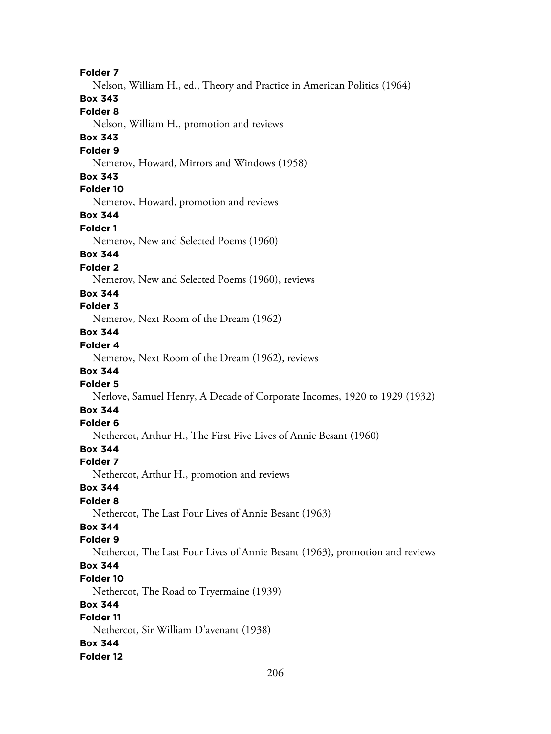**Folder 7**

Nelson, William H., ed., Theory and Practice in American Politics (1964)

**Box 343**

**Folder 8**

Nelson, William H., promotion and reviews

**Box 343**

**Folder 9**

Nemerov, Howard, Mirrors and Windows (1958)

**Box 343**

**Folder 10**

Nemerov, Howard, promotion and reviews

**Box 344**

**Folder 1**

Nemerov, New and Selected Poems (1960)

**Box 344**

**Folder 2**

Nemerov, New and Selected Poems (1960), reviews

**Box 344**

**Folder 3**

Nemerov, Next Room of the Dream (1962)

**Box 344**

**Folder 4**

Nemerov, Next Room of the Dream (1962), reviews

**Box 344**

**Folder 5**

Nerlove, Samuel Henry, A Decade of Corporate Incomes, 1920 to 1929 (1932)

**Box 344**

**Folder 6**

Nethercot, Arthur H., The First Five Lives of Annie Besant (1960)

**Box 344**

**Folder 7**

Nethercot, Arthur H., promotion and reviews

**Box 344**

**Folder 8**

Nethercot, The Last Four Lives of Annie Besant (1963)

**Box 344**

**Folder 9**

Nethercot, The Last Four Lives of Annie Besant (1963), promotion and reviews

**Box 344**

**Folder 10**

Nethercot, The Road to Tryermaine (1939)

**Box 344**

**Folder 11**

Nethercot, Sir William D'avenant (1938)

**Box 344**

**Folder 12**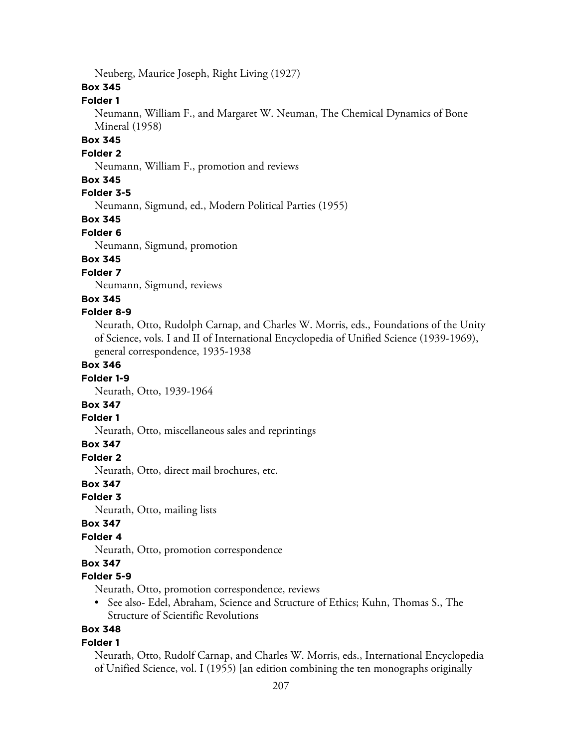Neuberg, Maurice Joseph, Right Living (1927)

**Box 345**

**Folder 1**

Neumann, William F., and Margaret W. Neuman, The Chemical Dynamics of Bone Mineral (1958)

**Box 345**

**Folder 2**

Neumann, William F., promotion and reviews

**Box 345**

**Folder 3-5**

Neumann, Sigmund, ed., Modern Political Parties (1955)

**Box 345**

**Folder 6**

Neumann, Sigmund, promotion

**Box 345**

**Folder 7**

Neumann, Sigmund, reviews

**Box 345**

**Folder 8-9**

Neurath, Otto, Rudolph Carnap, and Charles W. Morris, eds., Foundations of the Unity of Science, vols. I and II of International Encyclopedia of Unified Science (1939-1969), general correspondence, 1935-1938

**Box 346**

**Folder 1-9**

Neurath, Otto, 1939-1964

**Box 347**

**Folder 1**

Neurath, Otto, miscellaneous sales and reprintings

**Box 347**

**Folder 2**

Neurath, Otto, direct mail brochures, etc.

**Box 347**

**Folder 3**

Neurath, Otto, mailing lists

**Box 347**

**Folder 4**

Neurath, Otto, promotion correspondence

**Box 347**

**Folder 5-9**

Neurath, Otto, promotion correspondence, reviews

- See also- Edel, Abraham, Science and Structure of Ethics; Kuhn, Thomas S., The Structure of Scientific Revolutions

**Box 348**

**Folder 1**

Neurath, Otto, Rudolf Carnap, and Charles W. Morris, eds., International Encyclopedia of Unified Science, vol. I (1955) [an edition combining the ten monographs originally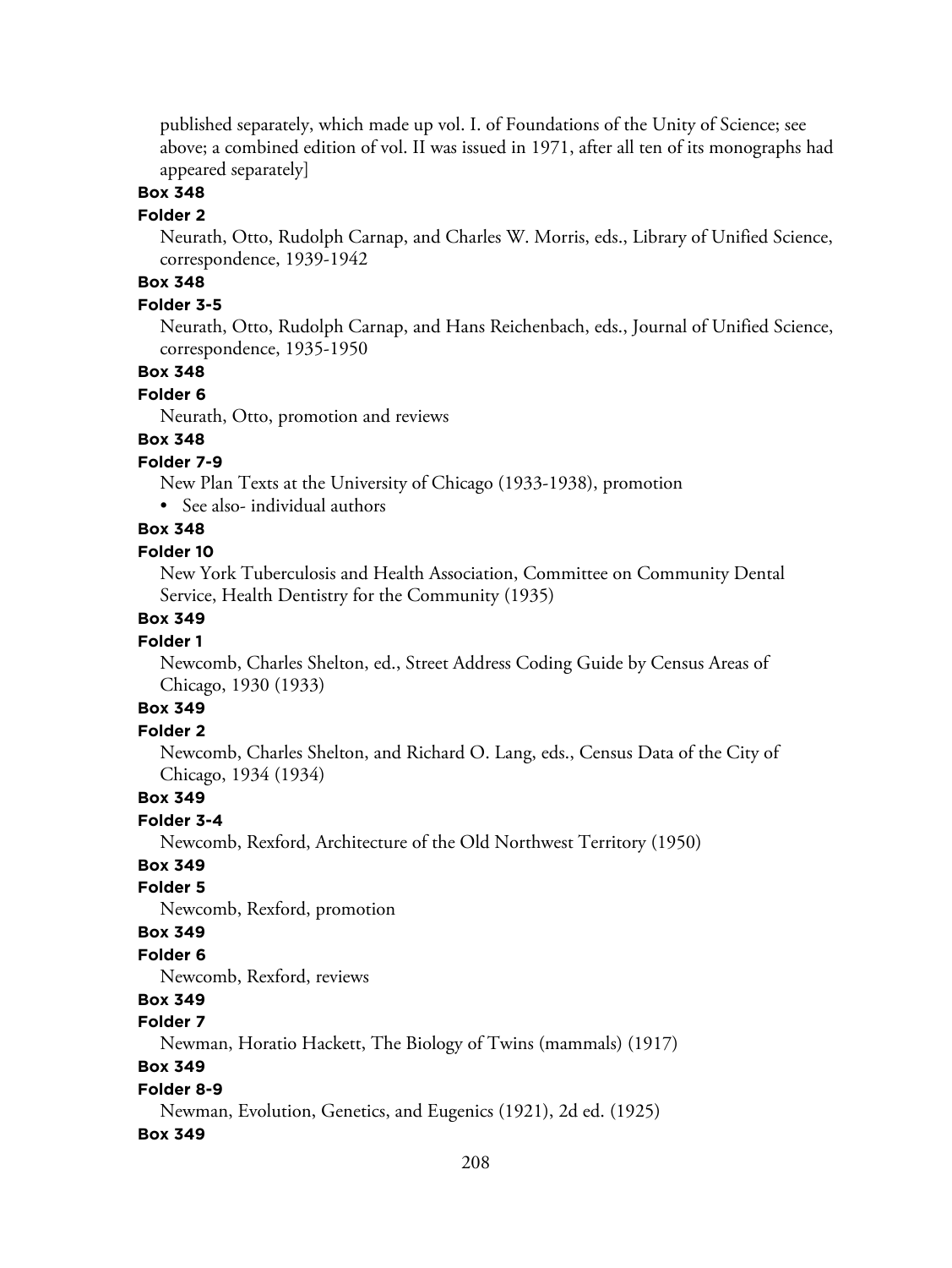published separately, which made up vol. I. of Foundations of the Unity of Science; see above; a combined edition of vol. II was issued in 1971, after all ten of its monographs had appeared separately]

**Box 348**

**Folder 2**

Neurath, Otto, Rudolph Carnap, and Charles W. Morris, eds., Library of Unified Science, correspondence, 1939-1942

**Box 348**

**Folder 3-5**

Neurath, Otto, Rudolph Carnap, and Hans Reichenbach, eds., Journal of Unified Science, correspondence, 1935-1950

**Box 348**

**Folder 6**

Neurath, Otto, promotion and reviews

**Box 348**

**Folder 7-9**

New Plan Texts at the University of Chicago (1933-1938), promotion

- See also- individual authors

**Box 348**

**Folder 10**

New York Tuberculosis and Health Association, Committee on Community Dental Service, Health Dentistry for the Community (1935)

**Box 349**

**Folder 1**

Newcomb, Charles Shelton, ed., Street Address Coding Guide by Census Areas of Chicago, 1930 (1933)

**Box 349**

**Folder 2**

Newcomb, Charles Shelton, and Richard O. Lang, eds., Census Data of the City of Chicago, 1934 (1934)

**Box 349**

**Folder 3-4**

Newcomb, Rexford, Architecture of the Old Northwest Territory (1950)

**Box 349**

**Folder 5**

Newcomb, Rexford, promotion

**Box 349**

**Folder 6**

Newcomb, Rexford, reviews

**Box 349**

**Folder 7**

Newman, Horatio Hackett, The Biology of Twins (mammals) (1917)

**Box 349**

**Folder 8-9**

Newman, Evolution, Genetics, and Eugenics (1921), 2d ed. (1925)

**Box 349**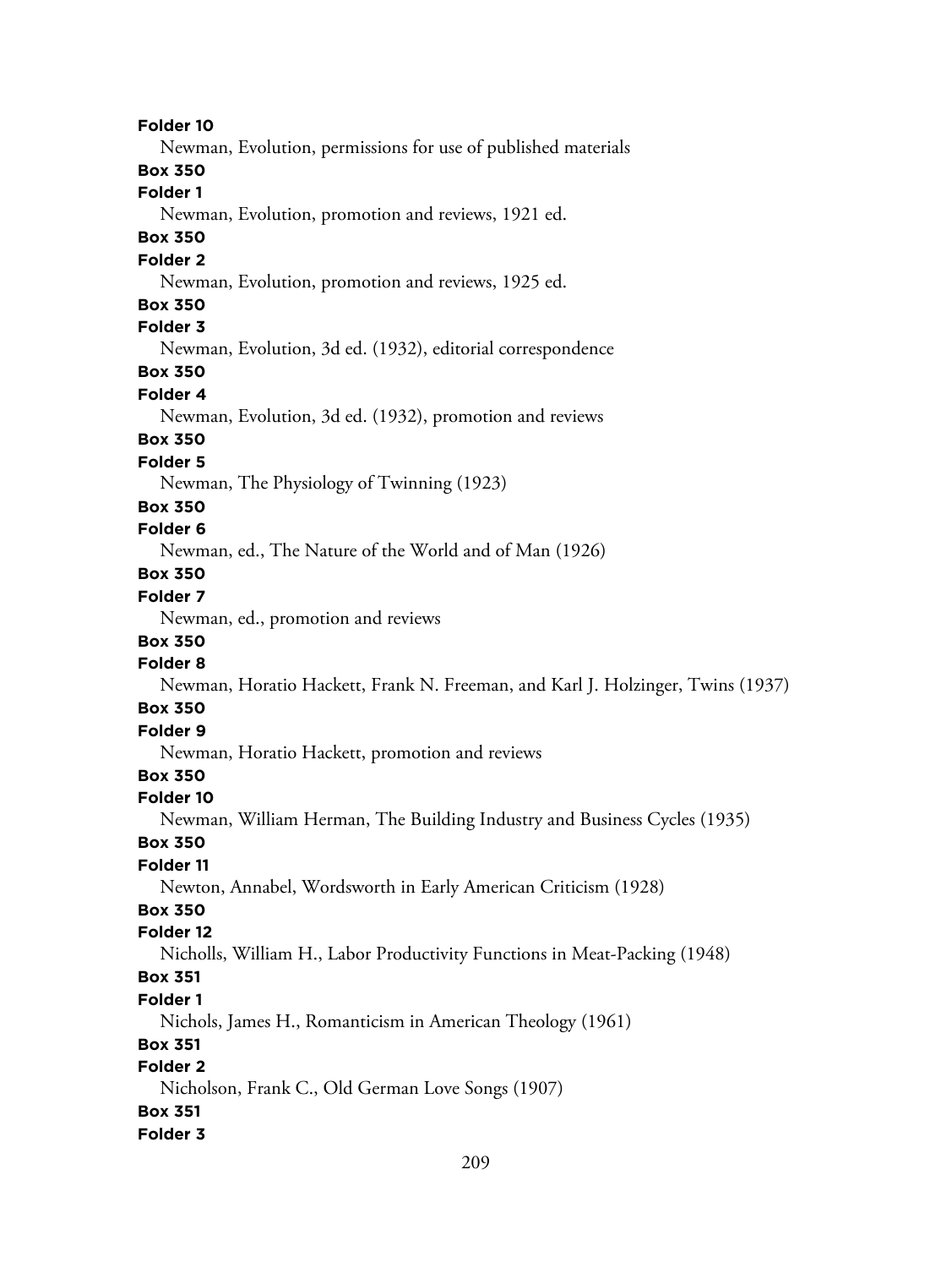**Folder 10**

Newman, Evolution, permissions for use of published materials

**Box 350**

**Folder 1**

Newman, Evolution, promotion and reviews, 1921 ed.

**Box 350**

**Folder 2**

Newman, Evolution, promotion and reviews, 1925 ed.

**Box 350**

**Folder 3**

Newman, Evolution, 3d ed. (1932), editorial correspondence

**Box 350**

**Folder 4**

Newman, Evolution, 3d ed. (1932), promotion and reviews

**Box 350**

**Folder 5**

Newman, The Physiology of Twinning (1923)

**Box 350**

**Folder 6**

Newman, ed., The Nature of the World and of Man (1926)

**Box 350**

**Folder 7**

Newman, ed., promotion and reviews

**Box 350**

**Folder 8**

Newman, Horatio Hackett, Frank N. Freeman, and Karl J. Holzinger, Twins (1937)

**Box 350**

**Folder 9**

Newman, Horatio Hackett, promotion and reviews

**Box 350**

**Folder 10**

Newman, William Herman, The Building Industry and Business Cycles (1935)

**Box 350**

**Folder 11**

Newton, Annabel, Wordsworth in Early American Criticism (1928)

**Box 350**

**Folder 12**

Nicholls, William H., Labor Productivity Functions in Meat-Packing (1948)

**Box 351**

**Folder 1**

Nichols, James H., Romanticism in American Theology (1961)

**Box 351**

**Folder 2**

Nicholson, Frank C., Old German Love Songs (1907)

**Box 351**

**Folder 3**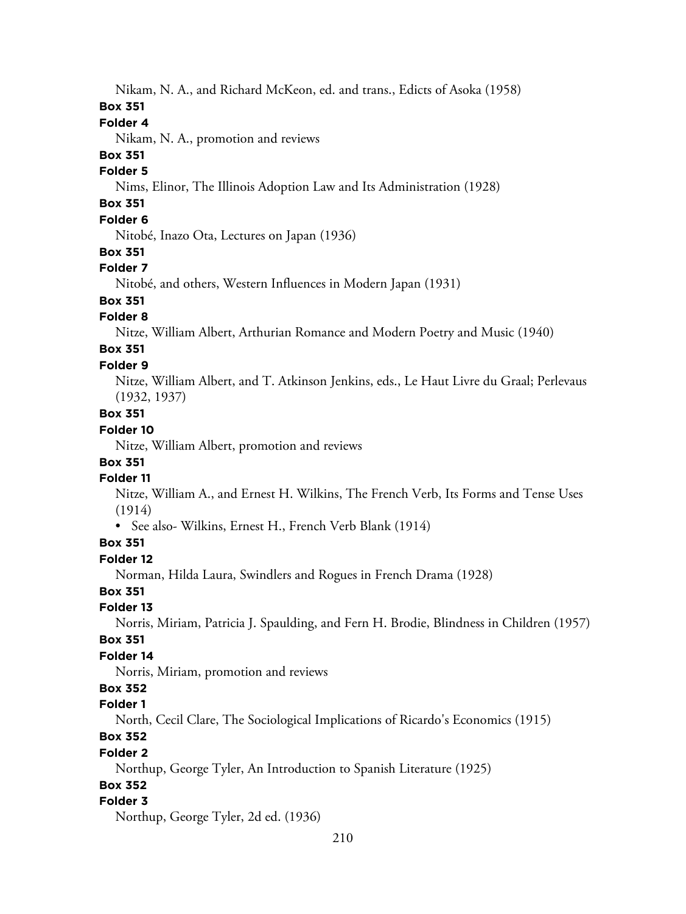Nikam, N. A., and Richard McKeon, ed. and trans., Edicts of Asoka (1958)

**Box 351**

**Folder 4**

Nikam, N. A., promotion and reviews

**Box 351**

**Folder 5**

Nims, Elinor, The Illinois Adoption Law and Its Administration (1928)

**Box 351**

**Folder 6**

Nitobé, Inazo Ota, Lectures on Japan (1936)

**Box 351**

**Folder 7**

Nitobé, and others, Western Influences in Modern Japan (1931)

**Box 351**

**Folder 8**

Nitze, William Albert, Arthurian Romance and Modern Poetry and Music (1940)

**Box 351**

**Folder 9**

Nitze, William Albert, and T. Atkinson Jenkins, eds., Le Haut Livre du Graal; Perlevaus (1932, 1937)

**Box 351**

**Folder 10**

Nitze, William Albert, promotion and reviews

**Box 351**

**Folder 11**

Nitze, William A., and Ernest H. Wilkins, The French Verb, Its Forms and Tense Uses (1914)

- See also- Wilkins, Ernest H., French Verb Blank (1914)

**Box 351**

**Folder 12**

Norman, Hilda Laura, Swindlers and Rogues in French Drama (1928)

**Box 351**

**Folder 13**

Norris, Miriam, Patricia J. Spaulding, and Fern H. Brodie, Blindness in Children (1957)

**Box 351**

**Folder 14**

Norris, Miriam, promotion and reviews

**Box 352**

**Folder 1**

North, Cecil Clare, The Sociological Implications of Ricardo's Economics (1915)

**Box 352**

**Folder 2**

Northup, George Tyler, An Introduction to Spanish Literature (1925)

**Box 352**

**Folder 3**

Northup, George Tyler, 2d ed. (1936)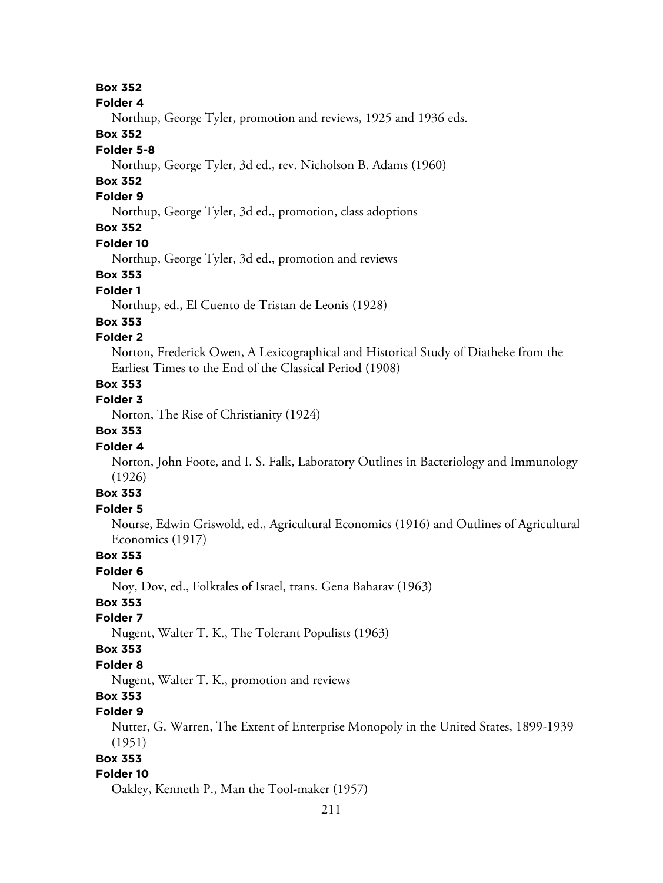**Box 352**
**Folder 4**
Northup, George Tyler, promotion and reviews, 1925 and 1936 eds.

**Box 352**
**Folder 5-8**
Northup, George Tyler, 3d ed., rev. Nicholson B. Adams (1960)

**Box 352**
**Folder 9**
Northup, George Tyler, 3d ed., promotion, class adoptions

**Box 352**
**Folder 10**
Northup, George Tyler, 3d ed., promotion and reviews

**Box 353**
**Folder 1**
Northup, ed., El Cuento de Tristan de Leonis (1928)

**Box 353**
**Folder 2**
Norton, Frederick Owen, A Lexicographical and Historical Study of Diatheke from the Earliest Times to the End of the Classical Period (1908)

**Box 353**
**Folder 3**
Norton, The Rise of Christianity (1924)

**Box 353**
**Folder 4**
Norton, John Foote, and I. S. Falk, Laboratory Outlines in Bacteriology and Immunology (1926)

**Box 353**
**Folder 5**
Nourse, Edwin Griswold, ed., Agricultural Economics (1916) and Outlines of Agricultural Economics (1917)

**Box 353**
**Folder 6**
Noy, Dov, ed., Folktales of Israel, trans. Gena Baharav (1963)

**Box 353**
**Folder 7**
Nugent, Walter T. K., The Tolerant Populists (1963)

**Box 353**
**Folder 8**
Nugent, Walter T. K., promotion and reviews

**Box 353**
**Folder 9**
Nutter, G. Warren, The Extent of Enterprise Monopoly in the United States, 1899-1939 (1951)

**Box 353**
**Folder 10**
Oakley, Kenneth P., Man the Tool-maker (1957)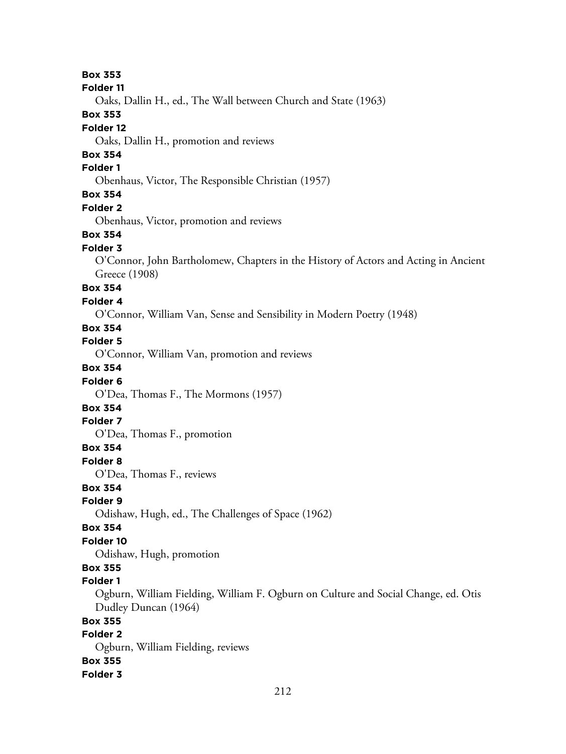**Box 353**
**Folder 11**
Oaks, Dallin H., ed., The Wall between Church and State (1963)
**Box 353**
**Folder 12**
Oaks, Dallin H., promotion and reviews
**Box 354**
**Folder 1**
Obenhaus, Victor, The Responsible Christian (1957)
**Box 354**
**Folder 2**
Obenhaus, Victor, promotion and reviews
**Box 354**
**Folder 3**
O'Connor, John Bartholomew, Chapters in the History of Actors and Acting in Ancient Greece (1908)
**Box 354**
**Folder 4**
O'Connor, William Van, Sense and Sensibility in Modern Poetry (1948)
**Box 354**
**Folder 5**
O'Connor, William Van, promotion and reviews
**Box 354**
**Folder 6**
O'Dea, Thomas F., The Mormons (1957)
**Box 354**
**Folder 7**
O'Dea, Thomas F., promotion
**Box 354**
**Folder 8**
O'Dea, Thomas F., reviews
**Box 354**
**Folder 9**
Odishaw, Hugh, ed., The Challenges of Space (1962)
**Box 354**
**Folder 10**
Odishaw, Hugh, promotion
**Box 355**
**Folder 1**
Ogburn, William Fielding, William F. Ogburn on Culture and Social Change, ed. Otis Dudley Duncan (1964)
**Box 355**
**Folder 2**
Ogburn, William Fielding, reviews
**Box 355**
**Folder 3**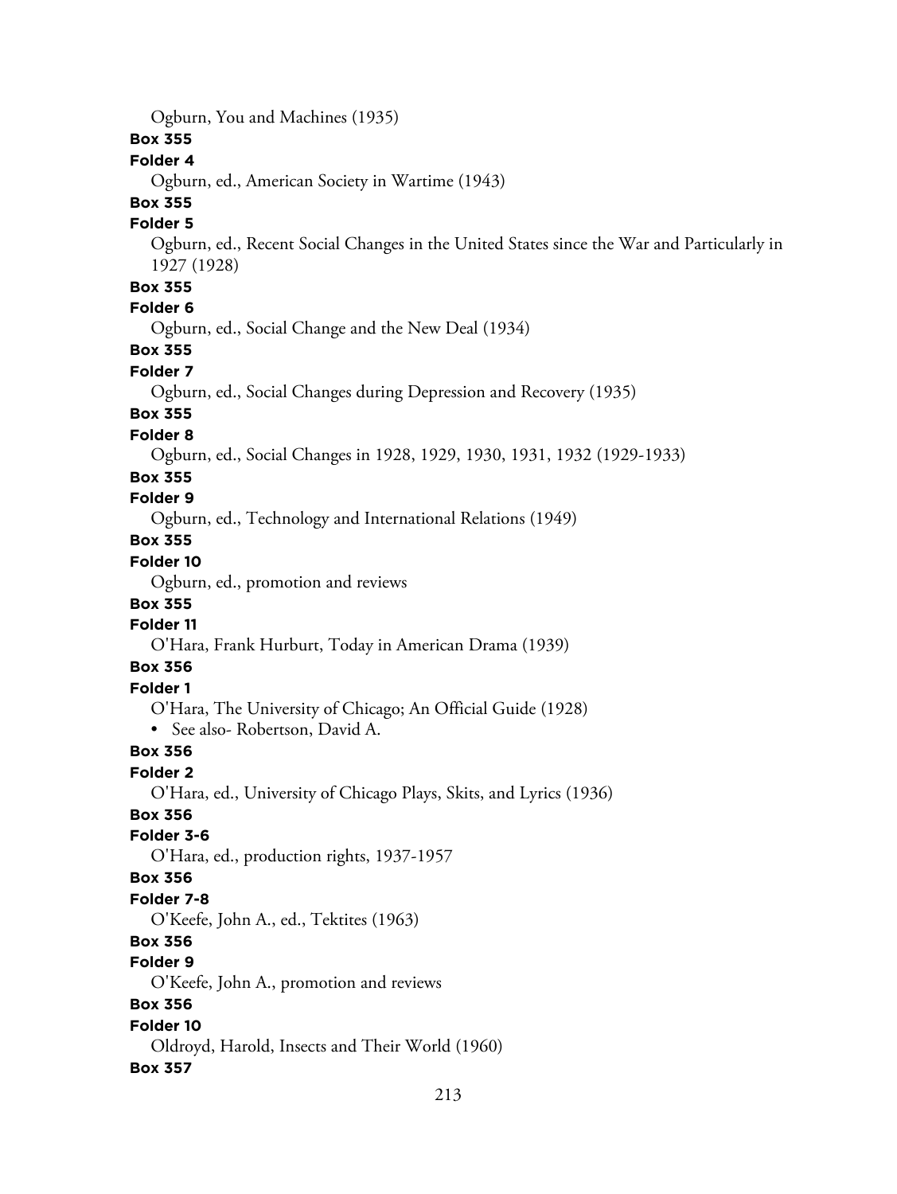Ogburn, You and Machines (1935)

**Box 355**

**Folder 4**

Ogburn, ed., American Society in Wartime (1943)

**Box 355**

**Folder 5**

Ogburn, ed., Recent Social Changes in the United States since the War and Particularly in 1927 (1928)

**Box 355**

**Folder 6**

Ogburn, ed., Social Change and the New Deal (1934)

**Box 355**

**Folder 7**

Ogburn, ed., Social Changes during Depression and Recovery (1935)

**Box 355**

**Folder 8**

Ogburn, ed., Social Changes in 1928, 1929, 1930, 1931, 1932 (1929-1933)

**Box 355**

**Folder 9**

Ogburn, ed., Technology and International Relations (1949)

**Box 355**

**Folder 10**

Ogburn, ed., promotion and reviews

**Box 355**

**Folder 11**

O'Hara, Frank Hurburt, Today in American Drama (1939)

**Box 356**

**Folder 1**

O'Hara, The University of Chicago; An Official Guide (1928)

- See also- Robertson, David A.

**Box 356**

**Folder 2**

O'Hara, ed., University of Chicago Plays, Skits, and Lyrics (1936)

**Box 356**

**Folder 3-6**

O'Hara, ed., production rights, 1937-1957

**Box 356**

**Folder 7-8**

O'Keefe, John A., ed., Tektites (1963)

**Box 356**

**Folder 9**

O'Keefe, John A., promotion and reviews

**Box 356**

**Folder 10**

Oldroyd, Harold, Insects and Their World (1960)

**Box 357**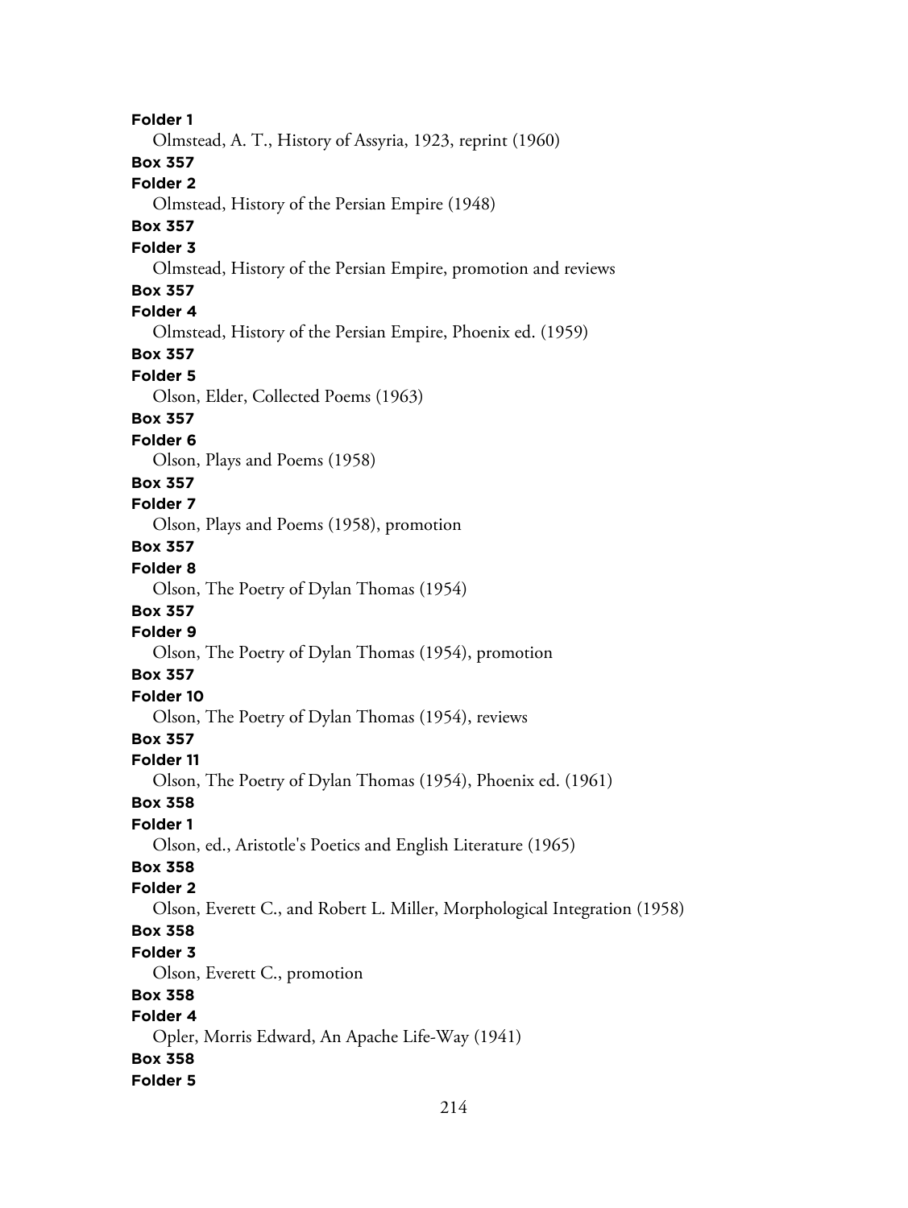**Folder 1**

Olmstead, A. T., History of Assyria, 1923, reprint (1960)

**Box 357**

**Folder 2**

Olmstead, History of the Persian Empire (1948)

**Box 357**

**Folder 3**

Olmstead, History of the Persian Empire, promotion and reviews

**Box 357**

**Folder 4**

Olmstead, History of the Persian Empire, Phoenix ed. (1959)

**Box 357**

**Folder 5**

Olson, Elder, Collected Poems (1963)

**Box 357**

**Folder 6**

Olson, Plays and Poems (1958)

**Box 357**

**Folder 7**

Olson, Plays and Poems (1958), promotion

**Box 357**

**Folder 8**

Olson, The Poetry of Dylan Thomas (1954)

**Box 357**

**Folder 9**

Olson, The Poetry of Dylan Thomas (1954), promotion

**Box 357**

**Folder 10**

Olson, The Poetry of Dylan Thomas (1954), reviews

**Box 357**

**Folder 11**

Olson, The Poetry of Dylan Thomas (1954), Phoenix ed. (1961)

**Box 358**

**Folder 1**

Olson, ed., Aristotle's Poetics and English Literature (1965)

**Box 358**

**Folder 2**

Olson, Everett C., and Robert L. Miller, Morphological Integration (1958)

**Box 358**

**Folder 3**

Olson, Everett C., promotion

**Box 358**

**Folder 4**

Opler, Morris Edward, An Apache Life-Way (1941)

**Box 358**

**Folder 5**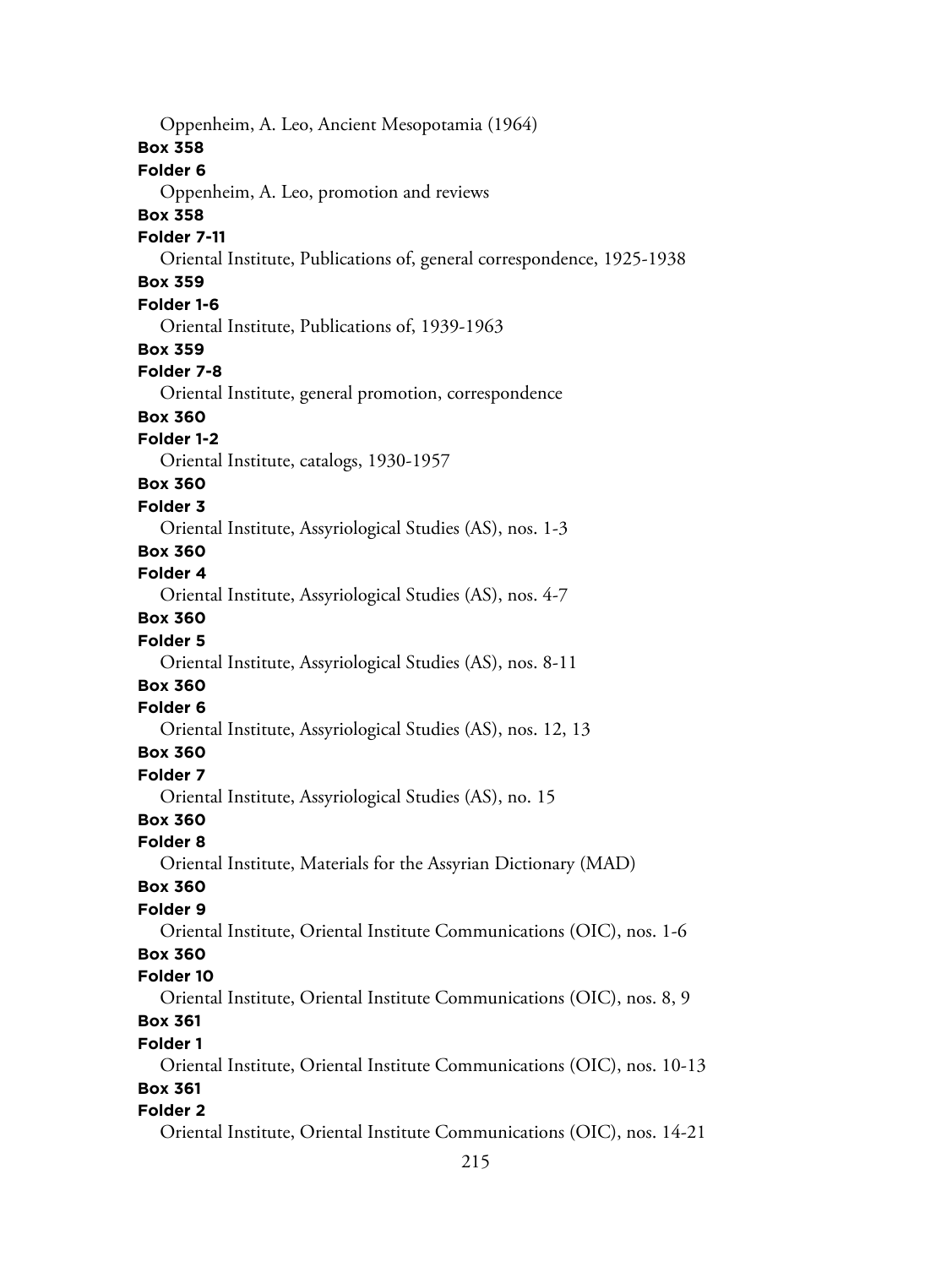Oppenheim, A. Leo, Ancient Mesopotamia (1964)

**Box 358**

**Folder 6**

Oppenheim, A. Leo, promotion and reviews

**Box 358**

**Folder 7-11**

Oriental Institute, Publications of, general correspondence, 1925-1938

**Box 359**

**Folder 1-6**

Oriental Institute, Publications of, 1939-1963

**Box 359**

**Folder 7-8**

Oriental Institute, general promotion, correspondence

**Box 360**

**Folder 1-2**

Oriental Institute, catalogs, 1930-1957

**Box 360**

**Folder 3**

Oriental Institute, Assyriological Studies (AS), nos. 1-3

**Box 360**

**Folder 4**

Oriental Institute, Assyriological Studies (AS), nos. 4-7

**Box 360**

**Folder 5**

Oriental Institute, Assyriological Studies (AS), nos. 8-11

**Box 360**

**Folder 6**

Oriental Institute, Assyriological Studies (AS), nos. 12, 13

**Box 360**

**Folder 7**

Oriental Institute, Assyriological Studies (AS), no. 15

**Box 360**

**Folder 8**

Oriental Institute, Materials for the Assyrian Dictionary (MAD)

**Box 360**

**Folder 9**

Oriental Institute, Oriental Institute Communications (OIC), nos. 1-6

**Box 360**

**Folder 10**

Oriental Institute, Oriental Institute Communications (OIC), nos. 8, 9

**Box 361**

**Folder 1**

Oriental Institute, Oriental Institute Communications (OIC), nos. 10-13

**Box 361**

**Folder 2**

Oriental Institute, Oriental Institute Communications (OIC), nos. 14-21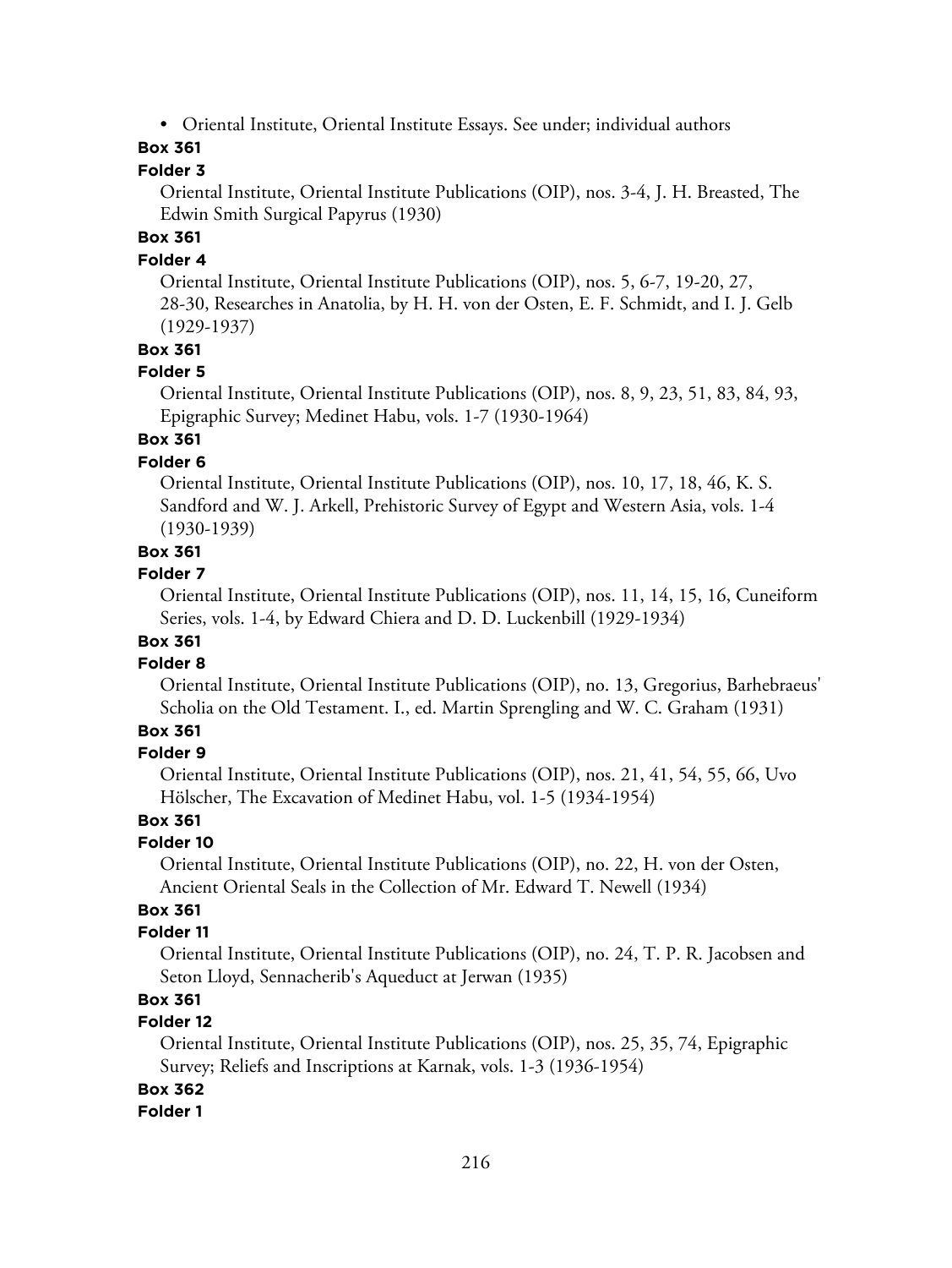- Oriental Institute, Oriental Institute Essays. See under; individual authors

**Box 361**

**Folder 3**

Oriental Institute, Oriental Institute Publications (OIP), nos. 3-4, J. H. Breasted, The Edwin Smith Surgical Papyrus (1930)

**Box 361**

**Folder 4**

Oriental Institute, Oriental Institute Publications (OIP), nos. 5, 6-7, 19-20, 27, 28-30, Researches in Anatolia, by H. H. von der Osten, E. F. Schmidt, and I. J. Gelb (1929-1937)

**Box 361**

**Folder 5**

Oriental Institute, Oriental Institute Publications (OIP), nos. 8, 9, 23, 51, 83, 84, 93, Epigraphic Survey; Medinet Habu, vols. 1-7 (1930-1964)

**Box 361**

**Folder 6**

Oriental Institute, Oriental Institute Publications (OIP), nos. 10, 17, 18, 46, K. S. Sandford and W. J. Arkell, Prehistoric Survey of Egypt and Western Asia, vols. 1-4 (1930-1939)

**Box 361**

**Folder 7**

Oriental Institute, Oriental Institute Publications (OIP), nos. 11, 14, 15, 16, Cuneiform Series, vols. 1-4, by Edward Chiera and D. D. Luckenbill (1929-1934)

**Box 361**

**Folder 8**

Oriental Institute, Oriental Institute Publications (OIP), no. 13, Gregorius, Barhebraeus' Scholia on the Old Testament. I., ed. Martin Sprengling and W. C. Graham (1931)

**Box 361**

**Folder 9**

Oriental Institute, Oriental Institute Publications (OIP), nos. 21, 41, 54, 55, 66, Uvo Hölscher, The Excavation of Medinet Habu, vol. 1-5 (1934-1954)

**Box 361**

**Folder 10**

Oriental Institute, Oriental Institute Publications (OIP), no. 22, H. von der Osten, Ancient Oriental Seals in the Collection of Mr. Edward T. Newell (1934)

**Box 361**

**Folder 11**

Oriental Institute, Oriental Institute Publications (OIP), no. 24, T. P. R. Jacobsen and Seton Lloyd, Sennacherib's Aqueduct at Jerwan (1935)

**Box 361**

**Folder 12**

Oriental Institute, Oriental Institute Publications (OIP), nos. 25, 35, 74, Epigraphic Survey; Reliefs and Inscriptions at Karnak, vols. 1-3 (1936-1954)

**Box 362**

**Folder 1**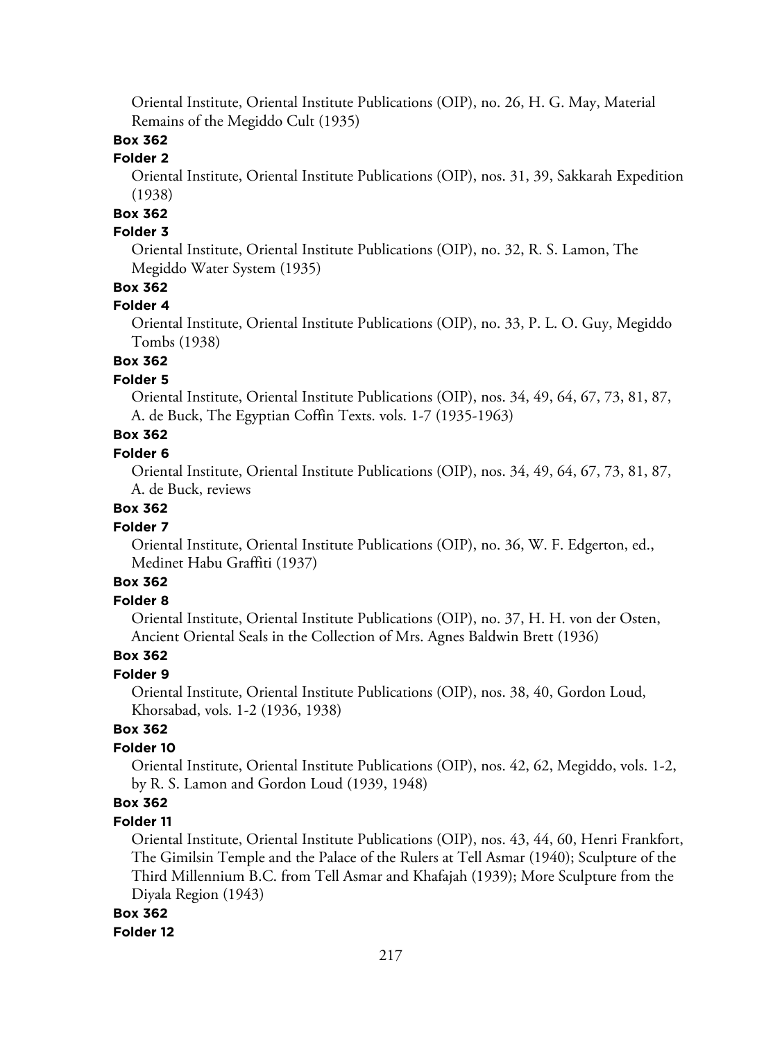Oriental Institute, Oriental Institute Publications (OIP), no. 26, H. G. May, Material Remains of the Megiddo Cult (1935)

**Box 362**

**Folder 2**

Oriental Institute, Oriental Institute Publications (OIP), nos. 31, 39, Sakkarah Expedition (1938)

**Box 362**

**Folder 3**

Oriental Institute, Oriental Institute Publications (OIP), no. 32, R. S. Lamon, The Megiddo Water System (1935)

**Box 362**

**Folder 4**

Oriental Institute, Oriental Institute Publications (OIP), no. 33, P. L. O. Guy, Megiddo Tombs (1938)

**Box 362**

**Folder 5**

Oriental Institute, Oriental Institute Publications (OIP), nos. 34, 49, 64, 67, 73, 81, 87, A. de Buck, The Egyptian Coffin Texts. vols. 1-7 (1935-1963)

**Box 362**

**Folder 6**

Oriental Institute, Oriental Institute Publications (OIP), nos. 34, 49, 64, 67, 73, 81, 87, A. de Buck, reviews

**Box 362**

**Folder 7**

Oriental Institute, Oriental Institute Publications (OIP), no. 36, W. F. Edgerton, ed., Medinet Habu Graffiti (1937)

**Box 362**

**Folder 8**

Oriental Institute, Oriental Institute Publications (OIP), no. 37, H. H. von der Osten, Ancient Oriental Seals in the Collection of Mrs. Agnes Baldwin Brett (1936)

**Box 362**

**Folder 9**

Oriental Institute, Oriental Institute Publications (OIP), nos. 38, 40, Gordon Loud, Khorsabad, vols. 1-2 (1936, 1938)

**Box 362**

**Folder 10**

Oriental Institute, Oriental Institute Publications (OIP), nos. 42, 62, Megiddo, vols. 1-2, by R. S. Lamon and Gordon Loud (1939, 1948)

**Box 362**

**Folder 11**

Oriental Institute, Oriental Institute Publications (OIP), nos. 43, 44, 60, Henri Frankfort, The Gimilsin Temple and the Palace of the Rulers at Tell Asmar (1940); Sculpture of the Third Millennium B.C. from Tell Asmar and Khafajah (1939); More Sculpture from the Diyala Region (1943)

**Box 362**

**Folder 12**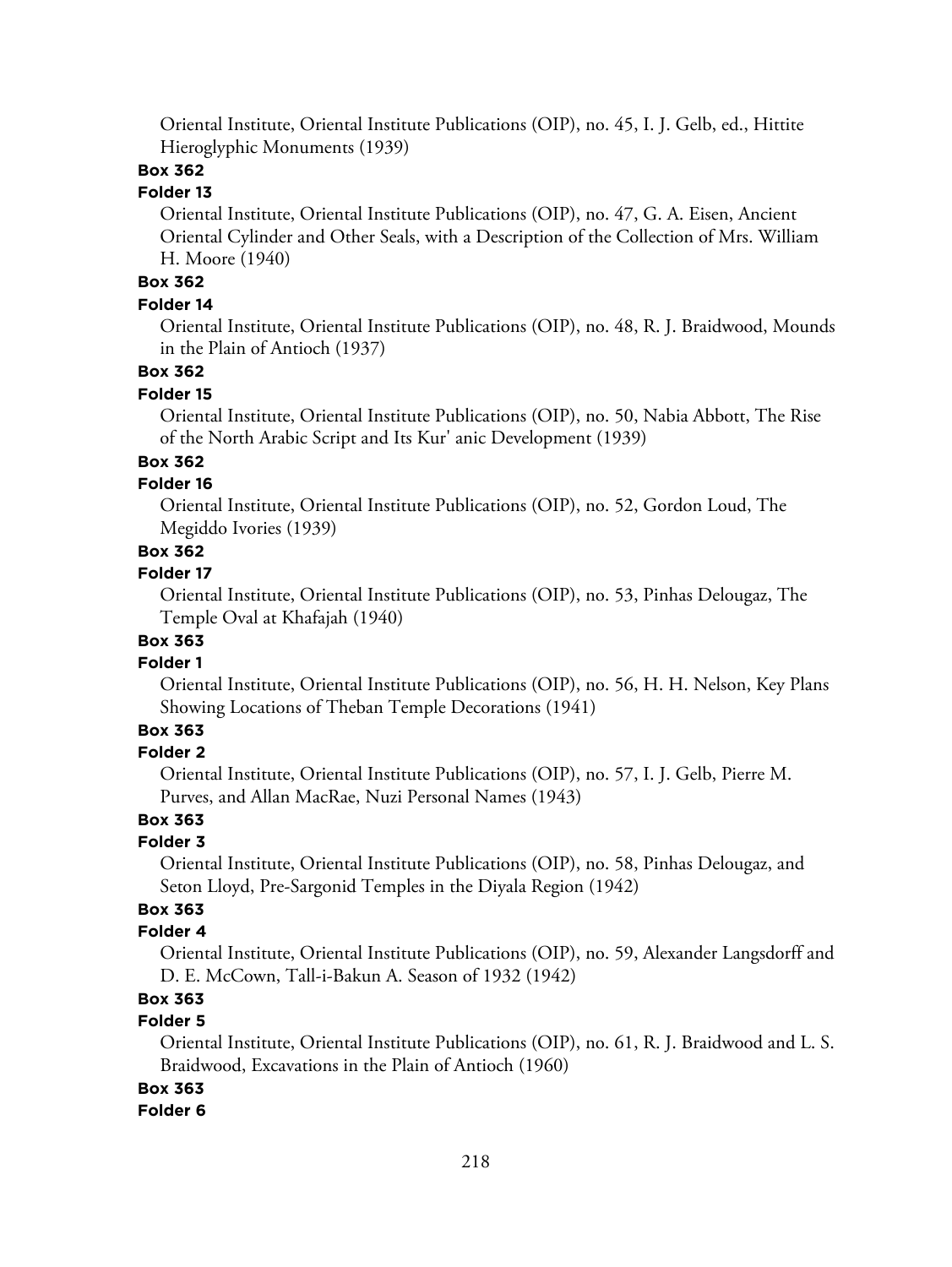Oriental Institute, Oriental Institute Publications (OIP), no. 45, I. J. Gelb, ed., Hittite Hieroglyphic Monuments (1939)

**Box 362**

**Folder 13**

Oriental Institute, Oriental Institute Publications (OIP), no. 47, G. A. Eisen, Ancient Oriental Cylinder and Other Seals, with a Description of the Collection of Mrs. William H. Moore (1940)

**Box 362**

**Folder 14**

Oriental Institute, Oriental Institute Publications (OIP), no. 48, R. J. Braidwood, Mounds in the Plain of Antioch (1937)

**Box 362**

**Folder 15**

Oriental Institute, Oriental Institute Publications (OIP), no. 50, Nabia Abbott, The Rise of the North Arabic Script and Its Kur' anic Development (1939)

**Box 362**

**Folder 16**

Oriental Institute, Oriental Institute Publications (OIP), no. 52, Gordon Loud, The Megiddo Ivories (1939)

**Box 362**

**Folder 17**

Oriental Institute, Oriental Institute Publications (OIP), no. 53, Pinhas Delougaz, The Temple Oval at Khafajah (1940)

**Box 363**

**Folder 1**

Oriental Institute, Oriental Institute Publications (OIP), no. 56, H. H. Nelson, Key Plans Showing Locations of Theban Temple Decorations (1941)

**Box 363**

**Folder 2**

Oriental Institute, Oriental Institute Publications (OIP), no. 57, I. J. Gelb, Pierre M. Purves, and Allan MacRae, Nuzi Personal Names (1943)

**Box 363**

**Folder 3**

Oriental Institute, Oriental Institute Publications (OIP), no. 58, Pinhas Delougaz, and Seton Lloyd, Pre-Sargonid Temples in the Diyala Region (1942)

**Box 363**

**Folder 4**

Oriental Institute, Oriental Institute Publications (OIP), no. 59, Alexander Langsdorff and D. E. McCown, Tall-i-Bakun A. Season of 1932 (1942)

**Box 363**

**Folder 5**

Oriental Institute, Oriental Institute Publications (OIP), no. 61, R. J. Braidwood and L. S. Braidwood, Excavations in the Plain of Antioch (1960)

**Box 363**

**Folder 6**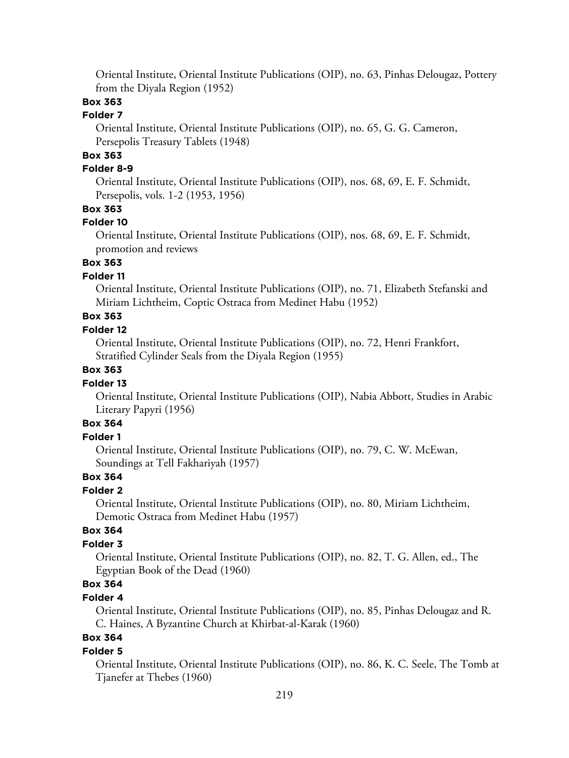Oriental Institute, Oriental Institute Publications (OIP), no. 63, Pinhas Delougaz, Pottery from the Diyala Region (1952)

**Box 363**

**Folder 7**

Oriental Institute, Oriental Institute Publications (OIP), no. 65, G. G. Cameron, Persepolis Treasury Tablets (1948)

**Box 363**

**Folder 8-9**

Oriental Institute, Oriental Institute Publications (OIP), nos. 68, 69, E. F. Schmidt, Persepolis, vols. 1-2 (1953, 1956)

**Box 363**

**Folder 10**

Oriental Institute, Oriental Institute Publications (OIP), nos. 68, 69, E. F. Schmidt, promotion and reviews

**Box 363**

**Folder 11**

Oriental Institute, Oriental Institute Publications (OIP), no. 71, Elizabeth Stefanski and Miriam Lichtheim, Coptic Ostraca from Medinet Habu (1952)

**Box 363**

**Folder 12**

Oriental Institute, Oriental Institute Publications (OIP), no. 72, Henri Frankfort, Stratified Cylinder Seals from the Diyala Region (1955)

**Box 363**

**Folder 13**

Oriental Institute, Oriental Institute Publications (OIP), Nabia Abbott, Studies in Arabic Literary Papyri (1956)

**Box 364**

**Folder 1**

Oriental Institute, Oriental Institute Publications (OIP), no. 79, C. W. McEwan, Soundings at Tell Fakhariyah (1957)

**Box 364**

**Folder 2**

Oriental Institute, Oriental Institute Publications (OIP), no. 80, Miriam Lichtheim, Demotic Ostraca from Medinet Habu (1957)

**Box 364**

**Folder 3**

Oriental Institute, Oriental Institute Publications (OIP), no. 82, T. G. Allen, ed., The Egyptian Book of the Dead (1960)

**Box 364**

**Folder 4**

Oriental Institute, Oriental Institute Publications (OIP), no. 85, Pinhas Delougaz and R. C. Haines, A Byzantine Church at Khirbat-al-Karak (1960)

**Box 364**

**Folder 5**

Oriental Institute, Oriental Institute Publications (OIP), no. 86, K. C. Seele, The Tomb at Tjanefer at Thebes (1960)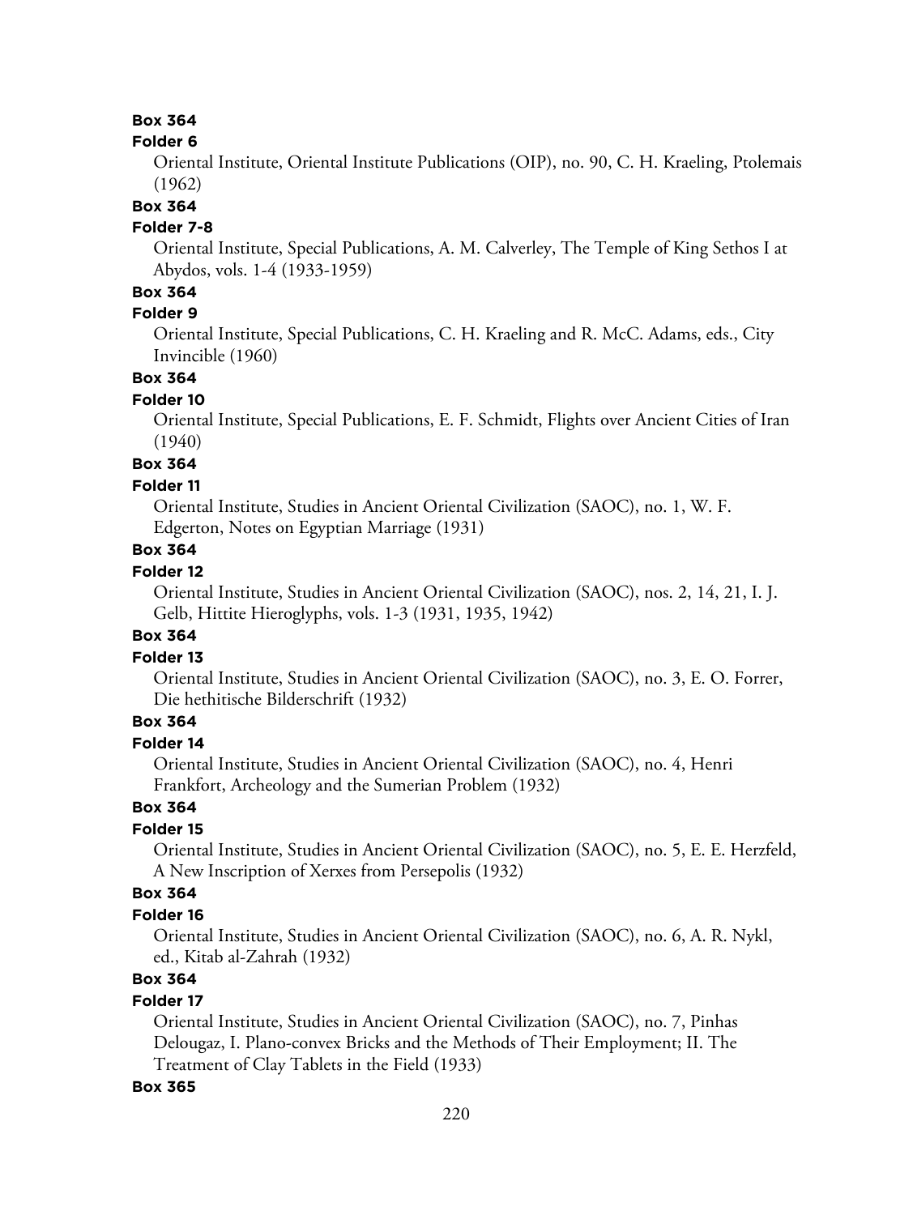**Box 364**

**Folder 6**

Oriental Institute, Oriental Institute Publications (OIP), no. 90, C. H. Kraeling, Ptolemais (1962)

**Box 364**

**Folder 7-8**

Oriental Institute, Special Publications, A. M. Calverley, The Temple of King Sethos I at Abydos, vols. 1-4 (1933-1959)

**Box 364**

**Folder 9**

Oriental Institute, Special Publications, C. H. Kraeling and R. McC. Adams, eds., City Invincible (1960)

**Box 364**

**Folder 10**

Oriental Institute, Special Publications, E. F. Schmidt, Flights over Ancient Cities of Iran (1940)

**Box 364**

**Folder 11**

Oriental Institute, Studies in Ancient Oriental Civilization (SAOC), no. 1, W. F. Edgerton, Notes on Egyptian Marriage (1931)

**Box 364**

**Folder 12**

Oriental Institute, Studies in Ancient Oriental Civilization (SAOC), nos. 2, 14, 21, I. J. Gelb, Hittite Hieroglyphs, vols. 1-3 (1931, 1935, 1942)

**Box 364**

**Folder 13**

Oriental Institute, Studies in Ancient Oriental Civilization (SAOC), no. 3, E. O. Forrer, Die hethitische Bilderschrift (1932)

**Box 364**

**Folder 14**

Oriental Institute, Studies in Ancient Oriental Civilization (SAOC), no. 4, Henri Frankfort, Archeology and the Sumerian Problem (1932)

**Box 364**

**Folder 15**

Oriental Institute, Studies in Ancient Oriental Civilization (SAOC), no. 5, E. E. Herzfeld, A New Inscription of Xerxes from Persepolis (1932)

**Box 364**

**Folder 16**

Oriental Institute, Studies in Ancient Oriental Civilization (SAOC), no. 6, A. R. Nykl, ed., Kitab al-Zahrah (1932)

**Box 364**

**Folder 17**

Oriental Institute, Studies in Ancient Oriental Civilization (SAOC), no. 7, Pinhas Delougaz, I. Plano-convex Bricks and the Methods of Their Employment; II. The Treatment of Clay Tablets in the Field (1933)

**Box 365**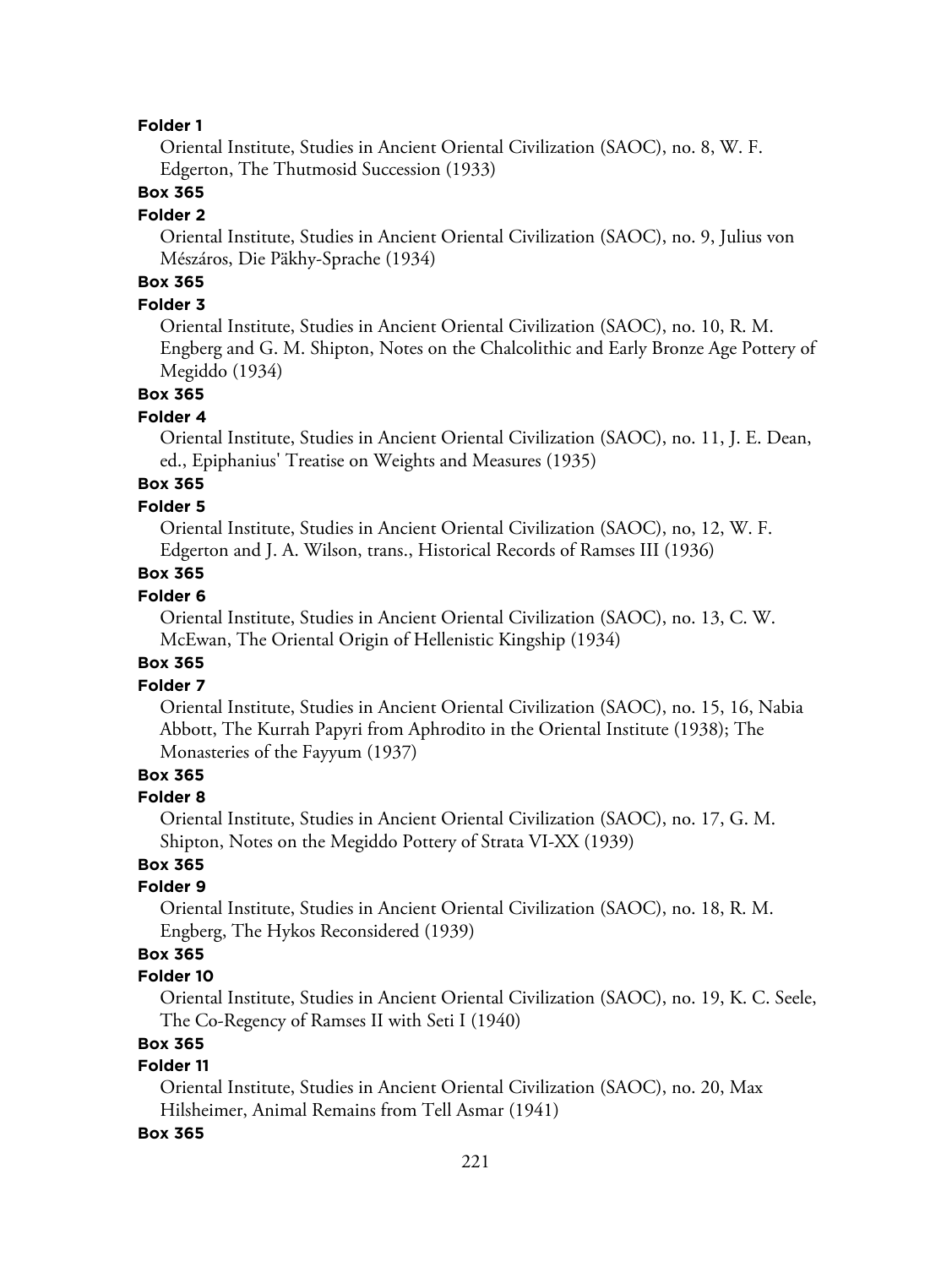**Folder 1**

Oriental Institute, Studies in Ancient Oriental Civilization (SAOC), no. 8, W. F. Edgerton, The Thutmosid Succession (1933)

**Box 365**

**Folder 2**

Oriental Institute, Studies in Ancient Oriental Civilization (SAOC), no. 9, Julius von Mészáros, Die Päkhy-Sprache (1934)

**Box 365**

**Folder 3**

Oriental Institute, Studies in Ancient Oriental Civilization (SAOC), no. 10, R. M. Engberg and G. M. Shipton, Notes on the Chalcolithic and Early Bronze Age Pottery of Megiddo (1934)

**Box 365**

**Folder 4**

Oriental Institute, Studies in Ancient Oriental Civilization (SAOC), no. 11, J. E. Dean, ed., Epiphanius' Treatise on Weights and Measures (1935)

**Box 365**

**Folder 5**

Oriental Institute, Studies in Ancient Oriental Civilization (SAOC), no, 12, W. F. Edgerton and J. A. Wilson, trans., Historical Records of Ramses III (1936)

**Box 365**

**Folder 6**

Oriental Institute, Studies in Ancient Oriental Civilization (SAOC), no. 13, C. W. McEwan, The Oriental Origin of Hellenistic Kingship (1934)

**Box 365**

**Folder 7**

Oriental Institute, Studies in Ancient Oriental Civilization (SAOC), no. 15, 16, Nabia Abbott, The Kurrah Papyri from Aphrodito in the Oriental Institute (1938); The Monasteries of the Fayyum (1937)

**Box 365**

**Folder 8**

Oriental Institute, Studies in Ancient Oriental Civilization (SAOC), no. 17, G. M. Shipton, Notes on the Megiddo Pottery of Strata VI-XX (1939)

**Box 365**

**Folder 9**

Oriental Institute, Studies in Ancient Oriental Civilization (SAOC), no. 18, R. M. Engberg, The Hykos Reconsidered (1939)

**Box 365**

**Folder 10**

Oriental Institute, Studies in Ancient Oriental Civilization (SAOC), no. 19, K. C. Seele, The Co-Regency of Ramses II with Seti I (1940)

**Box 365**

**Folder 11**

Oriental Institute, Studies in Ancient Oriental Civilization (SAOC), no. 20, Max Hilsheimer, Animal Remains from Tell Asmar (1941)

**Box 365**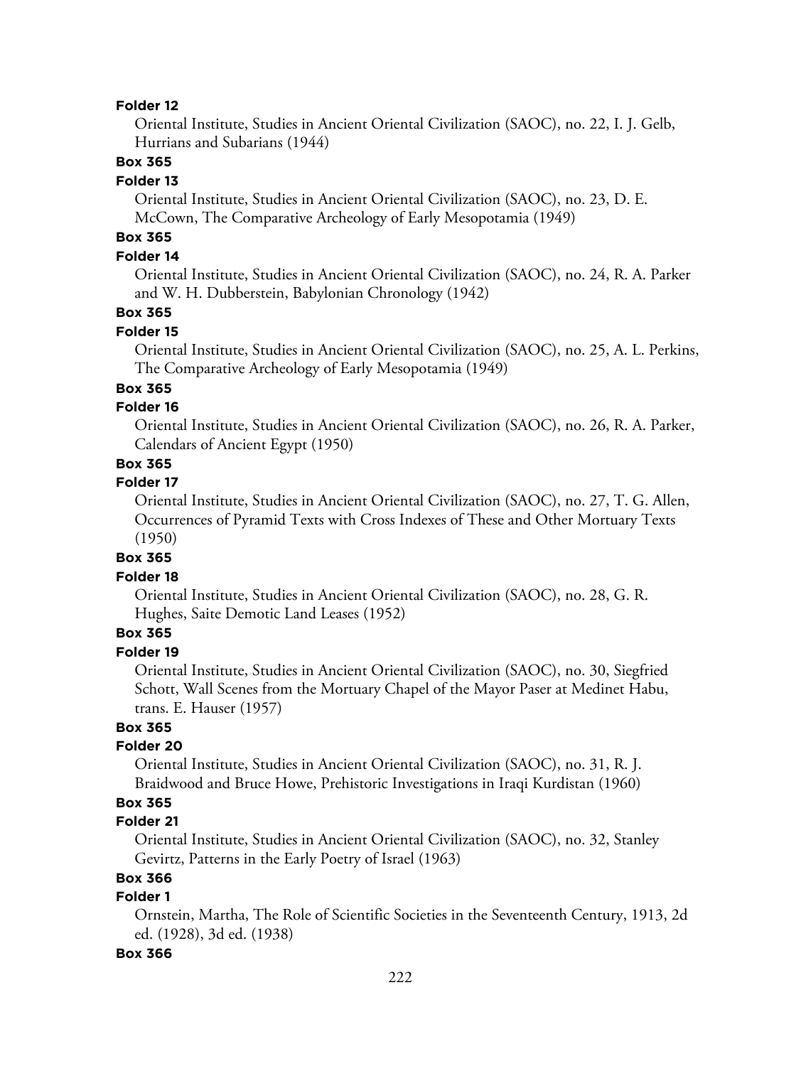**Folder 12**

Oriental Institute, Studies in Ancient Oriental Civilization (SAOC), no. 22, I. J. Gelb, Hurrians and Subarians (1944)

**Box 365**

**Folder 13**

Oriental Institute, Studies in Ancient Oriental Civilization (SAOC), no. 23, D. E. McCown, The Comparative Archeology of Early Mesopotamia (1949)

**Box 365**

**Folder 14**

Oriental Institute, Studies in Ancient Oriental Civilization (SAOC), no. 24, R. A. Parker and W. H. Dubberstein, Babylonian Chronology (1942)

**Box 365**

**Folder 15**

Oriental Institute, Studies in Ancient Oriental Civilization (SAOC), no. 25, A. L. Perkins, The Comparative Archeology of Early Mesopotamia (1949)

**Box 365**

**Folder 16**

Oriental Institute, Studies in Ancient Oriental Civilization (SAOC), no. 26, R. A. Parker, Calendars of Ancient Egypt (1950)

**Box 365**

**Folder 17**

Oriental Institute, Studies in Ancient Oriental Civilization (SAOC), no. 27, T. G. Allen, Occurrences of Pyramid Texts with Cross Indexes of These and Other Mortuary Texts (1950)

**Box 365**

**Folder 18**

Oriental Institute, Studies in Ancient Oriental Civilization (SAOC), no. 28, G. R. Hughes, Saite Demotic Land Leases (1952)

**Box 365**

**Folder 19**

Oriental Institute, Studies in Ancient Oriental Civilization (SAOC), no. 30, Siegfried Schott, Wall Scenes from the Mortuary Chapel of the Mayor Paser at Medinet Habu, trans. E. Hauser (1957)

**Box 365**

**Folder 20**

Oriental Institute, Studies in Ancient Oriental Civilization (SAOC), no. 31, R. J. Braidwood and Bruce Howe, Prehistoric Investigations in Iraqi Kurdistan (1960)

**Box 365**

**Folder 21**

Oriental Institute, Studies in Ancient Oriental Civilization (SAOC), no. 32, Stanley Gevirtz, Patterns in the Early Poetry of Israel (1963)

**Box 366**

**Folder 1**

Ornstein, Martha, The Role of Scientific Societies in the Seventeenth Century, 1913, 2d ed. (1928), 3d ed. (1938)

**Box 366**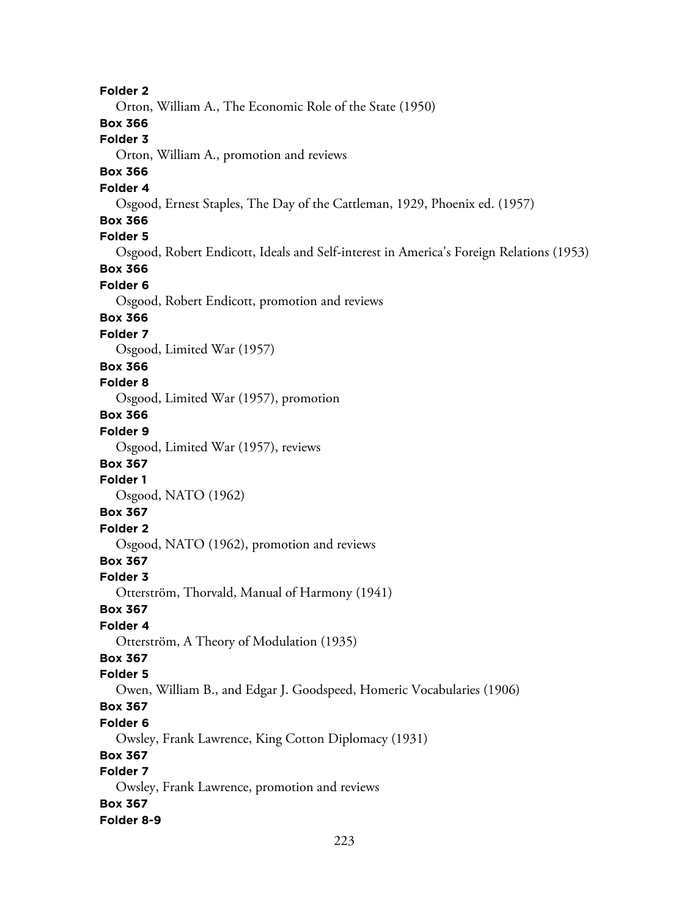**Folder 2**

Orton, William A., The Economic Role of the State (1950)

**Box 366**

**Folder 3**

Orton, William A., promotion and reviews

**Box 366**

**Folder 4**

Osgood, Ernest Staples, The Day of the Cattleman, 1929, Phoenix ed. (1957)

**Box 366**

**Folder 5**

Osgood, Robert Endicott, Ideals and Self-interest in America's Foreign Relations (1953)

**Box 366**

**Folder 6**

Osgood, Robert Endicott, promotion and reviews

**Box 366**

**Folder 7**

Osgood, Limited War (1957)

**Box 366**

**Folder 8**

Osgood, Limited War (1957), promotion

**Box 366**

**Folder 9**

Osgood, Limited War (1957), reviews

**Box 367**

**Folder 1**

Osgood, NATO (1962)

**Box 367**

**Folder 2**

Osgood, NATO (1962), promotion and reviews

**Box 367**

**Folder 3**

Otterström, Thorvald, Manual of Harmony (1941)

**Box 367**

**Folder 4**

Otterström, A Theory of Modulation (1935)

**Box 367**

**Folder 5**

Owen, William B., and Edgar J. Goodspeed, Homeric Vocabularies (1906)

**Box 367**

**Folder 6**

Owsley, Frank Lawrence, King Cotton Diplomacy (1931)

**Box 367**

**Folder 7**

Owsley, Frank Lawrence, promotion and reviews

**Box 367**

**Folder 8-9**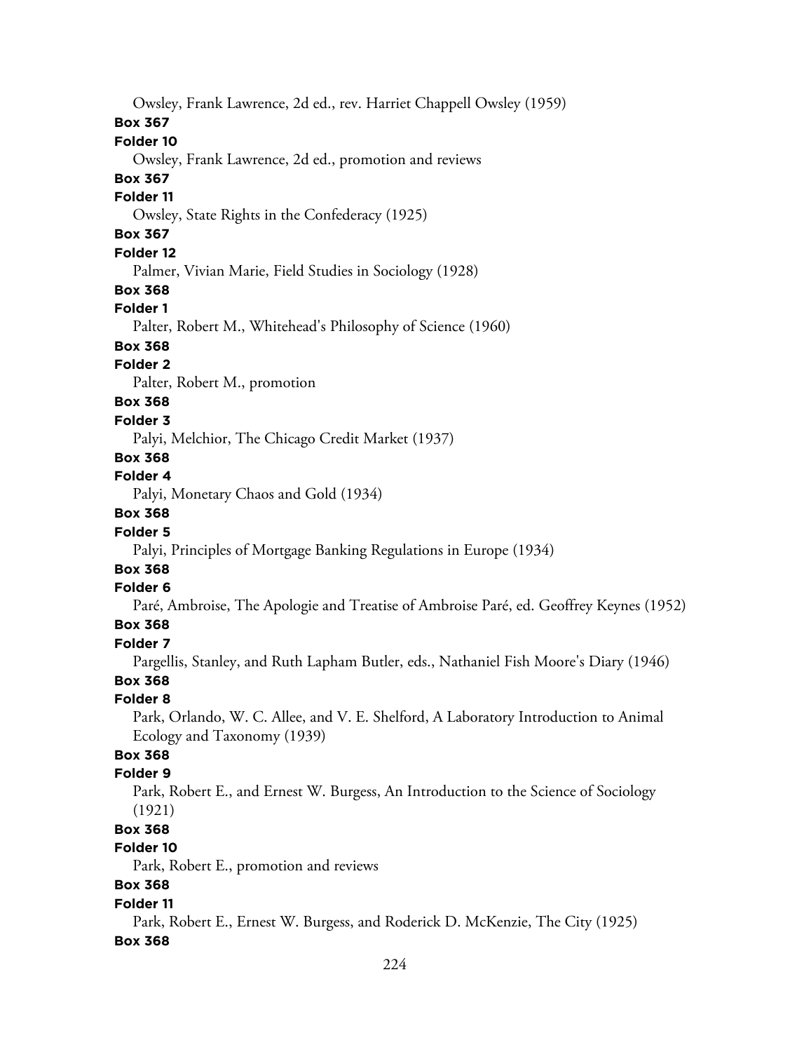Owsley, Frank Lawrence, 2d ed., rev. Harriet Chappell Owsley (1959)

**Box 367**

**Folder 10**

Owsley, Frank Lawrence, 2d ed., promotion and reviews

**Box 367**

**Folder 11**

Owsley, State Rights in the Confederacy (1925)

**Box 367**

**Folder 12**

Palmer, Vivian Marie, Field Studies in Sociology (1928)

**Box 368**

**Folder 1**

Palter, Robert M., Whitehead's Philosophy of Science (1960)

**Box 368**

**Folder 2**

Palter, Robert M., promotion

**Box 368**

**Folder 3**

Palyi, Melchior, The Chicago Credit Market (1937)

**Box 368**

**Folder 4**

Palyi, Monetary Chaos and Gold (1934)

**Box 368**

**Folder 5**

Palyi, Principles of Mortgage Banking Regulations in Europe (1934)

**Box 368**

**Folder 6**

Paré, Ambroise, The Apologie and Treatise of Ambroise Paré, ed. Geoffrey Keynes (1952)

**Box 368**

**Folder 7**

Pargellis, Stanley, and Ruth Lapham Butler, eds., Nathaniel Fish Moore's Diary (1946)

**Box 368**

**Folder 8**

Park, Orlando, W. C. Allee, and V. E. Shelford, A Laboratory Introduction to Animal Ecology and Taxonomy (1939)

**Box 368**

**Folder 9**

Park, Robert E., and Ernest W. Burgess, An Introduction to the Science of Sociology (1921)

**Box 368**

**Folder 10**

Park, Robert E., promotion and reviews

**Box 368**

**Folder 11**

Park, Robert E., Ernest W. Burgess, and Roderick D. McKenzie, The City (1925)

**Box 368**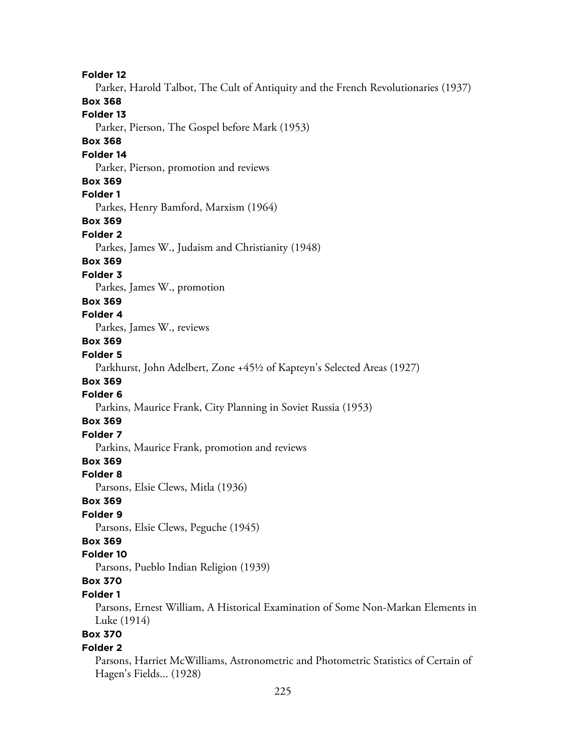**Folder 12**

Parker, Harold Talbot, The Cult of Antiquity and the French Revolutionaries (1937)

**Box 368**

**Folder 13**

Parker, Pierson, The Gospel before Mark (1953)

**Box 368**

**Folder 14**

Parker, Pierson, promotion and reviews

**Box 369**

**Folder 1**

Parkes, Henry Bamford, Marxism (1964)

**Box 369**

**Folder 2**

Parkes, James W., Judaism and Christianity (1948)

**Box 369**

**Folder 3**

Parkes, James W., promotion

**Box 369**

**Folder 4**

Parkes, James W., reviews

**Box 369**

**Folder 5**

Parkhurst, John Adelbert, Zone +45½ of Kapteyn's Selected Areas (1927)

**Box 369**

**Folder 6**

Parkins, Maurice Frank, City Planning in Soviet Russia (1953)

**Box 369**

**Folder 7**

Parkins, Maurice Frank, promotion and reviews

**Box 369**

**Folder 8**

Parsons, Elsie Clews, Mitla (1936)

**Box 369**

**Folder 9**

Parsons, Elsie Clews, Peguche (1945)

**Box 369**

**Folder 10**

Parsons, Pueblo Indian Religion (1939)

**Box 370**

**Folder 1**

Parsons, Ernest William, A Historical Examination of Some Non-Markan Elements in Luke (1914)

**Box 370**

**Folder 2**

Parsons, Harriet McWilliams, Astronometric and Photometric Statistics of Certain of Hagen's Fields... (1928)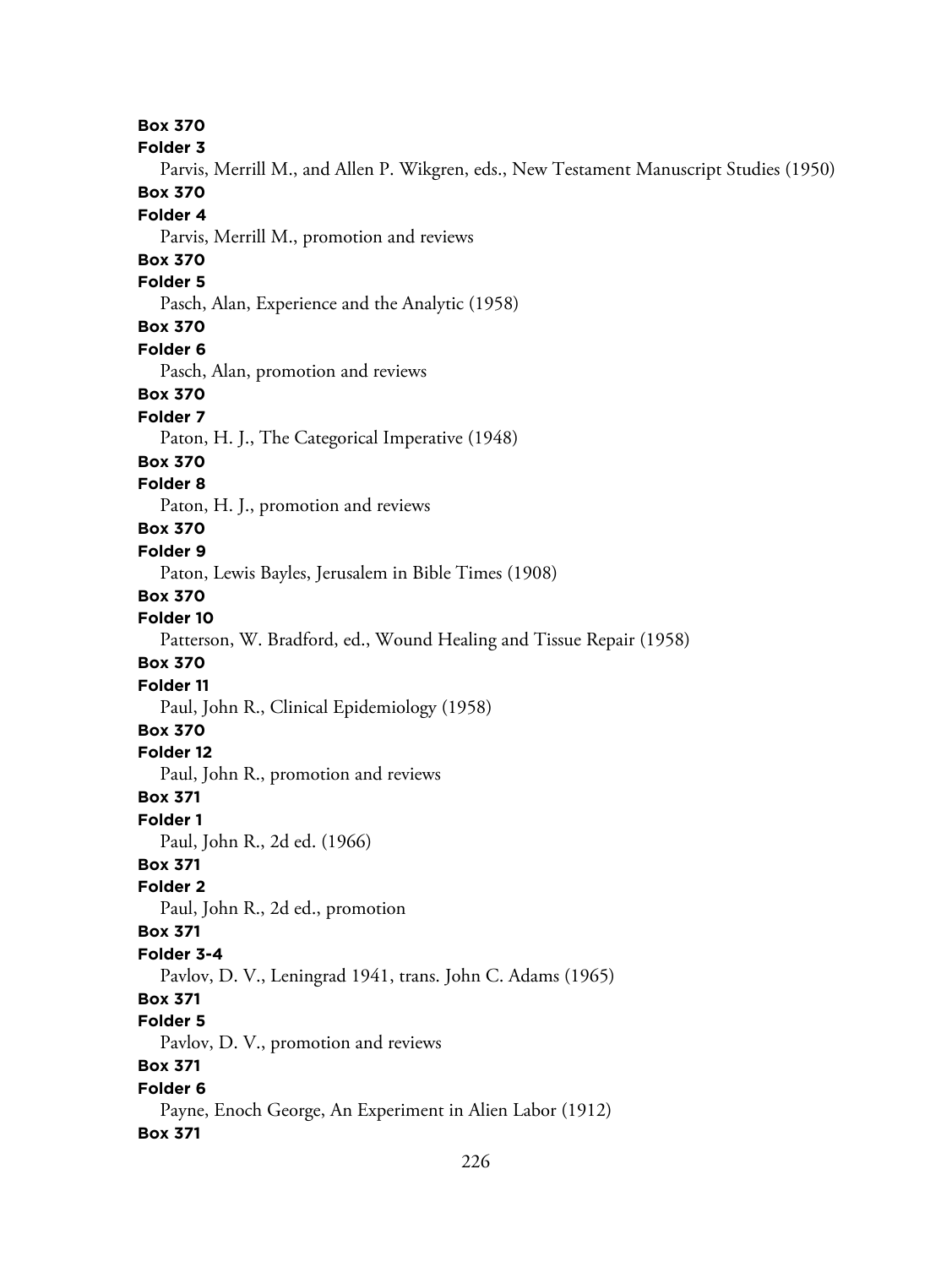**Box 370**
**Folder 3**
Parvis, Merrill M., and Allen P. Wikgren, eds., New Testament Manuscript Studies (1950)
**Box 370**
**Folder 4**
Parvis, Merrill M., promotion and reviews
**Box 370**
**Folder 5**
Pasch, Alan, Experience and the Analytic (1958)
**Box 370**
**Folder 6**
Pasch, Alan, promotion and reviews
**Box 370**
**Folder 7**
Paton, H. J., The Categorical Imperative (1948)
**Box 370**
**Folder 8**
Paton, H. J., promotion and reviews
**Box 370**
**Folder 9**
Paton, Lewis Bayles, Jerusalem in Bible Times (1908)
**Box 370**
**Folder 10**
Patterson, W. Bradford, ed., Wound Healing and Tissue Repair (1958)
**Box 370**
**Folder 11**
Paul, John R., Clinical Epidemiology (1958)
**Box 370**
**Folder 12**
Paul, John R., promotion and reviews
**Box 371**
**Folder 1**
Paul, John R., 2d ed. (1966)
**Box 371**
**Folder 2**
Paul, John R., 2d ed., promotion
**Box 371**
**Folder 3-4**
Pavlov, D. V., Leningrad 1941, trans. John C. Adams (1965)
**Box 371**
**Folder 5**
Pavlov, D. V., promotion and reviews
**Box 371**
**Folder 6**
Payne, Enoch George, An Experiment in Alien Labor (1912)
**Box 371**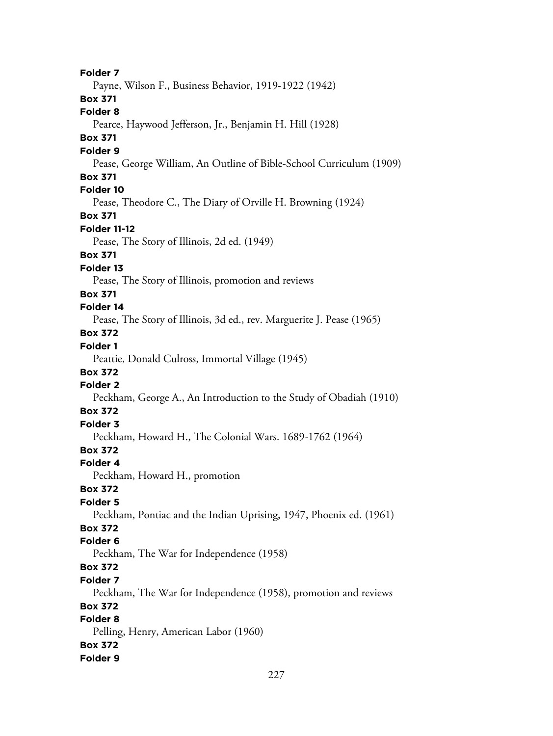**Folder 7**
Payne, Wilson F., Business Behavior, 1919-1922 (1942)

**Box 371**
**Folder 8**
Pearce, Haywood Jefferson, Jr., Benjamin H. Hill (1928)

**Box 371**
**Folder 9**
Pease, George William, An Outline of Bible-School Curriculum (1909)

**Box 371**
**Folder 10**
Pease, Theodore C., The Diary of Orville H. Browning (1924)

**Box 371**
**Folder 11-12**
Pease, The Story of Illinois, 2d ed. (1949)

**Box 371**
**Folder 13**
Pease, The Story of Illinois, promotion and reviews

**Box 371**
**Folder 14**
Pease, The Story of Illinois, 3d ed., rev. Marguerite J. Pease (1965)

**Box 372**
**Folder 1**
Peattie, Donald Culross, Immortal Village (1945)

**Box 372**
**Folder 2**
Peckham, George A., An Introduction to the Study of Obadiah (1910)

**Box 372**
**Folder 3**
Peckham, Howard H., The Colonial Wars. 1689-1762 (1964)

**Box 372**
**Folder 4**
Peckham, Howard H., promotion

**Box 372**
**Folder 5**
Peckham, Pontiac and the Indian Uprising, 1947, Phoenix ed. (1961)

**Box 372**
**Folder 6**
Peckham, The War for Independence (1958)

**Box 372**
**Folder 7**
Peckham, The War for Independence (1958), promotion and reviews

**Box 372**
**Folder 8**
Pelling, Henry, American Labor (1960)

**Box 372**
**Folder 9**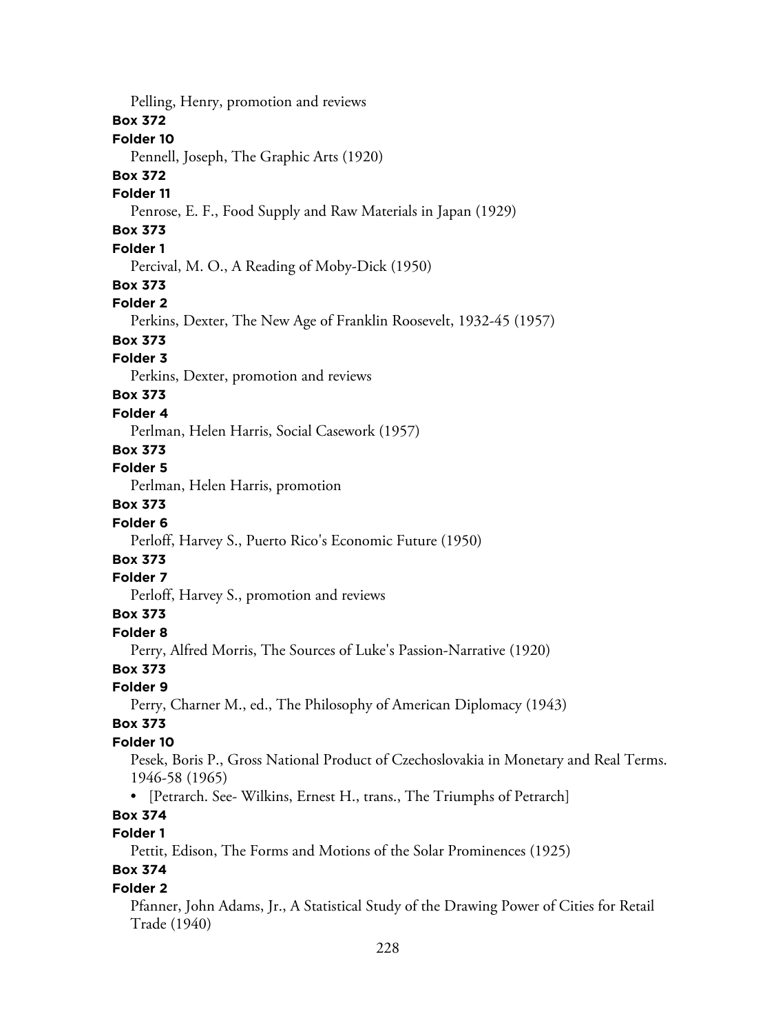Pelling, Henry, promotion and reviews

**Box 372**

**Folder 10**

Pennell, Joseph, The Graphic Arts (1920)

**Box 372**

**Folder 11**

Penrose, E. F., Food Supply and Raw Materials in Japan (1929)

**Box 373**

**Folder 1**

Percival, M. O., A Reading of Moby-Dick (1950)

**Box 373**

**Folder 2**

Perkins, Dexter, The New Age of Franklin Roosevelt, 1932-45 (1957)

**Box 373**

**Folder 3**

Perkins, Dexter, promotion and reviews

**Box 373**

**Folder 4**

Perlman, Helen Harris, Social Casework (1957)

**Box 373**

**Folder 5**

Perlman, Helen Harris, promotion

**Box 373**

**Folder 6**

Perloff, Harvey S., Puerto Rico's Economic Future (1950)

**Box 373**

**Folder 7**

Perloff, Harvey S., promotion and reviews

**Box 373**

**Folder 8**

Perry, Alfred Morris, The Sources of Luke's Passion-Narrative (1920)

**Box 373**

**Folder 9**

Perry, Charner M., ed., The Philosophy of American Diplomacy (1943)

**Box 373**

**Folder 10**

Pesek, Boris P., Gross National Product of Czechoslovakia in Monetary and Real Terms. 1946-58 (1965)

- [Petrarch. See- Wilkins, Ernest H., trans., The Triumphs of Petrarch]

**Box 374**

**Folder 1**

Pettit, Edison, The Forms and Motions of the Solar Prominences (1925)

**Box 374**

**Folder 2**

Pfanner, John Adams, Jr., A Statistical Study of the Drawing Power of Cities for Retail Trade (1940)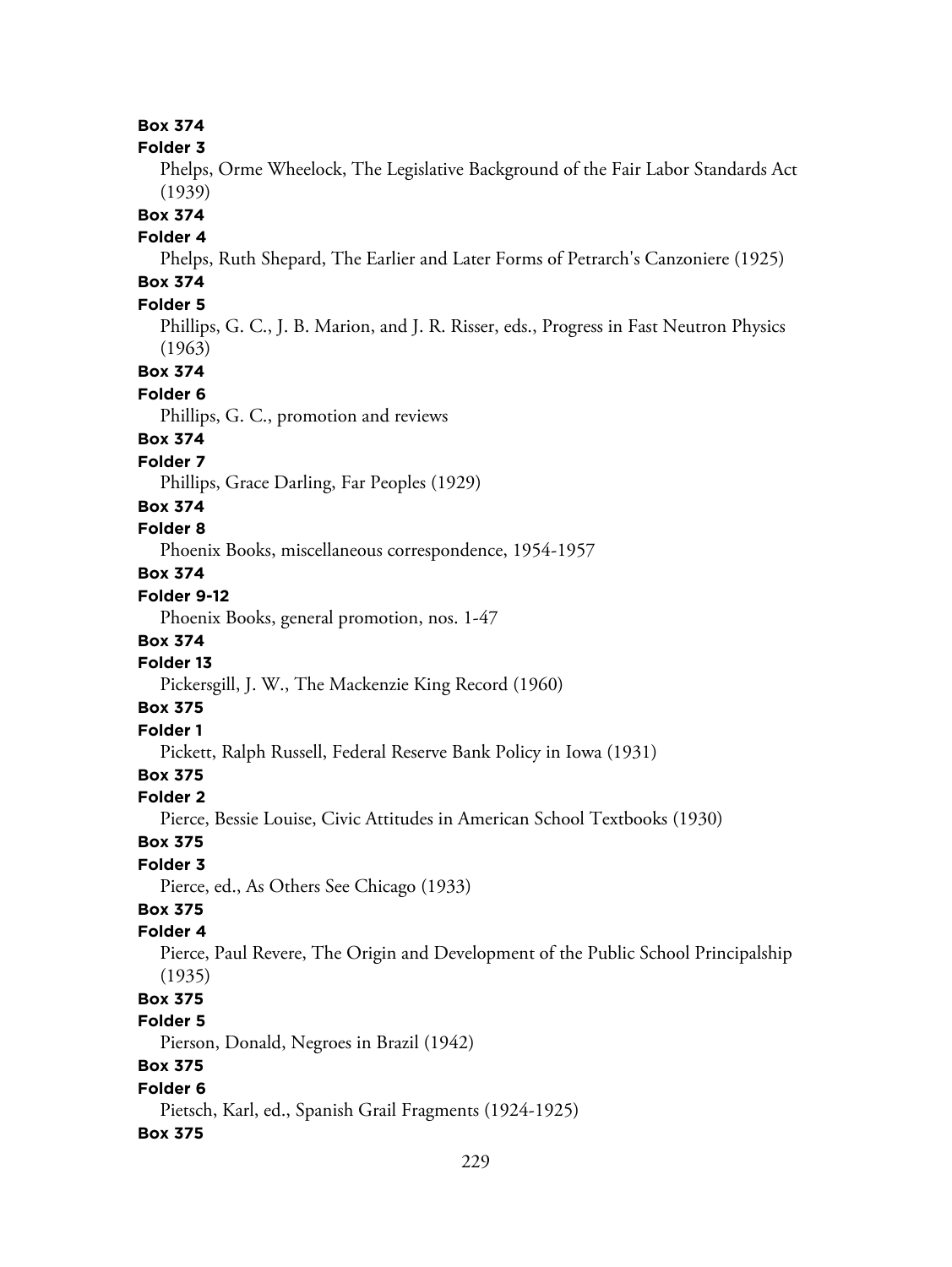**Box 374**

**Folder 3**

Phelps, Orme Wheelock, The Legislative Background of the Fair Labor Standards Act (1939)

**Box 374**

**Folder 4**

Phelps, Ruth Shepard, The Earlier and Later Forms of Petrarch's Canzoniere (1925)

**Box 374**

**Folder 5**

Phillips, G. C., J. B. Marion, and J. R. Risser, eds., Progress in Fast Neutron Physics (1963)

**Box 374**

**Folder 6**

Phillips, G. C., promotion and reviews

**Box 374**

**Folder 7**

Phillips, Grace Darling, Far Peoples (1929)

**Box 374**

**Folder 8**

Phoenix Books, miscellaneous correspondence, 1954-1957

**Box 374**

**Folder 9-12**

Phoenix Books, general promotion, nos. 1-47

**Box 374**

**Folder 13**

Pickersgill, J. W., The Mackenzie King Record (1960)

**Box 375**

**Folder 1**

Pickett, Ralph Russell, Federal Reserve Bank Policy in Iowa (1931)

**Box 375**

**Folder 2**

Pierce, Bessie Louise, Civic Attitudes in American School Textbooks (1930)

**Box 375**

**Folder 3**

Pierce, ed., As Others See Chicago (1933)

**Box 375**

**Folder 4**

Pierce, Paul Revere, The Origin and Development of the Public School Principalship (1935)

**Box 375**

**Folder 5**

Pierson, Donald, Negroes in Brazil (1942)

**Box 375**

**Folder 6**

Pietsch, Karl, ed., Spanish Grail Fragments (1924-1925)

**Box 375**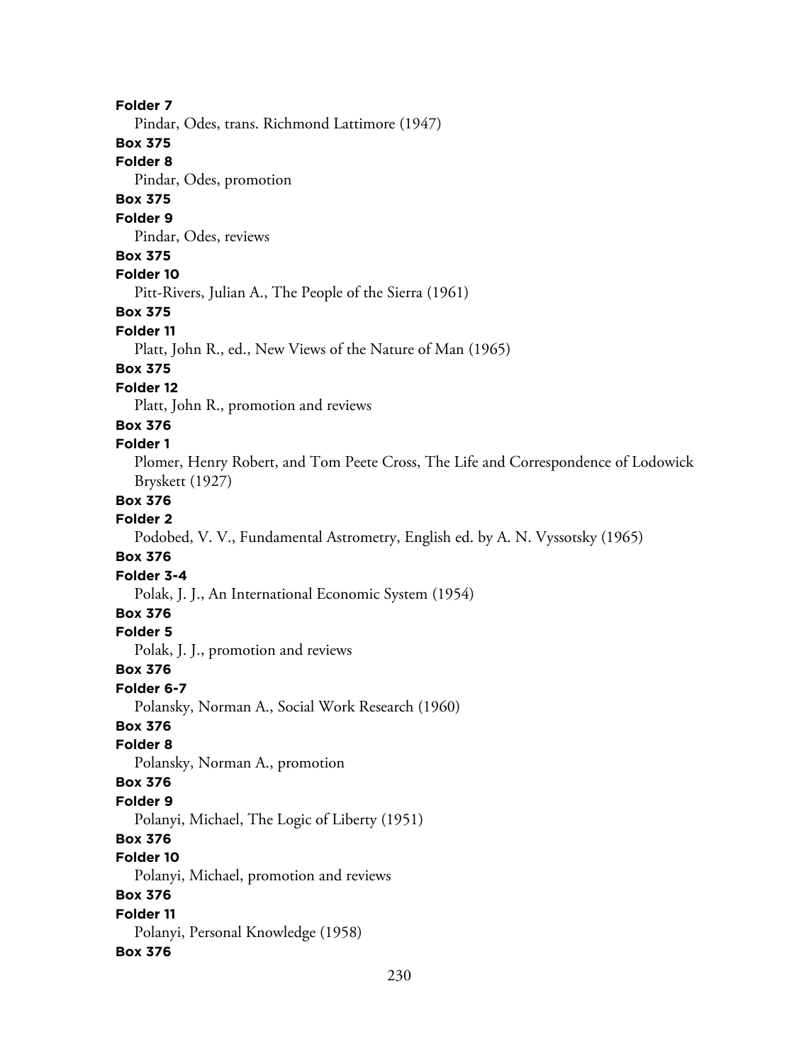**Folder 7**

Pindar, Odes, trans. Richmond Lattimore (1947)

**Box 375**

**Folder 8**

Pindar, Odes, promotion

**Box 375**

**Folder 9**

Pindar, Odes, reviews

**Box 375**

**Folder 10**

Pitt-Rivers, Julian A., The People of the Sierra (1961)

**Box 375**

**Folder 11**

Platt, John R., ed., New Views of the Nature of Man (1965)

**Box 375**

**Folder 12**

Platt, John R., promotion and reviews

**Box 376**

**Folder 1**

Plomer, Henry Robert, and Tom Peete Cross, The Life and Correspondence of Lodowick Bryskett (1927)

**Box 376**

**Folder 2**

Podobed, V. V., Fundamental Astrometry, English ed. by A. N. Vyssotsky (1965)

**Box 376**

**Folder 3-4**

Polak, J. J., An International Economic System (1954)

**Box 376**

**Folder 5**

Polak, J. J., promotion and reviews

**Box 376**

**Folder 6-7**

Polansky, Norman A., Social Work Research (1960)

**Box 376**

**Folder 8**

Polansky, Norman A., promotion

**Box 376**

**Folder 9**

Polanyi, Michael, The Logic of Liberty (1951)

**Box 376**

**Folder 10**

Polanyi, Michael, promotion and reviews

**Box 376**

**Folder 11**

Polanyi, Personal Knowledge (1958)

**Box 376**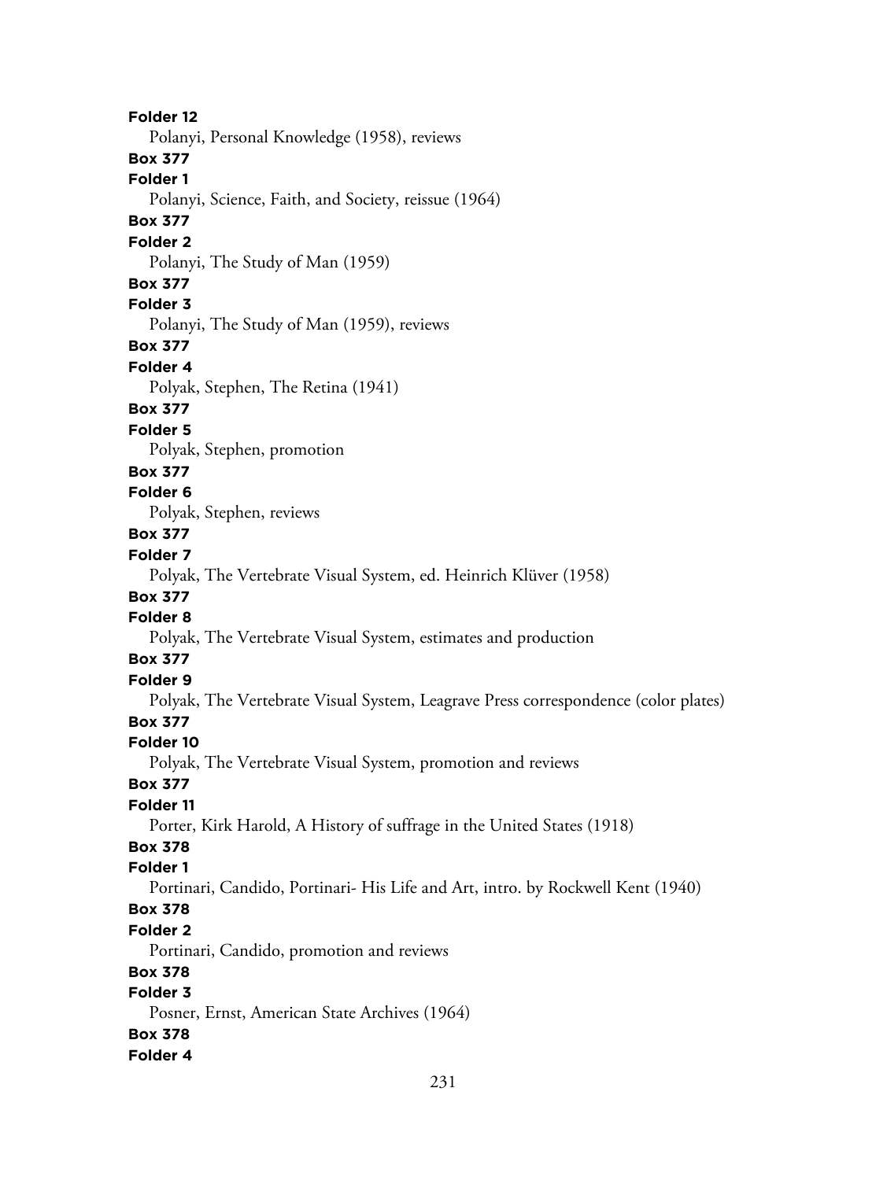**Folder 12**
Polanyi, Personal Knowledge (1958), reviews
**Box 377**
**Folder 1**
Polanyi, Science, Faith, and Society, reissue (1964)
**Box 377**
**Folder 2**
Polanyi, The Study of Man (1959)
**Box 377**
**Folder 3**
Polanyi, The Study of Man (1959), reviews
**Box 377**
**Folder 4**
Polyak, Stephen, The Retina (1941)
**Box 377**
**Folder 5**
Polyak, Stephen, promotion
**Box 377**
**Folder 6**
Polyak, Stephen, reviews
**Box 377**
**Folder 7**
Polyak, The Vertebrate Visual System, ed. Heinrich Klüver (1958)
**Box 377**
**Folder 8**
Polyak, The Vertebrate Visual System, estimates and production
**Box 377**
**Folder 9**
Polyak, The Vertebrate Visual System, Leagrave Press correspondence (color plates)
**Box 377**
**Folder 10**
Polyak, The Vertebrate Visual System, promotion and reviews
**Box 377**
**Folder 11**
Porter, Kirk Harold, A History of suffrage in the United States (1918)
**Box 378**
**Folder 1**
Portinari, Candido, Portinari- His Life and Art, intro. by Rockwell Kent (1940)
**Box 378**
**Folder 2**
Portinari, Candido, promotion and reviews
**Box 378**
**Folder 3**
Posner, Ernst, American State Archives (1964)
**Box 378**
**Folder 4**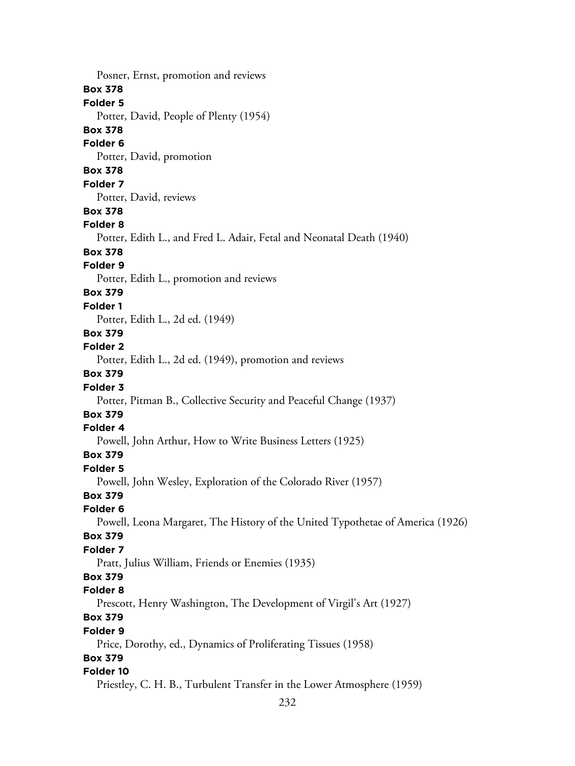Posner, Ernst, promotion and reviews

**Box 378**

**Folder 5**

Potter, David, People of Plenty (1954)

**Box 378**

**Folder 6**

Potter, David, promotion

**Box 378**

**Folder 7**

Potter, David, reviews

**Box 378**

**Folder 8**

Potter, Edith L., and Fred L. Adair, Fetal and Neonatal Death (1940)

**Box 378**

**Folder 9**

Potter, Edith L., promotion and reviews

**Box 379**

**Folder 1**

Potter, Edith L., 2d ed. (1949)

**Box 379**

**Folder 2**

Potter, Edith L., 2d ed. (1949), promotion and reviews

**Box 379**

**Folder 3**

Potter, Pitman B., Collective Security and Peaceful Change (1937)

**Box 379**

**Folder 4**

Powell, John Arthur, How to Write Business Letters (1925)

**Box 379**

**Folder 5**

Powell, John Wesley, Exploration of the Colorado River (1957)

**Box 379**

**Folder 6**

Powell, Leona Margaret, The History of the United Typothetae of America (1926)

**Box 379**

**Folder 7**

Pratt, Julius William, Friends or Enemies (1935)

**Box 379**

**Folder 8**

Prescott, Henry Washington, The Development of Virgil's Art (1927)

**Box 379**

**Folder 9**

Price, Dorothy, ed., Dynamics of Proliferating Tissues (1958)

**Box 379**

**Folder 10**

Priestley, C. H. B., Turbulent Transfer in the Lower Atmosphere (1959)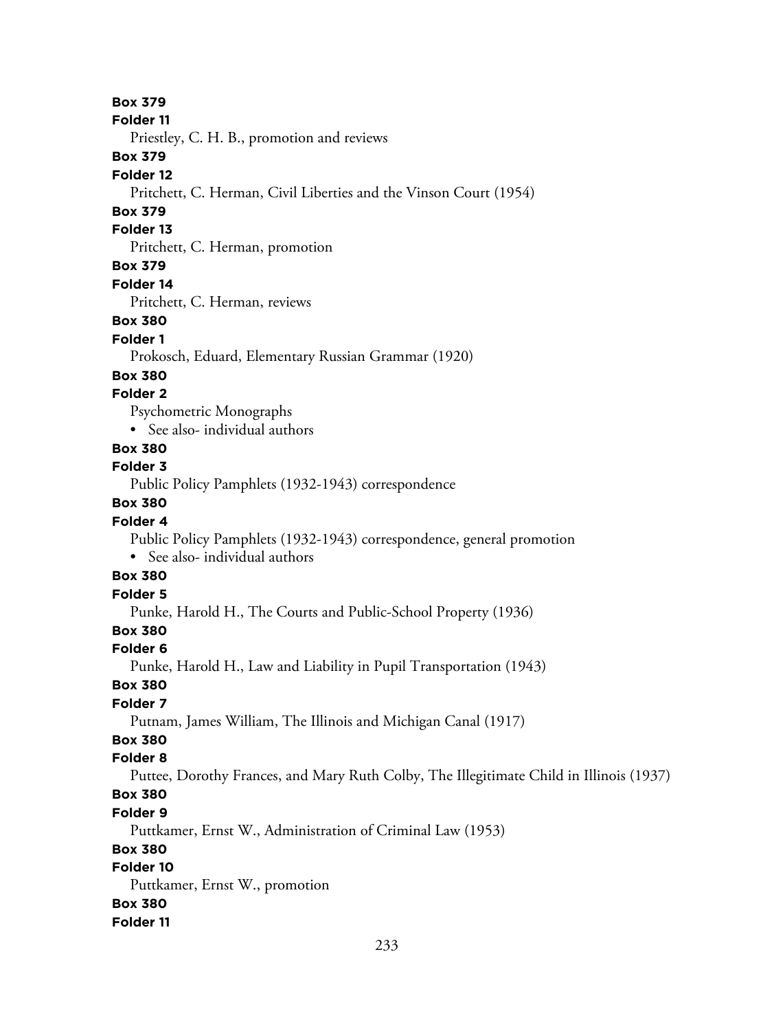**Box 379**

**Folder 11**

Priestley, C. H. B., promotion and reviews

**Box 379**

**Folder 12**

Pritchett, C. Herman, Civil Liberties and the Vinson Court (1954)

**Box 379**

**Folder 13**

Pritchett, C. Herman, promotion

**Box 379**

**Folder 14**

Pritchett, C. Herman, reviews

**Box 380**

**Folder 1**

Prokosch, Eduard, Elementary Russian Grammar (1920)

**Box 380**

**Folder 2**

Psychometric Monographs

- See also- individual authors

**Box 380**

**Folder 3**

Public Policy Pamphlets (1932-1943) correspondence

**Box 380**

**Folder 4**

Public Policy Pamphlets (1932-1943) correspondence, general promotion

- See also- individual authors

**Box 380**

**Folder 5**

Punke, Harold H., The Courts and Public-School Property (1936)

**Box 380**

**Folder 6**

Punke, Harold H., Law and Liability in Pupil Transportation (1943)

**Box 380**

**Folder 7**

Putnam, James William, The Illinois and Michigan Canal (1917)

**Box 380**

**Folder 8**

Puttee, Dorothy Frances, and Mary Ruth Colby, The Illegitimate Child in Illinois (1937)

**Box 380**

**Folder 9**

Puttkamer, Ernst W., Administration of Criminal Law (1953)

**Box 380**

**Folder 10**

Puttkamer, Ernst W., promotion

**Box 380**

**Folder 11**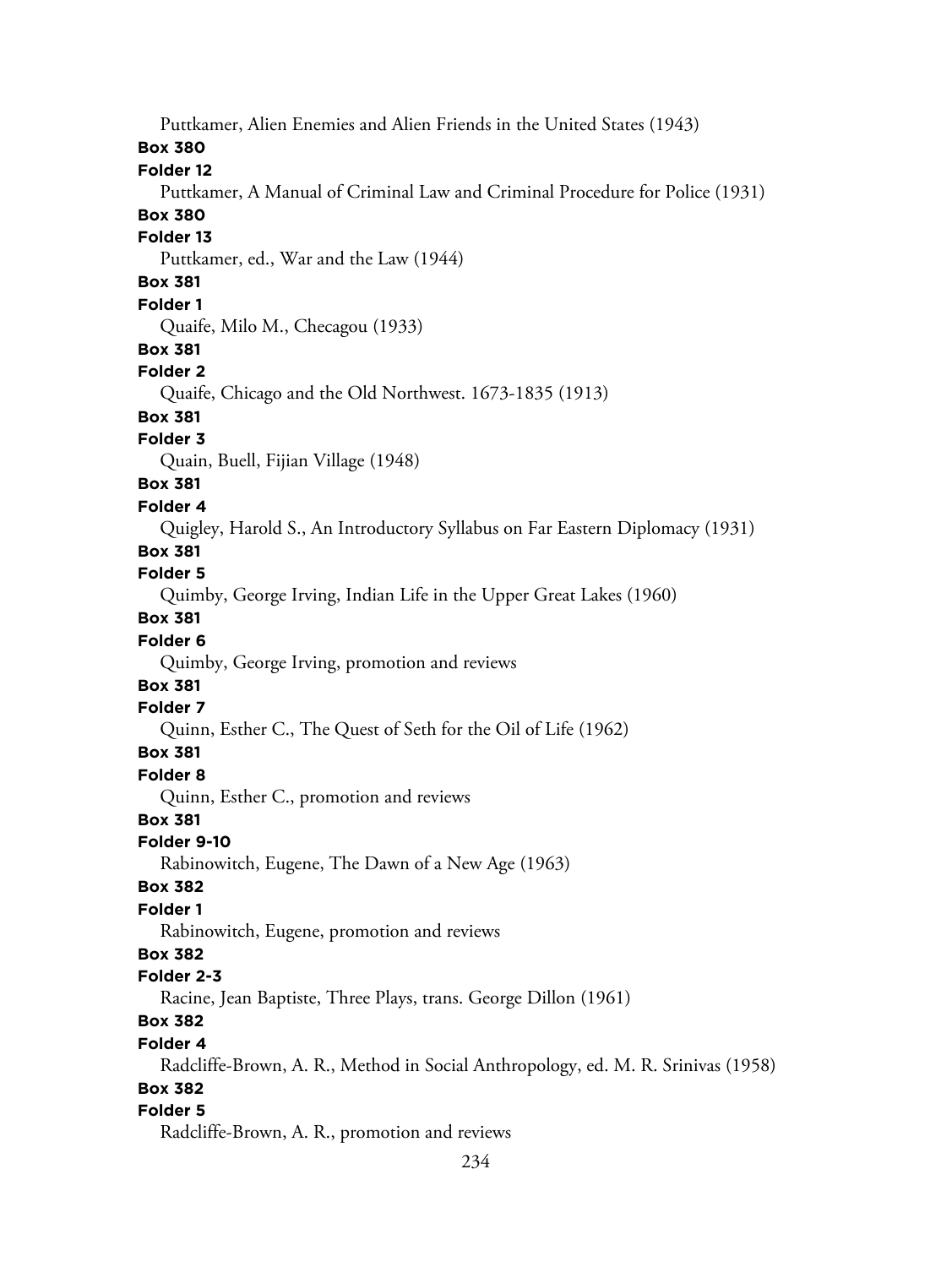Puttkamer, Alien Enemies and Alien Friends in the United States (1943)

**Box 380**

**Folder 12**

Puttkamer, A Manual of Criminal Law and Criminal Procedure for Police (1931)

**Box 380**

**Folder 13**

Puttkamer, ed., War and the Law (1944)

**Box 381**

**Folder 1**

Quaife, Milo M., Checagou (1933)

**Box 381**

**Folder 2**

Quaife, Chicago and the Old Northwest. 1673-1835 (1913)

**Box 381**

**Folder 3**

Quain, Buell, Fijian Village (1948)

**Box 381**

**Folder 4**

Quigley, Harold S., An Introductory Syllabus on Far Eastern Diplomacy (1931)

**Box 381**

**Folder 5**

Quimby, George Irving, Indian Life in the Upper Great Lakes (1960)

**Box 381**

**Folder 6**

Quimby, George Irving, promotion and reviews

**Box 381**

**Folder 7**

Quinn, Esther C., The Quest of Seth for the Oil of Life (1962)

**Box 381**

**Folder 8**

Quinn, Esther C., promotion and reviews

**Box 381**

**Folder 9-10**

Rabinowitch, Eugene, The Dawn of a New Age (1963)

**Box 382**

**Folder 1**

Rabinowitch, Eugene, promotion and reviews

**Box 382**

**Folder 2-3**

Racine, Jean Baptiste, Three Plays, trans. George Dillon (1961)

**Box 382**

**Folder 4**

Radcliffe-Brown, A. R., Method in Social Anthropology, ed. M. R. Srinivas (1958)

**Box 382**

**Folder 5**

Radcliffe-Brown, A. R., promotion and reviews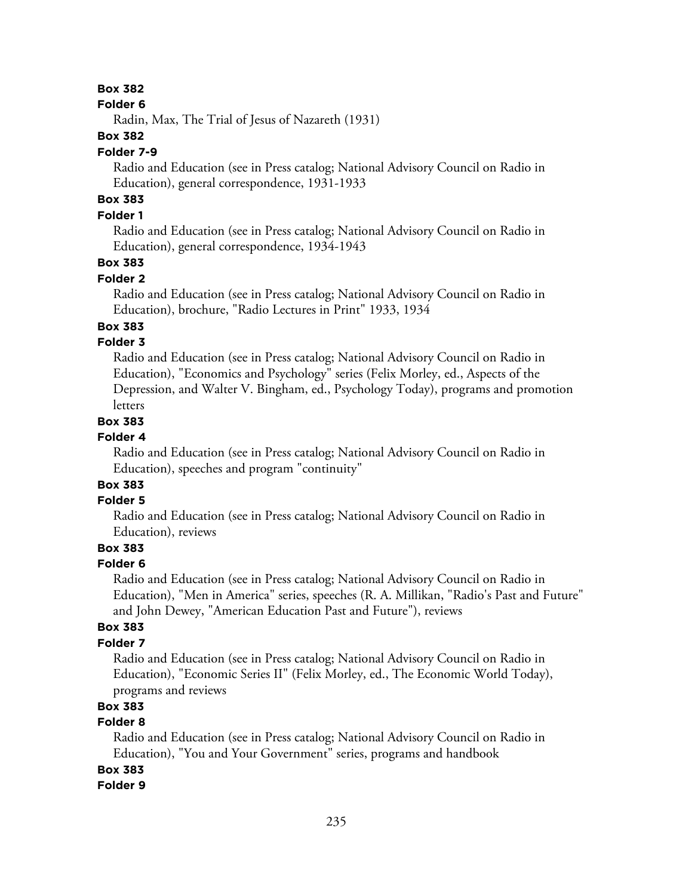**Box 382**

**Folder 6**

Radin, Max, The Trial of Jesus of Nazareth (1931)

**Box 382**

**Folder 7-9**

Radio and Education (see in Press catalog; National Advisory Council on Radio in Education), general correspondence, 1931-1933

**Box 383**

**Folder 1**

Radio and Education (see in Press catalog; National Advisory Council on Radio in Education), general correspondence, 1934-1943

**Box 383**

**Folder 2**

Radio and Education (see in Press catalog; National Advisory Council on Radio in Education), brochure, "Radio Lectures in Print" 1933, 1934

**Box 383**

**Folder 3**

Radio and Education (see in Press catalog; National Advisory Council on Radio in Education), "Economics and Psychology" series (Felix Morley, ed., Aspects of the Depression, and Walter V. Bingham, ed., Psychology Today), programs and promotion letters

**Box 383**

**Folder 4**

Radio and Education (see in Press catalog; National Advisory Council on Radio in Education), speeches and program "continuity"

**Box 383**

**Folder 5**

Radio and Education (see in Press catalog; National Advisory Council on Radio in Education), reviews

**Box 383**

**Folder 6**

Radio and Education (see in Press catalog; National Advisory Council on Radio in Education), "Men in America" series, speeches (R. A. Millikan, "Radio's Past and Future" and John Dewey, "American Education Past and Future"), reviews

**Box 383**

**Folder 7**

Radio and Education (see in Press catalog; National Advisory Council on Radio in Education), "Economic Series II" (Felix Morley, ed., The Economic World Today), programs and reviews

**Box 383**

**Folder 8**

Radio and Education (see in Press catalog; National Advisory Council on Radio in Education), "You and Your Government" series, programs and handbook

**Box 383**

**Folder 9**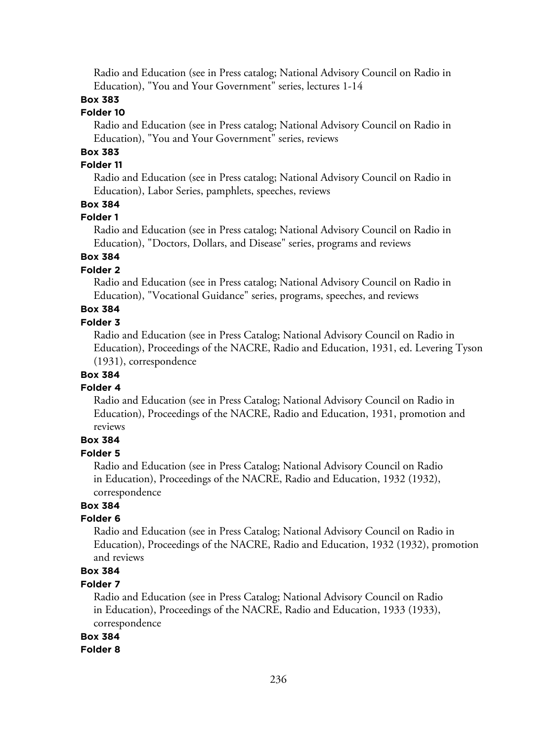Radio and Education (see in Press catalog; National Advisory Council on Radio in Education), "You and Your Government" series, lectures 1-14

**Box 383**

**Folder 10**

Radio and Education (see in Press catalog; National Advisory Council on Radio in Education), "You and Your Government" series, reviews

**Box 383**

**Folder 11**

Radio and Education (see in Press catalog; National Advisory Council on Radio in Education), Labor Series, pamphlets, speeches, reviews

**Box 384**

**Folder 1**

Radio and Education (see in Press catalog; National Advisory Council on Radio in Education), "Doctors, Dollars, and Disease" series, programs and reviews

**Box 384**

**Folder 2**

Radio and Education (see in Press catalog; National Advisory Council on Radio in Education), "Vocational Guidance" series, programs, speeches, and reviews

**Box 384**

**Folder 3**

Radio and Education (see in Press Catalog; National Advisory Council on Radio in Education), Proceedings of the NACRE, Radio and Education, 1931, ed. Levering Tyson (1931), correspondence

**Box 384**

**Folder 4**

Radio and Education (see in Press Catalog; National Advisory Council on Radio in Education), Proceedings of the NACRE, Radio and Education, 1931, promotion and reviews

**Box 384**

**Folder 5**

Radio and Education (see in Press Catalog; National Advisory Council on Radio in Education), Proceedings of the NACRE, Radio and Education, 1932 (1932), correspondence

**Box 384**

**Folder 6**

Radio and Education (see in Press Catalog; National Advisory Council on Radio in Education), Proceedings of the NACRE, Radio and Education, 1932 (1932), promotion and reviews

**Box 384**

**Folder 7**

Radio and Education (see in Press Catalog; National Advisory Council on Radio in Education), Proceedings of the NACRE, Radio and Education, 1933 (1933), correspondence

**Box 384**

**Folder 8**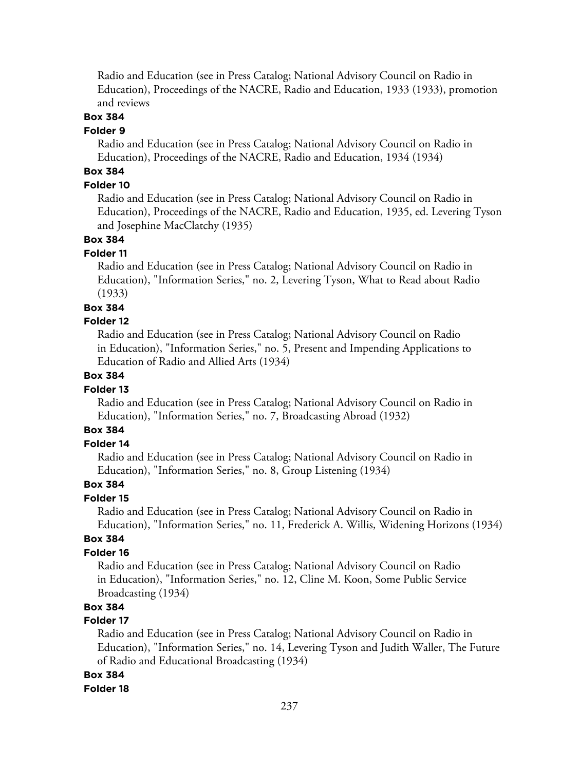Radio and Education (see in Press Catalog; National Advisory Council on Radio in Education), Proceedings of the NACRE, Radio and Education, 1933 (1933), promotion and reviews

**Box 384**

**Folder 9**

Radio and Education (see in Press Catalog; National Advisory Council on Radio in Education), Proceedings of the NACRE, Radio and Education, 1934 (1934)

**Box 384**

**Folder 10**

Radio and Education (see in Press Catalog; National Advisory Council on Radio in Education), Proceedings of the NACRE, Radio and Education, 1935, ed. Levering Tyson and Josephine MacClatchy (1935)

**Box 384**

**Folder 11**

Radio and Education (see in Press Catalog; National Advisory Council on Radio in Education), "Information Series," no. 2, Levering Tyson, What to Read about Radio (1933)

**Box 384**

**Folder 12**

Radio and Education (see in Press Catalog; National Advisory Council on Radio in Education), "Information Series," no. 5, Present and Impending Applications to Education of Radio and Allied Arts (1934)

**Box 384**

**Folder 13**

Radio and Education (see in Press Catalog; National Advisory Council on Radio in Education), "Information Series," no. 7, Broadcasting Abroad (1932)

**Box 384**

**Folder 14**

Radio and Education (see in Press Catalog; National Advisory Council on Radio in Education), "Information Series," no. 8, Group Listening (1934)

**Box 384**

**Folder 15**

Radio and Education (see in Press Catalog; National Advisory Council on Radio in Education), "Information Series," no. 11, Frederick A. Willis, Widening Horizons (1934)

**Box 384**

**Folder 16**

Radio and Education (see in Press Catalog; National Advisory Council on Radio in Education), "Information Series," no. 12, Cline M. Koon, Some Public Service Broadcasting (1934)

**Box 384**

**Folder 17**

Radio and Education (see in Press Catalog; National Advisory Council on Radio in Education), "Information Series," no. 14, Levering Tyson and Judith Waller, The Future of Radio and Educational Broadcasting (1934)

**Box 384**

**Folder 18**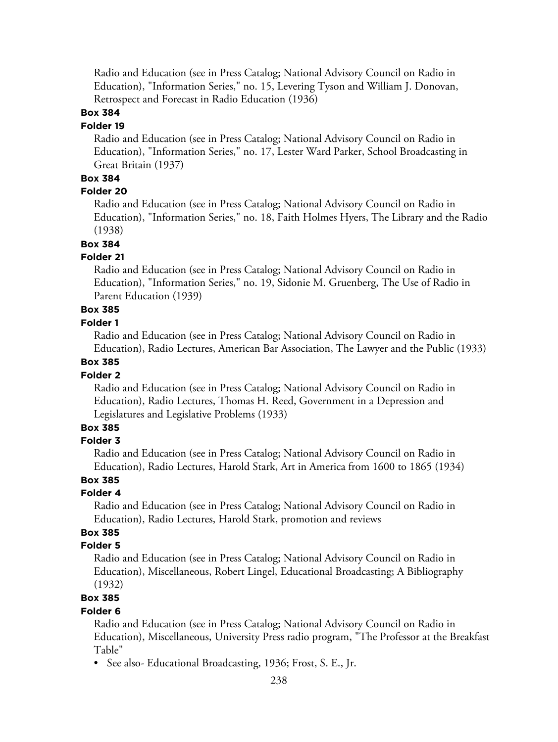Radio and Education (see in Press Catalog; National Advisory Council on Radio in Education), "Information Series," no. 15, Levering Tyson and William J. Donovan, Retrospect and Forecast in Radio Education (1936)

**Box 384**

**Folder 19**

Radio and Education (see in Press Catalog; National Advisory Council on Radio in Education), "Information Series," no. 17, Lester Ward Parker, School Broadcasting in Great Britain (1937)

**Box 384**

**Folder 20**

Radio and Education (see in Press Catalog; National Advisory Council on Radio in Education), "Information Series," no. 18, Faith Holmes Hyers, The Library and the Radio (1938)

**Box 384**

**Folder 21**

Radio and Education (see in Press Catalog; National Advisory Council on Radio in Education), "Information Series," no. 19, Sidonie M. Gruenberg, The Use of Radio in Parent Education (1939)

**Box 385**

**Folder 1**

Radio and Education (see in Press Catalog; National Advisory Council on Radio in Education), Radio Lectures, American Bar Association, The Lawyer and the Public (1933)

**Box 385**

**Folder 2**

Radio and Education (see in Press Catalog; National Advisory Council on Radio in Education), Radio Lectures, Thomas H. Reed, Government in a Depression and Legislatures and Legislative Problems (1933)

**Box 385**

**Folder 3**

Radio and Education (see in Press Catalog; National Advisory Council on Radio in Education), Radio Lectures, Harold Stark, Art in America from 1600 to 1865 (1934)

**Box 385**

**Folder 4**

Radio and Education (see in Press Catalog; National Advisory Council on Radio in Education), Radio Lectures, Harold Stark, promotion and reviews

**Box 385**

**Folder 5**

Radio and Education (see in Press Catalog; National Advisory Council on Radio in Education), Miscellaneous, Robert Lingel, Educational Broadcasting; A Bibliography (1932)

**Box 385**

**Folder 6**

Radio and Education (see in Press Catalog; National Advisory Council on Radio in Education), Miscellaneous, University Press radio program, "The Professor at the Breakfast Table"

- See also- Educational Broadcasting, 1936; Frost, S. E., Jr.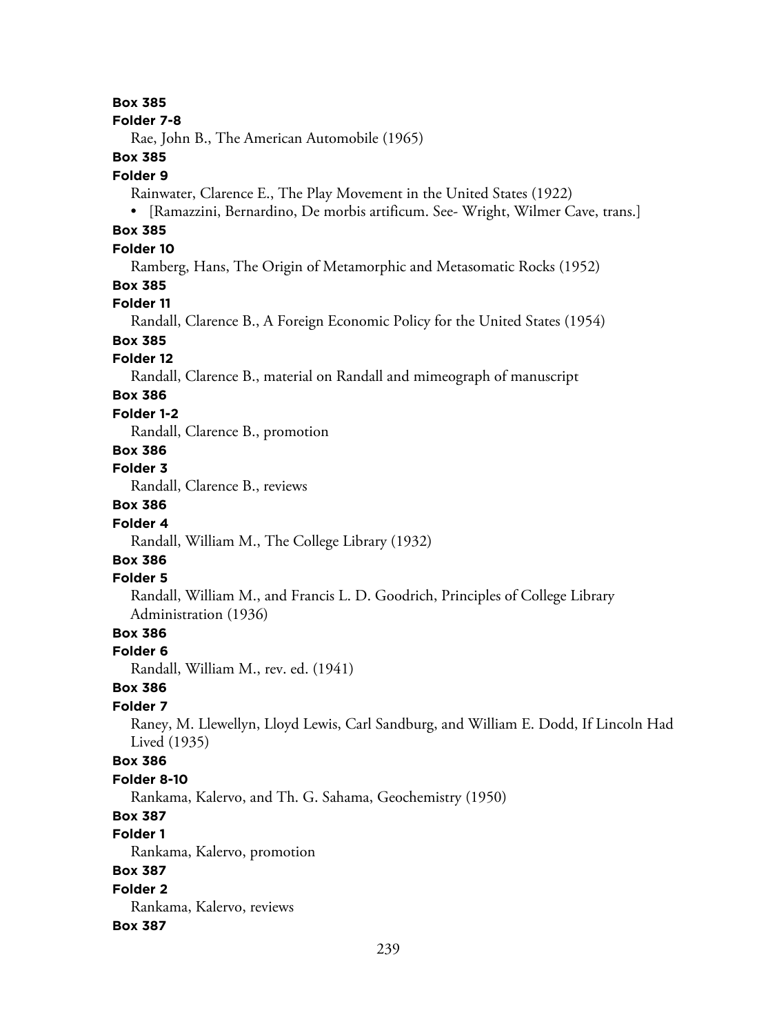**Box 385**

**Folder 7-8**

Rae, John B., The American Automobile (1965)

**Box 385**

**Folder 9**

Rainwater, Clarence E., The Play Movement in the United States (1922)

- [Ramazzini, Bernardino, De morbis artificum. See- Wright, Wilmer Cave, trans.]

**Box 385**

**Folder 10**

Ramberg, Hans, The Origin of Metamorphic and Metasomatic Rocks (1952)

**Box 385**

**Folder 11**

Randall, Clarence B., A Foreign Economic Policy for the United States (1954)

**Box 385**

**Folder 12**

Randall, Clarence B., material on Randall and mimeograph of manuscript

**Box 386**

**Folder 1-2**

Randall, Clarence B., promotion

**Box 386**

**Folder 3**

Randall, Clarence B., reviews

**Box 386**

**Folder 4**

Randall, William M., The College Library (1932)

**Box 386**

**Folder 5**

Randall, William M., and Francis L. D. Goodrich, Principles of College Library Administration (1936)

**Box 386**

**Folder 6**

Randall, William M., rev. ed. (1941)

**Box 386**

**Folder 7**

Raney, M. Llewellyn, Lloyd Lewis, Carl Sandburg, and William E. Dodd, If Lincoln Had Lived (1935)

**Box 386**

**Folder 8-10**

Rankama, Kalervo, and Th. G. Sahama, Geochemistry (1950)

**Box 387**

**Folder 1**

Rankama, Kalervo, promotion

**Box 387**

**Folder 2**

Rankama, Kalervo, reviews

**Box 387**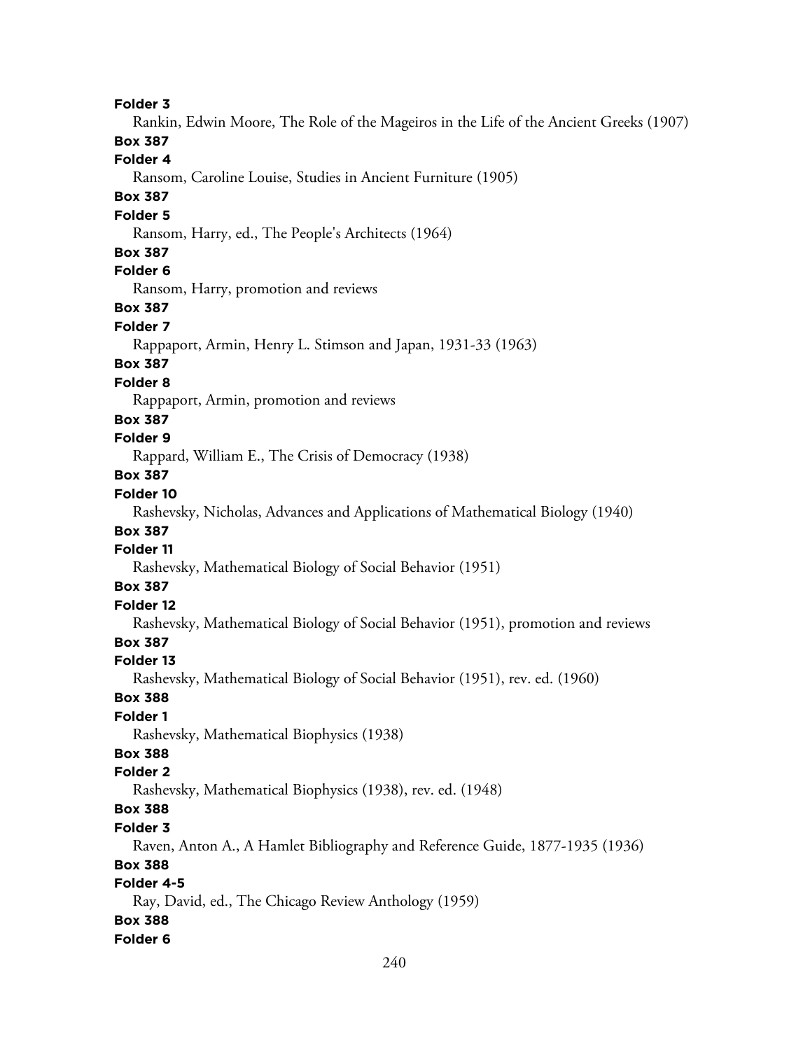**Folder 3**

Rankin, Edwin Moore, The Role of the Mageiros in the Life of the Ancient Greeks (1907)

**Box 387**

**Folder 4**

Ransom, Caroline Louise, Studies in Ancient Furniture (1905)

**Box 387**

**Folder 5**

Ransom, Harry, ed., The People's Architects (1964)

**Box 387**

**Folder 6**

Ransom, Harry, promotion and reviews

**Box 387**

**Folder 7**

Rappaport, Armin, Henry L. Stimson and Japan, 1931-33 (1963)

**Box 387**

**Folder 8**

Rappaport, Armin, promotion and reviews

**Box 387**

**Folder 9**

Rappard, William E., The Crisis of Democracy (1938)

**Box 387**

**Folder 10**

Rashevsky, Nicholas, Advances and Applications of Mathematical Biology (1940)

**Box 387**

**Folder 11**

Rashevsky, Mathematical Biology of Social Behavior (1951)

**Box 387**

**Folder 12**

Rashevsky, Mathematical Biology of Social Behavior (1951), promotion and reviews

**Box 387**

**Folder 13**

Rashevsky, Mathematical Biology of Social Behavior (1951), rev. ed. (1960)

**Box 388**

**Folder 1**

Rashevsky, Mathematical Biophysics (1938)

**Box 388**

**Folder 2**

Rashevsky, Mathematical Biophysics (1938), rev. ed. (1948)

**Box 388**

**Folder 3**

Raven, Anton A., A Hamlet Bibliography and Reference Guide, 1877-1935 (1936)

**Box 388**

**Folder 4-5**

Ray, David, ed., The Chicago Review Anthology (1959)

**Box 388**

**Folder 6**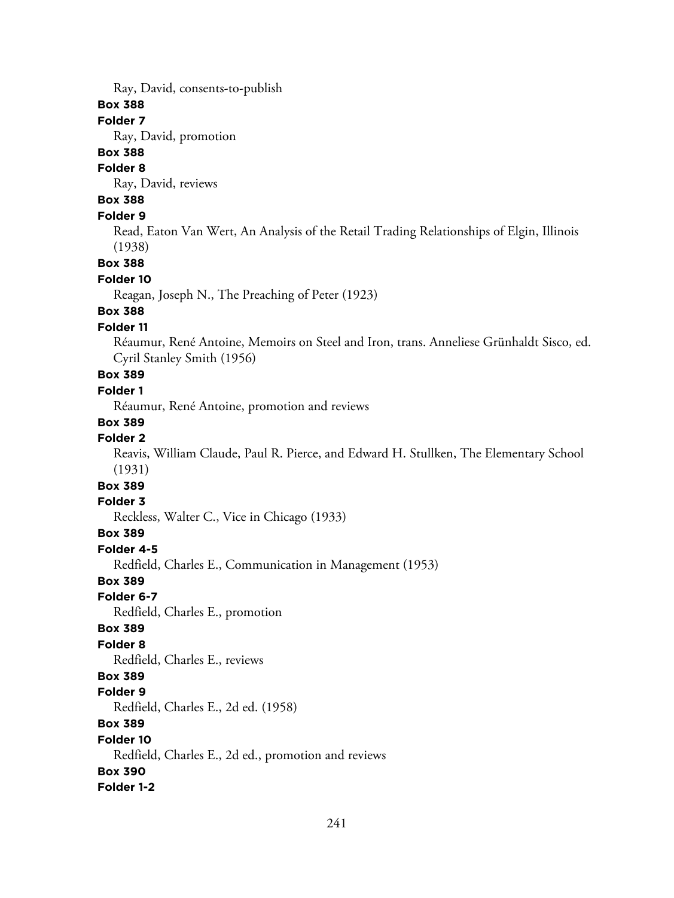Ray, David, consents-to-publish

**Box 388**

**Folder 7**

Ray, David, promotion

**Box 388**

**Folder 8**

Ray, David, reviews

**Box 388**

**Folder 9**

Read, Eaton Van Wert, An Analysis of the Retail Trading Relationships of Elgin, Illinois (1938)

**Box 388**

**Folder 10**

Reagan, Joseph N., The Preaching of Peter (1923)

**Box 388**

**Folder 11**

Réaumur, René Antoine, Memoirs on Steel and Iron, trans. Anneliese Grünhaldt Sisco, ed. Cyril Stanley Smith (1956)

**Box 389**

**Folder 1**

Réaumur, René Antoine, promotion and reviews

**Box 389**

**Folder 2**

Reavis, William Claude, Paul R. Pierce, and Edward H. Stullken, The Elementary School (1931)

**Box 389**

**Folder 3**

Reckless, Walter C., Vice in Chicago (1933)

**Box 389**

**Folder 4-5**

Redfield, Charles E., Communication in Management (1953)

**Box 389**

**Folder 6-7**

Redfield, Charles E., promotion

**Box 389**

**Folder 8**

Redfield, Charles E., reviews

**Box 389**

**Folder 9**

Redfield, Charles E., 2d ed. (1958)

**Box 389**

**Folder 10**

Redfield, Charles E., 2d ed., promotion and reviews

**Box 390**

**Folder 1-2**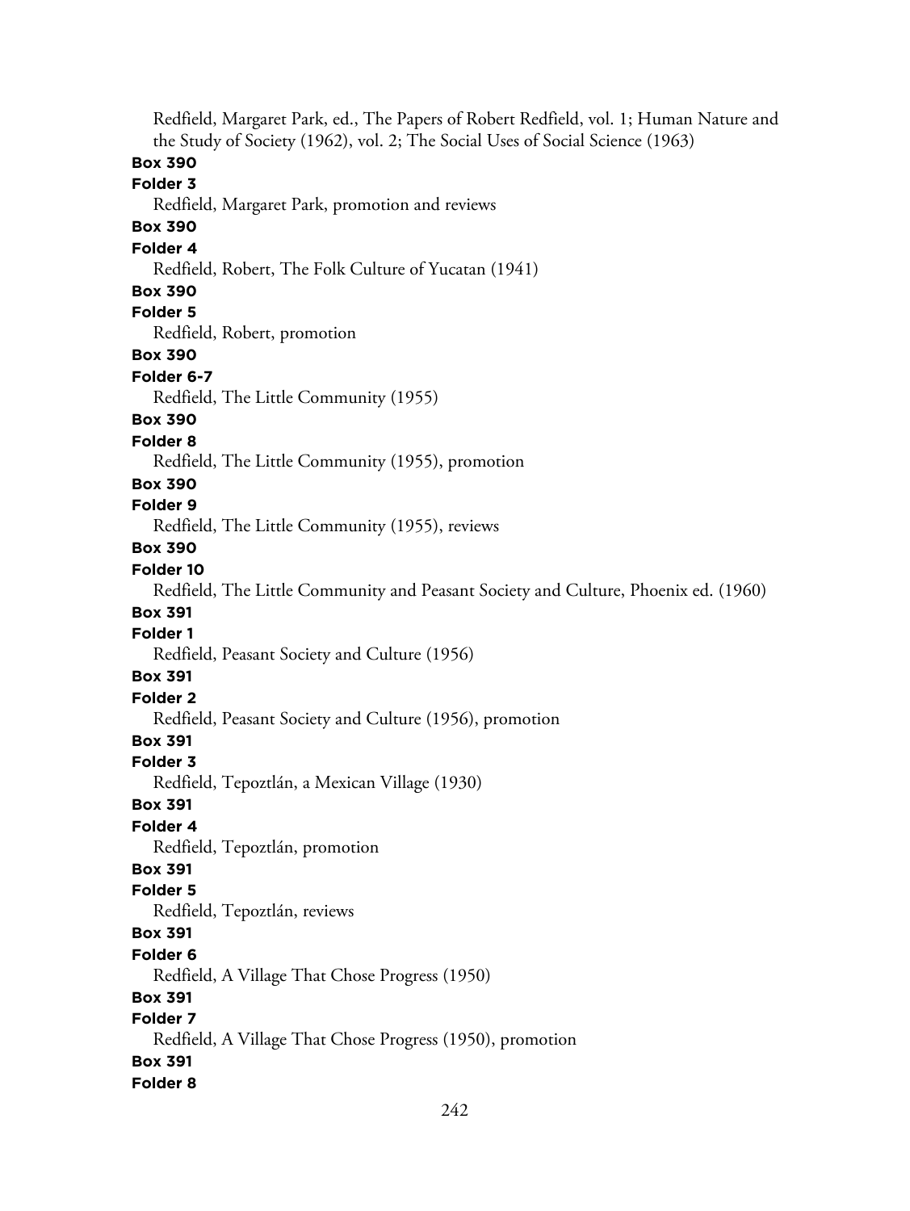Redfield, Margaret Park, ed., The Papers of Robert Redfield, vol. 1; Human Nature and the Study of Society (1962), vol. 2; The Social Uses of Social Science (1963)

**Box 390**

**Folder 3**

Redfield, Margaret Park, promotion and reviews

**Box 390**

**Folder 4**

Redfield, Robert, The Folk Culture of Yucatan (1941)

**Box 390**

**Folder 5**

Redfield, Robert, promotion

**Box 390**

**Folder 6-7**

Redfield, The Little Community (1955)

**Box 390**

**Folder 8**

Redfield, The Little Community (1955), promotion

**Box 390**

**Folder 9**

Redfield, The Little Community (1955), reviews

**Box 390**

**Folder 10**

Redfield, The Little Community and Peasant Society and Culture, Phoenix ed. (1960)

**Box 391**

**Folder 1**

Redfield, Peasant Society and Culture (1956)

**Box 391**

**Folder 2**

Redfield, Peasant Society and Culture (1956), promotion

**Box 391**

**Folder 3**

Redfield, Tepoztlán, a Mexican Village (1930)

**Box 391**

**Folder 4**

Redfield, Tepoztlán, promotion

**Box 391**

**Folder 5**

Redfield, Tepoztlán, reviews

**Box 391**

**Folder 6**

Redfield, A Village That Chose Progress (1950)

**Box 391**

**Folder 7**

Redfield, A Village That Chose Progress (1950), promotion

**Box 391**

**Folder 8**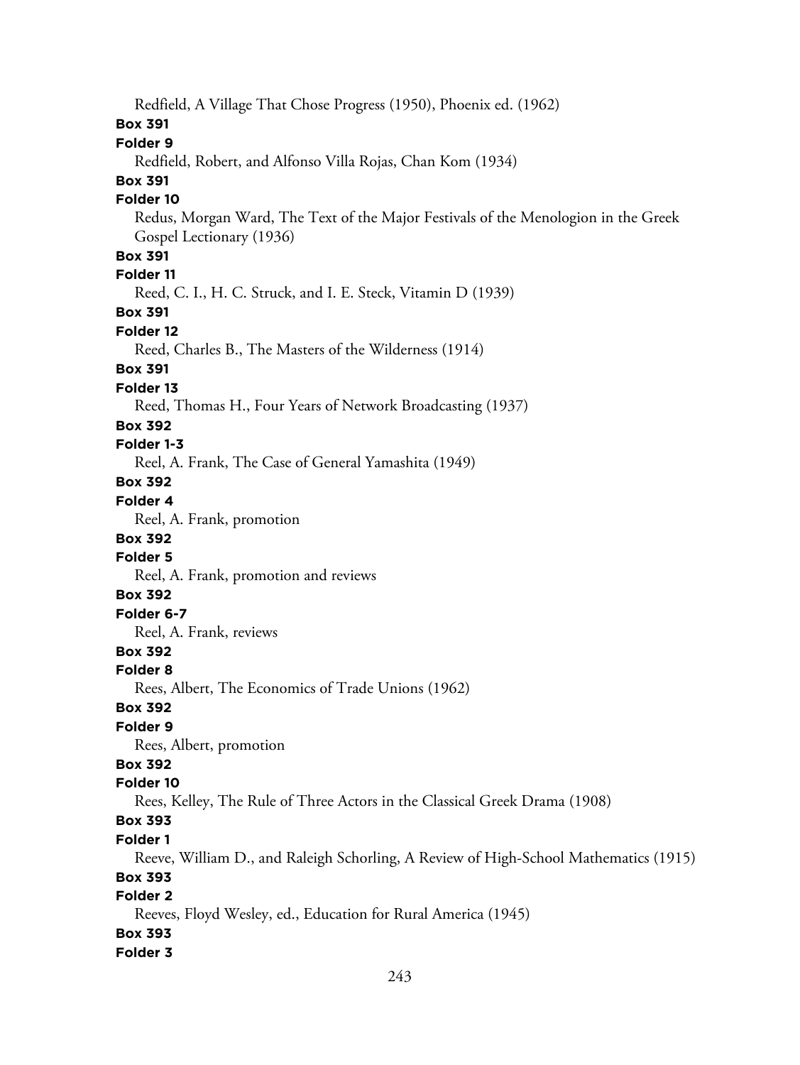Redfield, A Village That Chose Progress (1950), Phoenix ed. (1962)

**Box 391**

**Folder 9**

Redfield, Robert, and Alfonso Villa Rojas, Chan Kom (1934)

**Box 391**

**Folder 10**

Redus, Morgan Ward, The Text of the Major Festivals of the Menologion in the Greek Gospel Lectionary (1936)

**Box 391**

**Folder 11**

Reed, C. I., H. C. Struck, and I. E. Steck, Vitamin D (1939)

**Box 391**

**Folder 12**

Reed, Charles B., The Masters of the Wilderness (1914)

**Box 391**

**Folder 13**

Reed, Thomas H., Four Years of Network Broadcasting (1937)

**Box 392**

**Folder 1-3**

Reel, A. Frank, The Case of General Yamashita (1949)

**Box 392**

**Folder 4**

Reel, A. Frank, promotion

**Box 392**

**Folder 5**

Reel, A. Frank, promotion and reviews

**Box 392**

**Folder 6-7**

Reel, A. Frank, reviews

**Box 392**

**Folder 8**

Rees, Albert, The Economics of Trade Unions (1962)

**Box 392**

**Folder 9**

Rees, Albert, promotion

**Box 392**

**Folder 10**

Rees, Kelley, The Rule of Three Actors in the Classical Greek Drama (1908)

**Box 393**

**Folder 1**

Reeve, William D., and Raleigh Schorling, A Review of High-School Mathematics (1915)

**Box 393**

**Folder 2**

Reeves, Floyd Wesley, ed., Education for Rural America (1945)

**Box 393**

**Folder 3**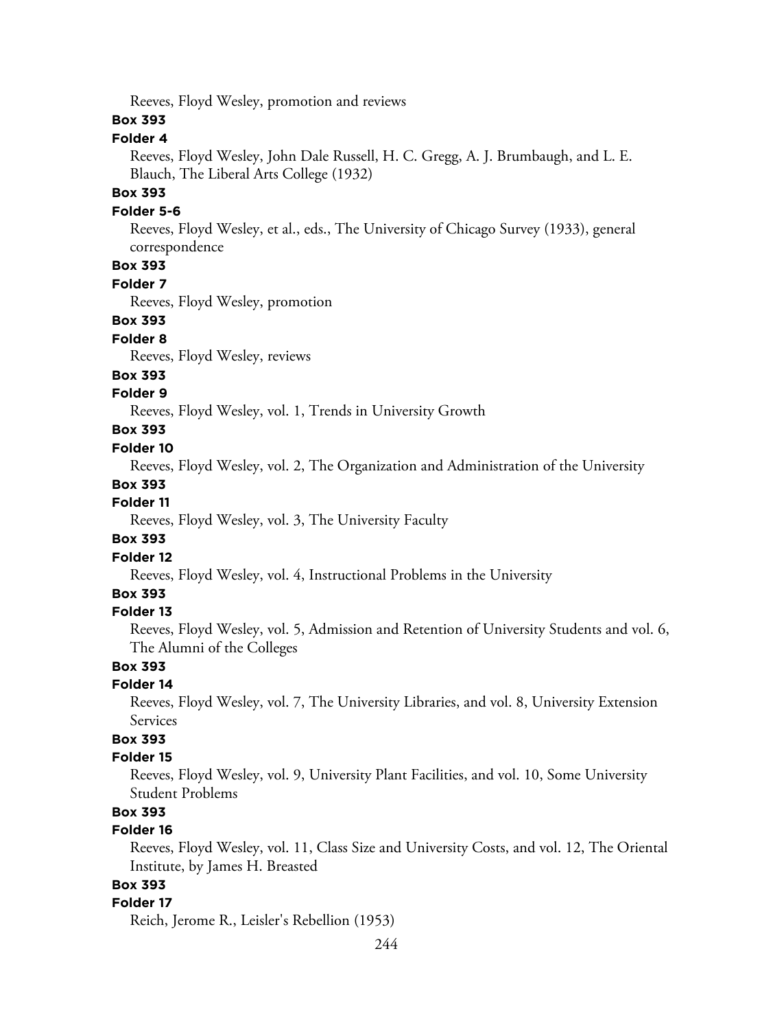Reeves, Floyd Wesley, promotion and reviews

**Box 393**

**Folder 4**

Reeves, Floyd Wesley, John Dale Russell, H. C. Gregg, A. J. Brumbaugh, and L. E. Blauch, The Liberal Arts College (1932)

**Box 393**

**Folder 5-6**

Reeves, Floyd Wesley, et al., eds., The University of Chicago Survey (1933), general correspondence

**Box 393**

**Folder 7**

Reeves, Floyd Wesley, promotion

**Box 393**

**Folder 8**

Reeves, Floyd Wesley, reviews

**Box 393**

**Folder 9**

Reeves, Floyd Wesley, vol. 1, Trends in University Growth

**Box 393**

**Folder 10**

Reeves, Floyd Wesley, vol. 2, The Organization and Administration of the University

**Box 393**

**Folder 11**

Reeves, Floyd Wesley, vol. 3, The University Faculty

**Box 393**

**Folder 12**

Reeves, Floyd Wesley, vol. 4, Instructional Problems in the University

**Box 393**

**Folder 13**

Reeves, Floyd Wesley, vol. 5, Admission and Retention of University Students and vol. 6, The Alumni of the Colleges

**Box 393**

**Folder 14**

Reeves, Floyd Wesley, vol. 7, The University Libraries, and vol. 8, University Extension Services

**Box 393**

**Folder 15**

Reeves, Floyd Wesley, vol. 9, University Plant Facilities, and vol. 10, Some University Student Problems

**Box 393**

**Folder 16**

Reeves, Floyd Wesley, vol. 11, Class Size and University Costs, and vol. 12, The Oriental Institute, by James H. Breasted

**Box 393**

**Folder 17**

Reich, Jerome R., Leisler's Rebellion (1953)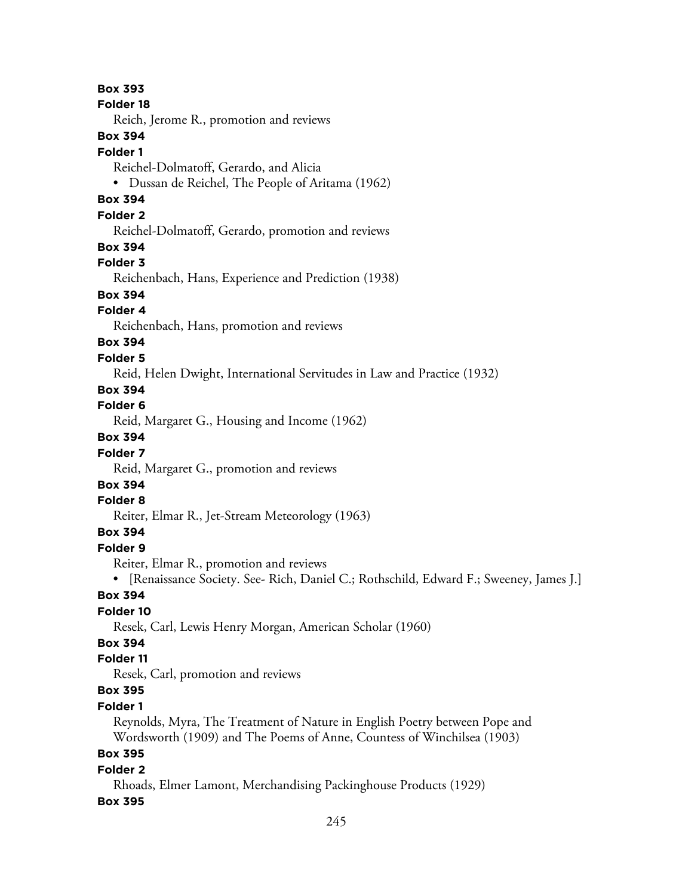**Box 393**

**Folder 18**

Reich, Jerome R., promotion and reviews

**Box 394**

**Folder 1**

Reichel-Dolmatoff, Gerardo, and Alicia

- Dussan de Reichel, The People of Aritama (1962)

**Box 394**

**Folder 2**

Reichel-Dolmatoff, Gerardo, promotion and reviews

**Box 394**

**Folder 3**

Reichenbach, Hans, Experience and Prediction (1938)

**Box 394**

**Folder 4**

Reichenbach, Hans, promotion and reviews

**Box 394**

**Folder 5**

Reid, Helen Dwight, International Servitudes in Law and Practice (1932)

**Box 394**

**Folder 6**

Reid, Margaret G., Housing and Income (1962)

**Box 394**

**Folder 7**

Reid, Margaret G., promotion and reviews

**Box 394**

**Folder 8**

Reiter, Elmar R., Jet-Stream Meteorology (1963)

**Box 394**

**Folder 9**

Reiter, Elmar R., promotion and reviews

- [Renaissance Society. See- Rich, Daniel C.; Rothschild, Edward F.; Sweeney, James J.]

**Box 394**

**Folder 10**

Resek, Carl, Lewis Henry Morgan, American Scholar (1960)

**Box 394**

**Folder 11**

Resek, Carl, promotion and reviews

**Box 395**

**Folder 1**

Reynolds, Myra, The Treatment of Nature in English Poetry between Pope and Wordsworth (1909) and The Poems of Anne, Countess of Winchilsea (1903)

**Box 395**

**Folder 2**

Rhoads, Elmer Lamont, Merchandising Packinghouse Products (1929)

**Box 395**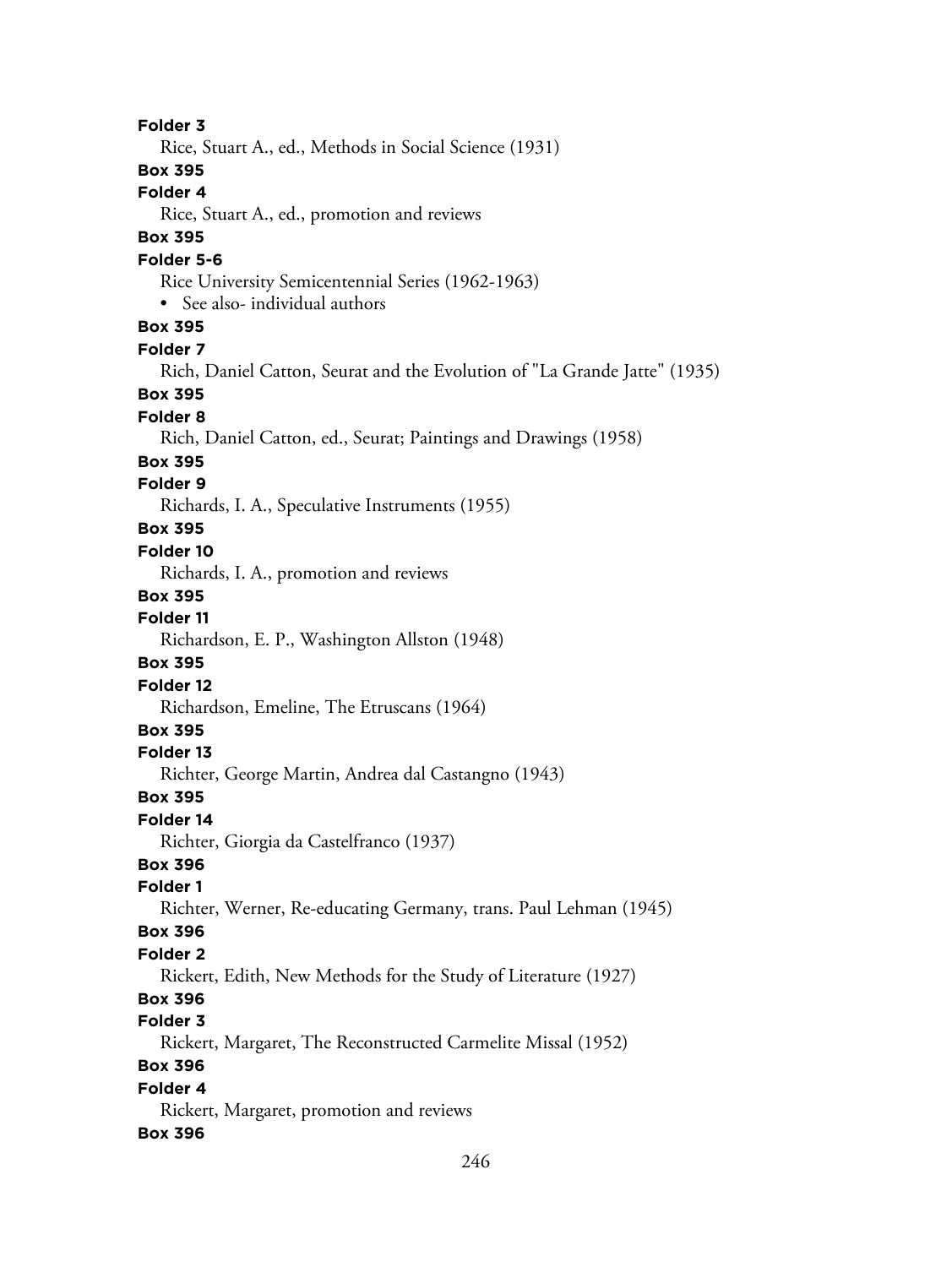**Folder 3**

Rice, Stuart A., ed., Methods in Social Science (1931)

**Box 395**

**Folder 4**

Rice, Stuart A., ed., promotion and reviews

**Box 395**

**Folder 5-6**

Rice University Semicentennial Series (1962-1963)

- See also- individual authors

**Box 395**

**Folder 7**

Rich, Daniel Catton, Seurat and the Evolution of "La Grande Jatte" (1935)

**Box 395**

**Folder 8**

Rich, Daniel Catton, ed., Seurat; Paintings and Drawings (1958)

**Box 395**

**Folder 9**

Richards, I. A., Speculative Instruments (1955)

**Box 395**

**Folder 10**

Richards, I. A., promotion and reviews

**Box 395**

**Folder 11**

Richardson, E. P., Washington Allston (1948)

**Box 395**

**Folder 12**

Richardson, Emeline, The Etruscans (1964)

**Box 395**

**Folder 13**

Richter, George Martin, Andrea dal Castangno (1943)

**Box 395**

**Folder 14**

Richter, Giorgia da Castelfranco (1937)

**Box 396**

**Folder 1**

Richter, Werner, Re-educating Germany, trans. Paul Lehman (1945)

**Box 396**

**Folder 2**

Rickert, Edith, New Methods for the Study of Literature (1927)

**Box 396**

**Folder 3**

Rickert, Margaret, The Reconstructed Carmelite Missal (1952)

**Box 396**

**Folder 4**

Rickert, Margaret, promotion and reviews

**Box 396**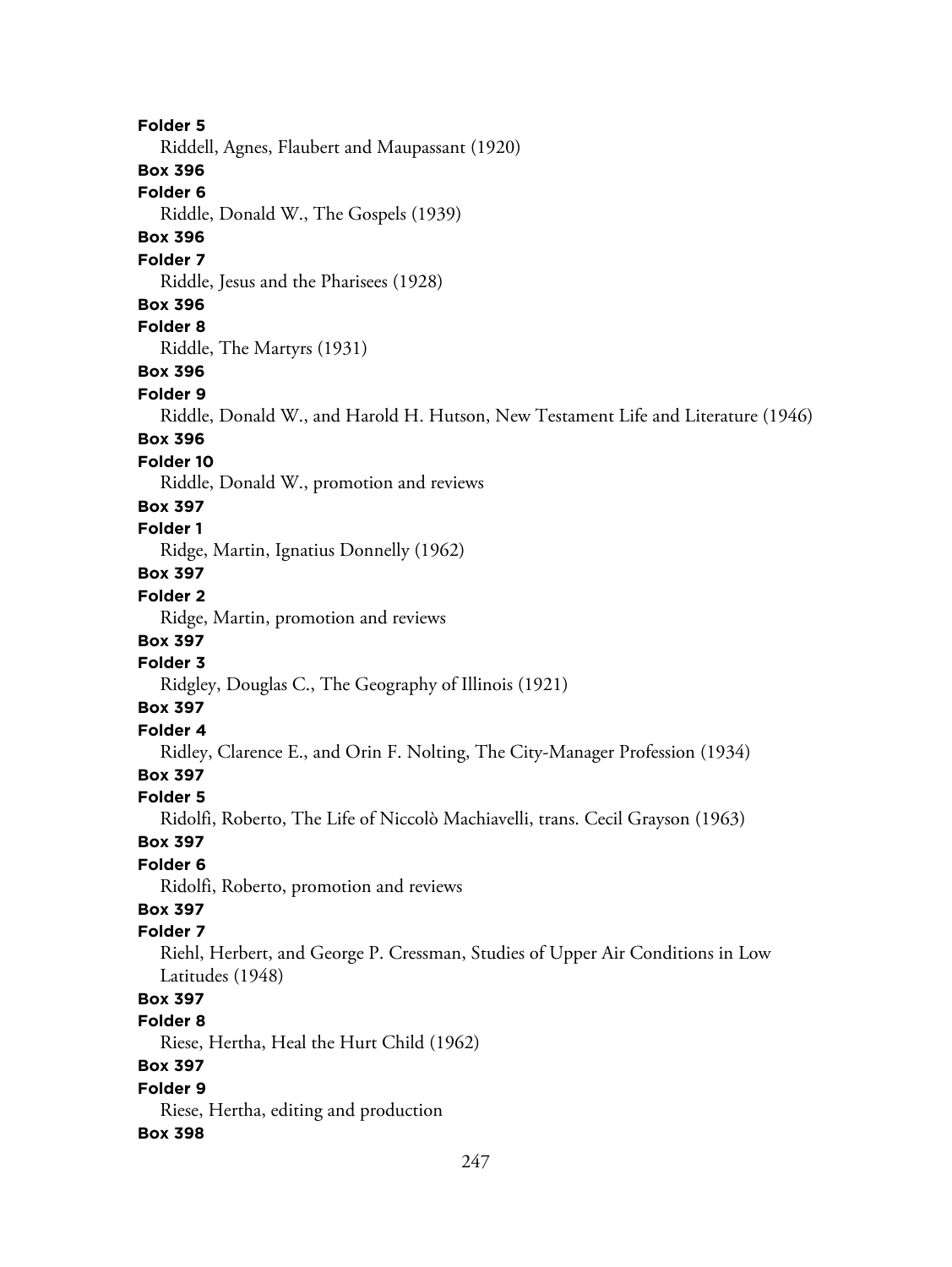**Folder 5**
Riddell, Agnes, Flaubert and Maupassant (1920)
**Box 396**
**Folder 6**
Riddle, Donald W., The Gospels (1939)
**Box 396**
**Folder 7**
Riddle, Jesus and the Pharisees (1928)
**Box 396**
**Folder 8**
Riddle, The Martyrs (1931)
**Box 396**
**Folder 9**
Riddle, Donald W., and Harold H. Hutson, New Testament Life and Literature (1946)
**Box 396**
**Folder 10**
Riddle, Donald W., promotion and reviews
**Box 397**
**Folder 1**
Ridge, Martin, Ignatius Donnelly (1962)
**Box 397**
**Folder 2**
Ridge, Martin, promotion and reviews
**Box 397**
**Folder 3**
Ridgley, Douglas C., The Geography of Illinois (1921)
**Box 397**
**Folder 4**
Ridley, Clarence E., and Orin F. Nolting, The City-Manager Profession (1934)
**Box 397**
**Folder 5**
Ridolfi, Roberto, The Life of Niccolò Machiavelli, trans. Cecil Grayson (1963)
**Box 397**
**Folder 6**
Ridolfi, Roberto, promotion and reviews
**Box 397**
**Folder 7**
Riehl, Herbert, and George P. Cressman, Studies of Upper Air Conditions in Low Latitudes (1948)
**Box 397**
**Folder 8**
Riese, Hertha, Heal the Hurt Child (1962)
**Box 397**
**Folder 9**
Riese, Hertha, editing and production
**Box 398**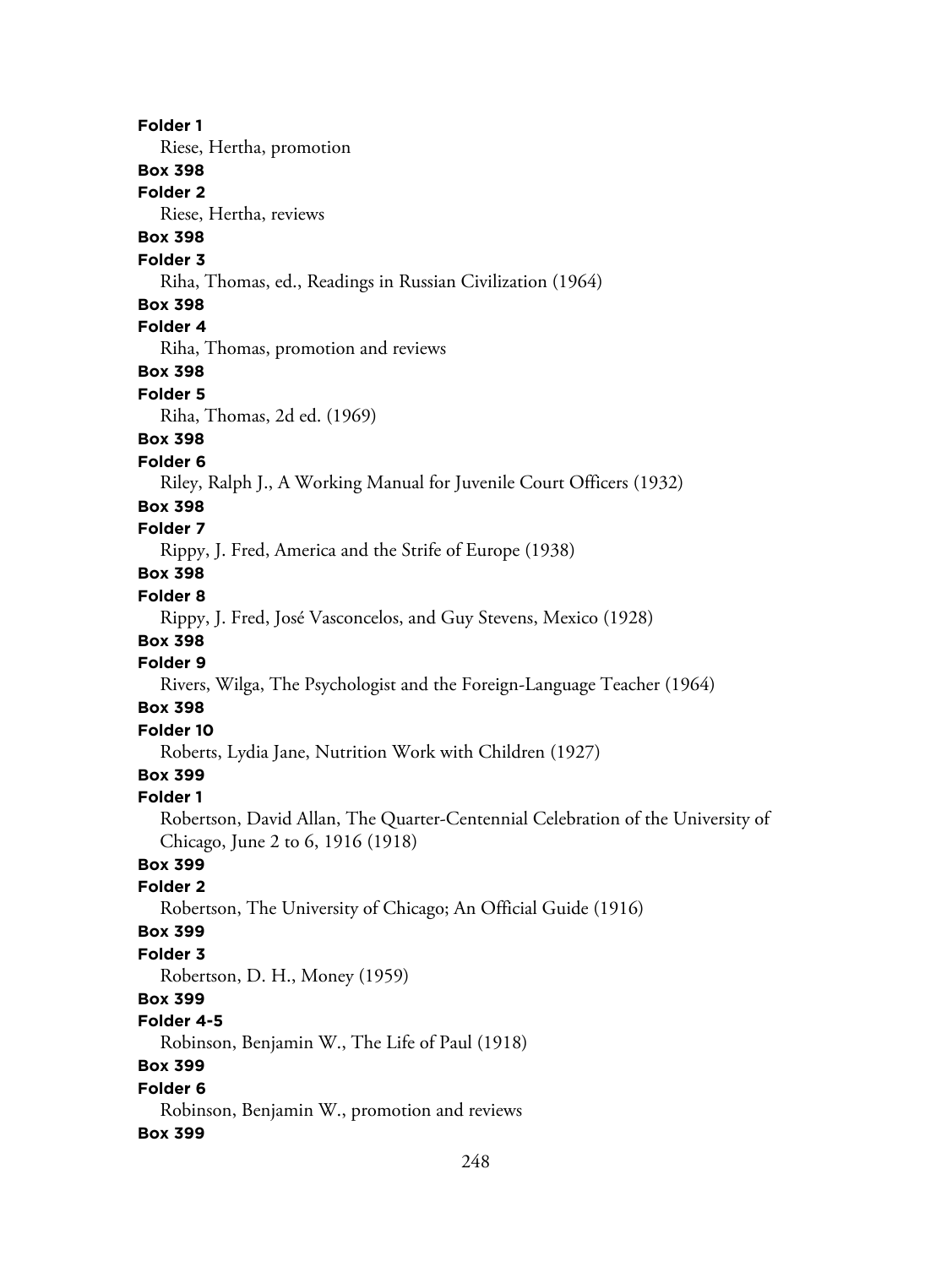**Folder 1**

Riese, Hertha, promotion

**Box 398**

**Folder 2**

Riese, Hertha, reviews

**Box 398**

**Folder 3**

Riha, Thomas, ed., Readings in Russian Civilization (1964)

**Box 398**

**Folder 4**

Riha, Thomas, promotion and reviews

**Box 398**

**Folder 5**

Riha, Thomas, 2d ed. (1969)

**Box 398**

**Folder 6**

Riley, Ralph J., A Working Manual for Juvenile Court Officers (1932)

**Box 398**

**Folder 7**

Rippy, J. Fred, America and the Strife of Europe (1938)

**Box 398**

**Folder 8**

Rippy, J. Fred, José Vasconcelos, and Guy Stevens, Mexico (1928)

**Box 398**

**Folder 9**

Rivers, Wilga, The Psychologist and the Foreign-Language Teacher (1964)

**Box 398**

**Folder 10**

Roberts, Lydia Jane, Nutrition Work with Children (1927)

**Box 399**

**Folder 1**

Robertson, David Allan, The Quarter-Centennial Celebration of the University of Chicago, June 2 to 6, 1916 (1918)

**Box 399**

**Folder 2**

Robertson, The University of Chicago; An Official Guide (1916)

**Box 399**

**Folder 3**

Robertson, D. H., Money (1959)

**Box 399**

**Folder 4-5**

Robinson, Benjamin W., The Life of Paul (1918)

**Box 399**

**Folder 6**

Robinson, Benjamin W., promotion and reviews

**Box 399**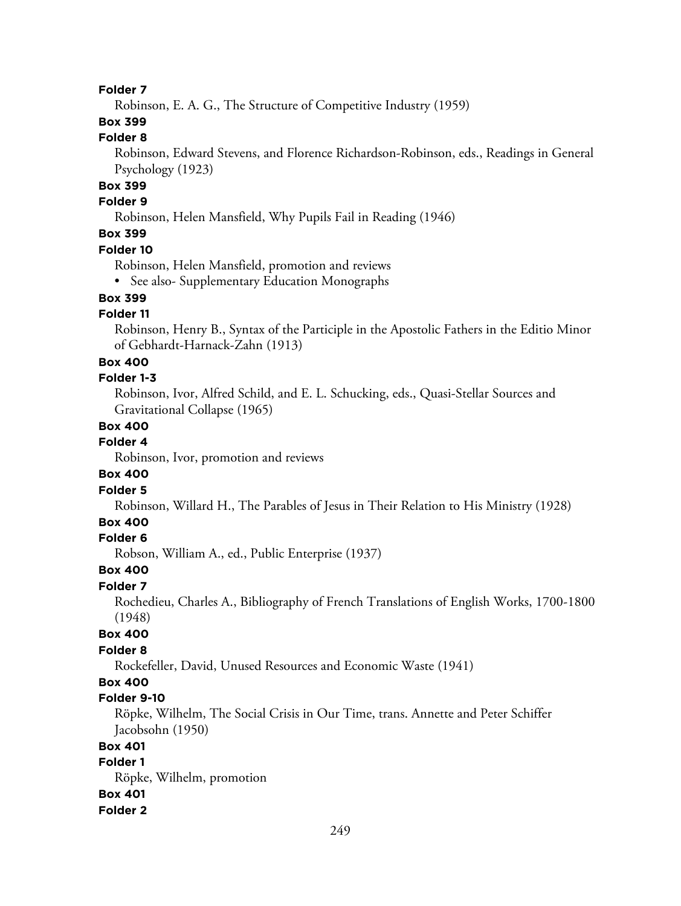**Folder 7**

Robinson, E. A. G., The Structure of Competitive Industry (1959)

**Box 399**

**Folder 8**

Robinson, Edward Stevens, and Florence Richardson-Robinson, eds., Readings in General Psychology (1923)

**Box 399**

**Folder 9**

Robinson, Helen Mansfield, Why Pupils Fail in Reading (1946)

**Box 399**

**Folder 10**

Robinson, Helen Mansfield, promotion and reviews

- See also- Supplementary Education Monographs

**Box 399**

**Folder 11**

Robinson, Henry B., Syntax of the Participle in the Apostolic Fathers in the Editio Minor of Gebhardt-Harnack-Zahn (1913)

**Box 400**

**Folder 1-3**

Robinson, Ivor, Alfred Schild, and E. L. Schucking, eds., Quasi-Stellar Sources and Gravitational Collapse (1965)

**Box 400**

**Folder 4**

Robinson, Ivor, promotion and reviews

**Box 400**

**Folder 5**

Robinson, Willard H., The Parables of Jesus in Their Relation to His Ministry (1928)

**Box 400**

**Folder 6**

Robson, William A., ed., Public Enterprise (1937)

**Box 400**

**Folder 7**

Rochedieu, Charles A., Bibliography of French Translations of English Works, 1700-1800 (1948)

**Box 400**

**Folder 8**

Rockefeller, David, Unused Resources and Economic Waste (1941)

**Box 400**

**Folder 9-10**

Röpke, Wilhelm, The Social Crisis in Our Time, trans. Annette and Peter Schiffer Jacobsohn (1950)

**Box 401**

**Folder 1**

Röpke, Wilhelm, promotion

**Box 401**

**Folder 2**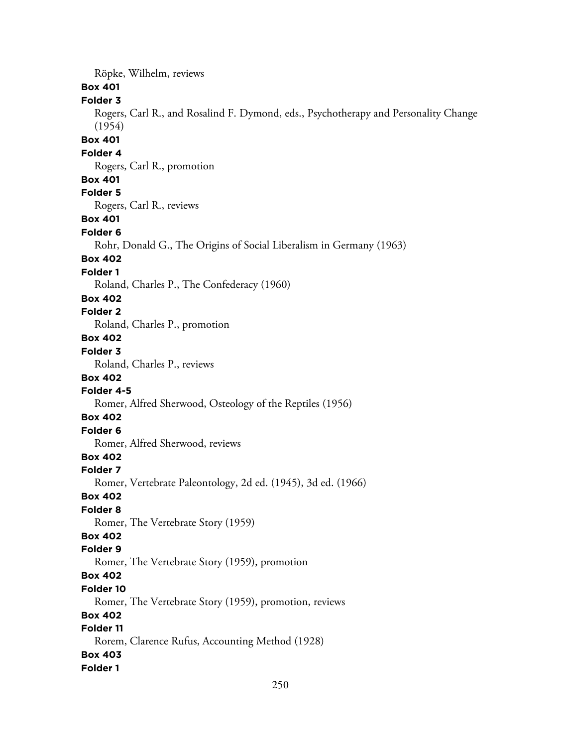Röpke, Wilhelm, reviews

**Box 401**

**Folder 3**

Rogers, Carl R., and Rosalind F. Dymond, eds., Psychotherapy and Personality Change (1954)

**Box 401**

**Folder 4**

Rogers, Carl R., promotion

**Box 401**

**Folder 5**

Rogers, Carl R., reviews

**Box 401**

**Folder 6**

Rohr, Donald G., The Origins of Social Liberalism in Germany (1963)

**Box 402**

**Folder 1**

Roland, Charles P., The Confederacy (1960)

**Box 402**

**Folder 2**

Roland, Charles P., promotion

**Box 402**

**Folder 3**

Roland, Charles P., reviews

**Box 402**

**Folder 4-5**

Romer, Alfred Sherwood, Osteology of the Reptiles (1956)

**Box 402**

**Folder 6**

Romer, Alfred Sherwood, reviews

**Box 402**

**Folder 7**

Romer, Vertebrate Paleontology, 2d ed. (1945), 3d ed. (1966)

**Box 402**

**Folder 8**

Romer, The Vertebrate Story (1959)

**Box 402**

**Folder 9**

Romer, The Vertebrate Story (1959), promotion

**Box 402**

**Folder 10**

Romer, The Vertebrate Story (1959), promotion, reviews

**Box 402**

**Folder 11**

Rorem, Clarence Rufus, Accounting Method (1928)

**Box 403**

**Folder 1**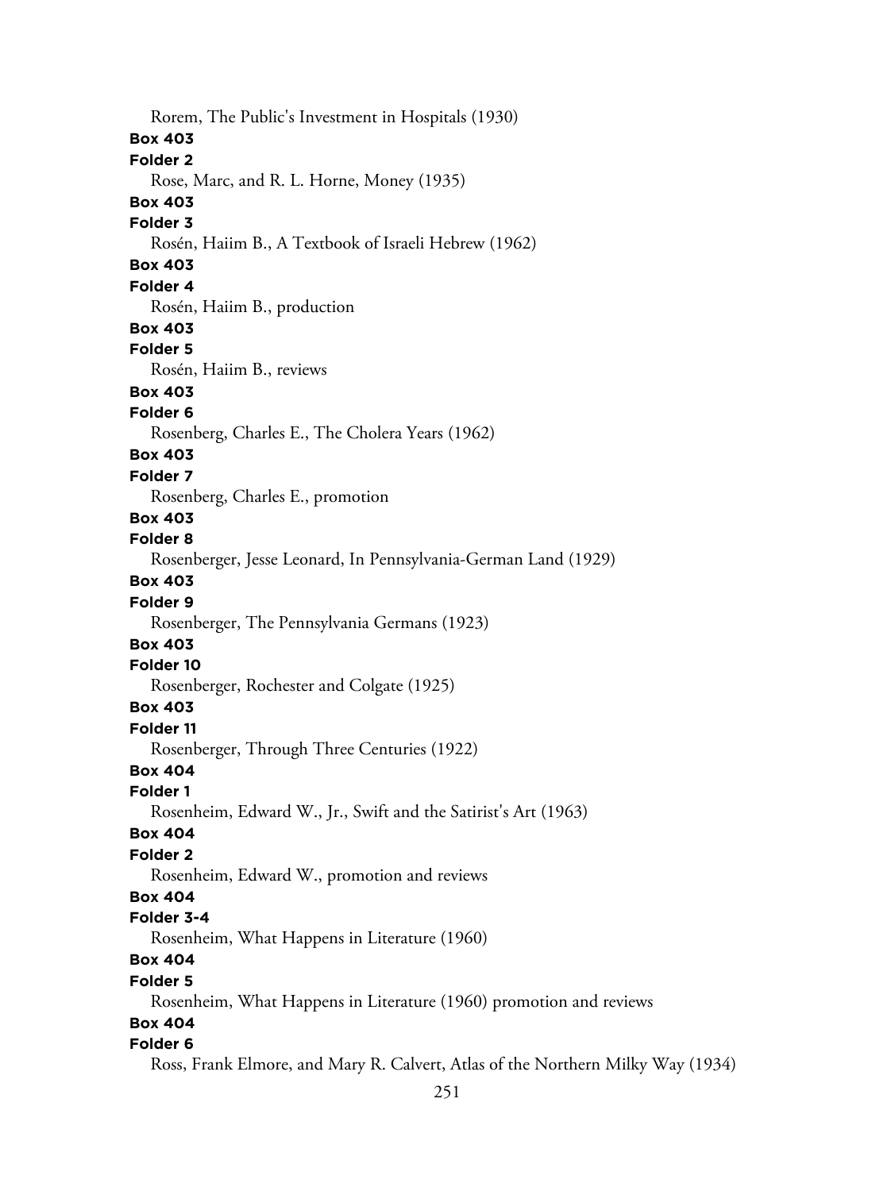Rorem, The Public's Investment in Hospitals (1930)

**Box 403**

**Folder 2**

Rose, Marc, and R. L. Horne, Money (1935)

**Box 403**

**Folder 3**

Rosén, Haiim B., A Textbook of Israeli Hebrew (1962)

**Box 403**

**Folder 4**

Rosén, Haiim B., production

**Box 403**

**Folder 5**

Rosén, Haiim B., reviews

**Box 403**

**Folder 6**

Rosenberg, Charles E., The Cholera Years (1962)

**Box 403**

**Folder 7**

Rosenberg, Charles E., promotion

**Box 403**

**Folder 8**

Rosenberger, Jesse Leonard, In Pennsylvania-German Land (1929)

**Box 403**

**Folder 9**

Rosenberger, The Pennsylvania Germans (1923)

**Box 403**

**Folder 10**

Rosenberger, Rochester and Colgate (1925)

**Box 403**

**Folder 11**

Rosenberger, Through Three Centuries (1922)

**Box 404**

**Folder 1**

Rosenheim, Edward W., Jr., Swift and the Satirist's Art (1963)

**Box 404**

**Folder 2**

Rosenheim, Edward W., promotion and reviews

**Box 404**

**Folder 3-4**

Rosenheim, What Happens in Literature (1960)

**Box 404**

**Folder 5**

Rosenheim, What Happens in Literature (1960) promotion and reviews

**Box 404**

**Folder 6**

Ross, Frank Elmore, and Mary R. Calvert, Atlas of the Northern Milky Way (1934)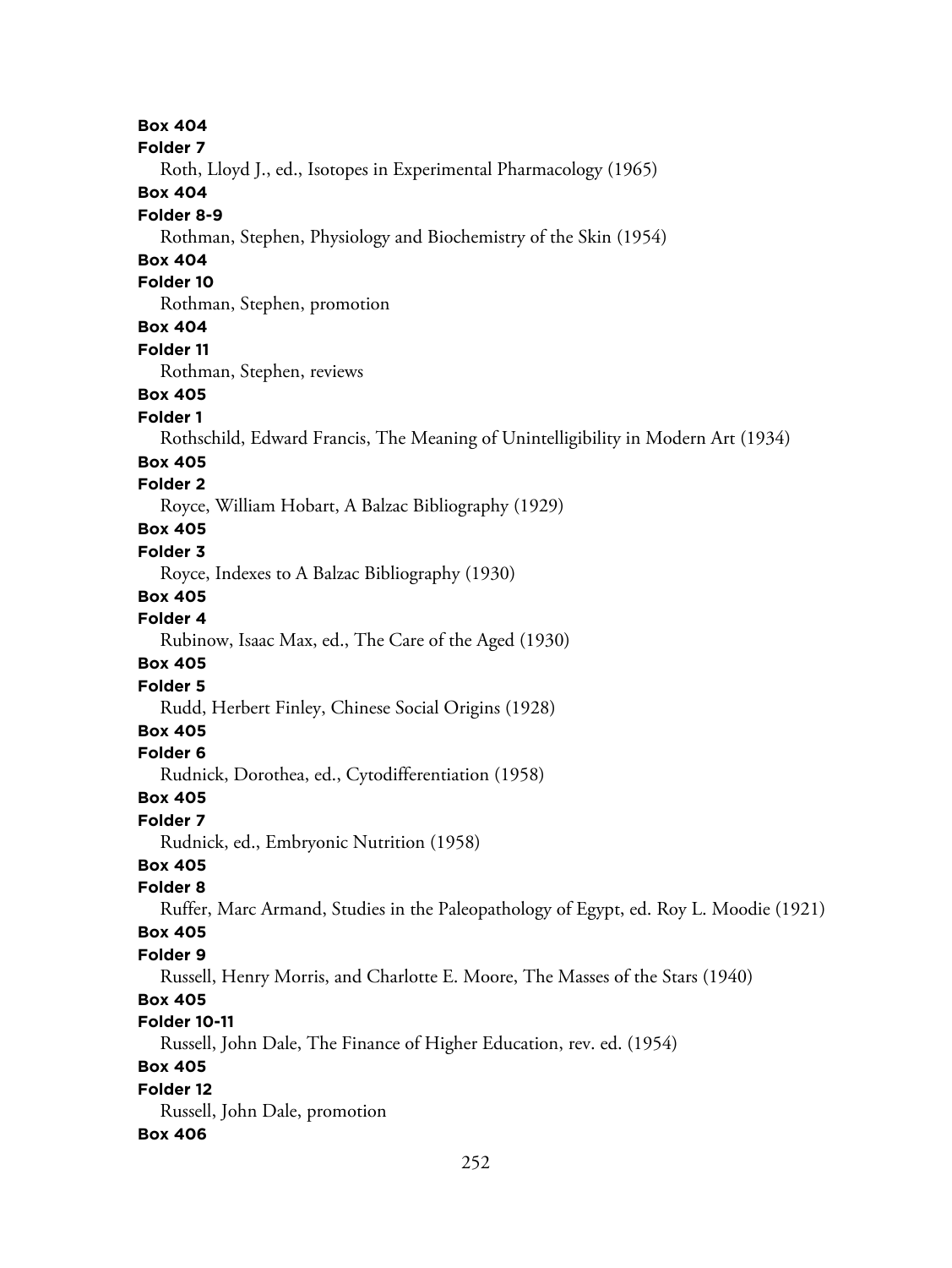**Box 404**

**Folder 7**

Roth, Lloyd J., ed., Isotopes in Experimental Pharmacology (1965)

**Box 404**

**Folder 8-9**

Rothman, Stephen, Physiology and Biochemistry of the Skin (1954)

**Box 404**

**Folder 10**

Rothman, Stephen, promotion

**Box 404**

**Folder 11**

Rothman, Stephen, reviews

**Box 405**

**Folder 1**

Rothschild, Edward Francis, The Meaning of Unintelligibility in Modern Art (1934)

**Box 405**

**Folder 2**

Royce, William Hobart, A Balzac Bibliography (1929)

**Box 405**

**Folder 3**

Royce, Indexes to A Balzac Bibliography (1930)

**Box 405**

**Folder 4**

Rubinow, Isaac Max, ed., The Care of the Aged (1930)

**Box 405**

**Folder 5**

Rudd, Herbert Finley, Chinese Social Origins (1928)

**Box 405**

**Folder 6**

Rudnick, Dorothea, ed., Cytodifferentiation (1958)

**Box 405**

**Folder 7**

Rudnick, ed., Embryonic Nutrition (1958)

**Box 405**

**Folder 8**

Ruffer, Marc Armand, Studies in the Paleopathology of Egypt, ed. Roy L. Moodie (1921)

**Box 405**

**Folder 9**

Russell, Henry Morris, and Charlotte E. Moore, The Masses of the Stars (1940)

**Box 405**

**Folder 10-11**

Russell, John Dale, The Finance of Higher Education, rev. ed. (1954)

**Box 405**

**Folder 12**

Russell, John Dale, promotion

**Box 406**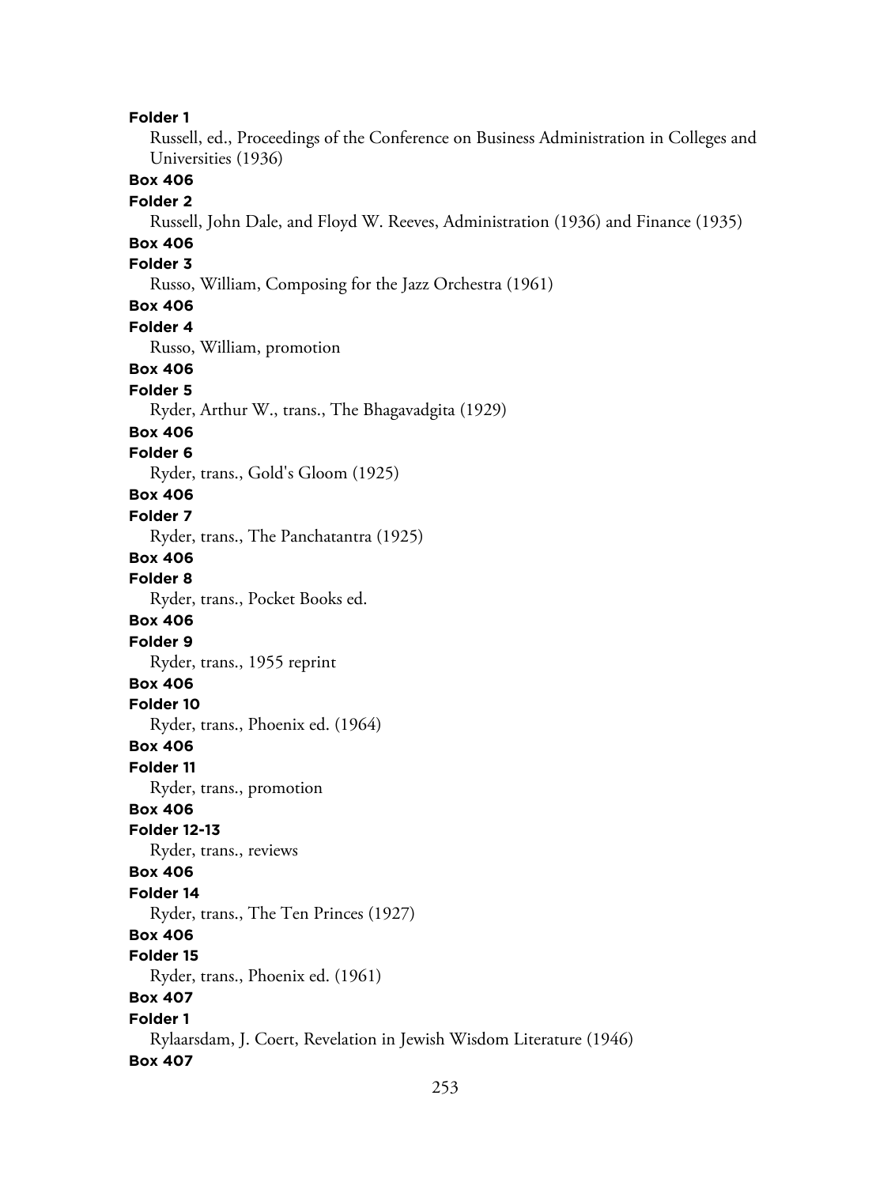**Folder 1**

Russell, ed., Proceedings of the Conference on Business Administration in Colleges and Universities (1936)

**Box 406**

**Folder 2**

Russell, John Dale, and Floyd W. Reeves, Administration (1936) and Finance (1935)

**Box 406**

**Folder 3**

Russo, William, Composing for the Jazz Orchestra (1961)

**Box 406**

**Folder 4**

Russo, William, promotion

**Box 406**

**Folder 5**

Ryder, Arthur W., trans., The Bhagavadgita (1929)

**Box 406**

**Folder 6**

Ryder, trans., Gold's Gloom (1925)

**Box 406**

**Folder 7**

Ryder, trans., The Panchatantra (1925)

**Box 406**

**Folder 8**

Ryder, trans., Pocket Books ed.

**Box 406**

**Folder 9**

Ryder, trans., 1955 reprint

**Box 406**

**Folder 10**

Ryder, trans., Phoenix ed. (1964)

**Box 406**

**Folder 11**

Ryder, trans., promotion

**Box 406**

**Folder 12-13**

Ryder, trans., reviews

**Box 406**

**Folder 14**

Ryder, trans., The Ten Princes (1927)

**Box 406**

**Folder 15**

Ryder, trans., Phoenix ed. (1961)

**Box 407**

**Folder 1**

Rylaarsdam, J. Coert, Revelation in Jewish Wisdom Literature (1946)

**Box 407**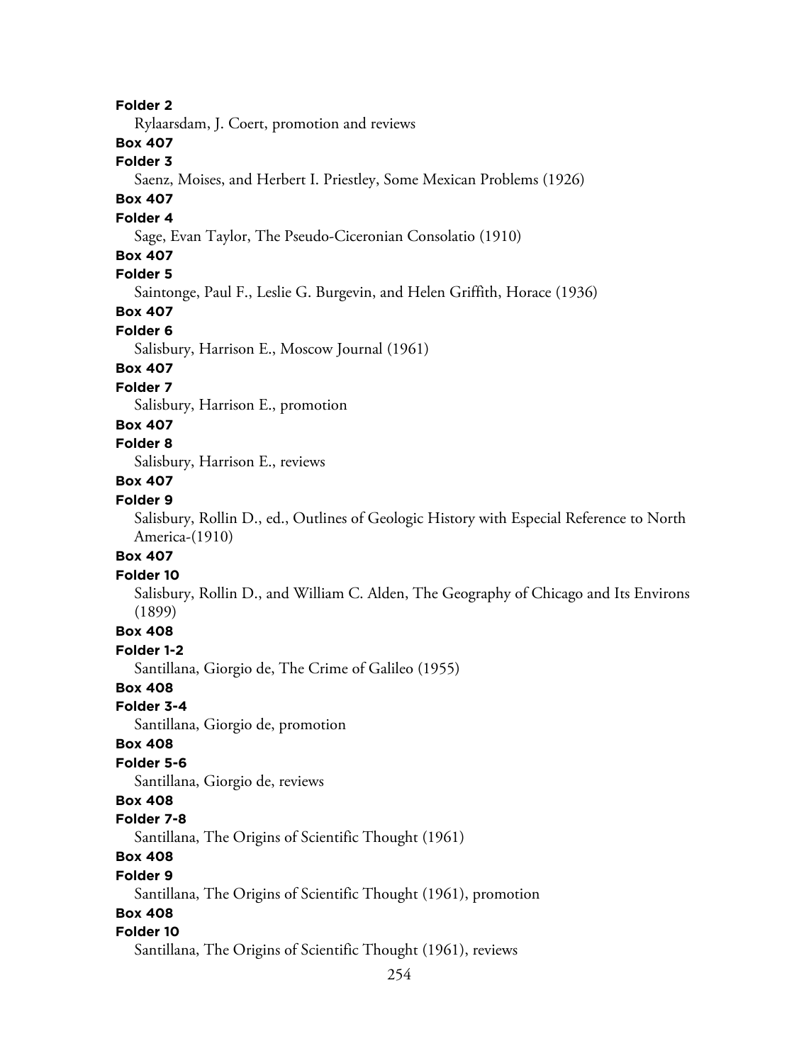**Folder 2**

Rylaarsdam, J. Coert, promotion and reviews

**Box 407**

**Folder 3**

Saenz, Moises, and Herbert I. Priestley, Some Mexican Problems (1926)

**Box 407**

**Folder 4**

Sage, Evan Taylor, The Pseudo-Ciceronian Consolatio (1910)

**Box 407**

**Folder 5**

Saintonge, Paul F., Leslie G. Burgevin, and Helen Griffith, Horace (1936)

**Box 407**

**Folder 6**

Salisbury, Harrison E., Moscow Journal (1961)

**Box 407**

**Folder 7**

Salisbury, Harrison E., promotion

**Box 407**

**Folder 8**

Salisbury, Harrison E., reviews

**Box 407**

**Folder 9**

Salisbury, Rollin D., ed., Outlines of Geologic History with Especial Reference to North America-(1910)

**Box 407**

**Folder 10**

Salisbury, Rollin D., and William C. Alden, The Geography of Chicago and Its Environs (1899)

**Box 408**

**Folder 1-2**

Santillana, Giorgio de, The Crime of Galileo (1955)

**Box 408**

**Folder 3-4**

Santillana, Giorgio de, promotion

**Box 408**

**Folder 5-6**

Santillana, Giorgio de, reviews

**Box 408**

**Folder 7-8**

Santillana, The Origins of Scientific Thought (1961)

**Box 408**

**Folder 9**

Santillana, The Origins of Scientific Thought (1961), promotion

**Box 408**

**Folder 10**

Santillana, The Origins of Scientific Thought (1961), reviews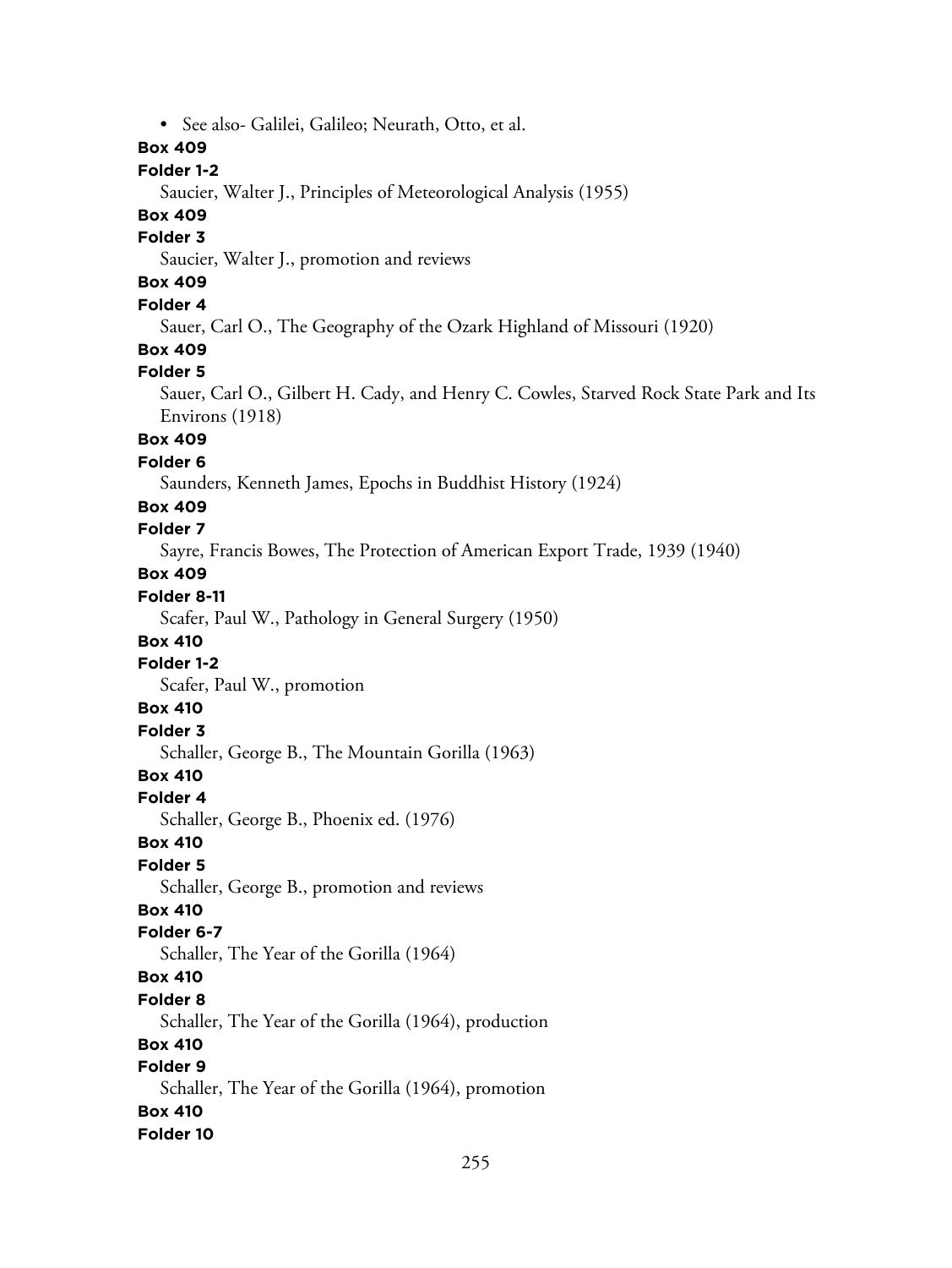- See also- Galilei, Galileo; Neurath, Otto, et al.

**Box 409**
**Folder 1-2**
Saucier, Walter J., Principles of Meteorological Analysis (1955)

**Box 409**
**Folder 3**
Saucier, Walter J., promotion and reviews

**Box 409**
**Folder 4**
Sauer, Carl O., The Geography of the Ozark Highland of Missouri (1920)

**Box 409**
**Folder 5**
Sauer, Carl O., Gilbert H. Cady, and Henry C. Cowles, Starved Rock State Park and Its Environs (1918)

**Box 409**
**Folder 6**
Saunders, Kenneth James, Epochs in Buddhist History (1924)

**Box 409**
**Folder 7**
Sayre, Francis Bowes, The Protection of American Export Trade, 1939 (1940)

**Box 409**
**Folder 8-11**
Scafer, Paul W., Pathology in General Surgery (1950)

**Box 410**
**Folder 1-2**
Scafer, Paul W., promotion

**Box 410**
**Folder 3**
Schaller, George B., The Mountain Gorilla (1963)

**Box 410**
**Folder 4**
Schaller, George B., Phoenix ed. (1976)

**Box 410**
**Folder 5**
Schaller, George B., promotion and reviews

**Box 410**
**Folder 6-7**
Schaller, The Year of the Gorilla (1964)

**Box 410**
**Folder 8**
Schaller, The Year of the Gorilla (1964), production

**Box 410**
**Folder 9**
Schaller, The Year of the Gorilla (1964), promotion

**Box 410**
**Folder 10**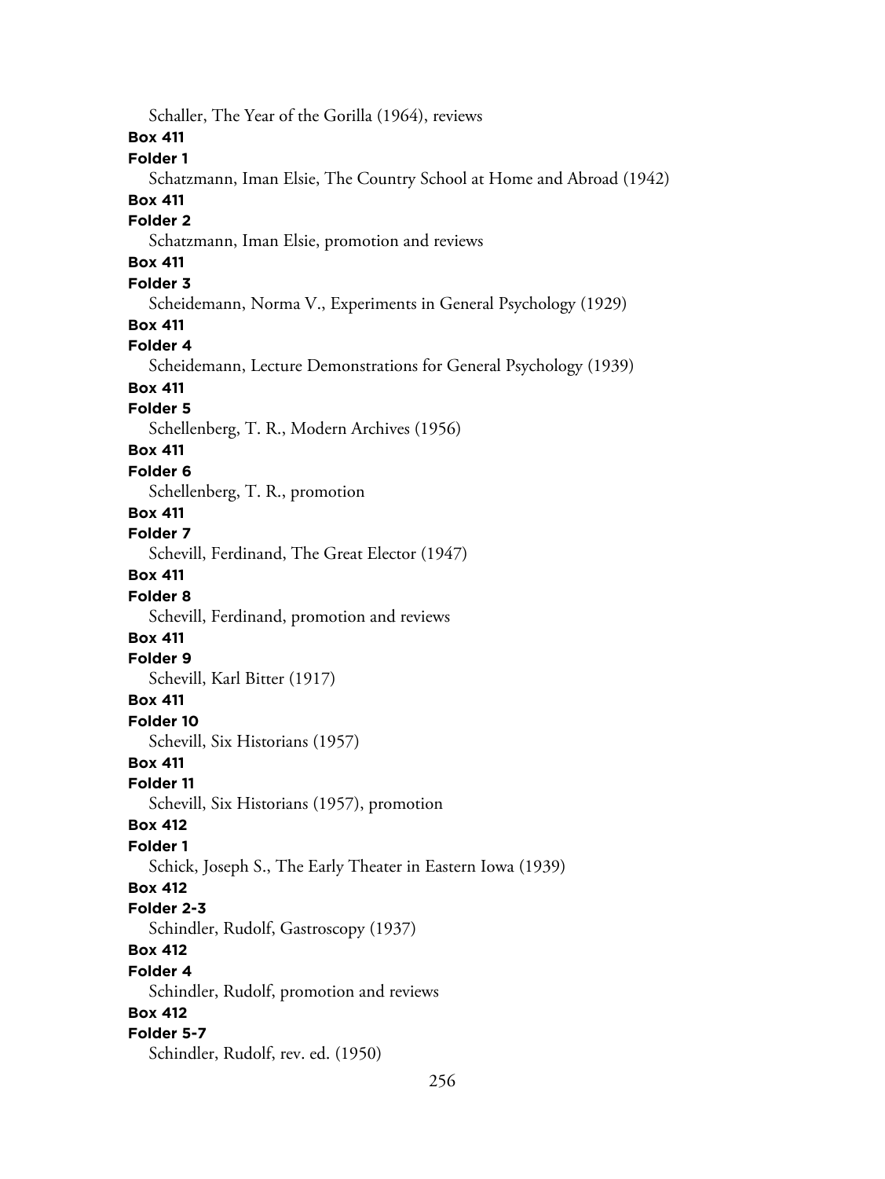Schaller, The Year of the Gorilla (1964), reviews

**Box 411**
**Folder 1**
Schatzmann, Iman Elsie, The Country School at Home and Abroad (1942)

**Box 411**
**Folder 2**
Schatzmann, Iman Elsie, promotion and reviews

**Box 411**
**Folder 3**
Scheidemann, Norma V., Experiments in General Psychology (1929)

**Box 411**
**Folder 4**
Scheidemann, Lecture Demonstrations for General Psychology (1939)

**Box 411**
**Folder 5**
Schellenberg, T. R., Modern Archives (1956)

**Box 411**
**Folder 6**
Schellenberg, T. R., promotion

**Box 411**
**Folder 7**
Schevill, Ferdinand, The Great Elector (1947)

**Box 411**
**Folder 8**
Schevill, Ferdinand, promotion and reviews

**Box 411**
**Folder 9**
Schevill, Karl Bitter (1917)

**Box 411**
**Folder 10**
Schevill, Six Historians (1957)

**Box 411**
**Folder 11**
Schevill, Six Historians (1957), promotion

**Box 412**
**Folder 1**
Schick, Joseph S., The Early Theater in Eastern Iowa (1939)

**Box 412**
**Folder 2-3**
Schindler, Rudolf, Gastroscopy (1937)

**Box 412**
**Folder 4**
Schindler, Rudolf, promotion and reviews

**Box 412**
**Folder 5-7**
Schindler, Rudolf, rev. ed. (1950)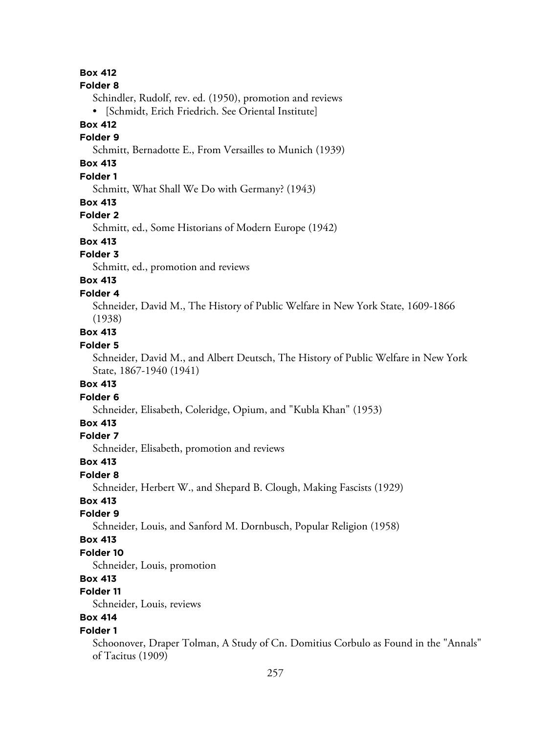**Box 412**

**Folder 8**

Schindler, Rudolf, rev. ed. (1950), promotion and reviews

- [Schmidt, Erich Friedrich. See Oriental Institute]

**Box 412**

**Folder 9**

Schmitt, Bernadotte E., From Versailles to Munich (1939)

**Box 413**

**Folder 1**

Schmitt, What Shall We Do with Germany? (1943)

**Box 413**

**Folder 2**

Schmitt, ed., Some Historians of Modern Europe (1942)

**Box 413**

**Folder 3**

Schmitt, ed., promotion and reviews

**Box 413**

**Folder 4**

Schneider, David M., The History of Public Welfare in New York State, 1609-1866 (1938)

**Box 413**

**Folder 5**

Schneider, David M., and Albert Deutsch, The History of Public Welfare in New York State, 1867-1940 (1941)

**Box 413**

**Folder 6**

Schneider, Elisabeth, Coleridge, Opium, and "Kubla Khan" (1953)

**Box 413**

**Folder 7**

Schneider, Elisabeth, promotion and reviews

**Box 413**

**Folder 8**

Schneider, Herbert W., and Shepard B. Clough, Making Fascists (1929)

**Box 413**

**Folder 9**

Schneider, Louis, and Sanford M. Dornbusch, Popular Religion (1958)

**Box 413**

**Folder 10**

Schneider, Louis, promotion

**Box 413**

**Folder 11**

Schneider, Louis, reviews

**Box 414**

**Folder 1**

Schoonover, Draper Tolman, A Study of Cn. Domitius Corbulo as Found in the "Annals" of Tacitus (1909)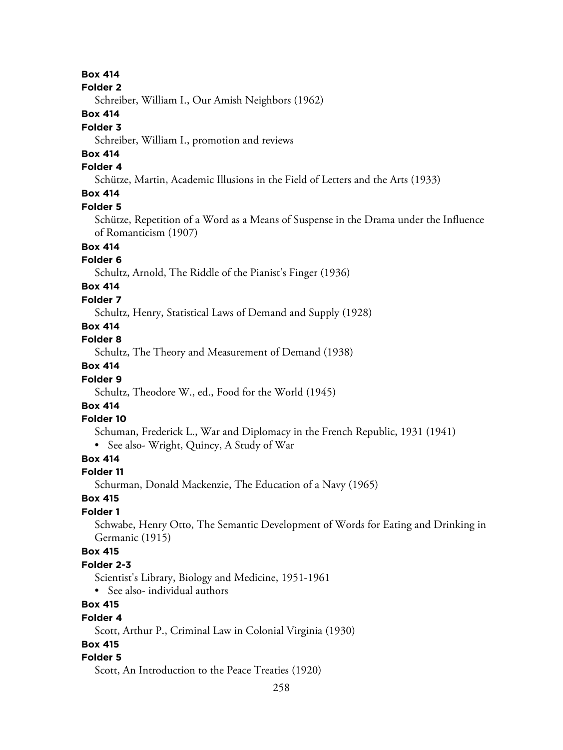**Box 414**

**Folder 2**

Schreiber, William I., Our Amish Neighbors (1962)

**Box 414**

**Folder 3**

Schreiber, William I., promotion and reviews

**Box 414**

**Folder 4**

Schütze, Martin, Academic Illusions in the Field of Letters and the Arts (1933)

**Box 414**

**Folder 5**

Schütze, Repetition of a Word as a Means of Suspense in the Drama under the Influence of Romanticism (1907)

**Box 414**

**Folder 6**

Schultz, Arnold, The Riddle of the Pianist's Finger (1936)

**Box 414**

**Folder 7**

Schultz, Henry, Statistical Laws of Demand and Supply (1928)

**Box 414**

**Folder 8**

Schultz, The Theory and Measurement of Demand (1938)

**Box 414**

**Folder 9**

Schultz, Theodore W., ed., Food for the World (1945)

**Box 414**

**Folder 10**

Schuman, Frederick L., War and Diplomacy in the French Republic, 1931 (1941)

- See also- Wright, Quincy, A Study of War

**Box 414**

**Folder 11**

Schurman, Donald Mackenzie, The Education of a Navy (1965)

**Box 415**

**Folder 1**

Schwabe, Henry Otto, The Semantic Development of Words for Eating and Drinking in Germanic (1915)

**Box 415**

**Folder 2-3**

Scientist's Library, Biology and Medicine, 1951-1961

- See also- individual authors

**Box 415**

**Folder 4**

Scott, Arthur P., Criminal Law in Colonial Virginia (1930)

**Box 415**

**Folder 5**

Scott, An Introduction to the Peace Treaties (1920)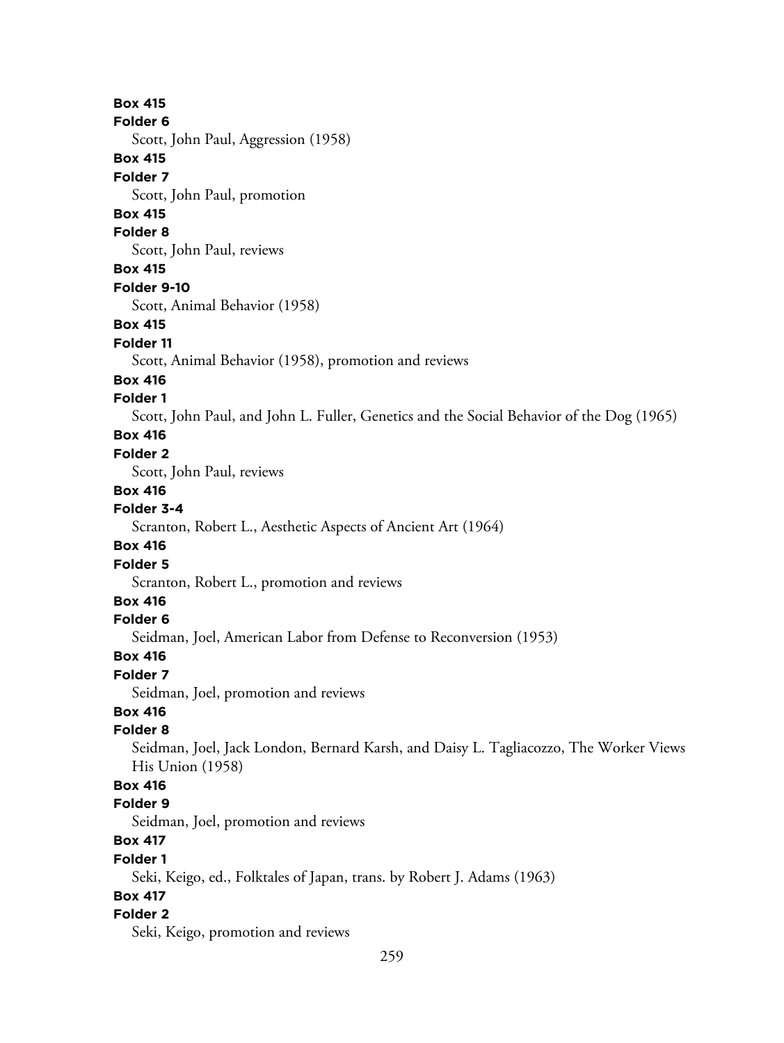**Box 415**
**Folder 6**
Scott, John Paul, Aggression (1958)
**Box 415**
**Folder 7**
Scott, John Paul, promotion
**Box 415**
**Folder 8**
Scott, John Paul, reviews
**Box 415**
**Folder 9-10**
Scott, Animal Behavior (1958)
**Box 415**
**Folder 11**
Scott, Animal Behavior (1958), promotion and reviews
**Box 416**
**Folder 1**
Scott, John Paul, and John L. Fuller, Genetics and the Social Behavior of the Dog (1965)
**Box 416**
**Folder 2**
Scott, John Paul, reviews
**Box 416**
**Folder 3-4**
Scranton, Robert L., Aesthetic Aspects of Ancient Art (1964)
**Box 416**
**Folder 5**
Scranton, Robert L., promotion and reviews
**Box 416**
**Folder 6**
Seidman, Joel, American Labor from Defense to Reconversion (1953)
**Box 416**
**Folder 7**
Seidman, Joel, promotion and reviews
**Box 416**
**Folder 8**
Seidman, Joel, Jack London, Bernard Karsh, and Daisy L. Tagliacozzo, The Worker Views His Union (1958)
**Box 416**
**Folder 9**
Seidman, Joel, promotion and reviews
**Box 417**
**Folder 1**
Seki, Keigo, ed., Folktales of Japan, trans. by Robert J. Adams (1963)
**Box 417**
**Folder 2**
Seki, Keigo, promotion and reviews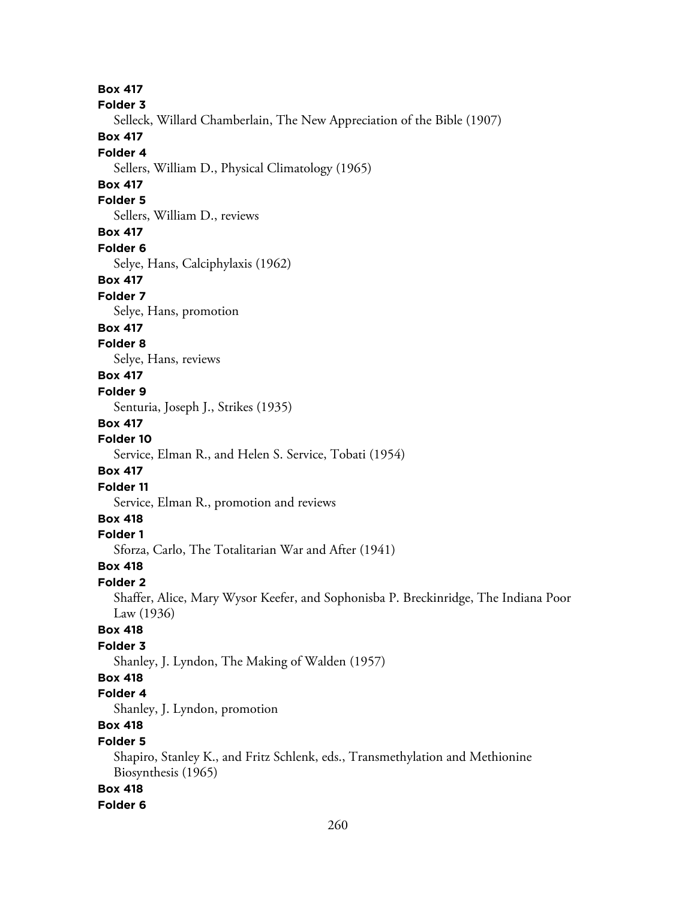**Box 417**
**Folder 3**
Selleck, Willard Chamberlain, The New Appreciation of the Bible (1907)
**Box 417**
**Folder 4**
Sellers, William D., Physical Climatology (1965)
**Box 417**
**Folder 5**
Sellers, William D., reviews
**Box 417**
**Folder 6**
Selye, Hans, Calciphylaxis (1962)
**Box 417**
**Folder 7**
Selye, Hans, promotion
**Box 417**
**Folder 8**
Selye, Hans, reviews
**Box 417**
**Folder 9**
Senturia, Joseph J., Strikes (1935)
**Box 417**
**Folder 10**
Service, Elman R., and Helen S. Service, Tobati (1954)
**Box 417**
**Folder 11**
Service, Elman R., promotion and reviews
**Box 418**
**Folder 1**
Sforza, Carlo, The Totalitarian War and After (1941)
**Box 418**
**Folder 2**
Shaffer, Alice, Mary Wysor Keefer, and Sophonisba P. Breckinridge, The Indiana Poor Law (1936)
**Box 418**
**Folder 3**
Shanley, J. Lyndon, The Making of Walden (1957)
**Box 418**
**Folder 4**
Shanley, J. Lyndon, promotion
**Box 418**
**Folder 5**
Shapiro, Stanley K., and Fritz Schlenk, eds., Transmethylation and Methionine Biosynthesis (1965)
**Box 418**
**Folder 6**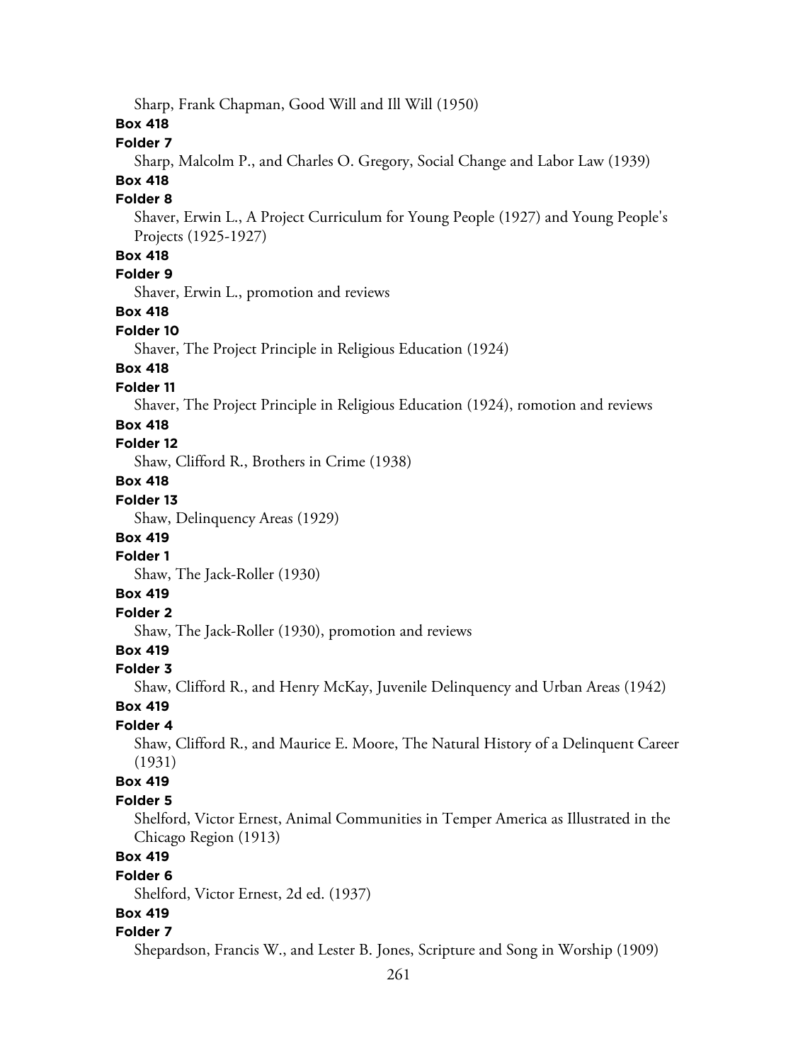Sharp, Frank Chapman, Good Will and Ill Will (1950)

**Box 418**

**Folder 7**

Sharp, Malcolm P., and Charles O. Gregory, Social Change and Labor Law (1939)

**Box 418**

**Folder 8**

Shaver, Erwin L., A Project Curriculum for Young People (1927) and Young People's Projects (1925-1927)

**Box 418**

**Folder 9**

Shaver, Erwin L., promotion and reviews

**Box 418**

**Folder 10**

Shaver, The Project Principle in Religious Education (1924)

**Box 418**

**Folder 11**

Shaver, The Project Principle in Religious Education (1924), romotion and reviews

**Box 418**

**Folder 12**

Shaw, Clifford R., Brothers in Crime (1938)

**Box 418**

**Folder 13**

Shaw, Delinquency Areas (1929)

**Box 419**

**Folder 1**

Shaw, The Jack-Roller (1930)

**Box 419**

**Folder 2**

Shaw, The Jack-Roller (1930), promotion and reviews

**Box 419**

**Folder 3**

Shaw, Clifford R., and Henry McKay, Juvenile Delinquency and Urban Areas (1942)

**Box 419**

**Folder 4**

Shaw, Clifford R., and Maurice E. Moore, The Natural History of a Delinquent Career (1931)

**Box 419**

**Folder 5**

Shelford, Victor Ernest, Animal Communities in Temper America as Illustrated in the Chicago Region (1913)

**Box 419**

**Folder 6**

Shelford, Victor Ernest, 2d ed. (1937)

**Box 419**

**Folder 7**

Shepardson, Francis W., and Lester B. Jones, Scripture and Song in Worship (1909)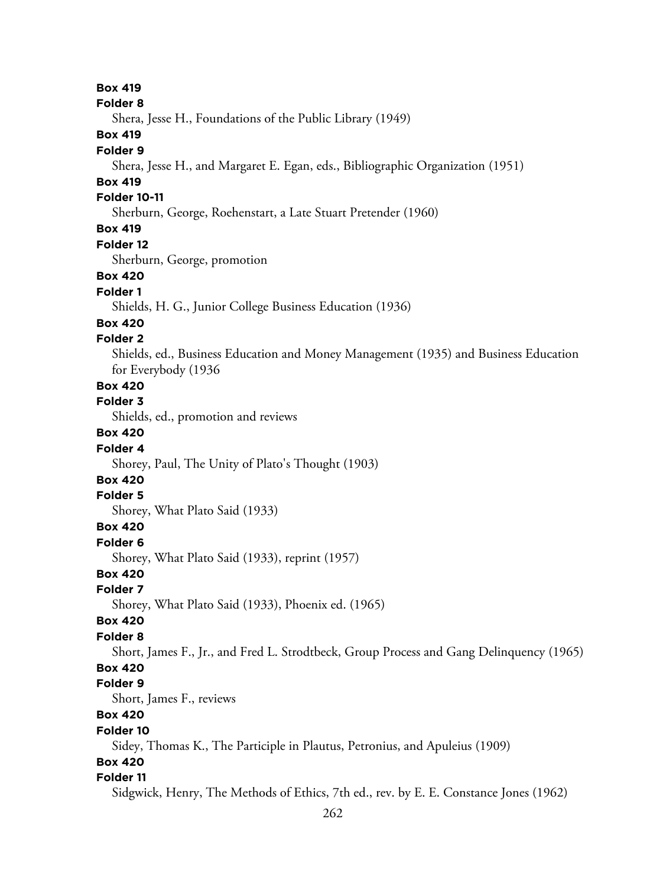**Box 419**

**Folder 8**

Shera, Jesse H., Foundations of the Public Library (1949)

**Box 419**

**Folder 9**

Shera, Jesse H., and Margaret E. Egan, eds., Bibliographic Organization (1951)

**Box 419**

**Folder 10-11**

Sherburn, George, Roehenstart, a Late Stuart Pretender (1960)

**Box 419**

**Folder 12**

Sherburn, George, promotion

**Box 420**

**Folder 1**

Shields, H. G., Junior College Business Education (1936)

**Box 420**

**Folder 2**

Shields, ed., Business Education and Money Management (1935) and Business Education for Everybody (1936

**Box 420**

**Folder 3**

Shields, ed., promotion and reviews

**Box 420**

**Folder 4**

Shorey, Paul, The Unity of Plato's Thought (1903)

**Box 420**

**Folder 5**

Shorey, What Plato Said (1933)

**Box 420**

**Folder 6**

Shorey, What Plato Said (1933), reprint (1957)

**Box 420**

**Folder 7**

Shorey, What Plato Said (1933), Phoenix ed. (1965)

**Box 420**

**Folder 8**

Short, James F., Jr., and Fred L. Strodtbeck, Group Process and Gang Delinquency (1965)

**Box 420**

**Folder 9**

Short, James F., reviews

**Box 420**

**Folder 10**

Sidey, Thomas K., The Participle in Plautus, Petronius, and Apuleius (1909)

**Box 420**

**Folder 11**

Sidgwick, Henry, The Methods of Ethics, 7th ed., rev. by E. E. Constance Jones (1962)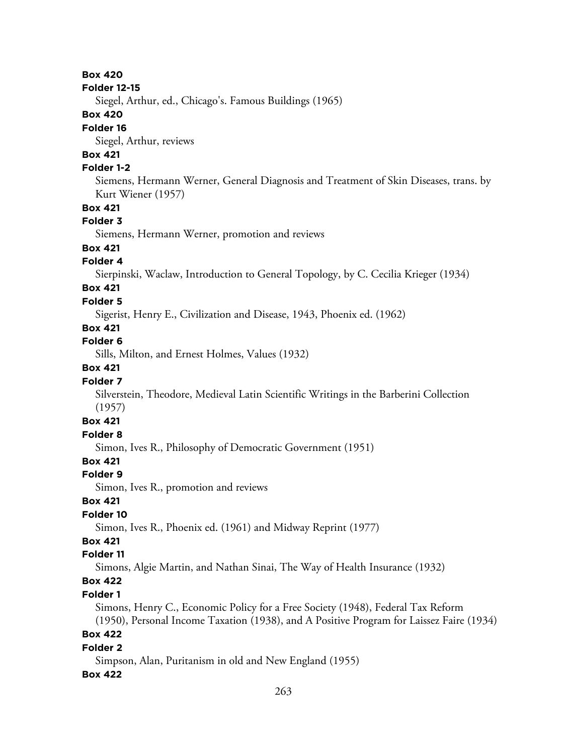**Box 420**

**Folder 12-15**

Siegel, Arthur, ed., Chicago's. Famous Buildings (1965)

**Box 420**

**Folder 16**

Siegel, Arthur, reviews

**Box 421**

**Folder 1-2**

Siemens, Hermann Werner, General Diagnosis and Treatment of Skin Diseases, trans. by Kurt Wiener (1957)

**Box 421**

**Folder 3**

Siemens, Hermann Werner, promotion and reviews

**Box 421**

**Folder 4**

Sierpinski, Waclaw, Introduction to General Topology, by C. Cecilia Krieger (1934)

**Box 421**

**Folder 5**

Sigerist, Henry E., Civilization and Disease, 1943, Phoenix ed. (1962)

**Box 421**

**Folder 6**

Sills, Milton, and Ernest Holmes, Values (1932)

**Box 421**

**Folder 7**

Silverstein, Theodore, Medieval Latin Scientific Writings in the Barberini Collection (1957)

**Box 421**

**Folder 8**

Simon, Ives R., Philosophy of Democratic Government (1951)

**Box 421**

**Folder 9**

Simon, Ives R., promotion and reviews

**Box 421**

**Folder 10**

Simon, Ives R., Phoenix ed. (1961) and Midway Reprint (1977)

**Box 421**

**Folder 11**

Simons, Algie Martin, and Nathan Sinai, The Way of Health Insurance (1932)

**Box 422**

**Folder 1**

Simons, Henry C., Economic Policy for a Free Society (1948), Federal Tax Reform (1950), Personal Income Taxation (1938), and A Positive Program for Laissez Faire (1934)

**Box 422**

**Folder 2**

Simpson, Alan, Puritanism in old and New England (1955)

**Box 422**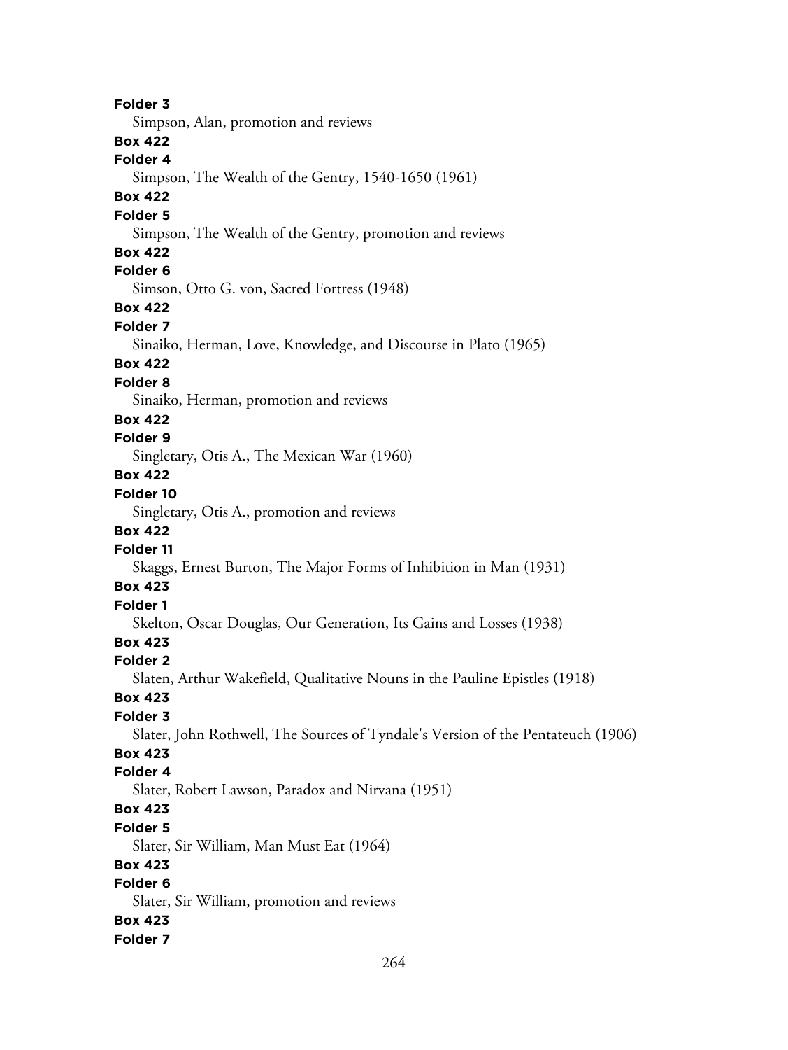**Folder 3**

Simpson, Alan, promotion and reviews

**Box 422**

**Folder 4**

Simpson, The Wealth of the Gentry, 1540-1650 (1961)

**Box 422**

**Folder 5**

Simpson, The Wealth of the Gentry, promotion and reviews

**Box 422**

**Folder 6**

Simson, Otto G. von, Sacred Fortress (1948)

**Box 422**

**Folder 7**

Sinaiko, Herman, Love, Knowledge, and Discourse in Plato (1965)

**Box 422**

**Folder 8**

Sinaiko, Herman, promotion and reviews

**Box 422**

**Folder 9**

Singletary, Otis A., The Mexican War (1960)

**Box 422**

**Folder 10**

Singletary, Otis A., promotion and reviews

**Box 422**

**Folder 11**

Skaggs, Ernest Burton, The Major Forms of Inhibition in Man (1931)

**Box 423**

**Folder 1**

Skelton, Oscar Douglas, Our Generation, Its Gains and Losses (1938)

**Box 423**

**Folder 2**

Slaten, Arthur Wakefield, Qualitative Nouns in the Pauline Epistles (1918)

**Box 423**

**Folder 3**

Slater, John Rothwell, The Sources of Tyndale's Version of the Pentateuch (1906)

**Box 423**

**Folder 4**

Slater, Robert Lawson, Paradox and Nirvana (1951)

**Box 423**

**Folder 5**

Slater, Sir William, Man Must Eat (1964)

**Box 423**

**Folder 6**

Slater, Sir William, promotion and reviews

**Box 423**

**Folder 7**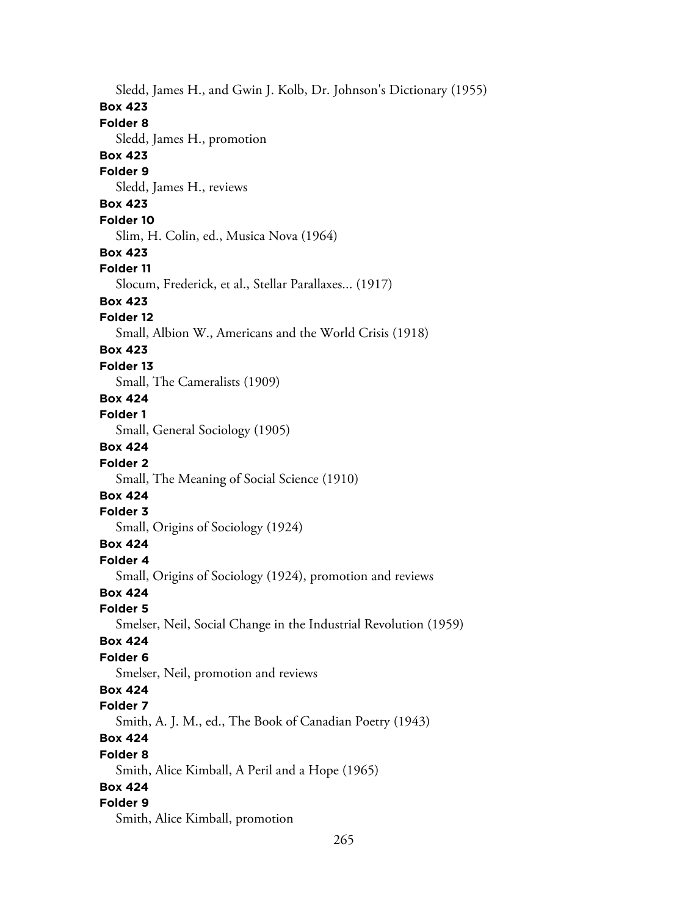Sledd, James H., and Gwin J. Kolb, Dr. Johnson's Dictionary (1955)

**Box 423**

**Folder 8**

Sledd, James H., promotion

**Box 423**

**Folder 9**

Sledd, James H., reviews

**Box 423**

**Folder 10**

Slim, H. Colin, ed., Musica Nova (1964)

**Box 423**

**Folder 11**

Slocum, Frederick, et al., Stellar Parallaxes... (1917)

**Box 423**

**Folder 12**

Small, Albion W., Americans and the World Crisis (1918)

**Box 423**

**Folder 13**

Small, The Cameralists (1909)

**Box 424**

**Folder 1**

Small, General Sociology (1905)

**Box 424**

**Folder 2**

Small, The Meaning of Social Science (1910)

**Box 424**

**Folder 3**

Small, Origins of Sociology (1924)

**Box 424**

**Folder 4**

Small, Origins of Sociology (1924), promotion and reviews

**Box 424**

**Folder 5**

Smelser, Neil, Social Change in the Industrial Revolution (1959)

**Box 424**

**Folder 6**

Smelser, Neil, promotion and reviews

**Box 424**

**Folder 7**

Smith, A. J. M., ed., The Book of Canadian Poetry (1943)

**Box 424**

**Folder 8**

Smith, Alice Kimball, A Peril and a Hope (1965)

**Box 424**

**Folder 9**

Smith, Alice Kimball, promotion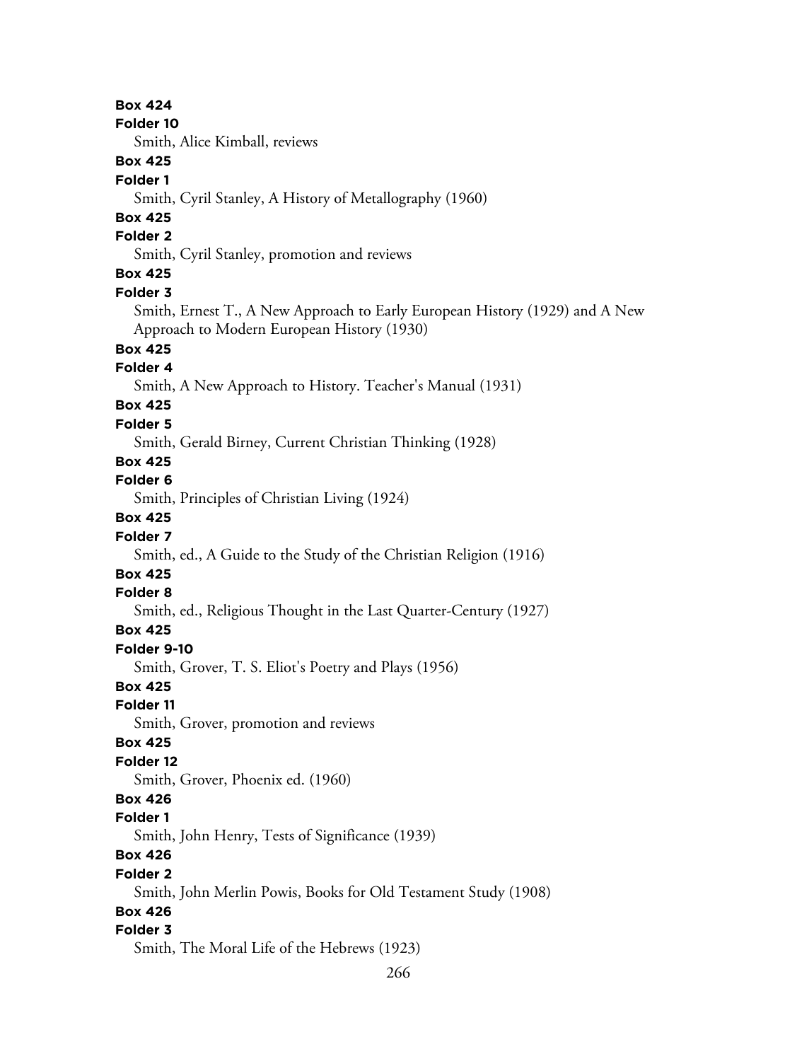**Box 424**

**Folder 10**

Smith, Alice Kimball, reviews

**Box 425**

**Folder 1**

Smith, Cyril Stanley, A History of Metallography (1960)

**Box 425**

**Folder 2**

Smith, Cyril Stanley, promotion and reviews

**Box 425**

**Folder 3**

Smith, Ernest T., A New Approach to Early European History (1929) and A New Approach to Modern European History (1930)

**Box 425**

**Folder 4**

Smith, A New Approach to History. Teacher's Manual (1931)

**Box 425**

**Folder 5**

Smith, Gerald Birney, Current Christian Thinking (1928)

**Box 425**

**Folder 6**

Smith, Principles of Christian Living (1924)

**Box 425**

**Folder 7**

Smith, ed., A Guide to the Study of the Christian Religion (1916)

**Box 425**

**Folder 8**

Smith, ed., Religious Thought in the Last Quarter-Century (1927)

**Box 425**

**Folder 9-10**

Smith, Grover, T. S. Eliot's Poetry and Plays (1956)

**Box 425**

**Folder 11**

Smith, Grover, promotion and reviews

**Box 425**

**Folder 12**

Smith, Grover, Phoenix ed. (1960)

**Box 426**

**Folder 1**

Smith, John Henry, Tests of Significance (1939)

**Box 426**

**Folder 2**

Smith, John Merlin Powis, Books for Old Testament Study (1908)

**Box 426**

**Folder 3**

Smith, The Moral Life of the Hebrews (1923)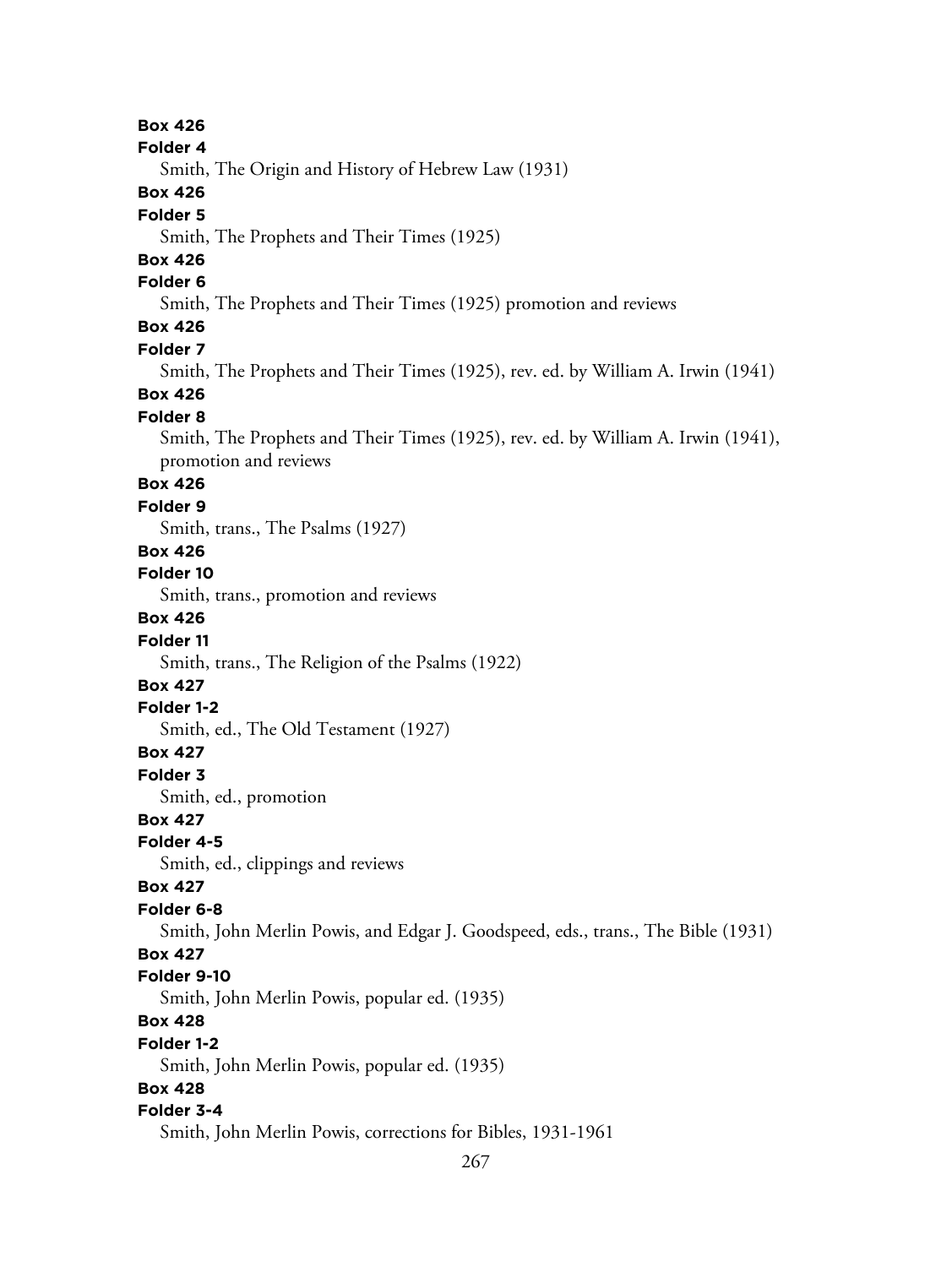**Box 426**
**Folder 4**
Smith, The Origin and History of Hebrew Law (1931)
**Box 426**
**Folder 5**
Smith, The Prophets and Their Times (1925)
**Box 426**
**Folder 6**
Smith, The Prophets and Their Times (1925) promotion and reviews
**Box 426**
**Folder 7**
Smith, The Prophets and Their Times (1925), rev. ed. by William A. Irwin (1941)
**Box 426**
**Folder 8**
Smith, The Prophets and Their Times (1925), rev. ed. by William A. Irwin (1941), promotion and reviews
**Box 426**
**Folder 9**
Smith, trans., The Psalms (1927)
**Box 426**
**Folder 10**
Smith, trans., promotion and reviews
**Box 426**
**Folder 11**
Smith, trans., The Religion of the Psalms (1922)
**Box 427**
**Folder 1-2**
Smith, ed., The Old Testament (1927)
**Box 427**
**Folder 3**
Smith, ed., promotion
**Box 427**
**Folder 4-5**
Smith, ed., clippings and reviews
**Box 427**
**Folder 6-8**
Smith, John Merlin Powis, and Edgar J. Goodspeed, eds., trans., The Bible (1931)
**Box 427**
**Folder 9-10**
Smith, John Merlin Powis, popular ed. (1935)
**Box 428**
**Folder 1-2**
Smith, John Merlin Powis, popular ed. (1935)
**Box 428**
**Folder 3-4**
Smith, John Merlin Powis, corrections for Bibles, 1931-1961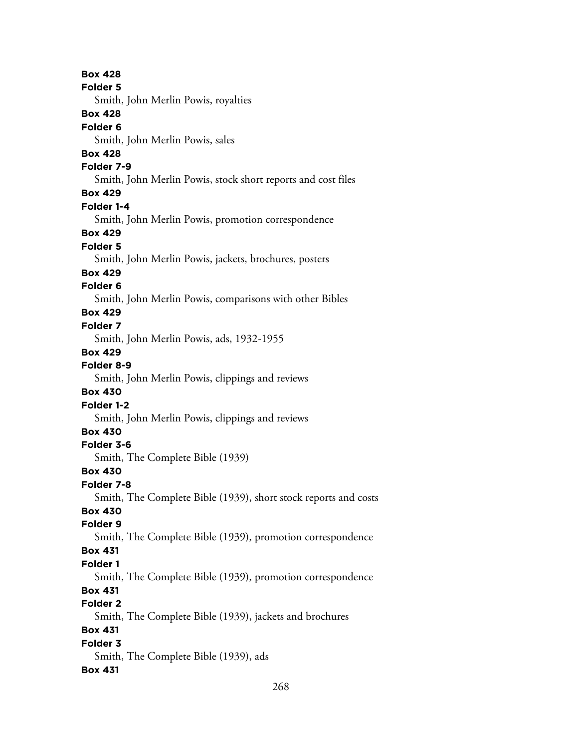**Box 428**
**Folder 5**
Smith, John Merlin Powis, royalties

**Box 428**
**Folder 6**
Smith, John Merlin Powis, sales

**Box 428**
**Folder 7-9**
Smith, John Merlin Powis, stock short reports and cost files

**Box 429**
**Folder 1-4**
Smith, John Merlin Powis, promotion correspondence

**Box 429**
**Folder 5**
Smith, John Merlin Powis, jackets, brochures, posters

**Box 429**
**Folder 6**
Smith, John Merlin Powis, comparisons with other Bibles

**Box 429**
**Folder 7**
Smith, John Merlin Powis, ads, 1932-1955

**Box 429**
**Folder 8-9**
Smith, John Merlin Powis, clippings and reviews

**Box 430**
**Folder 1-2**
Smith, John Merlin Powis, clippings and reviews

**Box 430**
**Folder 3-6**
Smith, The Complete Bible (1939)

**Box 430**
**Folder 7-8**
Smith, The Complete Bible (1939), short stock reports and costs

**Box 430**
**Folder 9**
Smith, The Complete Bible (1939), promotion correspondence

**Box 431**
**Folder 1**
Smith, The Complete Bible (1939), promotion correspondence

**Box 431**
**Folder 2**
Smith, The Complete Bible (1939), jackets and brochures

**Box 431**
**Folder 3**
Smith, The Complete Bible (1939), ads

**Box 431**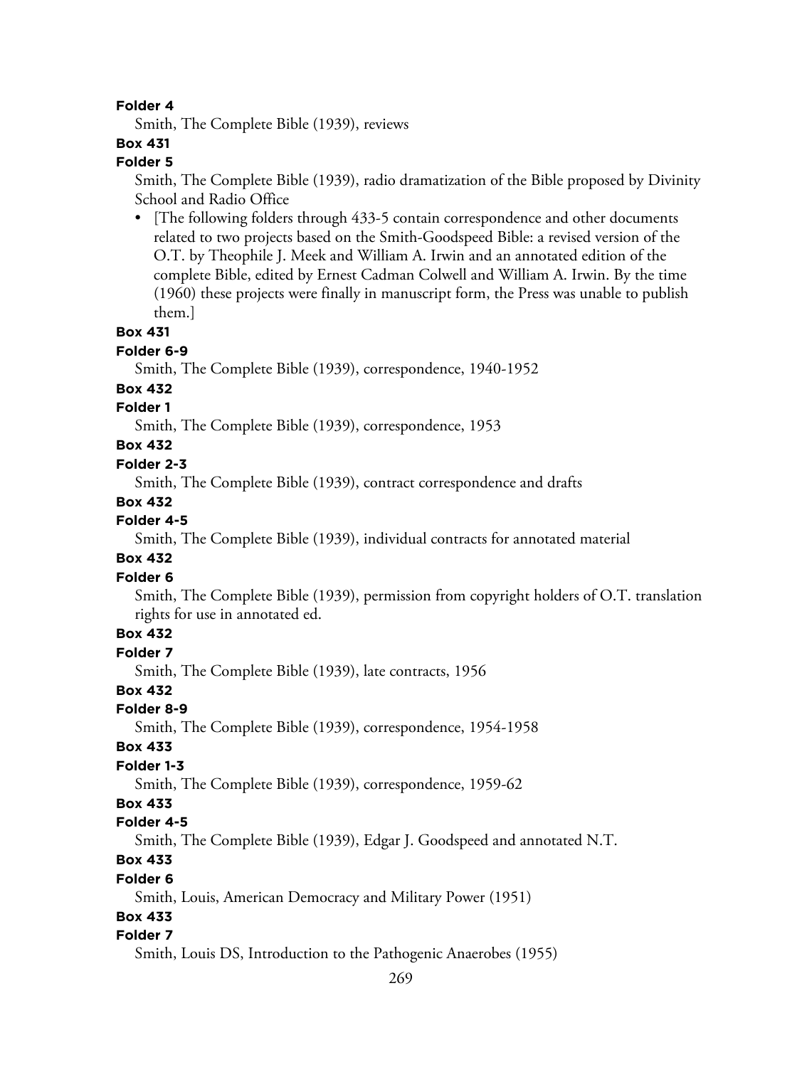**Folder 4**

Smith, The Complete Bible (1939), reviews

**Box 431**

**Folder 5**

Smith, The Complete Bible (1939), radio dramatization of the Bible proposed by Divinity School and Radio Office

- [The following folders through 433-5 contain correspondence and other documents related to two projects based on the Smith-Goodspeed Bible: a revised version of the O.T. by Theophile J. Meek and William A. Irwin and an annotated edition of the complete Bible, edited by Ernest Cadman Colwell and William A. Irwin. By the time (1960) these projects were finally in manuscript form, the Press was unable to publish them.]

**Box 431**

**Folder 6-9**

Smith, The Complete Bible (1939), correspondence, 1940-1952

**Box 432**

**Folder 1**

Smith, The Complete Bible (1939), correspondence, 1953

**Box 432**

**Folder 2-3**

Smith, The Complete Bible (1939), contract correspondence and drafts

**Box 432**

**Folder 4-5**

Smith, The Complete Bible (1939), individual contracts for annotated material

**Box 432**

**Folder 6**

Smith, The Complete Bible (1939), permission from copyright holders of O.T. translation rights for use in annotated ed.

**Box 432**

**Folder 7**

Smith, The Complete Bible (1939), late contracts, 1956

**Box 432**

**Folder 8-9**

Smith, The Complete Bible (1939), correspondence, 1954-1958

**Box 433**

**Folder 1-3**

Smith, The Complete Bible (1939), correspondence, 1959-62

**Box 433**

**Folder 4-5**

Smith, The Complete Bible (1939), Edgar J. Goodspeed and annotated N.T.

**Box 433**

**Folder 6**

Smith, Louis, American Democracy and Military Power (1951)

**Box 433**

**Folder 7**

Smith, Louis DS, Introduction to the Pathogenic Anaerobes (1955)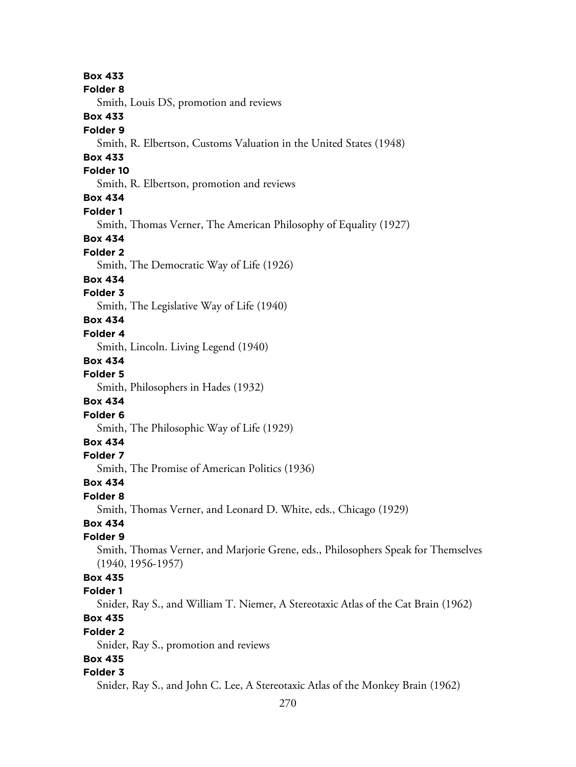**Box 433**

**Folder 8**

Smith, Louis DS, promotion and reviews

**Box 433**

**Folder 9**

Smith, R. Elbertson, Customs Valuation in the United States (1948)

**Box 433**

**Folder 10**

Smith, R. Elbertson, promotion and reviews

**Box 434**

**Folder 1**

Smith, Thomas Verner, The American Philosophy of Equality (1927)

**Box 434**

**Folder 2**

Smith, The Democratic Way of Life (1926)

**Box 434**

**Folder 3**

Smith, The Legislative Way of Life (1940)

**Box 434**

**Folder 4**

Smith, Lincoln. Living Legend (1940)

**Box 434**

**Folder 5**

Smith, Philosophers in Hades (1932)

**Box 434**

**Folder 6**

Smith, The Philosophic Way of Life (1929)

**Box 434**

**Folder 7**

Smith, The Promise of American Politics (1936)

**Box 434**

**Folder 8**

Smith, Thomas Verner, and Leonard D. White, eds., Chicago (1929)

**Box 434**

**Folder 9**

Smith, Thomas Verner, and Marjorie Grene, eds., Philosophers Speak for Themselves (1940, 1956-1957)

**Box 435**

**Folder 1**

Snider, Ray S., and William T. Niemer, A Stereotaxic Atlas of the Cat Brain (1962)

**Box 435**

**Folder 2**

Snider, Ray S., promotion and reviews

**Box 435**

**Folder 3**

Snider, Ray S., and John C. Lee, A Stereotaxic Atlas of the Monkey Brain (1962)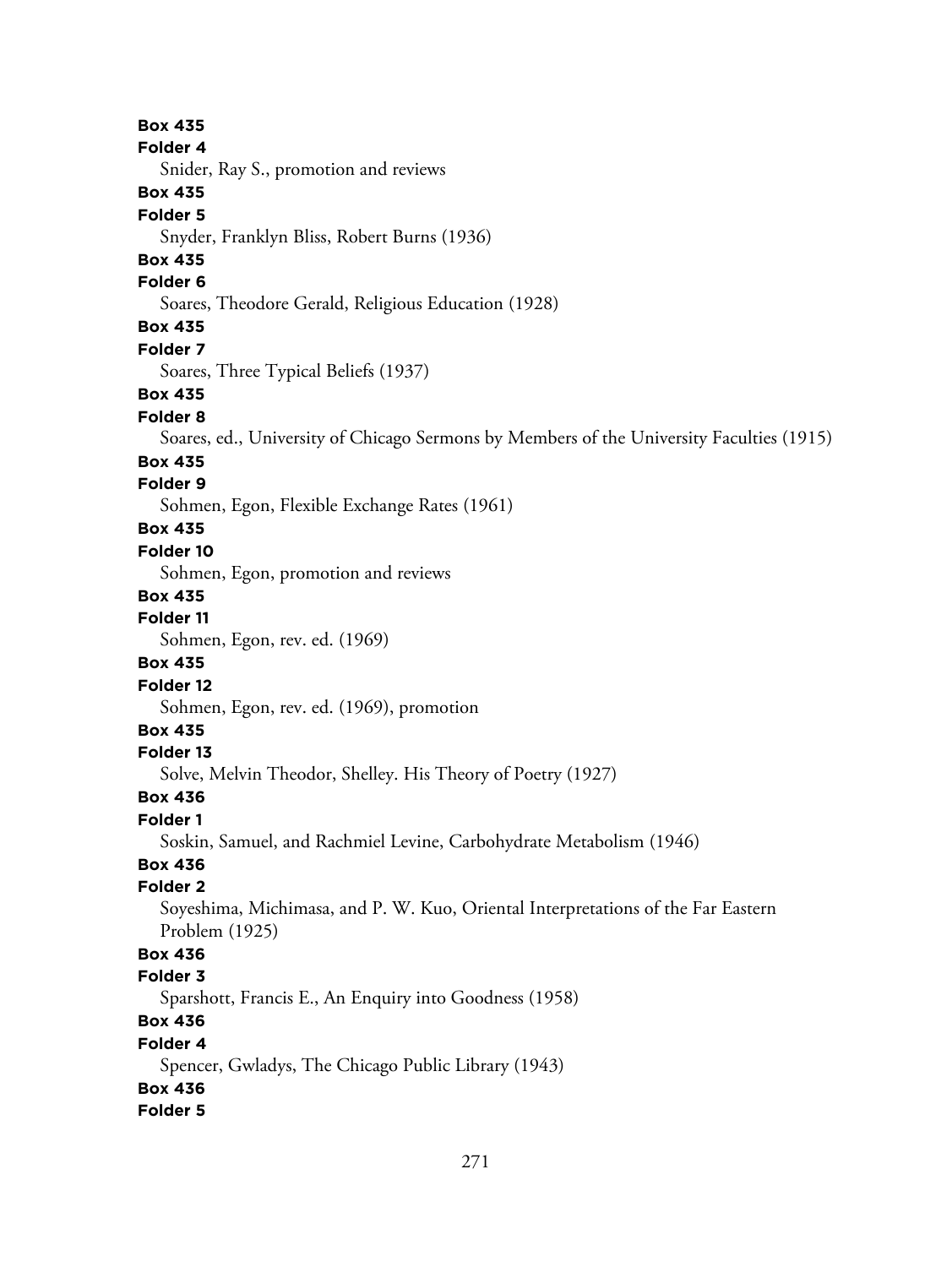**Box 435**

**Folder 4**

Snider, Ray S., promotion and reviews

**Box 435**

**Folder 5**

Snyder, Franklyn Bliss, Robert Burns (1936)

**Box 435**

**Folder 6**

Soares, Theodore Gerald, Religious Education (1928)

**Box 435**

**Folder 7**

Soares, Three Typical Beliefs (1937)

**Box 435**

**Folder 8**

Soares, ed., University of Chicago Sermons by Members of the University Faculties (1915)

**Box 435**

**Folder 9**

Sohmen, Egon, Flexible Exchange Rates (1961)

**Box 435**

**Folder 10**

Sohmen, Egon, promotion and reviews

**Box 435**

**Folder 11**

Sohmen, Egon, rev. ed. (1969)

**Box 435**

**Folder 12**

Sohmen, Egon, rev. ed. (1969), promotion

**Box 435**

**Folder 13**

Solve, Melvin Theodor, Shelley. His Theory of Poetry (1927)

**Box 436**

**Folder 1**

Soskin, Samuel, and Rachmiel Levine, Carbohydrate Metabolism (1946)

**Box 436**

**Folder 2**

Soyeshima, Michimasa, and P. W. Kuo, Oriental Interpretations of the Far Eastern Problem (1925)

**Box 436**

**Folder 3**

Sparshott, Francis E., An Enquiry into Goodness (1958)

**Box 436**

**Folder 4**

Spencer, Gwladys, The Chicago Public Library (1943)

**Box 436**

**Folder 5**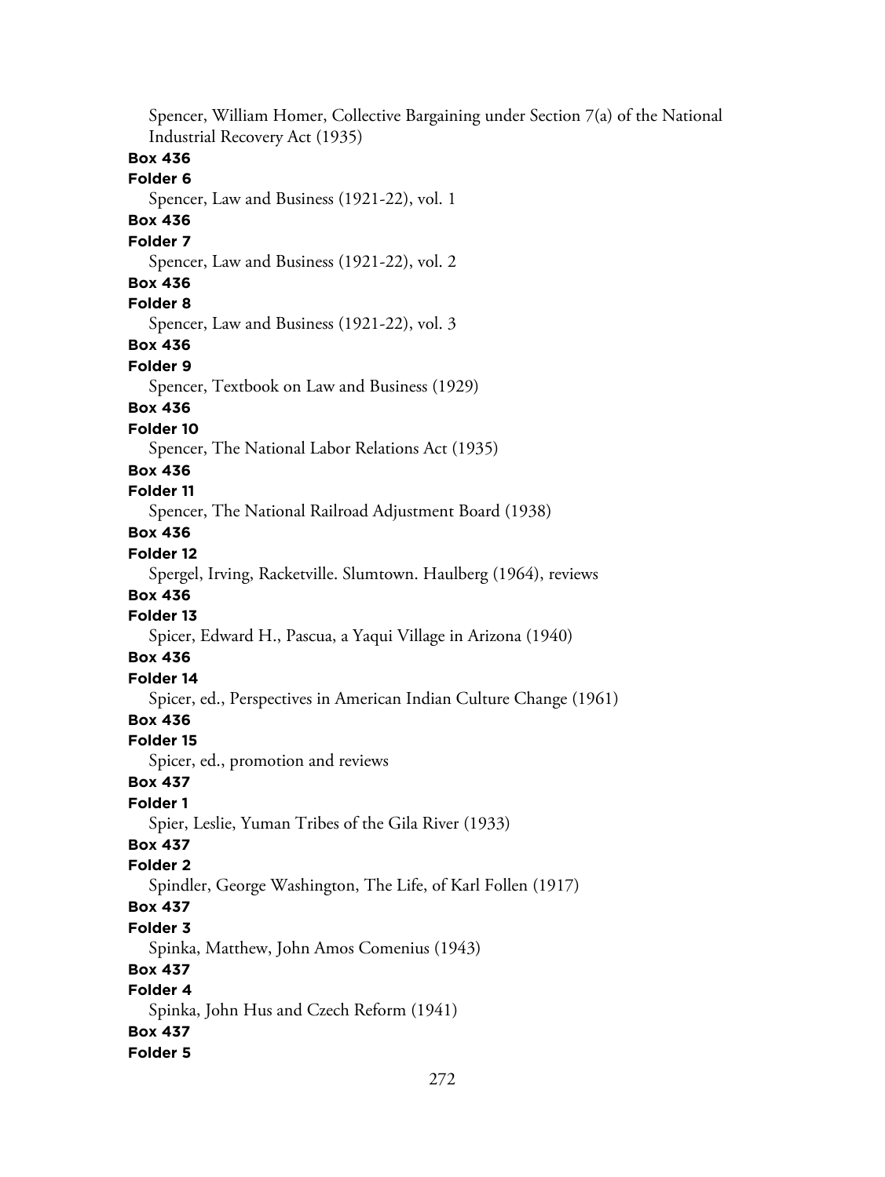Spencer, William Homer, Collective Bargaining under Section 7(a) of the National Industrial Recovery Act (1935)

**Box 436**
**Folder 6**
Spencer, Law and Business (1921-22), vol. 1

**Box 436**
**Folder 7**
Spencer, Law and Business (1921-22), vol. 2

**Box 436**
**Folder 8**
Spencer, Law and Business (1921-22), vol. 3

**Box 436**
**Folder 9**
Spencer, Textbook on Law and Business (1929)

**Box 436**
**Folder 10**
Spencer, The National Labor Relations Act (1935)

**Box 436**
**Folder 11**
Spencer, The National Railroad Adjustment Board (1938)

**Box 436**
**Folder 12**
Spergel, Irving, Racketville. Slumtown. Haulberg (1964), reviews

**Box 436**
**Folder 13**
Spicer, Edward H., Pascua, a Yaqui Village in Arizona (1940)

**Box 436**
**Folder 14**
Spicer, ed., Perspectives in American Indian Culture Change (1961)

**Box 436**
**Folder 15**
Spicer, ed., promotion and reviews

**Box 437**
**Folder 1**
Spier, Leslie, Yuman Tribes of the Gila River (1933)

**Box 437**
**Folder 2**
Spindler, George Washington, The Life, of Karl Follen (1917)

**Box 437**
**Folder 3**
Spinka, Matthew, John Amos Comenius (1943)

**Box 437**
**Folder 4**
Spinka, John Hus and Czech Reform (1941)

**Box 437**
**Folder 5**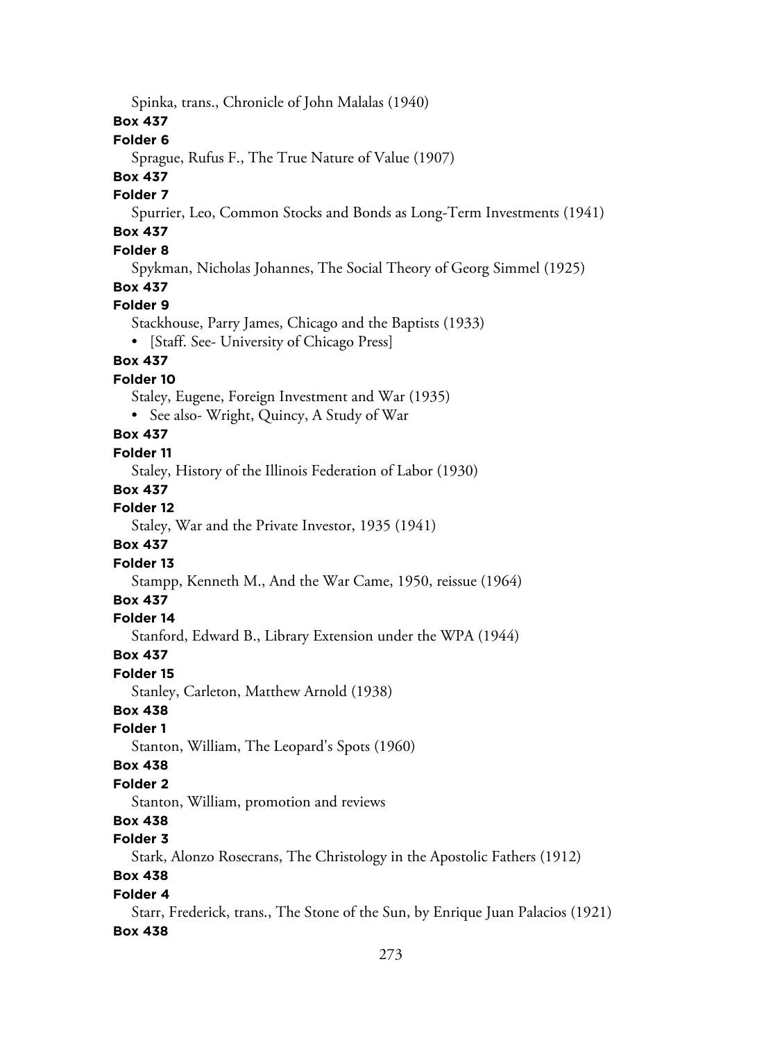Spinka, trans., Chronicle of John Malalas (1940)

**Box 437**

**Folder 6**

Sprague, Rufus F., The True Nature of Value (1907)

**Box 437**

**Folder 7**

Spurrier, Leo, Common Stocks and Bonds as Long-Term Investments (1941)

**Box 437**

**Folder 8**

Spykman, Nicholas Johannes, The Social Theory of Georg Simmel (1925)

**Box 437**

**Folder 9**

Stackhouse, Parry James, Chicago and the Baptists (1933)

- [Staff. See- University of Chicago Press]

**Box 437**

**Folder 10**

Staley, Eugene, Foreign Investment and War (1935)

- See also- Wright, Quincy, A Study of War

**Box 437**

**Folder 11**

Staley, History of the Illinois Federation of Labor (1930)

**Box 437**

**Folder 12**

Staley, War and the Private Investor, 1935 (1941)

**Box 437**

**Folder 13**

Stampp, Kenneth M., And the War Came, 1950, reissue (1964)

**Box 437**

**Folder 14**

Stanford, Edward B., Library Extension under the WPA (1944)

**Box 437**

**Folder 15**

Stanley, Carleton, Matthew Arnold (1938)

**Box 438**

**Folder 1**

Stanton, William, The Leopard's Spots (1960)

**Box 438**

**Folder 2**

Stanton, William, promotion and reviews

**Box 438**

**Folder 3**

Stark, Alonzo Rosecrans, The Christology in the Apostolic Fathers (1912)

**Box 438**

**Folder 4**

Starr, Frederick, trans., The Stone of the Sun, by Enrique Juan Palacios (1921)

**Box 438**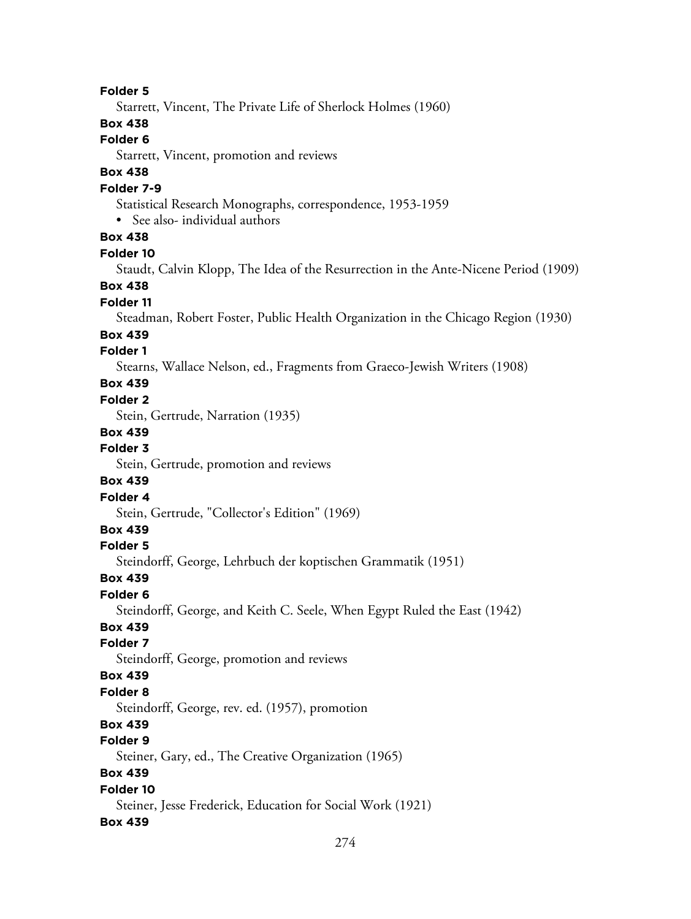**Folder 5**

Starrett, Vincent, The Private Life of Sherlock Holmes (1960)

**Box 438**

**Folder 6**

Starrett, Vincent, promotion and reviews

**Box 438**

**Folder 7-9**

Statistical Research Monographs, correspondence, 1953-1959

- See also- individual authors

**Box 438**

**Folder 10**

Staudt, Calvin Klopp, The Idea of the Resurrection in the Ante-Nicene Period (1909)

**Box 438**

**Folder 11**

Steadman, Robert Foster, Public Health Organization in the Chicago Region (1930)

**Box 439**

**Folder 1**

Stearns, Wallace Nelson, ed., Fragments from Graeco-Jewish Writers (1908)

**Box 439**

**Folder 2**

Stein, Gertrude, Narration (1935)

**Box 439**

**Folder 3**

Stein, Gertrude, promotion and reviews

**Box 439**

**Folder 4**

Stein, Gertrude, "Collector's Edition" (1969)

**Box 439**

**Folder 5**

Steindorff, George, Lehrbuch der koptischen Grammatik (1951)

**Box 439**

**Folder 6**

Steindorff, George, and Keith C. Seele, When Egypt Ruled the East (1942)

**Box 439**

**Folder 7**

Steindorff, George, promotion and reviews

**Box 439**

**Folder 8**

Steindorff, George, rev. ed. (1957), promotion

**Box 439**

**Folder 9**

Steiner, Gary, ed., The Creative Organization (1965)

**Box 439**

**Folder 10**

Steiner, Jesse Frederick, Education for Social Work (1921)

**Box 439**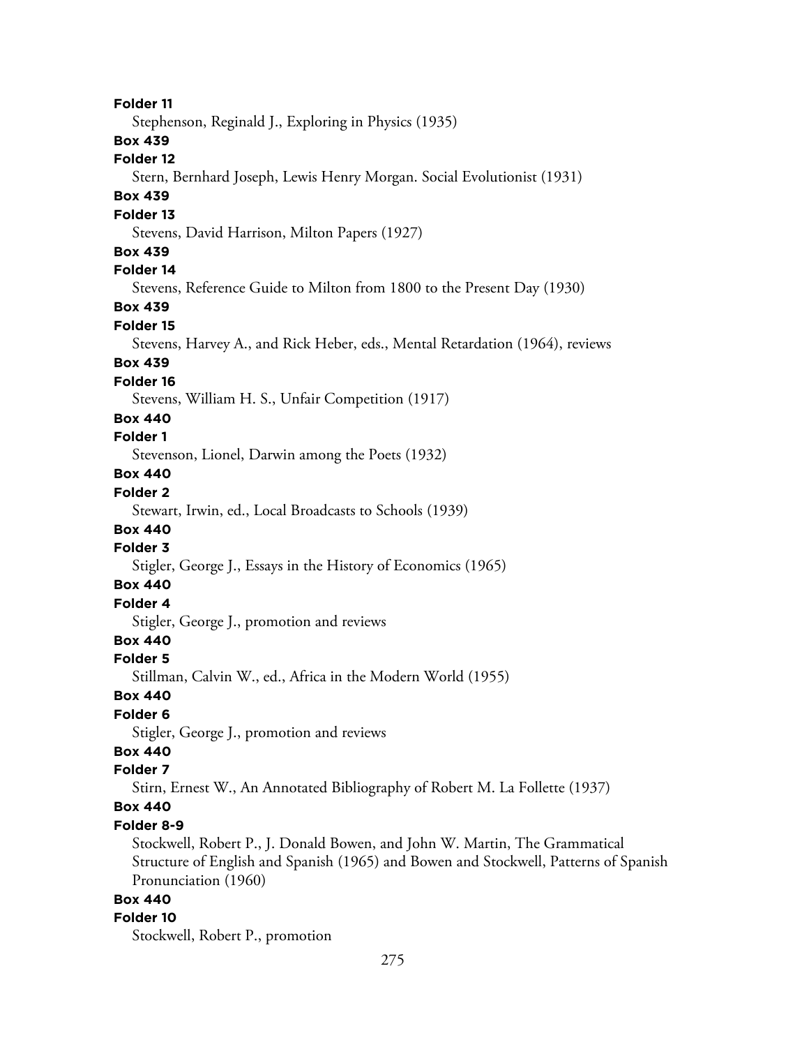**Folder 11**

Stephenson, Reginald J., Exploring in Physics (1935)

**Box 439**

**Folder 12**

Stern, Bernhard Joseph, Lewis Henry Morgan. Social Evolutionist (1931)

**Box 439**

**Folder 13**

Stevens, David Harrison, Milton Papers (1927)

**Box 439**

**Folder 14**

Stevens, Reference Guide to Milton from 1800 to the Present Day (1930)

**Box 439**

**Folder 15**

Stevens, Harvey A., and Rick Heber, eds., Mental Retardation (1964), reviews

**Box 439**

**Folder 16**

Stevens, William H. S., Unfair Competition (1917)

**Box 440**

**Folder 1**

Stevenson, Lionel, Darwin among the Poets (1932)

**Box 440**

**Folder 2**

Stewart, Irwin, ed., Local Broadcasts to Schools (1939)

**Box 440**

**Folder 3**

Stigler, George J., Essays in the History of Economics (1965)

**Box 440**

**Folder 4**

Stigler, George J., promotion and reviews

**Box 440**

**Folder 5**

Stillman, Calvin W., ed., Africa in the Modern World (1955)

**Box 440**

**Folder 6**

Stigler, George J., promotion and reviews

**Box 440**

**Folder 7**

Stirn, Ernest W., An Annotated Bibliography of Robert M. La Follette (1937)

**Box 440**

**Folder 8-9**

Stockwell, Robert P., J. Donald Bowen, and John W. Martin, The Grammatical Structure of English and Spanish (1965) and Bowen and Stockwell, Patterns of Spanish Pronunciation (1960)

**Box 440**

**Folder 10**

Stockwell, Robert P., promotion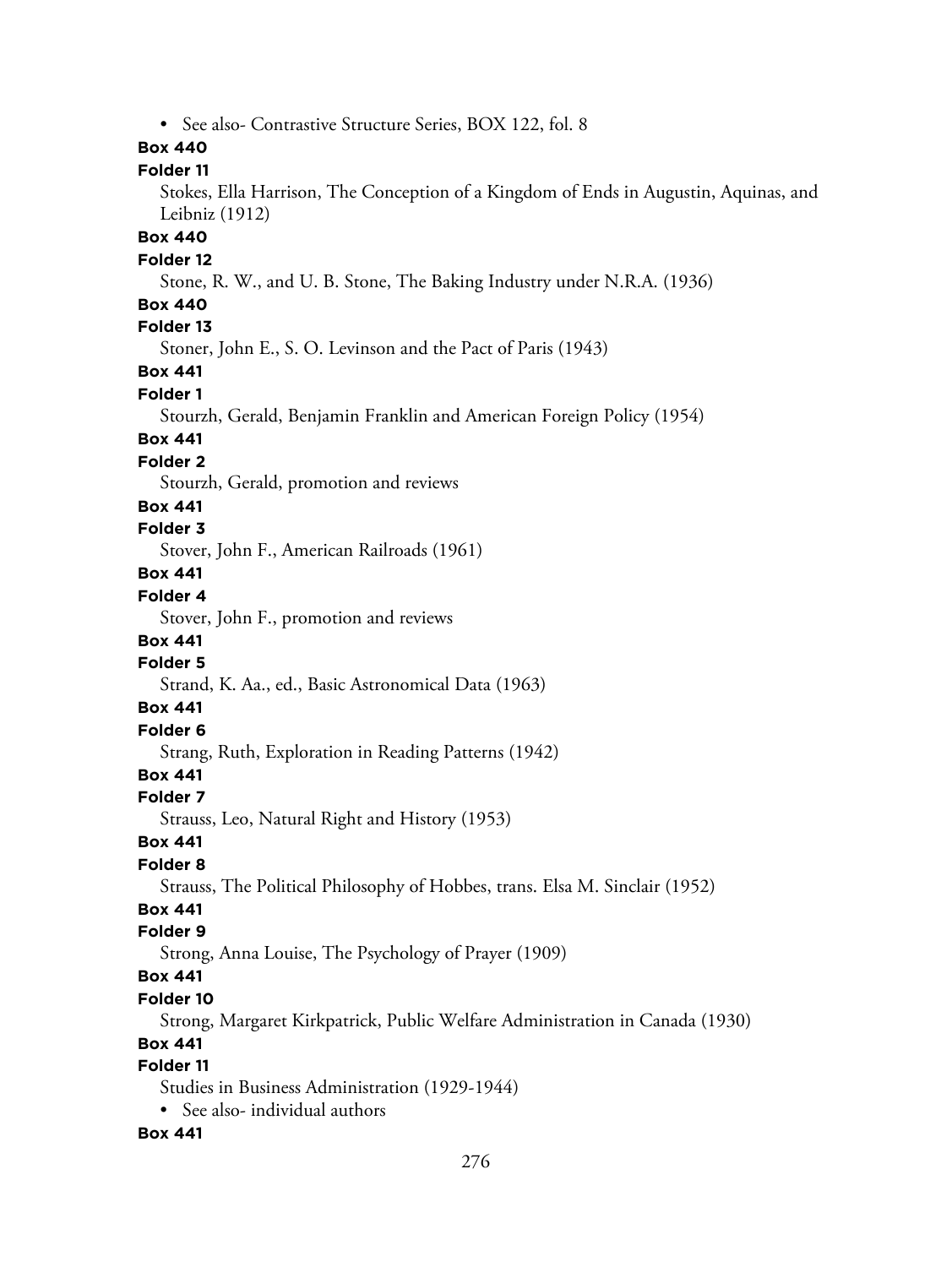- See also- Contrastive Structure Series, BOX 122, fol. 8

**Box 440**

**Folder 11**

Stokes, Ella Harrison, The Conception of a Kingdom of Ends in Augustin, Aquinas, and Leibniz (1912)

**Box 440**

**Folder 12**

Stone, R. W., and U. B. Stone, The Baking Industry under N.R.A. (1936)

**Box 440**

**Folder 13**

Stoner, John E., S. O. Levinson and the Pact of Paris (1943)

**Box 441**

**Folder 1**

Stourzh, Gerald, Benjamin Franklin and American Foreign Policy (1954)

**Box 441**

**Folder 2**

Stourzh, Gerald, promotion and reviews

**Box 441**

**Folder 3**

Stover, John F., American Railroads (1961)

**Box 441**

**Folder 4**

Stover, John F., promotion and reviews

**Box 441**

**Folder 5**

Strand, K. Aa., ed., Basic Astronomical Data (1963)

**Box 441**

**Folder 6**

Strang, Ruth, Exploration in Reading Patterns (1942)

**Box 441**

**Folder 7**

Strauss, Leo, Natural Right and History (1953)

**Box 441**

**Folder 8**

Strauss, The Political Philosophy of Hobbes, trans. Elsa M. Sinclair (1952)

**Box 441**

**Folder 9**

Strong, Anna Louise, The Psychology of Prayer (1909)

**Box 441**

**Folder 10**

Strong, Margaret Kirkpatrick, Public Welfare Administration in Canada (1930)

**Box 441**

**Folder 11**

Studies in Business Administration (1929-1944)

- See also- individual authors

**Box 441**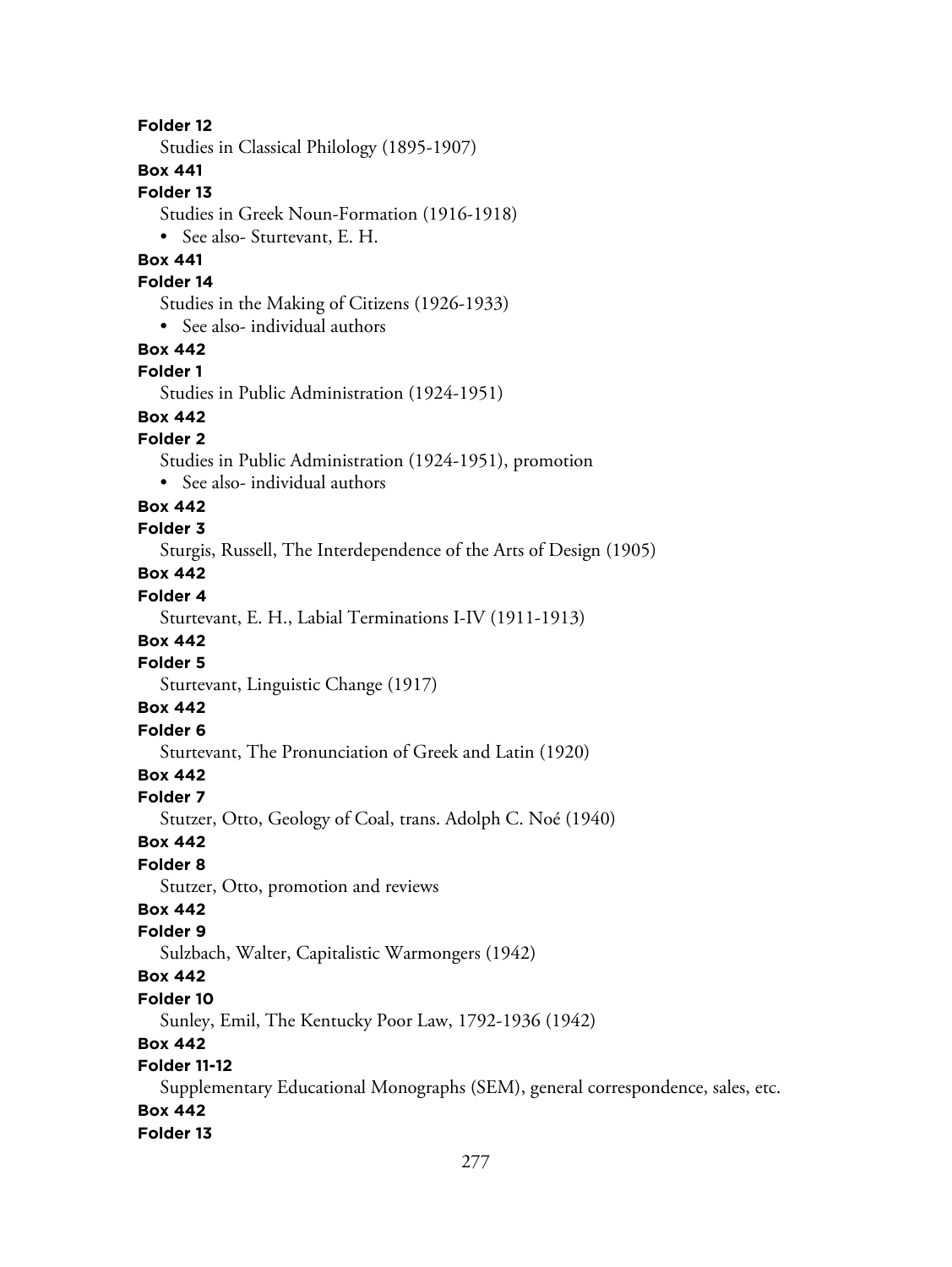**Folder 12**

Studies in Classical Philology (1895-1907)

**Box 441**

**Folder 13**

Studies in Greek Noun-Formation (1916-1918)

- See also- Sturtevant, E. H.

**Box 441**

**Folder 14**

Studies in the Making of Citizens (1926-1933)

- See also- individual authors

**Box 442**

**Folder 1**

Studies in Public Administration (1924-1951)

**Box 442**

**Folder 2**

Studies in Public Administration (1924-1951), promotion

- See also- individual authors

**Box 442**

**Folder 3**

Sturgis, Russell, The Interdependence of the Arts of Design (1905)

**Box 442**

**Folder 4**

Sturtevant, E. H., Labial Terminations I-IV (1911-1913)

**Box 442**

**Folder 5**

Sturtevant, Linguistic Change (1917)

**Box 442**

**Folder 6**

Sturtevant, The Pronunciation of Greek and Latin (1920)

**Box 442**

**Folder 7**

Stutzer, Otto, Geology of Coal, trans. Adolph C. Noé (1940)

**Box 442**

**Folder 8**

Stutzer, Otto, promotion and reviews

**Box 442**

**Folder 9**

Sulzbach, Walter, Capitalistic Warmongers (1942)

**Box 442**

**Folder 10**

Sunley, Emil, The Kentucky Poor Law, 1792-1936 (1942)

**Box 442**

**Folder 11-12**

Supplementary Educational Monographs (SEM), general correspondence, sales, etc.

**Box 442**

**Folder 13**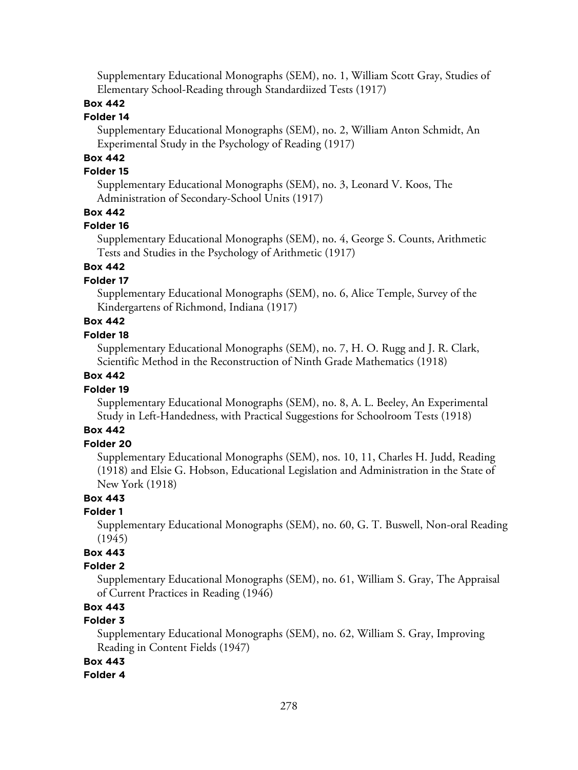Supplementary Educational Monographs (SEM), no. 1, William Scott Gray, Studies of Elementary School-Reading through Standardiized Tests (1917)

**Box 442**

**Folder 14**

Supplementary Educational Monographs (SEM), no. 2, William Anton Schmidt, An Experimental Study in the Psychology of Reading (1917)

**Box 442**

**Folder 15**

Supplementary Educational Monographs (SEM), no. 3, Leonard V. Koos, The Administration of Secondary-School Units (1917)

**Box 442**

**Folder 16**

Supplementary Educational Monographs (SEM), no. 4, George S. Counts, Arithmetic Tests and Studies in the Psychology of Arithmetic (1917)

**Box 442**

**Folder 17**

Supplementary Educational Monographs (SEM), no. 6, Alice Temple, Survey of the Kindergartens of Richmond, Indiana (1917)

**Box 442**

**Folder 18**

Supplementary Educational Monographs (SEM), no. 7, H. O. Rugg and J. R. Clark, Scientific Method in the Reconstruction of Ninth Grade Mathematics (1918)

**Box 442**

**Folder 19**

Supplementary Educational Monographs (SEM), no. 8, A. L. Beeley, An Experimental Study in Left-Handedness, with Practical Suggestions for Schoolroom Tests (1918)

**Box 442**

**Folder 20**

Supplementary Educational Monographs (SEM), nos. 10, 11, Charles H. Judd, Reading (1918) and Elsie G. Hobson, Educational Legislation and Administration in the State of New York (1918)

**Box 443**

**Folder 1**

Supplementary Educational Monographs (SEM), no. 60, G. T. Buswell, Non-oral Reading (1945)

**Box 443**

**Folder 2**

Supplementary Educational Monographs (SEM), no. 61, William S. Gray, The Appraisal of Current Practices in Reading (1946)

**Box 443**

**Folder 3**

Supplementary Educational Monographs (SEM), no. 62, William S. Gray, Improving Reading in Content Fields (1947)

**Box 443**

**Folder 4**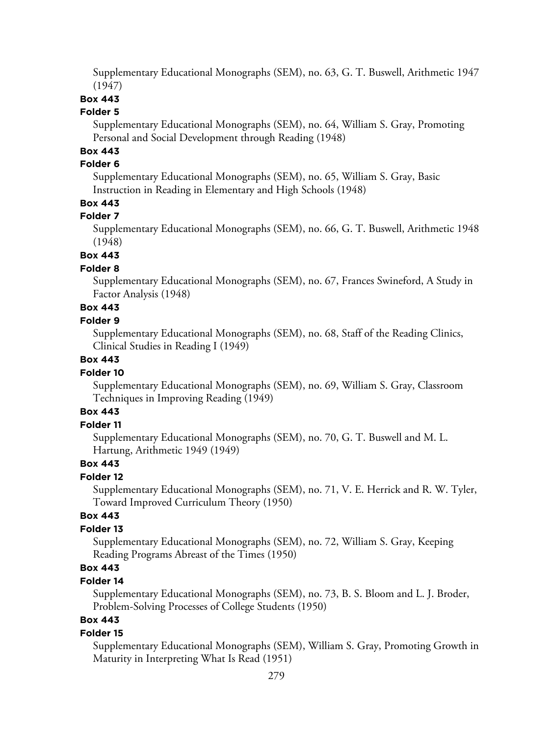Supplementary Educational Monographs (SEM), no. 63, G. T. Buswell, Arithmetic 1947 (1947)

**Box 443**

**Folder 5**

Supplementary Educational Monographs (SEM), no. 64, William S. Gray, Promoting Personal and Social Development through Reading (1948)

**Box 443**

**Folder 6**

Supplementary Educational Monographs (SEM), no. 65, William S. Gray, Basic Instruction in Reading in Elementary and High Schools (1948)

**Box 443**

**Folder 7**

Supplementary Educational Monographs (SEM), no. 66, G. T. Buswell, Arithmetic 1948 (1948)

**Box 443**

**Folder 8**

Supplementary Educational Monographs (SEM), no. 67, Frances Swineford, A Study in Factor Analysis (1948)

**Box 443**

**Folder 9**

Supplementary Educational Monographs (SEM), no. 68, Staff of the Reading Clinics, Clinical Studies in Reading I (1949)

**Box 443**

**Folder 10**

Supplementary Educational Monographs (SEM), no. 69, William S. Gray, Classroom Techniques in Improving Reading (1949)

**Box 443**

**Folder 11**

Supplementary Educational Monographs (SEM), no. 70, G. T. Buswell and M. L. Hartung, Arithmetic 1949 (1949)

**Box 443**

**Folder 12**

Supplementary Educational Monographs (SEM), no. 71, V. E. Herrick and R. W. Tyler, Toward Improved Curriculum Theory (1950)

**Box 443**

**Folder 13**

Supplementary Educational Monographs (SEM), no. 72, William S. Gray, Keeping Reading Programs Abreast of the Times (1950)

**Box 443**

**Folder 14**

Supplementary Educational Monographs (SEM), no. 73, B. S. Bloom and L. J. Broder, Problem-Solving Processes of College Students (1950)

**Box 443**

**Folder 15**

Supplementary Educational Monographs (SEM), William S. Gray, Promoting Growth in Maturity in Interpreting What Is Read (1951)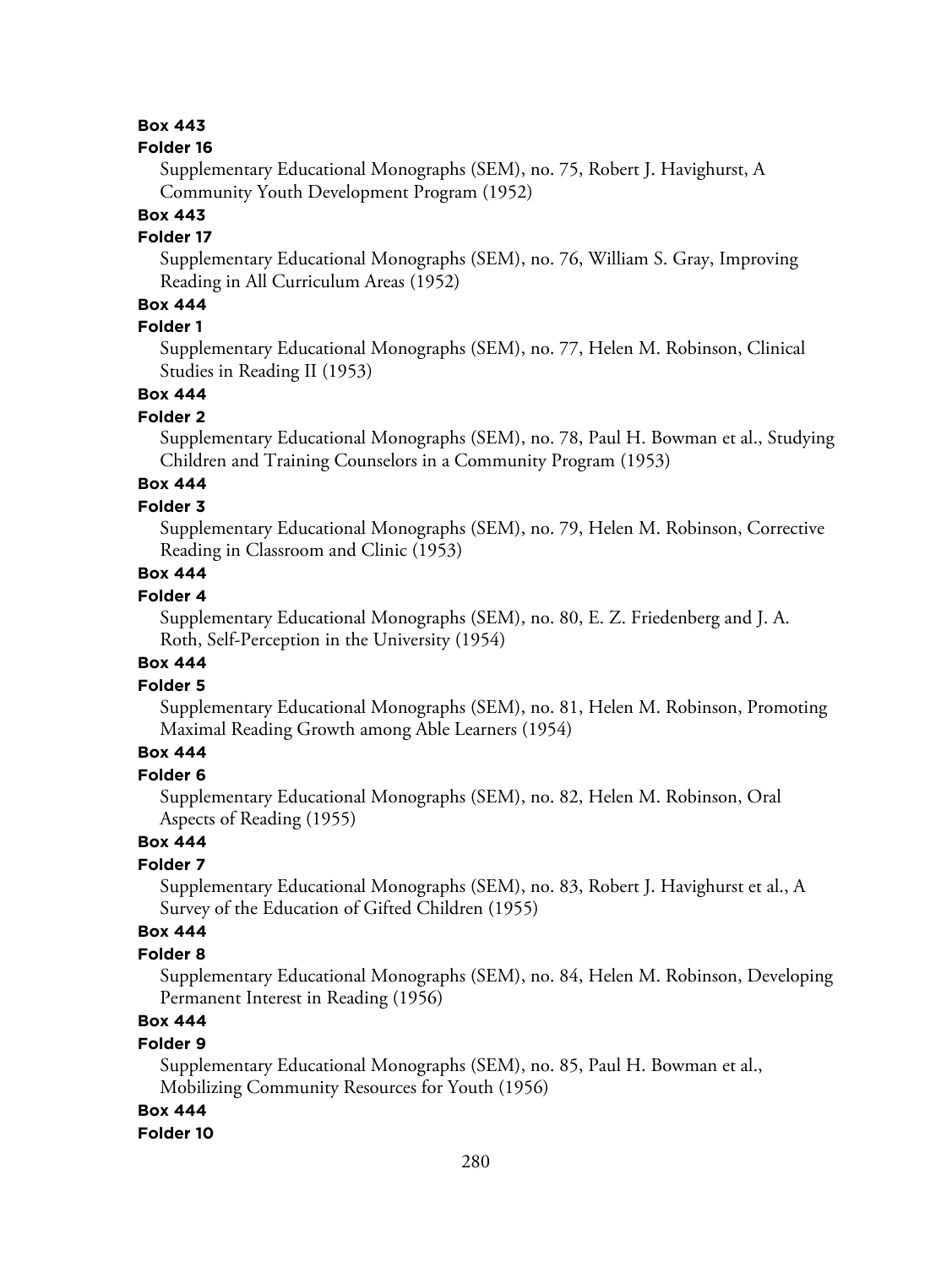**Box 443**

**Folder 16**

Supplementary Educational Monographs (SEM), no. 75, Robert J. Havighurst, A Community Youth Development Program (1952)

**Box 443**

**Folder 17**

Supplementary Educational Monographs (SEM), no. 76, William S. Gray, Improving Reading in All Curriculum Areas (1952)

**Box 444**

**Folder 1**

Supplementary Educational Monographs (SEM), no. 77, Helen M. Robinson, Clinical Studies in Reading II (1953)

**Box 444**

**Folder 2**

Supplementary Educational Monographs (SEM), no. 78, Paul H. Bowman et al., Studying Children and Training Counselors in a Community Program (1953)

**Box 444**

**Folder 3**

Supplementary Educational Monographs (SEM), no. 79, Helen M. Robinson, Corrective Reading in Classroom and Clinic (1953)

**Box 444**

**Folder 4**

Supplementary Educational Monographs (SEM), no. 80, E. Z. Friedenberg and J. A. Roth, Self-Perception in the University (1954)

**Box 444**

**Folder 5**

Supplementary Educational Monographs (SEM), no. 81, Helen M. Robinson, Promoting Maximal Reading Growth among Able Learners (1954)

**Box 444**

**Folder 6**

Supplementary Educational Monographs (SEM), no. 82, Helen M. Robinson, Oral Aspects of Reading (1955)

**Box 444**

**Folder 7**

Supplementary Educational Monographs (SEM), no. 83, Robert J. Havighurst et al., A Survey of the Education of Gifted Children (1955)

**Box 444**

**Folder 8**

Supplementary Educational Monographs (SEM), no. 84, Helen M. Robinson, Developing Permanent Interest in Reading (1956)

**Box 444**

**Folder 9**

Supplementary Educational Monographs (SEM), no. 85, Paul H. Bowman et al., Mobilizing Community Resources for Youth (1956)

**Box 444**

**Folder 10**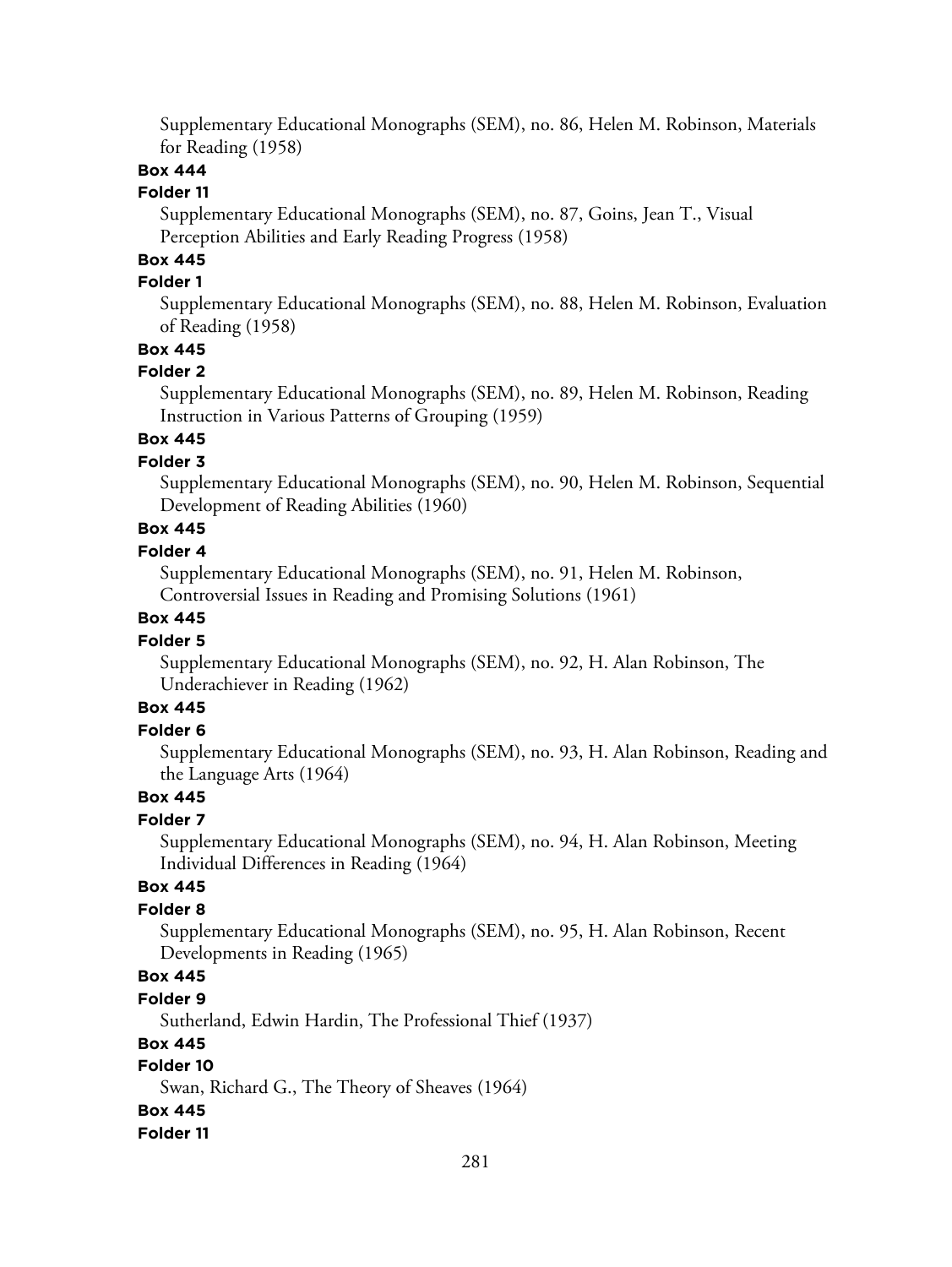Supplementary Educational Monographs (SEM), no. 86, Helen M. Robinson, Materials for Reading (1958)

**Box 444**

**Folder 11**

Supplementary Educational Monographs (SEM), no. 87, Goins, Jean T., Visual Perception Abilities and Early Reading Progress (1958)

**Box 445**

**Folder 1**

Supplementary Educational Monographs (SEM), no. 88, Helen M. Robinson, Evaluation of Reading (1958)

**Box 445**

**Folder 2**

Supplementary Educational Monographs (SEM), no. 89, Helen M. Robinson, Reading Instruction in Various Patterns of Grouping (1959)

**Box 445**

**Folder 3**

Supplementary Educational Monographs (SEM), no. 90, Helen M. Robinson, Sequential Development of Reading Abilities (1960)

**Box 445**

**Folder 4**

Supplementary Educational Monographs (SEM), no. 91, Helen M. Robinson, Controversial Issues in Reading and Promising Solutions (1961)

**Box 445**

**Folder 5**

Supplementary Educational Monographs (SEM), no. 92, H. Alan Robinson, The Underachiever in Reading (1962)

**Box 445**

**Folder 6**

Supplementary Educational Monographs (SEM), no. 93, H. Alan Robinson, Reading and the Language Arts (1964)

**Box 445**

**Folder 7**

Supplementary Educational Monographs (SEM), no. 94, H. Alan Robinson, Meeting Individual Differences in Reading (1964)

**Box 445**

**Folder 8**

Supplementary Educational Monographs (SEM), no. 95, H. Alan Robinson, Recent Developments in Reading (1965)

**Box 445**

**Folder 9**

Sutherland, Edwin Hardin, The Professional Thief (1937)

**Box 445**

**Folder 10**

Swan, Richard G., The Theory of Sheaves (1964)

**Box 445**

**Folder 11**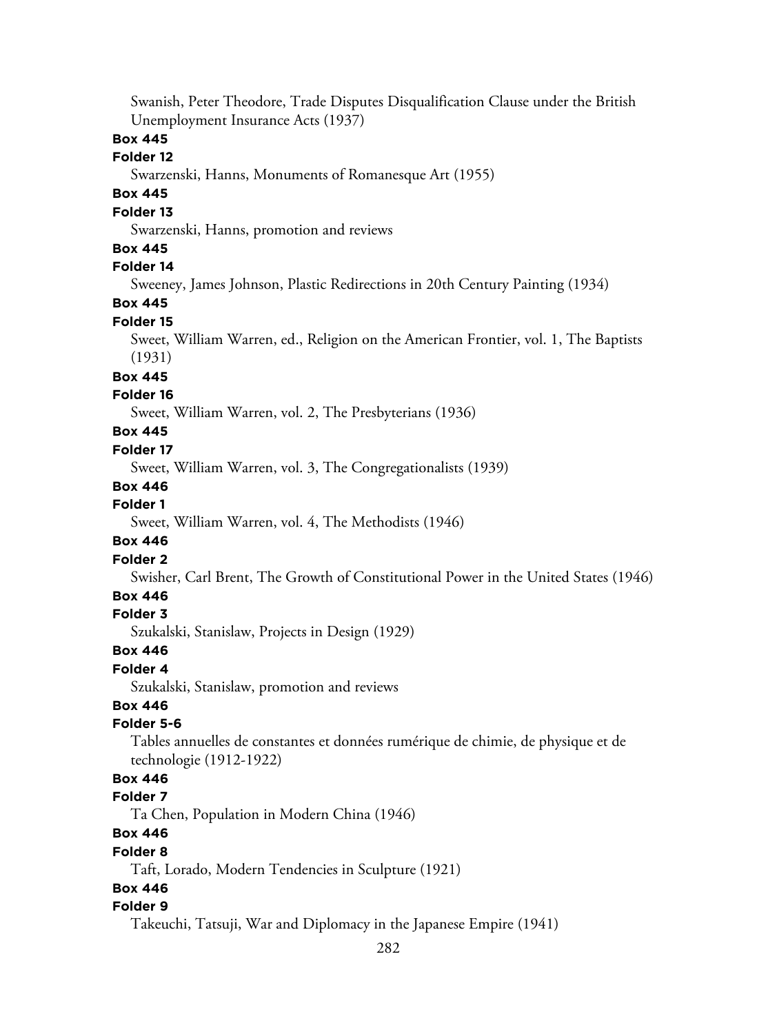Swanish, Peter Theodore, Trade Disputes Disqualification Clause under the British Unemployment Insurance Acts (1937)

**Box 445**

**Folder 12**

Swarzenski, Hanns, Monuments of Romanesque Art (1955)

**Box 445**

**Folder 13**

Swarzenski, Hanns, promotion and reviews

**Box 445**

**Folder 14**

Sweeney, James Johnson, Plastic Redirections in 20th Century Painting (1934)

**Box 445**

**Folder 15**

Sweet, William Warren, ed., Religion on the American Frontier, vol. 1, The Baptists (1931)

**Box 445**

**Folder 16**

Sweet, William Warren, vol. 2, The Presbyterians (1936)

**Box 445**

**Folder 17**

Sweet, William Warren, vol. 3, The Congregationalists (1939)

**Box 446**

**Folder 1**

Sweet, William Warren, vol. 4, The Methodists (1946)

**Box 446**

**Folder 2**

Swisher, Carl Brent, The Growth of Constitutional Power in the United States (1946)

**Box 446**

**Folder 3**

Szukalski, Stanislaw, Projects in Design (1929)

**Box 446**

**Folder 4**

Szukalski, Stanislaw, promotion and reviews

**Box 446**

**Folder 5-6**

Tables annuelles de constantes et données rumérique de chimie, de physique et de technologie (1912-1922)

**Box 446**

**Folder 7**

Ta Chen, Population in Modern China (1946)

**Box 446**

**Folder 8**

Taft, Lorado, Modern Tendencies in Sculpture (1921)

**Box 446**

**Folder 9**

Takeuchi, Tatsuji, War and Diplomacy in the Japanese Empire (1941)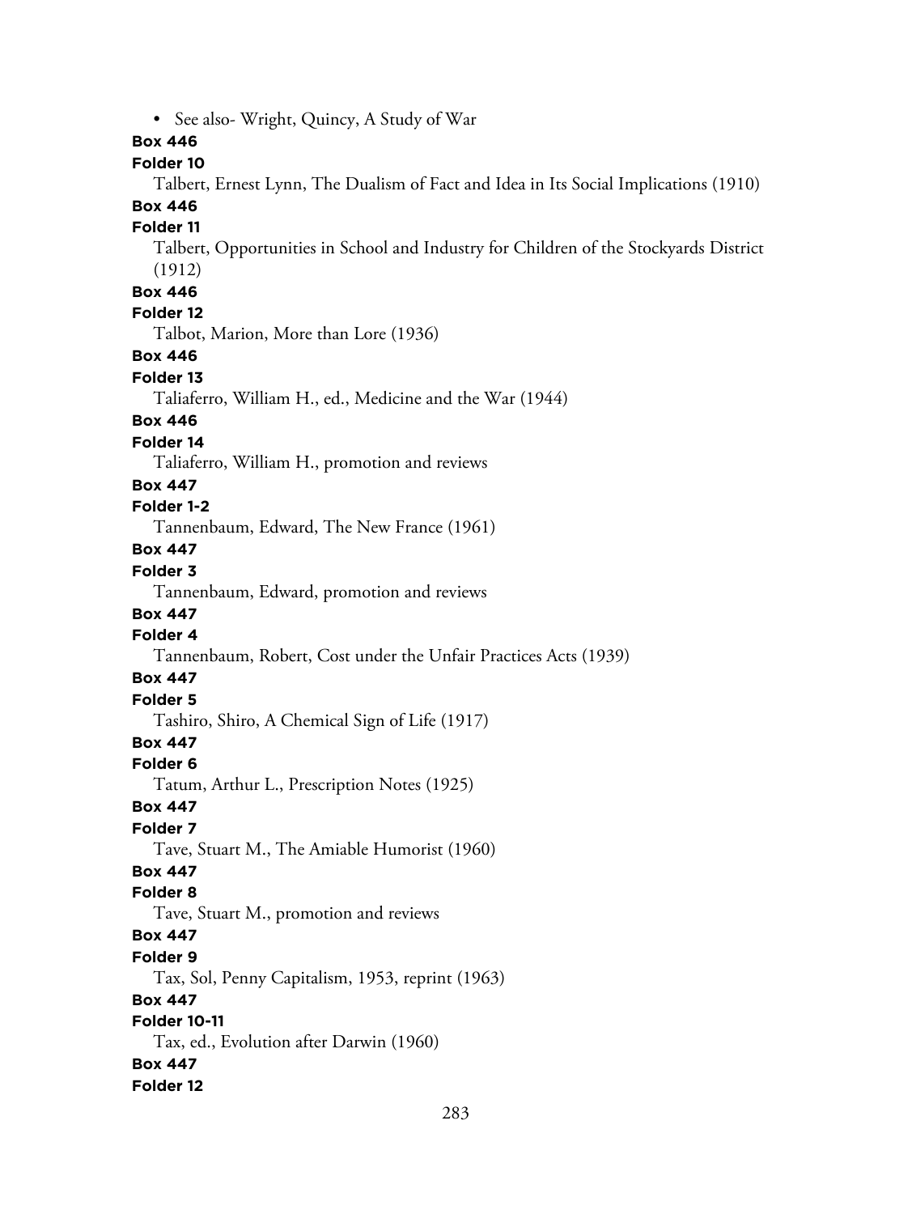- See also- Wright, Quincy, A Study of War

**Box 446**
**Folder 10**
Talbert, Ernest Lynn, The Dualism of Fact and Idea in Its Social Implications (1910)

**Box 446**
**Folder 11**
Talbert, Opportunities in School and Industry for Children of the Stockyards District (1912)

**Box 446**
**Folder 12**
Talbot, Marion, More than Lore (1936)

**Box 446**
**Folder 13**
Taliaferro, William H., ed., Medicine and the War (1944)

**Box 446**
**Folder 14**
Taliaferro, William H., promotion and reviews

**Box 447**
**Folder 1-2**
Tannenbaum, Edward, The New France (1961)

**Box 447**
**Folder 3**
Tannenbaum, Edward, promotion and reviews

**Box 447**
**Folder 4**
Tannenbaum, Robert, Cost under the Unfair Practices Acts (1939)

**Box 447**
**Folder 5**
Tashiro, Shiro, A Chemical Sign of Life (1917)

**Box 447**
**Folder 6**
Tatum, Arthur L., Prescription Notes (1925)

**Box 447**
**Folder 7**
Tave, Stuart M., The Amiable Humorist (1960)

**Box 447**
**Folder 8**
Tave, Stuart M., promotion and reviews

**Box 447**
**Folder 9**
Tax, Sol, Penny Capitalism, 1953, reprint (1963)

**Box 447**
**Folder 10-11**
Tax, ed., Evolution after Darwin (1960)

**Box 447**
**Folder 12**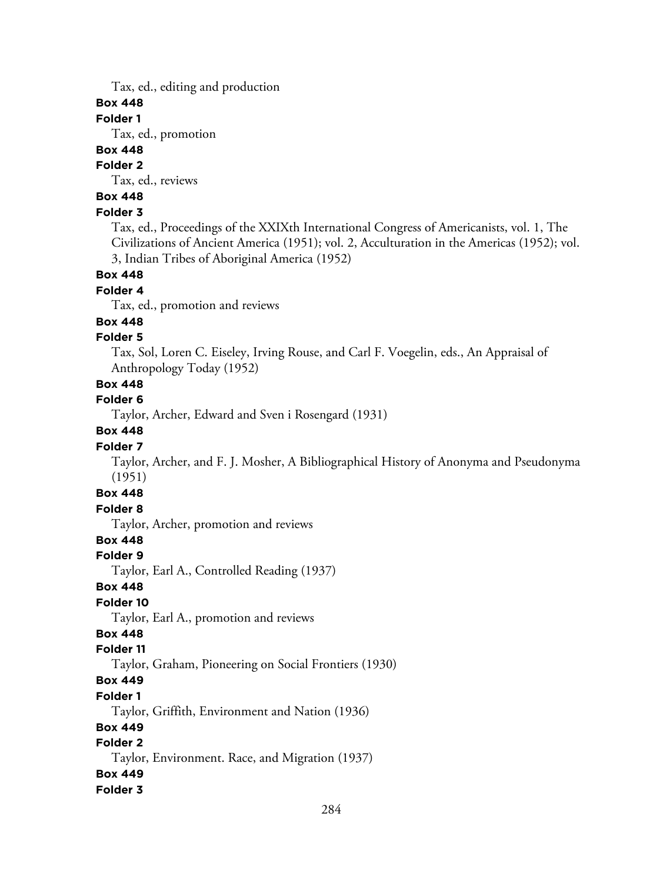Tax, ed., editing and production

**Box 448**

**Folder 1**

Tax, ed., promotion

**Box 448**

**Folder 2**

Tax, ed., reviews

**Box 448**

**Folder 3**

Tax, ed., Proceedings of the XXIXth International Congress of Americanists, vol. 1, The Civilizations of Ancient America (1951); vol. 2, Acculturation in the Americas (1952); vol. 3, Indian Tribes of Aboriginal America (1952)

**Box 448**

**Folder 4**

Tax, ed., promotion and reviews

**Box 448**

**Folder 5**

Tax, Sol, Loren C. Eiseley, Irving Rouse, and Carl F. Voegelin, eds., An Appraisal of Anthropology Today (1952)

**Box 448**

**Folder 6**

Taylor, Archer, Edward and Sven i Rosengard (1931)

**Box 448**

**Folder 7**

Taylor, Archer, and F. J. Mosher, A Bibliographical History of Anonyma and Pseudonyma (1951)

**Box 448**

**Folder 8**

Taylor, Archer, promotion and reviews

**Box 448**

**Folder 9**

Taylor, Earl A., Controlled Reading (1937)

**Box 448**

**Folder 10**

Taylor, Earl A., promotion and reviews

**Box 448**

**Folder 11**

Taylor, Graham, Pioneering on Social Frontiers (1930)

**Box 449**

**Folder 1**

Taylor, Griffith, Environment and Nation (1936)

**Box 449**

**Folder 2**

Taylor, Environment. Race, and Migration (1937)

**Box 449**

**Folder 3**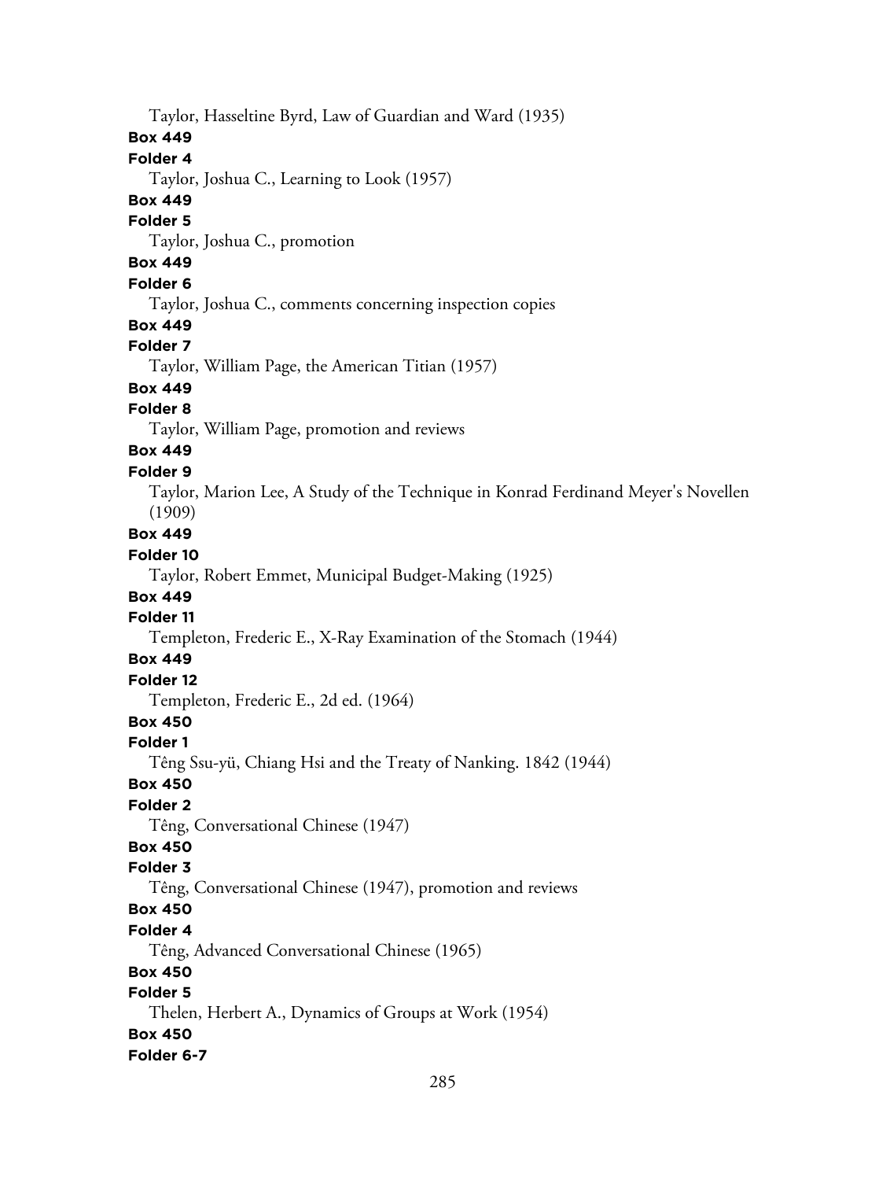Taylor, Hasseltine Byrd, Law of Guardian and Ward (1935)

**Box 449**

**Folder 4**

Taylor, Joshua C., Learning to Look (1957)

**Box 449**

**Folder 5**

Taylor, Joshua C., promotion

**Box 449**

**Folder 6**

Taylor, Joshua C., comments concerning inspection copies

**Box 449**

**Folder 7**

Taylor, William Page, the American Titian (1957)

**Box 449**

**Folder 8**

Taylor, William Page, promotion and reviews

**Box 449**

**Folder 9**

Taylor, Marion Lee, A Study of the Technique in Konrad Ferdinand Meyer's Novellen (1909)

**Box 449**

**Folder 10**

Taylor, Robert Emmet, Municipal Budget-Making (1925)

**Box 449**

**Folder 11**

Templeton, Frederic E., X-Ray Examination of the Stomach (1944)

**Box 449**

**Folder 12**

Templeton, Frederic E., 2d ed. (1964)

**Box 450**

**Folder 1**

Têng Ssu-yü, Chiang Hsi and the Treaty of Nanking. 1842 (1944)

**Box 450**

**Folder 2**

Têng, Conversational Chinese (1947)

**Box 450**

**Folder 3**

Têng, Conversational Chinese (1947), promotion and reviews

**Box 450**

**Folder 4**

Têng, Advanced Conversational Chinese (1965)

**Box 450**

**Folder 5**

Thelen, Herbert A., Dynamics of Groups at Work (1954)

**Box 450**

**Folder 6-7**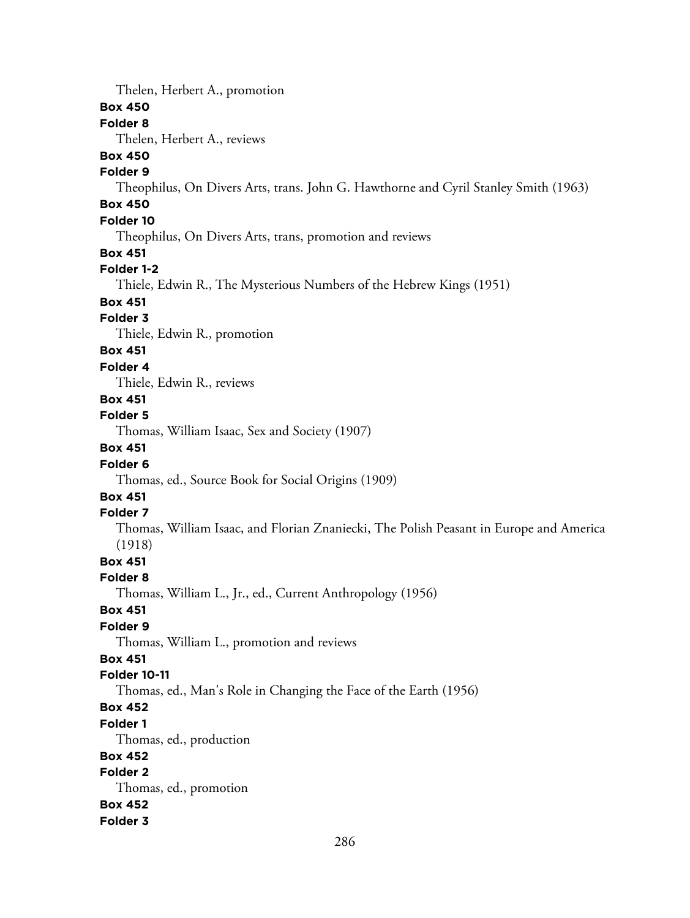Thelen, Herbert A., promotion

**Box 450**

**Folder 8**

Thelen, Herbert A., reviews

**Box 450**

**Folder 9**

Theophilus, On Divers Arts, trans. John G. Hawthorne and Cyril Stanley Smith (1963)

**Box 450**

**Folder 10**

Theophilus, On Divers Arts, trans, promotion and reviews

**Box 451**

**Folder 1-2**

Thiele, Edwin R., The Mysterious Numbers of the Hebrew Kings (1951)

**Box 451**

**Folder 3**

Thiele, Edwin R., promotion

**Box 451**

**Folder 4**

Thiele, Edwin R., reviews

**Box 451**

**Folder 5**

Thomas, William Isaac, Sex and Society (1907)

**Box 451**

**Folder 6**

Thomas, ed., Source Book for Social Origins (1909)

**Box 451**

**Folder 7**

Thomas, William Isaac, and Florian Znaniecki, The Polish Peasant in Europe and America (1918)

**Box 451**

**Folder 8**

Thomas, William L., Jr., ed., Current Anthropology (1956)

**Box 451**

**Folder 9**

Thomas, William L., promotion and reviews

**Box 451**

**Folder 10-11**

Thomas, ed., Man's Role in Changing the Face of the Earth (1956)

**Box 452**

**Folder 1**

Thomas, ed., production

**Box 452**

**Folder 2**

Thomas, ed., promotion

**Box 452**

**Folder 3**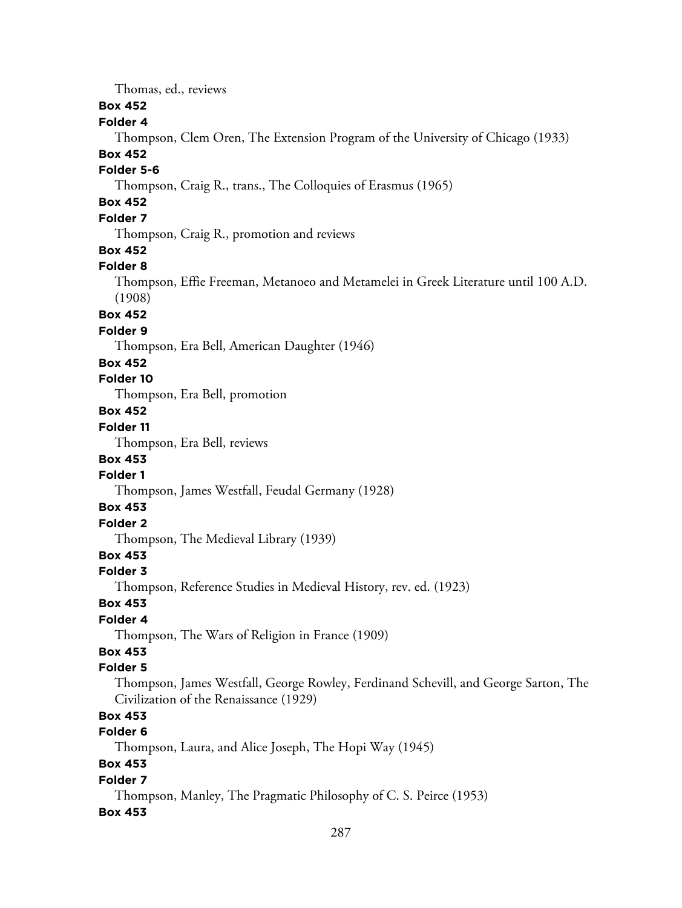Thomas, ed., reviews

**Box 452**

**Folder 4**

Thompson, Clem Oren, The Extension Program of the University of Chicago (1933)

**Box 452**

**Folder 5-6**

Thompson, Craig R., trans., The Colloquies of Erasmus (1965)

**Box 452**

**Folder 7**

Thompson, Craig R., promotion and reviews

**Box 452**

**Folder 8**

Thompson, Effie Freeman, Metanoeo and Metamelei in Greek Literature until 100 A.D. (1908)

**Box 452**

**Folder 9**

Thompson, Era Bell, American Daughter (1946)

**Box 452**

**Folder 10**

Thompson, Era Bell, promotion

**Box 452**

**Folder 11**

Thompson, Era Bell, reviews

**Box 453**

**Folder 1**

Thompson, James Westfall, Feudal Germany (1928)

**Box 453**

**Folder 2**

Thompson, The Medieval Library (1939)

**Box 453**

**Folder 3**

Thompson, Reference Studies in Medieval History, rev. ed. (1923)

**Box 453**

**Folder 4**

Thompson, The Wars of Religion in France (1909)

**Box 453**

**Folder 5**

Thompson, James Westfall, George Rowley, Ferdinand Schevill, and George Sarton, The Civilization of the Renaissance (1929)

**Box 453**

**Folder 6**

Thompson, Laura, and Alice Joseph, The Hopi Way (1945)

**Box 453**

**Folder 7**

Thompson, Manley, The Pragmatic Philosophy of C. S. Peirce (1953)

**Box 453**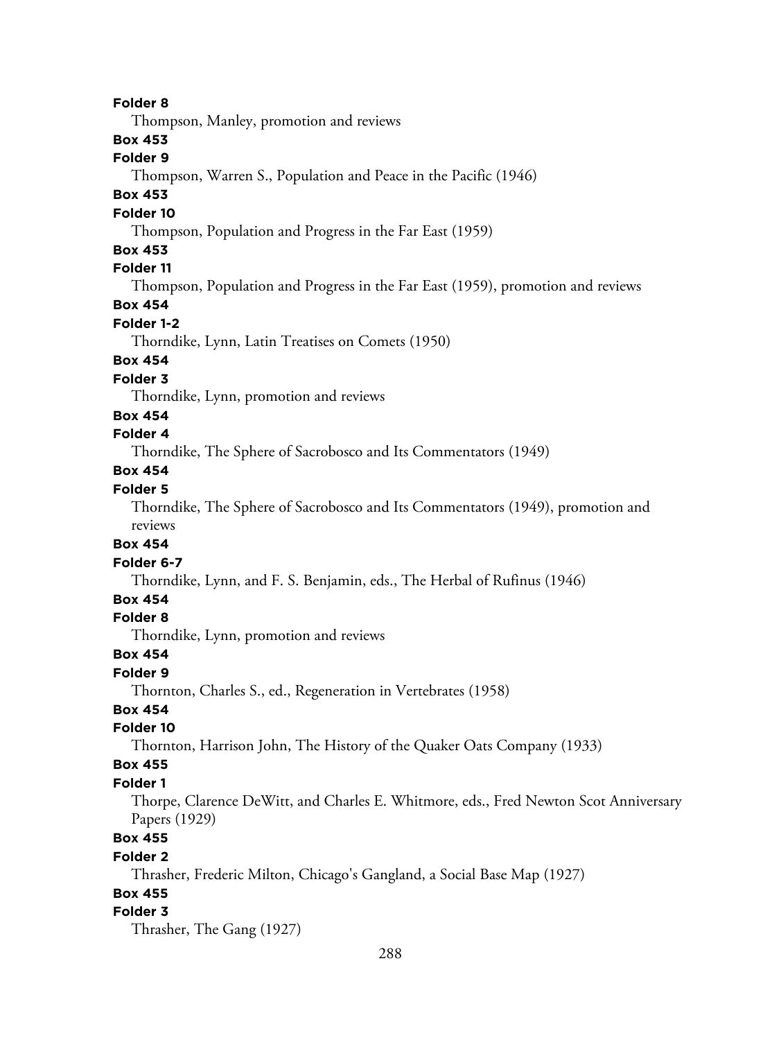**Folder 8**

Thompson, Manley, promotion and reviews

**Box 453**

**Folder 9**

Thompson, Warren S., Population and Peace in the Pacific (1946)

**Box 453**

**Folder 10**

Thompson, Population and Progress in the Far East (1959)

**Box 453**

**Folder 11**

Thompson, Population and Progress in the Far East (1959), promotion and reviews

**Box 454**

**Folder 1-2**

Thorndike, Lynn, Latin Treatises on Comets (1950)

**Box 454**

**Folder 3**

Thorndike, Lynn, promotion and reviews

**Box 454**

**Folder 4**

Thorndike, The Sphere of Sacrobosco and Its Commentators (1949)

**Box 454**

**Folder 5**

Thorndike, The Sphere of Sacrobosco and Its Commentators (1949), promotion and reviews

**Box 454**

**Folder 6-7**

Thorndike, Lynn, and F. S. Benjamin, eds., The Herbal of Rufinus (1946)

**Box 454**

**Folder 8**

Thorndike, Lynn, promotion and reviews

**Box 454**

**Folder 9**

Thornton, Charles S., ed., Regeneration in Vertebrates (1958)

**Box 454**

**Folder 10**

Thornton, Harrison John, The History of the Quaker Oats Company (1933)

**Box 455**

**Folder 1**

Thorpe, Clarence DeWitt, and Charles E. Whitmore, eds., Fred Newton Scot Anniversary Papers (1929)

**Box 455**

**Folder 2**

Thrasher, Frederic Milton, Chicago's Gangland, a Social Base Map (1927)

**Box 455**

**Folder 3**

Thrasher, The Gang (1927)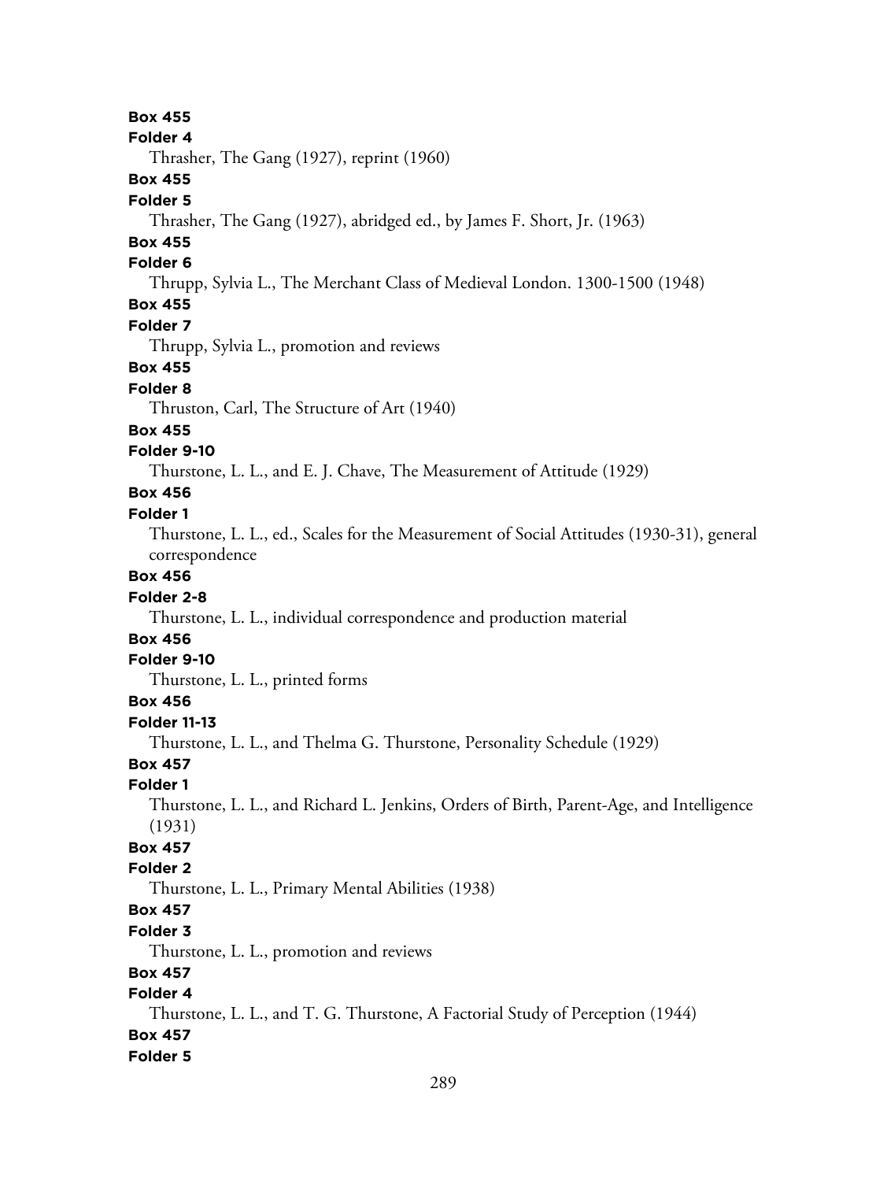**Box 455**
**Folder 4**
Thrasher, The Gang (1927), reprint (1960)
**Box 455**
**Folder 5**
Thrasher, The Gang (1927), abridged ed., by James F. Short, Jr. (1963)
**Box 455**
**Folder 6**
Thrupp, Sylvia L., The Merchant Class of Medieval London. 1300-1500 (1948)
**Box 455**
**Folder 7**
Thrupp, Sylvia L., promotion and reviews
**Box 455**
**Folder 8**
Thruston, Carl, The Structure of Art (1940)
**Box 455**
**Folder 9-10**
Thurstone, L. L., and E. J. Chave, The Measurement of Attitude (1929)
**Box 456**
**Folder 1**
Thurstone, L. L., ed., Scales for the Measurement of Social Attitudes (1930-31), general correspondence
**Box 456**
**Folder 2-8**
Thurstone, L. L., individual correspondence and production material
**Box 456**
**Folder 9-10**
Thurstone, L. L., printed forms
**Box 456**
**Folder 11-13**
Thurstone, L. L., and Thelma G. Thurstone, Personality Schedule (1929)
**Box 457**
**Folder 1**
Thurstone, L. L., and Richard L. Jenkins, Orders of Birth, Parent-Age, and Intelligence (1931)
**Box 457**
**Folder 2**
Thurstone, L. L., Primary Mental Abilities (1938)
**Box 457**
**Folder 3**
Thurstone, L. L., promotion and reviews
**Box 457**
**Folder 4**
Thurstone, L. L., and T. G. Thurstone, A Factorial Study of Perception (1944)
**Box 457**
**Folder 5**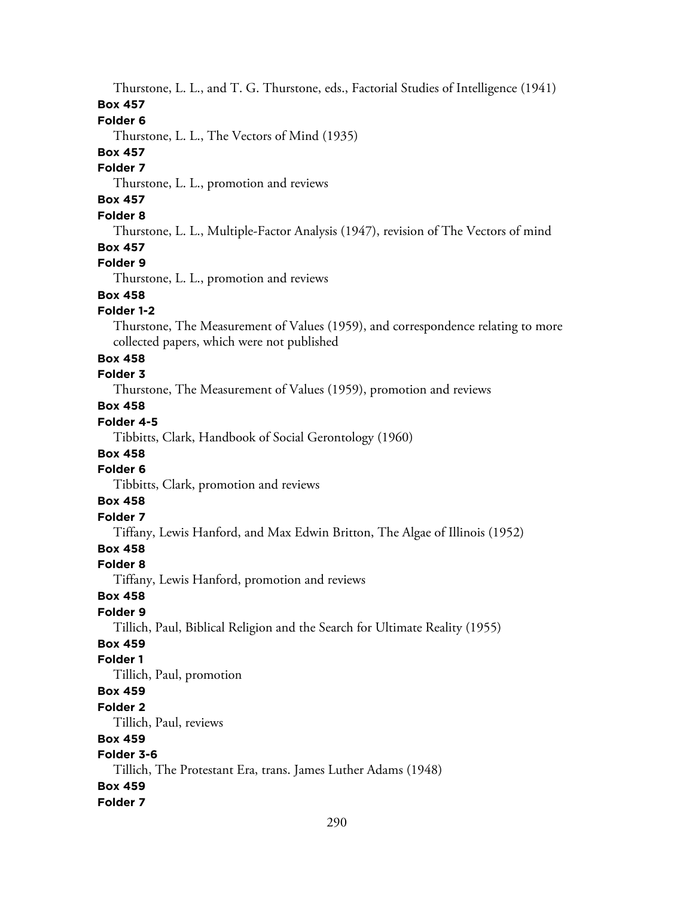Thurstone, L. L., and T. G. Thurstone, eds., Factorial Studies of Intelligence (1941)

**Box 457**

**Folder 6**

Thurstone, L. L., The Vectors of Mind (1935)

**Box 457**

**Folder 7**

Thurstone, L. L., promotion and reviews

**Box 457**

**Folder 8**

Thurstone, L. L., Multiple-Factor Analysis (1947), revision of The Vectors of mind

**Box 457**

**Folder 9**

Thurstone, L. L., promotion and reviews

**Box 458**

**Folder 1-2**

Thurstone, The Measurement of Values (1959), and correspondence relating to more collected papers, which were not published

**Box 458**

**Folder 3**

Thurstone, The Measurement of Values (1959), promotion and reviews

**Box 458**

**Folder 4-5**

Tibbitts, Clark, Handbook of Social Gerontology (1960)

**Box 458**

**Folder 6**

Tibbitts, Clark, promotion and reviews

**Box 458**

**Folder 7**

Tiffany, Lewis Hanford, and Max Edwin Britton, The Algae of Illinois (1952)

**Box 458**

**Folder 8**

Tiffany, Lewis Hanford, promotion and reviews

**Box 458**

**Folder 9**

Tillich, Paul, Biblical Religion and the Search for Ultimate Reality (1955)

**Box 459**

**Folder 1**

Tillich, Paul, promotion

**Box 459**

**Folder 2**

Tillich, Paul, reviews

**Box 459**

**Folder 3-6**

Tillich, The Protestant Era, trans. James Luther Adams (1948)

**Box 459**

**Folder 7**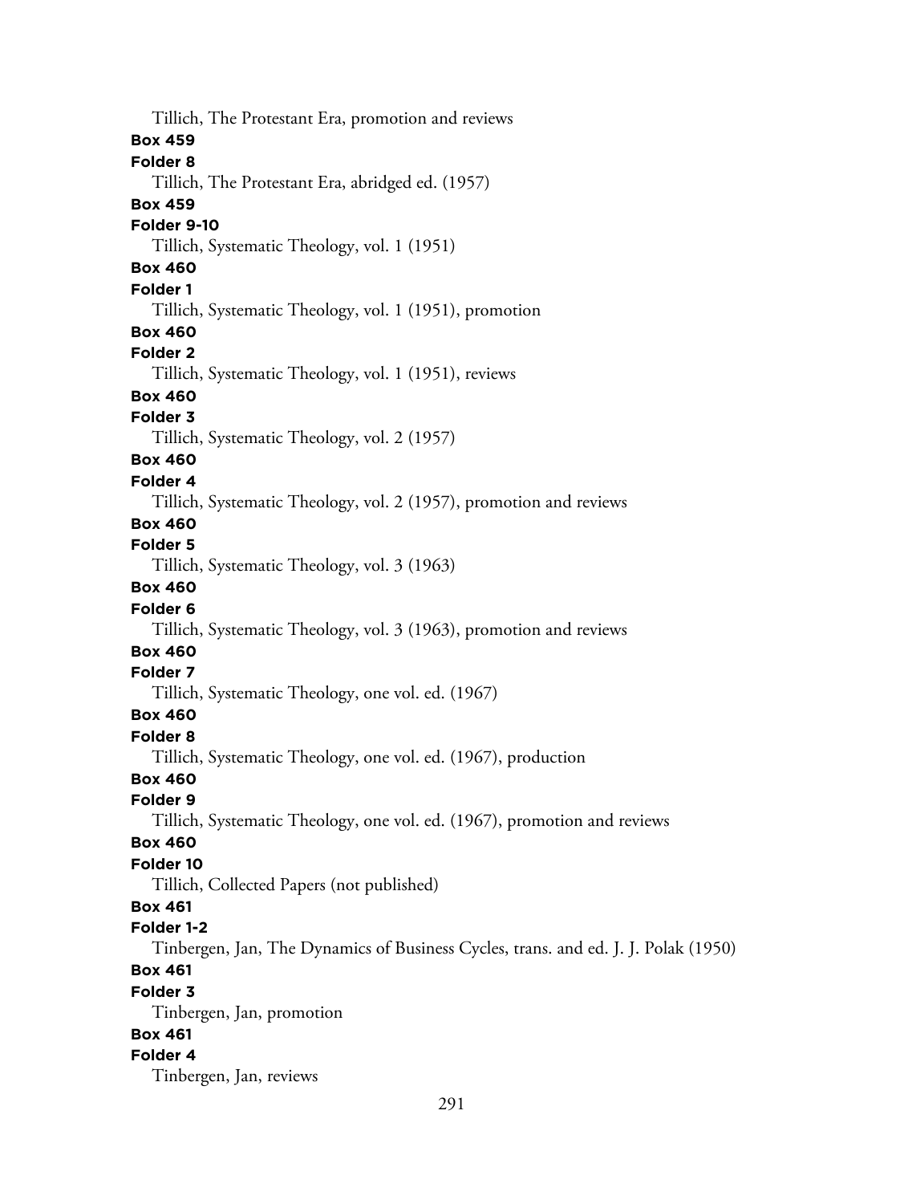Tillich, The Protestant Era, promotion and reviews

**Box 459**

**Folder 8**

Tillich, The Protestant Era, abridged ed. (1957)

**Box 459**

**Folder 9-10**

Tillich, Systematic Theology, vol. 1 (1951)

**Box 460**

**Folder 1**

Tillich, Systematic Theology, vol. 1 (1951), promotion

**Box 460**

**Folder 2**

Tillich, Systematic Theology, vol. 1 (1951), reviews

**Box 460**

**Folder 3**

Tillich, Systematic Theology, vol. 2 (1957)

**Box 460**

**Folder 4**

Tillich, Systematic Theology, vol. 2 (1957), promotion and reviews

**Box 460**

**Folder 5**

Tillich, Systematic Theology, vol. 3 (1963)

**Box 460**

**Folder 6**

Tillich, Systematic Theology, vol. 3 (1963), promotion and reviews

**Box 460**

**Folder 7**

Tillich, Systematic Theology, one vol. ed. (1967)

**Box 460**

**Folder 8**

Tillich, Systematic Theology, one vol. ed. (1967), production

**Box 460**

**Folder 9**

Tillich, Systematic Theology, one vol. ed. (1967), promotion and reviews

**Box 460**

**Folder 10**

Tillich, Collected Papers (not published)

**Box 461**

**Folder 1-2**

Tinbergen, Jan, The Dynamics of Business Cycles, trans. and ed. J. J. Polak (1950)

**Box 461**

**Folder 3**

Tinbergen, Jan, promotion

**Box 461**

**Folder 4**

Tinbergen, Jan, reviews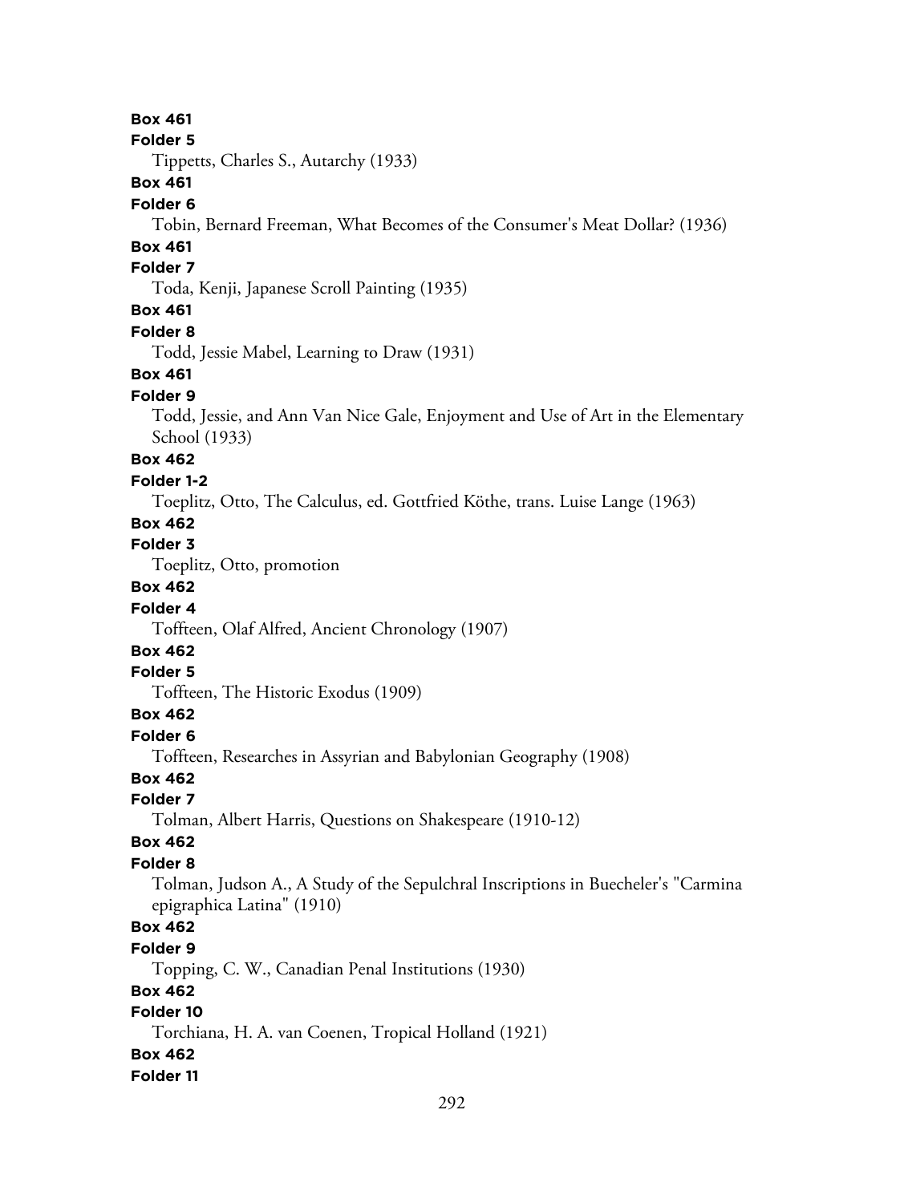**Box 461**

**Folder 5**

Tippetts, Charles S., Autarchy (1933)

**Box 461**

**Folder 6**

Tobin, Bernard Freeman, What Becomes of the Consumer's Meat Dollar? (1936)

**Box 461**

**Folder 7**

Toda, Kenji, Japanese Scroll Painting (1935)

**Box 461**

**Folder 8**

Todd, Jessie Mabel, Learning to Draw (1931)

**Box 461**

**Folder 9**

Todd, Jessie, and Ann Van Nice Gale, Enjoyment and Use of Art in the Elementary School (1933)

**Box 462**

**Folder 1-2**

Toeplitz, Otto, The Calculus, ed. Gottfried Köthe, trans. Luise Lange (1963)

**Box 462**

**Folder 3**

Toeplitz, Otto, promotion

**Box 462**

**Folder 4**

Toffteen, Olaf Alfred, Ancient Chronology (1907)

**Box 462**

**Folder 5**

Toffteen, The Historic Exodus (1909)

**Box 462**

**Folder 6**

Toffteen, Researches in Assyrian and Babylonian Geography (1908)

**Box 462**

**Folder 7**

Tolman, Albert Harris, Questions on Shakespeare (1910-12)

**Box 462**

**Folder 8**

Tolman, Judson A., A Study of the Sepulchral Inscriptions in Buecheler's "Carmina epigraphica Latina" (1910)

**Box 462**

**Folder 9**

Topping, C. W., Canadian Penal Institutions (1930)

**Box 462**

**Folder 10**

Torchiana, H. A. van Coenen, Tropical Holland (1921)

**Box 462**

**Folder 11**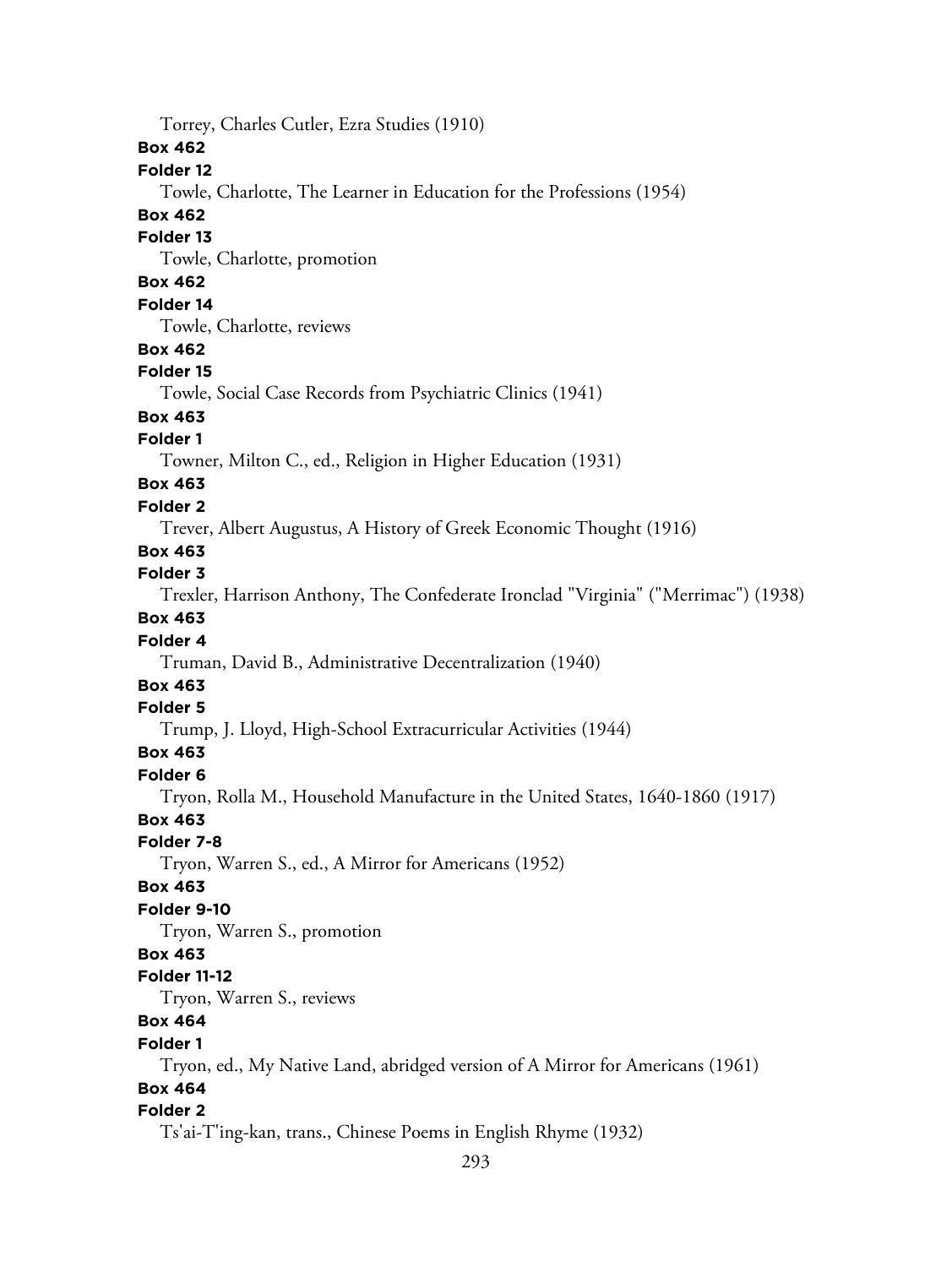Torrey, Charles Cutler, Ezra Studies (1910)

**Box 462**

**Folder 12**

Towle, Charlotte, The Learner in Education for the Professions (1954)

**Box 462**

**Folder 13**

Towle, Charlotte, promotion

**Box 462**

**Folder 14**

Towle, Charlotte, reviews

**Box 462**

**Folder 15**

Towle, Social Case Records from Psychiatric Clinics (1941)

**Box 463**

**Folder 1**

Towner, Milton C., ed., Religion in Higher Education (1931)

**Box 463**

**Folder 2**

Trever, Albert Augustus, A History of Greek Economic Thought (1916)

**Box 463**

**Folder 3**

Trexler, Harrison Anthony, The Confederate Ironclad "Virginia" ("Merrimac") (1938)

**Box 463**

**Folder 4**

Truman, David B., Administrative Decentralization (1940)

**Box 463**

**Folder 5**

Trump, J. Lloyd, High-School Extracurricular Activities (1944)

**Box 463**

**Folder 6**

Tryon, Rolla M., Household Manufacture in the United States, 1640-1860 (1917)

**Box 463**

**Folder 7-8**

Tryon, Warren S., ed., A Mirror for Americans (1952)

**Box 463**

**Folder 9-10**

Tryon, Warren S., promotion

**Box 463**

**Folder 11-12**

Tryon, Warren S., reviews

**Box 464**

**Folder 1**

Tryon, ed., My Native Land, abridged version of A Mirror for Americans (1961)

**Box 464**

**Folder 2**

Ts'ai-T'ing-kan, trans., Chinese Poems in English Rhyme (1932)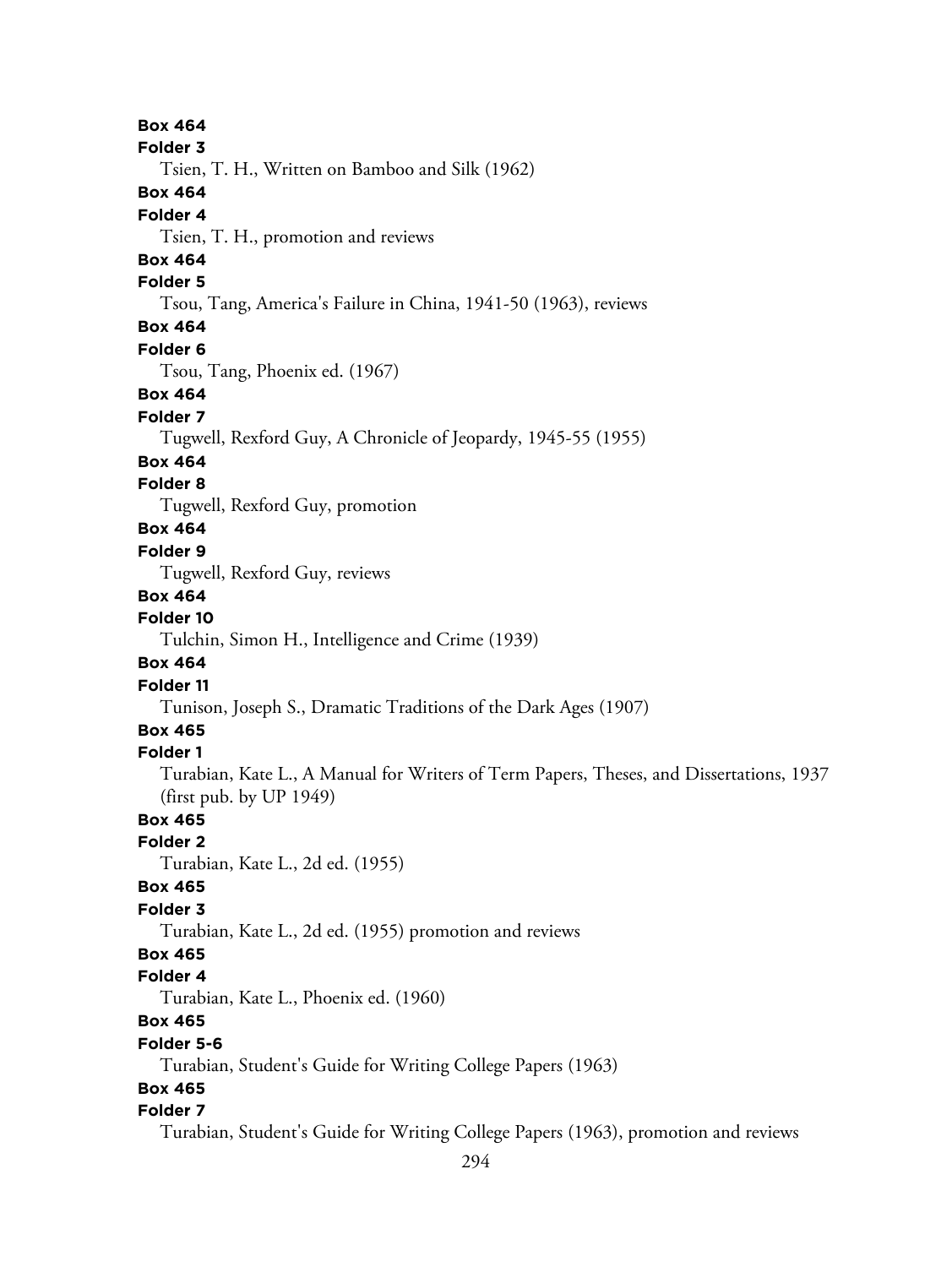**Box 464**
**Folder 3**
Tsien, T. H., Written on Bamboo and Silk (1962)
**Box 464**
**Folder 4**
Tsien, T. H., promotion and reviews
**Box 464**
**Folder 5**
Tsou, Tang, America's Failure in China, 1941-50 (1963), reviews
**Box 464**
**Folder 6**
Tsou, Tang, Phoenix ed. (1967)
**Box 464**
**Folder 7**
Tugwell, Rexford Guy, A Chronicle of Jeopardy, 1945-55 (1955)
**Box 464**
**Folder 8**
Tugwell, Rexford Guy, promotion
**Box 464**
**Folder 9**
Tugwell, Rexford Guy, reviews
**Box 464**
**Folder 10**
Tulchin, Simon H., Intelligence and Crime (1939)
**Box 464**
**Folder 11**
Tunison, Joseph S., Dramatic Traditions of the Dark Ages (1907)
**Box 465**
**Folder 1**
Turabian, Kate L., A Manual for Writers of Term Papers, Theses, and Dissertations, 1937 (first pub. by UP 1949)
**Box 465**
**Folder 2**
Turabian, Kate L., 2d ed. (1955)
**Box 465**
**Folder 3**
Turabian, Kate L., 2d ed. (1955) promotion and reviews
**Box 465**
**Folder 4**
Turabian, Kate L., Phoenix ed. (1960)
**Box 465**
**Folder 5-6**
Turabian, Student's Guide for Writing College Papers (1963)
**Box 465**
**Folder 7**
Turabian, Student's Guide for Writing College Papers (1963), promotion and reviews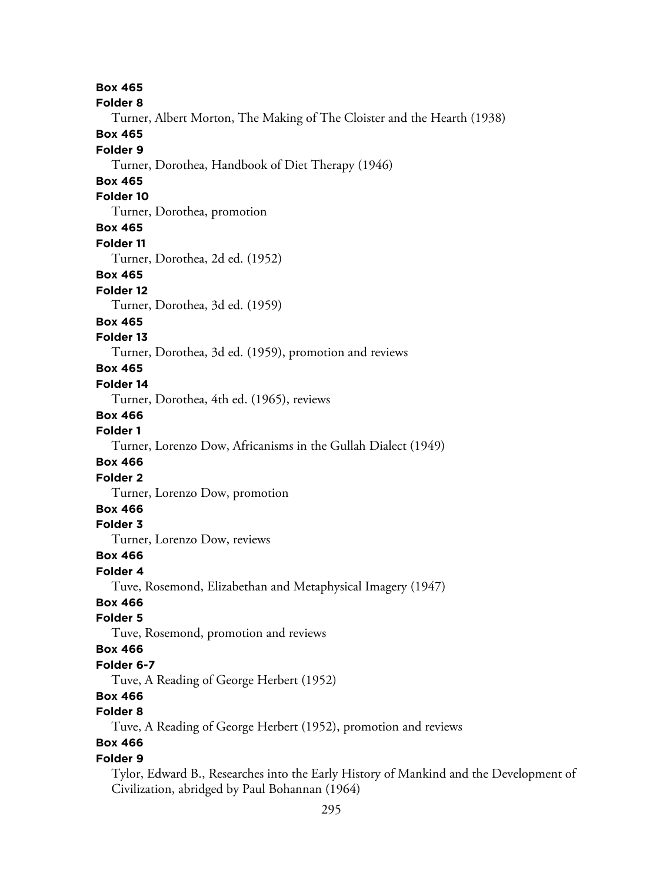**Box 465**
**Folder 8**
Turner, Albert Morton, The Making of The Cloister and the Hearth (1938)
**Box 465**
**Folder 9**
Turner, Dorothea, Handbook of Diet Therapy (1946)
**Box 465**
**Folder 10**
Turner, Dorothea, promotion
**Box 465**
**Folder 11**
Turner, Dorothea, 2d ed. (1952)
**Box 465**
**Folder 12**
Turner, Dorothea, 3d ed. (1959)
**Box 465**
**Folder 13**
Turner, Dorothea, 3d ed. (1959), promotion and reviews
**Box 465**
**Folder 14**
Turner, Dorothea, 4th ed. (1965), reviews
**Box 466**
**Folder 1**
Turner, Lorenzo Dow, Africanisms in the Gullah Dialect (1949)
**Box 466**
**Folder 2**
Turner, Lorenzo Dow, promotion
**Box 466**
**Folder 3**
Turner, Lorenzo Dow, reviews
**Box 466**
**Folder 4**
Tuve, Rosemond, Elizabethan and Metaphysical Imagery (1947)
**Box 466**
**Folder 5**
Tuve, Rosemond, promotion and reviews
**Box 466**
**Folder 6-7**
Tuve, A Reading of George Herbert (1952)
**Box 466**
**Folder 8**
Tuve, A Reading of George Herbert (1952), promotion and reviews
**Box 466**
**Folder 9**
Tylor, Edward B., Researches into the Early History of Mankind and the Development of Civilization, abridged by Paul Bohannan (1964)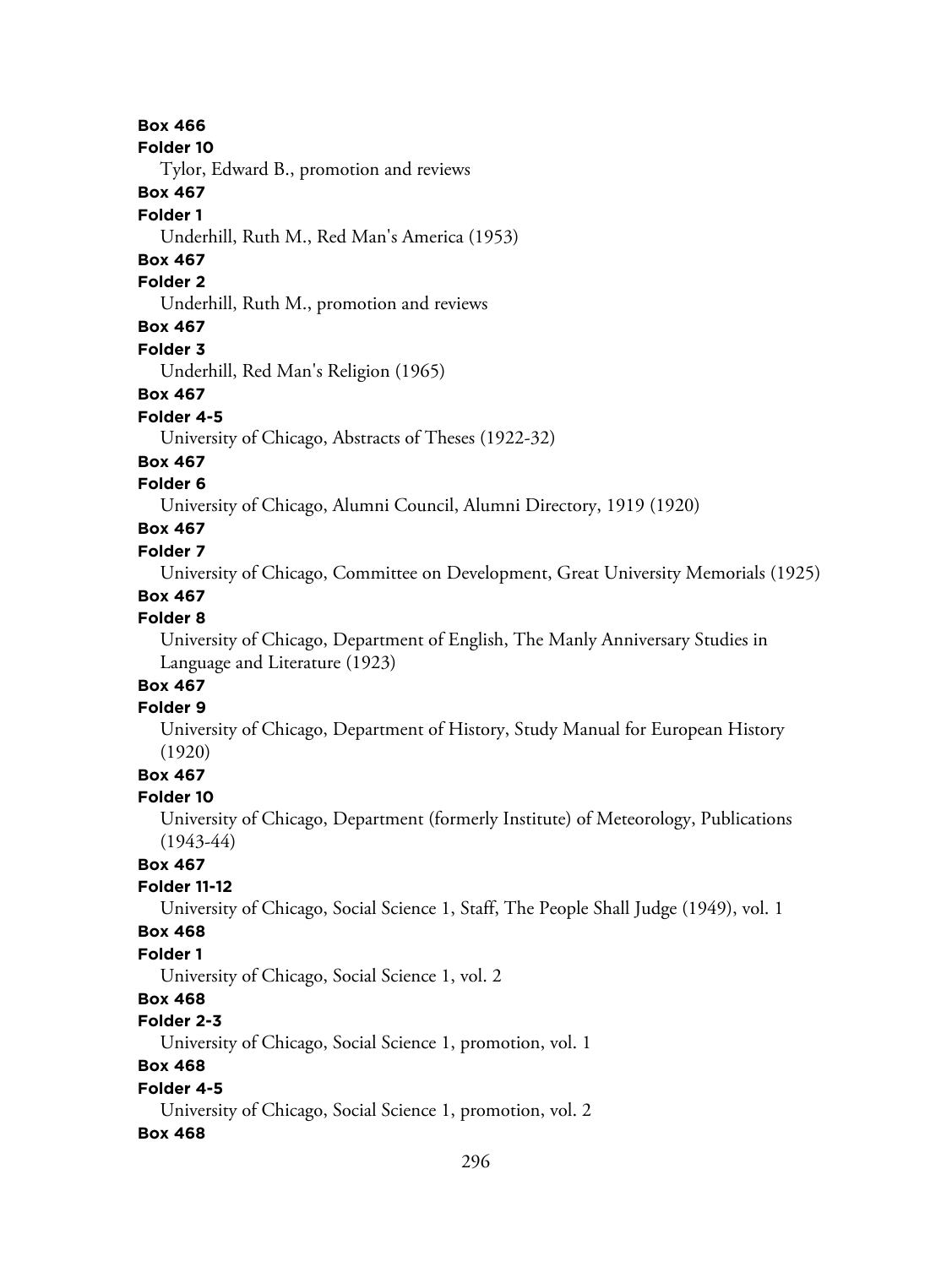**Box 466**

**Folder 10**

Tylor, Edward B., promotion and reviews

**Box 467**

**Folder 1**

Underhill, Ruth M., Red Man's America (1953)

**Box 467**

**Folder 2**

Underhill, Ruth M., promotion and reviews

**Box 467**

**Folder 3**

Underhill, Red Man's Religion (1965)

**Box 467**

**Folder 4-5**

University of Chicago, Abstracts of Theses (1922-32)

**Box 467**

**Folder 6**

University of Chicago, Alumni Council, Alumni Directory, 1919 (1920)

**Box 467**

**Folder 7**

University of Chicago, Committee on Development, Great University Memorials (1925)

**Box 467**

**Folder 8**

University of Chicago, Department of English, The Manly Anniversary Studies in Language and Literature (1923)

**Box 467**

**Folder 9**

University of Chicago, Department of History, Study Manual for European History (1920)

**Box 467**

**Folder 10**

University of Chicago, Department (formerly Institute) of Meteorology, Publications (1943-44)

**Box 467**

**Folder 11-12**

University of Chicago, Social Science 1, Staff, The People Shall Judge (1949), vol. 1

**Box 468**

**Folder 1**

University of Chicago, Social Science 1, vol. 2

**Box 468**

**Folder 2-3**

University of Chicago, Social Science 1, promotion, vol. 1

**Box 468**

**Folder 4-5**

University of Chicago, Social Science 1, promotion, vol. 2

**Box 468**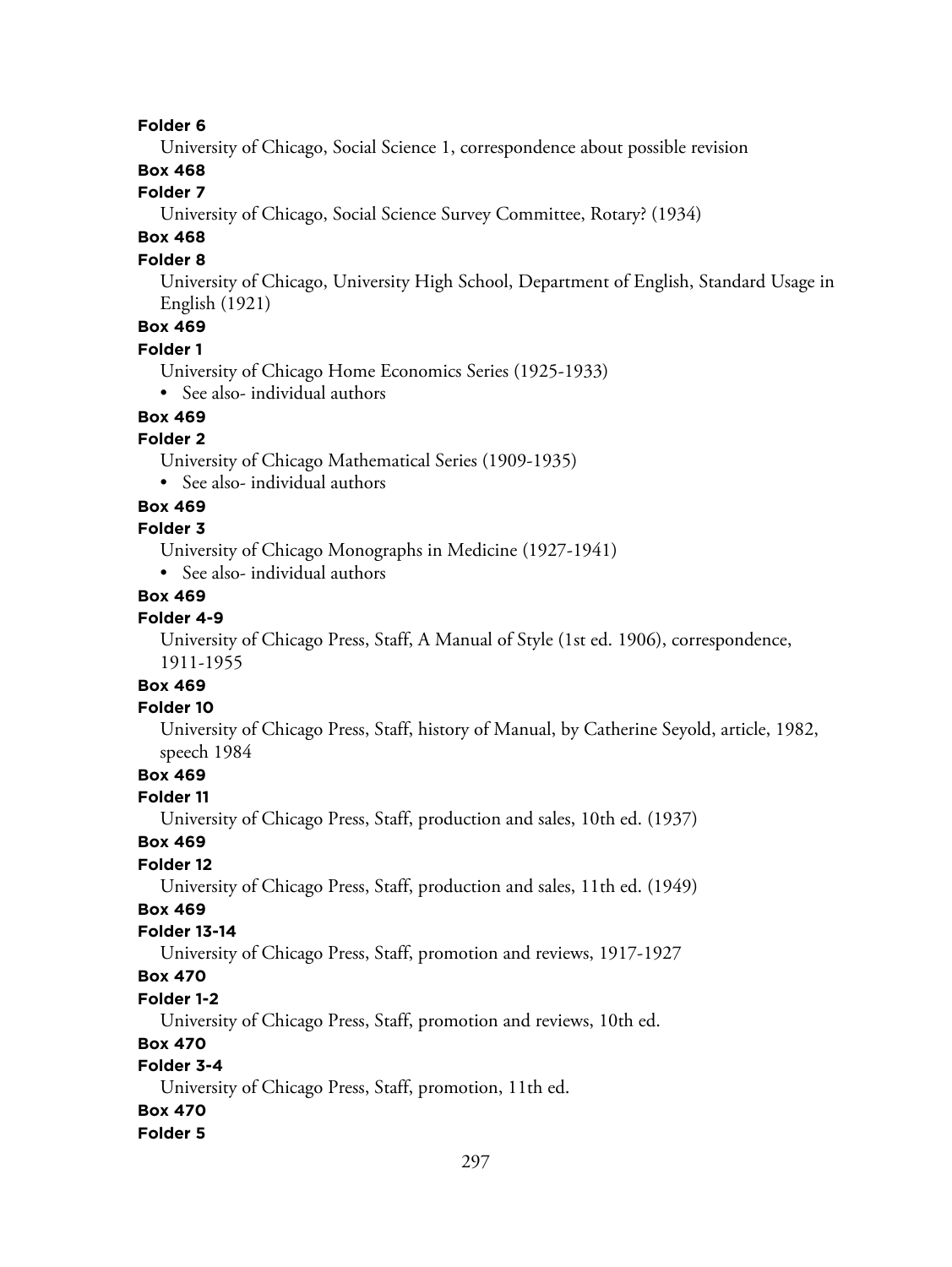**Folder 6**

University of Chicago, Social Science 1, correspondence about possible revision

**Box 468**

**Folder 7**

University of Chicago, Social Science Survey Committee, Rotary? (1934)

**Box 468**

**Folder 8**

University of Chicago, University High School, Department of English, Standard Usage in English (1921)

**Box 469**

**Folder 1**

University of Chicago Home Economics Series (1925-1933)

- See also- individual authors

**Box 469**

**Folder 2**

University of Chicago Mathematical Series (1909-1935)

- See also- individual authors

**Box 469**

**Folder 3**

University of Chicago Monographs in Medicine (1927-1941)

- See also- individual authors

**Box 469**

**Folder 4-9**

University of Chicago Press, Staff, A Manual of Style (1st ed. 1906), correspondence, 1911-1955

**Box 469**

**Folder 10**

University of Chicago Press, Staff, history of Manual, by Catherine Seyold, article, 1982, speech 1984

**Box 469**

**Folder 11**

University of Chicago Press, Staff, production and sales, 10th ed. (1937)

**Box 469**

**Folder 12**

University of Chicago Press, Staff, production and sales, 11th ed. (1949)

**Box 469**

**Folder 13-14**

University of Chicago Press, Staff, promotion and reviews, 1917-1927

**Box 470**

**Folder 1-2**

University of Chicago Press, Staff, promotion and reviews, 10th ed.

**Box 470**

**Folder 3-4**

University of Chicago Press, Staff, promotion, 11th ed.

**Box 470**

**Folder 5**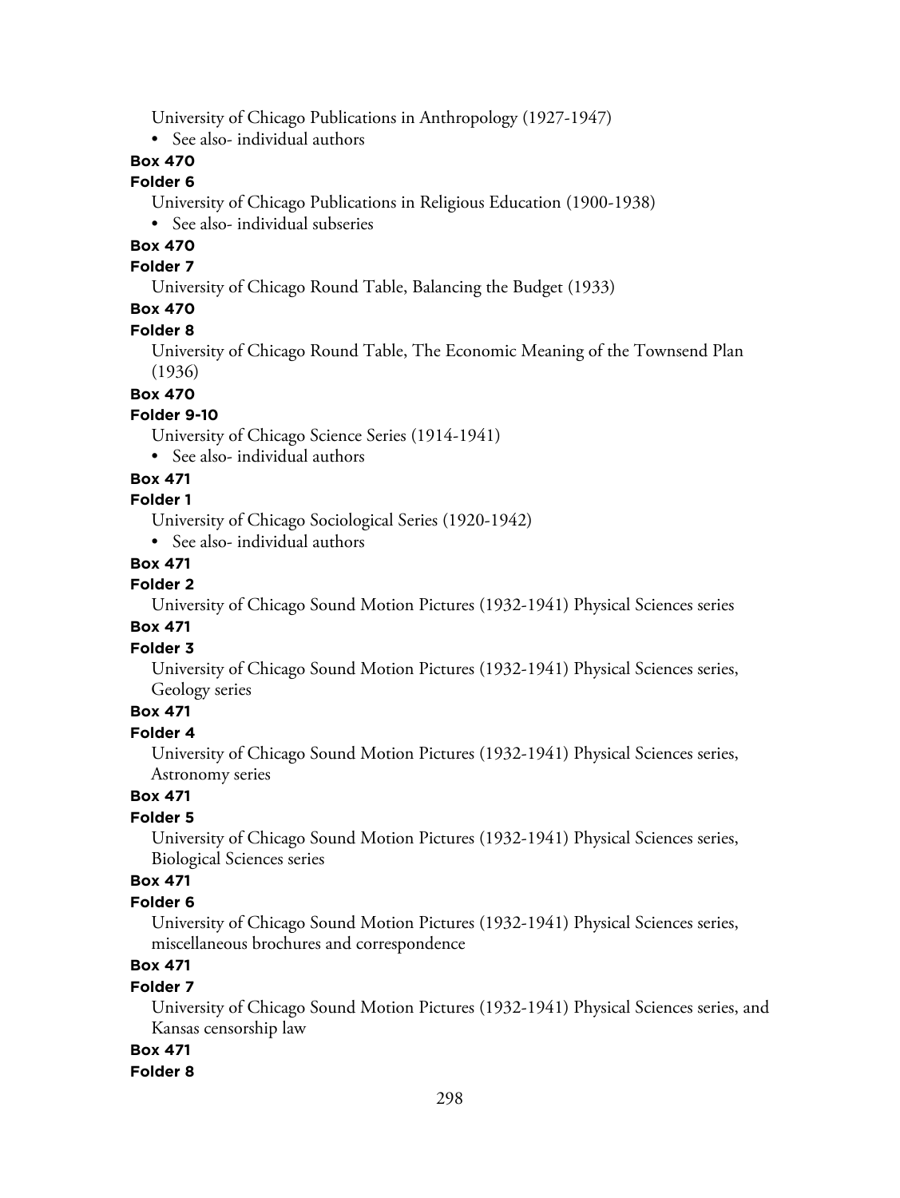University of Chicago Publications in Anthropology (1927-1947)

- See also- individual authors

**Box 470**

**Folder 6**

University of Chicago Publications in Religious Education (1900-1938)

- See also- individual subseries

**Box 470**

**Folder 7**

University of Chicago Round Table, Balancing the Budget (1933)

**Box 470**

**Folder 8**

University of Chicago Round Table, The Economic Meaning of the Townsend Plan (1936)

**Box 470**

**Folder 9-10**

University of Chicago Science Series (1914-1941)

- See also- individual authors

**Box 471**

**Folder 1**

University of Chicago Sociological Series (1920-1942)

- See also- individual authors

**Box 471**

**Folder 2**

University of Chicago Sound Motion Pictures (1932-1941) Physical Sciences series

**Box 471**

**Folder 3**

University of Chicago Sound Motion Pictures (1932-1941) Physical Sciences series, Geology series

**Box 471**

**Folder 4**

University of Chicago Sound Motion Pictures (1932-1941) Physical Sciences series, Astronomy series

**Box 471**

**Folder 5**

University of Chicago Sound Motion Pictures (1932-1941) Physical Sciences series, Biological Sciences series

**Box 471**

**Folder 6**

University of Chicago Sound Motion Pictures (1932-1941) Physical Sciences series, miscellaneous brochures and correspondence

**Box 471**

**Folder 7**

University of Chicago Sound Motion Pictures (1932-1941) Physical Sciences series, and Kansas censorship law

**Box 471**

**Folder 8**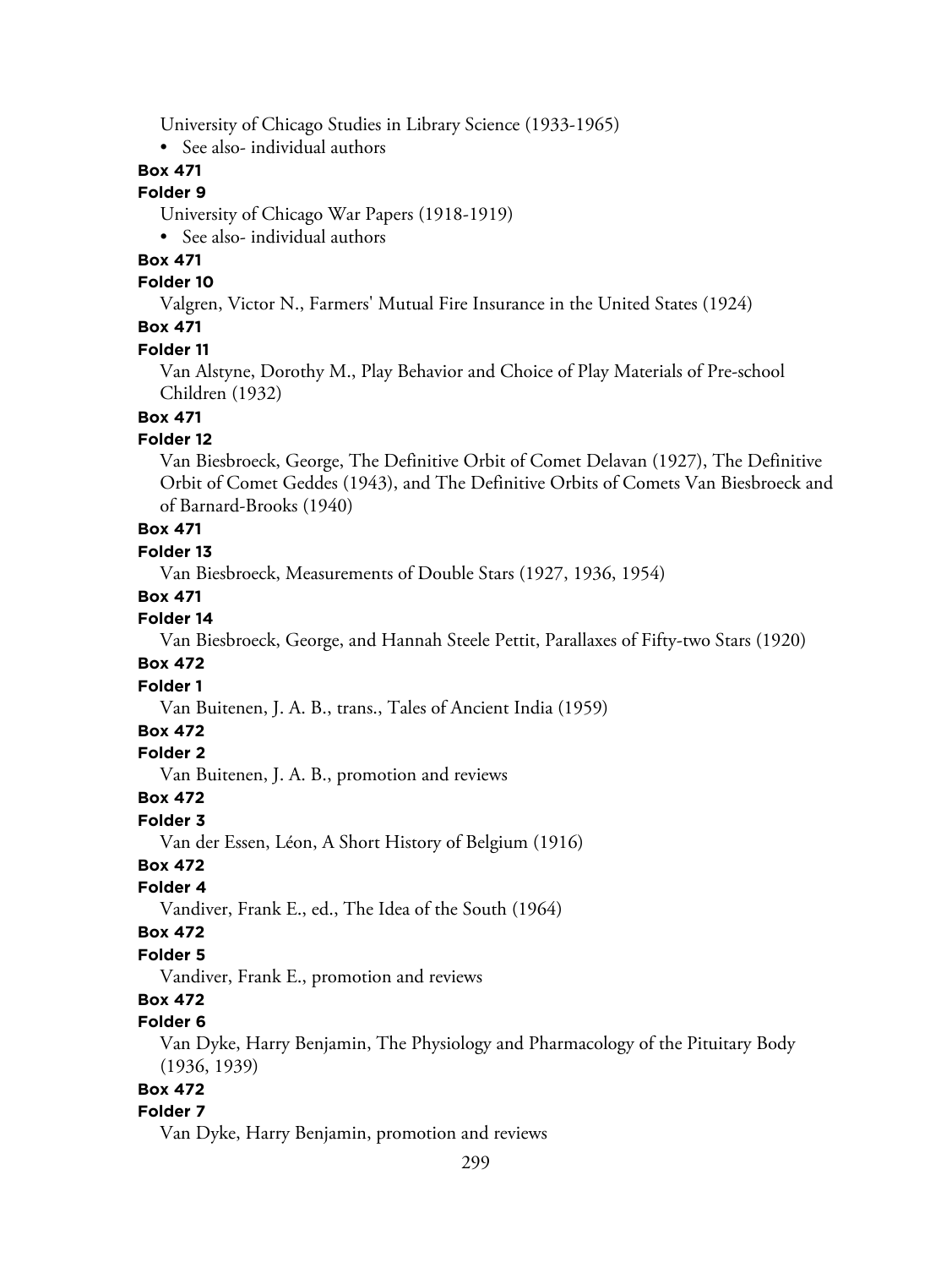University of Chicago Studies in Library Science (1933-1965)

- See also- individual authors

**Box 471**

**Folder 9**

University of Chicago War Papers (1918-1919)

- See also- individual authors

**Box 471**

**Folder 10**

Valgren, Victor N., Farmers' Mutual Fire Insurance in the United States (1924)

**Box 471**

**Folder 11**

Van Alstyne, Dorothy M., Play Behavior and Choice of Play Materials of Pre-school Children (1932)

**Box 471**

**Folder 12**

Van Biesbroeck, George, The Definitive Orbit of Comet Delavan (1927), The Definitive Orbit of Comet Geddes (1943), and The Definitive Orbits of Comets Van Biesbroeck and of Barnard-Brooks (1940)

**Box 471**

**Folder 13**

Van Biesbroeck, Measurements of Double Stars (1927, 1936, 1954)

**Box 471**

**Folder 14**

Van Biesbroeck, George, and Hannah Steele Pettit, Parallaxes of Fifty-two Stars (1920)

**Box 472**

**Folder 1**

Van Buitenen, J. A. B., trans., Tales of Ancient India (1959)

**Box 472**

**Folder 2**

Van Buitenen, J. A. B., promotion and reviews

**Box 472**

**Folder 3**

Van der Essen, Léon, A Short History of Belgium (1916)

**Box 472**

**Folder 4**

Vandiver, Frank E., ed., The Idea of the South (1964)

**Box 472**

**Folder 5**

Vandiver, Frank E., promotion and reviews

**Box 472**

**Folder 6**

Van Dyke, Harry Benjamin, The Physiology and Pharmacology of the Pituitary Body (1936, 1939)

**Box 472**

**Folder 7**

Van Dyke, Harry Benjamin, promotion and reviews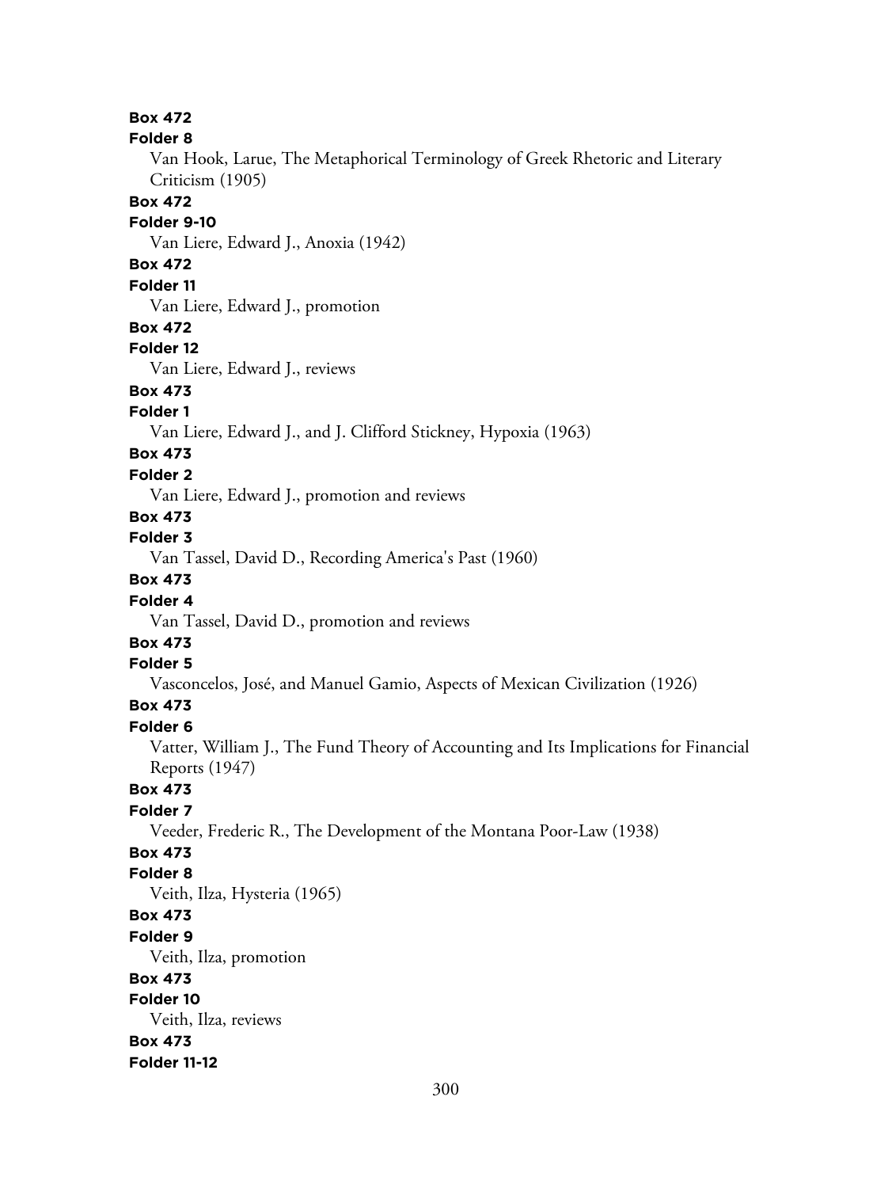**Box 472**

**Folder 8**

Van Hook, Larue, The Metaphorical Terminology of Greek Rhetoric and Literary Criticism (1905)

**Box 472**

**Folder 9-10**

Van Liere, Edward J., Anoxia (1942)

**Box 472**

**Folder 11**

Van Liere, Edward J., promotion

**Box 472**

**Folder 12**

Van Liere, Edward J., reviews

**Box 473**

**Folder 1**

Van Liere, Edward J., and J. Clifford Stickney, Hypoxia (1963)

**Box 473**

**Folder 2**

Van Liere, Edward J., promotion and reviews

**Box 473**

**Folder 3**

Van Tassel, David D., Recording America's Past (1960)

**Box 473**

**Folder 4**

Van Tassel, David D., promotion and reviews

**Box 473**

**Folder 5**

Vasconcelos, José, and Manuel Gamio, Aspects of Mexican Civilization (1926)

**Box 473**

**Folder 6**

Vatter, William J., The Fund Theory of Accounting and Its Implications for Financial Reports (1947)

**Box 473**

**Folder 7**

Veeder, Frederic R., The Development of the Montana Poor-Law (1938)

**Box 473**

**Folder 8**

Veith, Ilza, Hysteria (1965)

**Box 473**

**Folder 9**

Veith, Ilza, promotion

**Box 473**

**Folder 10**

Veith, Ilza, reviews

**Box 473**

**Folder 11-12**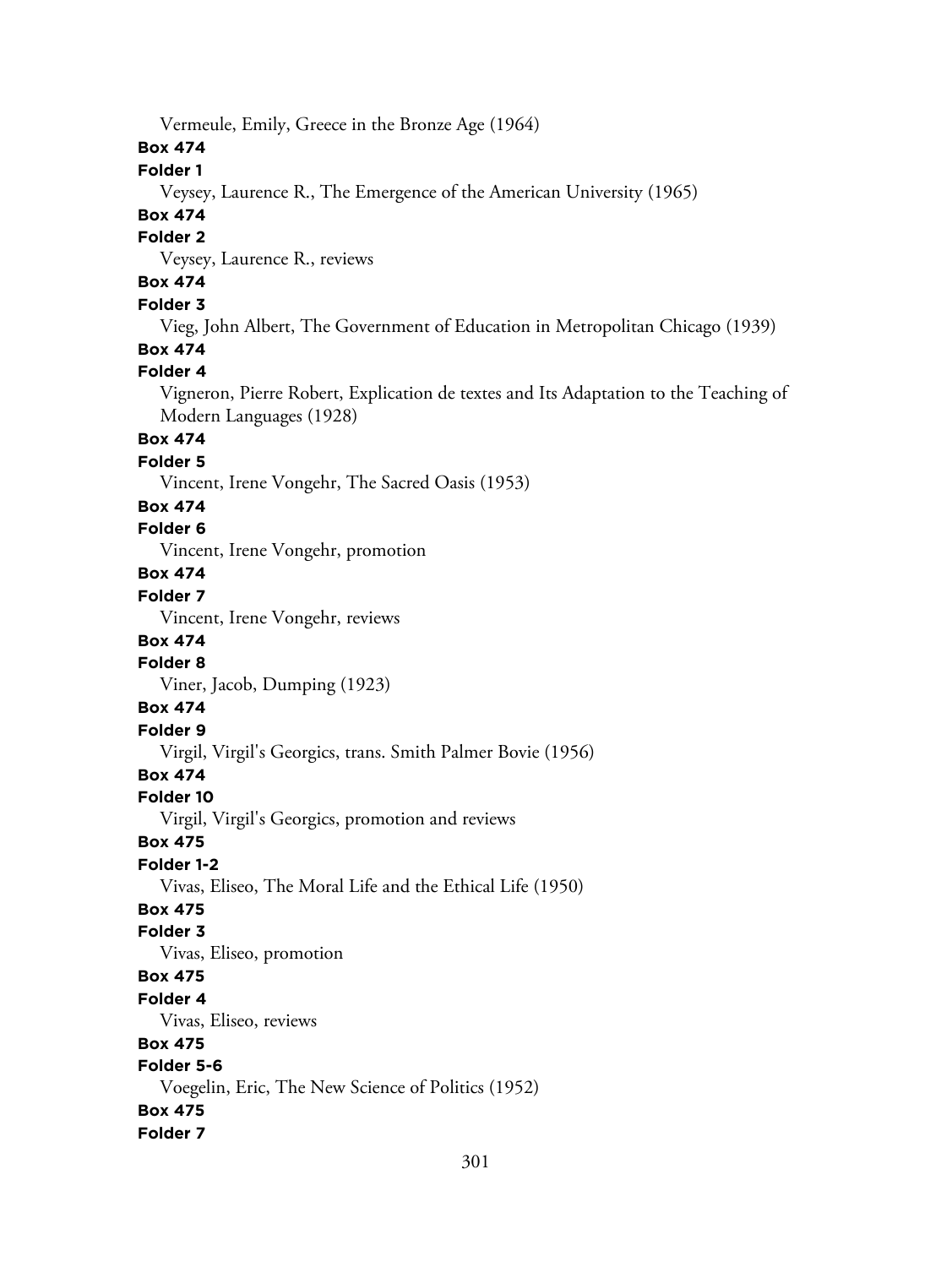Vermeule, Emily, Greece in the Bronze Age (1964)

**Box 474**

**Folder 1**

Veysey, Laurence R., The Emergence of the American University (1965)

**Box 474**

**Folder 2**

Veysey, Laurence R., reviews

**Box 474**

**Folder 3**

Vieg, John Albert, The Government of Education in Metropolitan Chicago (1939)

**Box 474**

**Folder 4**

Vigneron, Pierre Robert, Explication de textes and Its Adaptation to the Teaching of Modern Languages (1928)

**Box 474**

**Folder 5**

Vincent, Irene Vongehr, The Sacred Oasis (1953)

**Box 474**

**Folder 6**

Vincent, Irene Vongehr, promotion

**Box 474**

**Folder 7**

Vincent, Irene Vongehr, reviews

**Box 474**

**Folder 8**

Viner, Jacob, Dumping (1923)

**Box 474**

**Folder 9**

Virgil, Virgil's Georgics, trans. Smith Palmer Bovie (1956)

**Box 474**

**Folder 10**

Virgil, Virgil's Georgics, promotion and reviews

**Box 475**

**Folder 1-2**

Vivas, Eliseo, The Moral Life and the Ethical Life (1950)

**Box 475**

**Folder 3**

Vivas, Eliseo, promotion

**Box 475**

**Folder 4**

Vivas, Eliseo, reviews

**Box 475**

**Folder 5-6**

Voegelin, Eric, The New Science of Politics (1952)

**Box 475**

**Folder 7**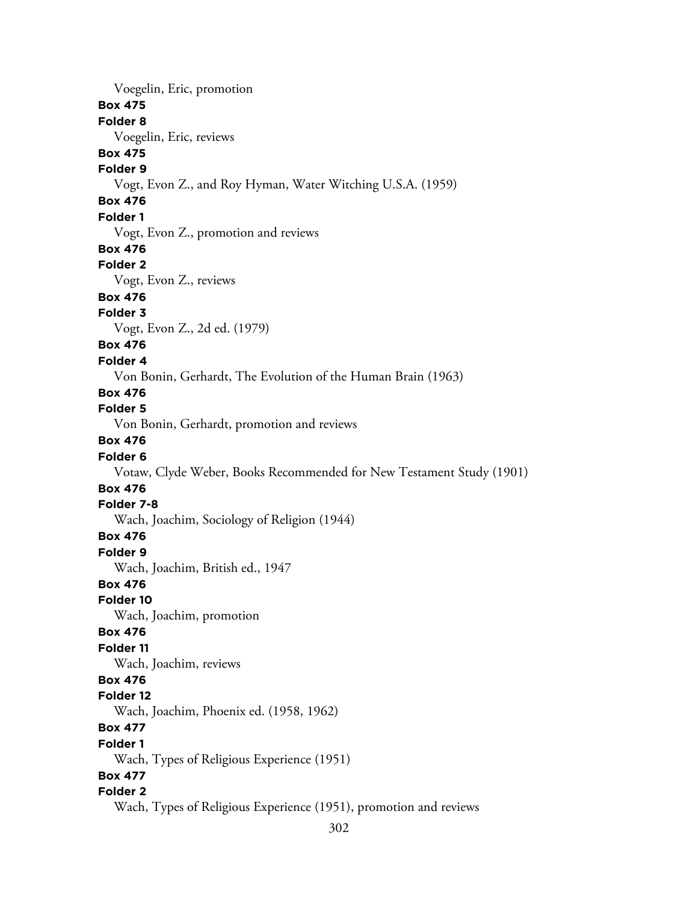Voegelin, Eric, promotion

**Box 475**

**Folder 8**

Voegelin, Eric, reviews

**Box 475**

**Folder 9**

Vogt, Evon Z., and Roy Hyman, Water Witching U.S.A. (1959)

**Box 476**

**Folder 1**

Vogt, Evon Z., promotion and reviews

**Box 476**

**Folder 2**

Vogt, Evon Z., reviews

**Box 476**

**Folder 3**

Vogt, Evon Z., 2d ed. (1979)

**Box 476**

**Folder 4**

Von Bonin, Gerhardt, The Evolution of the Human Brain (1963)

**Box 476**

**Folder 5**

Von Bonin, Gerhardt, promotion and reviews

**Box 476**

**Folder 6**

Votaw, Clyde Weber, Books Recommended for New Testament Study (1901)

**Box 476**

**Folder 7-8**

Wach, Joachim, Sociology of Religion (1944)

**Box 476**

**Folder 9**

Wach, Joachim, British ed., 1947

**Box 476**

**Folder 10**

Wach, Joachim, promotion

**Box 476**

**Folder 11**

Wach, Joachim, reviews

**Box 476**

**Folder 12**

Wach, Joachim, Phoenix ed. (1958, 1962)

**Box 477**

**Folder 1**

Wach, Types of Religious Experience (1951)

**Box 477**

**Folder 2**

Wach, Types of Religious Experience (1951), promotion and reviews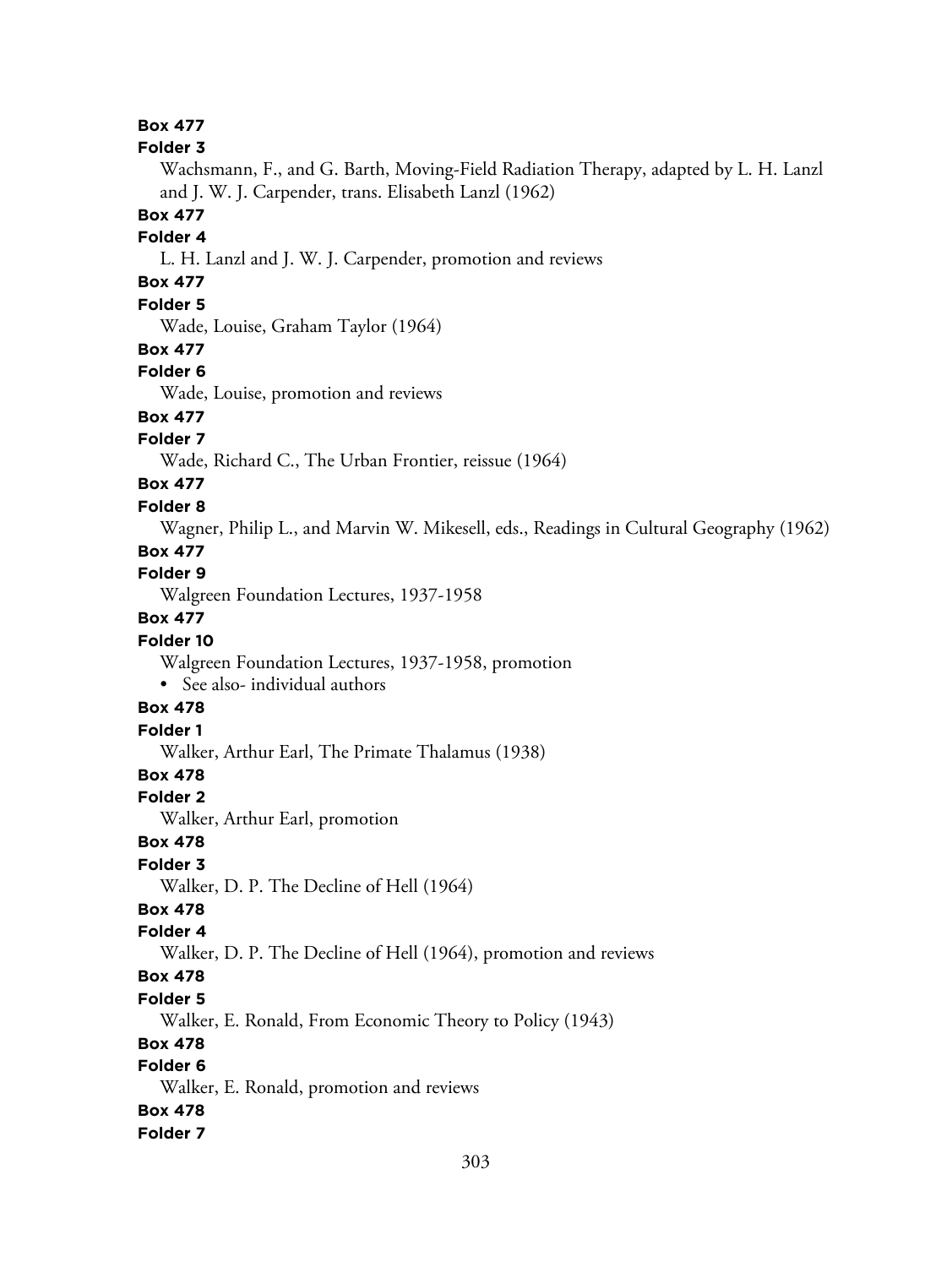**Box 477**
**Folder 3**
Wachsmann, F., and G. Barth, Moving-Field Radiation Therapy, adapted by L. H. Lanzl and J. W. J. Carpender, trans. Elisabeth Lanzl (1962)

**Box 477**
**Folder 4**
L. H. Lanzl and J. W. J. Carpender, promotion and reviews

**Box 477**
**Folder 5**
Wade, Louise, Graham Taylor (1964)

**Box 477**
**Folder 6**
Wade, Louise, promotion and reviews

**Box 477**
**Folder 7**
Wade, Richard C., The Urban Frontier, reissue (1964)

**Box 477**
**Folder 8**
Wagner, Philip L., and Marvin W. Mikesell, eds., Readings in Cultural Geography (1962)

**Box 477**
**Folder 9**
Walgreen Foundation Lectures, 1937-1958

**Box 477**
**Folder 10**
Walgreen Foundation Lectures, 1937-1958, promotion

- See also- individual authors

**Box 478**
**Folder 1**
Walker, Arthur Earl, The Primate Thalamus (1938)

**Box 478**
**Folder 2**
Walker, Arthur Earl, promotion

**Box 478**
**Folder 3**
Walker, D. P. The Decline of Hell (1964)

**Box 478**
**Folder 4**
Walker, D. P. The Decline of Hell (1964), promotion and reviews

**Box 478**
**Folder 5**
Walker, E. Ronald, From Economic Theory to Policy (1943)

**Box 478**
**Folder 6**
Walker, E. Ronald, promotion and reviews

**Box 478**
**Folder 7**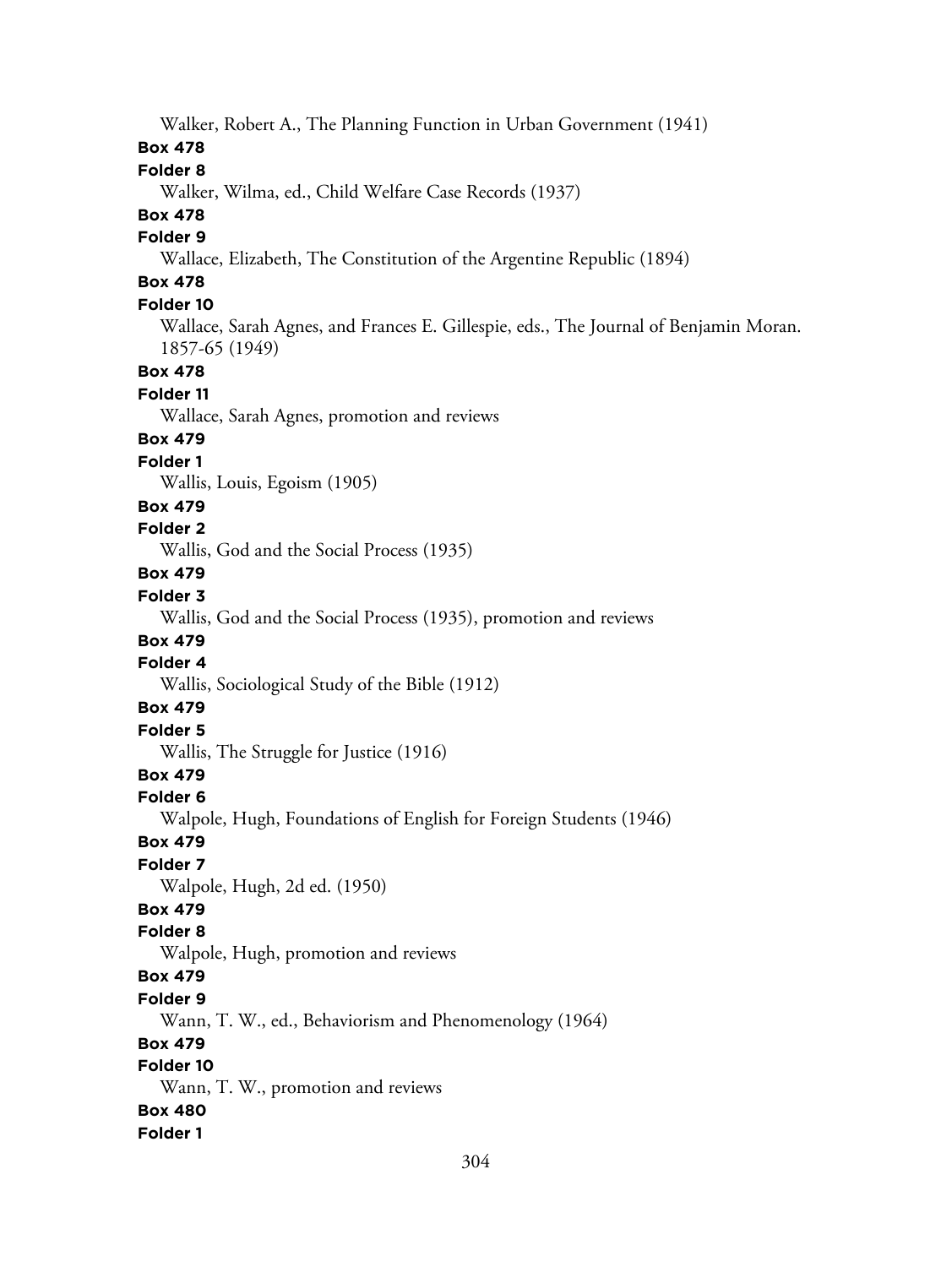Walker, Robert A., The Planning Function in Urban Government (1941)

**Box 478**

**Folder 8**

Walker, Wilma, ed., Child Welfare Case Records (1937)

**Box 478**

**Folder 9**

Wallace, Elizabeth, The Constitution of the Argentine Republic (1894)

**Box 478**

**Folder 10**

Wallace, Sarah Agnes, and Frances E. Gillespie, eds., The Journal of Benjamin Moran. 1857-65 (1949)

**Box 478**

**Folder 11**

Wallace, Sarah Agnes, promotion and reviews

**Box 479**

**Folder 1**

Wallis, Louis, Egoism (1905)

**Box 479**

**Folder 2**

Wallis, God and the Social Process (1935)

**Box 479**

**Folder 3**

Wallis, God and the Social Process (1935), promotion and reviews

**Box 479**

**Folder 4**

Wallis, Sociological Study of the Bible (1912)

**Box 479**

**Folder 5**

Wallis, The Struggle for Justice (1916)

**Box 479**

**Folder 6**

Walpole, Hugh, Foundations of English for Foreign Students (1946)

**Box 479**

**Folder 7**

Walpole, Hugh, 2d ed. (1950)

**Box 479**

**Folder 8**

Walpole, Hugh, promotion and reviews

**Box 479**

**Folder 9**

Wann, T. W., ed., Behaviorism and Phenomenology (1964)

**Box 479**

**Folder 10**

Wann, T. W., promotion and reviews

**Box 480**

**Folder 1**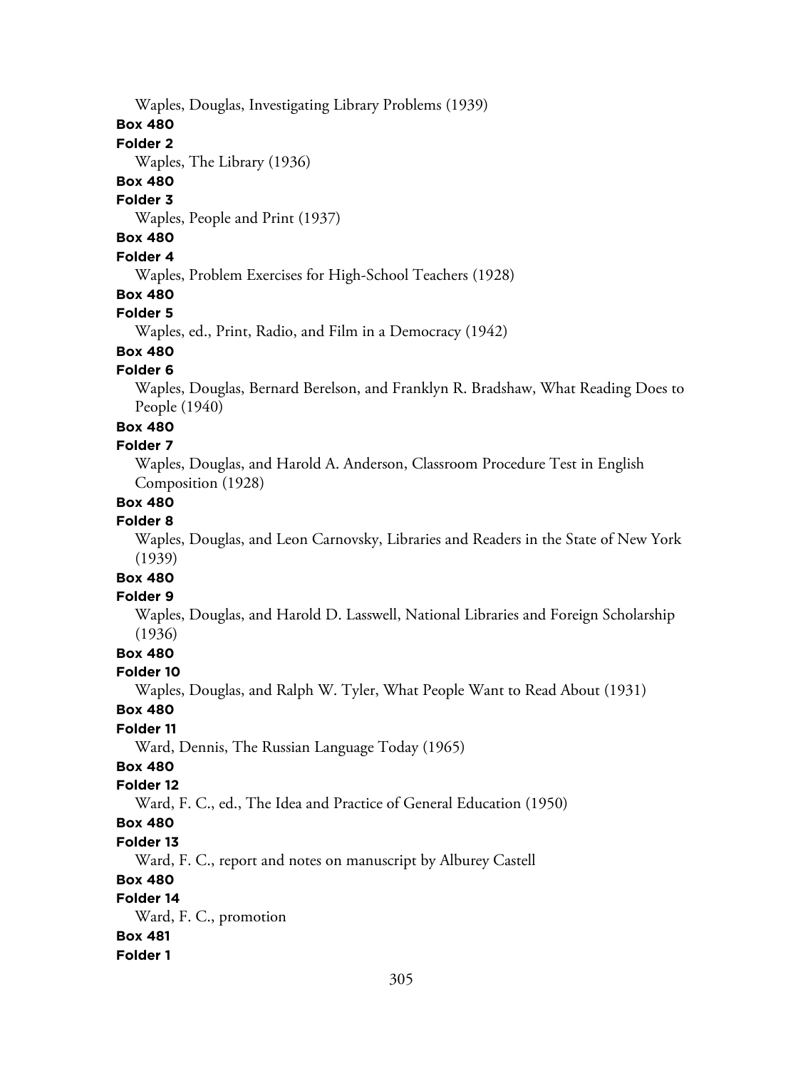Waples, Douglas, Investigating Library Problems (1939)

**Box 480**

**Folder 2**

Waples, The Library (1936)

**Box 480**

**Folder 3**

Waples, People and Print (1937)

**Box 480**

**Folder 4**

Waples, Problem Exercises for High-School Teachers (1928)

**Box 480**

**Folder 5**

Waples, ed., Print, Radio, and Film in a Democracy (1942)

**Box 480**

**Folder 6**

Waples, Douglas, Bernard Berelson, and Franklyn R. Bradshaw, What Reading Does to People (1940)

**Box 480**

**Folder 7**

Waples, Douglas, and Harold A. Anderson, Classroom Procedure Test in English Composition (1928)

**Box 480**

**Folder 8**

Waples, Douglas, and Leon Carnovsky, Libraries and Readers in the State of New York (1939)

**Box 480**

**Folder 9**

Waples, Douglas, and Harold D. Lasswell, National Libraries and Foreign Scholarship (1936)

**Box 480**

**Folder 10**

Waples, Douglas, and Ralph W. Tyler, What People Want to Read About (1931)

**Box 480**

**Folder 11**

Ward, Dennis, The Russian Language Today (1965)

**Box 480**

**Folder 12**

Ward, F. C., ed., The Idea and Practice of General Education (1950)

**Box 480**

**Folder 13**

Ward, F. C., report and notes on manuscript by Alburey Castell

**Box 480**

**Folder 14**

Ward, F. C., promotion

**Box 481**

**Folder 1**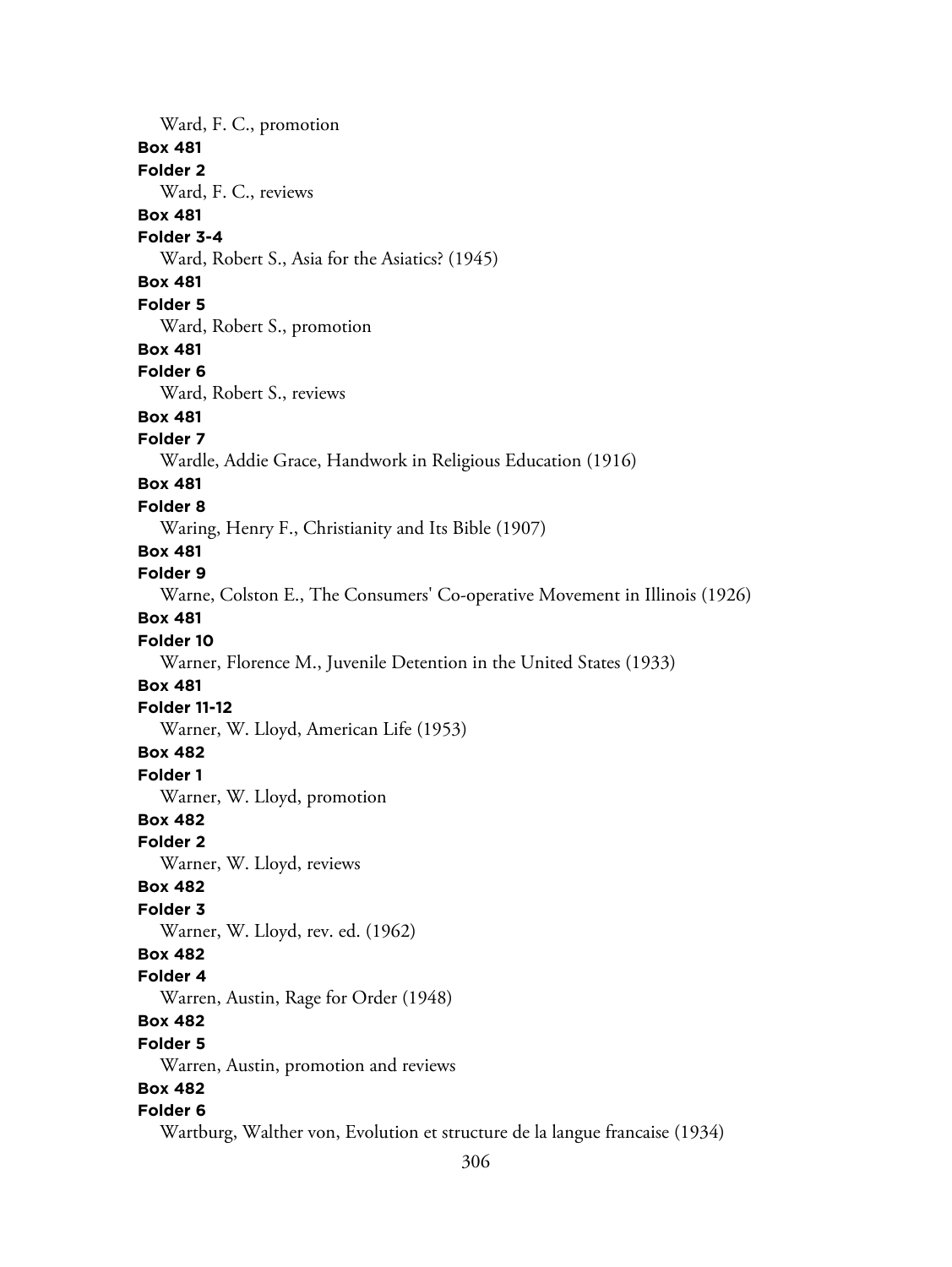Ward, F. C., promotion

**Box 481**

**Folder 2**

Ward, F. C., reviews

**Box 481**

**Folder 3-4**

Ward, Robert S., Asia for the Asiatics? (1945)

**Box 481**

**Folder 5**

Ward, Robert S., promotion

**Box 481**

**Folder 6**

Ward, Robert S., reviews

**Box 481**

**Folder 7**

Wardle, Addie Grace, Handwork in Religious Education (1916)

**Box 481**

**Folder 8**

Waring, Henry F., Christianity and Its Bible (1907)

**Box 481**

**Folder 9**

Warne, Colston E., The Consumers' Co-operative Movement in Illinois (1926)

**Box 481**

**Folder 10**

Warner, Florence M., Juvenile Detention in the United States (1933)

**Box 481**

**Folder 11-12**

Warner, W. Lloyd, American Life (1953)

**Box 482**

**Folder 1**

Warner, W. Lloyd, promotion

**Box 482**

**Folder 2**

Warner, W. Lloyd, reviews

**Box 482**

**Folder 3**

Warner, W. Lloyd, rev. ed. (1962)

**Box 482**

**Folder 4**

Warren, Austin, Rage for Order (1948)

**Box 482**

**Folder 5**

Warren, Austin, promotion and reviews

**Box 482**

**Folder 6**

Wartburg, Walther von, Evolution et structure de la langue francaise (1934)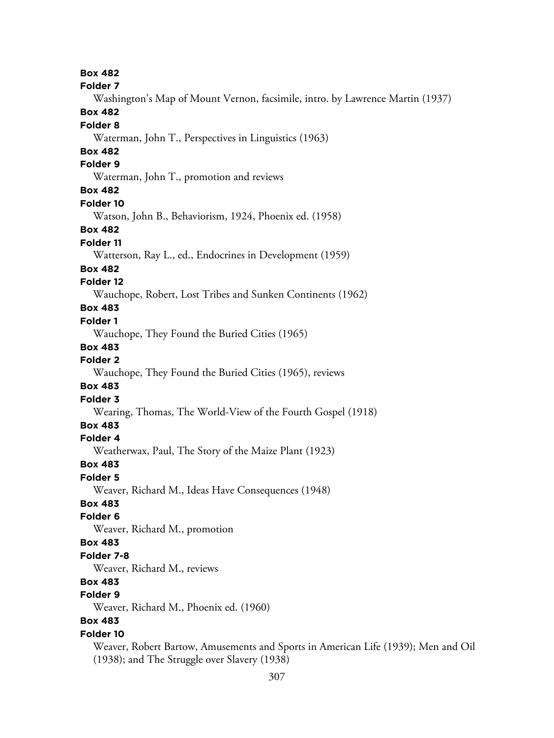**Box 482**
**Folder 7**
Washington's Map of Mount Vernon, facsimile, intro. by Lawrence Martin (1937)

**Box 482**
**Folder 8**
Waterman, John T., Perspectives in Linguistics (1963)

**Box 482**
**Folder 9**
Waterman, John T., promotion and reviews

**Box 482**
**Folder 10**
Watson, John B., Behaviorism, 1924, Phoenix ed. (1958)

**Box 482**
**Folder 11**
Watterson, Ray L., ed., Endocrines in Development (1959)

**Box 482**
**Folder 12**
Wauchope, Robert, Lost Tribes and Sunken Continents (1962)

**Box 483**
**Folder 1**
Wauchope, They Found the Buried Cities (1965)

**Box 483**
**Folder 2**
Wauchope, They Found the Buried Cities (1965), reviews

**Box 483**
**Folder 3**
Wearing, Thomas, The World-View of the Fourth Gospel (1918)

**Box 483**
**Folder 4**
Weatherwax, Paul, The Story of the Maize Plant (1923)

**Box 483**
**Folder 5**
Weaver, Richard M., Ideas Have Consequences (1948)

**Box 483**
**Folder 6**
Weaver, Richard M., promotion

**Box 483**
**Folder 7-8**
Weaver, Richard M., reviews

**Box 483**
**Folder 9**
Weaver, Richard M., Phoenix ed. (1960)

**Box 483**
**Folder 10**
Weaver, Robert Bartow, Amusements and Sports in American Life (1939); Men and Oil (1938); and The Struggle over Slavery (1938)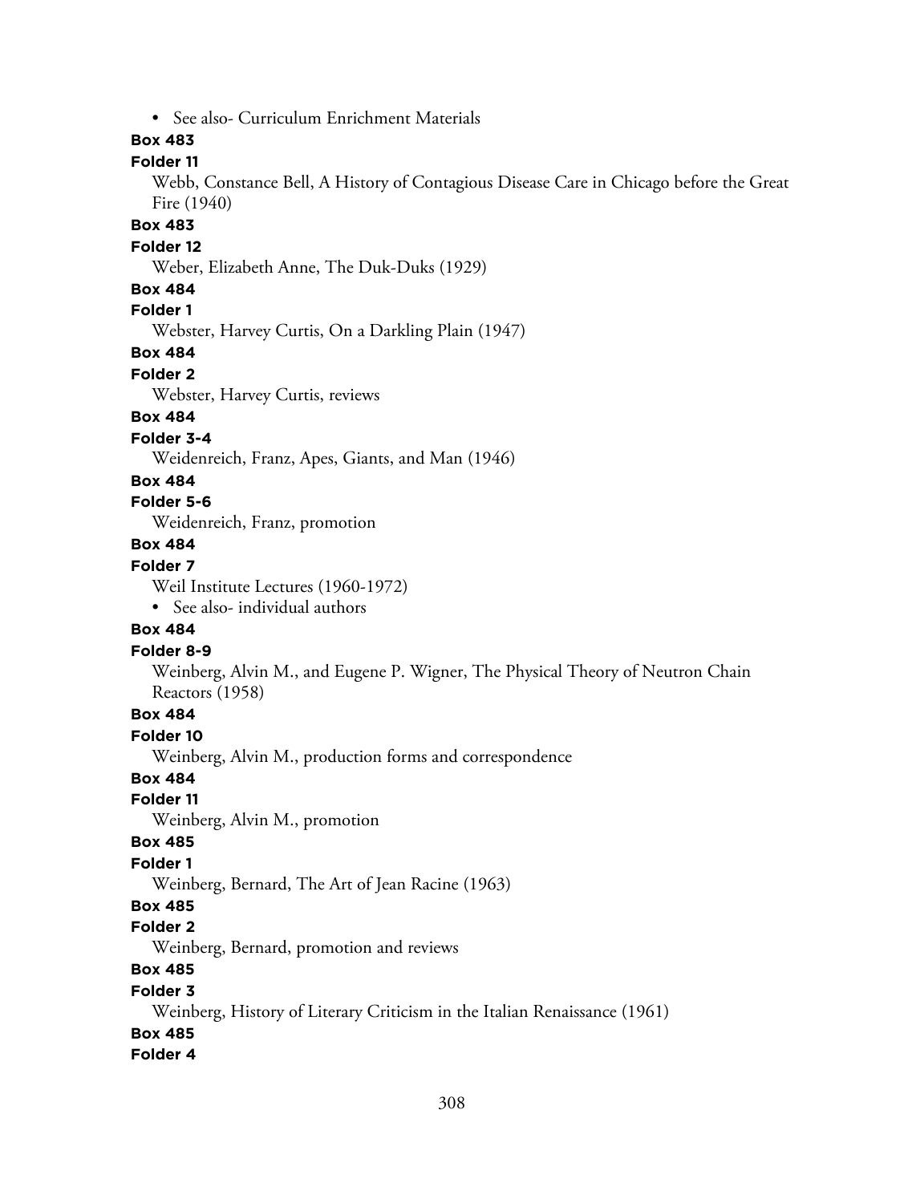- See also- Curriculum Enrichment Materials

**Box 483**

**Folder 11**

Webb, Constance Bell, A History of Contagious Disease Care in Chicago before the Great Fire (1940)

**Box 483**

**Folder 12**

Weber, Elizabeth Anne, The Duk-Duks (1929)

**Box 484**

**Folder 1**

Webster, Harvey Curtis, On a Darkling Plain (1947)

**Box 484**

**Folder 2**

Webster, Harvey Curtis, reviews

**Box 484**

**Folder 3-4**

Weidenreich, Franz, Apes, Giants, and Man (1946)

**Box 484**

**Folder 5-6**

Weidenreich, Franz, promotion

**Box 484**

**Folder 7**

Weil Institute Lectures (1960-1972)

- See also- individual authors

**Box 484**

**Folder 8-9**

Weinberg, Alvin M., and Eugene P. Wigner, The Physical Theory of Neutron Chain Reactors (1958)

**Box 484**

**Folder 10**

Weinberg, Alvin M., production forms and correspondence

**Box 484**

**Folder 11**

Weinberg, Alvin M., promotion

**Box 485**

**Folder 1**

Weinberg, Bernard, The Art of Jean Racine (1963)

**Box 485**

**Folder 2**

Weinberg, Bernard, promotion and reviews

**Box 485**

**Folder 3**

Weinberg, History of Literary Criticism in the Italian Renaissance (1961)

**Box 485**

**Folder 4**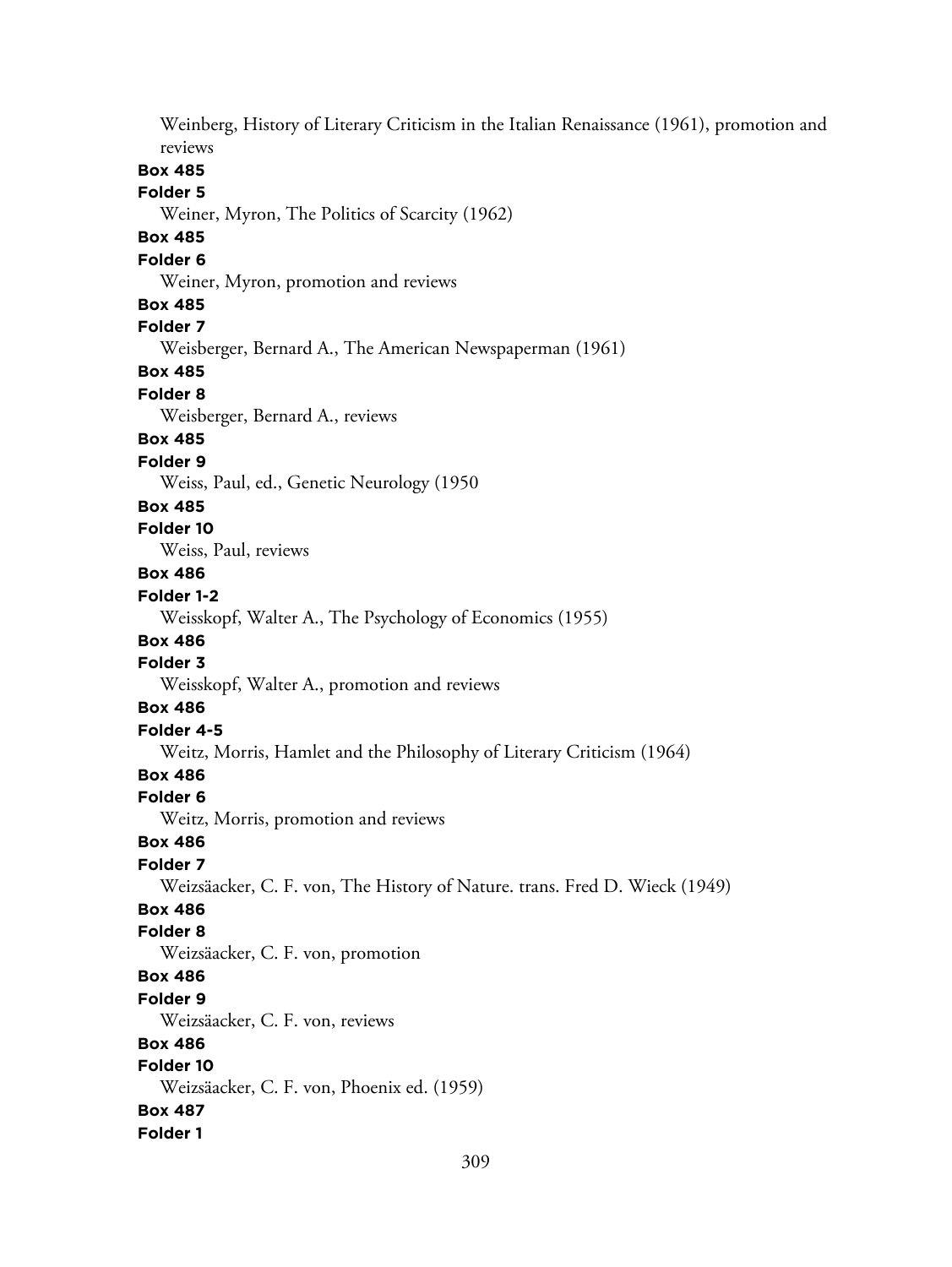Weinberg, History of Literary Criticism in the Italian Renaissance (1961), promotion and reviews

**Box 485**

**Folder 5**

Weiner, Myron, The Politics of Scarcity (1962)

**Box 485**

**Folder 6**

Weiner, Myron, promotion and reviews

**Box 485**

**Folder 7**

Weisberger, Bernard A., The American Newspaperman (1961)

**Box 485**

**Folder 8**

Weisberger, Bernard A., reviews

**Box 485**

**Folder 9**

Weiss, Paul, ed., Genetic Neurology (1950

**Box 485**

**Folder 10**

Weiss, Paul, reviews

**Box 486**

**Folder 1-2**

Weisskopf, Walter A., The Psychology of Economics (1955)

**Box 486**

**Folder 3**

Weisskopf, Walter A., promotion and reviews

**Box 486**

**Folder 4-5**

Weitz, Morris, Hamlet and the Philosophy of Literary Criticism (1964)

**Box 486**

**Folder 6**

Weitz, Morris, promotion and reviews

**Box 486**

**Folder 7**

Weizsäacker, C. F. von, The History of Nature. trans. Fred D. Wieck (1949)

**Box 486**

**Folder 8**

Weizsäacker, C. F. von, promotion

**Box 486**

**Folder 9**

Weizsäacker, C. F. von, reviews

**Box 486**

**Folder 10**

Weizsäacker, C. F. von, Phoenix ed. (1959)

**Box 487**

**Folder 1**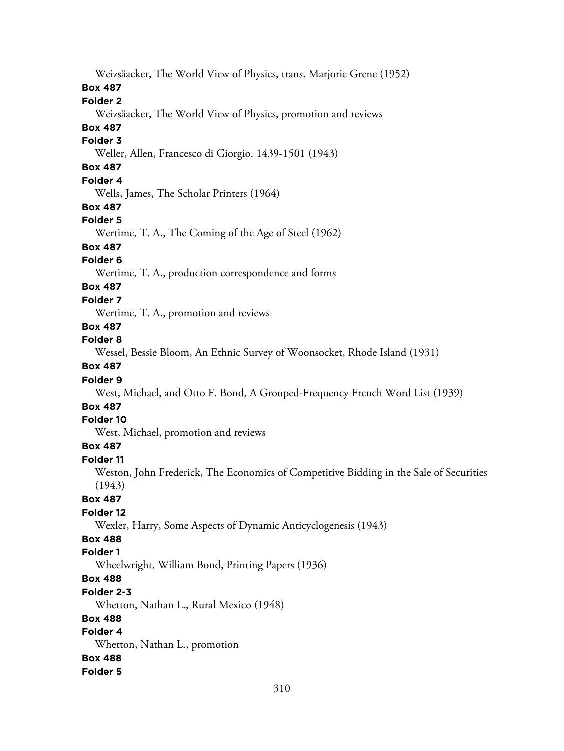Weizsäacker, The World View of Physics, trans. Marjorie Grene (1952)

**Box 487**

**Folder 2**

Weizsäacker, The World View of Physics, promotion and reviews

**Box 487**

**Folder 3**

Weller, Allen, Francesco di Giorgio. 1439-1501 (1943)

**Box 487**

**Folder 4**

Wells, James, The Scholar Printers (1964)

**Box 487**

**Folder 5**

Wertime, T. A., The Coming of the Age of Steel (1962)

**Box 487**

**Folder 6**

Wertime, T. A., production correspondence and forms

**Box 487**

**Folder 7**

Wertime, T. A., promotion and reviews

**Box 487**

**Folder 8**

Wessel, Bessie Bloom, An Ethnic Survey of Woonsocket, Rhode Island (1931)

**Box 487**

**Folder 9**

West, Michael, and Otto F. Bond, A Grouped-Frequency French Word List (1939)

**Box 487**

**Folder 10**

West, Michael, promotion and reviews

**Box 487**

**Folder 11**

Weston, John Frederick, The Economics of Competitive Bidding in the Sale of Securities (1943)

**Box 487**

**Folder 12**

Wexler, Harry, Some Aspects of Dynamic Anticyclogenesis (1943)

**Box 488**

**Folder 1**

Wheelwright, William Bond, Printing Papers (1936)

**Box 488**

**Folder 2-3**

Whetton, Nathan L., Rural Mexico (1948)

**Box 488**

**Folder 4**

Whetton, Nathan L., promotion

**Box 488**

**Folder 5**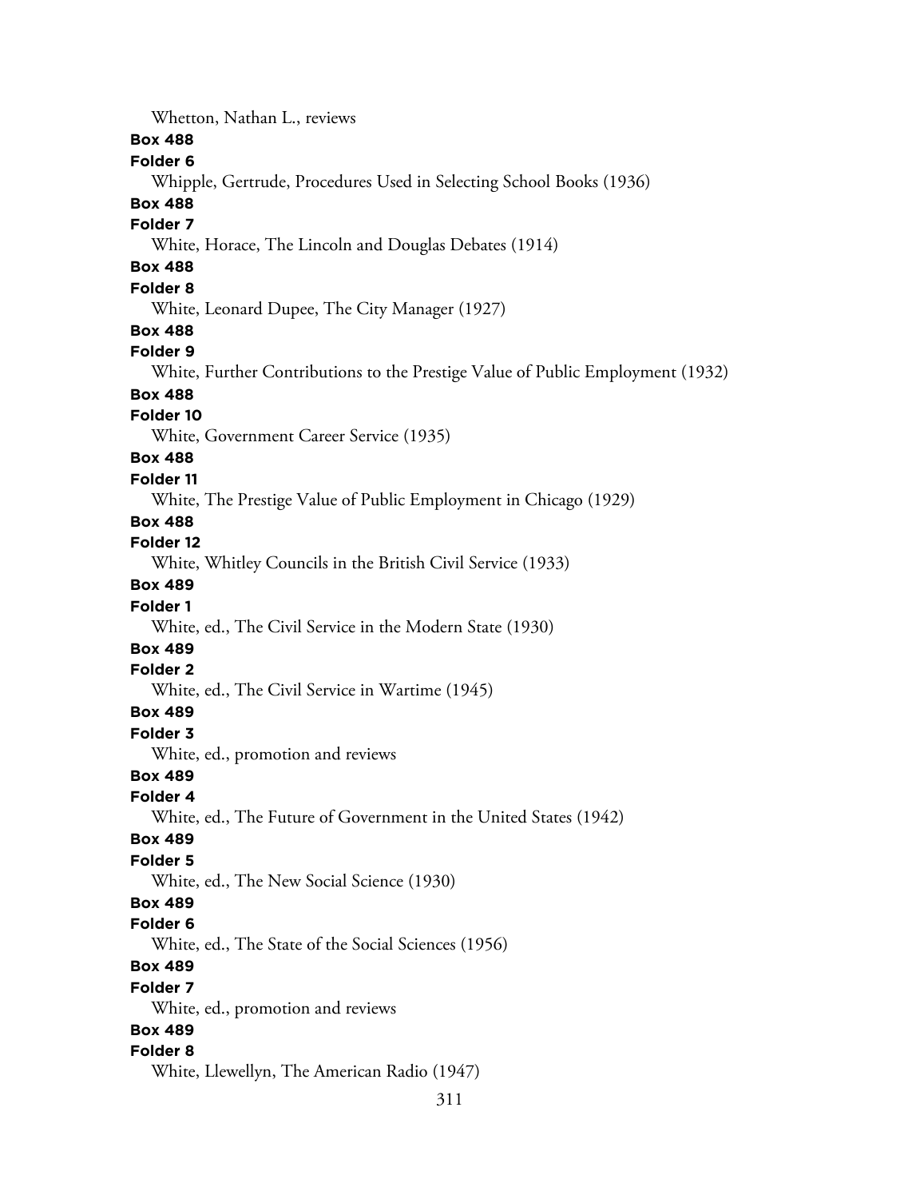Whetton, Nathan L., reviews

**Box 488**

**Folder 6**

Whipple, Gertrude, Procedures Used in Selecting School Books (1936)

**Box 488**

**Folder 7**

White, Horace, The Lincoln and Douglas Debates (1914)

**Box 488**

**Folder 8**

White, Leonard Dupee, The City Manager (1927)

**Box 488**

**Folder 9**

White, Further Contributions to the Prestige Value of Public Employment (1932)

**Box 488**

**Folder 10**

White, Government Career Service (1935)

**Box 488**

**Folder 11**

White, The Prestige Value of Public Employment in Chicago (1929)

**Box 488**

**Folder 12**

White, Whitley Councils in the British Civil Service (1933)

**Box 489**

**Folder 1**

White, ed., The Civil Service in the Modern State (1930)

**Box 489**

**Folder 2**

White, ed., The Civil Service in Wartime (1945)

**Box 489**

**Folder 3**

White, ed., promotion and reviews

**Box 489**

**Folder 4**

White, ed., The Future of Government in the United States (1942)

**Box 489**

**Folder 5**

White, ed., The New Social Science (1930)

**Box 489**

**Folder 6**

White, ed., The State of the Social Sciences (1956)

**Box 489**

**Folder 7**

White, ed., promotion and reviews

**Box 489**

**Folder 8**

White, Llewellyn, The American Radio (1947)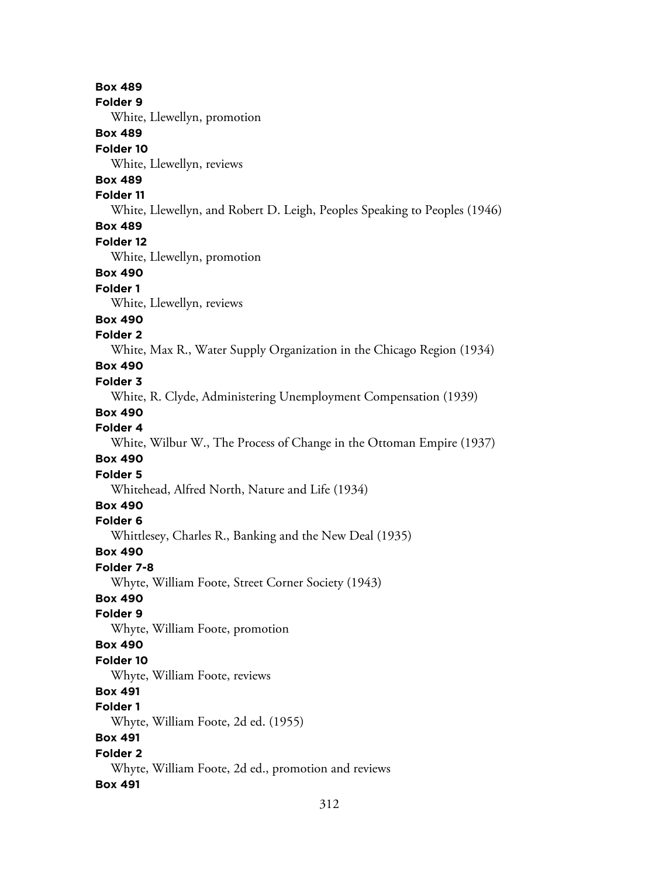**Box 489**
**Folder 9**
White, Llewellyn, promotion
**Box 489**
**Folder 10**
White, Llewellyn, reviews
**Box 489**
**Folder 11**
White, Llewellyn, and Robert D. Leigh, Peoples Speaking to Peoples (1946)
**Box 489**
**Folder 12**
White, Llewellyn, promotion
**Box 490**
**Folder 1**
White, Llewellyn, reviews
**Box 490**
**Folder 2**
White, Max R., Water Supply Organization in the Chicago Region (1934)
**Box 490**
**Folder 3**
White, R. Clyde, Administering Unemployment Compensation (1939)
**Box 490**
**Folder 4**
White, Wilbur W., The Process of Change in the Ottoman Empire (1937)
**Box 490**
**Folder 5**
Whitehead, Alfred North, Nature and Life (1934)
**Box 490**
**Folder 6**
Whittlesey, Charles R., Banking and the New Deal (1935)
**Box 490**
**Folder 7-8**
Whyte, William Foote, Street Corner Society (1943)
**Box 490**
**Folder 9**
Whyte, William Foote, promotion
**Box 490**
**Folder 10**
Whyte, William Foote, reviews
**Box 491**
**Folder 1**
Whyte, William Foote, 2d ed. (1955)
**Box 491**
**Folder 2**
Whyte, William Foote, 2d ed., promotion and reviews
**Box 491**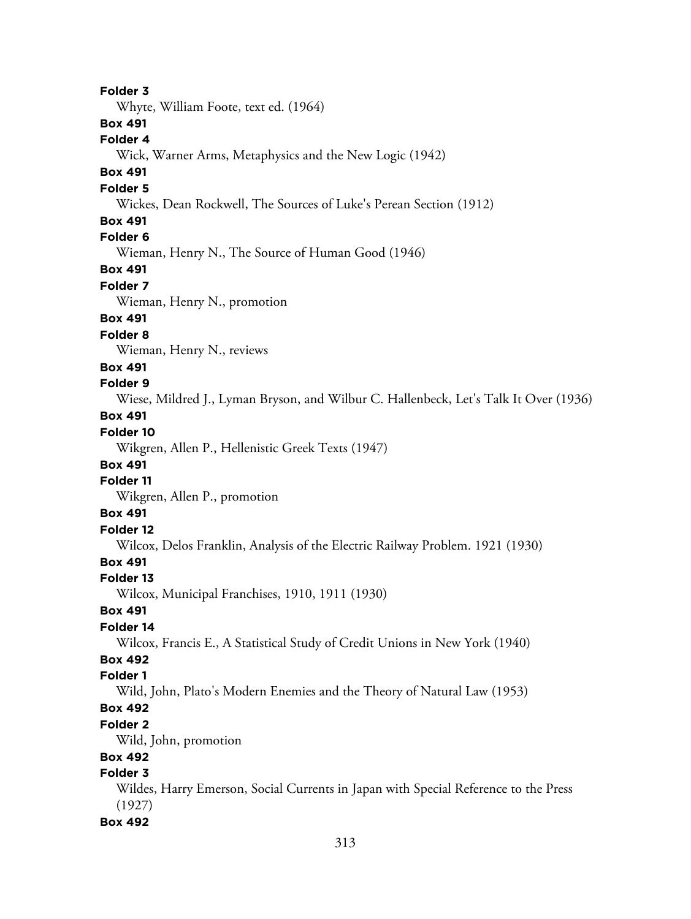**Folder 3**
Whyte, William Foote, text ed. (1964)

**Box 491**
**Folder 4**
Wick, Warner Arms, Metaphysics and the New Logic (1942)

**Box 491**
**Folder 5**
Wickes, Dean Rockwell, The Sources of Luke's Perean Section (1912)

**Box 491**
**Folder 6**
Wieman, Henry N., The Source of Human Good (1946)

**Box 491**
**Folder 7**
Wieman, Henry N., promotion

**Box 491**
**Folder 8**
Wieman, Henry N., reviews

**Box 491**
**Folder 9**
Wiese, Mildred J., Lyman Bryson, and Wilbur C. Hallenbeck, Let's Talk It Over (1936)

**Box 491**
**Folder 10**
Wikgren, Allen P., Hellenistic Greek Texts (1947)

**Box 491**
**Folder 11**
Wikgren, Allen P., promotion

**Box 491**
**Folder 12**
Wilcox, Delos Franklin, Analysis of the Electric Railway Problem. 1921 (1930)

**Box 491**
**Folder 13**
Wilcox, Municipal Franchises, 1910, 1911 (1930)

**Box 491**
**Folder 14**
Wilcox, Francis E., A Statistical Study of Credit Unions in New York (1940)

**Box 492**
**Folder 1**
Wild, John, Plato's Modern Enemies and the Theory of Natural Law (1953)

**Box 492**
**Folder 2**
Wild, John, promotion

**Box 492**
**Folder 3**
Wildes, Harry Emerson, Social Currents in Japan with Special Reference to the Press (1927)

**Box 492**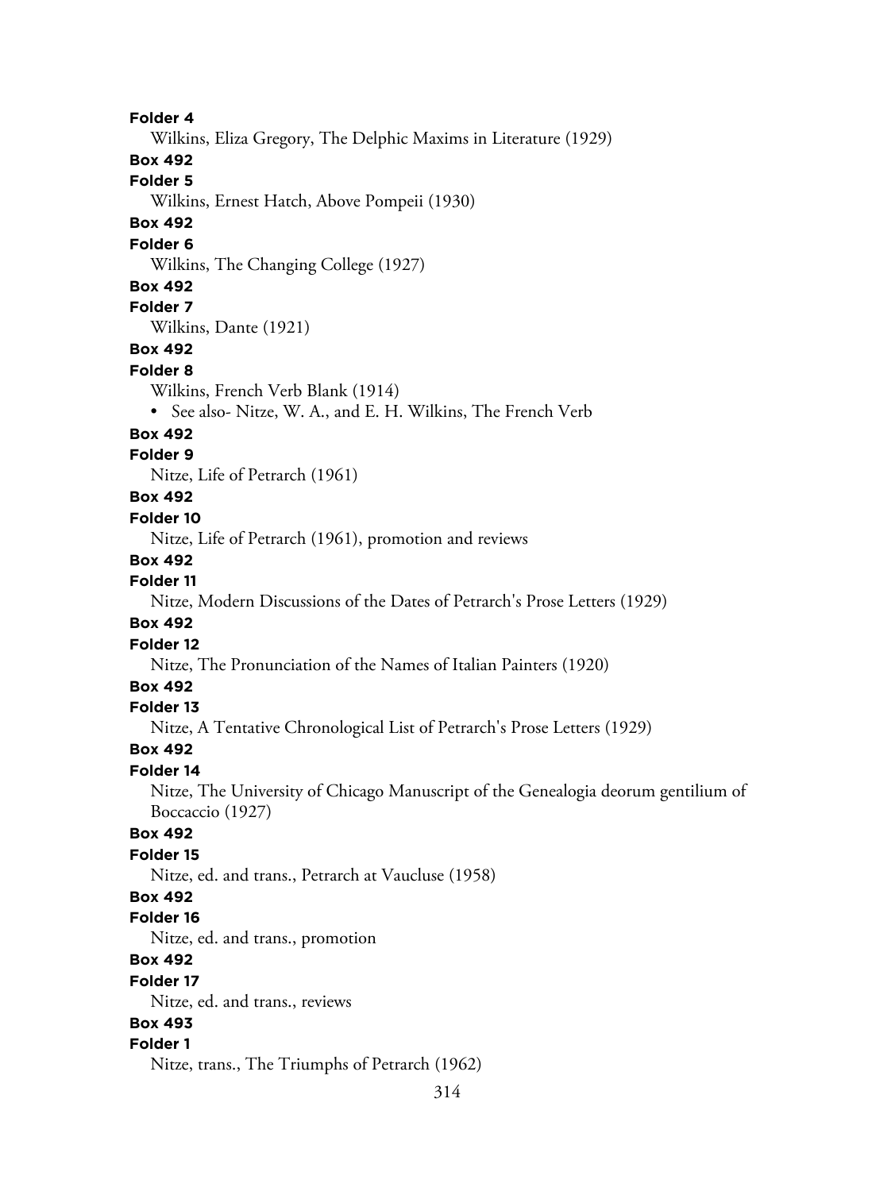**Folder 4**

Wilkins, Eliza Gregory, The Delphic Maxims in Literature (1929)

**Box 492**

**Folder 5**

Wilkins, Ernest Hatch, Above Pompeii (1930)

**Box 492**

**Folder 6**

Wilkins, The Changing College (1927)

**Box 492**

**Folder 7**

Wilkins, Dante (1921)

**Box 492**

**Folder 8**

Wilkins, French Verb Blank (1914)

- See also- Nitze, W. A., and E. H. Wilkins, The French Verb

**Box 492**

**Folder 9**

Nitze, Life of Petrarch (1961)

**Box 492**

**Folder 10**

Nitze, Life of Petrarch (1961), promotion and reviews

**Box 492**

**Folder 11**

Nitze, Modern Discussions of the Dates of Petrarch's Prose Letters (1929)

**Box 492**

**Folder 12**

Nitze, The Pronunciation of the Names of Italian Painters (1920)

**Box 492**

**Folder 13**

Nitze, A Tentative Chronological List of Petrarch's Prose Letters (1929)

**Box 492**

**Folder 14**

Nitze, The University of Chicago Manuscript of the Genealogia deorum gentilium of Boccaccio (1927)

**Box 492**

**Folder 15**

Nitze, ed. and trans., Petrarch at Vaucluse (1958)

**Box 492**

**Folder 16**

Nitze, ed. and trans., promotion

**Box 492**

**Folder 17**

Nitze, ed. and trans., reviews

**Box 493**

**Folder 1**

Nitze, trans., The Triumphs of Petrarch (1962)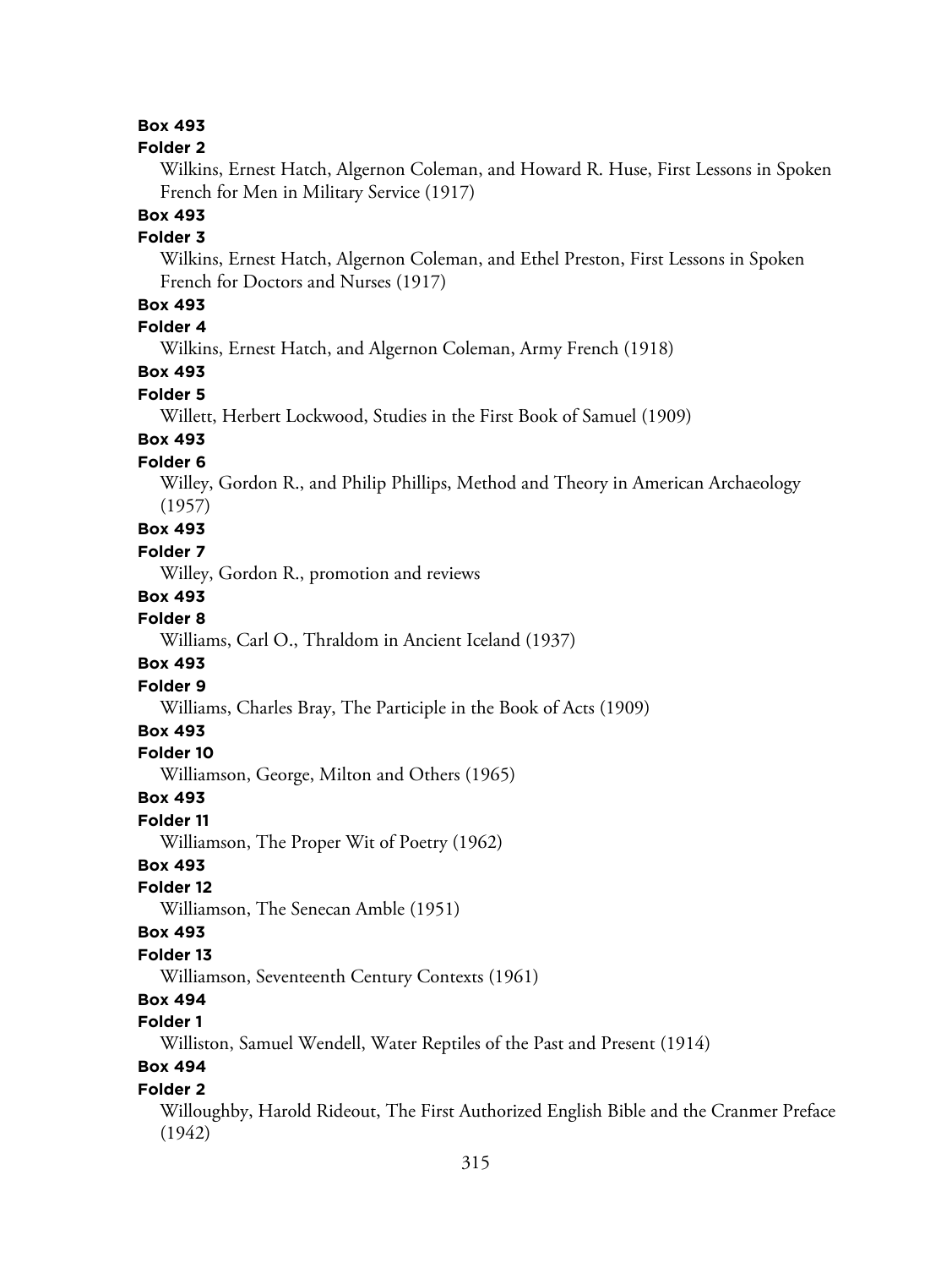**Box 493**

**Folder 2**

Wilkins, Ernest Hatch, Algernon Coleman, and Howard R. Huse, First Lessons in Spoken French for Men in Military Service (1917)

**Box 493**

**Folder 3**

Wilkins, Ernest Hatch, Algernon Coleman, and Ethel Preston, First Lessons in Spoken French for Doctors and Nurses (1917)

**Box 493**

**Folder 4**

Wilkins, Ernest Hatch, and Algernon Coleman, Army French (1918)

**Box 493**

**Folder 5**

Willett, Herbert Lockwood, Studies in the First Book of Samuel (1909)

**Box 493**

**Folder 6**

Willey, Gordon R., and Philip Phillips, Method and Theory in American Archaeology (1957)

**Box 493**

**Folder 7**

Willey, Gordon R., promotion and reviews

**Box 493**

**Folder 8**

Williams, Carl O., Thraldom in Ancient Iceland (1937)

**Box 493**

**Folder 9**

Williams, Charles Bray, The Participle in the Book of Acts (1909)

**Box 493**

**Folder 10**

Williamson, George, Milton and Others (1965)

**Box 493**

**Folder 11**

Williamson, The Proper Wit of Poetry (1962)

**Box 493**

**Folder 12**

Williamson, The Senecan Amble (1951)

**Box 493**

**Folder 13**

Williamson, Seventeenth Century Contexts (1961)

**Box 494**

**Folder 1**

Williston, Samuel Wendell, Water Reptiles of the Past and Present (1914)

**Box 494**

**Folder 2**

Willoughby, Harold Rideout, The First Authorized English Bible and the Cranmer Preface (1942)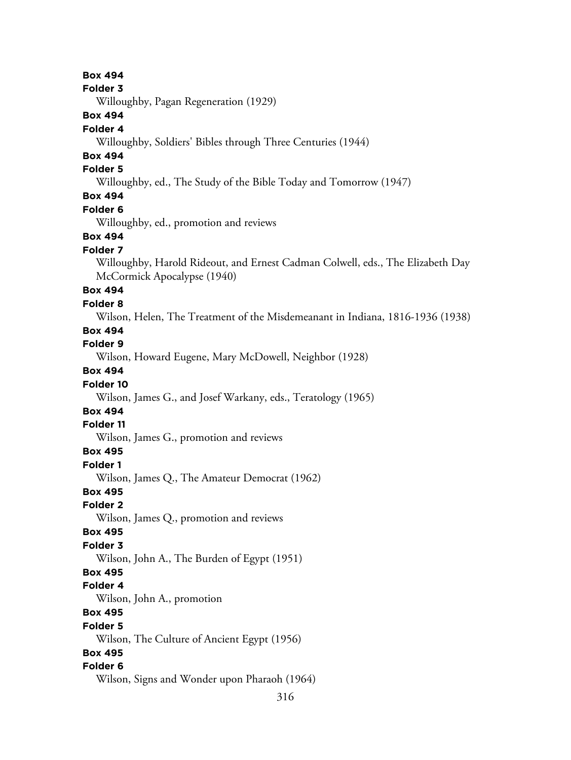**Box 494**
**Folder 3**
Willoughby, Pagan Regeneration (1929)
**Box 494**
**Folder 4**
Willoughby, Soldiers' Bibles through Three Centuries (1944)
**Box 494**
**Folder 5**
Willoughby, ed., The Study of the Bible Today and Tomorrow (1947)
**Box 494**
**Folder 6**
Willoughby, ed., promotion and reviews
**Box 494**
**Folder 7**
Willoughby, Harold Rideout, and Ernest Cadman Colwell, eds., The Elizabeth Day McCormick Apocalypse (1940)
**Box 494**
**Folder 8**
Wilson, Helen, The Treatment of the Misdemeanant in Indiana, 1816-1936 (1938)
**Box 494**
**Folder 9**
Wilson, Howard Eugene, Mary McDowell, Neighbor (1928)
**Box 494**
**Folder 10**
Wilson, James G., and Josef Warkany, eds., Teratology (1965)
**Box 494**
**Folder 11**
Wilson, James G., promotion and reviews
**Box 495**
**Folder 1**
Wilson, James Q., The Amateur Democrat (1962)
**Box 495**
**Folder 2**
Wilson, James Q., promotion and reviews
**Box 495**
**Folder 3**
Wilson, John A., The Burden of Egypt (1951)
**Box 495**
**Folder 4**
Wilson, John A., promotion
**Box 495**
**Folder 5**
Wilson, The Culture of Ancient Egypt (1956)
**Box 495**
**Folder 6**
Wilson, Signs and Wonder upon Pharaoh (1964)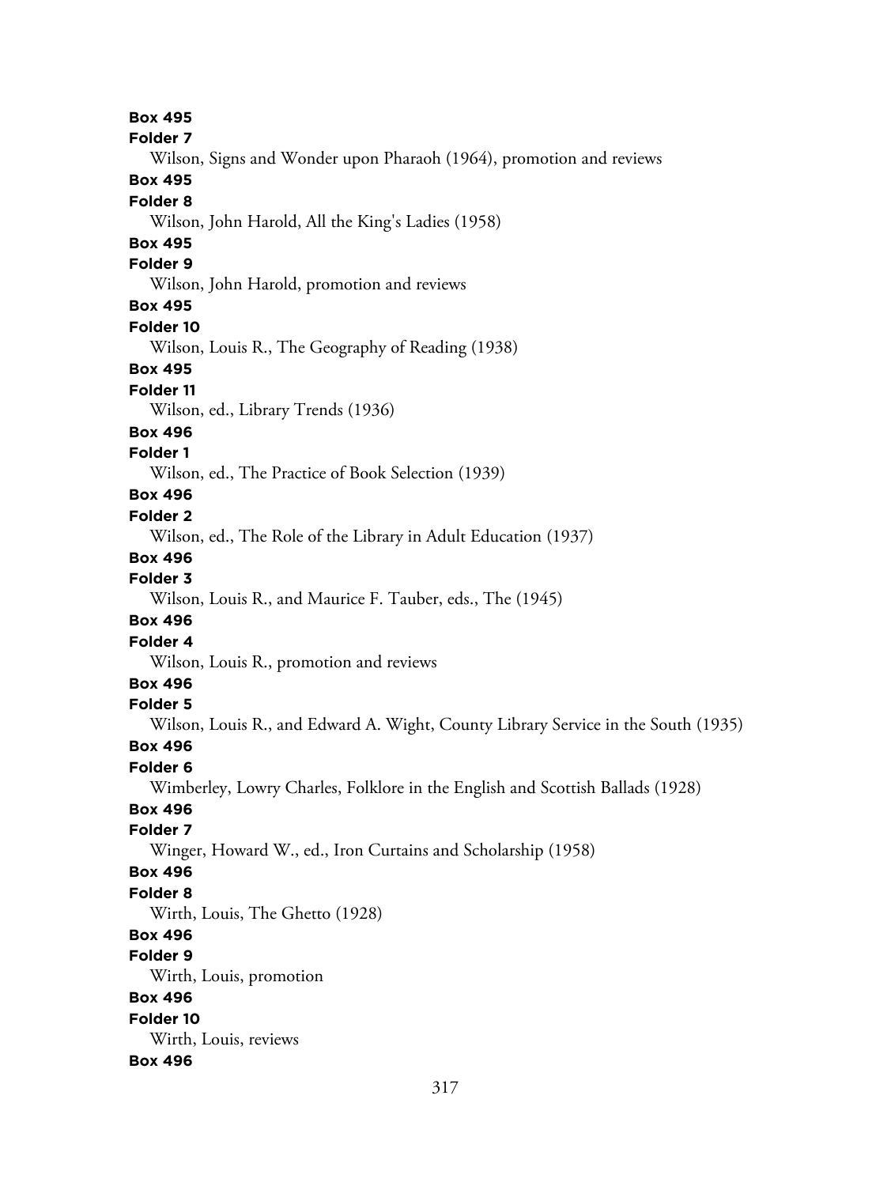**Box 495**

**Folder 7**

Wilson, Signs and Wonder upon Pharaoh (1964), promotion and reviews

**Box 495**

**Folder 8**

Wilson, John Harold, All the King's Ladies (1958)

**Box 495**

**Folder 9**

Wilson, John Harold, promotion and reviews

**Box 495**

**Folder 10**

Wilson, Louis R., The Geography of Reading (1938)

**Box 495**

**Folder 11**

Wilson, ed., Library Trends (1936)

**Box 496**

**Folder 1**

Wilson, ed., The Practice of Book Selection (1939)

**Box 496**

**Folder 2**

Wilson, ed., The Role of the Library in Adult Education (1937)

**Box 496**

**Folder 3**

Wilson, Louis R., and Maurice F. Tauber, eds., The (1945)

**Box 496**

**Folder 4**

Wilson, Louis R., promotion and reviews

**Box 496**

**Folder 5**

Wilson, Louis R., and Edward A. Wight, County Library Service in the South (1935)

**Box 496**

**Folder 6**

Wimberley, Lowry Charles, Folklore in the English and Scottish Ballads (1928)

**Box 496**

**Folder 7**

Winger, Howard W., ed., Iron Curtains and Scholarship (1958)

**Box 496**

**Folder 8**

Wirth, Louis, The Ghetto (1928)

**Box 496**

**Folder 9**

Wirth, Louis, promotion

**Box 496**

**Folder 10**

Wirth, Louis, reviews

**Box 496**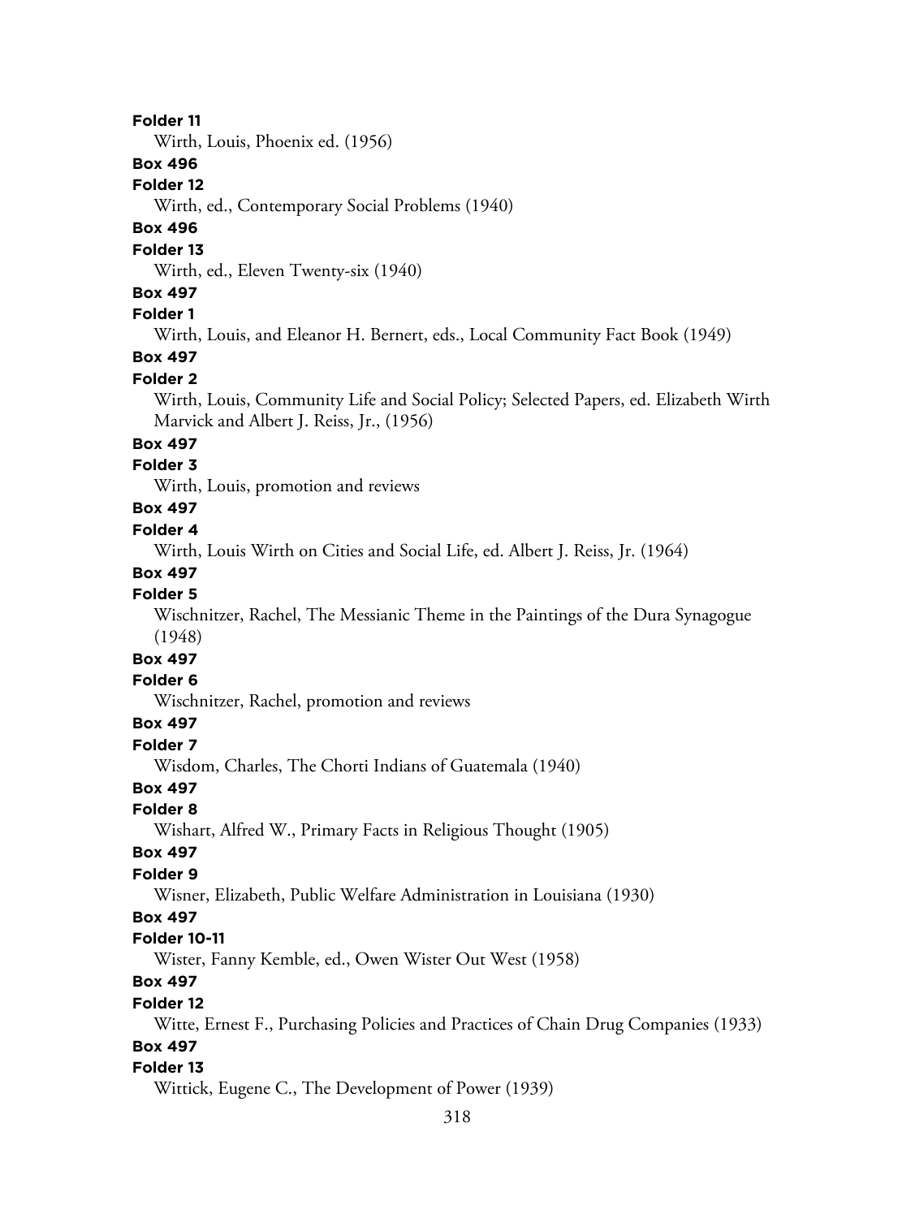**Folder 11**

Wirth, Louis, Phoenix ed. (1956)

**Box 496**

**Folder 12**

Wirth, ed., Contemporary Social Problems (1940)

**Box 496**

**Folder 13**

Wirth, ed., Eleven Twenty-six (1940)

**Box 497**

**Folder 1**

Wirth, Louis, and Eleanor H. Bernert, eds., Local Community Fact Book (1949)

**Box 497**

**Folder 2**

Wirth, Louis, Community Life and Social Policy; Selected Papers, ed. Elizabeth Wirth Marvick and Albert J. Reiss, Jr., (1956)

**Box 497**

**Folder 3**

Wirth, Louis, promotion and reviews

**Box 497**

**Folder 4**

Wirth, Louis Wirth on Cities and Social Life, ed. Albert J. Reiss, Jr. (1964)

**Box 497**

**Folder 5**

Wischnitzer, Rachel, The Messianic Theme in the Paintings of the Dura Synagogue (1948)

**Box 497**

**Folder 6**

Wischnitzer, Rachel, promotion and reviews

**Box 497**

**Folder 7**

Wisdom, Charles, The Chorti Indians of Guatemala (1940)

**Box 497**

**Folder 8**

Wishart, Alfred W., Primary Facts in Religious Thought (1905)

**Box 497**

**Folder 9**

Wisner, Elizabeth, Public Welfare Administration in Louisiana (1930)

**Box 497**

**Folder 10-11**

Wister, Fanny Kemble, ed., Owen Wister Out West (1958)

**Box 497**

**Folder 12**

Witte, Ernest F., Purchasing Policies and Practices of Chain Drug Companies (1933)

**Box 497**

**Folder 13**

Wittick, Eugene C., The Development of Power (1939)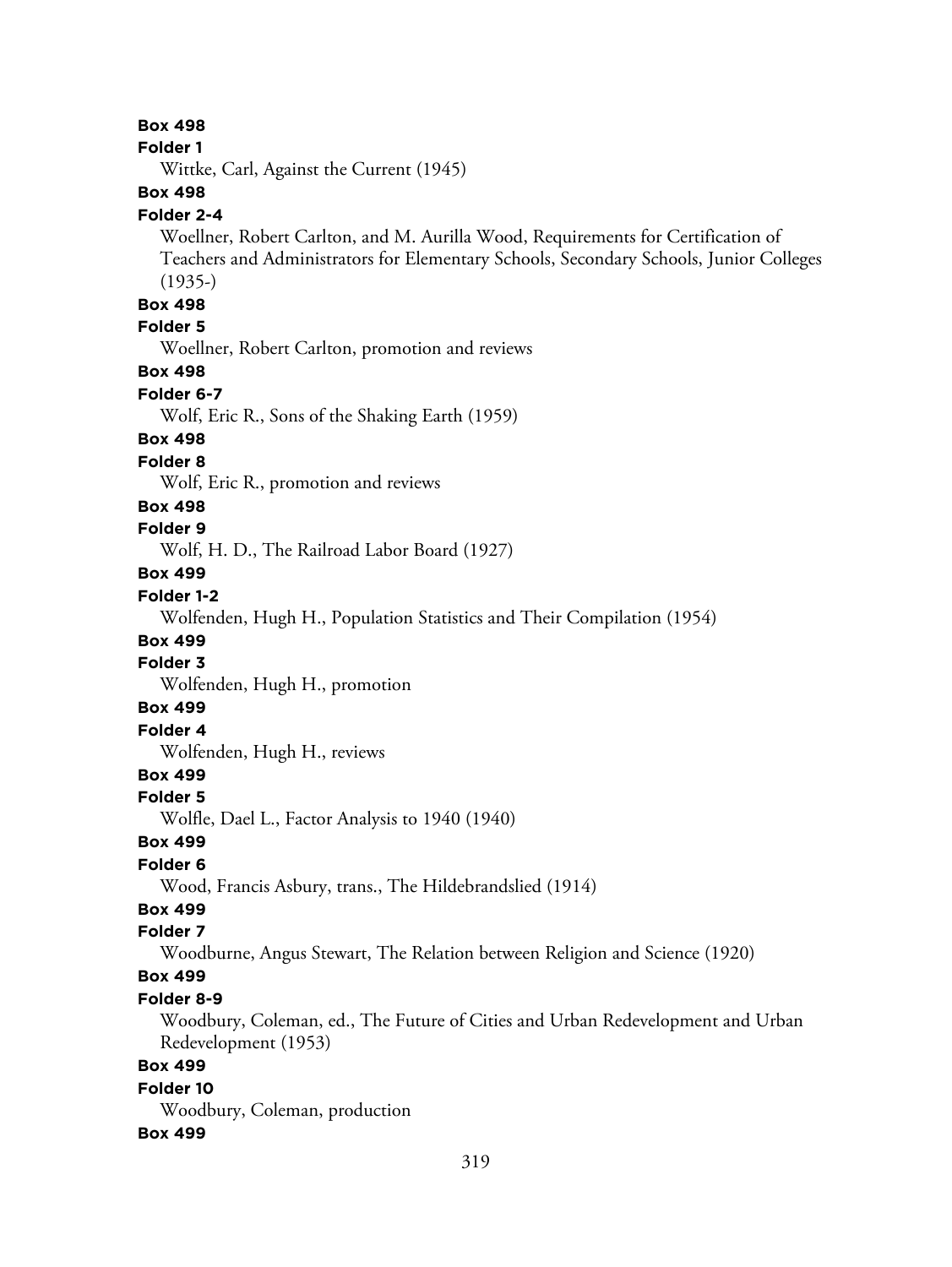**Box 498**

**Folder 1**

Wittke, Carl, Against the Current (1945)

**Box 498**

**Folder 2-4**

Woellner, Robert Carlton, and M. Aurilla Wood, Requirements for Certification of Teachers and Administrators for Elementary Schools, Secondary Schools, Junior Colleges (1935-)

**Box 498**

**Folder 5**

Woellner, Robert Carlton, promotion and reviews

**Box 498**

**Folder 6-7**

Wolf, Eric R., Sons of the Shaking Earth (1959)

**Box 498**

**Folder 8**

Wolf, Eric R., promotion and reviews

**Box 498**

**Folder 9**

Wolf, H. D., The Railroad Labor Board (1927)

**Box 499**

**Folder 1-2**

Wolfenden, Hugh H., Population Statistics and Their Compilation (1954)

**Box 499**

**Folder 3**

Wolfenden, Hugh H., promotion

**Box 499**

**Folder 4**

Wolfenden, Hugh H., reviews

**Box 499**

**Folder 5**

Wolfle, Dael L., Factor Analysis to 1940 (1940)

**Box 499**

**Folder 6**

Wood, Francis Asbury, trans., The Hildebrandslied (1914)

**Box 499**

**Folder 7**

Woodburne, Angus Stewart, The Relation between Religion and Science (1920)

**Box 499**

**Folder 8-9**

Woodbury, Coleman, ed., The Future of Cities and Urban Redevelopment and Urban Redevelopment (1953)

**Box 499**

**Folder 10**

Woodbury, Coleman, production

**Box 499**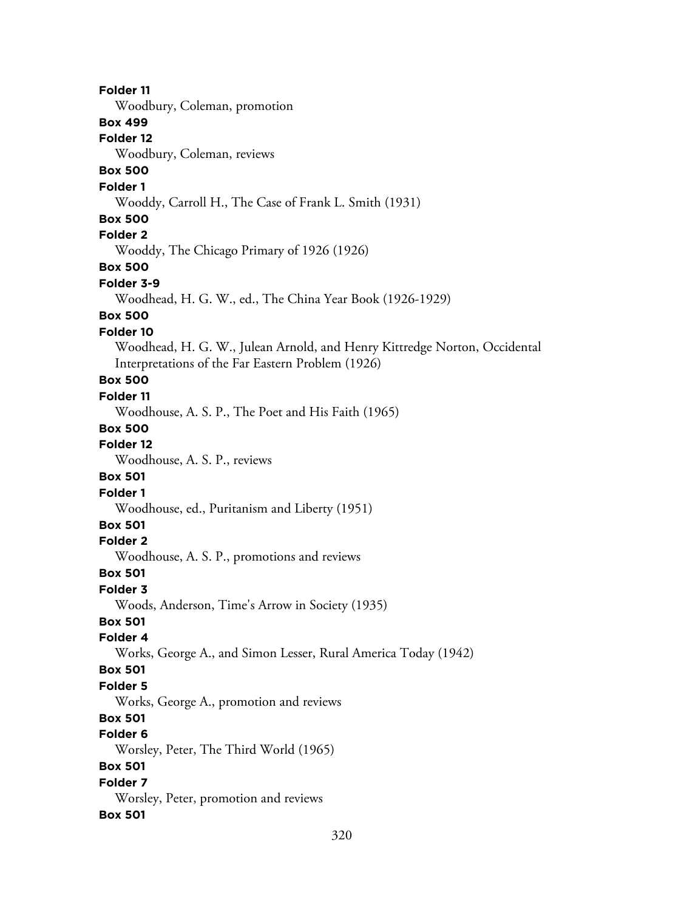**Folder 11**
Woodbury, Coleman, promotion
**Box 499**
**Folder 12**
Woodbury, Coleman, reviews
**Box 500**
**Folder 1**
Wooddy, Carroll H., The Case of Frank L. Smith (1931)
**Box 500**
**Folder 2**
Wooddy, The Chicago Primary of 1926 (1926)
**Box 500**
**Folder 3-9**
Woodhead, H. G. W., ed., The China Year Book (1926-1929)
**Box 500**
**Folder 10**
Woodhead, H. G. W., Julean Arnold, and Henry Kittredge Norton, Occidental Interpretations of the Far Eastern Problem (1926)
**Box 500**
**Folder 11**
Woodhouse, A. S. P., The Poet and His Faith (1965)
**Box 500**
**Folder 12**
Woodhouse, A. S. P., reviews
**Box 501**
**Folder 1**
Woodhouse, ed., Puritanism and Liberty (1951)
**Box 501**
**Folder 2**
Woodhouse, A. S. P., promotions and reviews
**Box 501**
**Folder 3**
Woods, Anderson, Time's Arrow in Society (1935)
**Box 501**
**Folder 4**
Works, George A., and Simon Lesser, Rural America Today (1942)
**Box 501**
**Folder 5**
Works, George A., promotion and reviews
**Box 501**
**Folder 6**
Worsley, Peter, The Third World (1965)
**Box 501**
**Folder 7**
Worsley, Peter, promotion and reviews
**Box 501**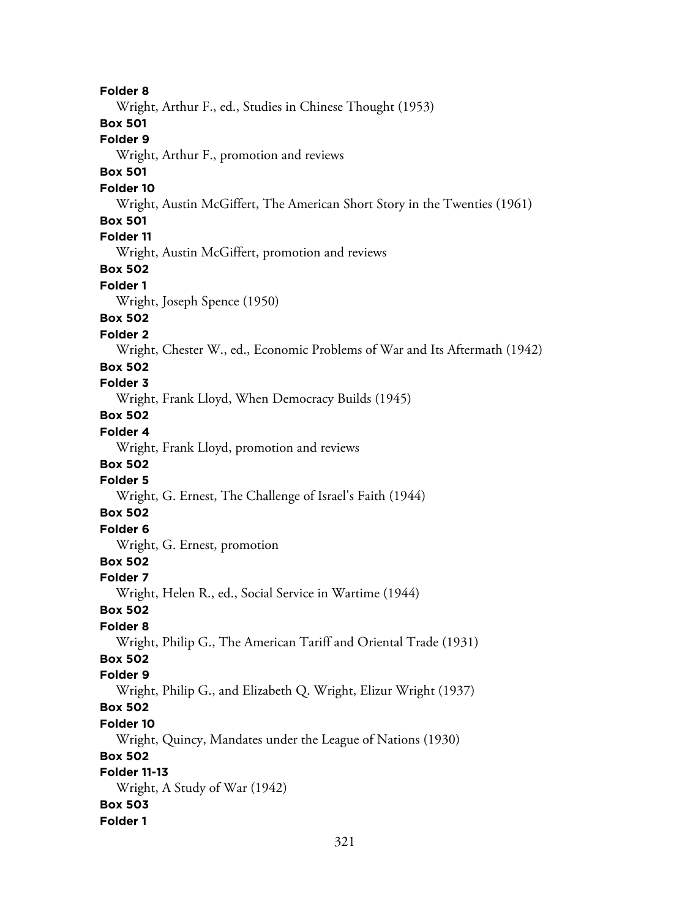**Folder 8**

Wright, Arthur F., ed., Studies in Chinese Thought (1953)

**Box 501**

**Folder 9**

Wright, Arthur F., promotion and reviews

**Box 501**

**Folder 10**

Wright, Austin McGiffert, The American Short Story in the Twenties (1961)

**Box 501**

**Folder 11**

Wright, Austin McGiffert, promotion and reviews

**Box 502**

**Folder 1**

Wright, Joseph Spence (1950)

**Box 502**

**Folder 2**

Wright, Chester W., ed., Economic Problems of War and Its Aftermath (1942)

**Box 502**

**Folder 3**

Wright, Frank Lloyd, When Democracy Builds (1945)

**Box 502**

**Folder 4**

Wright, Frank Lloyd, promotion and reviews

**Box 502**

**Folder 5**

Wright, G. Ernest, The Challenge of Israel's Faith (1944)

**Box 502**

**Folder 6**

Wright, G. Ernest, promotion

**Box 502**

**Folder 7**

Wright, Helen R., ed., Social Service in Wartime (1944)

**Box 502**

**Folder 8**

Wright, Philip G., The American Tariff and Oriental Trade (1931)

**Box 502**

**Folder 9**

Wright, Philip G., and Elizabeth Q. Wright, Elizur Wright (1937)

**Box 502**

**Folder 10**

Wright, Quincy, Mandates under the League of Nations (1930)

**Box 502**

**Folder 11-13**

Wright, A Study of War (1942)

**Box 503**

**Folder 1**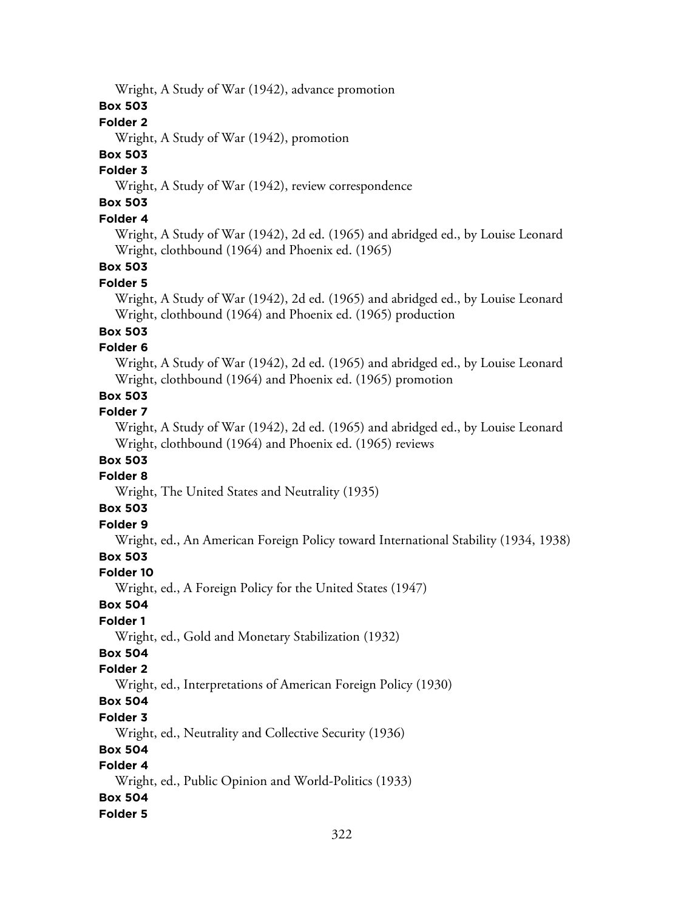Wright, A Study of War (1942), advance promotion

**Box 503**

**Folder 2**

Wright, A Study of War (1942), promotion

**Box 503**

**Folder 3**

Wright, A Study of War (1942), review correspondence

**Box 503**

**Folder 4**

Wright, A Study of War (1942), 2d ed. (1965) and abridged ed., by Louise Leonard Wright, clothbound (1964) and Phoenix ed. (1965)

**Box 503**

**Folder 5**

Wright, A Study of War (1942), 2d ed. (1965) and abridged ed., by Louise Leonard Wright, clothbound (1964) and Phoenix ed. (1965) production

**Box 503**

**Folder 6**

Wright, A Study of War (1942), 2d ed. (1965) and abridged ed., by Louise Leonard Wright, clothbound (1964) and Phoenix ed. (1965) promotion

**Box 503**

**Folder 7**

Wright, A Study of War (1942), 2d ed. (1965) and abridged ed., by Louise Leonard Wright, clothbound (1964) and Phoenix ed. (1965) reviews

**Box 503**

**Folder 8**

Wright, The United States and Neutrality (1935)

**Box 503**

**Folder 9**

Wright, ed., An American Foreign Policy toward International Stability (1934, 1938)

**Box 503**

**Folder 10**

Wright, ed., A Foreign Policy for the United States (1947)

**Box 504**

**Folder 1**

Wright, ed., Gold and Monetary Stabilization (1932)

**Box 504**

**Folder 2**

Wright, ed., Interpretations of American Foreign Policy (1930)

**Box 504**

**Folder 3**

Wright, ed., Neutrality and Collective Security (1936)

**Box 504**

**Folder 4**

Wright, ed., Public Opinion and World-Politics (1933)

**Box 504**

**Folder 5**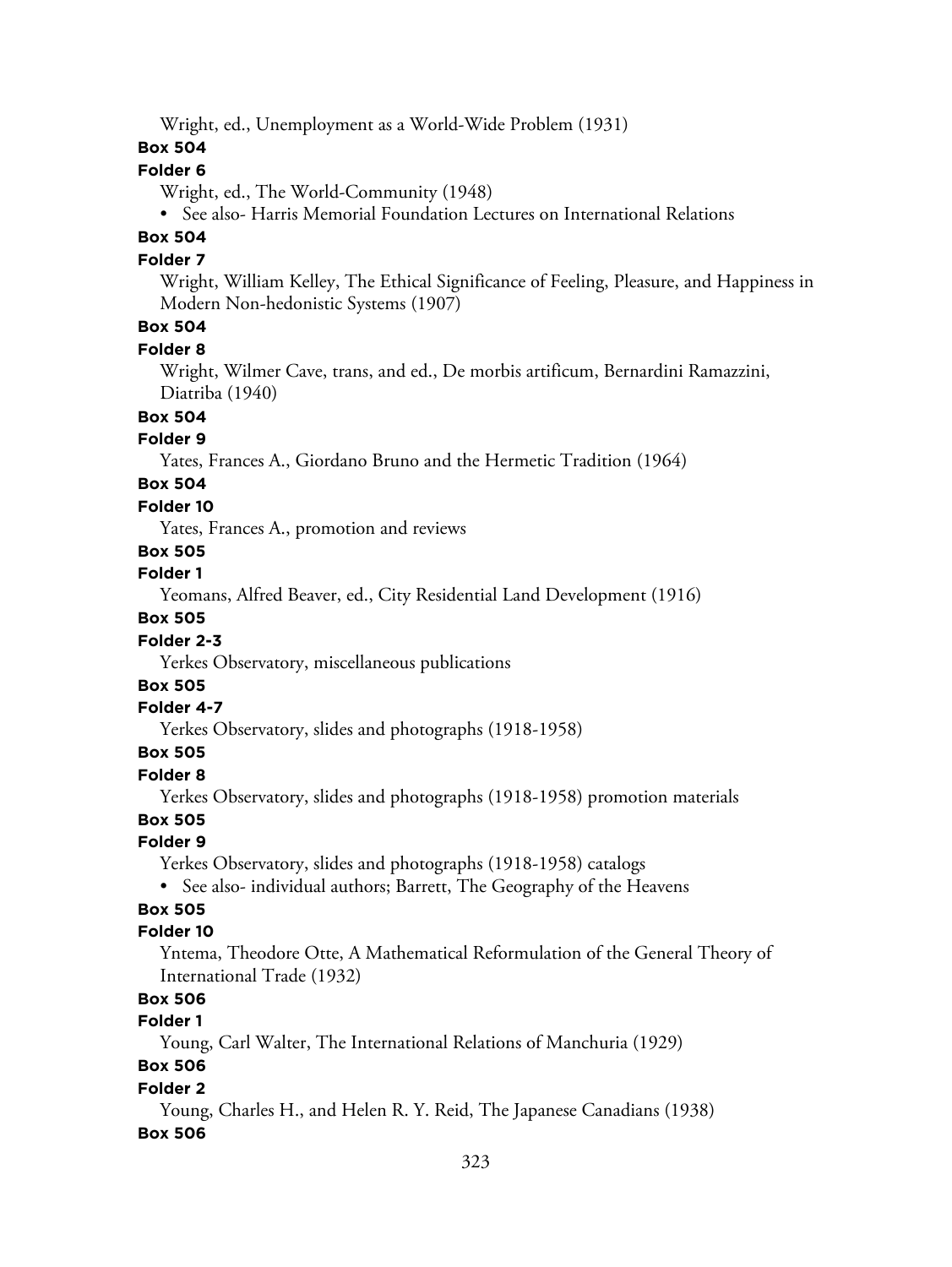Wright, ed., Unemployment as a World-Wide Problem (1931)

**Box 504**

**Folder 6**

Wright, ed., The World-Community (1948)

- See also- Harris Memorial Foundation Lectures on International Relations

**Box 504**

**Folder 7**

Wright, William Kelley, The Ethical Significance of Feeling, Pleasure, and Happiness in Modern Non-hedonistic Systems (1907)

**Box 504**

**Folder 8**

Wright, Wilmer Cave, trans, and ed., De morbis artificum, Bernardini Ramazzini, Diatriba (1940)

**Box 504**

**Folder 9**

Yates, Frances A., Giordano Bruno and the Hermetic Tradition (1964)

**Box 504**

**Folder 10**

Yates, Frances A., promotion and reviews

**Box 505**

**Folder 1**

Yeomans, Alfred Beaver, ed., City Residential Land Development (1916)

**Box 505**

**Folder 2-3**

Yerkes Observatory, miscellaneous publications

**Box 505**

**Folder 4-7**

Yerkes Observatory, slides and photographs (1918-1958)

**Box 505**

**Folder 8**

Yerkes Observatory, slides and photographs (1918-1958) promotion materials

**Box 505**

**Folder 9**

Yerkes Observatory, slides and photographs (1918-1958) catalogs

- See also- individual authors; Barrett, The Geography of the Heavens

**Box 505**

**Folder 10**

Yntema, Theodore Otte, A Mathematical Reformulation of the General Theory of International Trade (1932)

**Box 506**

**Folder 1**

Young, Carl Walter, The International Relations of Manchuria (1929)

**Box 506**

**Folder 2**

Young, Charles H., and Helen R. Y. Reid, The Japanese Canadians (1938)

**Box 506**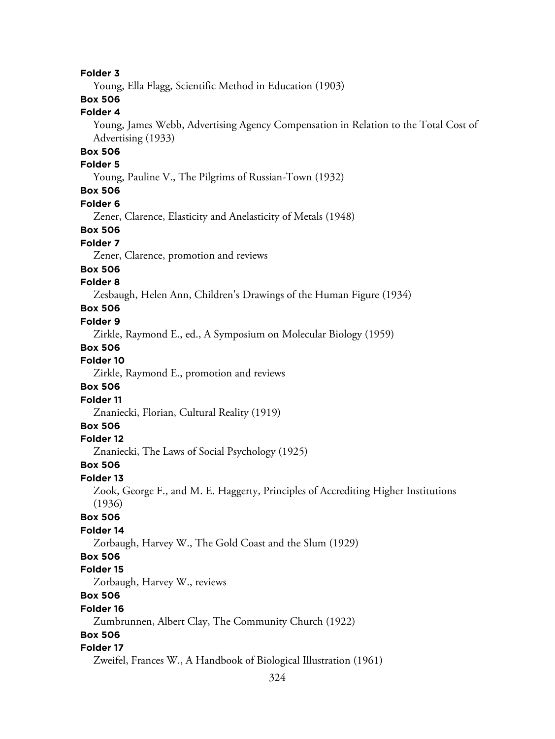**Folder 3**

Young, Ella Flagg, Scientific Method in Education (1903)

**Box 506**

**Folder 4**

Young, James Webb, Advertising Agency Compensation in Relation to the Total Cost of Advertising (1933)

**Box 506**

**Folder 5**

Young, Pauline V., The Pilgrims of Russian-Town (1932)

**Box 506**

**Folder 6**

Zener, Clarence, Elasticity and Anelasticity of Metals (1948)

**Box 506**

**Folder 7**

Zener, Clarence, promotion and reviews

**Box 506**

**Folder 8**

Zesbaugh, Helen Ann, Children's Drawings of the Human Figure (1934)

**Box 506**

**Folder 9**

Zirkle, Raymond E., ed., A Symposium on Molecular Biology (1959)

**Box 506**

**Folder 10**

Zirkle, Raymond E., promotion and reviews

**Box 506**

**Folder 11**

Znaniecki, Florian, Cultural Reality (1919)

**Box 506**

**Folder 12**

Znaniecki, The Laws of Social Psychology (1925)

**Box 506**

**Folder 13**

Zook, George F., and M. E. Haggerty, Principles of Accrediting Higher Institutions (1936)

**Box 506**

**Folder 14**

Zorbaugh, Harvey W., The Gold Coast and the Slum (1929)

**Box 506**

**Folder 15**

Zorbaugh, Harvey W., reviews

**Box 506**

**Folder 16**

Zumbrunnen, Albert Clay, The Community Church (1922)

**Box 506**

**Folder 17**

Zweifel, Frances W., A Handbook of Biological Illustration (1961)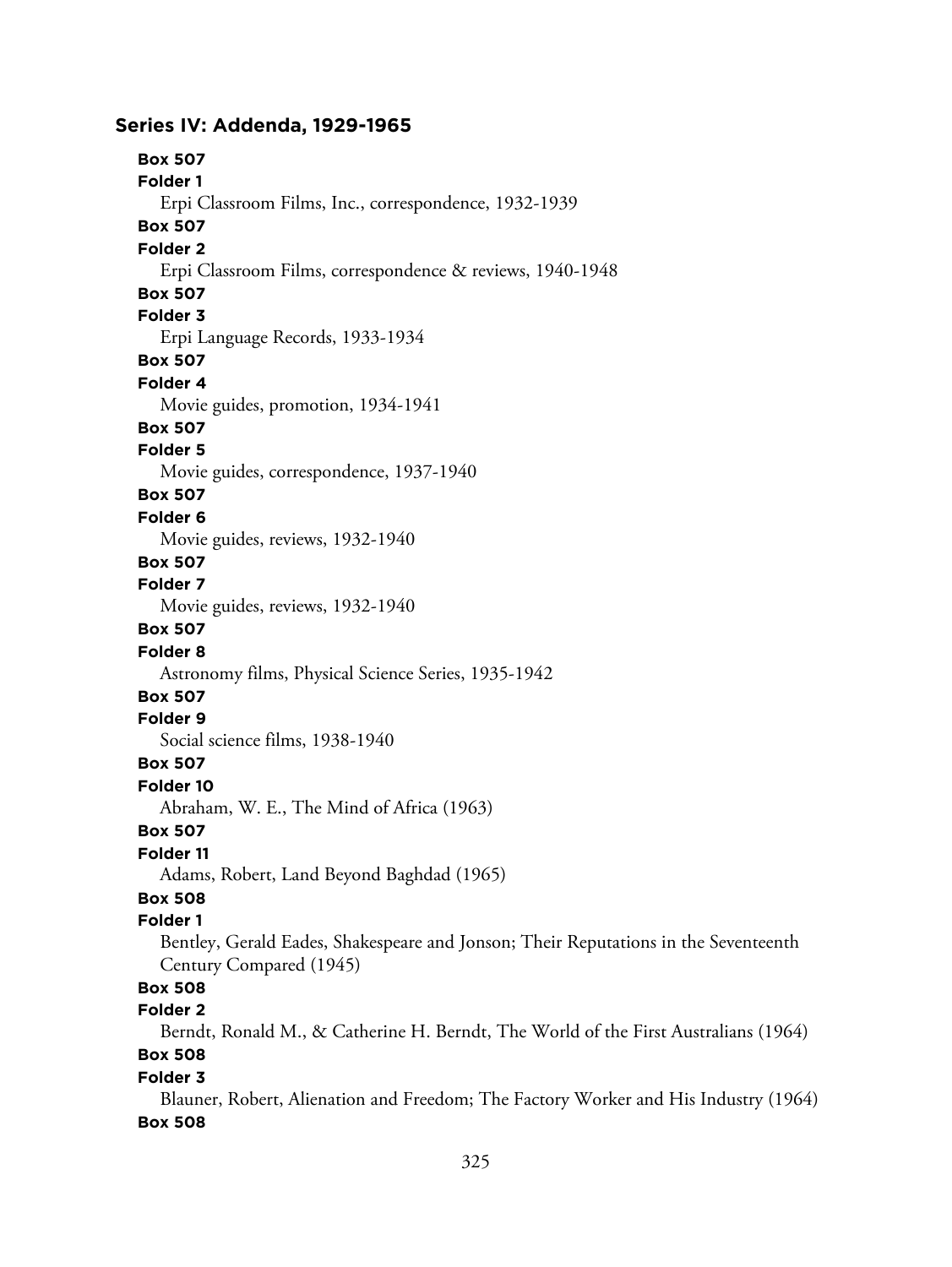## Series IV: Addenda, 1929-1965

**Box 507**
**Folder 1**
Erpi Classroom Films, Inc., correspondence, 1932-1939

**Box 507**
**Folder 2**
Erpi Classroom Films, correspondence & reviews, 1940-1948

**Box 507**
**Folder 3**
Erpi Language Records, 1933-1934

**Box 507**
**Folder 4**
Movie guides, promotion, 1934-1941

**Box 507**
**Folder 5**
Movie guides, correspondence, 1937-1940

**Box 507**
**Folder 6**
Movie guides, reviews, 1932-1940

**Box 507**
**Folder 7**
Movie guides, reviews, 1932-1940

**Box 507**
**Folder 8**
Astronomy films, Physical Science Series, 1935-1942

**Box 507**
**Folder 9**
Social science films, 1938-1940

**Box 507**
**Folder 10**
Abraham, W. E., The Mind of Africa (1963)

**Box 507**
**Folder 11**
Adams, Robert, Land Beyond Baghdad (1965)

**Box 508**
**Folder 1**
Bentley, Gerald Eades, Shakespeare and Jonson; Their Reputations in the Seventeenth Century Compared (1945)

**Box 508**
**Folder 2**
Berndt, Ronald M., & Catherine H. Berndt, The World of the First Australians (1964)

**Box 508**
**Folder 3**
Blauner, Robert, Alienation and Freedom; The Factory Worker and His Industry (1964)

**Box 508**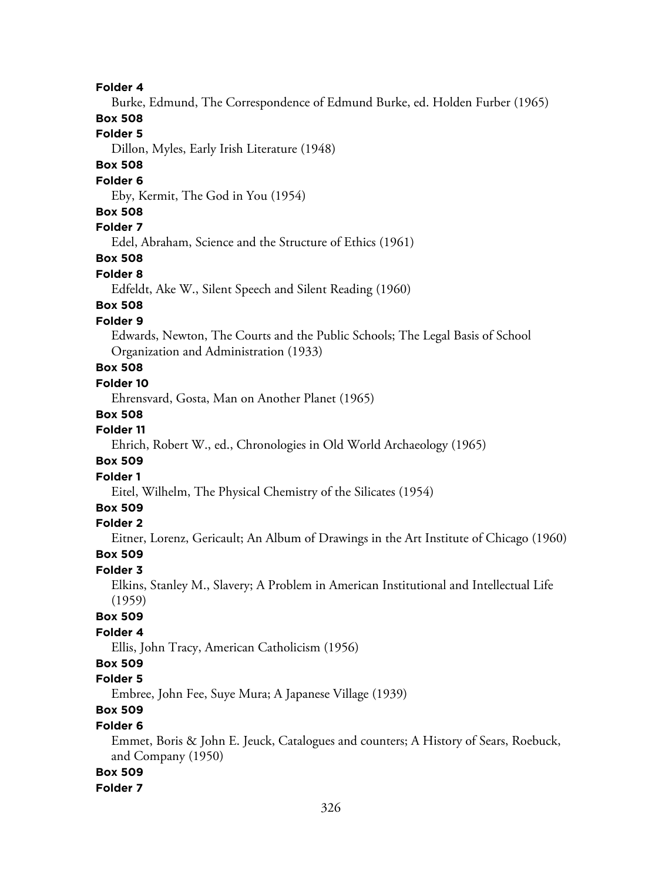**Folder 4**

Burke, Edmund, The Correspondence of Edmund Burke, ed. Holden Furber (1965)

**Box 508**

**Folder 5**

Dillon, Myles, Early Irish Literature (1948)

**Box 508**

**Folder 6**

Eby, Kermit, The God in You (1954)

**Box 508**

**Folder 7**

Edel, Abraham, Science and the Structure of Ethics (1961)

**Box 508**

**Folder 8**

Edfeldt, Ake W., Silent Speech and Silent Reading (1960)

**Box 508**

**Folder 9**

Edwards, Newton, The Courts and the Public Schools; The Legal Basis of School Organization and Administration (1933)

**Box 508**

**Folder 10**

Ehrensvard, Gosta, Man on Another Planet (1965)

**Box 508**

**Folder 11**

Ehrich, Robert W., ed., Chronologies in Old World Archaeology (1965)

**Box 509**

**Folder 1**

Eitel, Wilhelm, The Physical Chemistry of the Silicates (1954)

**Box 509**

**Folder 2**

Eitner, Lorenz, Gericault; An Album of Drawings in the Art Institute of Chicago (1960)

**Box 509**

**Folder 3**

Elkins, Stanley M., Slavery; A Problem in American Institutional and Intellectual Life (1959)

**Box 509**

**Folder 4**

Ellis, John Tracy, American Catholicism (1956)

**Box 509**

**Folder 5**

Embree, John Fee, Suye Mura; A Japanese Village (1939)

**Box 509**

**Folder 6**

Emmet, Boris & John E. Jeuck, Catalogues and counters; A History of Sears, Roebuck, and Company (1950)

**Box 509**

**Folder 7**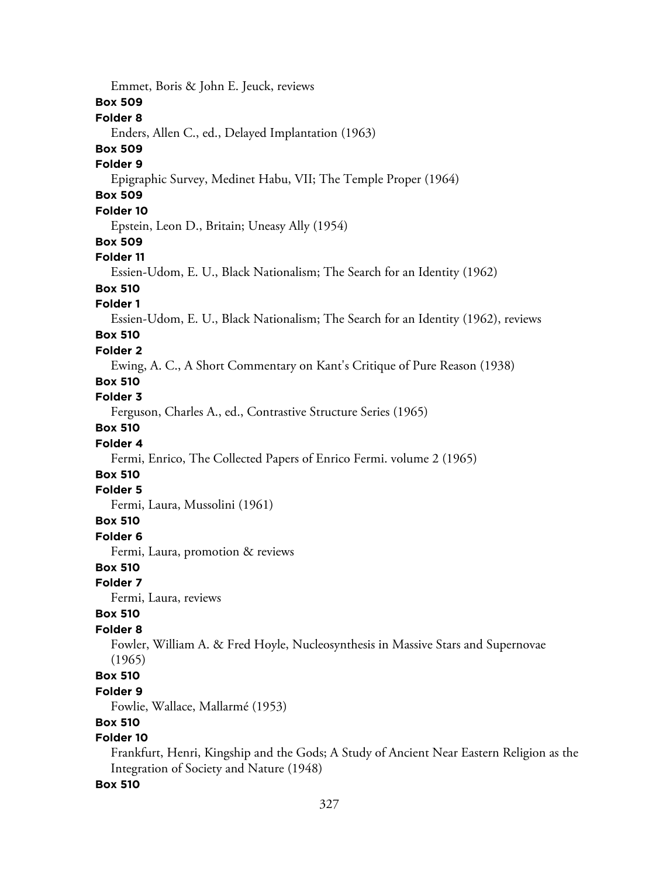Emmet, Boris & John E. Jeuck, reviews

**Box 509**

**Folder 8**

Enders, Allen C., ed., Delayed Implantation (1963)

**Box 509**

**Folder 9**

Epigraphic Survey, Medinet Habu, VII; The Temple Proper (1964)

**Box 509**

**Folder 10**

Epstein, Leon D., Britain; Uneasy Ally (1954)

**Box 509**

**Folder 11**

Essien-Udom, E. U., Black Nationalism; The Search for an Identity (1962)

**Box 510**

**Folder 1**

Essien-Udom, E. U., Black Nationalism; The Search for an Identity (1962), reviews

**Box 510**

**Folder 2**

Ewing, A. C., A Short Commentary on Kant's Critique of Pure Reason (1938)

**Box 510**

**Folder 3**

Ferguson, Charles A., ed., Contrastive Structure Series (1965)

**Box 510**

**Folder 4**

Fermi, Enrico, The Collected Papers of Enrico Fermi. volume 2 (1965)

**Box 510**

**Folder 5**

Fermi, Laura, Mussolini (1961)

**Box 510**

**Folder 6**

Fermi, Laura, promotion & reviews

**Box 510**

**Folder 7**

Fermi, Laura, reviews

**Box 510**

**Folder 8**

Fowler, William A. & Fred Hoyle, Nucleosynthesis in Massive Stars and Supernovae (1965)

**Box 510**

**Folder 9**

Fowlie, Wallace, Mallarmé (1953)

**Box 510**

**Folder 10**

Frankfurt, Henri, Kingship and the Gods; A Study of Ancient Near Eastern Religion as the Integration of Society and Nature (1948)

**Box 510**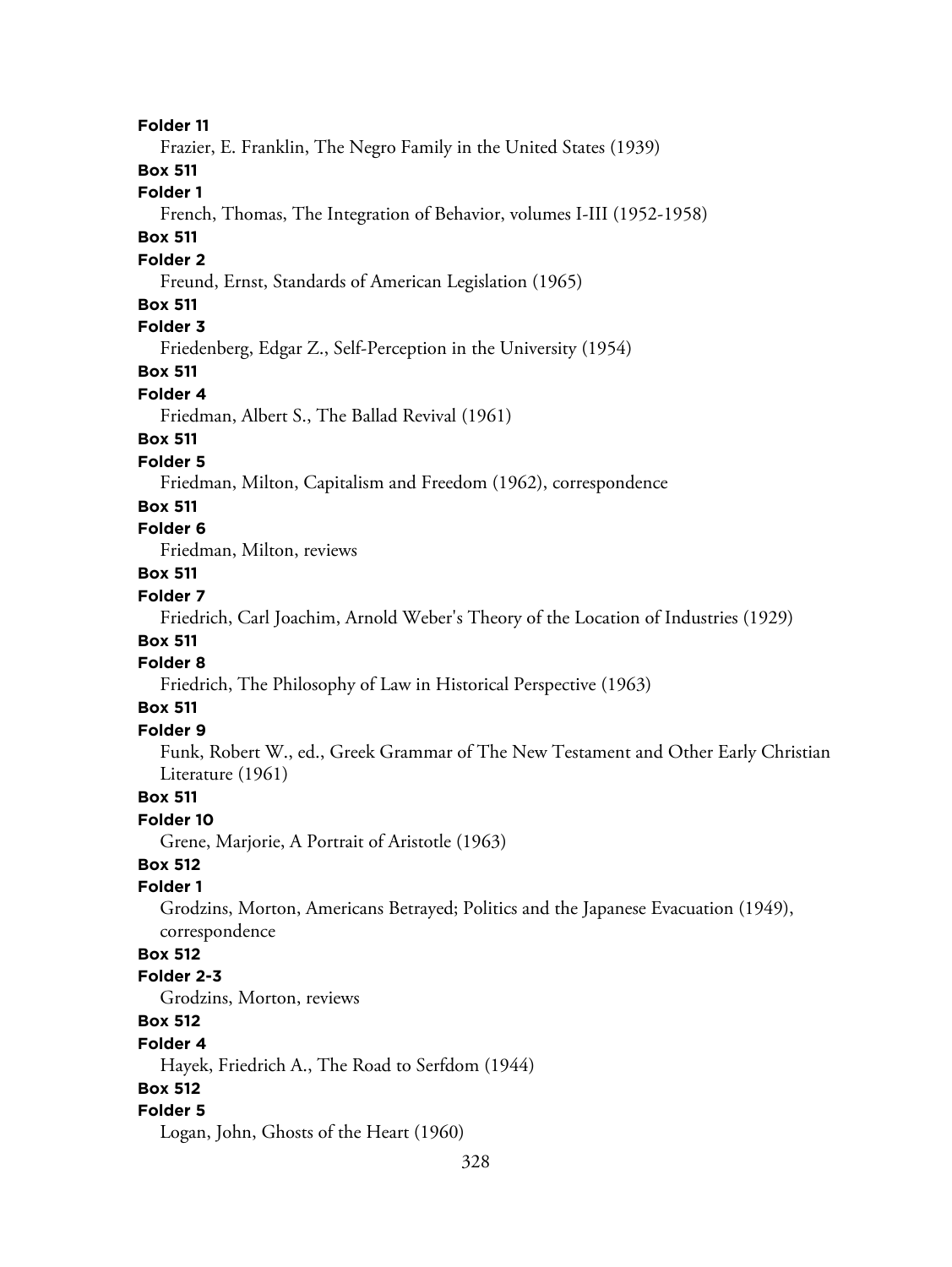**Folder 11**
Frazier, E. Franklin, The Negro Family in the United States (1939)

**Box 511**
**Folder 1**
French, Thomas, The Integration of Behavior, volumes I-III (1952-1958)

**Box 511**
**Folder 2**
Freund, Ernst, Standards of American Legislation (1965)

**Box 511**
**Folder 3**
Friedenberg, Edgar Z., Self-Perception in the University (1954)

**Box 511**
**Folder 4**
Friedman, Albert S., The Ballad Revival (1961)

**Box 511**
**Folder 5**
Friedman, Milton, Capitalism and Freedom (1962), correspondence

**Box 511**
**Folder 6**
Friedman, Milton, reviews

**Box 511**
**Folder 7**
Friedrich, Carl Joachim, Arnold Weber's Theory of the Location of Industries (1929)

**Box 511**
**Folder 8**
Friedrich, The Philosophy of Law in Historical Perspective (1963)

**Box 511**
**Folder 9**
Funk, Robert W., ed., Greek Grammar of The New Testament and Other Early Christian Literature (1961)

**Box 511**
**Folder 10**
Grene, Marjorie, A Portrait of Aristotle (1963)

**Box 512**
**Folder 1**
Grodzins, Morton, Americans Betrayed; Politics and the Japanese Evacuation (1949), correspondence

**Box 512**
**Folder 2-3**
Grodzins, Morton, reviews

**Box 512**
**Folder 4**
Hayek, Friedrich A., The Road to Serfdom (1944)

**Box 512**
**Folder 5**
Logan, John, Ghosts of the Heart (1960)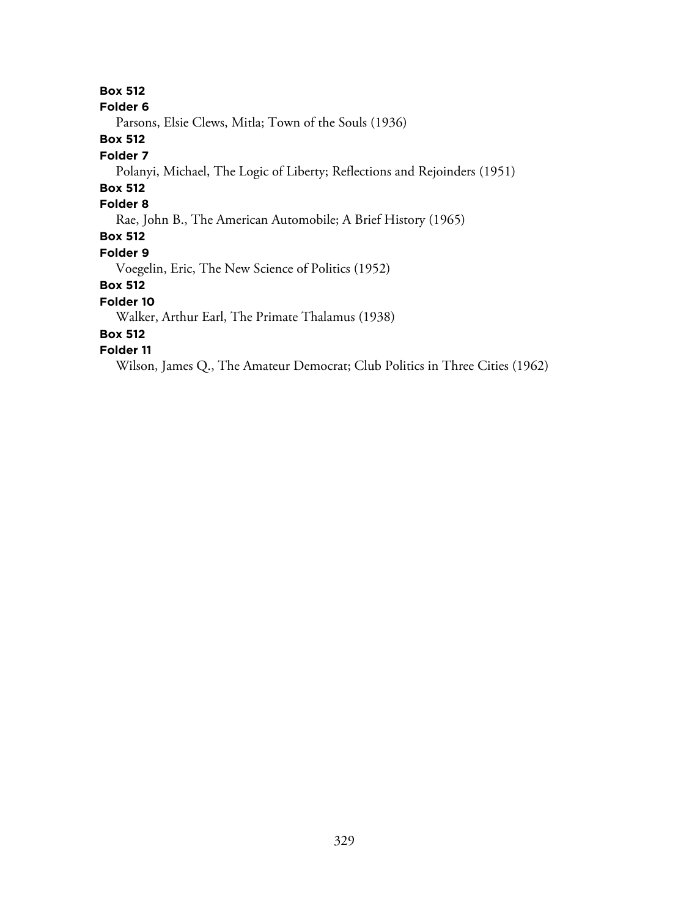**Box 512**
**Folder 6**
Parsons, Elsie Clews, Mitla; Town of the Souls (1936)
**Box 512**
**Folder 7**
Polanyi, Michael, The Logic of Liberty; Reflections and Rejoinders (1951)
**Box 512**
**Folder 8**
Rae, John B., The American Automobile; A Brief History (1965)
**Box 512**
**Folder 9**
Voegelin, Eric, The New Science of Politics (1952)
**Box 512**
**Folder 10**
Walker, Arthur Earl, The Primate Thalamus (1938)
**Box 512**
**Folder 11**
Wilson, James Q., The Amateur Democrat; Club Politics in Three Cities (1962)